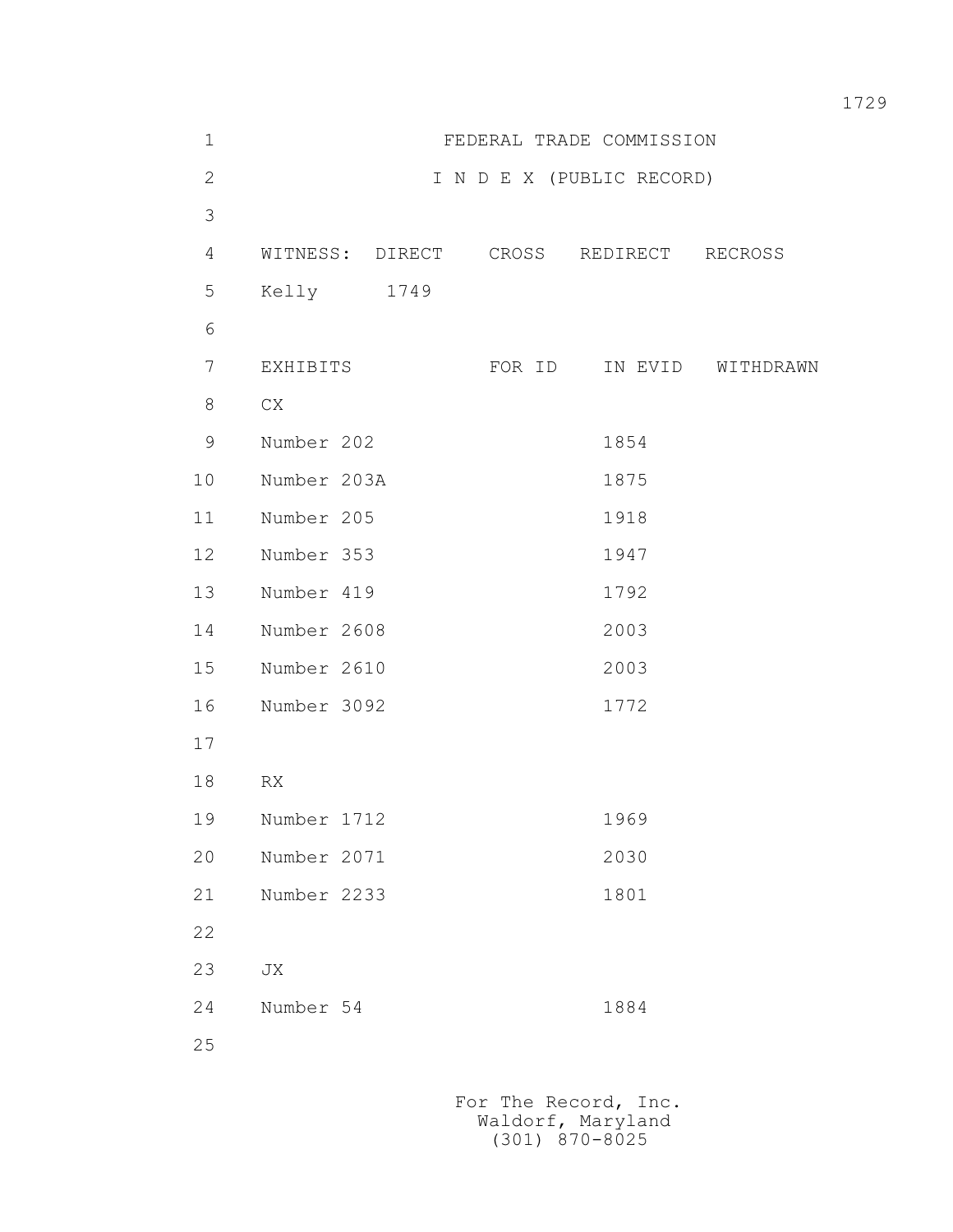FEDERAL TRADE COMMISSION

I N D E X (PUBLIC RECORD)

| WITNESS: | DIRECT | CROSS | REDIRECT | RECROSS |
|---|---|---|---|---|
| Kelly | 1749 | | | |

| EXHIBITS | FOR ID | IN EVID | WITHDRAWN |
|---|---|---|---|
| CX | | | |
| Number 202 | | 1854 | |
| Number 203A | | 1875 | |
| Number 205 | | 1918 | |
| Number 353 | | 1947 | |
| Number 419 | | 1792 | |
| Number 2608 | | 2003 | |
| Number 2610 | | 2003 | |
| Number 3092 | | 1772 | |
| | | | |
| RX | | | |
| Number 1712 | | 1969 | |
| Number 2071 | | 2030 | |
| Number 2233 | | 1801 | |
| | | | |
| JX | | | |
| Number 54 | | 1884 | |

For The Record, Inc.
Waldorf, Maryland
(301) 870-8025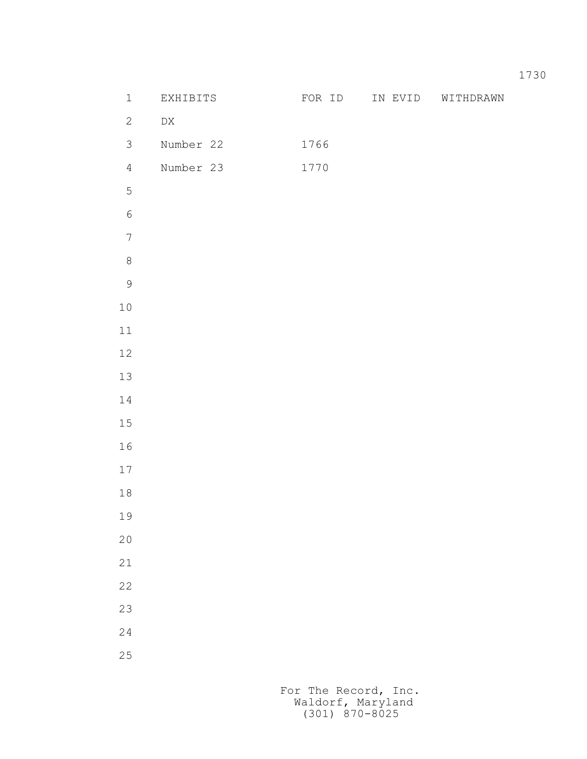| EXHIBITS | FOR ID | IN EVID | WITHDRAWN |
|---|---|---|---|
| DX | | | |
| Number 22 | 1766 | | |
| Number 23 | 1770 | | |

For The Record, Inc.
Waldorf, Maryland
(301) 870-8025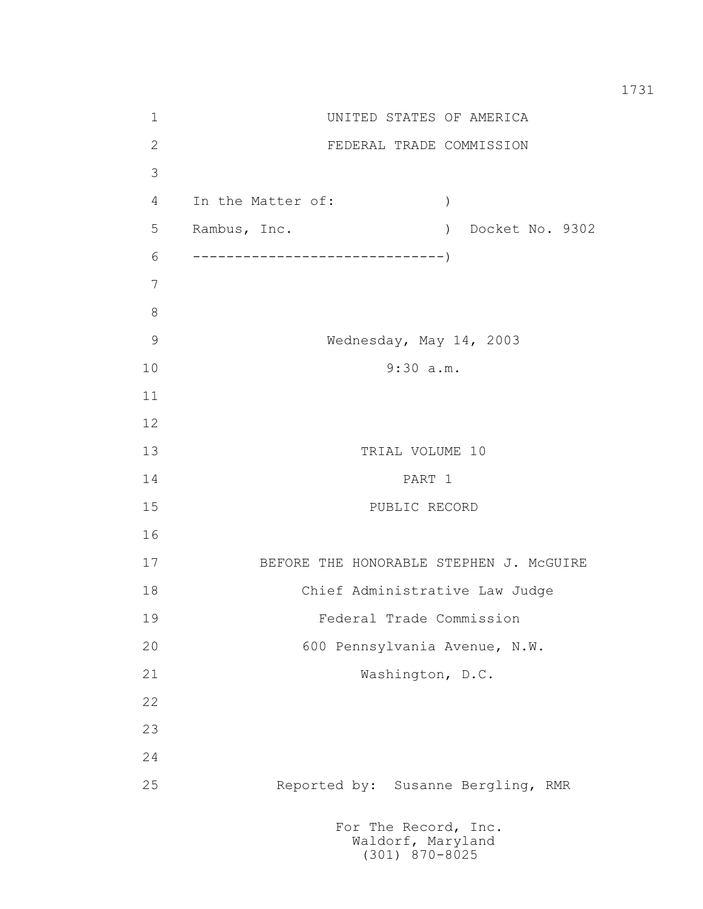UNITED STATES OF AMERICA

FEDERAL TRADE COMMISSION

In the Matter of: )

Rambus, Inc. ) Docket No. 9302

------------------------------)

Wednesday, May 14, 2003

9:30 a.m.

TRIAL VOLUME 10

PART 1

PUBLIC RECORD

BEFORE THE HONORABLE STEPHEN J. McGUIRE

Chief Administrative Law Judge

Federal Trade Commission

600 Pennsylvania Avenue, N.W.

Washington, D.C.

Reported by: Susanne Bergling, RMR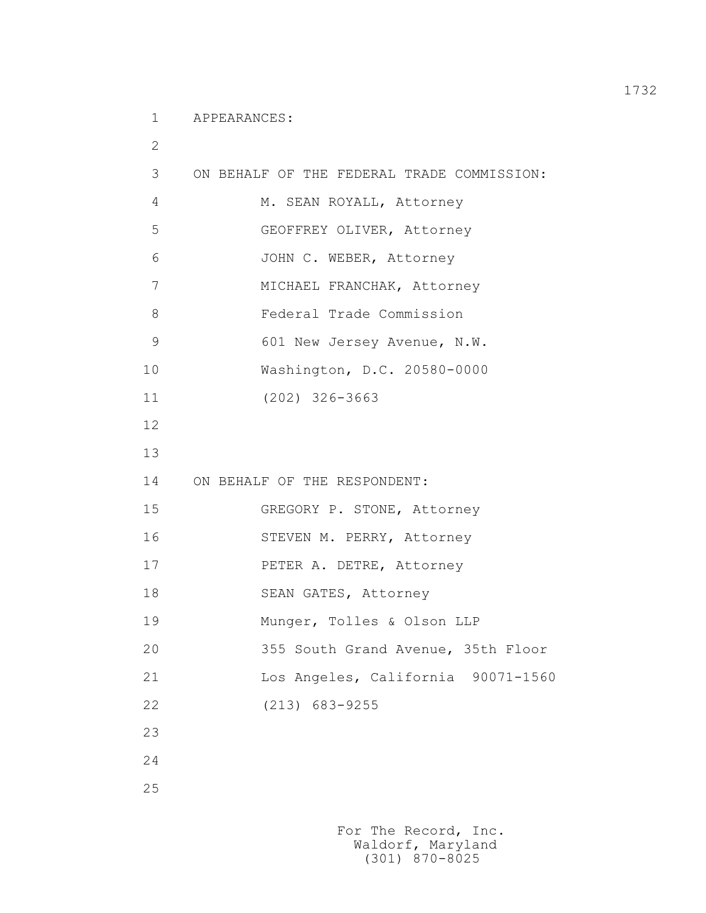APPEARANCES:

ON BEHALF OF THE FEDERAL TRADE COMMISSION:

M. SEAN ROYALL, Attorney
GEOFFREY OLIVER, Attorney
JOHN C. WEBER, Attorney
MICHAEL FRANCHAK, Attorney
Federal Trade Commission
601 New Jersey Avenue, N.W.
Washington, D.C. 20580-0000
(202) 326-3663

ON BEHALF OF THE RESPONDENT:

GREGORY P. STONE, Attorney
STEVEN M. PERRY, Attorney
PETER A. DETRE, Attorney
SEAN GATES, Attorney
Munger, Tolles & Olson LLP
355 South Grand Avenue, 35th Floor
Los Angeles, California 90071-1560
(213) 683-9255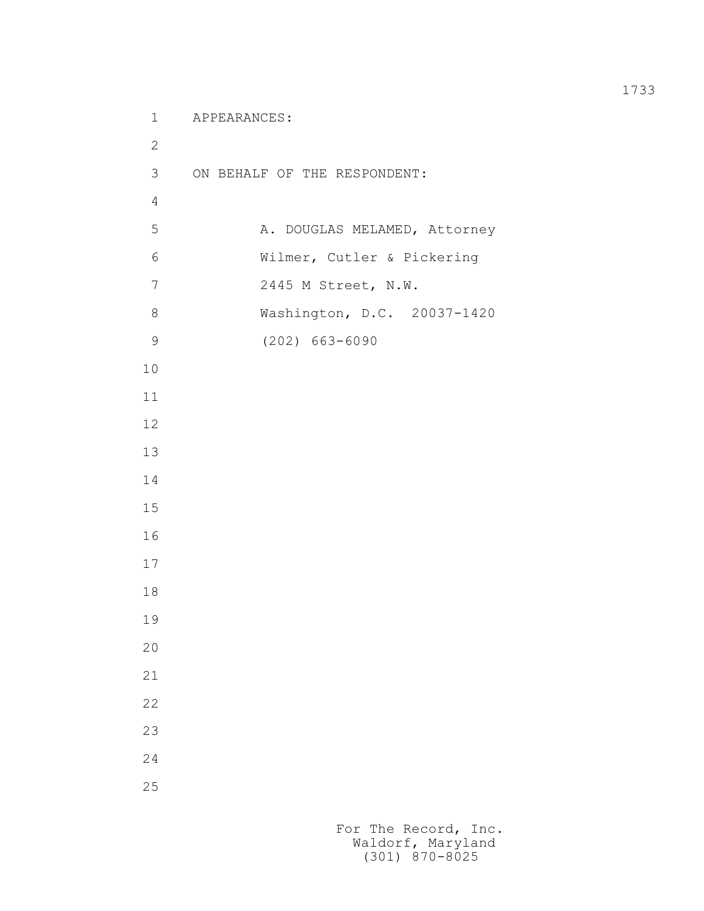APPEARANCES:

ON BEHALF OF THE RESPONDENT:

A. DOUGLAS MELAMED, Attorney
Wilmer, Cutler & Pickering
2445 M Street, N.W.
Washington, D.C. 20037-1420
(202) 663-6090

For The Record, Inc.
Waldorf, Maryland
(301) 870-8025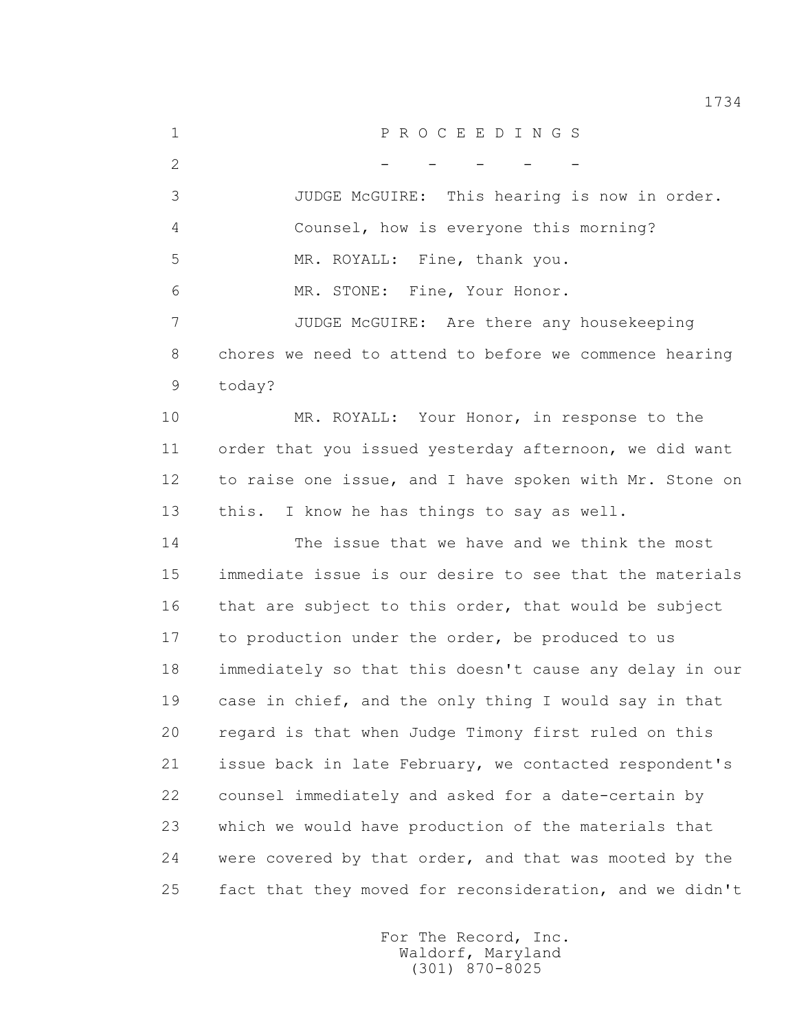P R O C E E D I N G S

\- - - - -

JUDGE McGUIRE: This hearing is now in order.

Counsel, how is everyone this morning?

MR. ROYALL: Fine, thank you.

MR. STONE: Fine, Your Honor.

JUDGE McGUIRE: Are there any housekeeping chores we need to attend to before we commence hearing today?

MR. ROYALL: Your Honor, in response to the order that you issued yesterday afternoon, we did want to raise one issue, and I have spoken with Mr. Stone on this. I know he has things to say as well.

The issue that we have and we think the most immediate issue is our desire to see that the materials that are subject to this order, that would be subject to production under the order, be produced to us immediately so that this doesn't cause any delay in our case in chief, and the only thing I would say in that regard is that when Judge Timony first ruled on this issue back in late February, we contacted respondent's counsel immediately and asked for a date-certain by which we would have production of the materials that were covered by that order, and that was mooted by the fact that they moved for reconsideration, and we didn't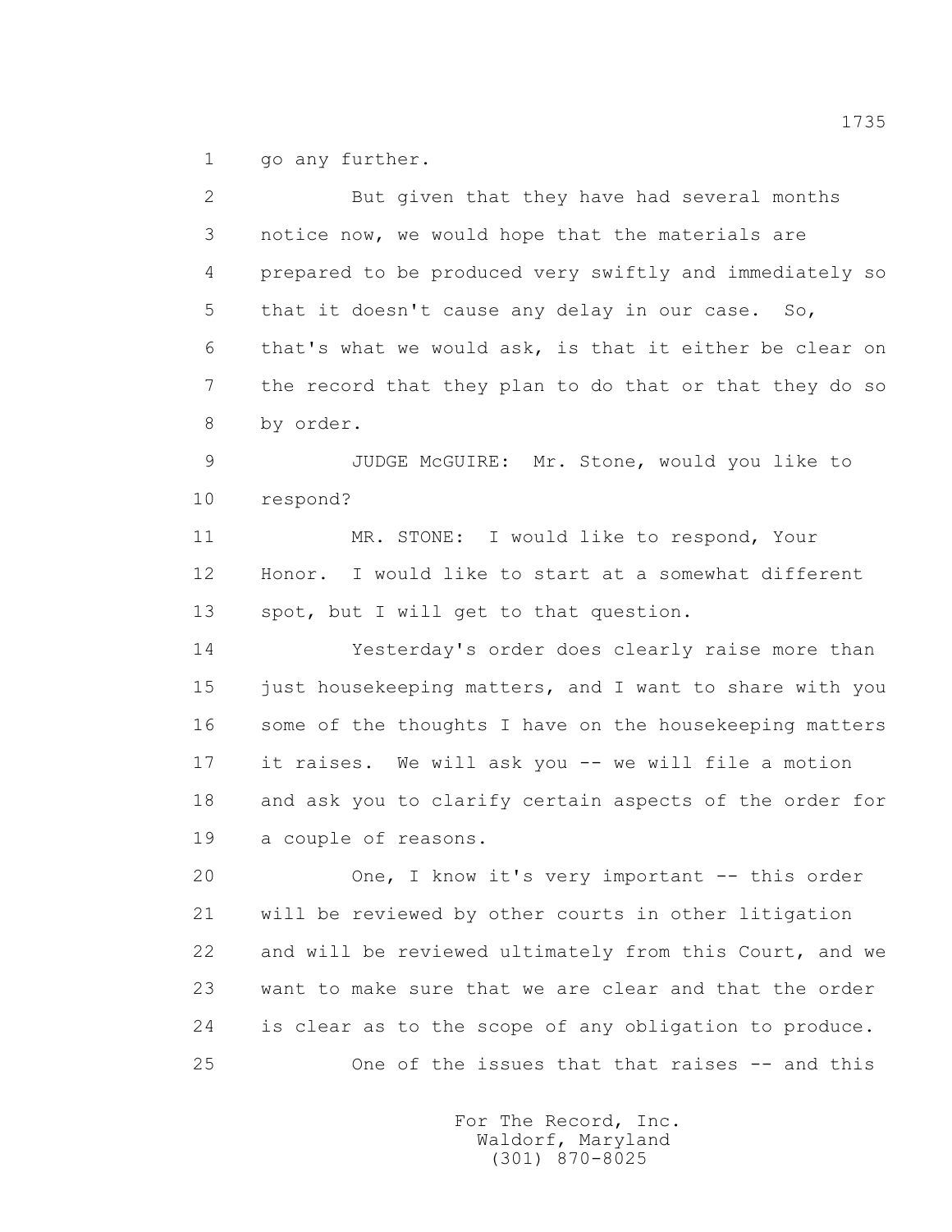go any further.

But given that they have had several months notice now, we would hope that the materials are prepared to be produced very swiftly and immediately so that it doesn't cause any delay in our case. So, that's what we would ask, is that it either be clear on the record that they plan to do that or that they do so by order.

JUDGE McGUIRE: Mr. Stone, would you like to respond?

MR. STONE: I would like to respond, Your Honor. I would like to start at a somewhat different spot, but I will get to that question.

Yesterday's order does clearly raise more than just housekeeping matters, and I want to share with you some of the thoughts I have on the housekeeping matters it raises. We will ask you -- we will file a motion and ask you to clarify certain aspects of the order for a couple of reasons.

One, I know it's very important -- this order will be reviewed by other courts in other litigation and will be reviewed ultimately from this Court, and we want to make sure that we are clear and that the order is clear as to the scope of any obligation to produce.

One of the issues that that raises -- and this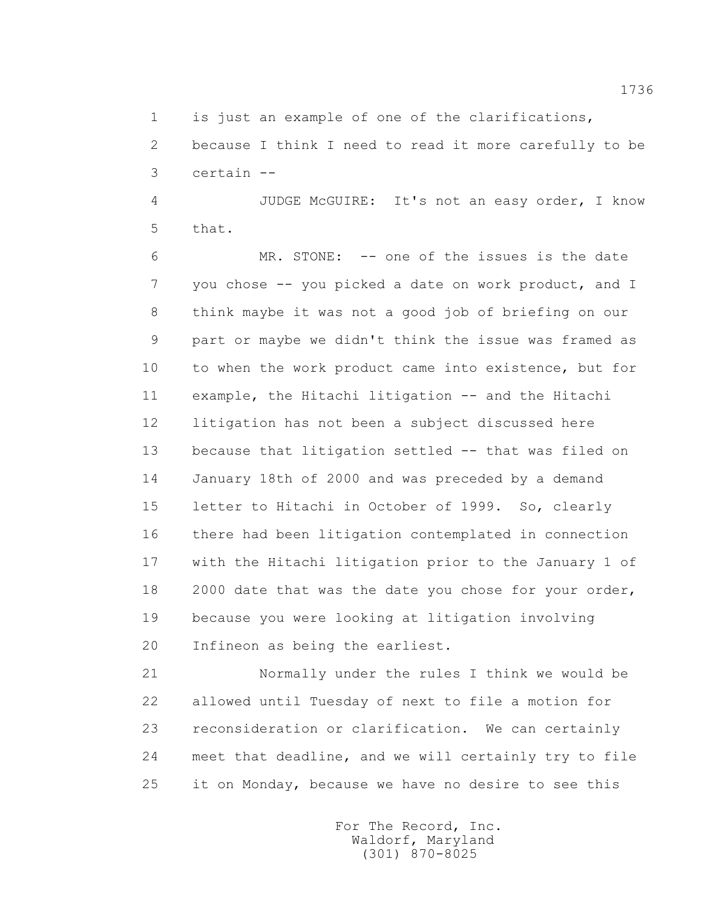1 is just an example of one of the clarifications,
2 because I think I need to read it more carefully to be
3 certain --

4 JUDGE McGUIRE: It's not an easy order, I know
5 that.

6 MR. STONE: -- one of the issues is the date
7 you chose -- you picked a date on work product, and I
8 think maybe it was not a good job of briefing on our
9 part or maybe we didn't think the issue was framed as
10 to when the work product came into existence, but for
11 example, the Hitachi litigation -- and the Hitachi
12 litigation has not been a subject discussed here
13 because that litigation settled -- that was filed on
14 January 18th of 2000 and was preceded by a demand
15 letter to Hitachi in October of 1999. So, clearly
16 there had been litigation contemplated in connection
17 with the Hitachi litigation prior to the January 1 of
18 2000 date that was the date you chose for your order,
19 because you were looking at litigation involving
20 Infineon as being the earliest.

21 Normally under the rules I think we would be
22 allowed until Tuesday of next to file a motion for
23 reconsideration or clarification. We can certainly
24 meet that deadline, and we will certainly try to file
25 it on Monday, because we have no desire to see this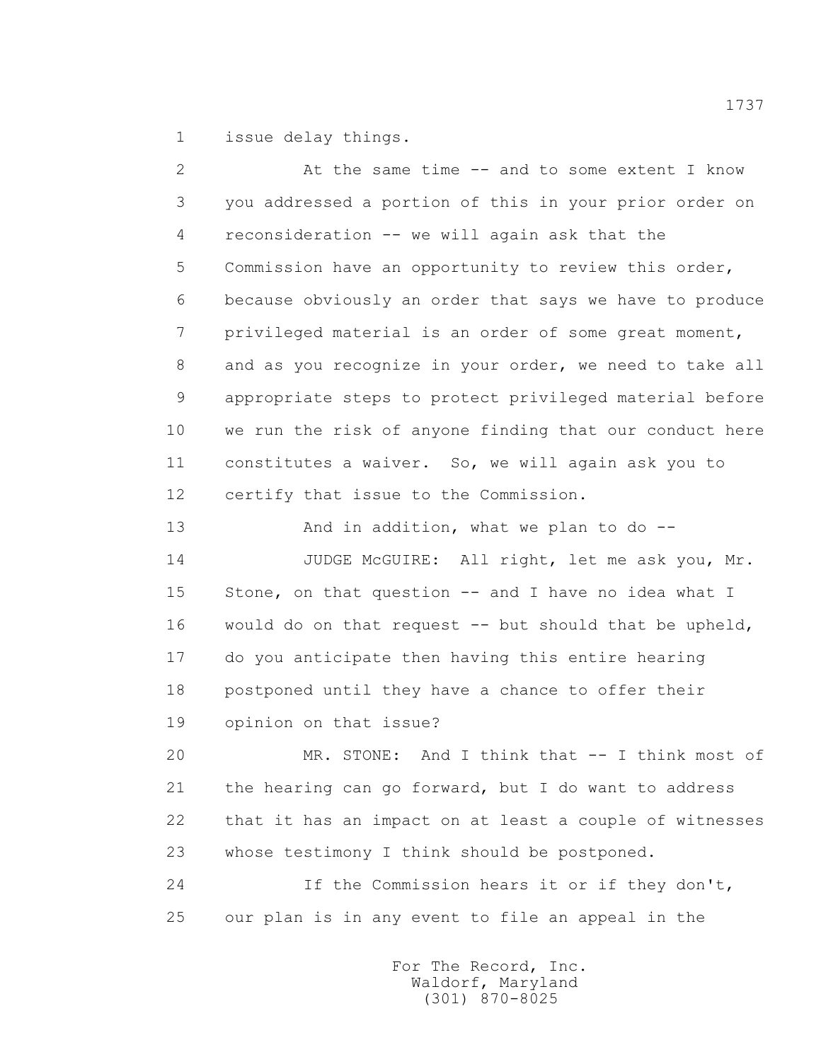issue delay things.

At the same time -- and to some extent I know you addressed a portion of this in your prior order on reconsideration -- we will again ask that the Commission have an opportunity to review this order, because obviously an order that says we have to produce privileged material is an order of some great moment, and as you recognize in your order, we need to take all appropriate steps to protect privileged material before we run the risk of anyone finding that our conduct here constitutes a waiver. So, we will again ask you to certify that issue to the Commission.

And in addition, what we plan to do --

JUDGE McGUIRE: All right, let me ask you, Mr. Stone, on that question -- and I have no idea what I would do on that request -- but should that be upheld, do you anticipate then having this entire hearing postponed until they have a chance to offer their opinion on that issue?

MR. STONE: And I think that -- I think most of the hearing can go forward, but I do want to address that it has an impact on at least a couple of witnesses whose testimony I think should be postponed.

If the Commission hears it or if they don't, our plan is in any event to file an appeal in the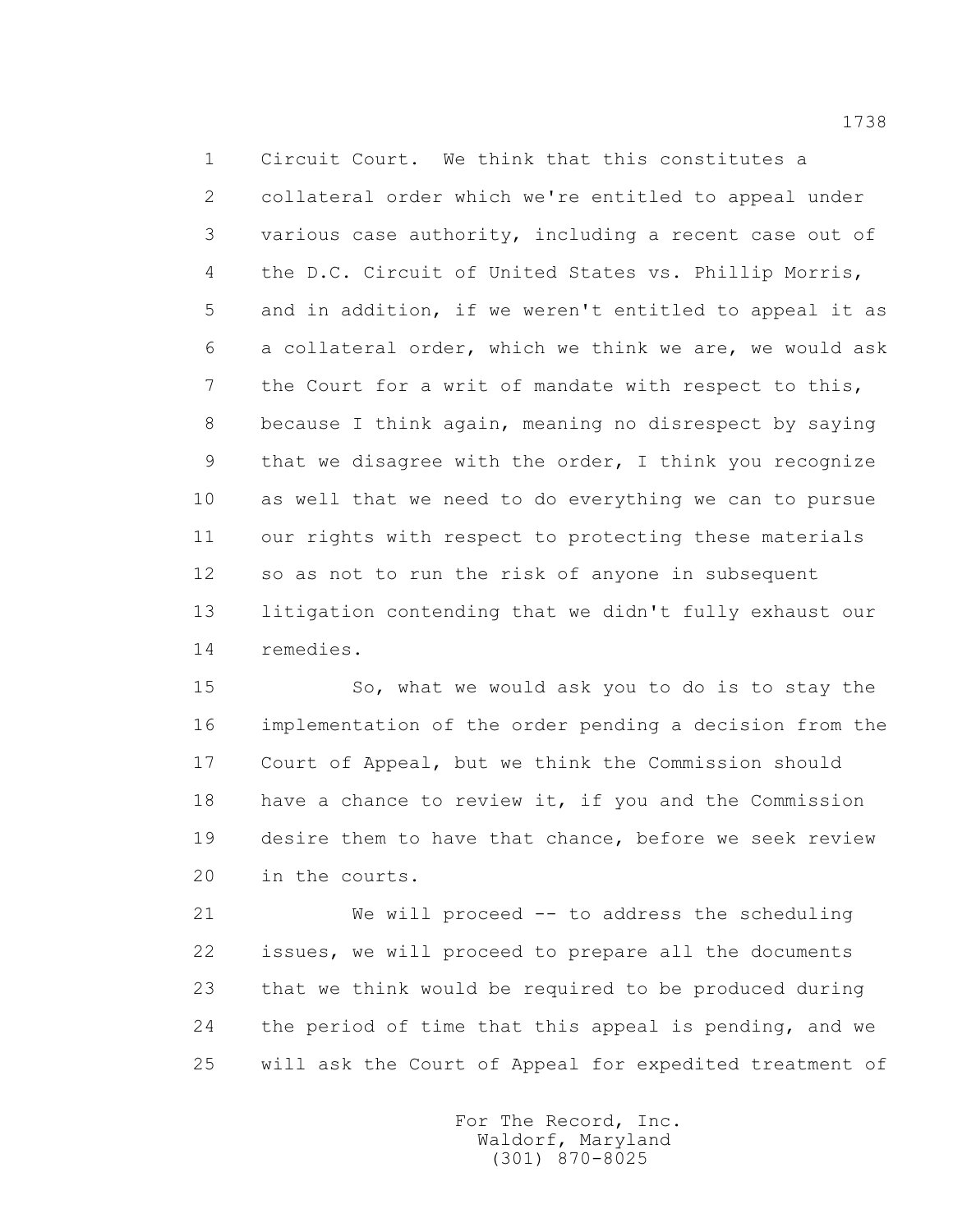Circuit Court. We think that this constitutes a collateral order which we're entitled to appeal under various case authority, including a recent case out of the D.C. Circuit of United States vs. Phillip Morris, and in addition, if we weren't entitled to appeal it as a collateral order, which we think we are, we would ask the Court for a writ of mandate with respect to this, because I think again, meaning no disrespect by saying that we disagree with the order, I think you recognize as well that we need to do everything we can to pursue our rights with respect to protecting these materials so as not to run the risk of anyone in subsequent litigation contending that we didn't fully exhaust our remedies.

So, what we would ask you to do is to stay the implementation of the order pending a decision from the Court of Appeal, but we think the Commission should have a chance to review it, if you and the Commission desire them to have that chance, before we seek review in the courts.

We will proceed -- to address the scheduling issues, we will proceed to prepare all the documents that we think would be required to be produced during the period of time that this appeal is pending, and we will ask the Court of Appeal for expedited treatment of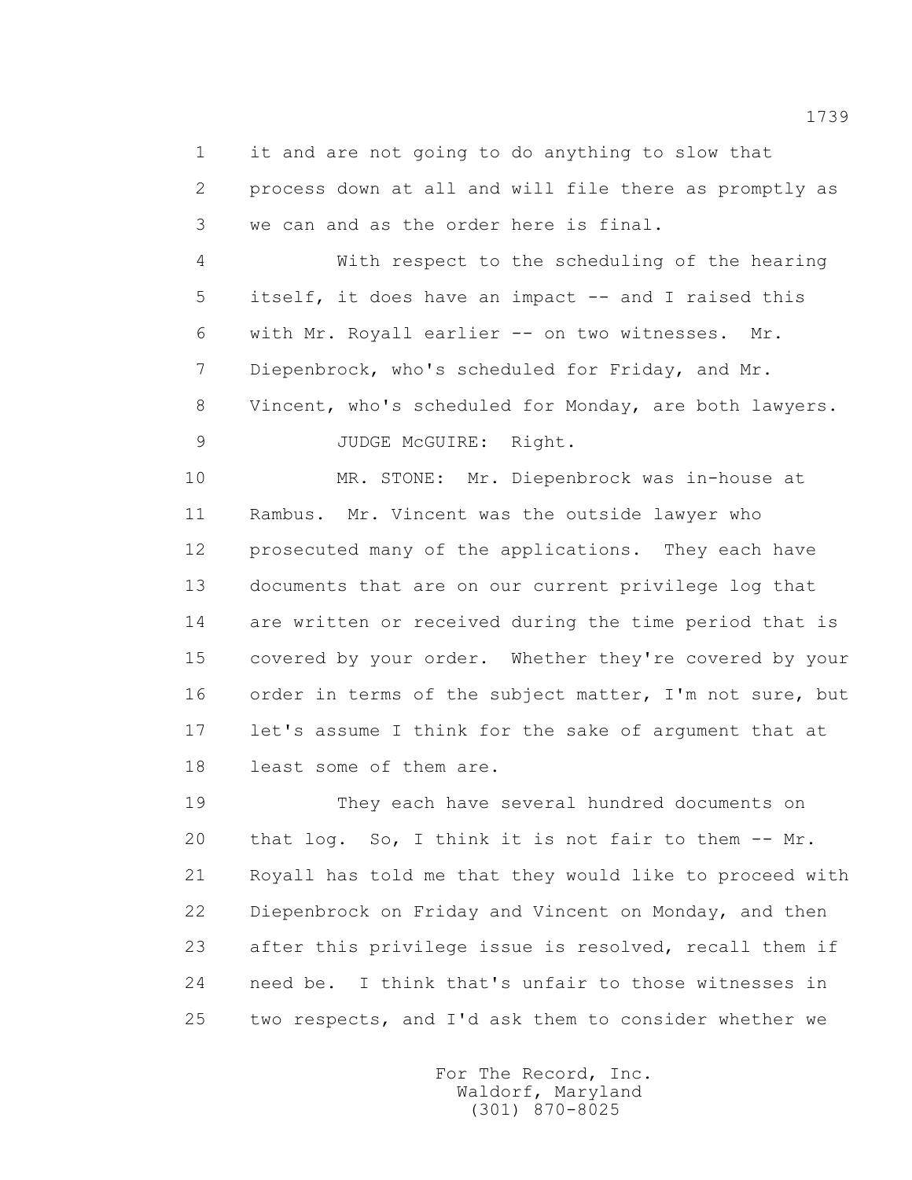1 it and are not going to do anything to slow that
2 process down at all and will file there as promptly as
3 we can and as the order here is final.

4 With respect to the scheduling of the hearing
5 itself, it does have an impact -- and I raised this
6 with Mr. Royall earlier -- on two witnesses. Mr.
7 Diepenbrock, who's scheduled for Friday, and Mr.
8 Vincent, who's scheduled for Monday, are both lawyers.

9 JUDGE McGUIRE: Right.

10 MR. STONE: Mr. Diepenbrock was in-house at
11 Rambus. Mr. Vincent was the outside lawyer who
12 prosecuted many of the applications. They each have
13 documents that are on our current privilege log that
14 are written or received during the time period that is
15 covered by your order. Whether they're covered by your
16 order in terms of the subject matter, I'm not sure, but
17 let's assume I think for the sake of argument that at
18 least some of them are.

19 They each have several hundred documents on
20 that log. So, I think it is not fair to them -- Mr.
21 Royall has told me that they would like to proceed with
22 Diepenbrock on Friday and Vincent on Monday, and then
23 after this privilege issue is resolved, recall them if
24 need be. I think that's unfair to those witnesses in
25 two respects, and I'd ask them to consider whether we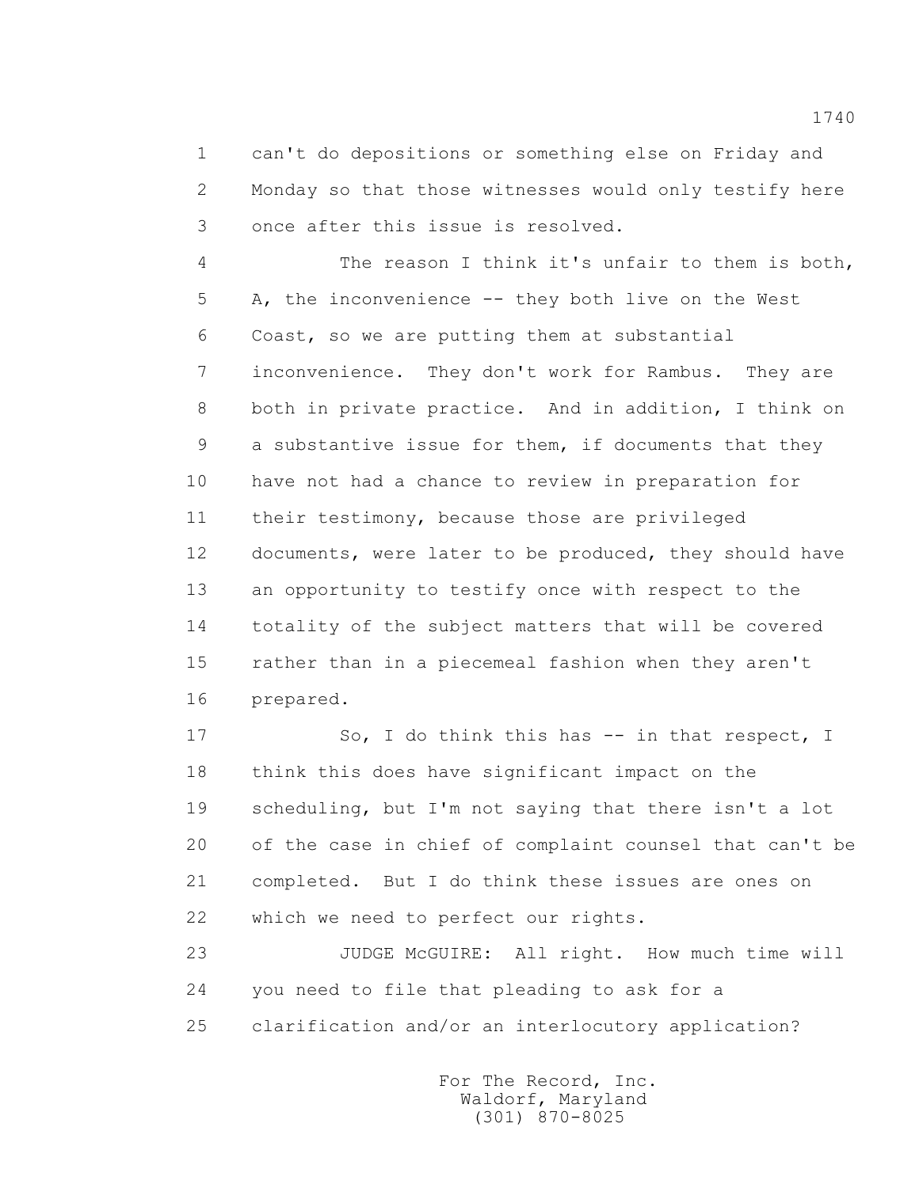1 can't do depositions or something else on Friday and
2 Monday so that those witnesses would only testify here
3 once after this issue is resolved.

4 The reason I think it's unfair to them is both,
5 A, the inconvenience -- they both live on the West
6 Coast, so we are putting them at substantial
7 inconvenience. They don't work for Rambus. They are
8 both in private practice. And in addition, I think on
9 a substantive issue for them, if documents that they
10 have not had a chance to review in preparation for
11 their testimony, because those are privileged
12 documents, were later to be produced, they should have
13 an opportunity to testify once with respect to the
14 totality of the subject matters that will be covered
15 rather than in a piecemeal fashion when they aren't
16 prepared.

17 So, I do think this has -- in that respect, I
18 think this does have significant impact on the
19 scheduling, but I'm not saying that there isn't a lot
20 of the case in chief of complaint counsel that can't be
21 completed. But I do think these issues are ones on
22 which we need to perfect our rights.

23 JUDGE McGUIRE: All right. How much time will
24 you need to file that pleading to ask for a
25 clarification and/or an interlocutory application?

For The Record, Inc.
Waldorf, Maryland
(301) 870-8025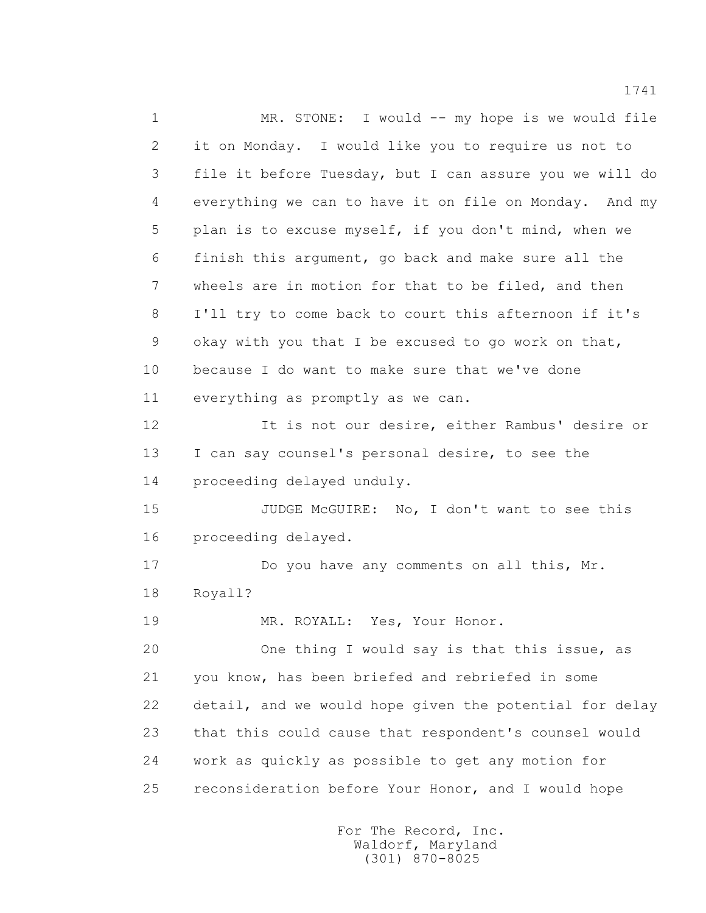1 MR. STONE: I would -- my hope is we would file
2 it on Monday. I would like you to require us not to
3 file it before Tuesday, but I can assure you we will do
4 everything we can to have it on file on Monday. And my
5 plan is to excuse myself, if you don't mind, when we
6 finish this argument, go back and make sure all the
7 wheels are in motion for that to be filed, and then
8 I'll try to come back to court this afternoon if it's
9 okay with you that I be excused to go work on that,
10 because I do want to make sure that we've done
11 everything as promptly as we can.
12 It is not our desire, either Rambus' desire or
13 I can say counsel's personal desire, to see the
14 proceeding delayed unduly.
15 JUDGE McGUIRE: No, I don't want to see this
16 proceeding delayed.
17 Do you have any comments on all this, Mr.
18 Royall?
19 MR. ROYALL: Yes, Your Honor.
20 One thing I would say is that this issue, as
21 you know, has been briefed and rebriefed in some
22 detail, and we would hope given the potential for delay
23 that this could cause that respondent's counsel would
24 work as quickly as possible to get any motion for
25 reconsideration before Your Honor, and I would hope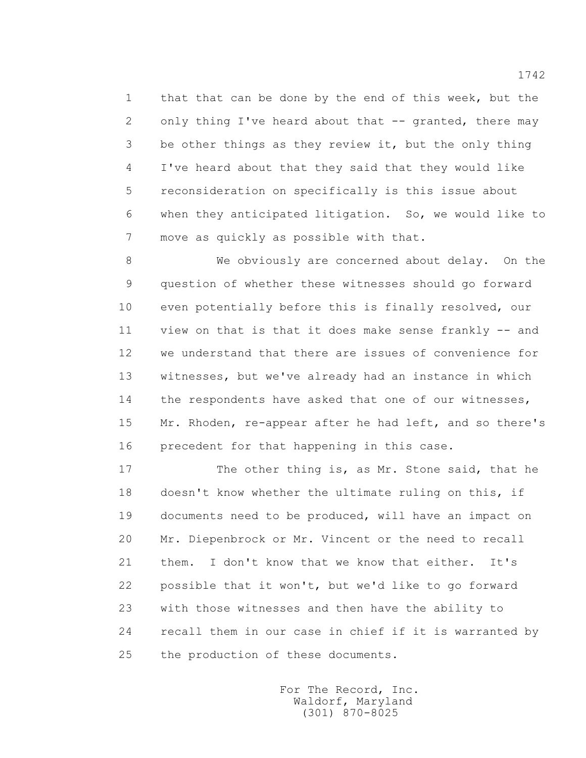that that can be done by the end of this week, but the only thing I've heard about that -- granted, there may be other things as they review it, but the only thing I've heard about that they said that they would like reconsideration on specifically is this issue about when they anticipated litigation. So, we would like to move as quickly as possible with that.

We obviously are concerned about delay. On the question of whether these witnesses should go forward even potentially before this is finally resolved, our view on that is that it does make sense frankly -- and we understand that there are issues of convenience for witnesses, but we've already had an instance in which the respondents have asked that one of our witnesses, Mr. Rhoden, re-appear after he had left, and so there's precedent for that happening in this case.

The other thing is, as Mr. Stone said, that he doesn't know whether the ultimate ruling on this, if documents need to be produced, will have an impact on Mr. Diepenbrock or Mr. Vincent or the need to recall them. I don't know that we know that either. It's possible that it won't, but we'd like to go forward with those witnesses and then have the ability to recall them in our case in chief if it is warranted by the production of these documents.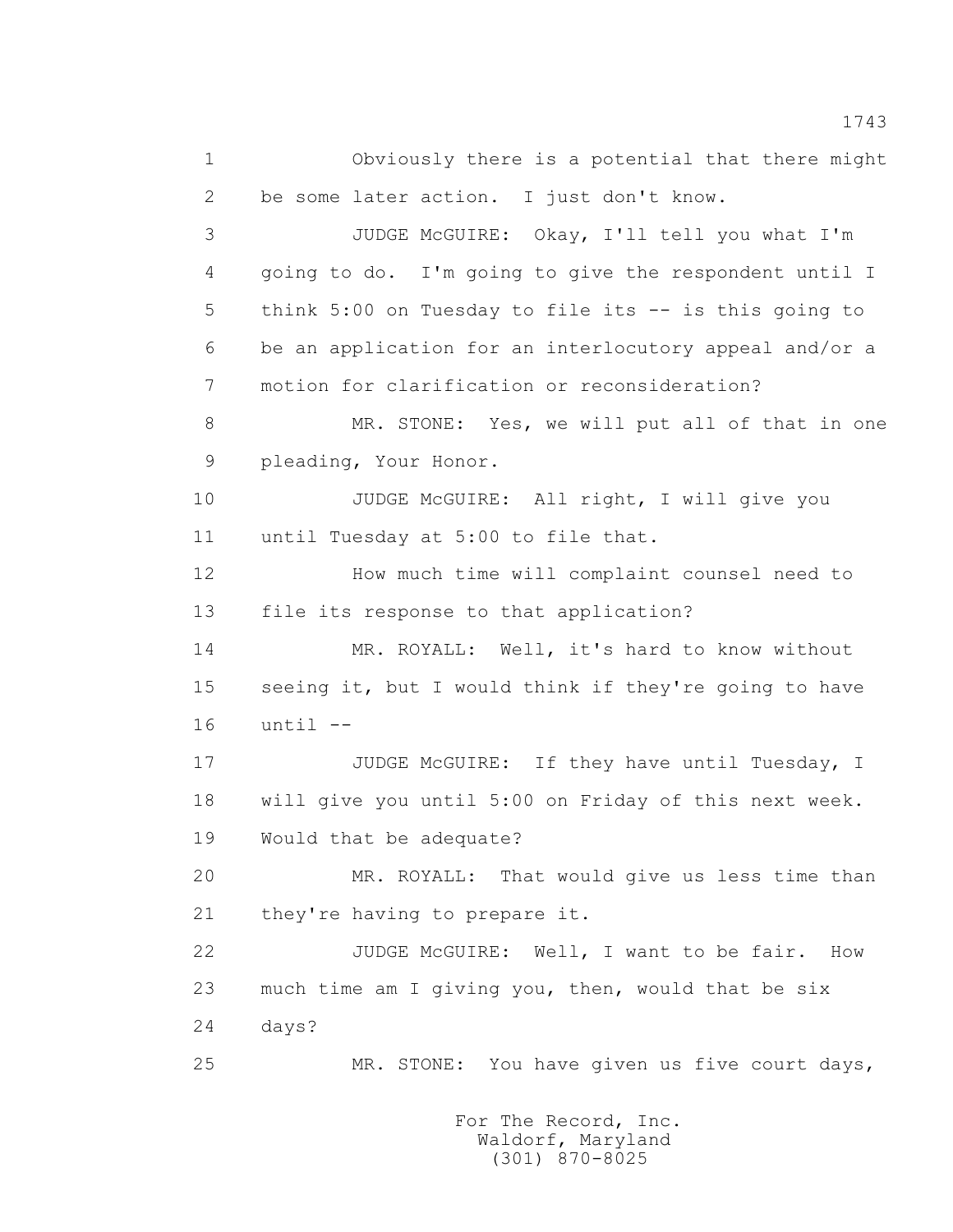1 Obviously there is a potential that there might
2 be some later action. I just don't know.
3 JUDGE McGUIRE: Okay, I'll tell you what I'm
4 going to do. I'm going to give the respondent until I
5 think 5:00 on Tuesday to file its -- is this going to
6 be an application for an interlocutory appeal and/or a
7 motion for clarification or reconsideration?
8 MR. STONE: Yes, we will put all of that in one
9 pleading, Your Honor.
10 JUDGE McGUIRE: All right, I will give you
11 until Tuesday at 5:00 to file that.
12 How much time will complaint counsel need to
13 file its response to that application?
14 MR. ROYALL: Well, it's hard to know without
15 seeing it, but I would think if they're going to have
16 until --
17 JUDGE McGUIRE: If they have until Tuesday, I
18 will give you until 5:00 on Friday of this next week.
19 Would that be adequate?
20 MR. ROYALL: That would give us less time than
21 they're having to prepare it.
22 JUDGE McGUIRE: Well, I want to be fair. How
23 much time am I giving you, then, would that be six
24 days?
25 MR. STONE: You have given us five court days,

For The Record, Inc.
Waldorf, Maryland
(301) 870-8025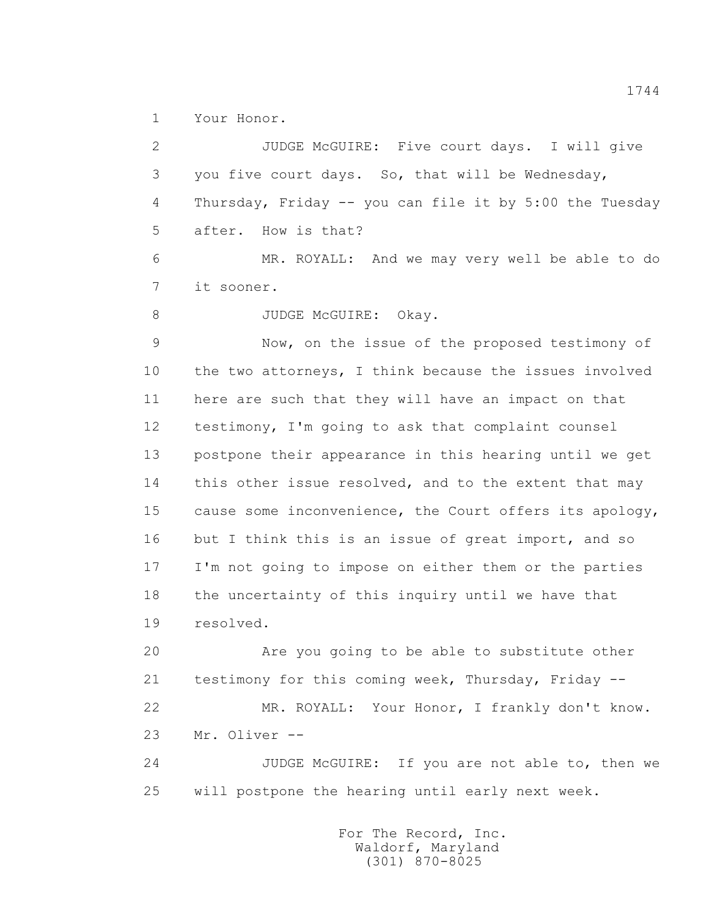1 Your Honor.

2 JUDGE McGUIRE: Five court days. I will give

3 you five court days. So, that will be Wednesday,

4 Thursday, Friday -- you can file it by 5:00 the Tuesday

5 after. How is that?

6 MR. ROYALL: And we may very well be able to do

7 it sooner.

8 JUDGE McGUIRE: Okay.

9 Now, on the issue of the proposed testimony of

10 the two attorneys, I think because the issues involved

11 here are such that they will have an impact on that

12 testimony, I'm going to ask that complaint counsel

13 postpone their appearance in this hearing until we get

14 this other issue resolved, and to the extent that may

15 cause some inconvenience, the Court offers its apology,

16 but I think this is an issue of great import, and so

17 I'm not going to impose on either them or the parties

18 the uncertainty of this inquiry until we have that

19 resolved.

20 Are you going to be able to substitute other

21 testimony for this coming week, Thursday, Friday --

22 MR. ROYALL: Your Honor, I frankly don't know.

23 Mr. Oliver --

24 JUDGE McGUIRE: If you are not able to, then we

25 will postpone the hearing until early next week.

For The Record, Inc.
Waldorf, Maryland
(301) 870-8025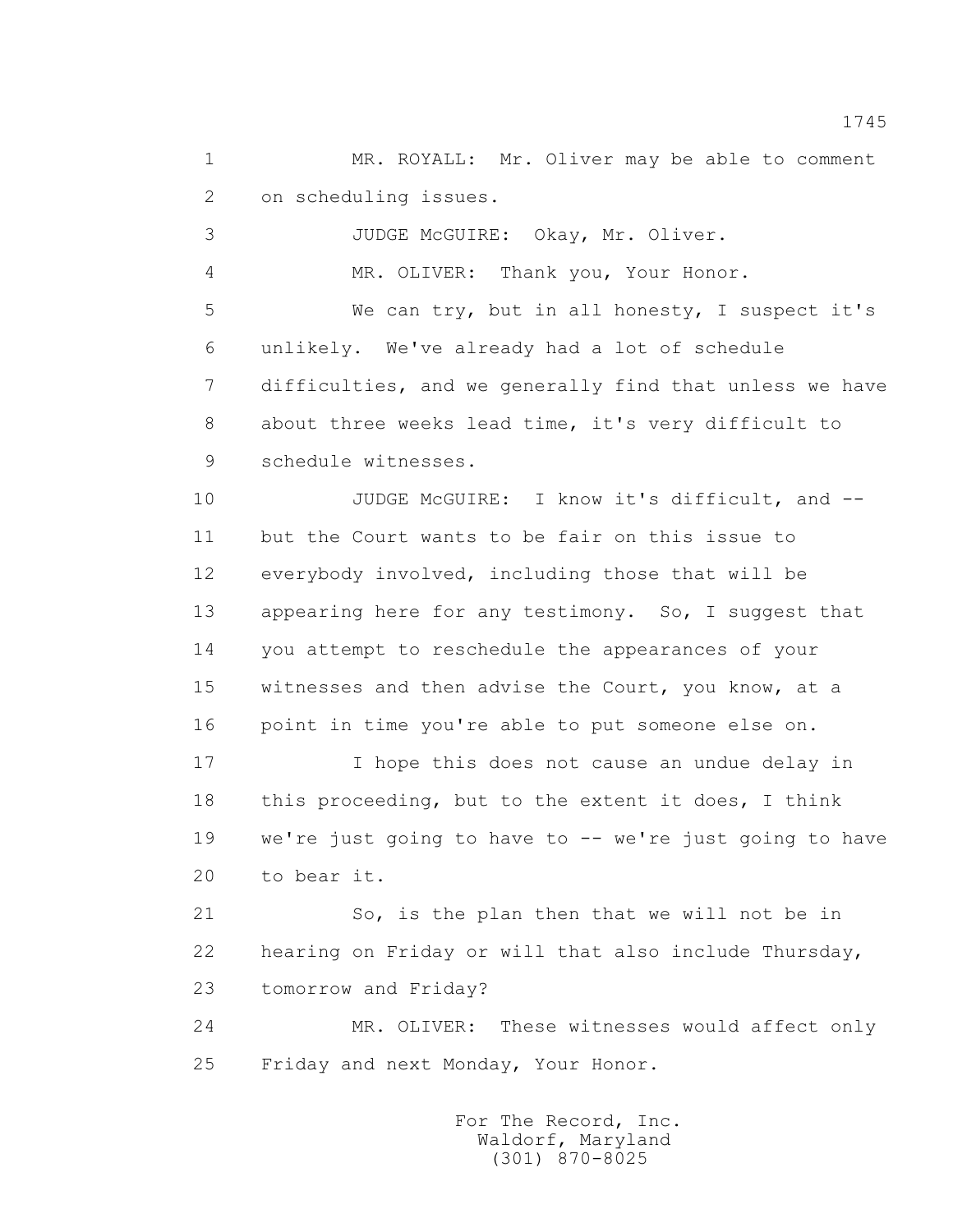MR. ROYALL: Mr. Oliver may be able to comment on scheduling issues.

JUDGE McGUIRE: Okay, Mr. Oliver.

MR. OLIVER: Thank you, Your Honor.

We can try, but in all honesty, I suspect it's unlikely. We've already had a lot of schedule difficulties, and we generally find that unless we have about three weeks lead time, it's very difficult to schedule witnesses.

JUDGE McGUIRE: I know it's difficult, and -- but the Court wants to be fair on this issue to everybody involved, including those that will be appearing here for any testimony. So, I suggest that you attempt to reschedule the appearances of your witnesses and then advise the Court, you know, at a point in time you're able to put someone else on.

I hope this does not cause an undue delay in this proceeding, but to the extent it does, I think we're just going to have to -- we're just going to have to bear it.

So, is the plan then that we will not be in hearing on Friday or will that also include Thursday, tomorrow and Friday?

MR. OLIVER: These witnesses would affect only Friday and next Monday, Your Honor.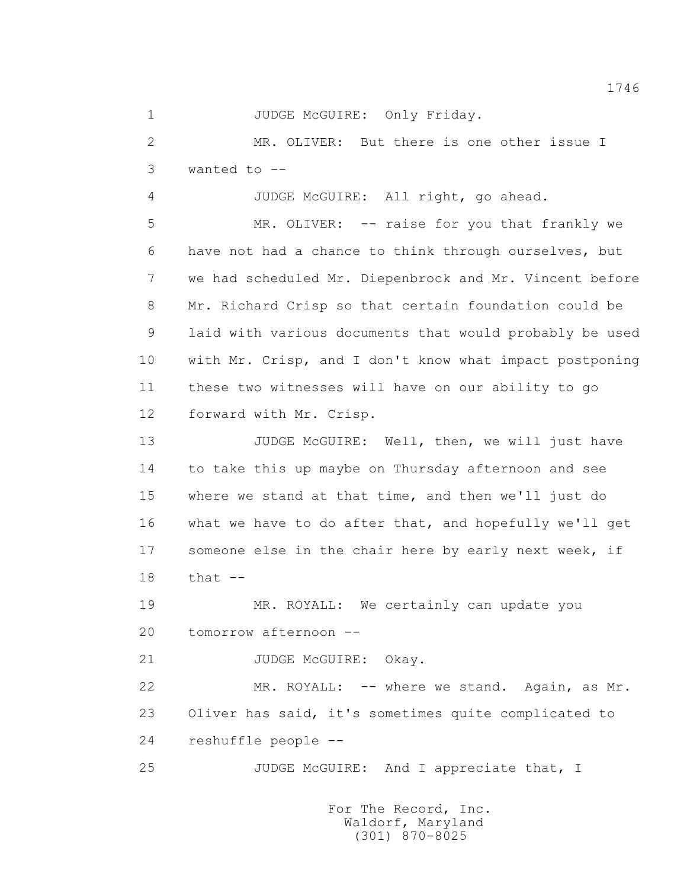1 JUDGE McGUIRE: Only Friday.

2 MR. OLIVER: But there is one other issue I

3 wanted to --

4 JUDGE McGUIRE: All right, go ahead.

5 MR. OLIVER: -- raise for you that frankly we

6 have not had a chance to think through ourselves, but

7 we had scheduled Mr. Diepenbrock and Mr. Vincent before

8 Mr. Richard Crisp so that certain foundation could be

9 laid with various documents that would probably be used

10 with Mr. Crisp, and I don't know what impact postponing

11 these two witnesses will have on our ability to go

12 forward with Mr. Crisp.

13 JUDGE McGUIRE: Well, then, we will just have

14 to take this up maybe on Thursday afternoon and see

15 where we stand at that time, and then we'll just do

16 what we have to do after that, and hopefully we'll get

17 someone else in the chair here by early next week, if

18 that --

19 MR. ROYALL: We certainly can update you

20 tomorrow afternoon --

21 JUDGE McGUIRE: Okay.

22 MR. ROYALL: -- where we stand. Again, as Mr.

23 Oliver has said, it's sometimes quite complicated to

24 reshuffle people --

25 JUDGE McGUIRE: And I appreciate that, I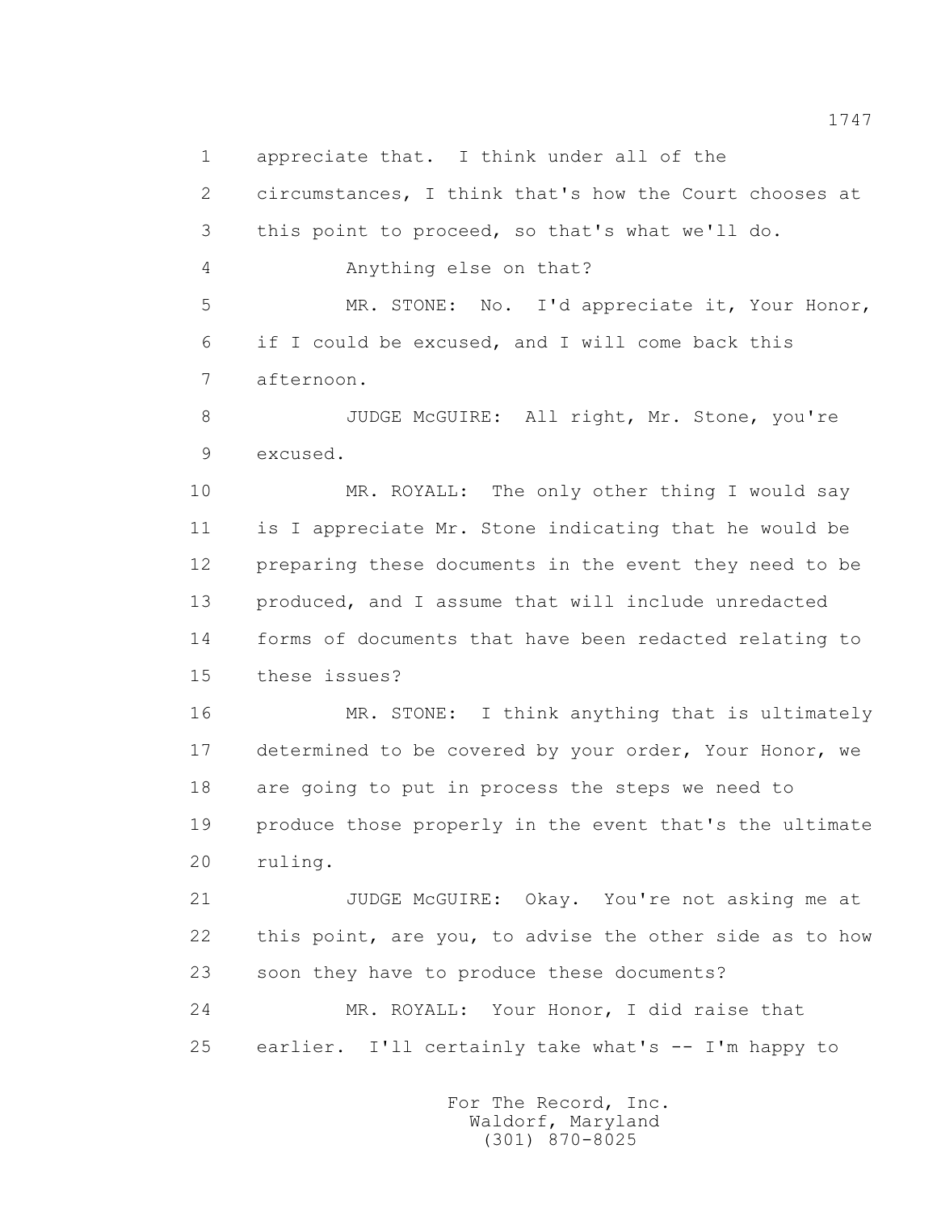1 appreciate that. I think under all of the
2 circumstances, I think that's how the Court chooses at
3 this point to proceed, so that's what we'll do.
4 Anything else on that?
5 MR. STONE: No. I'd appreciate it, Your Honor,
6 if I could be excused, and I will come back this
7 afternoon.
8 JUDGE McGUIRE: All right, Mr. Stone, you're
9 excused.
10 MR. ROYALL: The only other thing I would say
11 is I appreciate Mr. Stone indicating that he would be
12 preparing these documents in the event they need to be
13 produced, and I assume that will include unredacted
14 forms of documents that have been redacted relating to
15 these issues?
16 MR. STONE: I think anything that is ultimately
17 determined to be covered by your order, Your Honor, we
18 are going to put in process the steps we need to
19 produce those properly in the event that's the ultimate
20 ruling.
21 JUDGE McGUIRE: Okay. You're not asking me at
22 this point, are you, to advise the other side as to how
23 soon they have to produce these documents?
24 MR. ROYALL: Your Honor, I did raise that
25 earlier. I'll certainly take what's -- I'm happy to

For The Record, Inc.
Waldorf, Maryland
(301) 870-8025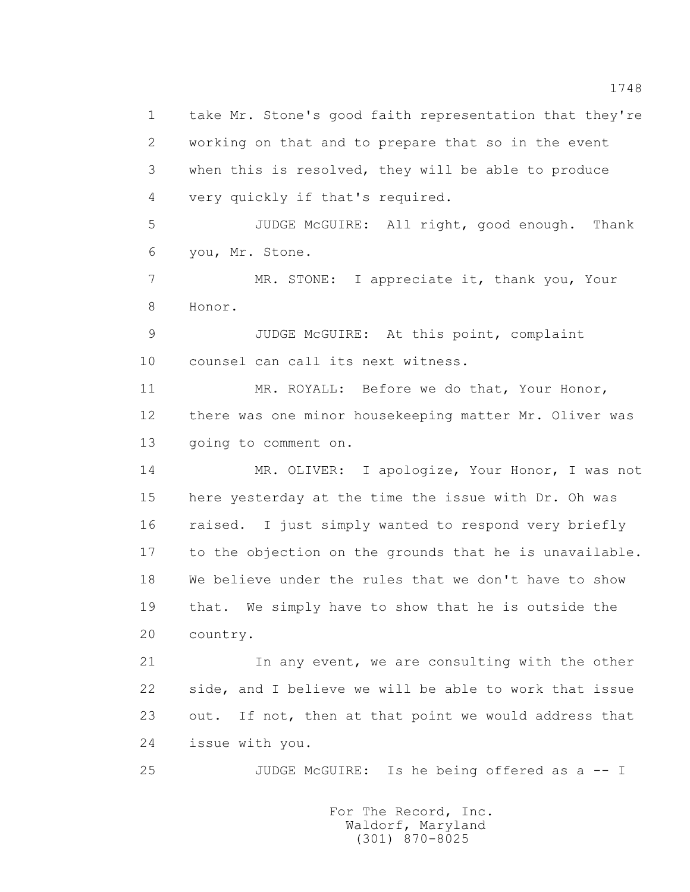take Mr. Stone's good faith representation that they're working on that and to prepare that so in the event when this is resolved, they will be able to produce very quickly if that's required.

JUDGE McGUIRE: All right, good enough. Thank you, Mr. Stone.

MR. STONE: I appreciate it, thank you, Your Honor.

JUDGE McGUIRE: At this point, complaint counsel can call its next witness.

MR. ROYALL: Before we do that, Your Honor, there was one minor housekeeping matter Mr. Oliver was going to comment on.

MR. OLIVER: I apologize, Your Honor, I was not here yesterday at the time the issue with Dr. Oh was raised. I just simply wanted to respond very briefly to the objection on the grounds that he is unavailable. We believe under the rules that we don't have to show that. We simply have to show that he is outside the country.

In any event, we are consulting with the other side, and I believe we will be able to work that issue out. If not, then at that point we would address that issue with you.

JUDGE McGUIRE: Is he being offered as a -- I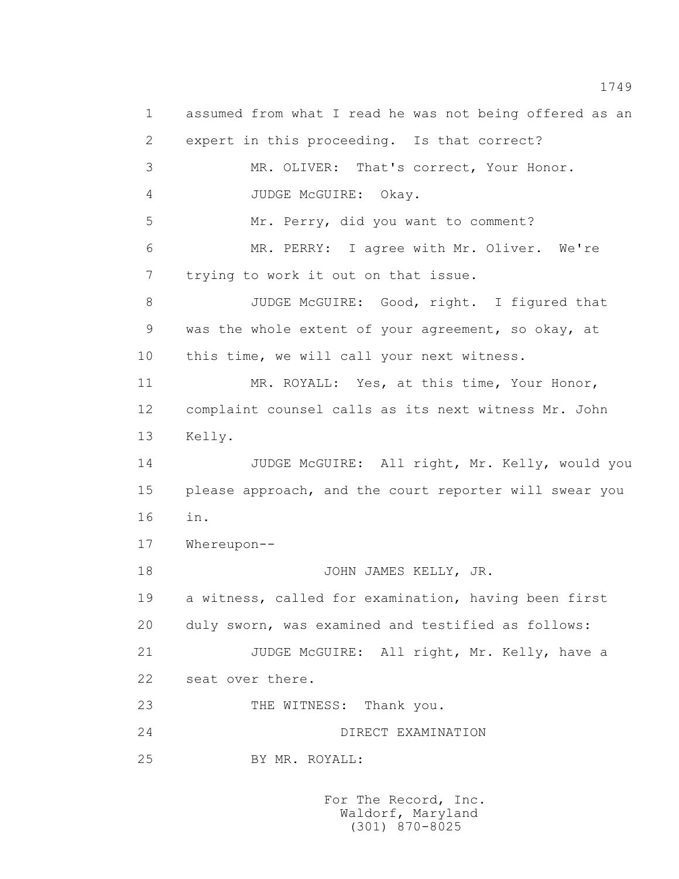1 assumed from what I read he was not being offered as an
2 expert in this proceeding. Is that correct?
3 MR. OLIVER: That's correct, Your Honor.
4 JUDGE McGUIRE: Okay.
5 Mr. Perry, did you want to comment?
6 MR. PERRY: I agree with Mr. Oliver. We're
7 trying to work it out on that issue.
8 JUDGE McGUIRE: Good, right. I figured that
9 was the whole extent of your agreement, so okay, at
10 this time, we will call your next witness.
11 MR. ROYALL: Yes, at this time, Your Honor,
12 complaint counsel calls as its next witness Mr. John
13 Kelly.
14 JUDGE McGUIRE: All right, Mr. Kelly, would you
15 please approach, and the court reporter will swear you
16 in.
17 Whereupon--
18 JOHN JAMES KELLY, JR.
19 a witness, called for examination, having been first
20 duly sworn, was examined and testified as follows:
21 JUDGE McGUIRE: All right, Mr. Kelly, have a
22 seat over there.
23 THE WITNESS: Thank you.
24 DIRECT EXAMINATION
25 BY MR. ROYALL:

For The Record, Inc.
Waldorf, Maryland
(301) 870-8025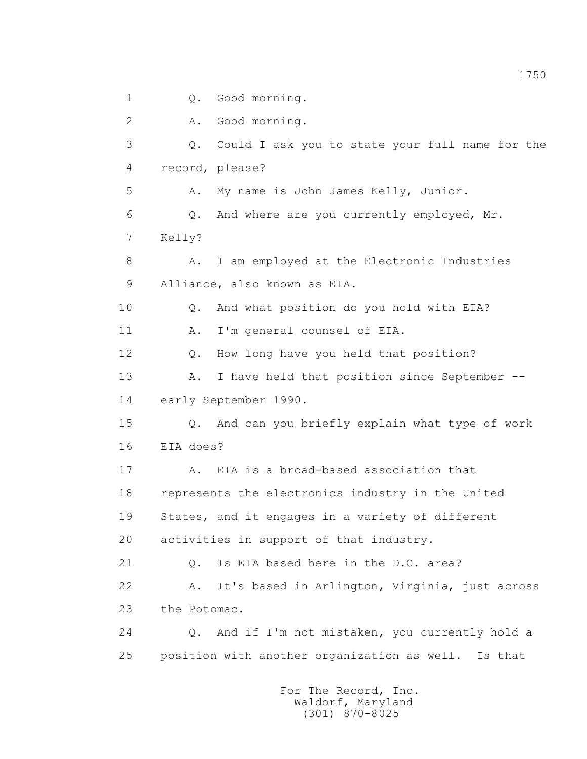1 Q. Good morning.

2 A. Good morning.

3 Q. Could I ask you to state your full name for the

4 record, please?

5 A. My name is John James Kelly, Junior.

6 Q. And where are you currently employed, Mr.

7 Kelly?

8 A. I am employed at the Electronic Industries

9 Alliance, also known as EIA.

10 Q. And what position do you hold with EIA?

11 A. I'm general counsel of EIA.

12 Q. How long have you held that position?

13 A. I have held that position since September --

14 early September 1990.

15 Q. And can you briefly explain what type of work

16 EIA does?

17 A. EIA is a broad-based association that

18 represents the electronics industry in the United

19 States, and it engages in a variety of different

20 activities in support of that industry.

21 Q. Is EIA based here in the D.C. area?

22 A. It's based in Arlington, Virginia, just across

23 the Potomac.

24 Q. And if I'm not mistaken, you currently hold a

25 position with another organization as well. Is that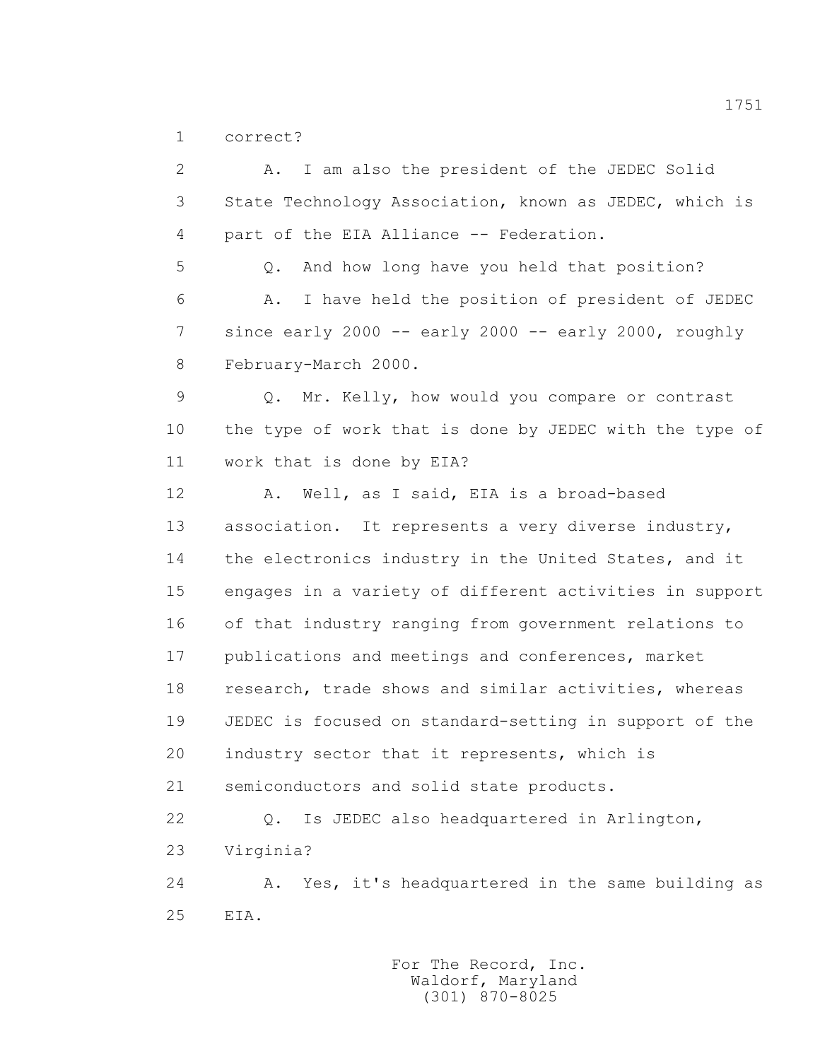1 correct?

2 A. I am also the president of the JEDEC Solid
3 State Technology Association, known as JEDEC, which is
4 part of the EIA Alliance -- Federation.

5 Q. And how long have you held that position?

6 A. I have held the position of president of JEDEC
7 since early 2000 -- early 2000 -- early 2000, roughly
8 February-March 2000.

9 Q. Mr. Kelly, how would you compare or contrast
10 the type of work that is done by JEDEC with the type of
11 work that is done by EIA?

12 A. Well, as I said, EIA is a broad-based
13 association. It represents a very diverse industry,
14 the electronics industry in the United States, and it
15 engages in a variety of different activities in support
16 of that industry ranging from government relations to
17 publications and meetings and conferences, market
18 research, trade shows and similar activities, whereas
19 JEDEC is focused on standard-setting in support of the
20 industry sector that it represents, which is
21 semiconductors and solid state products.

22 Q. Is JEDEC also headquartered in Arlington,
23 Virginia?

24 A. Yes, it's headquartered in the same building as
25 EIA.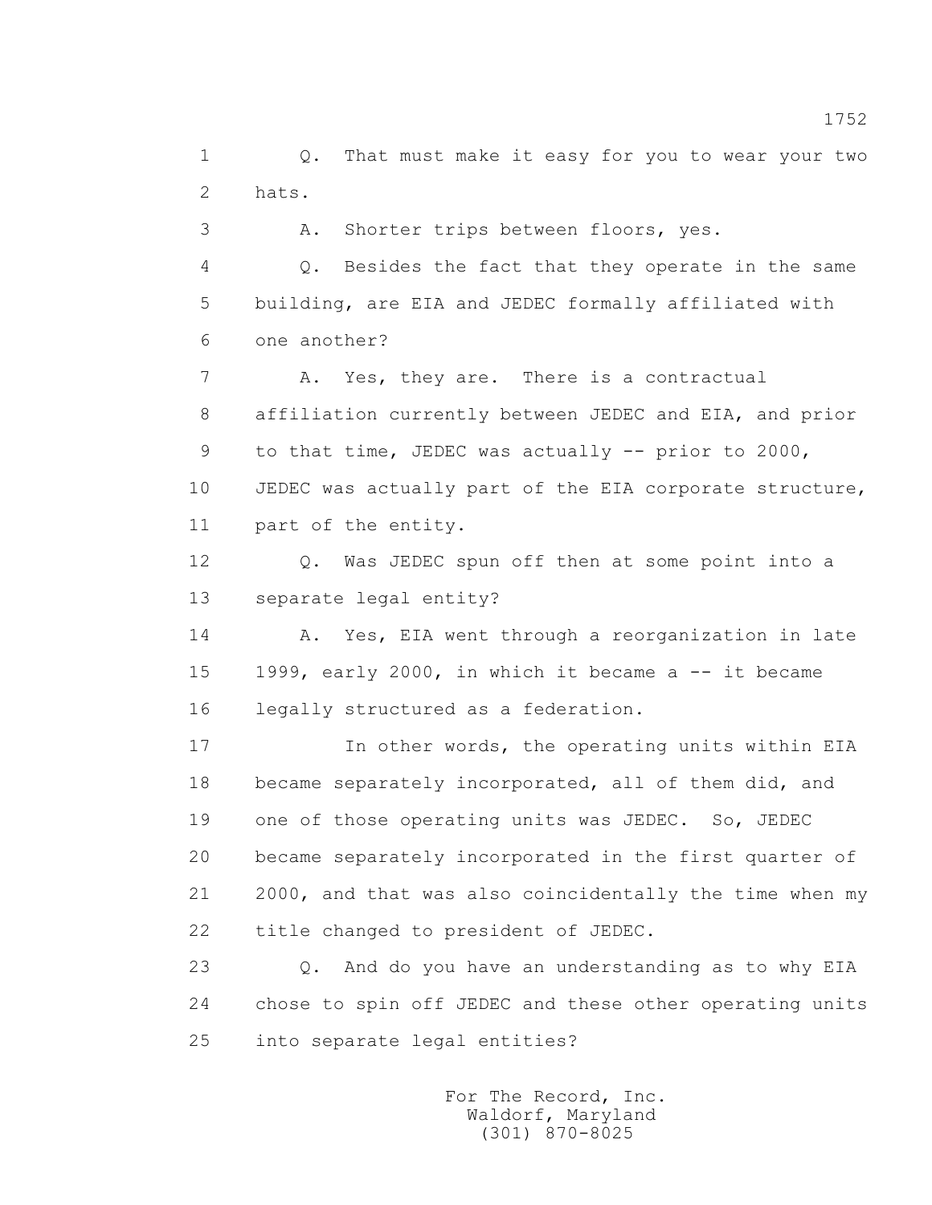Q. That must make it easy for you to wear your two hats.

A. Shorter trips between floors, yes.

Q. Besides the fact that they operate in the same building, are EIA and JEDEC formally affiliated with one another?

A. Yes, they are. There is a contractual affiliation currently between JEDEC and EIA, and prior to that time, JEDEC was actually -- prior to 2000, JEDEC was actually part of the EIA corporate structure, part of the entity.

Q. Was JEDEC spun off then at some point into a separate legal entity?

A. Yes, EIA went through a reorganization in late 1999, early 2000, in which it became a -- it became legally structured as a federation.

In other words, the operating units within EIA became separately incorporated, all of them did, and one of those operating units was JEDEC. So, JEDEC became separately incorporated in the first quarter of 2000, and that was also coincidentally the time when my title changed to president of JEDEC.

Q. And do you have an understanding as to why EIA chose to spin off JEDEC and these other operating units into separate legal entities?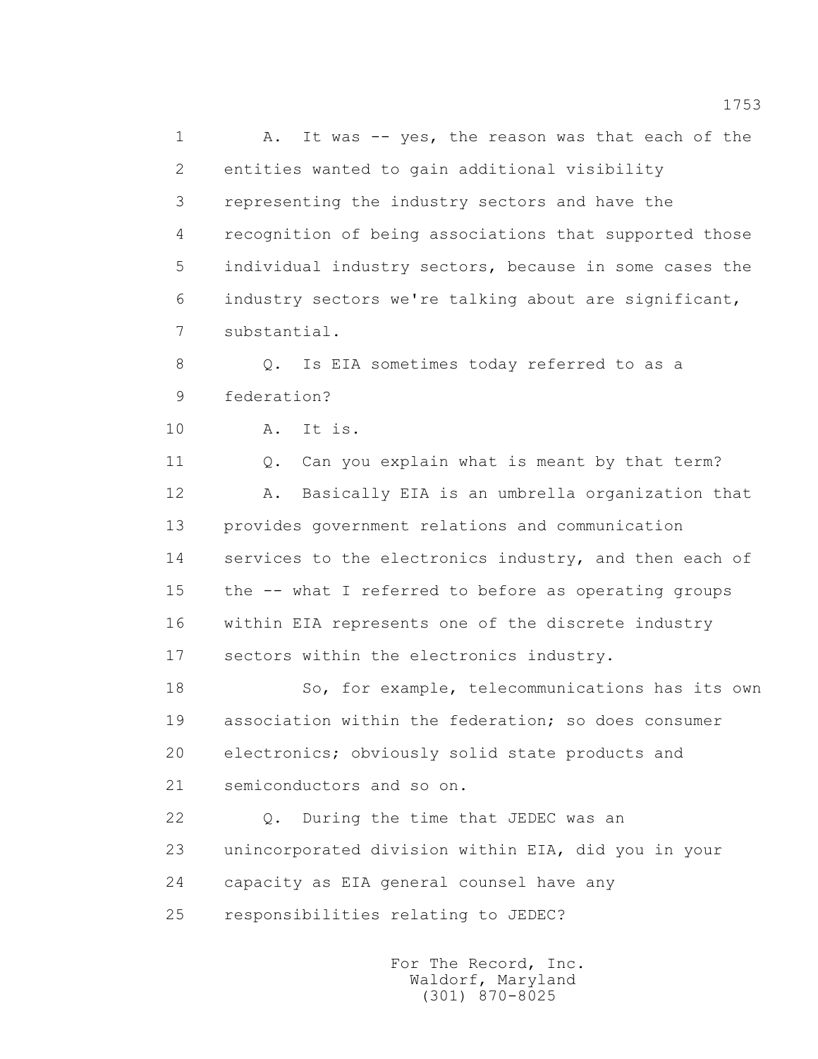1 A. It was -- yes, the reason was that each of the
2 entities wanted to gain additional visibility
3 representing the industry sectors and have the
4 recognition of being associations that supported those
5 individual industry sectors, because in some cases the
6 industry sectors we're talking about are significant,
7 substantial.

8 Q. Is EIA sometimes today referred to as a
9 federation?

10 A. It is.

11 Q. Can you explain what is meant by that term?

12 A. Basically EIA is an umbrella organization that
13 provides government relations and communication
14 services to the electronics industry, and then each of
15 the -- what I referred to before as operating groups
16 within EIA represents one of the discrete industry
17 sectors within the electronics industry.

18 So, for example, telecommunications has its own
19 association within the federation; so does consumer
20 electronics; obviously solid state products and
21 semiconductors and so on.

22 Q. During the time that JEDEC was an
23 unincorporated division within EIA, did you in your
24 capacity as EIA general counsel have any
25 responsibilities relating to JEDEC?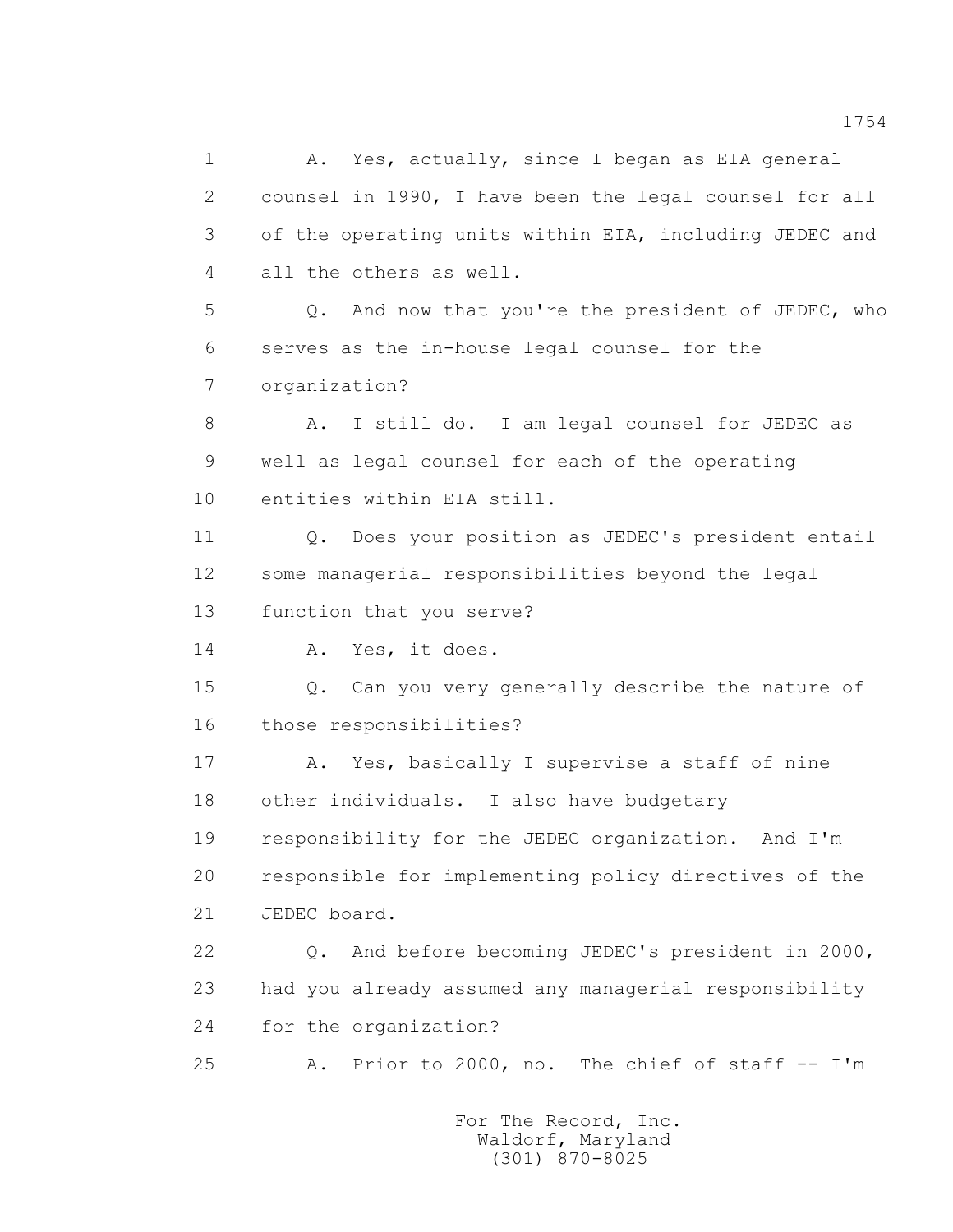1 A. Yes, actually, since I began as EIA general
2 counsel in 1990, I have been the legal counsel for all
3 of the operating units within EIA, including JEDEC and
4 all the others as well.

5 Q. And now that you're the president of JEDEC, who
6 serves as the in-house legal counsel for the
7 organization?

8 A. I still do. I am legal counsel for JEDEC as
9 well as legal counsel for each of the operating
10 entities within EIA still.

11 Q. Does your position as JEDEC's president entail
12 some managerial responsibilities beyond the legal
13 function that you serve?

14 A. Yes, it does.

15 Q. Can you very generally describe the nature of
16 those responsibilities?

17 A. Yes, basically I supervise a staff of nine
18 other individuals. I also have budgetary
19 responsibility for the JEDEC organization. And I'm
20 responsible for implementing policy directives of the
21 JEDEC board.

22 Q. And before becoming JEDEC's president in 2000,
23 had you already assumed any managerial responsibility
24 for the organization?

25 A. Prior to 2000, no. The chief of staff -- I'm

For The Record, Inc.
Waldorf, Maryland
(301) 870-8025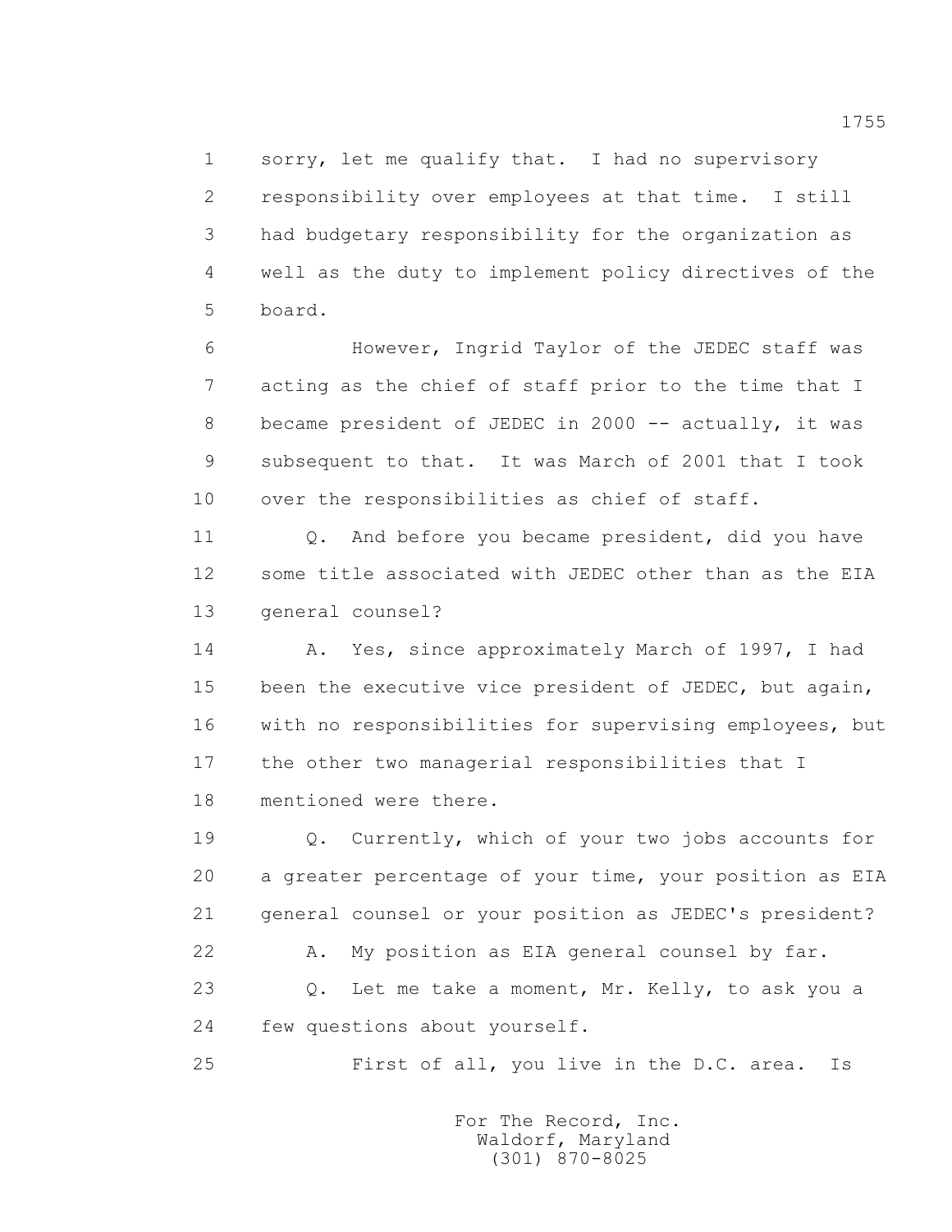1 sorry, let me qualify that. I had no supervisory
2 responsibility over employees at that time. I still
3 had budgetary responsibility for the organization as
4 well as the duty to implement policy directives of the
5 board.

6 However, Ingrid Taylor of the JEDEC staff was
7 acting as the chief of staff prior to the time that I
8 became president of JEDEC in 2000 -- actually, it was
9 subsequent to that. It was March of 2001 that I took
10 over the responsibilities as chief of staff.

11 Q. And before you became president, did you have
12 some title associated with JEDEC other than as the EIA
13 general counsel?

14 A. Yes, since approximately March of 1997, I had
15 been the executive vice president of JEDEC, but again,
16 with no responsibilities for supervising employees, but
17 the other two managerial responsibilities that I
18 mentioned were there.

19 Q. Currently, which of your two jobs accounts for
20 a greater percentage of your time, your position as EIA
21 general counsel or your position as JEDEC's president?

22 A. My position as EIA general counsel by far.

23 Q. Let me take a moment, Mr. Kelly, to ask you a
24 few questions about yourself.

25 First of all, you live in the D.C. area. Is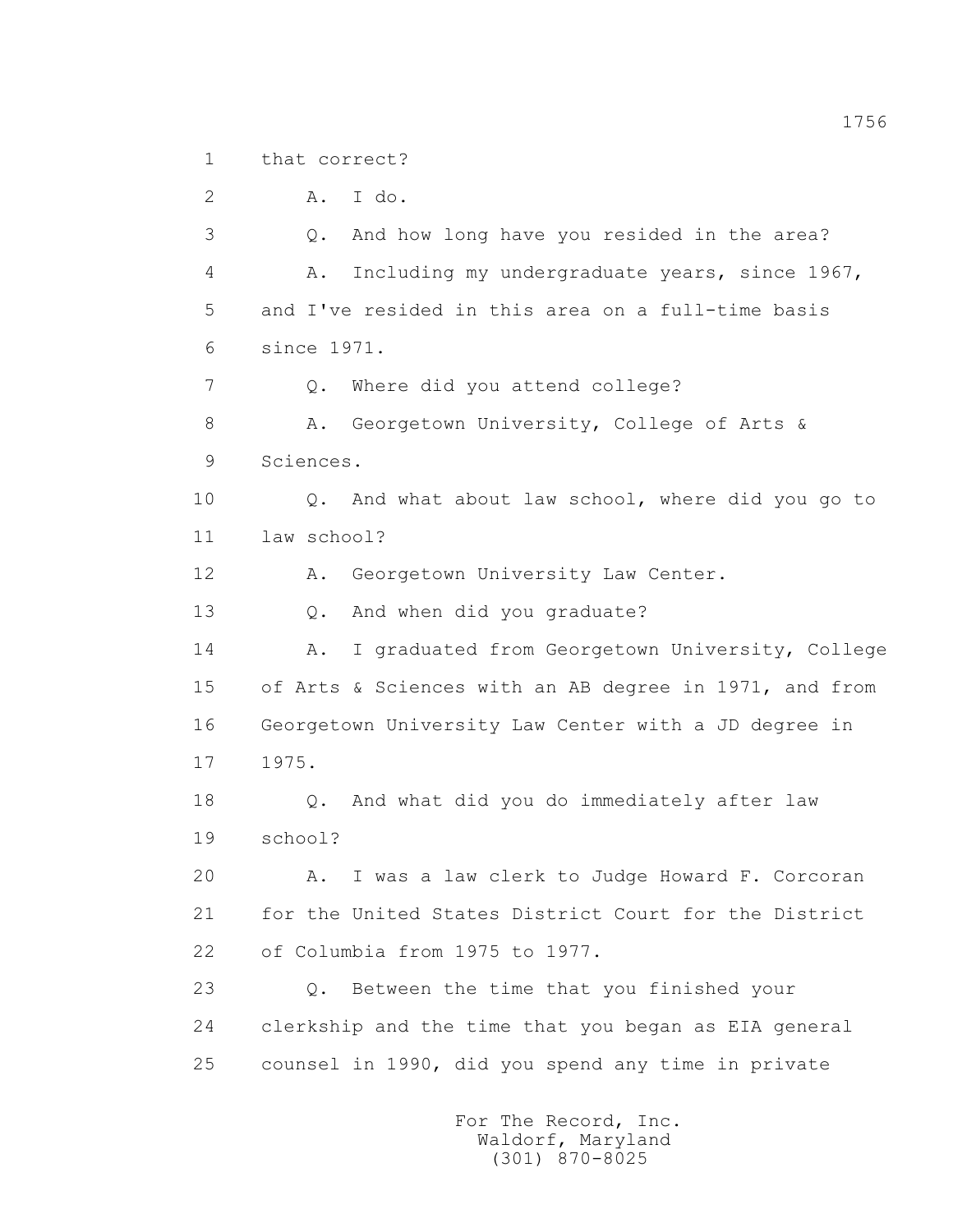1 that correct?

2 A. I do.

3 Q. And how long have you resided in the area?

4 A. Including my undergraduate years, since 1967,

5 and I've resided in this area on a full-time basis

6 since 1971.

7 Q. Where did you attend college?

8 A. Georgetown University, College of Arts &

9 Sciences.

10 Q. And what about law school, where did you go to

11 law school?

12 A. Georgetown University Law Center.

13 Q. And when did you graduate?

14 A. I graduated from Georgetown University, College

15 of Arts & Sciences with an AB degree in 1971, and from

16 Georgetown University Law Center with a JD degree in

17 1975.

18 Q. And what did you do immediately after law

19 school?

20 A. I was a law clerk to Judge Howard F. Corcoran

21 for the United States District Court for the District

22 of Columbia from 1975 to 1977.

23 Q. Between the time that you finished your

24 clerkship and the time that you began as EIA general

25 counsel in 1990, did you spend any time in private

For The Record, Inc.
Waldorf, Maryland
(301) 870-8025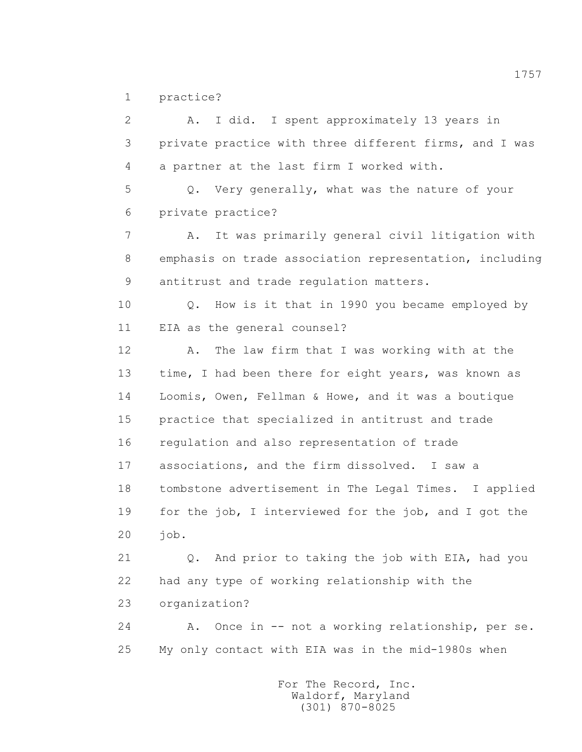1 practice?

2 A. I did. I spent approximately 13 years in

3 private practice with three different firms, and I was

4 a partner at the last firm I worked with.

5 Q. Very generally, what was the nature of your

6 private practice?

7 A. It was primarily general civil litigation with

8 emphasis on trade association representation, including

9 antitrust and trade regulation matters.

10 Q. How is it that in 1990 you became employed by

11 EIA as the general counsel?

12 A. The law firm that I was working with at the

13 time, I had been there for eight years, was known as

14 Loomis, Owen, Fellman & Howe, and it was a boutique

15 practice that specialized in antitrust and trade

16 regulation and also representation of trade

17 associations, and the firm dissolved. I saw a

18 tombstone advertisement in The Legal Times. I applied

19 for the job, I interviewed for the job, and I got the

20 job.

21 Q. And prior to taking the job with EIA, had you

22 had any type of working relationship with the

23 organization?

24 A. Once in -- not a working relationship, per se.

25 My only contact with EIA was in the mid-1980s when

For The Record, Inc.
Waldorf, Maryland
(301) 870-8025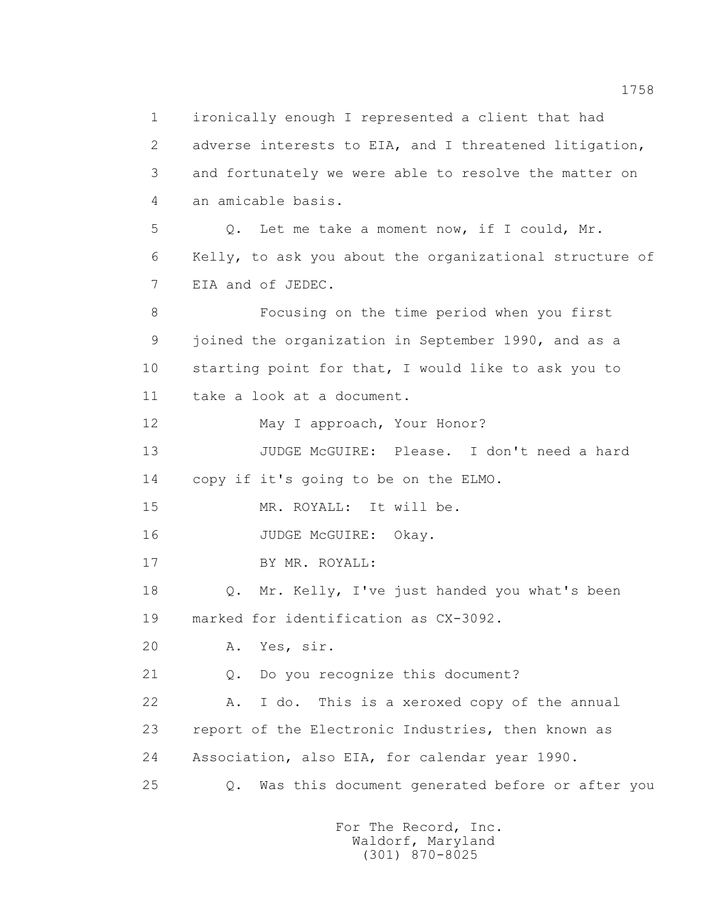1 ironically enough I represented a client that had
2 adverse interests to EIA, and I threatened litigation,
3 and fortunately we were able to resolve the matter on
4 an amicable basis.

5 Q. Let me take a moment now, if I could, Mr.
6 Kelly, to ask you about the organizational structure of
7 EIA and of JEDEC.

8 Focusing on the time period when you first
9 joined the organization in September 1990, and as a
10 starting point for that, I would like to ask you to
11 take a look at a document.

12 May I approach, Your Honor?

13 JUDGE McGUIRE: Please. I don't need a hard
14 copy if it's going to be on the ELMO.

15 MR. ROYALL: It will be.

16 JUDGE McGUIRE: Okay.

17 BY MR. ROYALL:

18 Q. Mr. Kelly, I've just handed you what's been
19 marked for identification as CX-3092.

20 A. Yes, sir.

21 Q. Do you recognize this document?

22 A. I do. This is a xeroxed copy of the annual
23 report of the Electronic Industries, then known as
24 Association, also EIA, for calendar year 1990.

25 Q. Was this document generated before or after you

For The Record, Inc.
Waldorf, Maryland
(301) 870-8025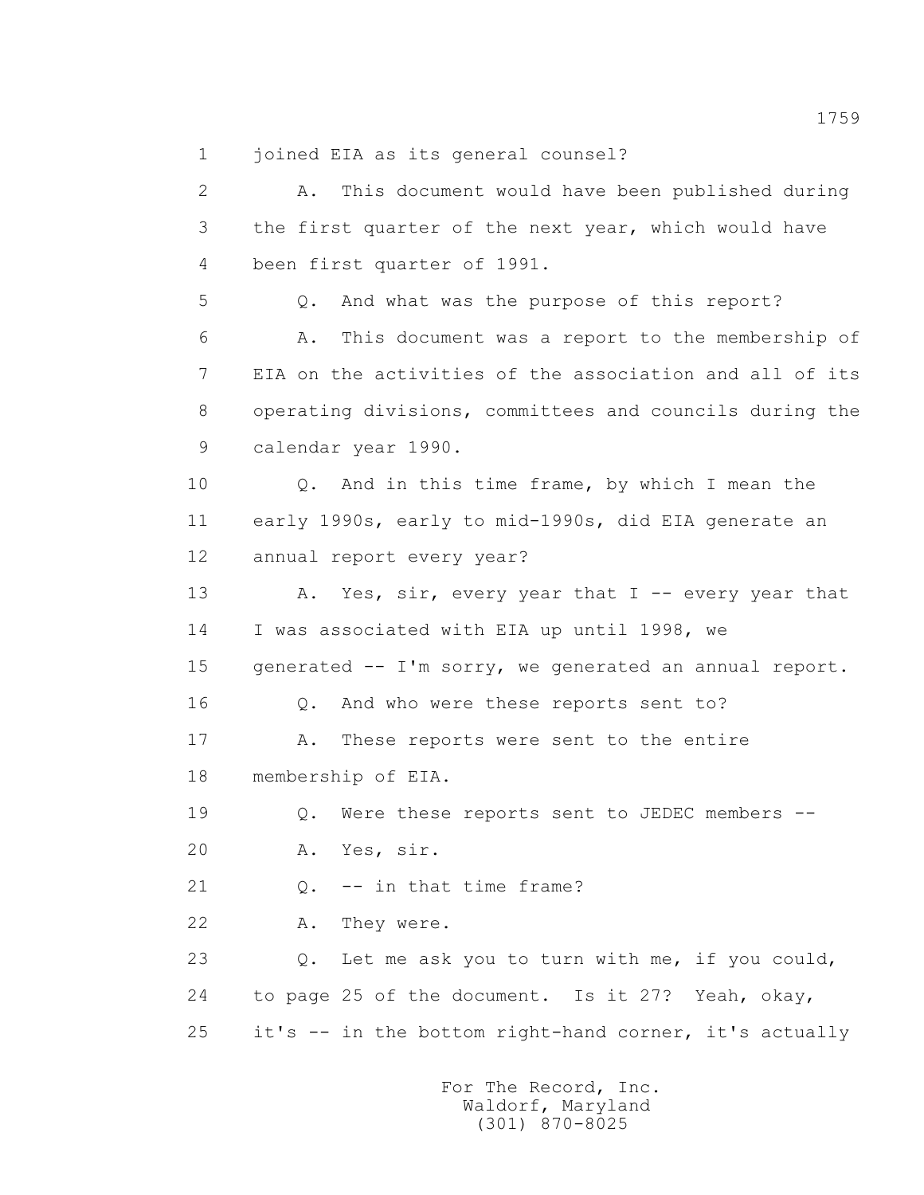1 joined EIA as its general counsel?

2 A. This document would have been published during

3 the first quarter of the next year, which would have

4 been first quarter of 1991.

5 Q. And what was the purpose of this report?

6 A. This document was a report to the membership of

7 EIA on the activities of the association and all of its

8 operating divisions, committees and councils during the

9 calendar year 1990.

10 Q. And in this time frame, by which I mean the

11 early 1990s, early to mid-1990s, did EIA generate an

12 annual report every year?

13 A. Yes, sir, every year that I -- every year that

14 I was associated with EIA up until 1998, we

15 generated -- I'm sorry, we generated an annual report.

16 Q. And who were these reports sent to?

17 A. These reports were sent to the entire

18 membership of EIA.

19 Q. Were these reports sent to JEDEC members --

20 A. Yes, sir.

21 Q. -- in that time frame?

22 A. They were.

23 Q. Let me ask you to turn with me, if you could,

24 to page 25 of the document. Is it 27? Yeah, okay,

25 it's -- in the bottom right-hand corner, it's actually

For The Record, Inc.
Waldorf, Maryland
(301) 870-8025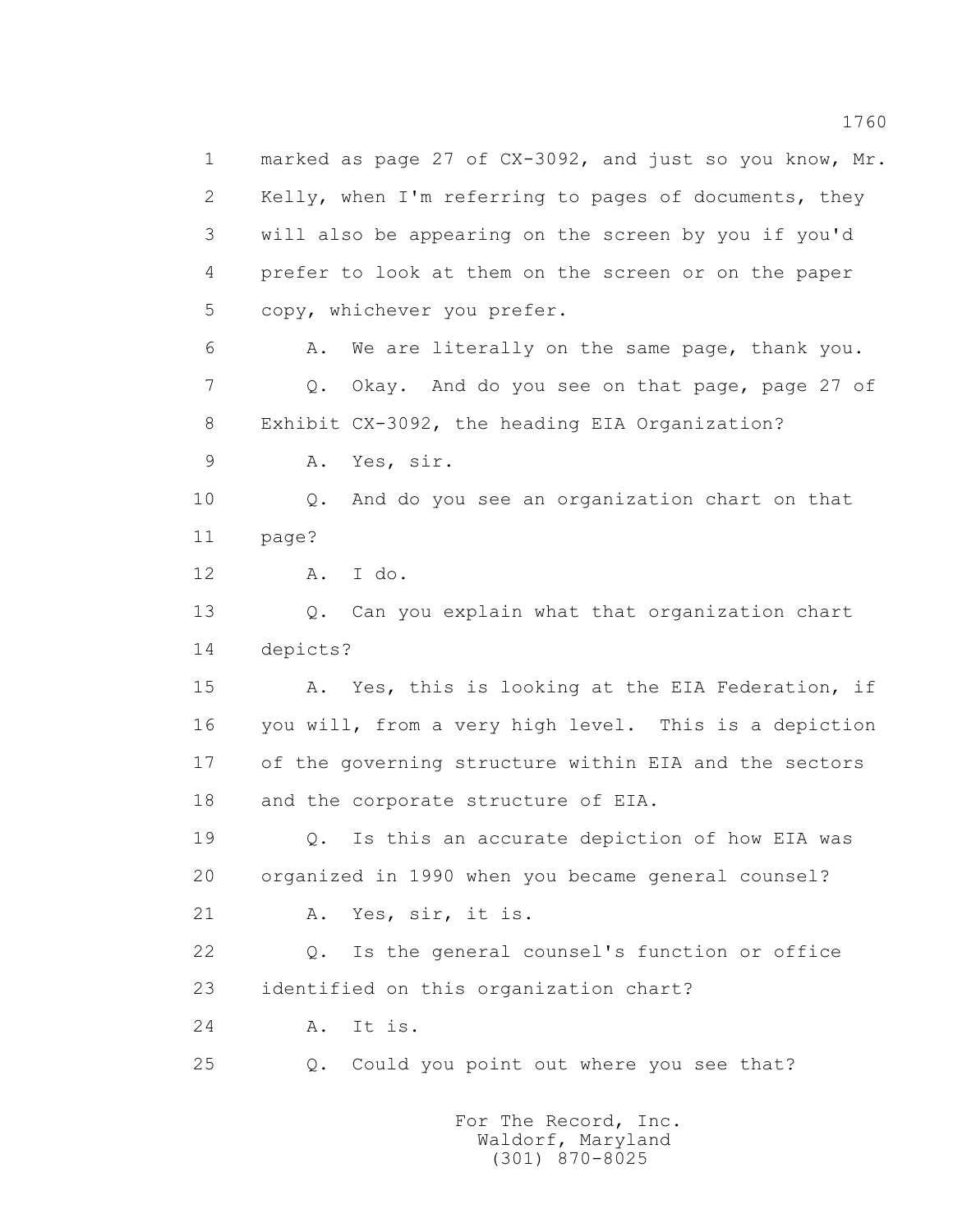1 marked as page 27 of CX-3092, and just so you know, Mr.
2 Kelly, when I'm referring to pages of documents, they
3 will also be appearing on the screen by you if you'd
4 prefer to look at them on the screen or on the paper
5 copy, whichever you prefer.
6 A. We are literally on the same page, thank you.
7 Q. Okay. And do you see on that page, page 27 of
8 Exhibit CX-3092, the heading EIA Organization?
9 A. Yes, sir.
10 Q. And do you see an organization chart on that
11 page?
12 A. I do.
13 Q. Can you explain what that organization chart
14 depicts?
15 A. Yes, this is looking at the EIA Federation, if
16 you will, from a very high level. This is a depiction
17 of the governing structure within EIA and the sectors
18 and the corporate structure of EIA.
19 Q. Is this an accurate depiction of how EIA was
20 organized in 1990 when you became general counsel?
21 A. Yes, sir, it is.
22 Q. Is the general counsel's function or office
23 identified on this organization chart?
24 A. It is.
25 Q. Could you point out where you see that?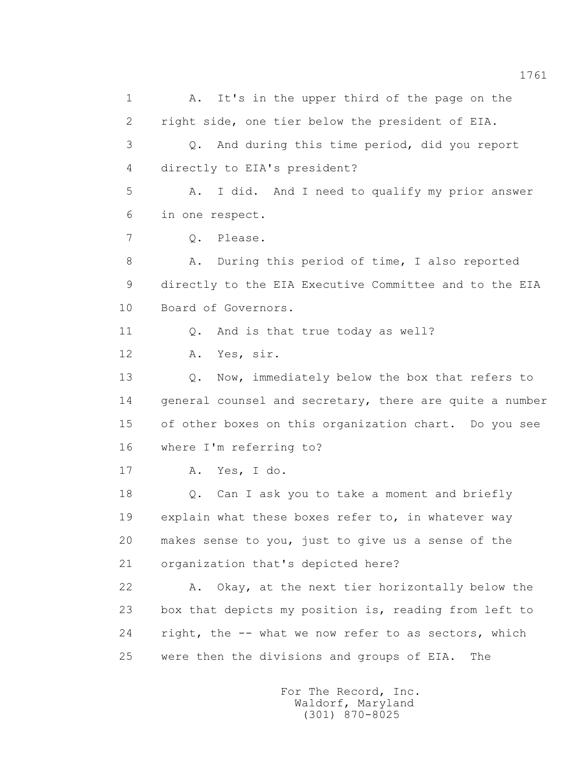1 A. It's in the upper third of the page on the
2 right side, one tier below the president of EIA.
3 Q. And during this time period, did you report
4 directly to EIA's president?
5 A. I did. And I need to qualify my prior answer
6 in one respect.
7 Q. Please.
8 A. During this period of time, I also reported
9 directly to the EIA Executive Committee and to the EIA
10 Board of Governors.
11 Q. And is that true today as well?
12 A. Yes, sir.
13 Q. Now, immediately below the box that refers to
14 general counsel and secretary, there are quite a number
15 of other boxes on this organization chart. Do you see
16 where I'm referring to?
17 A. Yes, I do.
18 Q. Can I ask you to take a moment and briefly
19 explain what these boxes refer to, in whatever way
20 makes sense to you, just to give us a sense of the
21 organization that's depicted here?
22 A. Okay, at the next tier horizontally below the
23 box that depicts my position is, reading from left to
24 right, the -- what we now refer to as sectors, which
25 were then the divisions and groups of EIA. The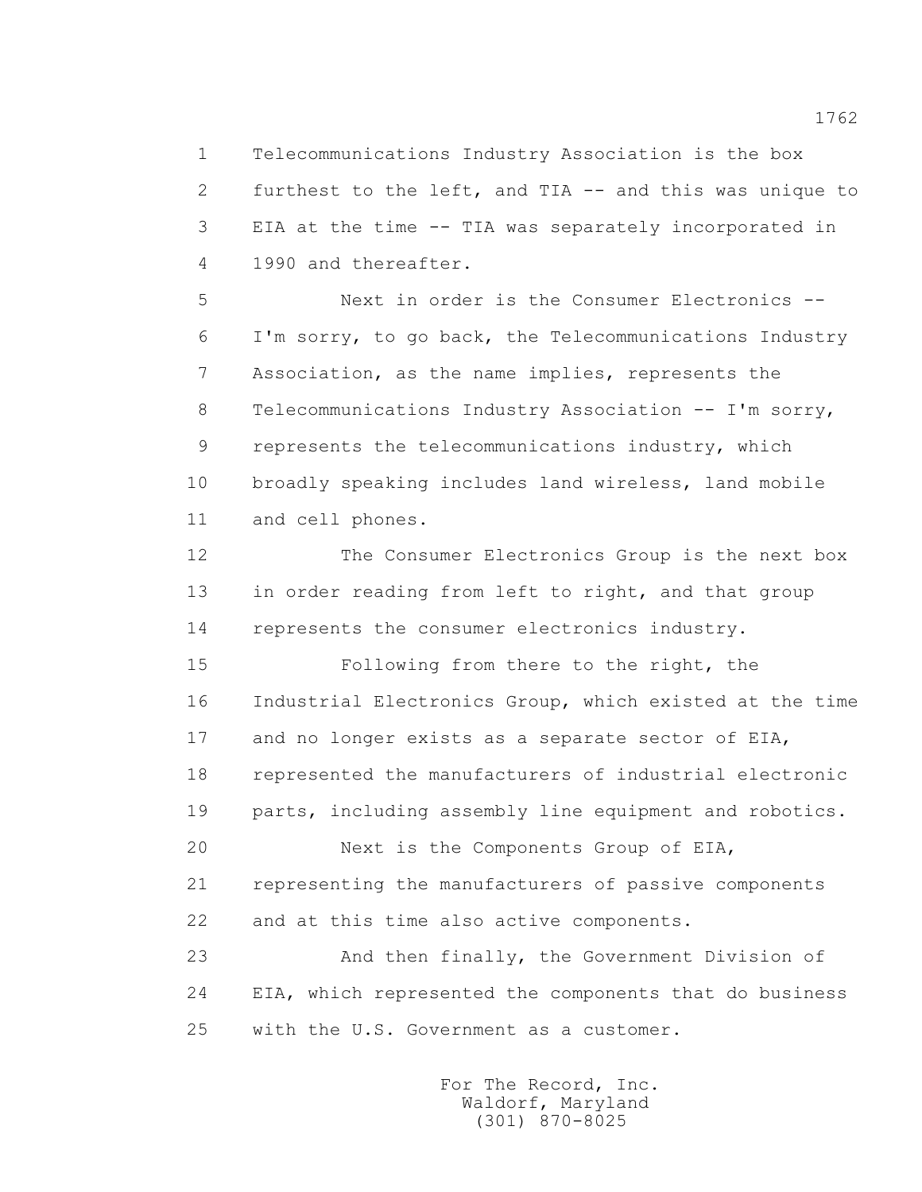Telecommunications Industry Association is the box furthest to the left, and TIA -- and this was unique to EIA at the time -- TIA was separately incorporated in 1990 and thereafter.

Next in order is the Consumer Electronics -- I'm sorry, to go back, the Telecommunications Industry Association, as the name implies, represents the Telecommunications Industry Association -- I'm sorry, represents the telecommunications industry, which broadly speaking includes land wireless, land mobile and cell phones.

The Consumer Electronics Group is the next box in order reading from left to right, and that group represents the consumer electronics industry.

Following from there to the right, the Industrial Electronics Group, which existed at the time and no longer exists as a separate sector of EIA, represented the manufacturers of industrial electronic parts, including assembly line equipment and robotics.

Next is the Components Group of EIA, representing the manufacturers of passive components and at this time also active components.

And then finally, the Government Division of EIA, which represented the components that do business with the U.S. Government as a customer.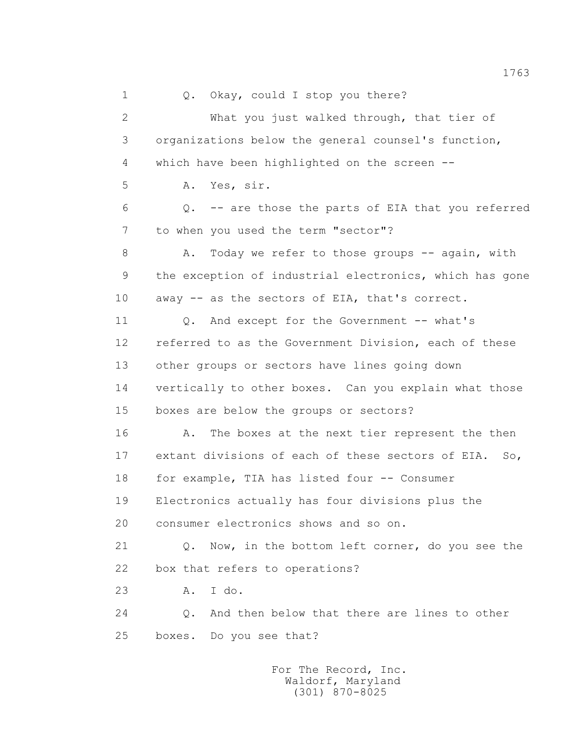Q. Okay, could I stop you there?

What you just walked through, that tier of organizations below the general counsel's function, which have been highlighted on the screen --

A. Yes, sir.

Q. -- are those the parts of EIA that you referred to when you used the term "sector"?

A. Today we refer to those groups -- again, with the exception of industrial electronics, which has gone away -- as the sectors of EIA, that's correct.

Q. And except for the Government -- what's referred to as the Government Division, each of these other groups or sectors have lines going down vertically to other boxes. Can you explain what those boxes are below the groups or sectors?

A. The boxes at the next tier represent the then extant divisions of each of these sectors of EIA. So, for example, TIA has listed four -- Consumer Electronics actually has four divisions plus the consumer electronics shows and so on.

Q. Now, in the bottom left corner, do you see the box that refers to operations?

A. I do.

Q. And then below that there are lines to other boxes. Do you see that?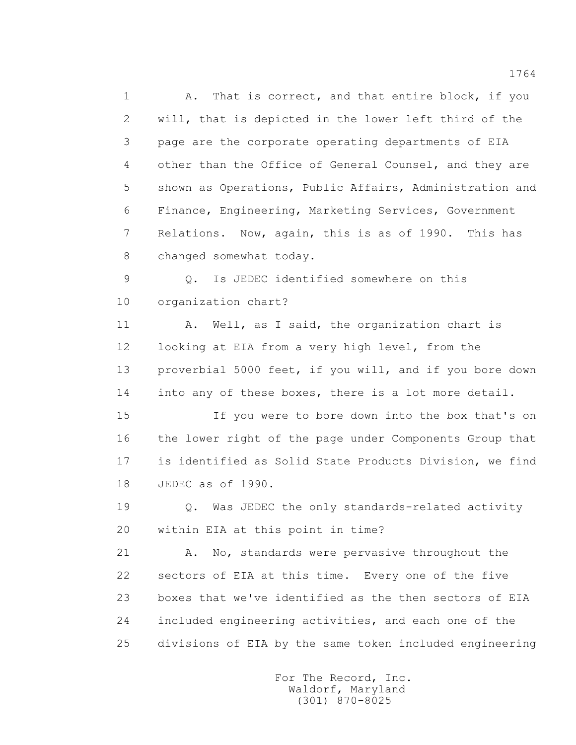A. That is correct, and that entire block, if you will, that is depicted in the lower left third of the page are the corporate operating departments of EIA other than the Office of General Counsel, and they are shown as Operations, Public Affairs, Administration and Finance, Engineering, Marketing Services, Government Relations. Now, again, this is as of 1990. This has changed somewhat today.

Q. Is JEDEC identified somewhere on this organization chart?

A. Well, as I said, the organization chart is looking at EIA from a very high level, from the proverbial 5000 feet, if you will, and if you bore down into any of these boxes, there is a lot more detail.

If you were to bore down into the box that's on the lower right of the page under Components Group that is identified as Solid State Products Division, we find JEDEC as of 1990.

Q. Was JEDEC the only standards-related activity within EIA at this point in time?

A. No, standards were pervasive throughout the sectors of EIA at this time. Every one of the five boxes that we've identified as the then sectors of EIA included engineering activities, and each one of the divisions of EIA by the same token included engineering

For The Record, Inc.
Waldorf, Maryland
(301) 870-8025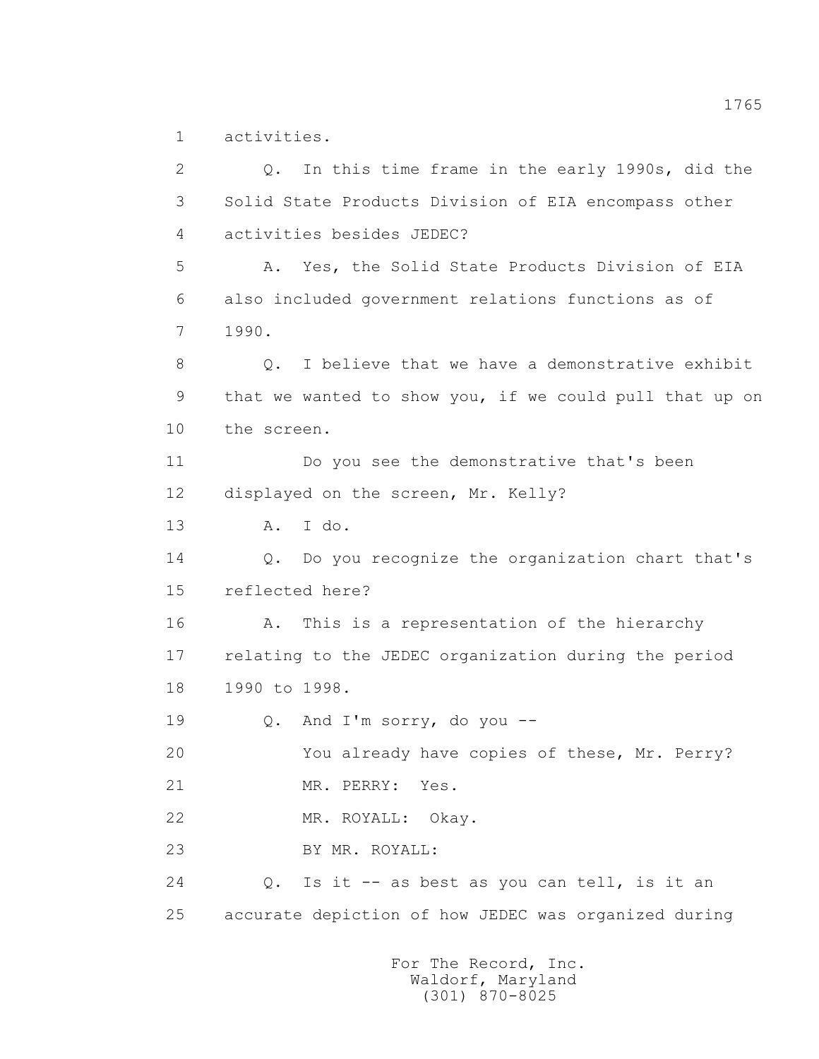1 activities.

2 Q. In this time frame in the early 1990s, did the

3 Solid State Products Division of EIA encompass other

4 activities besides JEDEC?

5 A. Yes, the Solid State Products Division of EIA

6 also included government relations functions as of

7 1990.

8 Q. I believe that we have a demonstrative exhibit

9 that we wanted to show you, if we could pull that up on

10 the screen.

11 Do you see the demonstrative that's been

12 displayed on the screen, Mr. Kelly?

13 A. I do.

14 Q. Do you recognize the organization chart that's

15 reflected here?

16 A. This is a representation of the hierarchy

17 relating to the JEDEC organization during the period

18 1990 to 1998.

19 Q. And I'm sorry, do you --

20 You already have copies of these, Mr. Perry?

21 MR. PERRY: Yes.

22 MR. ROYALL: Okay.

23 BY MR. ROYALL:

24 Q. Is it -- as best as you can tell, is it an

25 accurate depiction of how JEDEC was organized during

For The Record, Inc.
Waldorf, Maryland
(301) 870-8025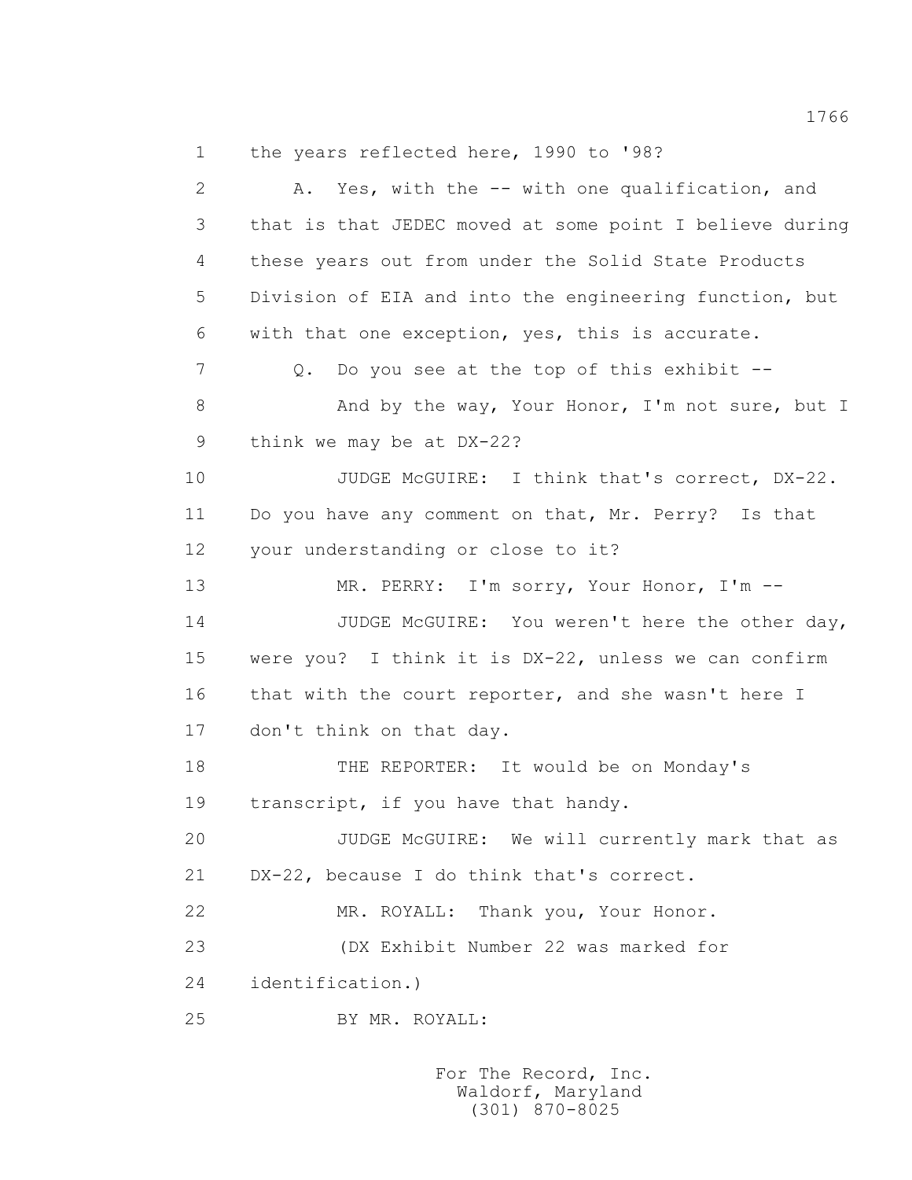1 the years reflected here, 1990 to '98?

2 A. Yes, with the -- with one qualification, and

3 that is that JEDEC moved at some point I believe during

4 these years out from under the Solid State Products

5 Division of EIA and into the engineering function, but

6 with that one exception, yes, this is accurate.

7 Q. Do you see at the top of this exhibit --

8 And by the way, Your Honor, I'm not sure, but I

9 think we may be at DX-22?

10 JUDGE McGUIRE: I think that's correct, DX-22.

11 Do you have any comment on that, Mr. Perry? Is that

12 your understanding or close to it?

13 MR. PERRY: I'm sorry, Your Honor, I'm --

14 JUDGE McGUIRE: You weren't here the other day,

15 were you? I think it is DX-22, unless we can confirm

16 that with the court reporter, and she wasn't here I

17 don't think on that day.

18 THE REPORTER: It would be on Monday's

19 transcript, if you have that handy.

20 JUDGE McGUIRE: We will currently mark that as

21 DX-22, because I do think that's correct.

22 MR. ROYALL: Thank you, Your Honor.

23 (DX Exhibit Number 22 was marked for

24 identification.)

25 BY MR. ROYALL:

For The Record, Inc.
Waldorf, Maryland
(301) 870-8025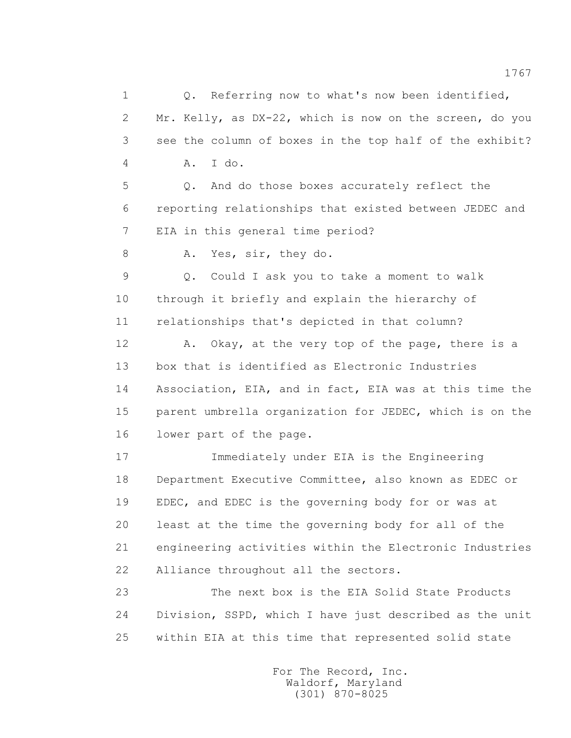1 Q. Referring now to what's now been identified,

2 Mr. Kelly, as DX-22, which is now on the screen, do you

3 see the column of boxes in the top half of the exhibit?

4 A. I do.

5 Q. And do those boxes accurately reflect the

6 reporting relationships that existed between JEDEC and

7 EIA in this general time period?

8 A. Yes, sir, they do.

9 Q. Could I ask you to take a moment to walk

10 through it briefly and explain the hierarchy of

11 relationships that's depicted in that column?

12 A. Okay, at the very top of the page, there is a

13 box that is identified as Electronic Industries

14 Association, EIA, and in fact, EIA was at this time the

15 parent umbrella organization for JEDEC, which is on the

16 lower part of the page.

17 Immediately under EIA is the Engineering

18 Department Executive Committee, also known as EDEC or

19 EDEC, and EDEC is the governing body for or was at

20 least at the time the governing body for all of the

21 engineering activities within the Electronic Industries

22 Alliance throughout all the sectors.

23 The next box is the EIA Solid State Products

24 Division, SSPD, which I have just described as the unit

25 within EIA at this time that represented solid state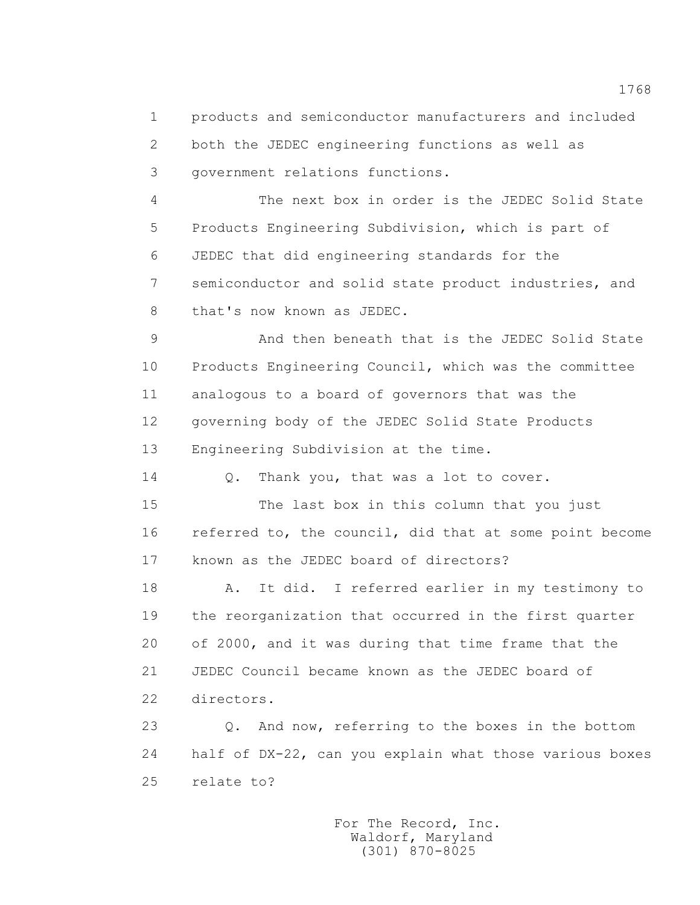products and semiconductor manufacturers and included both the JEDEC engineering functions as well as government relations functions.

The next box in order is the JEDEC Solid State Products Engineering Subdivision, which is part of JEDEC that did engineering standards for the semiconductor and solid state product industries, and that's now known as JEDEC.

And then beneath that is the JEDEC Solid State Products Engineering Council, which was the committee analogous to a board of governors that was the governing body of the JEDEC Solid State Products Engineering Subdivision at the time.

Q. Thank you, that was a lot to cover.

The last box in this column that you just referred to, the council, did that at some point become known as the JEDEC board of directors?

A. It did. I referred earlier in my testimony to the reorganization that occurred in the first quarter of 2000, and it was during that time frame that the JEDEC Council became known as the JEDEC board of directors.

Q. And now, referring to the boxes in the bottom half of DX-22, can you explain what those various boxes relate to?

For The Record, Inc.
Waldorf, Maryland
(301) 870-8025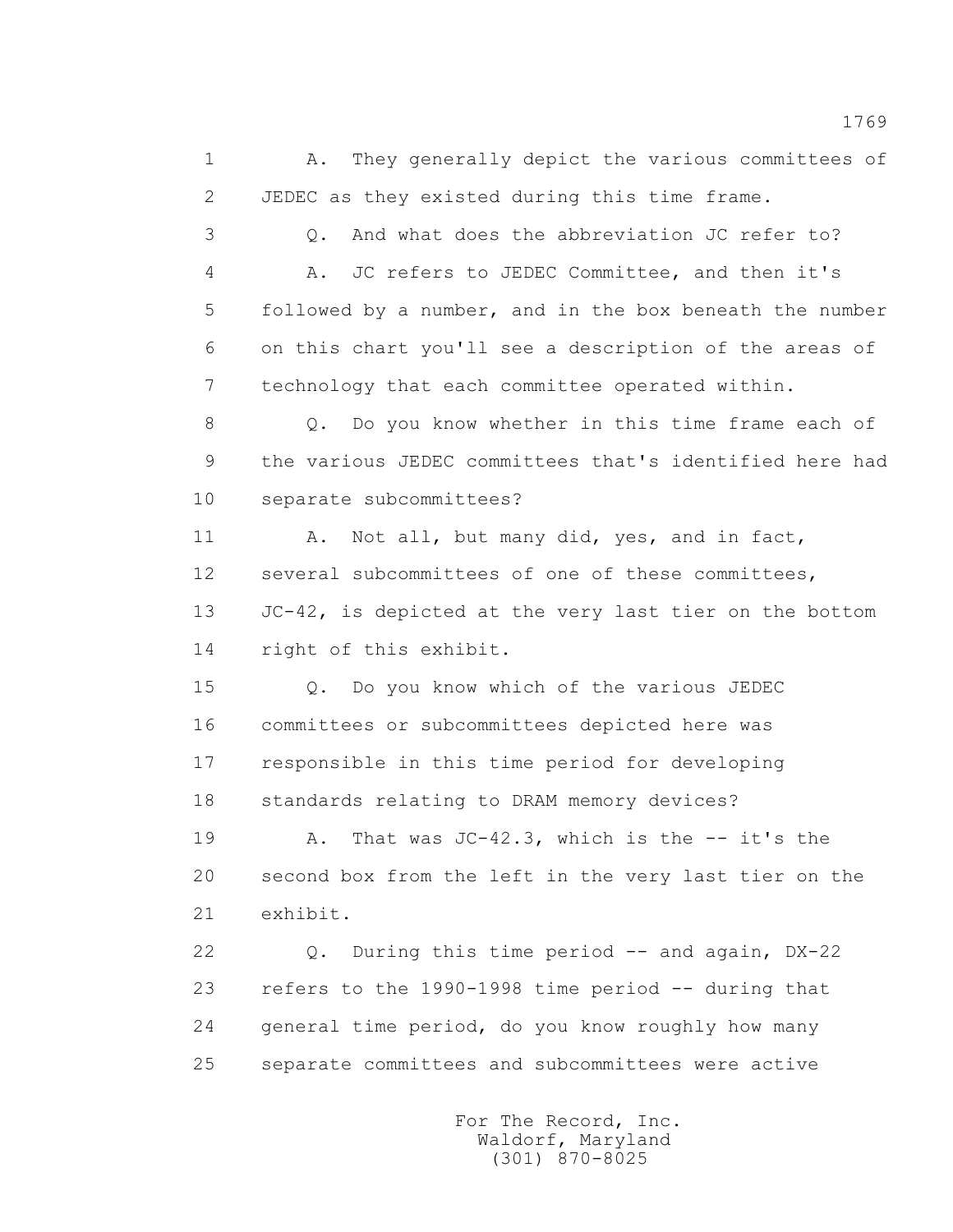1 A. They generally depict the various committees of
2 JEDEC as they existed during this time frame.
3 Q. And what does the abbreviation JC refer to?
4 A. JC refers to JEDEC Committee, and then it's
5 followed by a number, and in the box beneath the number
6 on this chart you'll see a description of the areas of
7 technology that each committee operated within.
8 Q. Do you know whether in this time frame each of
9 the various JEDEC committees that's identified here had
10 separate subcommittees?
11 A. Not all, but many did, yes, and in fact,
12 several subcommittees of one of these committees,
13 JC-42, is depicted at the very last tier on the bottom
14 right of this exhibit.
15 Q. Do you know which of the various JEDEC
16 committees or subcommittees depicted here was
17 responsible in this time period for developing
18 standards relating to DRAM memory devices?
19 A. That was JC-42.3, which is the -- it's the
20 second box from the left in the very last tier on the
21 exhibit.
22 Q. During this time period -- and again, DX-22
23 refers to the 1990-1998 time period -- during that
24 general time period, do you know roughly how many
25 separate committees and subcommittees were active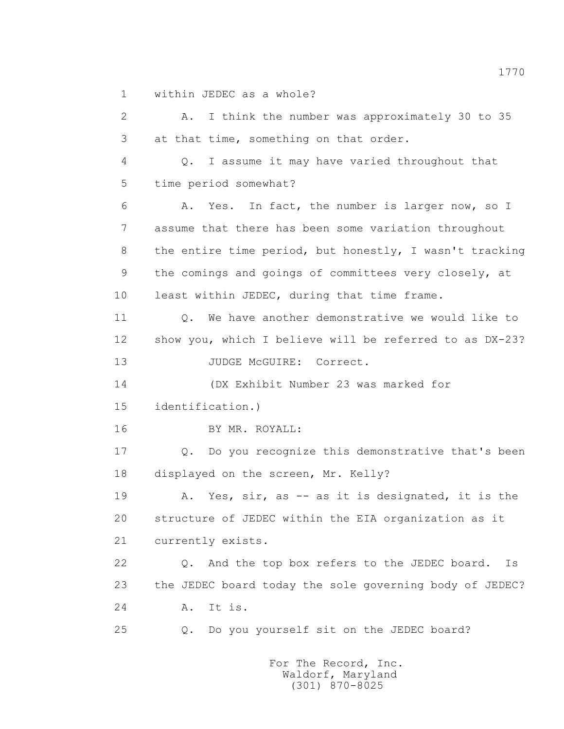within JEDEC as a whole?

A. I think the number was approximately 30 to 35 at that time, something on that order.

Q. I assume it may have varied throughout that time period somewhat?

A. Yes. In fact, the number is larger now, so I assume that there has been some variation throughout the entire time period, but honestly, I wasn't tracking the comings and goings of committees very closely, at least within JEDEC, during that time frame.

Q. We have another demonstrative we would like to show you, which I believe will be referred to as DX-23?

JUDGE McGUIRE: Correct.

(DX Exhibit Number 23 was marked for identification.)

BY MR. ROYALL:

Q. Do you recognize this demonstrative that's been displayed on the screen, Mr. Kelly?

A. Yes, sir, as -- as it is designated, it is the structure of JEDEC within the EIA organization as it currently exists.

Q. And the top box refers to the JEDEC board. Is the JEDEC board today the sole governing body of JEDEC?

A. It is.

Q. Do you yourself sit on the JEDEC board?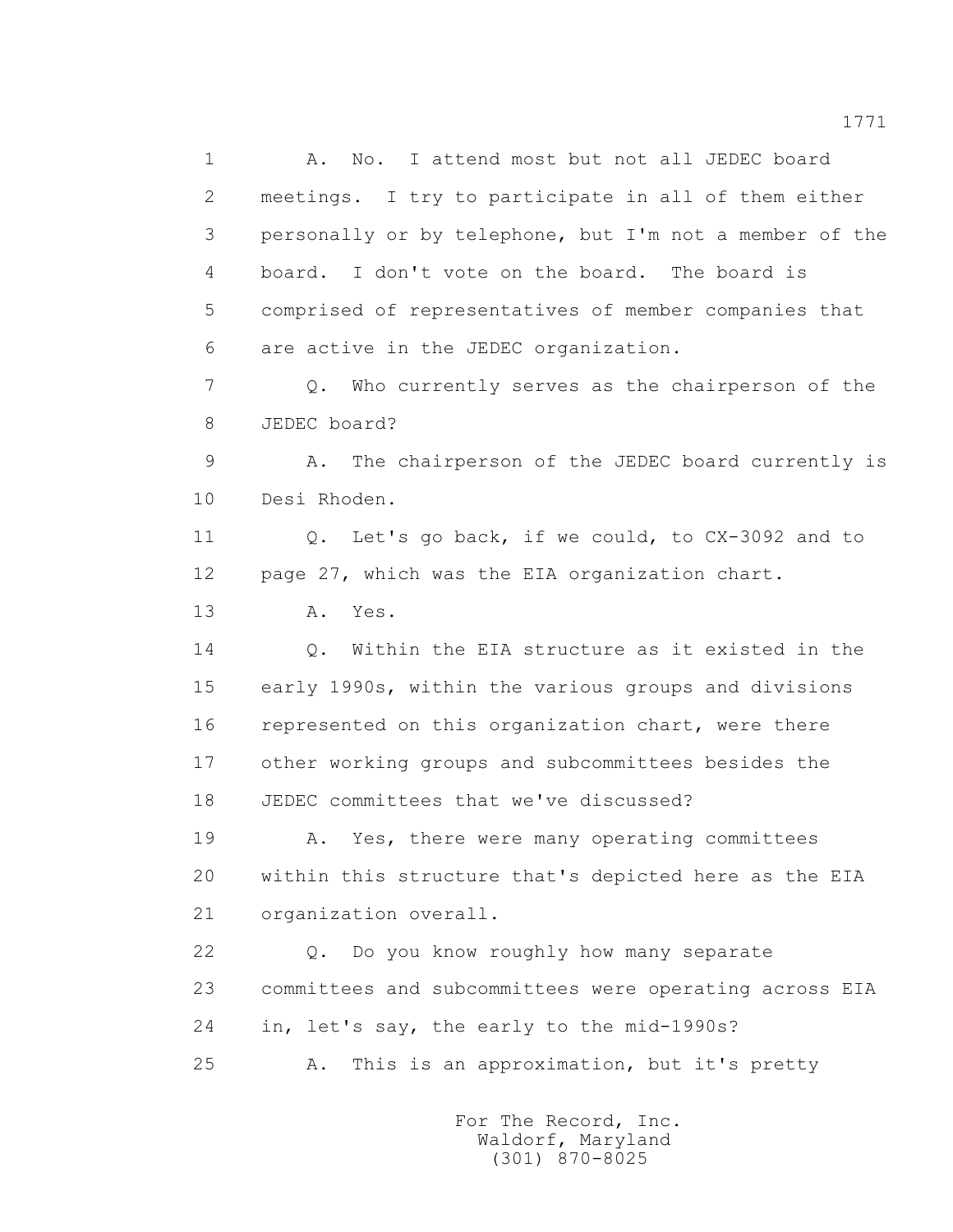1 A. No. I attend most but not all JEDEC board
2 meetings. I try to participate in all of them either
3 personally or by telephone, but I'm not a member of the
4 board. I don't vote on the board. The board is
5 comprised of representatives of member companies that
6 are active in the JEDEC organization.

7 Q. Who currently serves as the chairperson of the
8 JEDEC board?

9 A. The chairperson of the JEDEC board currently is
10 Desi Rhoden.

11 Q. Let's go back, if we could, to CX-3092 and to
12 page 27, which was the EIA organization chart.

13 A. Yes.

14 Q. Within the EIA structure as it existed in the
15 early 1990s, within the various groups and divisions
16 represented on this organization chart, were there
17 other working groups and subcommittees besides the
18 JEDEC committees that we've discussed?

19 A. Yes, there were many operating committees
20 within this structure that's depicted here as the EIA
21 organization overall.

22 Q. Do you know roughly how many separate
23 committees and subcommittees were operating across EIA
24 in, let's say, the early to the mid-1990s?

25 A. This is an approximation, but it's pretty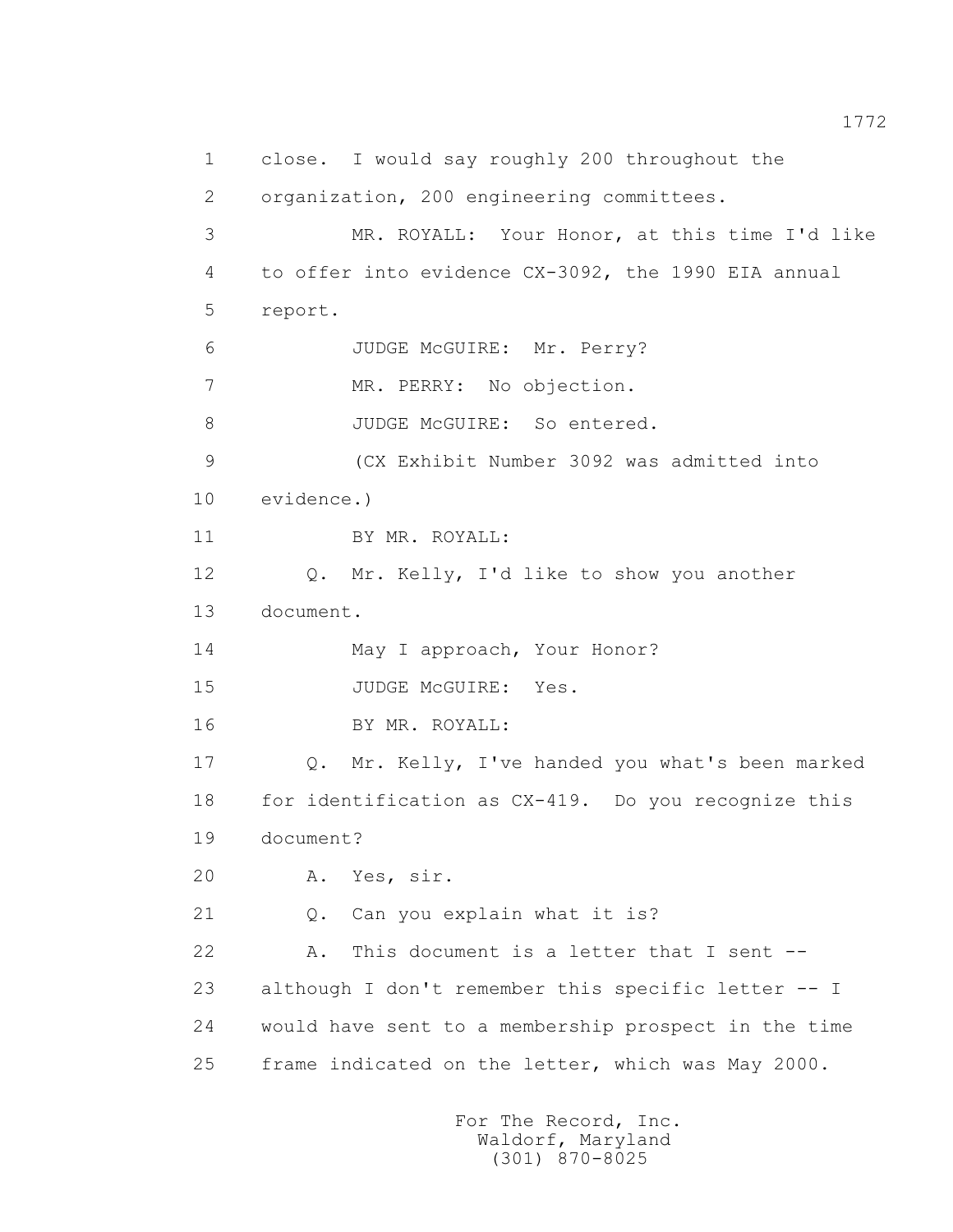1 close. I would say roughly 200 throughout the
2 organization, 200 engineering committees.
3 MR. ROYALL: Your Honor, at this time I'd like
4 to offer into evidence CX-3092, the 1990 EIA annual
5 report.
6 JUDGE McGUIRE: Mr. Perry?
7 MR. PERRY: No objection.
8 JUDGE McGUIRE: So entered.
9 (CX Exhibit Number 3092 was admitted into
10 evidence.)
11 BY MR. ROYALL:
12 Q. Mr. Kelly, I'd like to show you another
13 document.
14 May I approach, Your Honor?
15 JUDGE McGUIRE: Yes.
16 BY MR. ROYALL:
17 Q. Mr. Kelly, I've handed you what's been marked
18 for identification as CX-419. Do you recognize this
19 document?
20 A. Yes, sir.
21 Q. Can you explain what it is?
22 A. This document is a letter that I sent --
23 although I don't remember this specific letter -- I
24 would have sent to a membership prospect in the time
25 frame indicated on the letter, which was May 2000.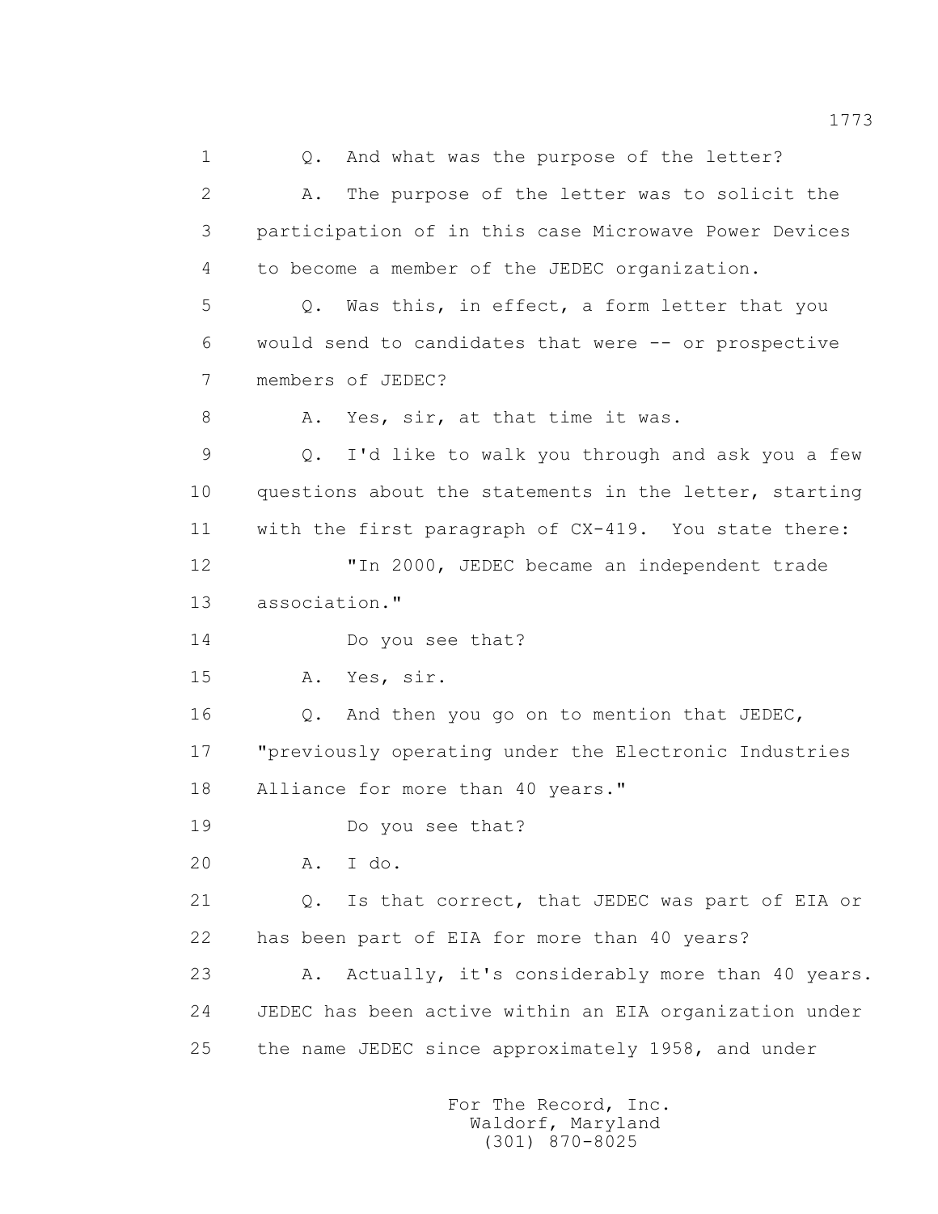1 Q. And what was the purpose of the letter?

2 A. The purpose of the letter was to solicit the

3 participation of in this case Microwave Power Devices

4 to become a member of the JEDEC organization.

5 Q. Was this, in effect, a form letter that you

6 would send to candidates that were -- or prospective

7 members of JEDEC?

8 A. Yes, sir, at that time it was.

9 Q. I'd like to walk you through and ask you a few

10 questions about the statements in the letter, starting

11 with the first paragraph of CX-419. You state there:

12 "In 2000, JEDEC became an independent trade

13 association."

14 Do you see that?

15 A. Yes, sir.

16 Q. And then you go on to mention that JEDEC,

17 "previously operating under the Electronic Industries

18 Alliance for more than 40 years."

19 Do you see that?

20 A. I do.

21 Q. Is that correct, that JEDEC was part of EIA or

22 has been part of EIA for more than 40 years?

23 A. Actually, it's considerably more than 40 years.

24 JEDEC has been active within an EIA organization under

25 the name JEDEC since approximately 1958, and under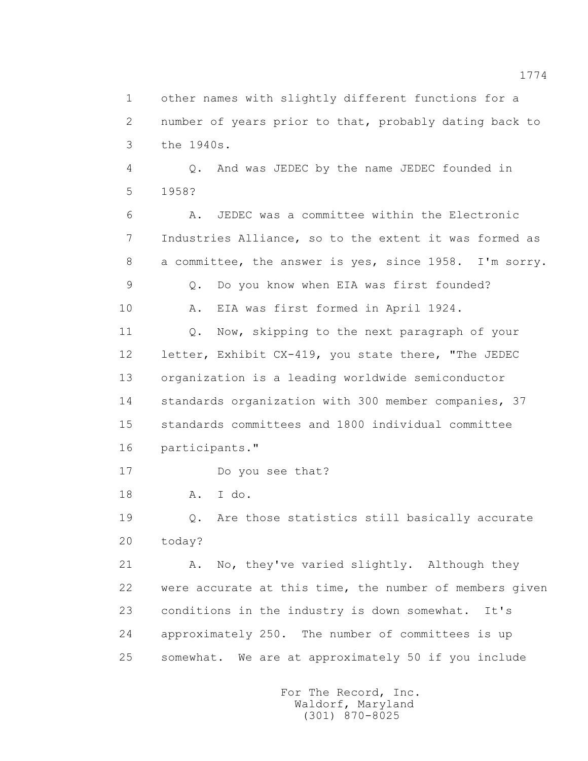1 other names with slightly different functions for a
2 number of years prior to that, probably dating back to
3 the 1940s.

4 Q. And was JEDEC by the name JEDEC founded in
5 1958?

6 A. JEDEC was a committee within the Electronic
7 Industries Alliance, so to the extent it was formed as
8 a committee, the answer is yes, since 1958. I'm sorry.

9 Q. Do you know when EIA was first founded?

10 A. EIA was first formed in April 1924.

11 Q. Now, skipping to the next paragraph of your
12 letter, Exhibit CX-419, you state there, "The JEDEC
13 organization is a leading worldwide semiconductor
14 standards organization with 300 member companies, 37
15 standards committees and 1800 individual committee
16 participants."

17 Do you see that?

18 A. I do.

19 Q. Are those statistics still basically accurate
20 today?

21 A. No, they've varied slightly. Although they
22 were accurate at this time, the number of members given
23 conditions in the industry is down somewhat. It's
24 approximately 250. The number of committees is up
25 somewhat. We are at approximately 50 if you include

For The Record, Inc.
Waldorf, Maryland
(301) 870-8025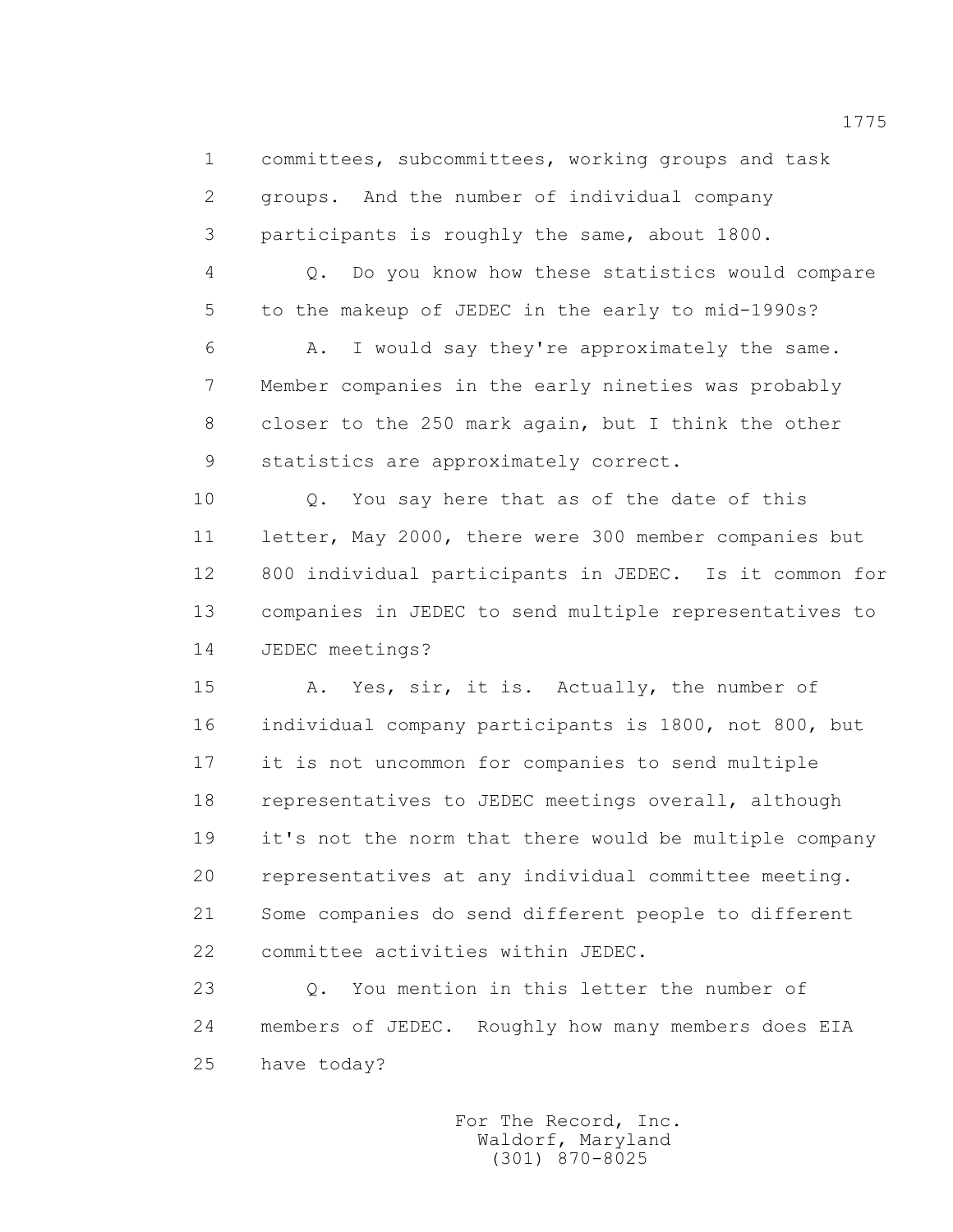1 committees, subcommittees, working groups and task
2 groups. And the number of individual company
3 participants is roughly the same, about 1800.
4 Q. Do you know how these statistics would compare
5 to the makeup of JEDEC in the early to mid-1990s?
6 A. I would say they're approximately the same.
7 Member companies in the early nineties was probably
8 closer to the 250 mark again, but I think the other
9 statistics are approximately correct.
10 Q. You say here that as of the date of this
11 letter, May 2000, there were 300 member companies but
12 800 individual participants in JEDEC. Is it common for
13 companies in JEDEC to send multiple representatives to
14 JEDEC meetings?
15 A. Yes, sir, it is. Actually, the number of
16 individual company participants is 1800, not 800, but
17 it is not uncommon for companies to send multiple
18 representatives to JEDEC meetings overall, although
19 it's not the norm that there would be multiple company
20 representatives at any individual committee meeting.
21 Some companies do send different people to different
22 committee activities within JEDEC.
23 Q. You mention in this letter the number of
24 members of JEDEC. Roughly how many members does EIA
25 have today?

For The Record, Inc.
Waldorf, Maryland
(301) 870-8025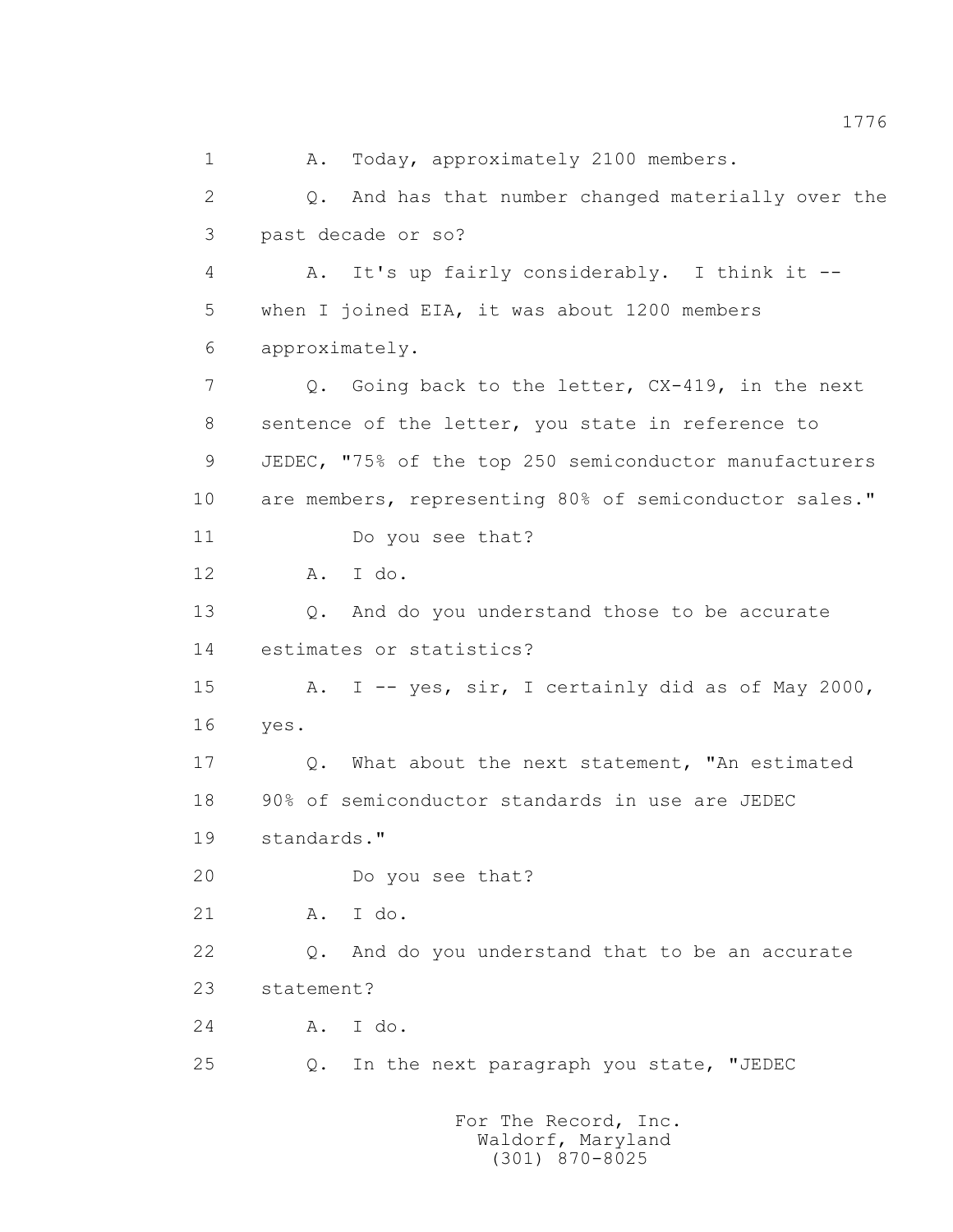1 A. Today, approximately 2100 members.

2 Q. And has that number changed materially over the

3 past decade or so?

4 A. It's up fairly considerably. I think it --

5 when I joined EIA, it was about 1200 members

6 approximately.

7 Q. Going back to the letter, CX-419, in the next

8 sentence of the letter, you state in reference to

9 JEDEC, "75% of the top 250 semiconductor manufacturers

10 are members, representing 80% of semiconductor sales."

11 Do you see that?

12 A. I do.

13 Q. And do you understand those to be accurate

14 estimates or statistics?

15 A. I -- yes, sir, I certainly did as of May 2000,

16 yes.

17 Q. What about the next statement, "An estimated

18 90% of semiconductor standards in use are JEDEC

19 standards."

20 Do you see that?

21 A. I do.

22 Q. And do you understand that to be an accurate

23 statement?

24 A. I do.

25 Q. In the next paragraph you state, "JEDEC

For The Record, Inc.
Waldorf, Maryland
(301) 870-8025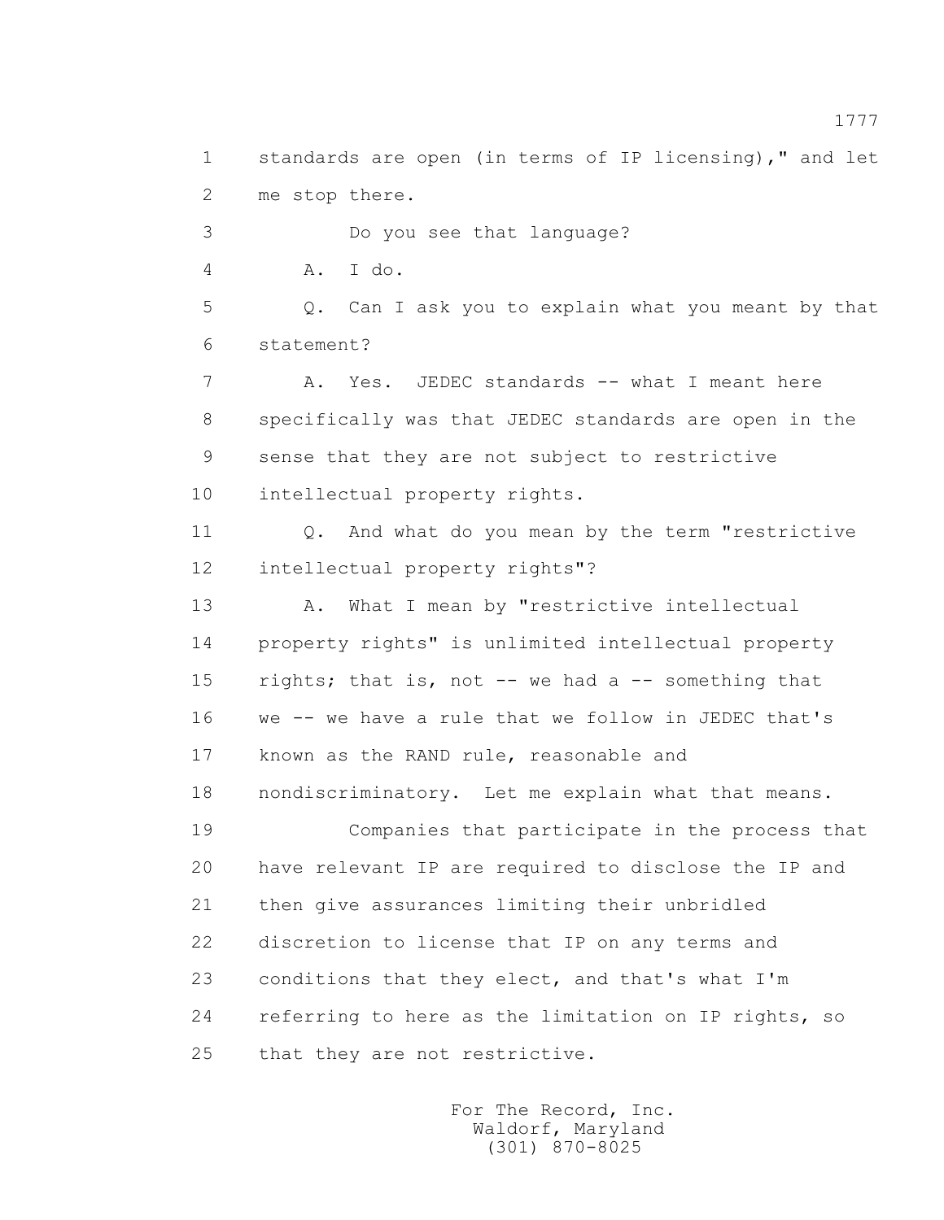standards are open (in terms of IP licensing)," and let me stop there.

Do you see that language?

A. I do.

Q. Can I ask you to explain what you meant by that statement?

A. Yes. JEDEC standards -- what I meant here specifically was that JEDEC standards are open in the sense that they are not subject to restrictive intellectual property rights.

Q. And what do you mean by the term "restrictive intellectual property rights"?

A. What I mean by "restrictive intellectual property rights" is unlimited intellectual property rights; that is, not -- we had a -- something that we -- we have a rule that we follow in JEDEC that's known as the RAND rule, reasonable and nondiscriminatory. Let me explain what that means.

Companies that participate in the process that have relevant IP are required to disclose the IP and then give assurances limiting their unbridled discretion to license that IP on any terms and conditions that they elect, and that's what I'm referring to here as the limitation on IP rights, so that they are not restrictive.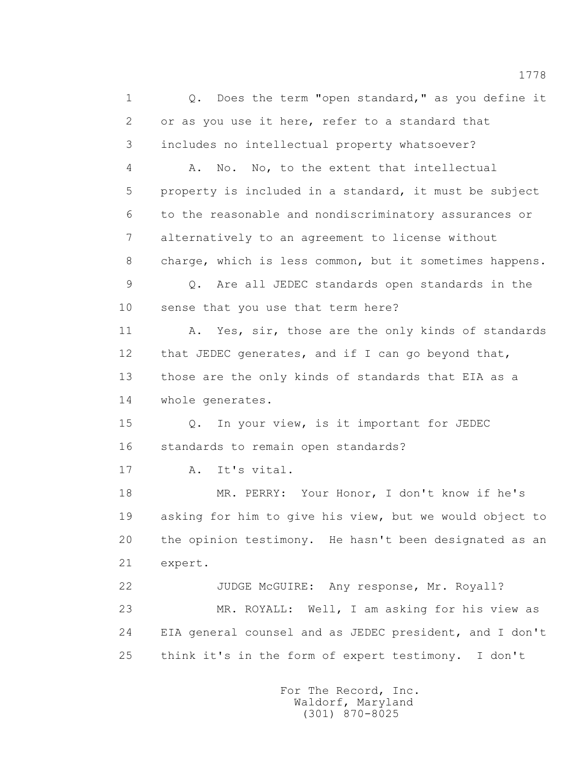1 Q. Does the term "open standard," as you define it
2 or as you use it here, refer to a standard that
3 includes no intellectual property whatsoever?
4 A. No. No, to the extent that intellectual
5 property is included in a standard, it must be subject
6 to the reasonable and nondiscriminatory assurances or
7 alternatively to an agreement to license without
8 charge, which is less common, but it sometimes happens.
9 Q. Are all JEDEC standards open standards in the
10 sense that you use that term here?
11 A. Yes, sir, those are the only kinds of standards
12 that JEDEC generates, and if I can go beyond that,
13 those are the only kinds of standards that EIA as a
14 whole generates.
15 Q. In your view, is it important for JEDEC
16 standards to remain open standards?
17 A. It's vital.
18 MR. PERRY: Your Honor, I don't know if he's
19 asking for him to give his view, but we would object to
20 the opinion testimony. He hasn't been designated as an
21 expert.
22 JUDGE McGUIRE: Any response, Mr. Royall?
23 MR. ROYALL: Well, I am asking for his view as
24 EIA general counsel and as JEDEC president, and I don't
25 think it's in the form of expert testimony. I don't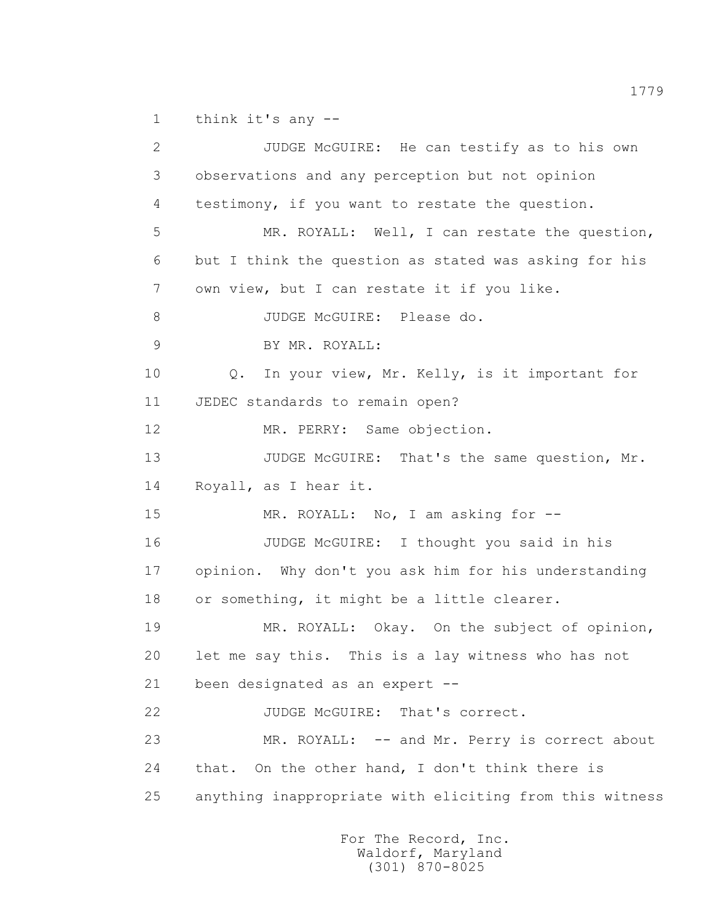1 think it's any --

2 JUDGE McGUIRE: He can testify as to his own

3 observations and any perception but not opinion

4 testimony, if you want to restate the question.

5 MR. ROYALL: Well, I can restate the question,

6 but I think the question as stated was asking for his

7 own view, but I can restate it if you like.

8 JUDGE McGUIRE: Please do.

9 BY MR. ROYALL:

10 Q. In your view, Mr. Kelly, is it important for

11 JEDEC standards to remain open?

12 MR. PERRY: Same objection.

13 JUDGE McGUIRE: That's the same question, Mr.

14 Royall, as I hear it.

15 MR. ROYALL: No, I am asking for --

16 JUDGE McGUIRE: I thought you said in his

17 opinion. Why don't you ask him for his understanding

18 or something, it might be a little clearer.

19 MR. ROYALL: Okay. On the subject of opinion,

20 let me say this. This is a lay witness who has not

21 been designated as an expert --

22 JUDGE McGUIRE: That's correct.

23 MR. ROYALL: -- and Mr. Perry is correct about

24 that. On the other hand, I don't think there is

25 anything inappropriate with eliciting from this witness

For The Record, Inc.
Waldorf, Maryland
(301) 870-8025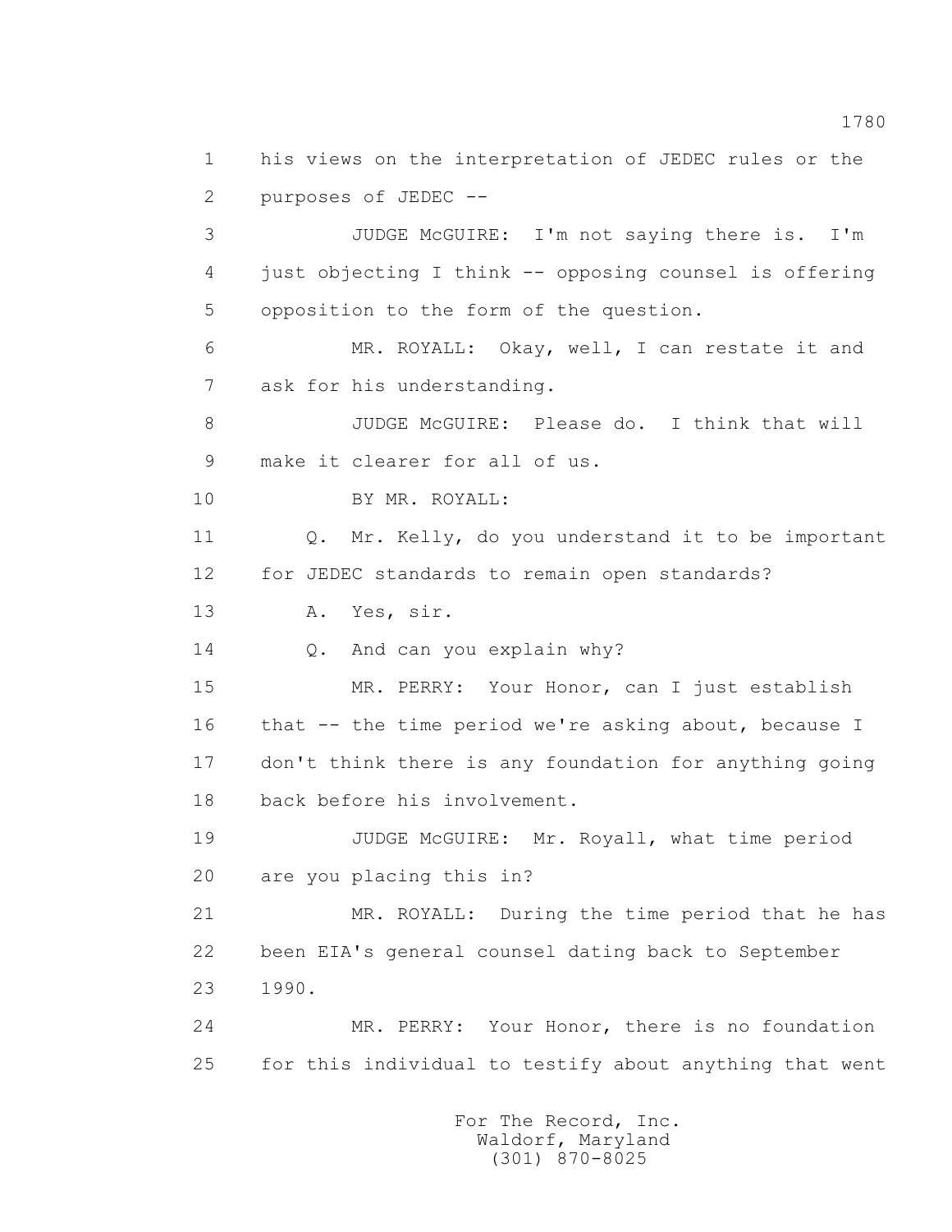1 his views on the interpretation of JEDEC rules or the
2 purposes of JEDEC --

3 JUDGE McGUIRE: I'm not saying there is. I'm
4 just objecting I think -- opposing counsel is offering
5 opposition to the form of the question.

6 MR. ROYALL: Okay, well, I can restate it and
7 ask for his understanding.

8 JUDGE McGUIRE: Please do. I think that will
9 make it clearer for all of us.

10 BY MR. ROYALL:

11 Q. Mr. Kelly, do you understand it to be important
12 for JEDEC standards to remain open standards?

13 A. Yes, sir.

14 Q. And can you explain why?

15 MR. PERRY: Your Honor, can I just establish
16 that -- the time period we're asking about, because I
17 don't think there is any foundation for anything going
18 back before his involvement.

19 JUDGE McGUIRE: Mr. Royall, what time period
20 are you placing this in?

21 MR. ROYALL: During the time period that he has
22 been EIA's general counsel dating back to September
23 1990.

24 MR. PERRY: Your Honor, there is no foundation
25 for this individual to testify about anything that went

For The Record, Inc.
Waldorf, Maryland
(301) 870-8025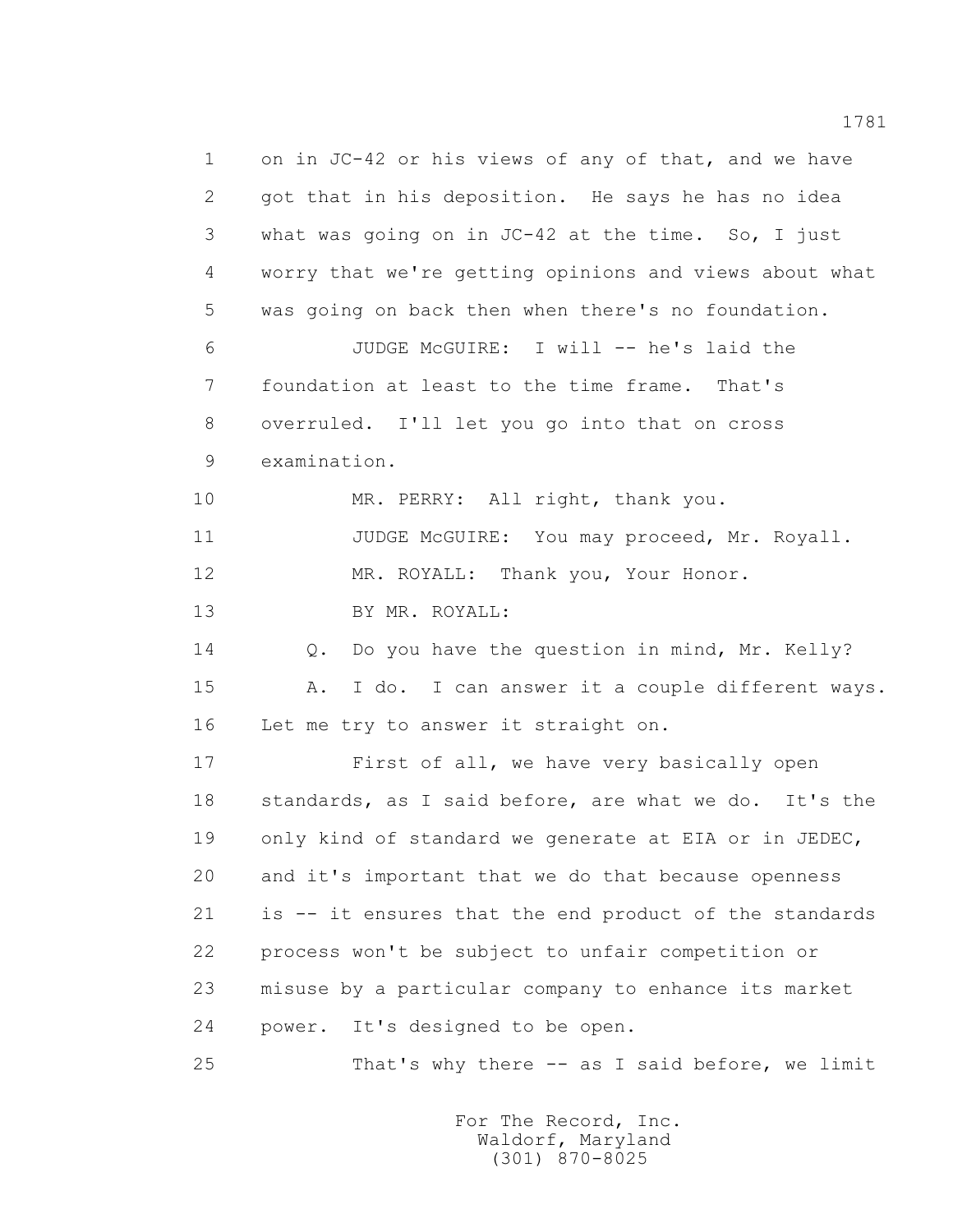on in JC-42 or his views of any of that, and we have got that in his deposition. He says he has no idea what was going on in JC-42 at the time. So, I just worry that we're getting opinions and views about what was going on back then when there's no foundation.

JUDGE McGUIRE: I will -- he's laid the foundation at least to the time frame. That's overruled. I'll let you go into that on cross examination.

MR. PERRY: All right, thank you.

JUDGE McGUIRE: You may proceed, Mr. Royall.

MR. ROYALL: Thank you, Your Honor.

BY MR. ROYALL:

Q. Do you have the question in mind, Mr. Kelly?

A. I do. I can answer it a couple different ways. Let me try to answer it straight on.

First of all, we have very basically open standards, as I said before, are what we do. It's the only kind of standard we generate at EIA or in JEDEC, and it's important that we do that because openness is -- it ensures that the end product of the standards process won't be subject to unfair competition or misuse by a particular company to enhance its market power. It's designed to be open.

That's why there -- as I said before, we limit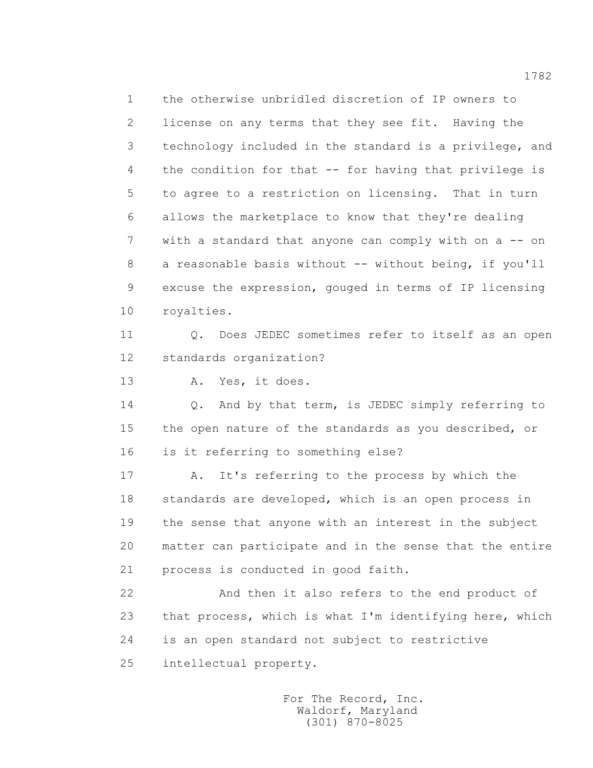1 the otherwise unbridled discretion of IP owners to
2 license on any terms that they see fit. Having the
3 technology included in the standard is a privilege, and
4 the condition for that -- for having that privilege is
5 to agree to a restriction on licensing. That in turn
6 allows the marketplace to know that they're dealing
7 with a standard that anyone can comply with on a -- on
8 a reasonable basis without -- without being, if you'll
9 excuse the expression, gouged in terms of IP licensing
10 royalties.

11 Q. Does JEDEC sometimes refer to itself as an open
12 standards organization?

13 A. Yes, it does.

14 Q. And by that term, is JEDEC simply referring to
15 the open nature of the standards as you described, or
16 is it referring to something else?

17 A. It's referring to the process by which the
18 standards are developed, which is an open process in
19 the sense that anyone with an interest in the subject
20 matter can participate and in the sense that the entire
21 process is conducted in good faith.

22 And then it also refers to the end product of
23 that process, which is what I'm identifying here, which
24 is an open standard not subject to restrictive
25 intellectual property.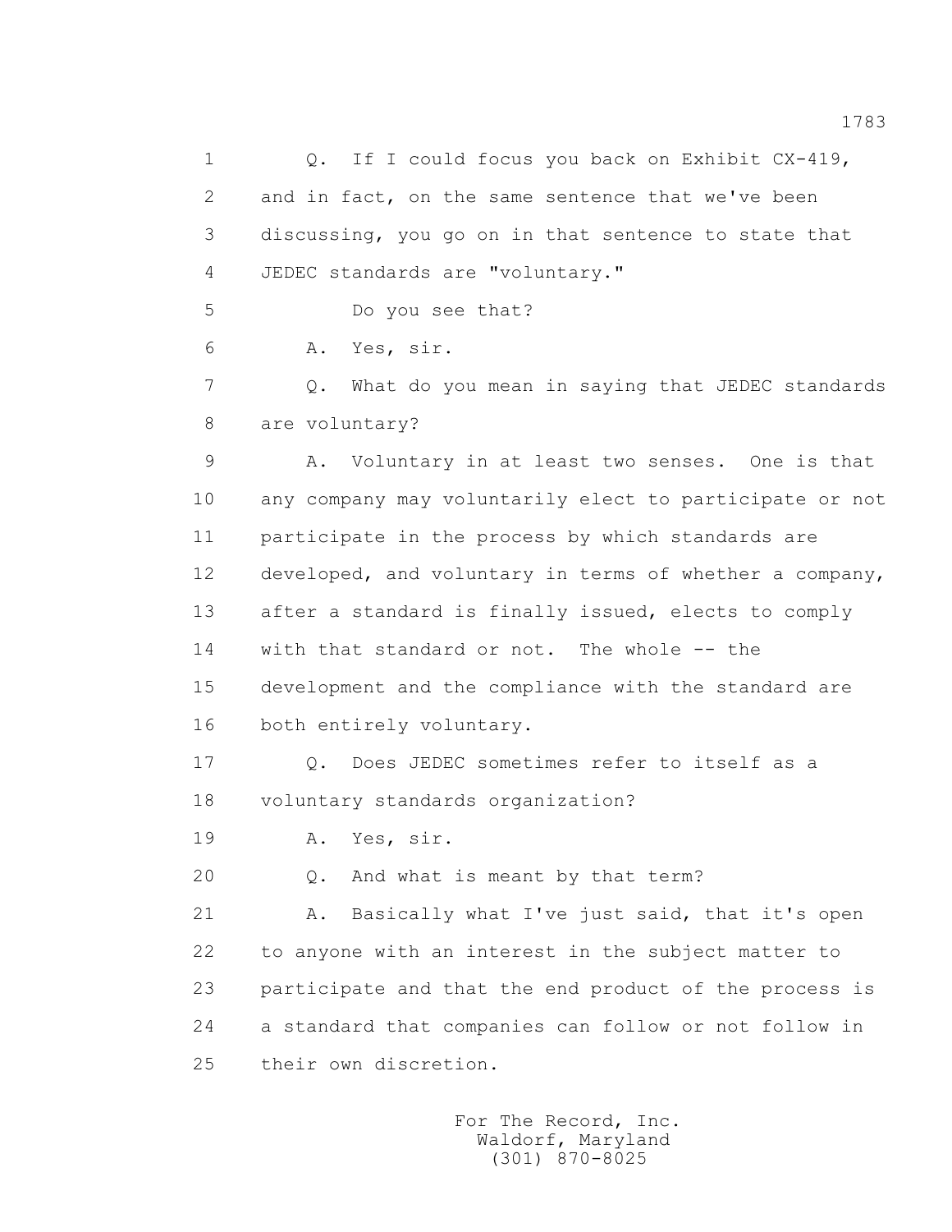Q. If I could focus you back on Exhibit CX-419, and in fact, on the same sentence that we've been discussing, you go on in that sentence to state that JEDEC standards are "voluntary."

Do you see that?

A. Yes, sir.

Q. What do you mean in saying that JEDEC standards are voluntary?

A. Voluntary in at least two senses. One is that any company may voluntarily elect to participate or not participate in the process by which standards are developed, and voluntary in terms of whether a company, after a standard is finally issued, elects to comply with that standard or not. The whole -- the development and the compliance with the standard are both entirely voluntary.

Q. Does JEDEC sometimes refer to itself as a voluntary standards organization?

A. Yes, sir.

Q. And what is meant by that term?

A. Basically what I've just said, that it's open to anyone with an interest in the subject matter to participate and that the end product of the process is a standard that companies can follow or not follow in their own discretion.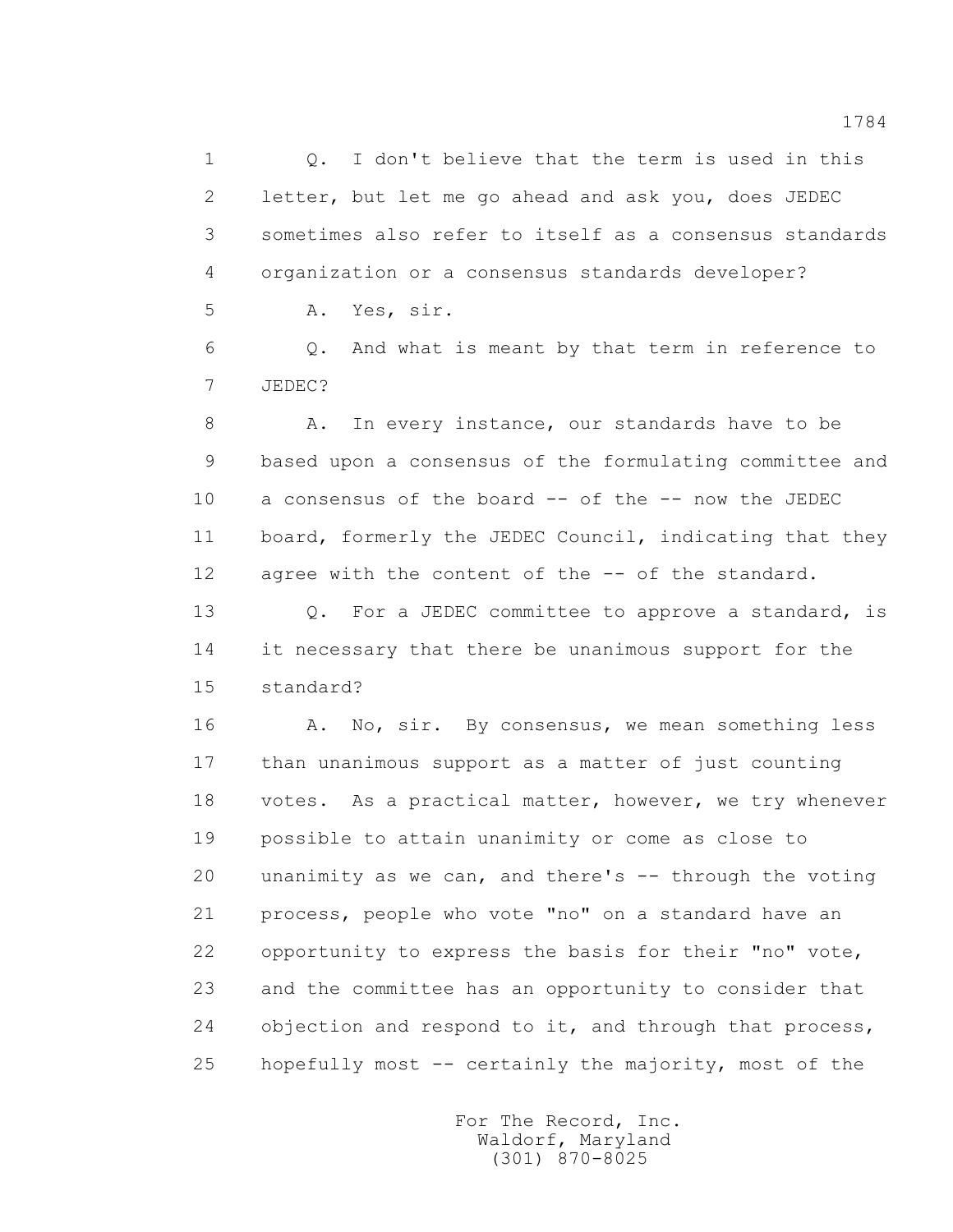1 Q. I don't believe that the term is used in this
2 letter, but let me go ahead and ask you, does JEDEC
3 sometimes also refer to itself as a consensus standards
4 organization or a consensus standards developer?
5 A. Yes, sir.
6 Q. And what is meant by that term in reference to
7 JEDEC?
8 A. In every instance, our standards have to be
9 based upon a consensus of the formulating committee and
10 a consensus of the board -- of the -- now the JEDEC
11 board, formerly the JEDEC Council, indicating that they
12 agree with the content of the -- of the standard.
13 Q. For a JEDEC committee to approve a standard, is
14 it necessary that there be unanimous support for the
15 standard?
16 A. No, sir. By consensus, we mean something less
17 than unanimous support as a matter of just counting
18 votes. As a practical matter, however, we try whenever
19 possible to attain unanimity or come as close to
20 unanimity as we can, and there's -- through the voting
21 process, people who vote "no" on a standard have an
22 opportunity to express the basis for their "no" vote,
23 and the committee has an opportunity to consider that
24 objection and respond to it, and through that process,
25 hopefully most -- certainly the majority, most of the

For The Record, Inc.
Waldorf, Maryland
(301) 870-8025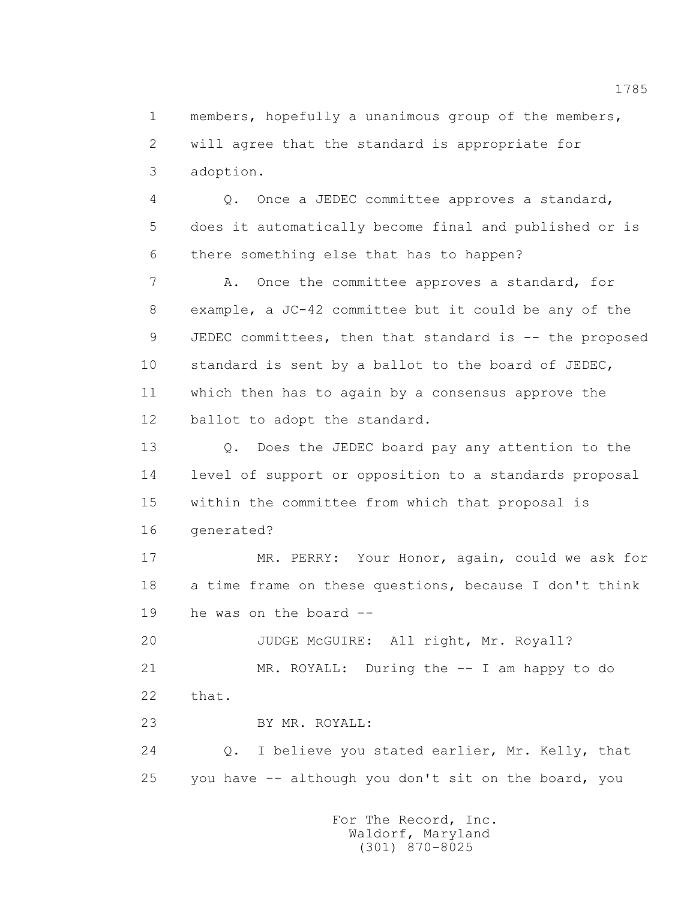members, hopefully a unanimous group of the members, will agree that the standard is appropriate for adoption.

Q. Once a JEDEC committee approves a standard, does it automatically become final and published or is there something else that has to happen?

A. Once the committee approves a standard, for example, a JC-42 committee but it could be any of the JEDEC committees, then that standard is -- the proposed standard is sent by a ballot to the board of JEDEC, which then has to again by a consensus approve the ballot to adopt the standard.

Q. Does the JEDEC board pay any attention to the level of support or opposition to a standards proposal within the committee from which that proposal is generated?

MR. PERRY: Your Honor, again, could we ask for a time frame on these questions, because I don't think he was on the board --

JUDGE McGUIRE: All right, Mr. Royall?

MR. ROYALL: During the -- I am happy to do that.

BY MR. ROYALL:

Q. I believe you stated earlier, Mr. Kelly, that you have -- although you don't sit on the board, you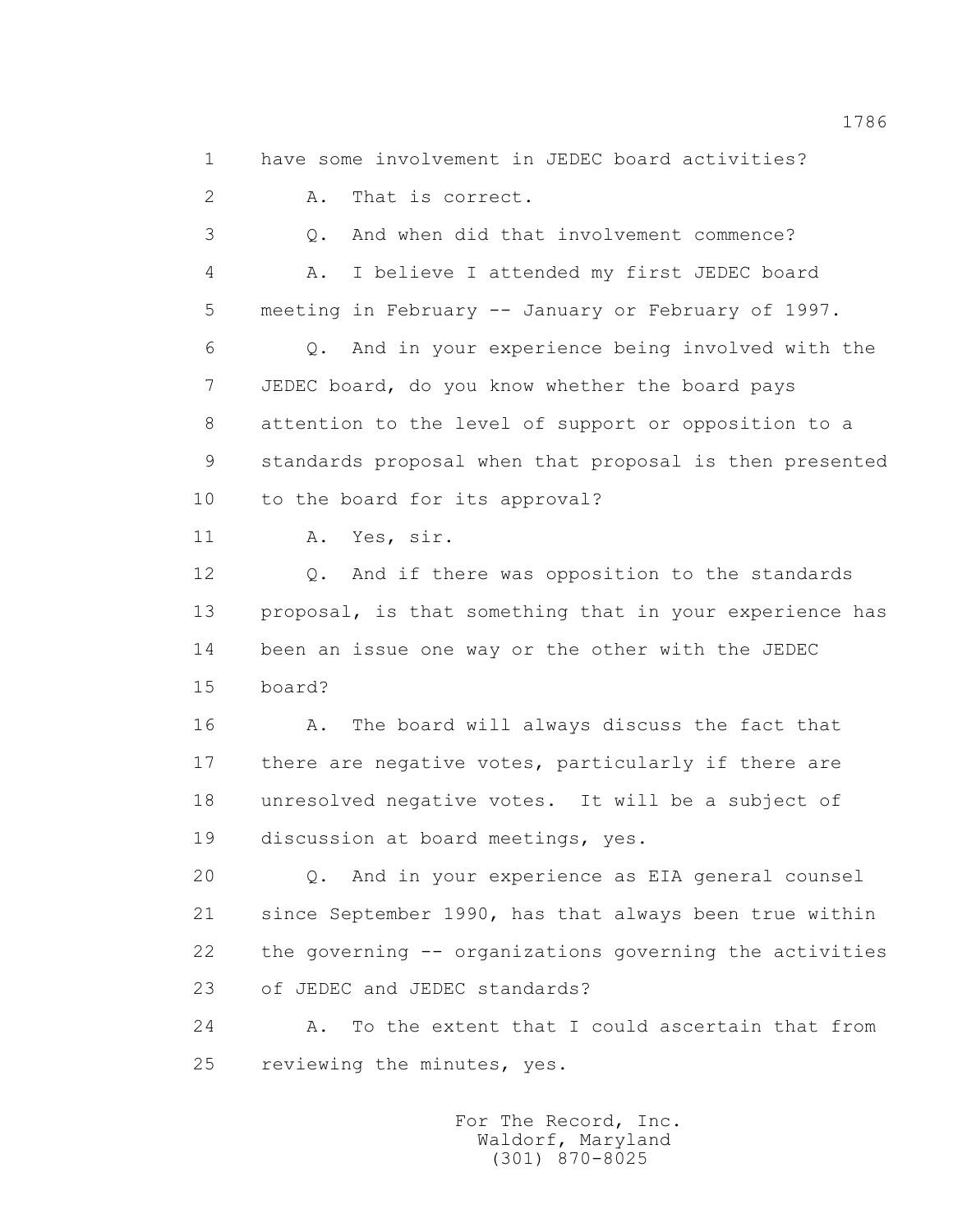1 have some involvement in JEDEC board activities?

2 A. That is correct.

3 Q. And when did that involvement commence?

4 A. I believe I attended my first JEDEC board

5 meeting in February -- January or February of 1997.

6 Q. And in your experience being involved with the

7 JEDEC board, do you know whether the board pays

8 attention to the level of support or opposition to a

9 standards proposal when that proposal is then presented

10 to the board for its approval?

11 A. Yes, sir.

12 Q. And if there was opposition to the standards

13 proposal, is that something that in your experience has

14 been an issue one way or the other with the JEDEC

15 board?

16 A. The board will always discuss the fact that

17 there are negative votes, particularly if there are

18 unresolved negative votes. It will be a subject of

19 discussion at board meetings, yes.

20 Q. And in your experience as EIA general counsel

21 since September 1990, has that always been true within

22 the governing -- organizations governing the activities

23 of JEDEC and JEDEC standards?

24 A. To the extent that I could ascertain that from

25 reviewing the minutes, yes.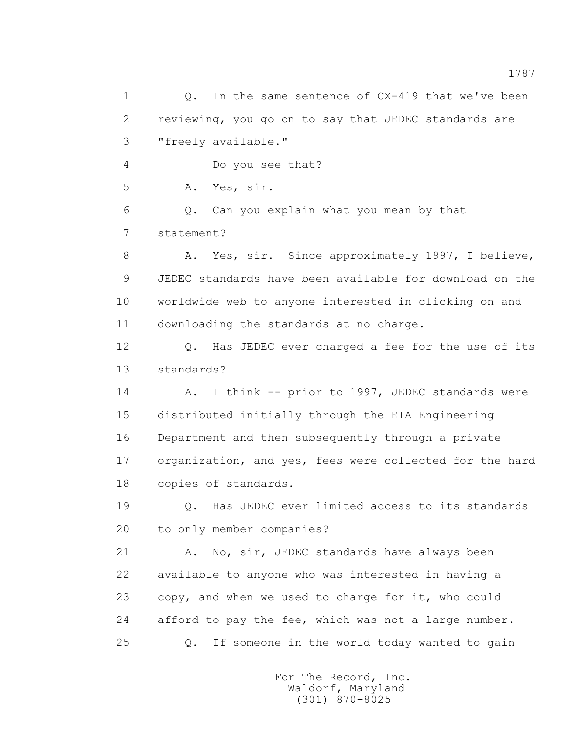1 Q. In the same sentence of CX-419 that we've been
2 reviewing, you go on to say that JEDEC standards are
3 "freely available."
4 Do you see that?
5 A. Yes, sir.
6 Q. Can you explain what you mean by that
7 statement?
8 A. Yes, sir. Since approximately 1997, I believe,
9 JEDEC standards have been available for download on the
10 worldwide web to anyone interested in clicking on and
11 downloading the standards at no charge.
12 Q. Has JEDEC ever charged a fee for the use of its
13 standards?
14 A. I think -- prior to 1997, JEDEC standards were
15 distributed initially through the EIA Engineering
16 Department and then subsequently through a private
17 organization, and yes, fees were collected for the hard
18 copies of standards.
19 Q. Has JEDEC ever limited access to its standards
20 to only member companies?
21 A. No, sir, JEDEC standards have always been
22 available to anyone who was interested in having a
23 copy, and when we used to charge for it, who could
24 afford to pay the fee, which was not a large number.
25 Q. If someone in the world today wanted to gain

For The Record, Inc.
Waldorf, Maryland
(301) 870-8025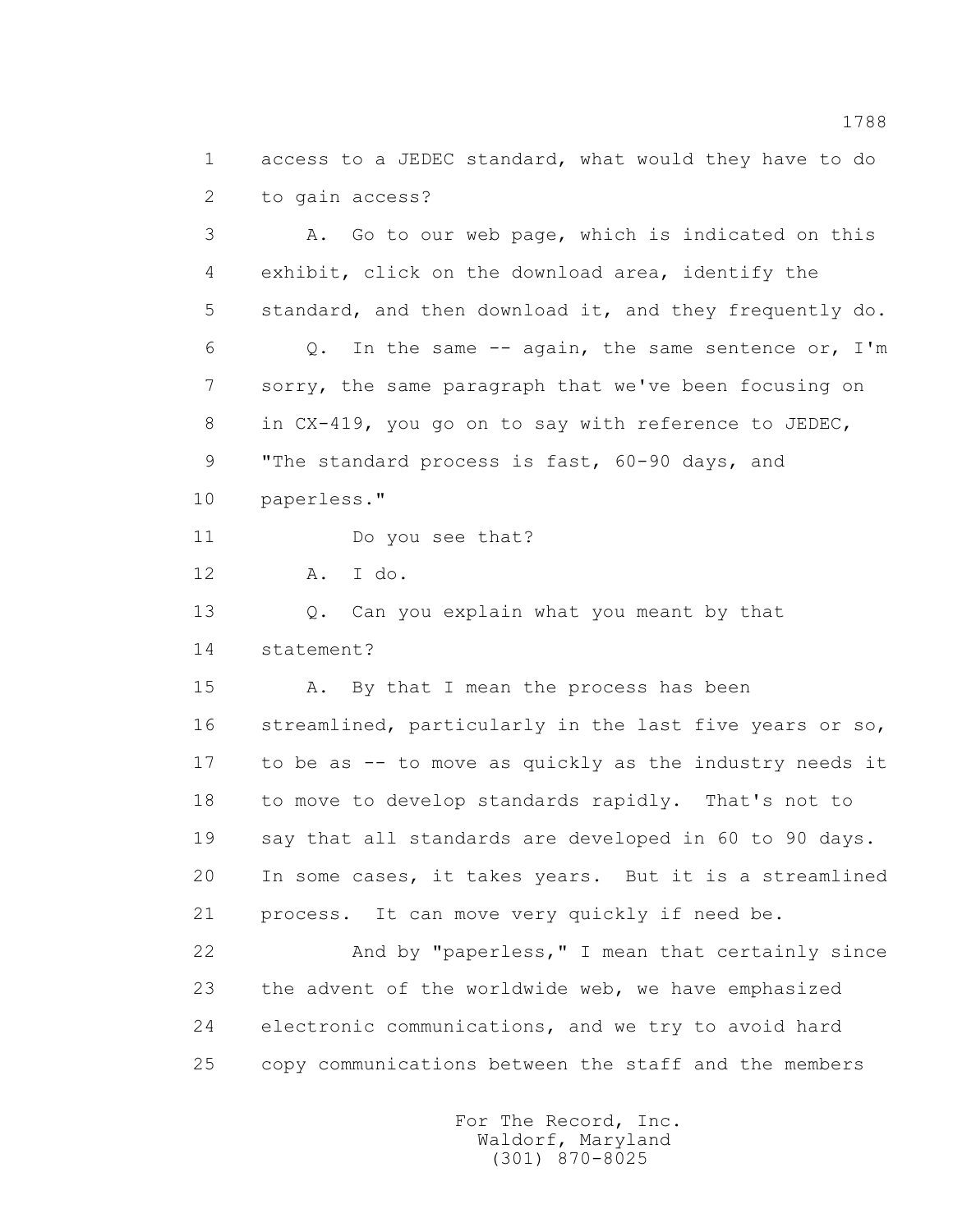1 access to a JEDEC standard, what would they have to do
2 to gain access?

3 A. Go to our web page, which is indicated on this
4 exhibit, click on the download area, identify the
5 standard, and then download it, and they frequently do.

6 Q. In the same -- again, the same sentence or, I'm
7 sorry, the same paragraph that we've been focusing on
8 in CX-419, you go on to say with reference to JEDEC,
9 "The standard process is fast, 60-90 days, and
10 paperless."

11 Do you see that?

12 A. I do.

13 Q. Can you explain what you meant by that
14 statement?

15 A. By that I mean the process has been
16 streamlined, particularly in the last five years or so,
17 to be as -- to move as quickly as the industry needs it
18 to move to develop standards rapidly. That's not to
19 say that all standards are developed in 60 to 90 days.
20 In some cases, it takes years. But it is a streamlined
21 process. It can move very quickly if need be.

22 And by "paperless," I mean that certainly since
23 the advent of the worldwide web, we have emphasized
24 electronic communications, and we try to avoid hard
25 copy communications between the staff and the members

For The Record, Inc.
Waldorf, Maryland
(301) 870-8025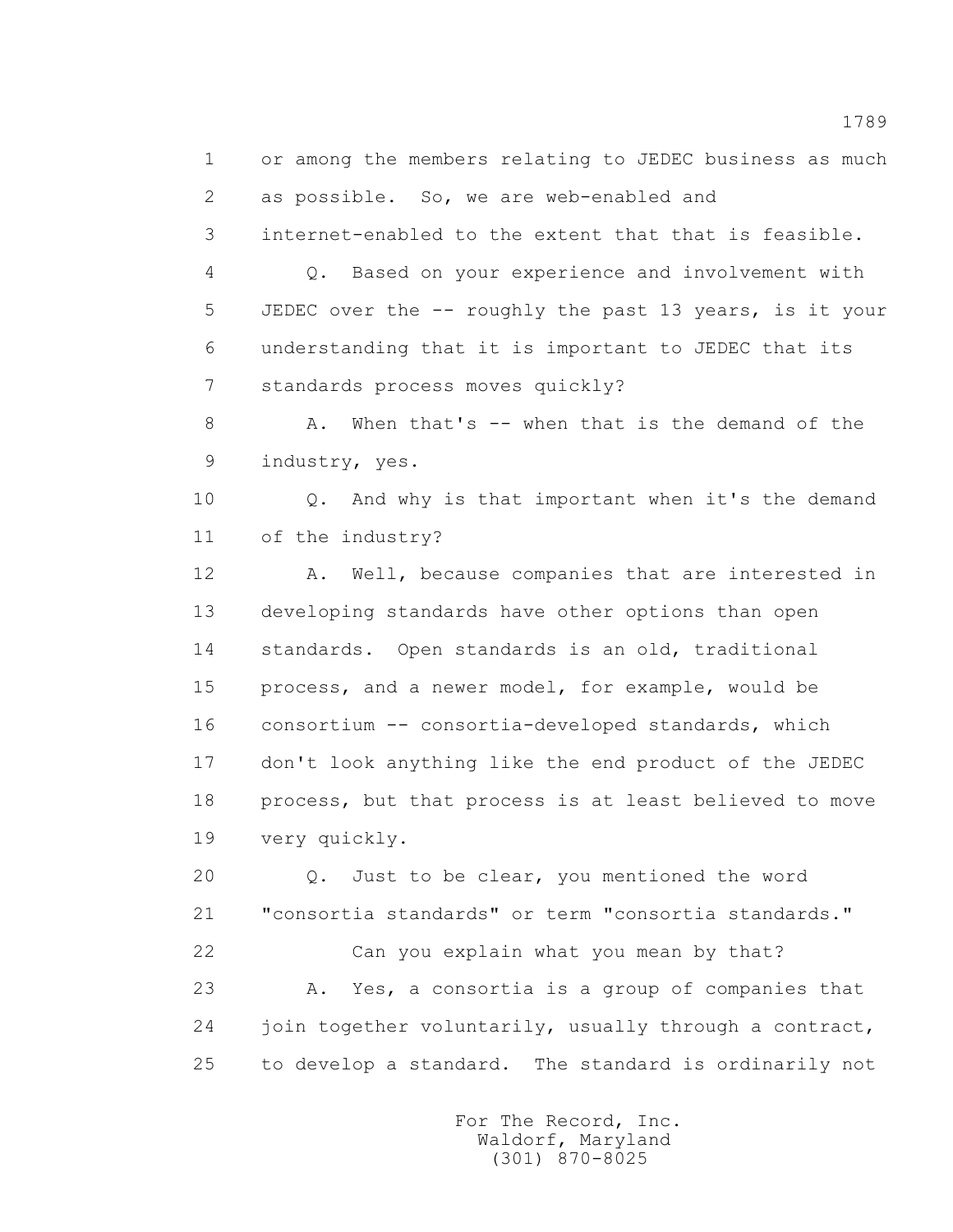1 or among the members relating to JEDEC business as much
2 as possible. So, we are web-enabled and
3 internet-enabled to the extent that that is feasible.
4 Q. Based on your experience and involvement with
5 JEDEC over the -- roughly the past 13 years, is it your
6 understanding that it is important to JEDEC that its
7 standards process moves quickly?
8 A. When that's -- when that is the demand of the
9 industry, yes.
10 Q. And why is that important when it's the demand
11 of the industry?
12 A. Well, because companies that are interested in
13 developing standards have other options than open
14 standards. Open standards is an old, traditional
15 process, and a newer model, for example, would be
16 consortium -- consortia-developed standards, which
17 don't look anything like the end product of the JEDEC
18 process, but that process is at least believed to move
19 very quickly.
20 Q. Just to be clear, you mentioned the word
21 "consortia standards" or term "consortia standards."
22 Can you explain what you mean by that?
23 A. Yes, a consortia is a group of companies that
24 join together voluntarily, usually through a contract,
25 to develop a standard. The standard is ordinarily not

For The Record, Inc.
Waldorf, Maryland
(301) 870-8025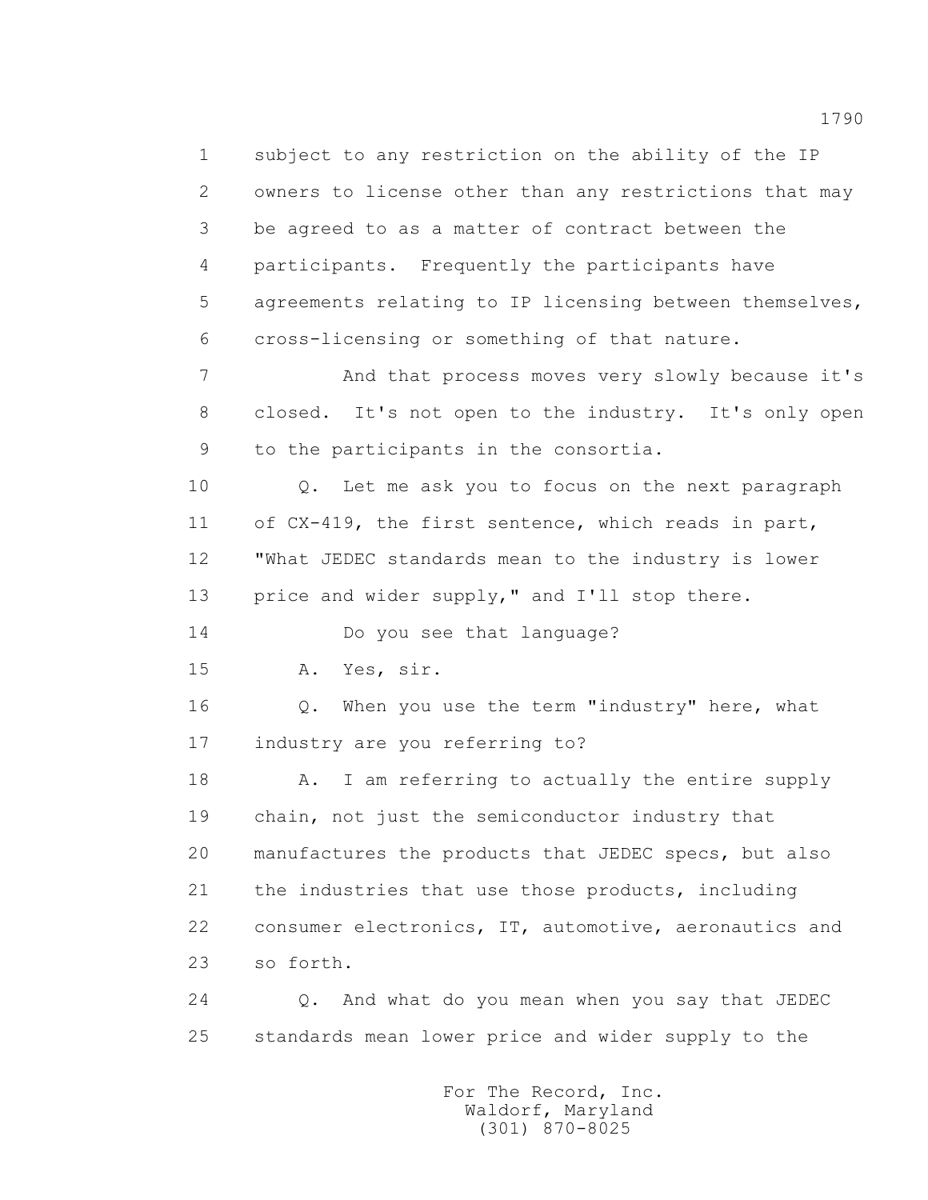1 subject to any restriction on the ability of the IP
2 owners to license other than any restrictions that may
3 be agreed to as a matter of contract between the
4 participants. Frequently the participants have
5 agreements relating to IP licensing between themselves,
6 cross-licensing or something of that nature.

7 And that process moves very slowly because it's
8 closed. It's not open to the industry. It's only open
9 to the participants in the consortia.

10 Q. Let me ask you to focus on the next paragraph
11 of CX-419, the first sentence, which reads in part,
12 "What JEDEC standards mean to the industry is lower
13 price and wider supply," and I'll stop there.

14 Do you see that language?

15 A. Yes, sir.

16 Q. When you use the term "industry" here, what
17 industry are you referring to?

18 A. I am referring to actually the entire supply
19 chain, not just the semiconductor industry that
20 manufactures the products that JEDEC specs, but also
21 the industries that use those products, including
22 consumer electronics, IT, automotive, aeronautics and
23 so forth.

24 Q. And what do you mean when you say that JEDEC
25 standards mean lower price and wider supply to the

For The Record, Inc.
Waldorf, Maryland
(301) 870-8025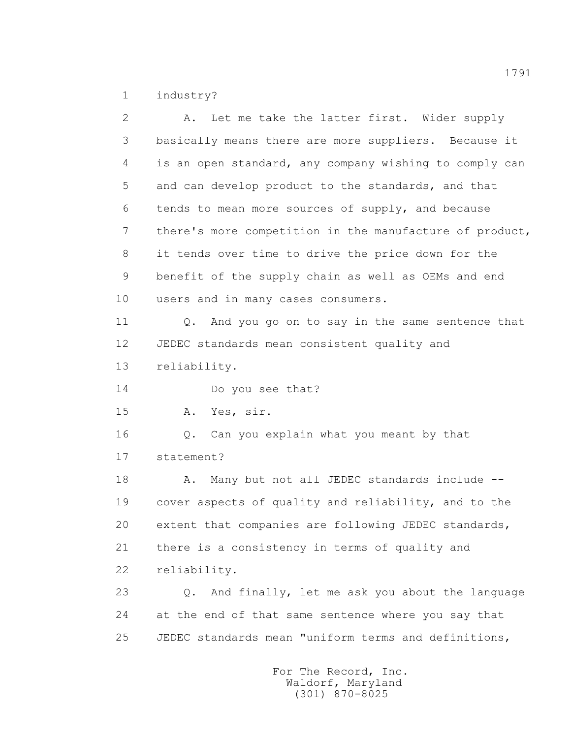industry?

A. Let me take the latter first. Wider supply basically means there are more suppliers. Because it is an open standard, any company wishing to comply can and can develop product to the standards, and that tends to mean more sources of supply, and because there's more competition in the manufacture of product, it tends over time to drive the price down for the benefit of the supply chain as well as OEMs and end users and in many cases consumers.

Q. And you go on to say in the same sentence that JEDEC standards mean consistent quality and reliability.

Do you see that?

A. Yes, sir.

Q. Can you explain what you meant by that statement?

A. Many but not all JEDEC standards include -- cover aspects of quality and reliability, and to the extent that companies are following JEDEC standards, there is a consistency in terms of quality and reliability.

Q. And finally, let me ask you about the language at the end of that same sentence where you say that JEDEC standards mean "uniform terms and definitions,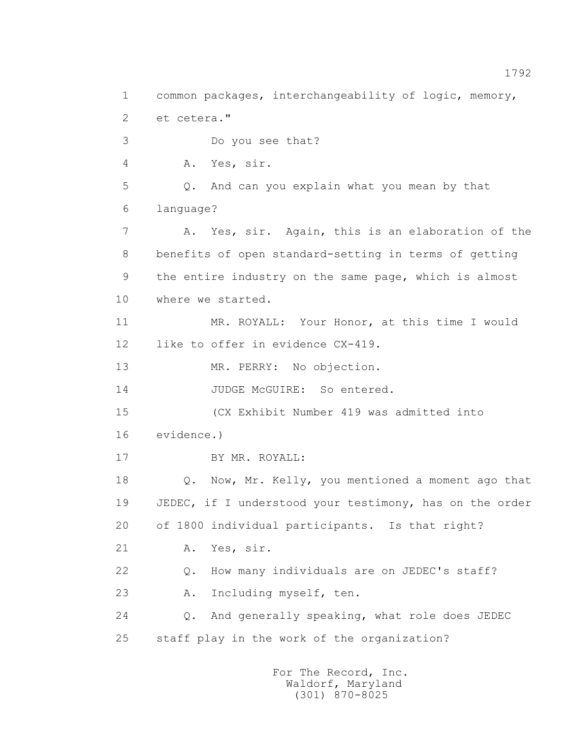common packages, interchangeability of logic, memory, et cetera."

Do you see that?

A. Yes, sir.

Q. And can you explain what you mean by that language?

A. Yes, sir. Again, this is an elaboration of the benefits of open standard-setting in terms of getting the entire industry on the same page, which is almost where we started.

MR. ROYALL: Your Honor, at this time I would like to offer in evidence CX-419.

MR. PERRY: No objection.

JUDGE McGUIRE: So entered.

(CX Exhibit Number 419 was admitted into evidence.)

BY MR. ROYALL:

Q. Now, Mr. Kelly, you mentioned a moment ago that JEDEC, if I understood your testimony, has on the order of 1800 individual participants. Is that right?

A. Yes, sir.

Q. How many individuals are on JEDEC's staff?

A. Including myself, ten.

Q. And generally speaking, what role does JEDEC staff play in the work of the organization?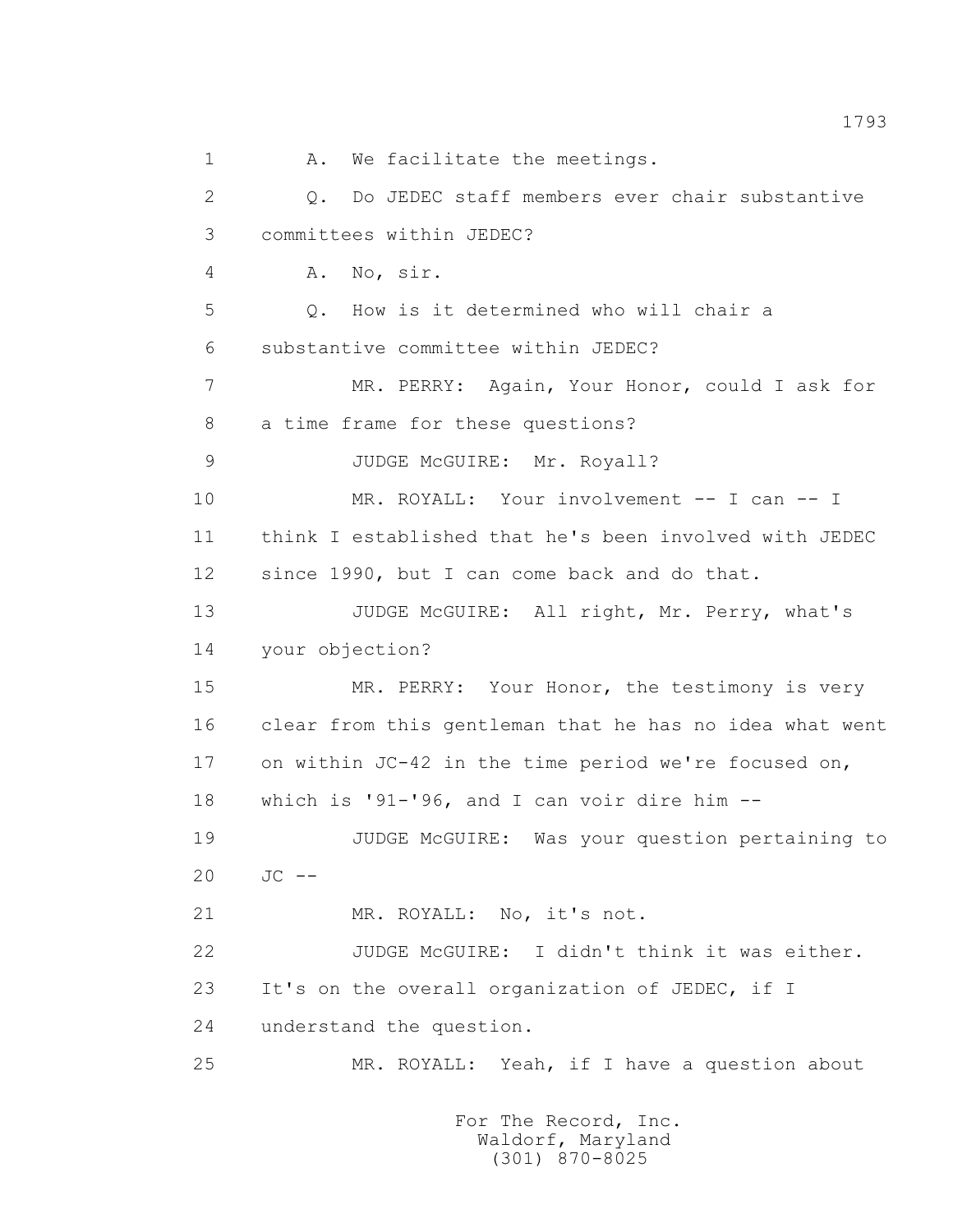1 A. We facilitate the meetings.

2 Q. Do JEDEC staff members ever chair substantive

3 committees within JEDEC?

4 A. No, sir.

5 Q. How is it determined who will chair a

6 substantive committee within JEDEC?

7 MR. PERRY: Again, Your Honor, could I ask for

8 a time frame for these questions?

9 JUDGE McGUIRE: Mr. Royall?

10 MR. ROYALL: Your involvement -- I can -- I

11 think I established that he's been involved with JEDEC

12 since 1990, but I can come back and do that.

13 JUDGE McGUIRE: All right, Mr. Perry, what's

14 your objection?

15 MR. PERRY: Your Honor, the testimony is very

16 clear from this gentleman that he has no idea what went

17 on within JC-42 in the time period we're focused on,

18 which is '91-'96, and I can voir dire him --

19 JUDGE McGUIRE: Was your question pertaining to

20 JC --

21 MR. ROYALL: No, it's not.

22 JUDGE McGUIRE: I didn't think it was either.

23 It's on the overall organization of JEDEC, if I

24 understand the question.

25 MR. ROYALL: Yeah, if I have a question about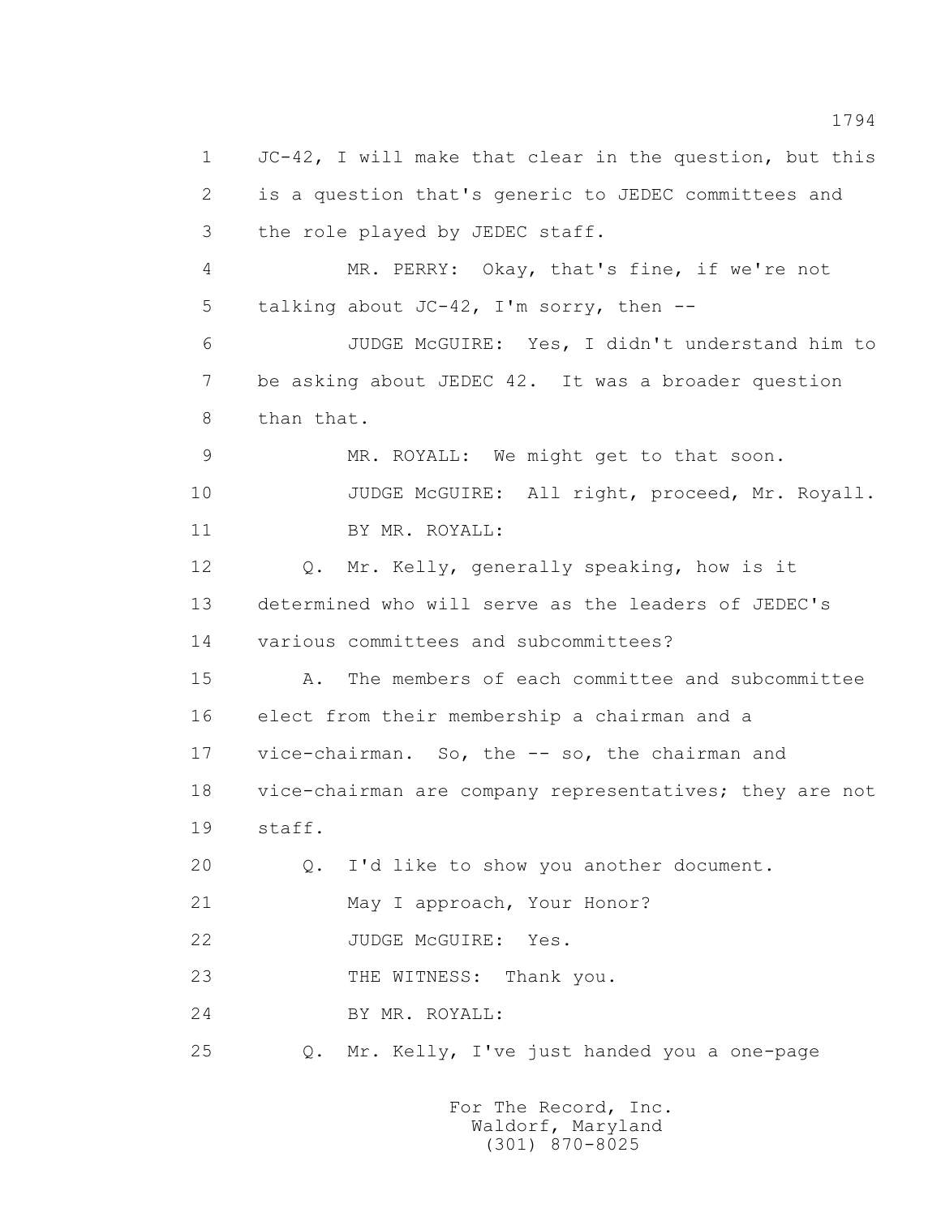1 JC-42, I will make that clear in the question, but this
2 is a question that's generic to JEDEC committees and
3 the role played by JEDEC staff.
4 MR. PERRY: Okay, that's fine, if we're not
5 talking about JC-42, I'm sorry, then --
6 JUDGE McGUIRE: Yes, I didn't understand him to
7 be asking about JEDEC 42. It was a broader question
8 than that.
9 MR. ROYALL: We might get to that soon.
10 JUDGE McGUIRE: All right, proceed, Mr. Royall.
11 BY MR. ROYALL:
12 Q. Mr. Kelly, generally speaking, how is it
13 determined who will serve as the leaders of JEDEC's
14 various committees and subcommittees?
15 A. The members of each committee and subcommittee
16 elect from their membership a chairman and a
17 vice-chairman. So, the -- so, the chairman and
18 vice-chairman are company representatives; they are not
19 staff.
20 Q. I'd like to show you another document.
21 May I approach, Your Honor?
22 JUDGE McGUIRE: Yes.
23 THE WITNESS: Thank you.
24 BY MR. ROYALL:
25 Q. Mr. Kelly, I've just handed you a one-page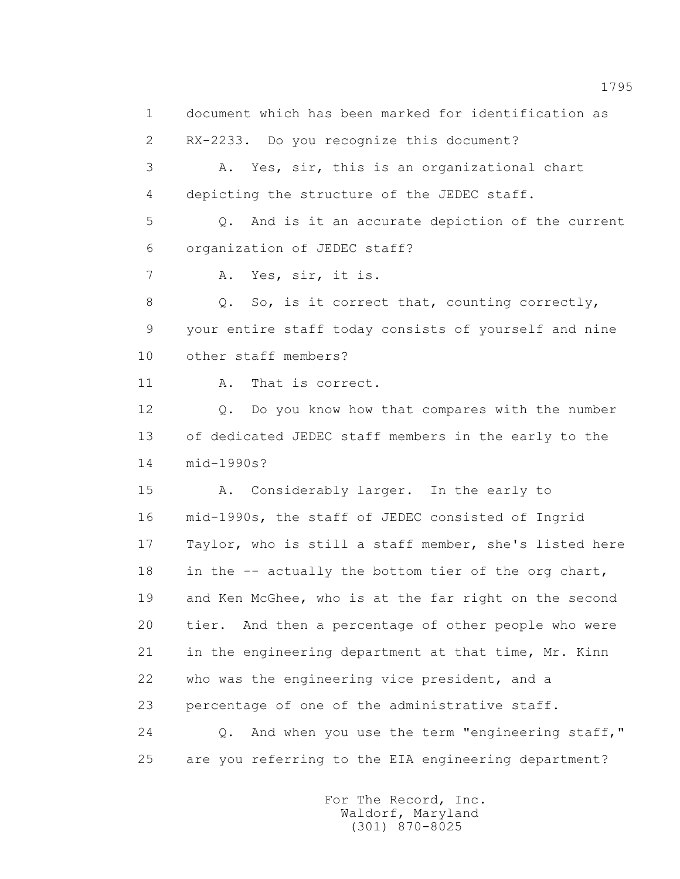1 document which has been marked for identification as
2 RX-2233. Do you recognize this document?
3 A. Yes, sir, this is an organizational chart
4 depicting the structure of the JEDEC staff.
5 Q. And is it an accurate depiction of the current
6 organization of JEDEC staff?
7 A. Yes, sir, it is.
8 Q. So, is it correct that, counting correctly,
9 your entire staff today consists of yourself and nine
10 other staff members?
11 A. That is correct.
12 Q. Do you know how that compares with the number
13 of dedicated JEDEC staff members in the early to the
14 mid-1990s?
15 A. Considerably larger. In the early to
16 mid-1990s, the staff of JEDEC consisted of Ingrid
17 Taylor, who is still a staff member, she's listed here
18 in the -- actually the bottom tier of the org chart,
19 and Ken McGhee, who is at the far right on the second
20 tier. And then a percentage of other people who were
21 in the engineering department at that time, Mr. Kinn
22 who was the engineering vice president, and a
23 percentage of one of the administrative staff.
24 Q. And when you use the term "engineering staff,"
25 are you referring to the EIA engineering department?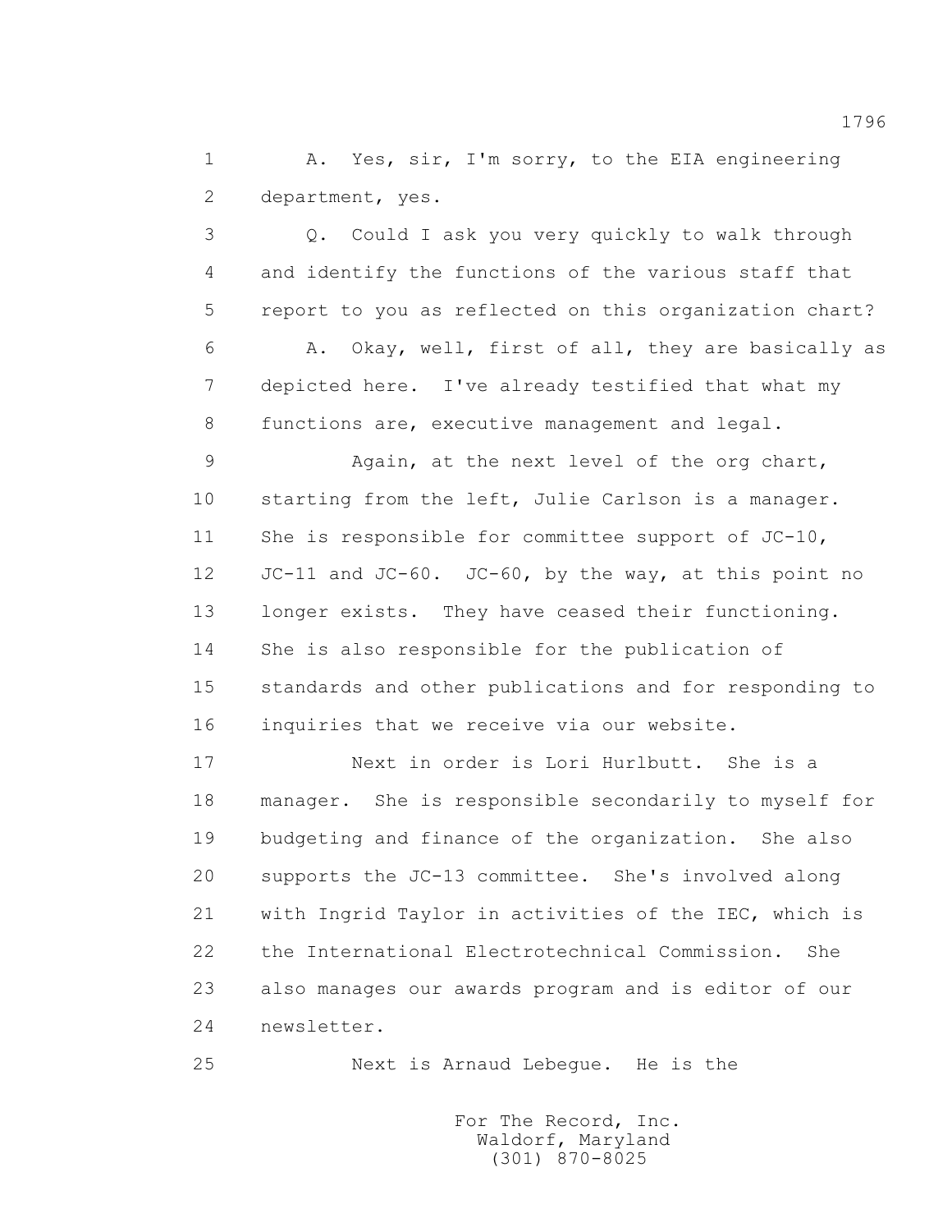A. Yes, sir, I'm sorry, to the EIA engineering department, yes.

Q. Could I ask you very quickly to walk through and identify the functions of the various staff that report to you as reflected on this organization chart?

A. Okay, well, first of all, they are basically as depicted here. I've already testified that what my functions are, executive management and legal.

Again, at the next level of the org chart, starting from the left, Julie Carlson is a manager. She is responsible for committee support of JC-10, JC-11 and JC-60. JC-60, by the way, at this point no longer exists. They have ceased their functioning. She is also responsible for the publication of standards and other publications and for responding to inquiries that we receive via our website.

Next in order is Lori Hurlbutt. She is a manager. She is responsible secondarily to myself for budgeting and finance of the organization. She also supports the JC-13 committee. She's involved along with Ingrid Taylor in activities of the IEC, which is the International Electrotechnical Commission. She also manages our awards program and is editor of our newsletter.

Next is Arnaud Lebegue. He is the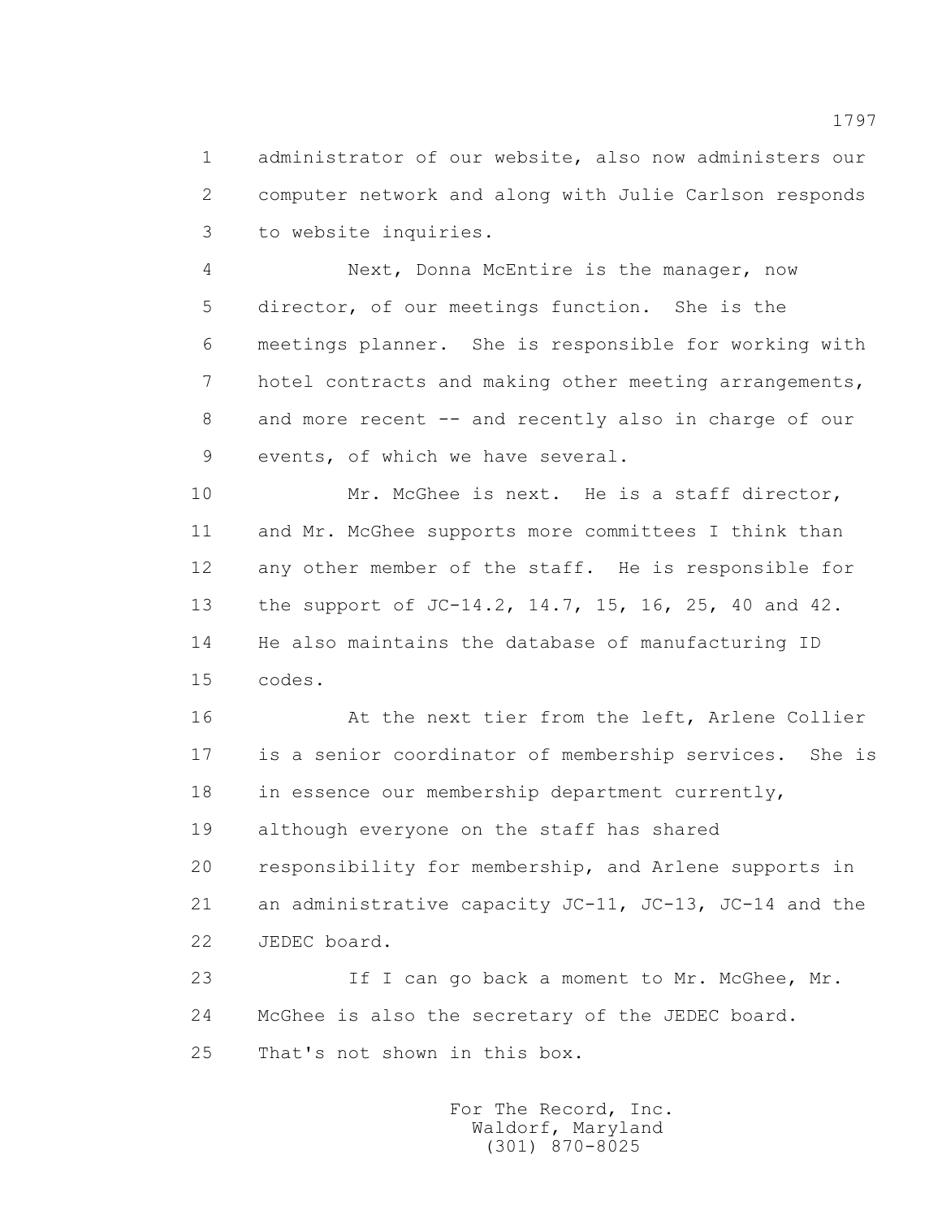administrator of our website, also now administers our computer network and along with Julie Carlson responds to website inquiries.

Next, Donna McEntire is the manager, now director, of our meetings function. She is the meetings planner. She is responsible for working with hotel contracts and making other meeting arrangements, and more recent -- and recently also in charge of our events, of which we have several.

Mr. McGhee is next. He is a staff director, and Mr. McGhee supports more committees I think than any other member of the staff. He is responsible for the support of JC-14.2, 14.7, 15, 16, 25, 40 and 42. He also maintains the database of manufacturing ID codes.

At the next tier from the left, Arlene Collier is a senior coordinator of membership services. She is in essence our membership department currently, although everyone on the staff has shared responsibility for membership, and Arlene supports in an administrative capacity JC-11, JC-13, JC-14 and the JEDEC board.

If I can go back a moment to Mr. McGhee, Mr. McGhee is also the secretary of the JEDEC board. That's not shown in this box.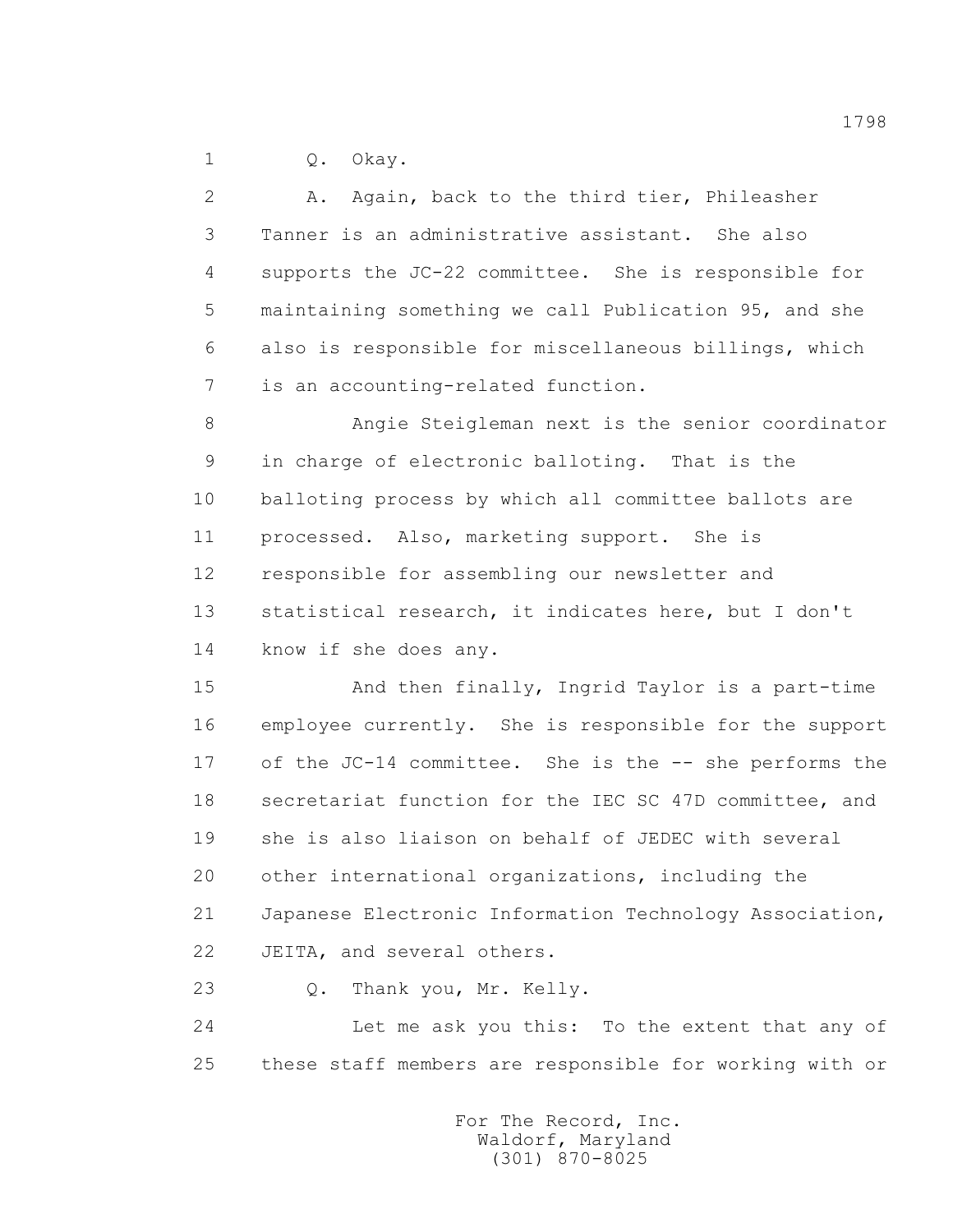1 Q. Okay.

2 A. Again, back to the third tier, Phileasher
3 Tanner is an administrative assistant. She also
4 supports the JC-22 committee. She is responsible for
5 maintaining something we call Publication 95, and she
6 also is responsible for miscellaneous billings, which
7 is an accounting-related function.

8 Angie Steigleman next is the senior coordinator
9 in charge of electronic balloting. That is the
10 balloting process by which all committee ballots are
11 processed. Also, marketing support. She is
12 responsible for assembling our newsletter and
13 statistical research, it indicates here, but I don't
14 know if she does any.

15 And then finally, Ingrid Taylor is a part-time
16 employee currently. She is responsible for the support
17 of the JC-14 committee. She is the -- she performs the
18 secretariat function for the IEC SC 47D committee, and
19 she is also liaison on behalf of JEDEC with several
20 other international organizations, including the
21 Japanese Electronic Information Technology Association,
22 JEITA, and several others.

23 Q. Thank you, Mr. Kelly.

24 Let me ask you this: To the extent that any of
25 these staff members are responsible for working with or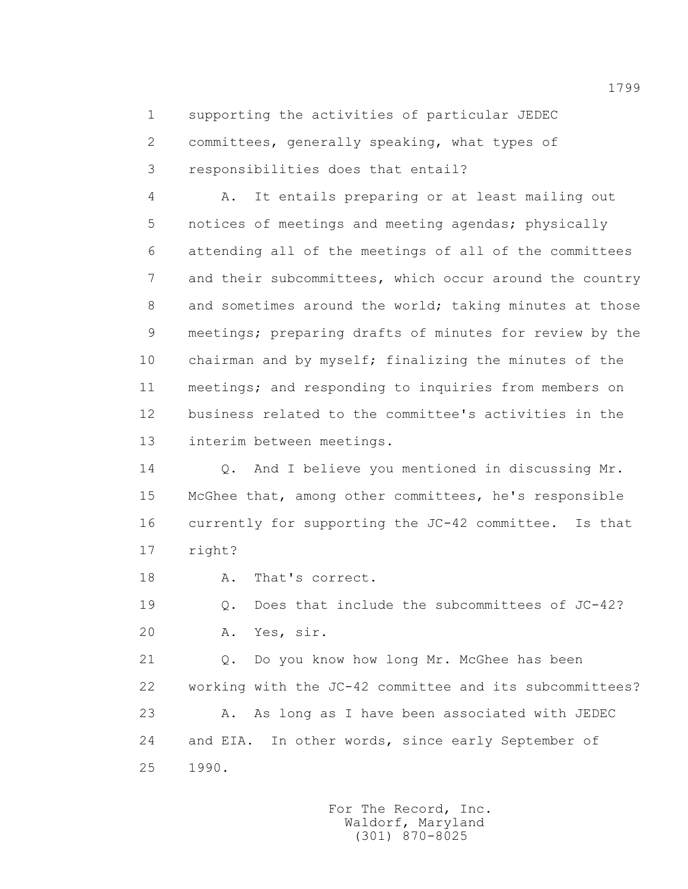1 supporting the activities of particular JEDEC
2 committees, generally speaking, what types of
3 responsibilities does that entail?
4 A. It entails preparing or at least mailing out
5 notices of meetings and meeting agendas; physically
6 attending all of the meetings of all of the committees
7 and their subcommittees, which occur around the country
8 and sometimes around the world; taking minutes at those
9 meetings; preparing drafts of minutes for review by the
10 chairman and by myself; finalizing the minutes of the
11 meetings; and responding to inquiries from members on
12 business related to the committee's activities in the
13 interim between meetings.
14 Q. And I believe you mentioned in discussing Mr.
15 McGhee that, among other committees, he's responsible
16 currently for supporting the JC-42 committee. Is that
17 right?
18 A. That's correct.
19 Q. Does that include the subcommittees of JC-42?
20 A. Yes, sir.
21 Q. Do you know how long Mr. McGhee has been
22 working with the JC-42 committee and its subcommittees?
23 A. As long as I have been associated with JEDEC
24 and EIA. In other words, since early September of
25 1990.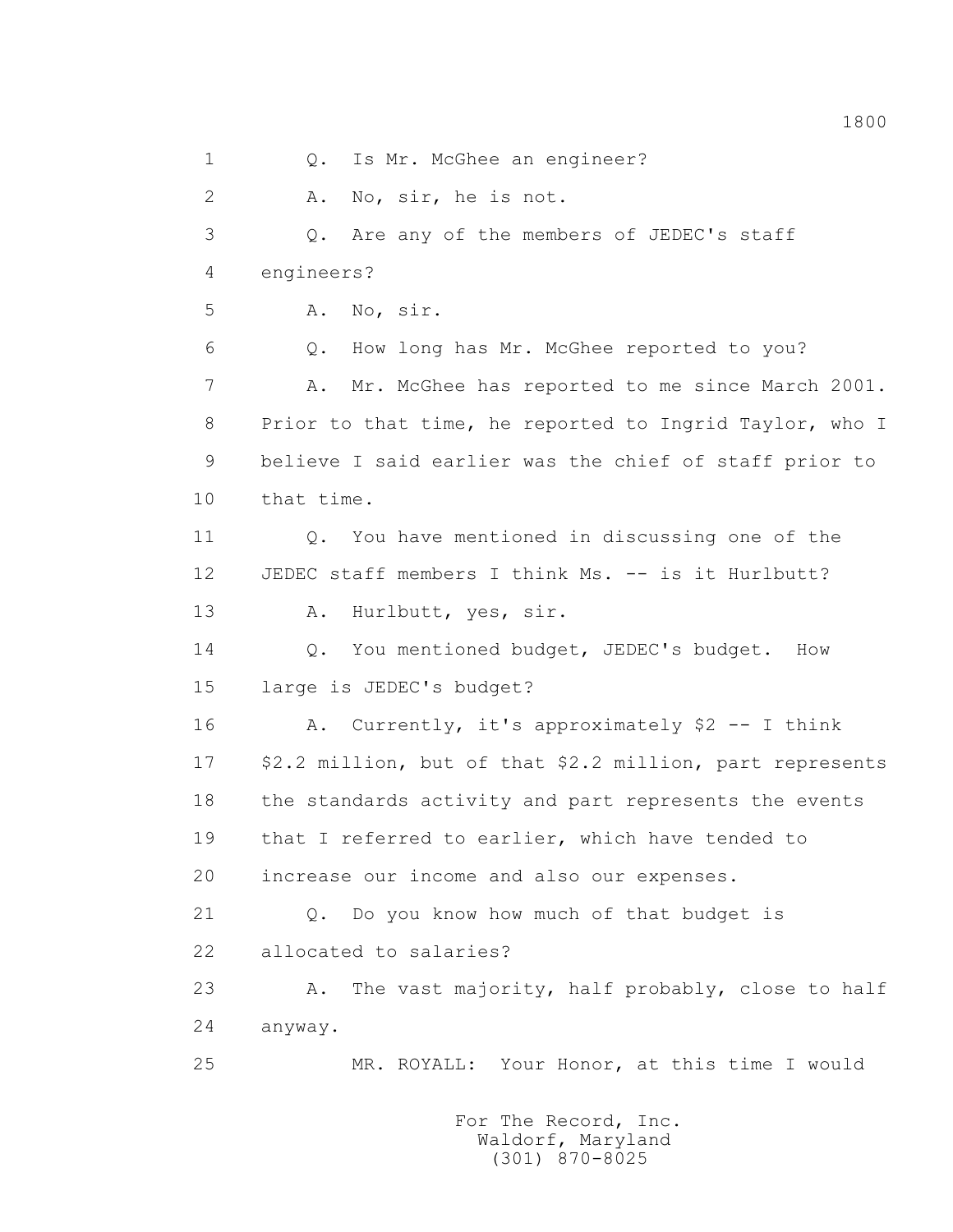1 Q. Is Mr. McGhee an engineer?

2 A. No, sir, he is not.

3 Q. Are any of the members of JEDEC's staff

4 engineers?

5 A. No, sir.

6 Q. How long has Mr. McGhee reported to you?

7 A. Mr. McGhee has reported to me since March 2001.

8 Prior to that time, he reported to Ingrid Taylor, who I

9 believe I said earlier was the chief of staff prior to

10 that time.

11 Q. You have mentioned in discussing one of the

12 JEDEC staff members I think Ms. -- is it Hurlbutt?

13 A. Hurlbutt, yes, sir.

14 Q. You mentioned budget, JEDEC's budget. How

15 large is JEDEC's budget?

16 A. Currently, it's approximately $2 -- I think

17 $2.2 million, but of that $2.2 million, part represents

18 the standards activity and part represents the events

19 that I referred to earlier, which have tended to

20 increase our income and also our expenses.

21 Q. Do you know how much of that budget is

22 allocated to salaries?

23 A. The vast majority, half probably, close to half

24 anyway.

25 MR. ROYALL: Your Honor, at this time I would

For The Record, Inc.
Waldorf, Maryland
(301) 870-8025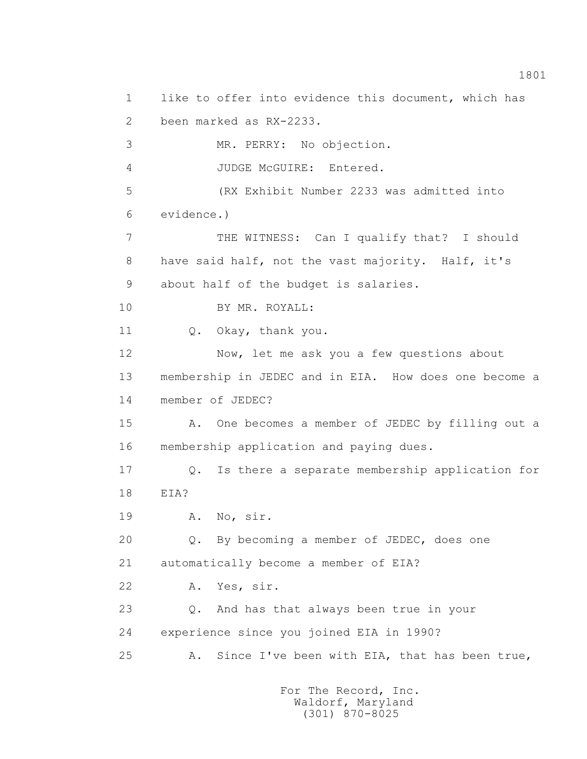like to offer into evidence this document, which has been marked as RX-2233.

MR. PERRY: No objection.

JUDGE McGUIRE: Entered.

(RX Exhibit Number 2233 was admitted into evidence.)

THE WITNESS: Can I qualify that? I should have said half, not the vast majority. Half, it's about half of the budget is salaries.

BY MR. ROYALL:

Q. Okay, thank you.

Now, let me ask you a few questions about membership in JEDEC and in EIA. How does one become a member of JEDEC?

A. One becomes a member of JEDEC by filling out a membership application and paying dues.

Q. Is there a separate membership application for EIA?

A. No, sir.

Q. By becoming a member of JEDEC, does one automatically become a member of EIA?

A. Yes, sir.

Q. And has that always been true in your experience since you joined EIA in 1990?

A. Since I've been with EIA, that has been true,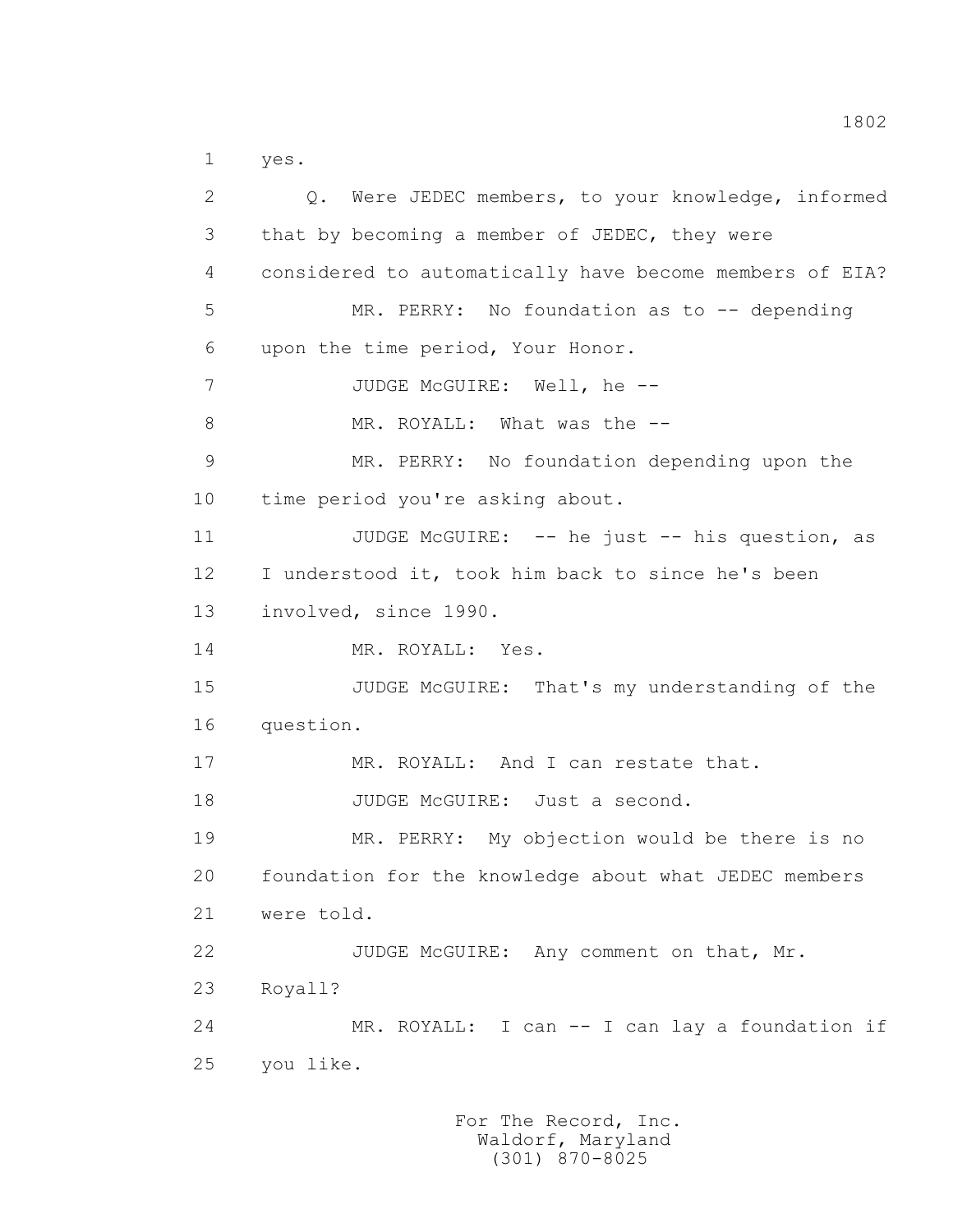1 yes.

2 Q. Were JEDEC members, to your knowledge, informed

3 that by becoming a member of JEDEC, they were

4 considered to automatically have become members of EIA?

5 MR. PERRY: No foundation as to -- depending

6 upon the time period, Your Honor.

7 JUDGE McGUIRE: Well, he --

8 MR. ROYALL: What was the --

9 MR. PERRY: No foundation depending upon the

10 time period you're asking about.

11 JUDGE McGUIRE: -- he just -- his question, as

12 I understood it, took him back to since he's been

13 involved, since 1990.

14 MR. ROYALL: Yes.

15 JUDGE McGUIRE: That's my understanding of the

16 question.

17 MR. ROYALL: And I can restate that.

18 JUDGE McGUIRE: Just a second.

19 MR. PERRY: My objection would be there is no

20 foundation for the knowledge about what JEDEC members

21 were told.

22 JUDGE McGUIRE: Any comment on that, Mr.

23 Royall?

24 MR. ROYALL: I can -- I can lay a foundation if

25 you like.

For The Record, Inc.
Waldorf, Maryland
(301) 870-8025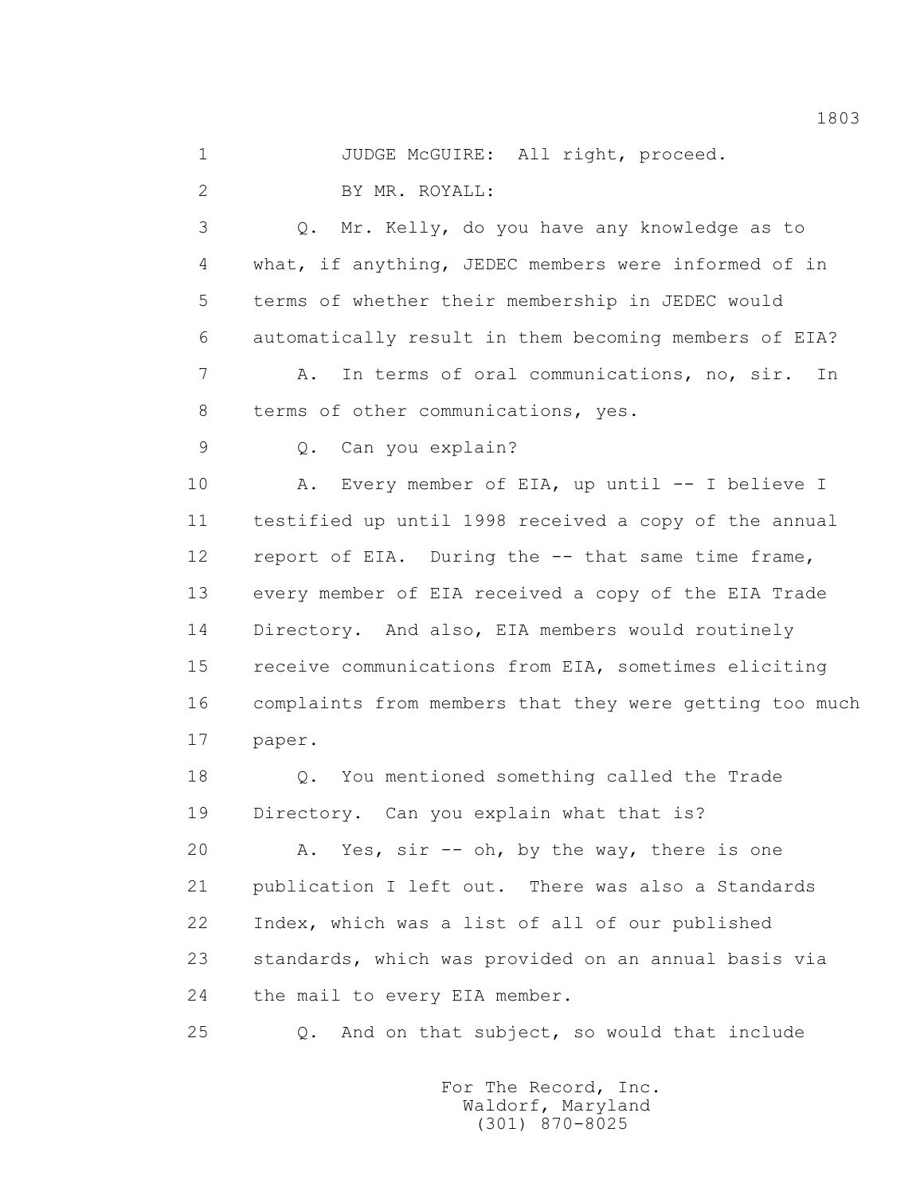1 JUDGE McGUIRE: All right, proceed.

2 BY MR. ROYALL:

3 Q. Mr. Kelly, do you have any knowledge as to

4 what, if anything, JEDEC members were informed of in

5 terms of whether their membership in JEDEC would

6 automatically result in them becoming members of EIA?

7 A. In terms of oral communications, no, sir. In

8 terms of other communications, yes.

9 Q. Can you explain?

10 A. Every member of EIA, up until -- I believe I

11 testified up until 1998 received a copy of the annual

12 report of EIA. During the -- that same time frame,

13 every member of EIA received a copy of the EIA Trade

14 Directory. And also, EIA members would routinely

15 receive communications from EIA, sometimes eliciting

16 complaints from members that they were getting too much

17 paper.

18 Q. You mentioned something called the Trade

19 Directory. Can you explain what that is?

20 A. Yes, sir -- oh, by the way, there is one

21 publication I left out. There was also a Standards

22 Index, which was a list of all of our published

23 standards, which was provided on an annual basis via

24 the mail to every EIA member.

25 Q. And on that subject, so would that include

For The Record, Inc.
Waldorf, Maryland
(301) 870-8025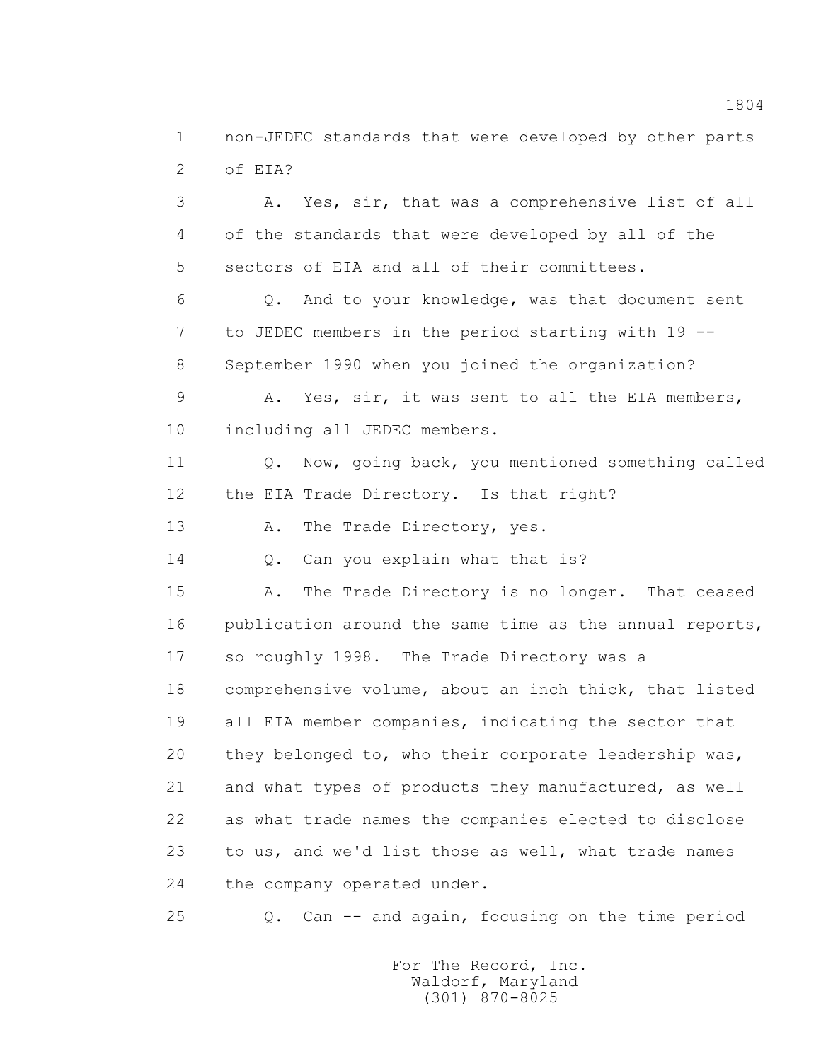1 non-JEDEC standards that were developed by other parts
2 of EIA?

3 A. Yes, sir, that was a comprehensive list of all
4 of the standards that were developed by all of the
5 sectors of EIA and all of their committees.

6 Q. And to your knowledge, was that document sent
7 to JEDEC members in the period starting with 19 --
8 September 1990 when you joined the organization?

9 A. Yes, sir, it was sent to all the EIA members,
10 including all JEDEC members.

11 Q. Now, going back, you mentioned something called
12 the EIA Trade Directory. Is that right?

13 A. The Trade Directory, yes.

14 Q. Can you explain what that is?

15 A. The Trade Directory is no longer. That ceased
16 publication around the same time as the annual reports,
17 so roughly 1998. The Trade Directory was a
18 comprehensive volume, about an inch thick, that listed
19 all EIA member companies, indicating the sector that
20 they belonged to, who their corporate leadership was,
21 and what types of products they manufactured, as well
22 as what trade names the companies elected to disclose
23 to us, and we'd list those as well, what trade names
24 the company operated under.

25 Q. Can -- and again, focusing on the time period

For The Record, Inc.
Waldorf, Maryland
(301) 870-8025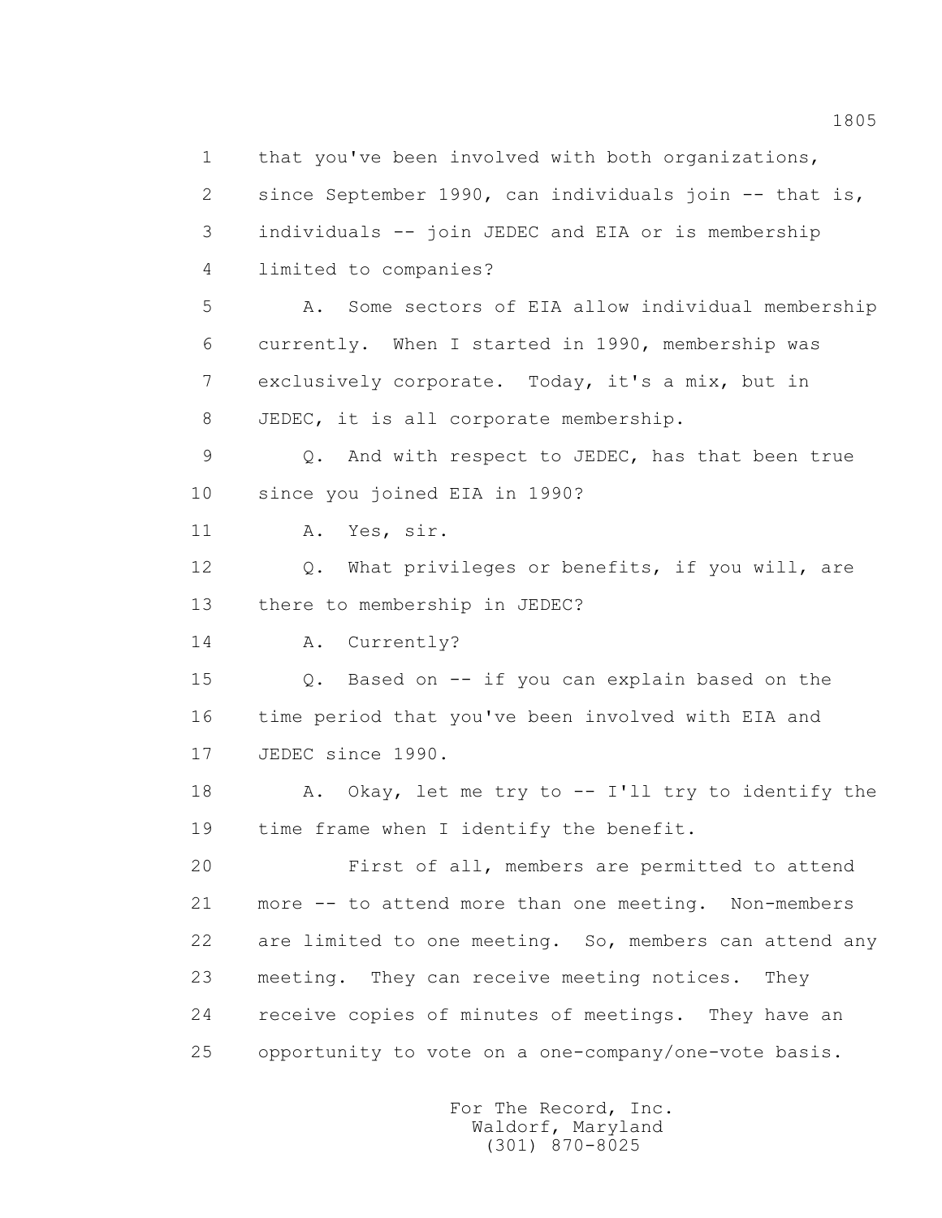1 that you've been involved with both organizations,
2 since September 1990, can individuals join -- that is,
3 individuals -- join JEDEC and EIA or is membership
4 limited to companies?

5 A. Some sectors of EIA allow individual membership
6 currently. When I started in 1990, membership was
7 exclusively corporate. Today, it's a mix, but in
8 JEDEC, it is all corporate membership.

9 Q. And with respect to JEDEC, has that been true
10 since you joined EIA in 1990?

11 A. Yes, sir.

12 Q. What privileges or benefits, if you will, are
13 there to membership in JEDEC?

14 A. Currently?

15 Q. Based on -- if you can explain based on the
16 time period that you've been involved with EIA and
17 JEDEC since 1990.

18 A. Okay, let me try to -- I'll try to identify the
19 time frame when I identify the benefit.

20 First of all, members are permitted to attend
21 more -- to attend more than one meeting. Non-members
22 are limited to one meeting. So, members can attend any
23 meeting. They can receive meeting notices. They
24 receive copies of minutes of meetings. They have an
25 opportunity to vote on a one-company/one-vote basis.

For The Record, Inc.
Waldorf, Maryland
(301) 870-8025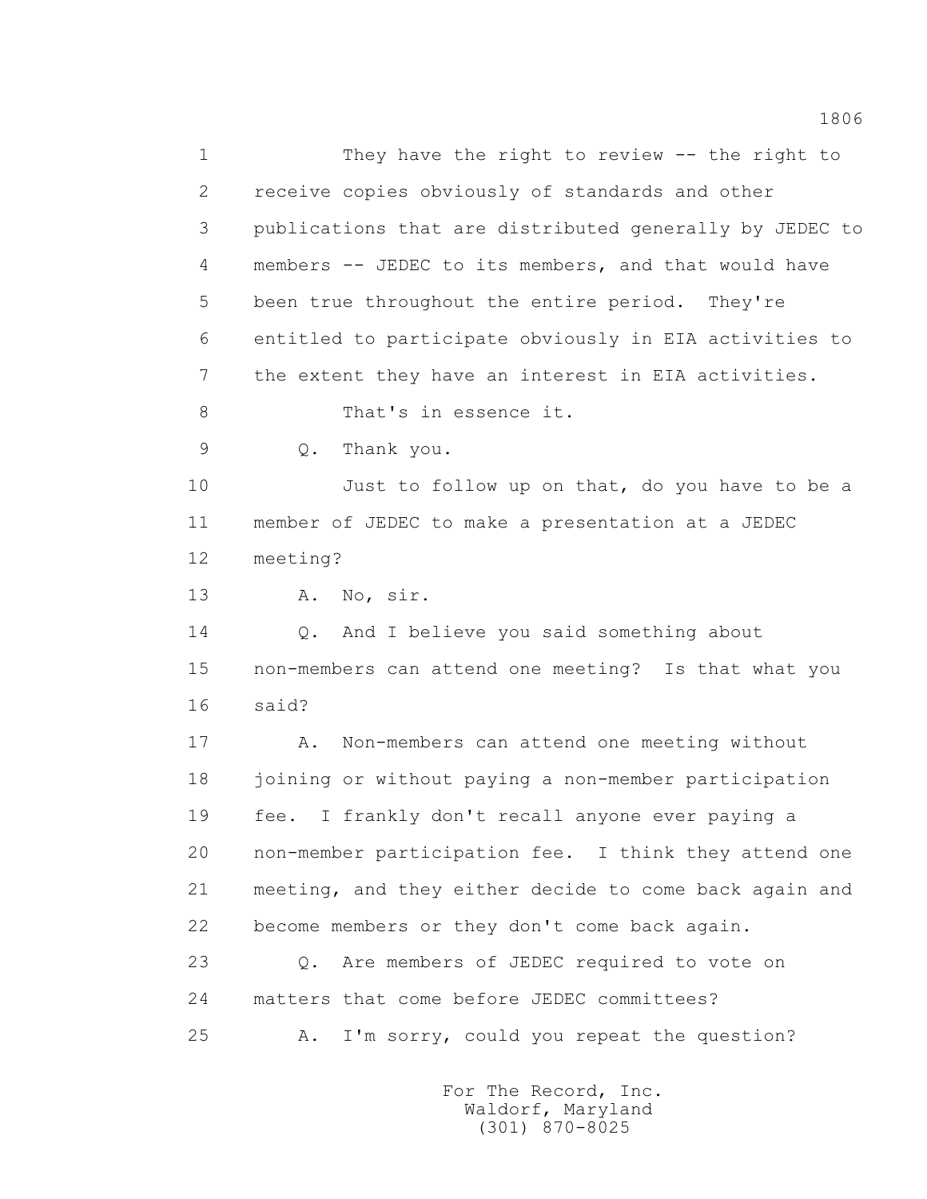1 They have the right to review -- the right to
2 receive copies obviously of standards and other
3 publications that are distributed generally by JEDEC to
4 members -- JEDEC to its members, and that would have
5 been true throughout the entire period. They're
6 entitled to participate obviously in EIA activities to
7 the extent they have an interest in EIA activities.
8 That's in essence it.
9 Q. Thank you.
10 Just to follow up on that, do you have to be a
11 member of JEDEC to make a presentation at a JEDEC
12 meeting?
13 A. No, sir.
14 Q. And I believe you said something about
15 non-members can attend one meeting? Is that what you
16 said?
17 A. Non-members can attend one meeting without
18 joining or without paying a non-member participation
19 fee. I frankly don't recall anyone ever paying a
20 non-member participation fee. I think they attend one
21 meeting, and they either decide to come back again and
22 become members or they don't come back again.
23 Q. Are members of JEDEC required to vote on
24 matters that come before JEDEC committees?
25 A. I'm sorry, could you repeat the question?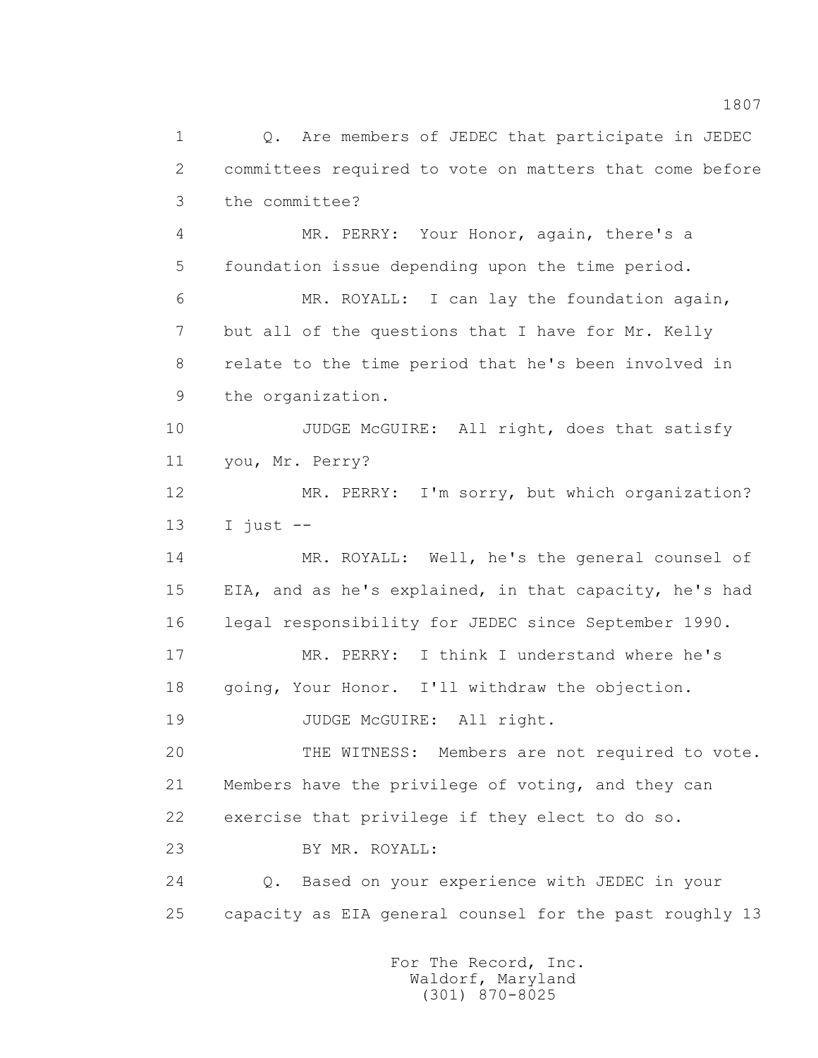1 Q. Are members of JEDEC that participate in JEDEC
2 committees required to vote on matters that come before
3 the committee?

4 MR. PERRY: Your Honor, again, there's a
5 foundation issue depending upon the time period.

6 MR. ROYALL: I can lay the foundation again,
7 but all of the questions that I have for Mr. Kelly
8 relate to the time period that he's been involved in
9 the organization.

10 JUDGE McGUIRE: All right, does that satisfy
11 you, Mr. Perry?

12 MR. PERRY: I'm sorry, but which organization?
13 I just --

14 MR. ROYALL: Well, he's the general counsel of
15 EIA, and as he's explained, in that capacity, he's had
16 legal responsibility for JEDEC since September 1990.

17 MR. PERRY: I think I understand where he's
18 going, Your Honor. I'll withdraw the objection.

19 JUDGE McGUIRE: All right.

20 THE WITNESS: Members are not required to vote.
21 Members have the privilege of voting, and they can
22 exercise that privilege if they elect to do so.

23 BY MR. ROYALL:

24 Q. Based on your experience with JEDEC in your
25 capacity as EIA general counsel for the past roughly 13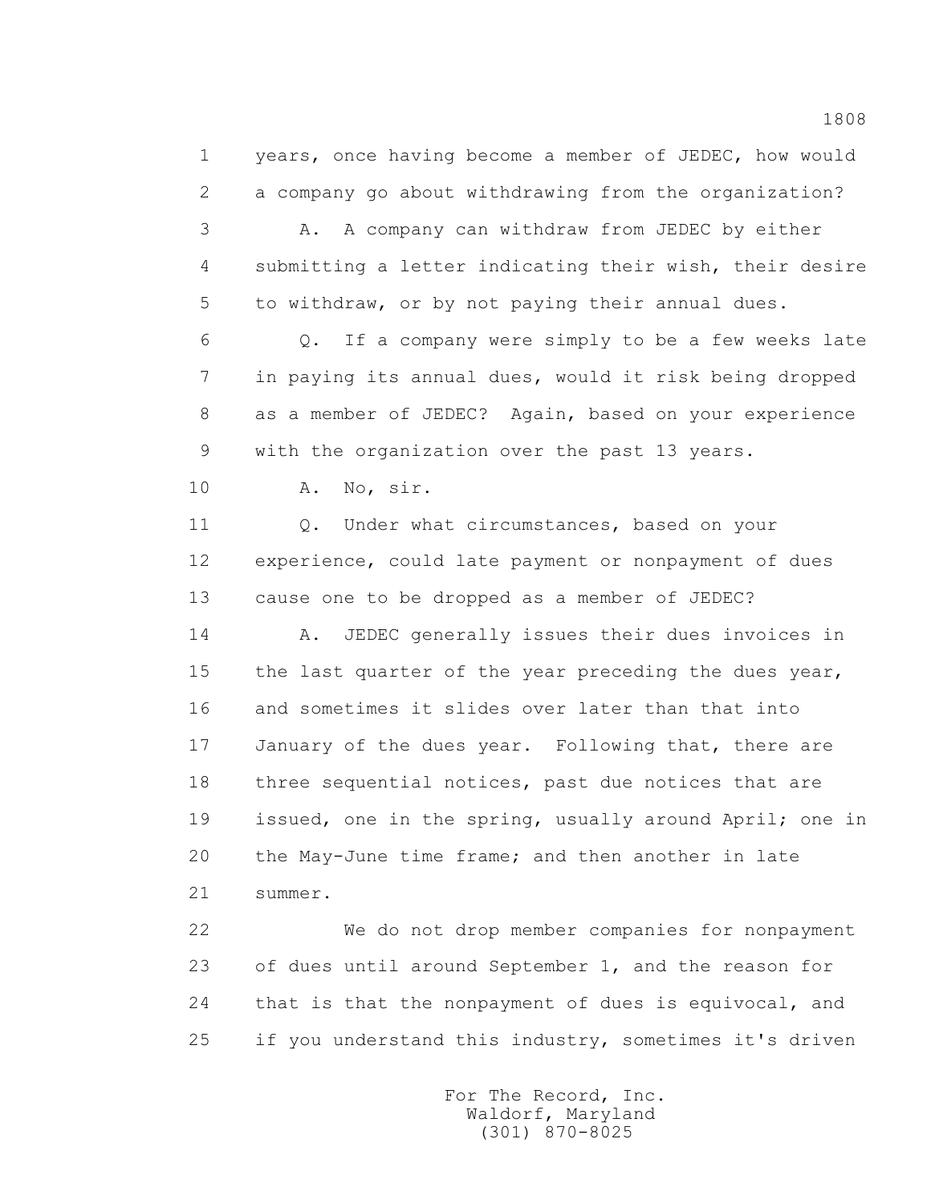1 years, once having become a member of JEDEC, how would
2 a company go about withdrawing from the organization?
3 A. A company can withdraw from JEDEC by either
4 submitting a letter indicating their wish, their desire
5 to withdraw, or by not paying their annual dues.
6 Q. If a company were simply to be a few weeks late
7 in paying its annual dues, would it risk being dropped
8 as a member of JEDEC? Again, based on your experience
9 with the organization over the past 13 years.
10 A. No, sir.
11 Q. Under what circumstances, based on your
12 experience, could late payment or nonpayment of dues
13 cause one to be dropped as a member of JEDEC?
14 A. JEDEC generally issues their dues invoices in
15 the last quarter of the year preceding the dues year,
16 and sometimes it slides over later than that into
17 January of the dues year. Following that, there are
18 three sequential notices, past due notices that are
19 issued, one in the spring, usually around April; one in
20 the May-June time frame; and then another in late
21 summer.
22 We do not drop member companies for nonpayment
23 of dues until around September 1, and the reason for
24 that is that the nonpayment of dues is equivocal, and
25 if you understand this industry, sometimes it's driven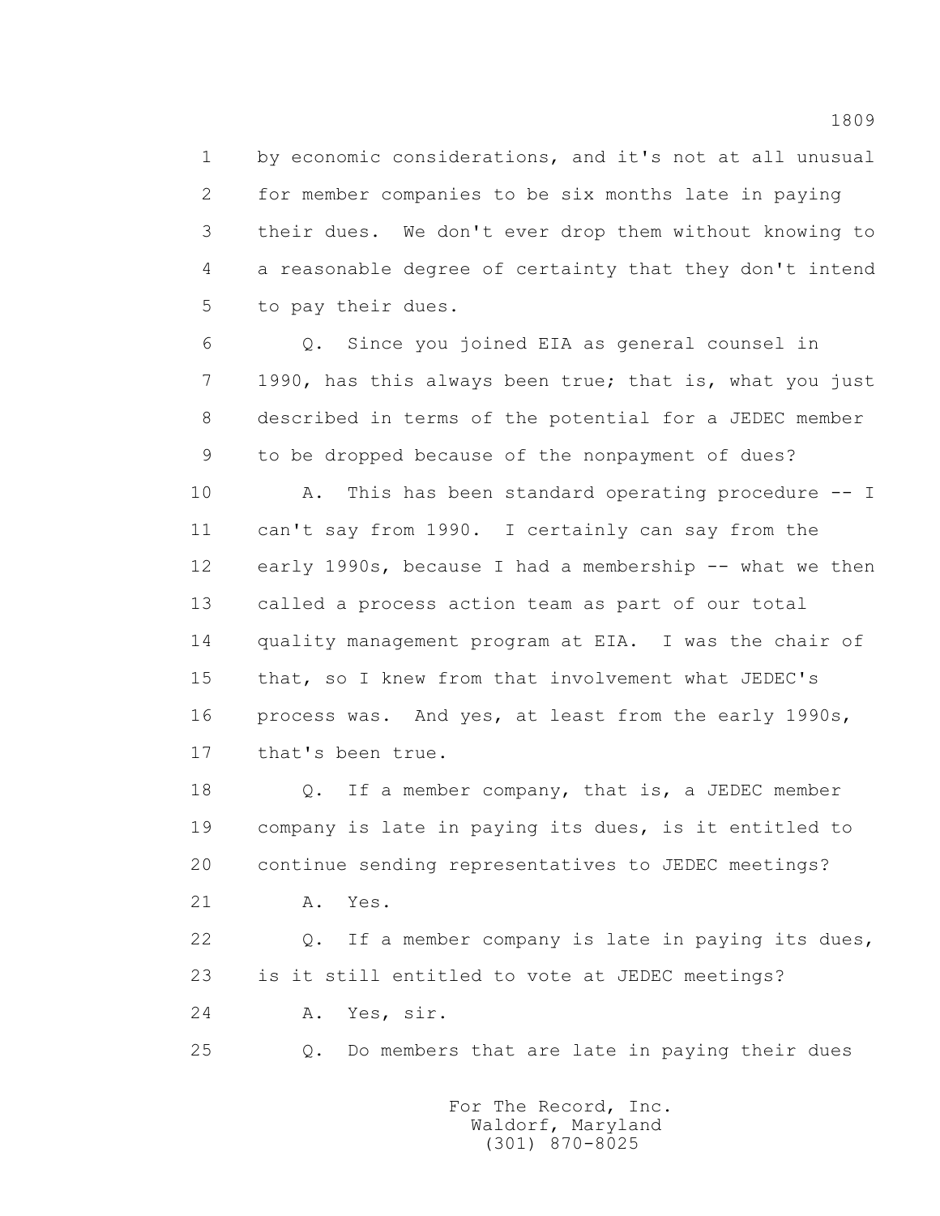by economic considerations, and it's not at all unusual for member companies to be six months late in paying their dues. We don't ever drop them without knowing to a reasonable degree of certainty that they don't intend to pay their dues.

Q. Since you joined EIA as general counsel in 1990, has this always been true; that is, what you just described in terms of the potential for a JEDEC member to be dropped because of the nonpayment of dues?

A. This has been standard operating procedure -- I can't say from 1990. I certainly can say from the early 1990s, because I had a membership -- what we then called a process action team as part of our total quality management program at EIA. I was the chair of that, so I knew from that involvement what JEDEC's process was. And yes, at least from the early 1990s, that's been true.

Q. If a member company, that is, a JEDEC member company is late in paying its dues, is it entitled to continue sending representatives to JEDEC meetings?

A. Yes.

Q. If a member company is late in paying its dues, is it still entitled to vote at JEDEC meetings?

A. Yes, sir.

Q. Do members that are late in paying their dues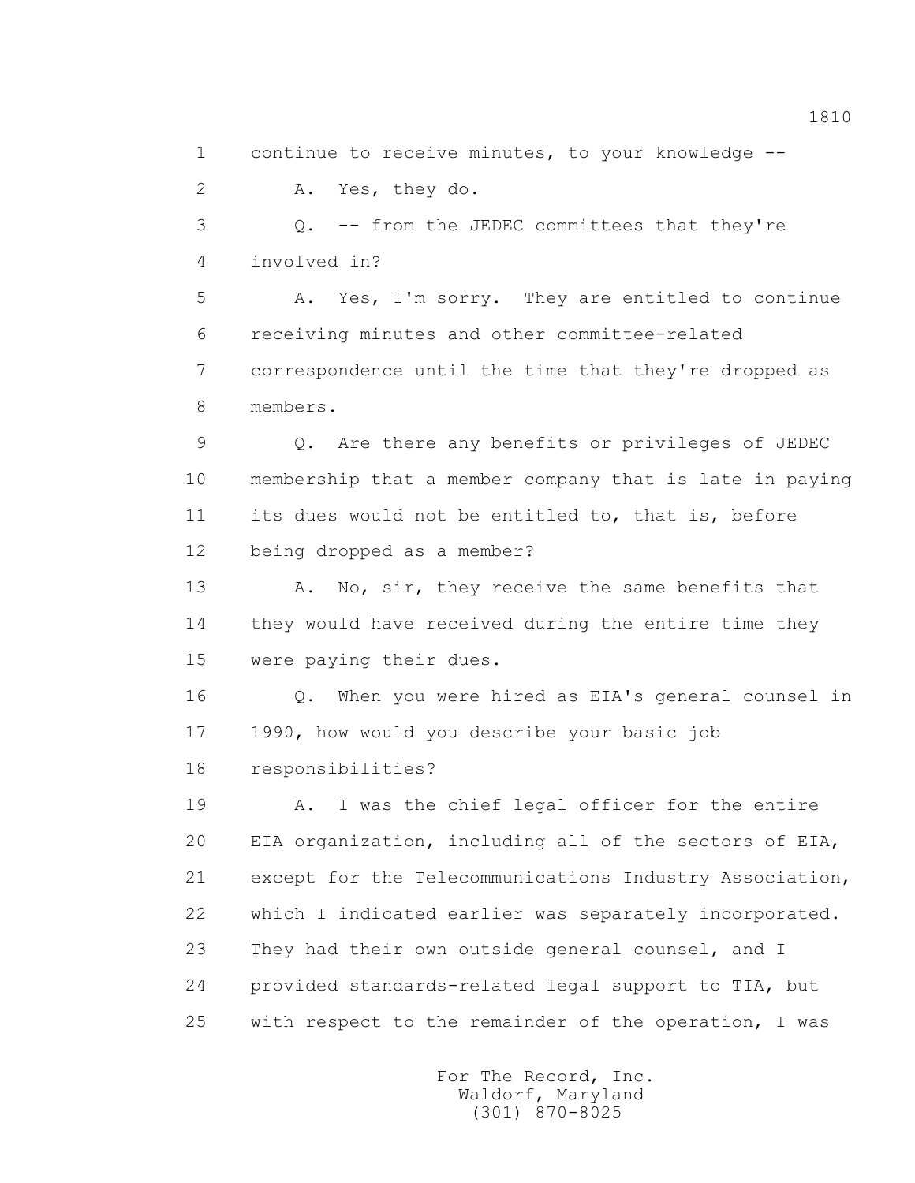1 continue to receive minutes, to your knowledge --

2 A. Yes, they do.

3 Q. -- from the JEDEC committees that they're

4 involved in?

5 A. Yes, I'm sorry. They are entitled to continue

6 receiving minutes and other committee-related

7 correspondence until the time that they're dropped as

8 members.

9 Q. Are there any benefits or privileges of JEDEC

10 membership that a member company that is late in paying

11 its dues would not be entitled to, that is, before

12 being dropped as a member?

13 A. No, sir, they receive the same benefits that

14 they would have received during the entire time they

15 were paying their dues.

16 Q. When you were hired as EIA's general counsel in

17 1990, how would you describe your basic job

18 responsibilities?

19 A. I was the chief legal officer for the entire

20 EIA organization, including all of the sectors of EIA,

21 except for the Telecommunications Industry Association,

22 which I indicated earlier was separately incorporated.

23 They had their own outside general counsel, and I

24 provided standards-related legal support to TIA, but

25 with respect to the remainder of the operation, I was

For The Record, Inc.
Waldorf, Maryland
(301) 870-8025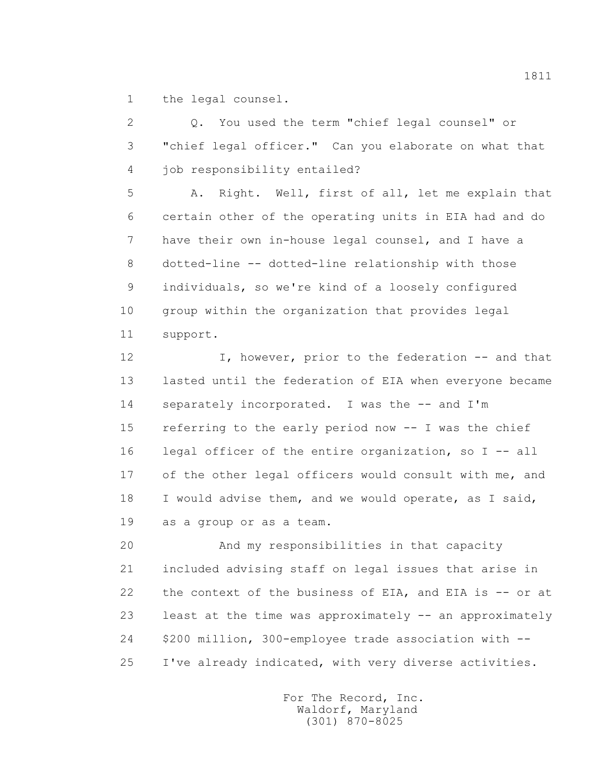the legal counsel.

Q. You used the term "chief legal counsel" or "chief legal officer." Can you elaborate on what that job responsibility entailed?

A. Right. Well, first of all, let me explain that certain other of the operating units in EIA had and do have their own in-house legal counsel, and I have a dotted-line -- dotted-line relationship with those individuals, so we're kind of a loosely configured group within the organization that provides legal support.

I, however, prior to the federation -- and that lasted until the federation of EIA when everyone became separately incorporated. I was the -- and I'm referring to the early period now -- I was the chief legal officer of the entire organization, so I -- all of the other legal officers would consult with me, and I would advise them, and we would operate, as I said, as a group or as a team.

And my responsibilities in that capacity included advising staff on legal issues that arise in the context of the business of EIA, and EIA is -- or at least at the time was approximately -- an approximately $200 million, 300-employee trade association with -- I've already indicated, with very diverse activities.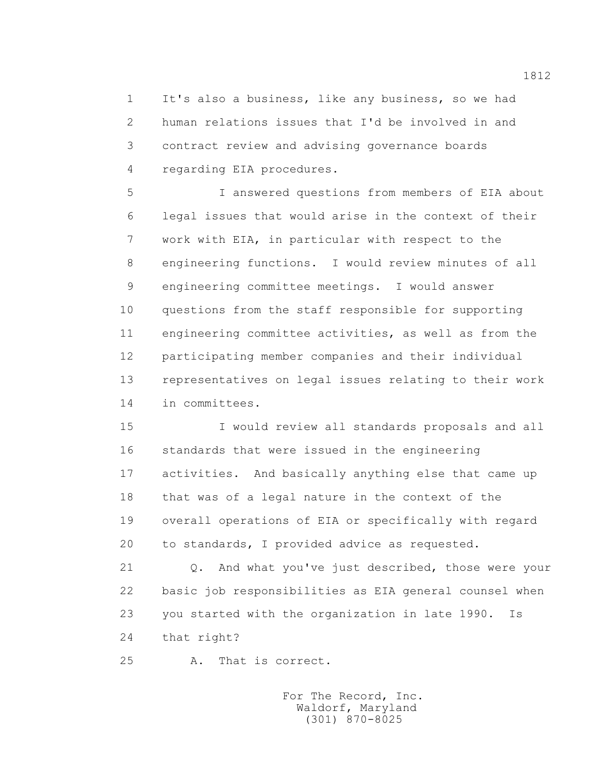It's also a business, like any business, so we had human relations issues that I'd be involved in and contract review and advising governance boards regarding EIA procedures.

I answered questions from members of EIA about legal issues that would arise in the context of their work with EIA, in particular with respect to the engineering functions. I would review minutes of all engineering committee meetings. I would answer questions from the staff responsible for supporting engineering committee activities, as well as from the participating member companies and their individual representatives on legal issues relating to their work in committees.

I would review all standards proposals and all standards that were issued in the engineering activities. And basically anything else that came up that was of a legal nature in the context of the overall operations of EIA or specifically with regard to standards, I provided advice as requested.

Q. And what you've just described, those were your basic job responsibilities as EIA general counsel when you started with the organization in late 1990. Is that right?

A. That is correct.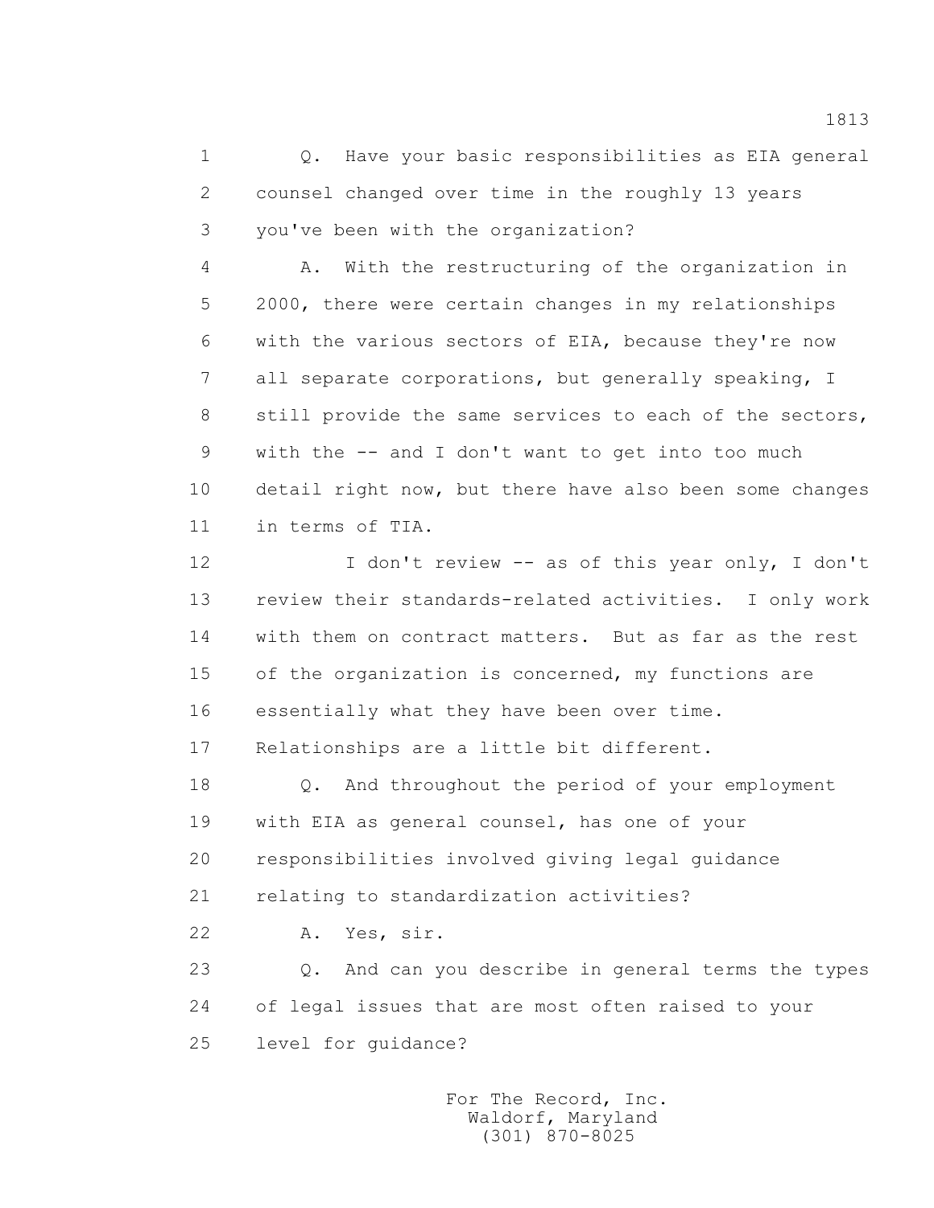Q. Have your basic responsibilities as EIA general counsel changed over time in the roughly 13 years you've been with the organization?

A. With the restructuring of the organization in 2000, there were certain changes in my relationships with the various sectors of EIA, because they're now all separate corporations, but generally speaking, I still provide the same services to each of the sectors, with the -- and I don't want to get into too much detail right now, but there have also been some changes in terms of TIA.

I don't review -- as of this year only, I don't review their standards-related activities. I only work with them on contract matters. But as far as the rest of the organization is concerned, my functions are essentially what they have been over time. Relationships are a little bit different.

Q. And throughout the period of your employment with EIA as general counsel, has one of your responsibilities involved giving legal guidance relating to standardization activities?

A. Yes, sir.

Q. And can you describe in general terms the types of legal issues that are most often raised to your level for guidance?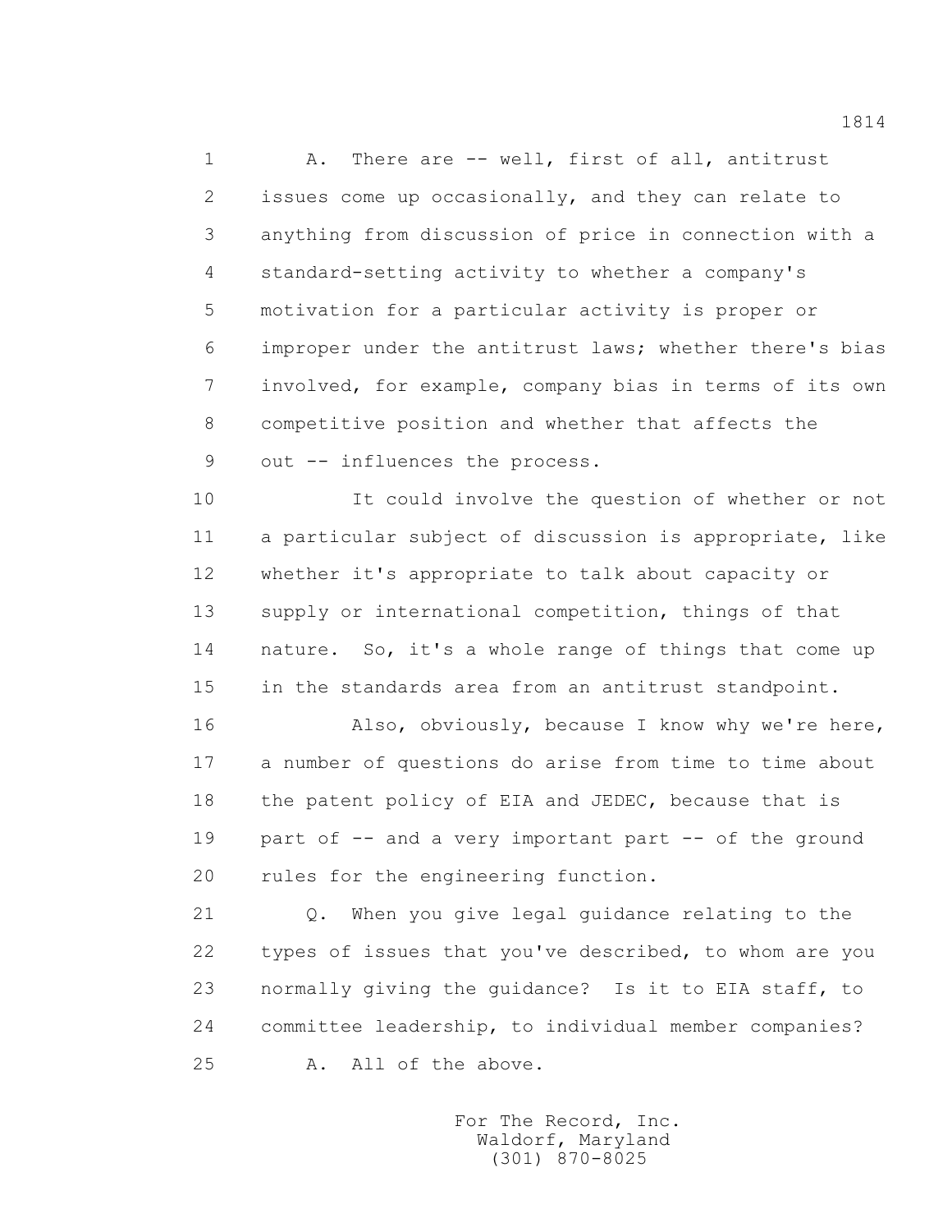1 A. There are -- well, first of all, antitrust
2 issues come up occasionally, and they can relate to
3 anything from discussion of price in connection with a
4 standard-setting activity to whether a company's
5 motivation for a particular activity is proper or
6 improper under the antitrust laws; whether there's bias
7 involved, for example, company bias in terms of its own
8 competitive position and whether that affects the
9 out -- influences the process.

10 It could involve the question of whether or not
11 a particular subject of discussion is appropriate, like
12 whether it's appropriate to talk about capacity or
13 supply or international competition, things of that
14 nature. So, it's a whole range of things that come up
15 in the standards area from an antitrust standpoint.

16 Also, obviously, because I know why we're here,
17 a number of questions do arise from time to time about
18 the patent policy of EIA and JEDEC, because that is
19 part of -- and a very important part -- of the ground
20 rules for the engineering function.

21 Q. When you give legal guidance relating to the
22 types of issues that you've described, to whom are you
23 normally giving the guidance? Is it to EIA staff, to
24 committee leadership, to individual member companies?

25 A. All of the above.

For The Record, Inc.
Waldorf, Maryland
(301) 870-8025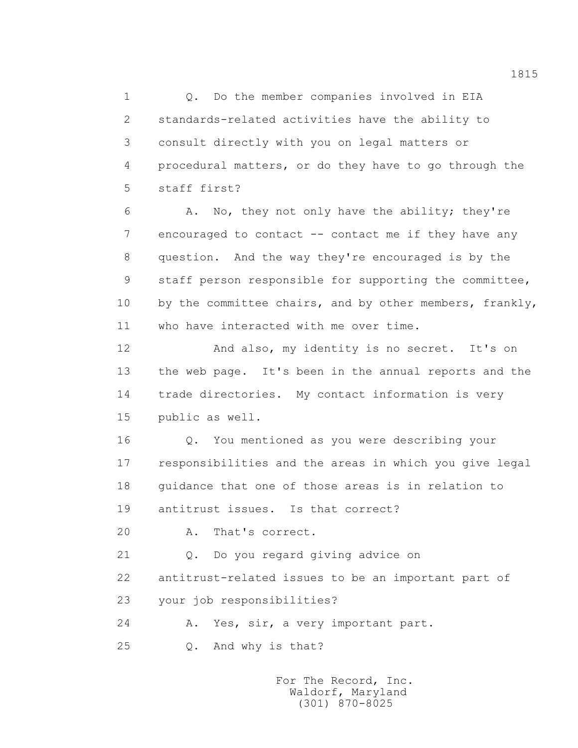1 Q. Do the member companies involved in EIA
2 standards-related activities have the ability to
3 consult directly with you on legal matters or
4 procedural matters, or do they have to go through the
5 staff first?

6 A. No, they not only have the ability; they're
7 encouraged to contact -- contact me if they have any
8 question. And the way they're encouraged is by the
9 staff person responsible for supporting the committee,
10 by the committee chairs, and by other members, frankly,
11 who have interacted with me over time.

12 And also, my identity is no secret. It's on
13 the web page. It's been in the annual reports and the
14 trade directories. My contact information is very
15 public as well.

16 Q. You mentioned as you were describing your
17 responsibilities and the areas in which you give legal
18 guidance that one of those areas is in relation to
19 antitrust issues. Is that correct?

20 A. That's correct.

21 Q. Do you regard giving advice on
22 antitrust-related issues to be an important part of
23 your job responsibilities?

24 A. Yes, sir, a very important part.

25 Q. And why is that?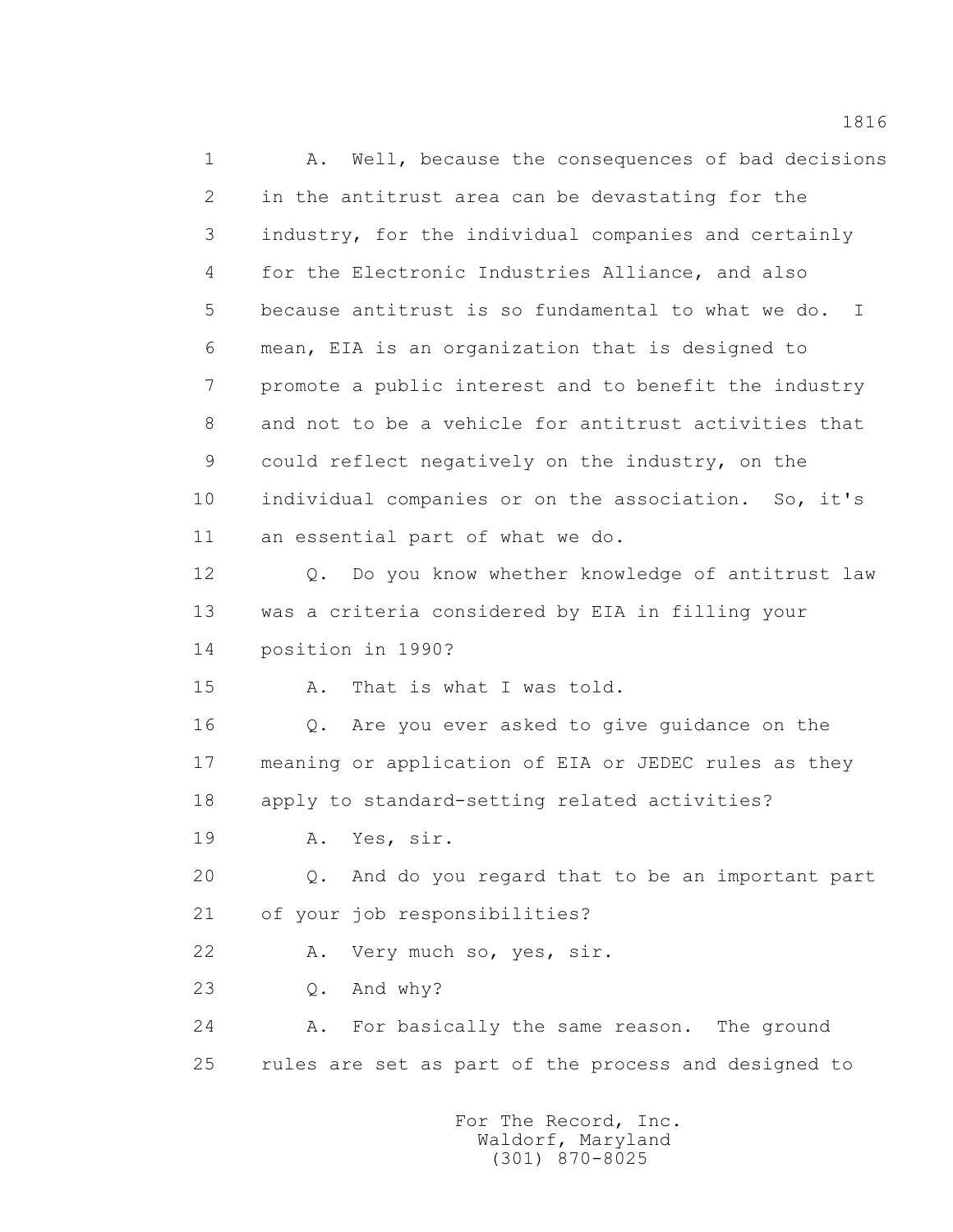1 A. Well, because the consequences of bad decisions
2 in the antitrust area can be devastating for the
3 industry, for the individual companies and certainly
4 for the Electronic Industries Alliance, and also
5 because antitrust is so fundamental to what we do. I
6 mean, EIA is an organization that is designed to
7 promote a public interest and to benefit the industry
8 and not to be a vehicle for antitrust activities that
9 could reflect negatively on the industry, on the
10 individual companies or on the association. So, it's
11 an essential part of what we do.
12 Q. Do you know whether knowledge of antitrust law
13 was a criteria considered by EIA in filling your
14 position in 1990?
15 A. That is what I was told.
16 Q. Are you ever asked to give guidance on the
17 meaning or application of EIA or JEDEC rules as they
18 apply to standard-setting related activities?
19 A. Yes, sir.
20 Q. And do you regard that to be an important part
21 of your job responsibilities?
22 A. Very much so, yes, sir.
23 Q. And why?
24 A. For basically the same reason. The ground
25 rules are set as part of the process and designed to

For The Record, Inc.
Waldorf, Maryland
(301) 870-8025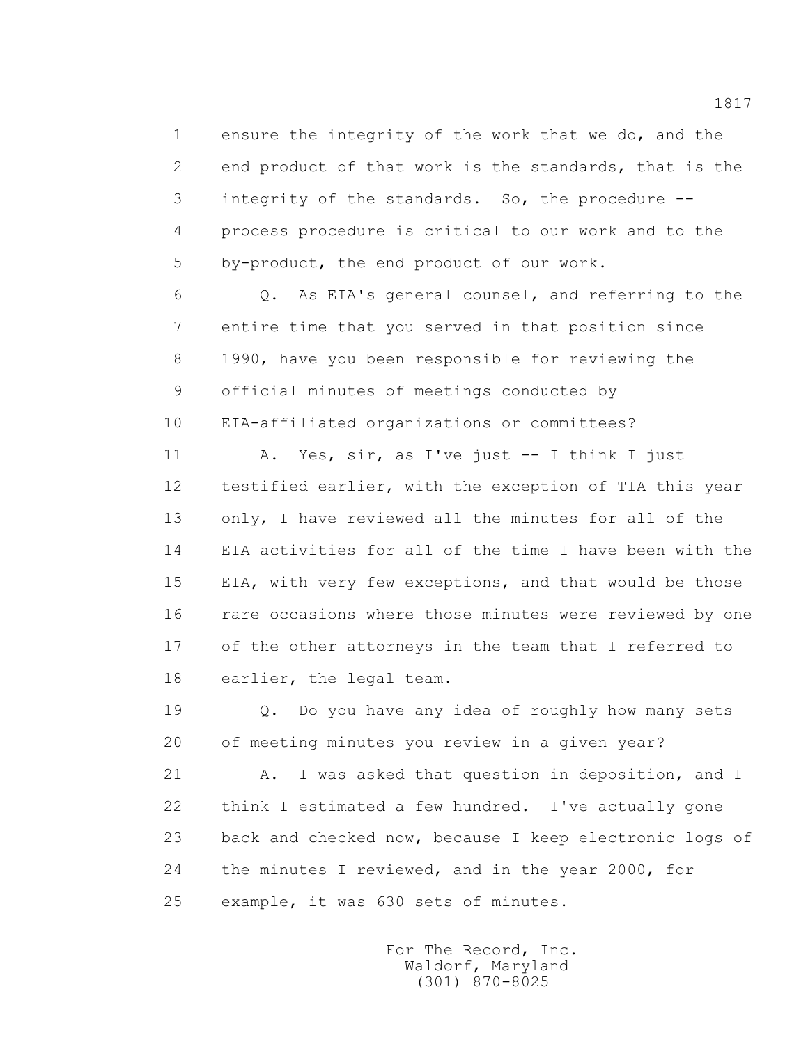1 ensure the integrity of the work that we do, and the
2 end product of that work is the standards, that is the
3 integrity of the standards. So, the procedure --
4 process procedure is critical to our work and to the
5 by-product, the end product of our work.

6 Q. As EIA's general counsel, and referring to the
7 entire time that you served in that position since
8 1990, have you been responsible for reviewing the
9 official minutes of meetings conducted by
10 EIA-affiliated organizations or committees?

11 A. Yes, sir, as I've just -- I think I just
12 testified earlier, with the exception of TIA this year
13 only, I have reviewed all the minutes for all of the
14 EIA activities for all of the time I have been with the
15 EIA, with very few exceptions, and that would be those
16 rare occasions where those minutes were reviewed by one
17 of the other attorneys in the team that I referred to
18 earlier, the legal team.

19 Q. Do you have any idea of roughly how many sets
20 of meeting minutes you review in a given year?

21 A. I was asked that question in deposition, and I
22 think I estimated a few hundred. I've actually gone
23 back and checked now, because I keep electronic logs of
24 the minutes I reviewed, and in the year 2000, for
25 example, it was 630 sets of minutes.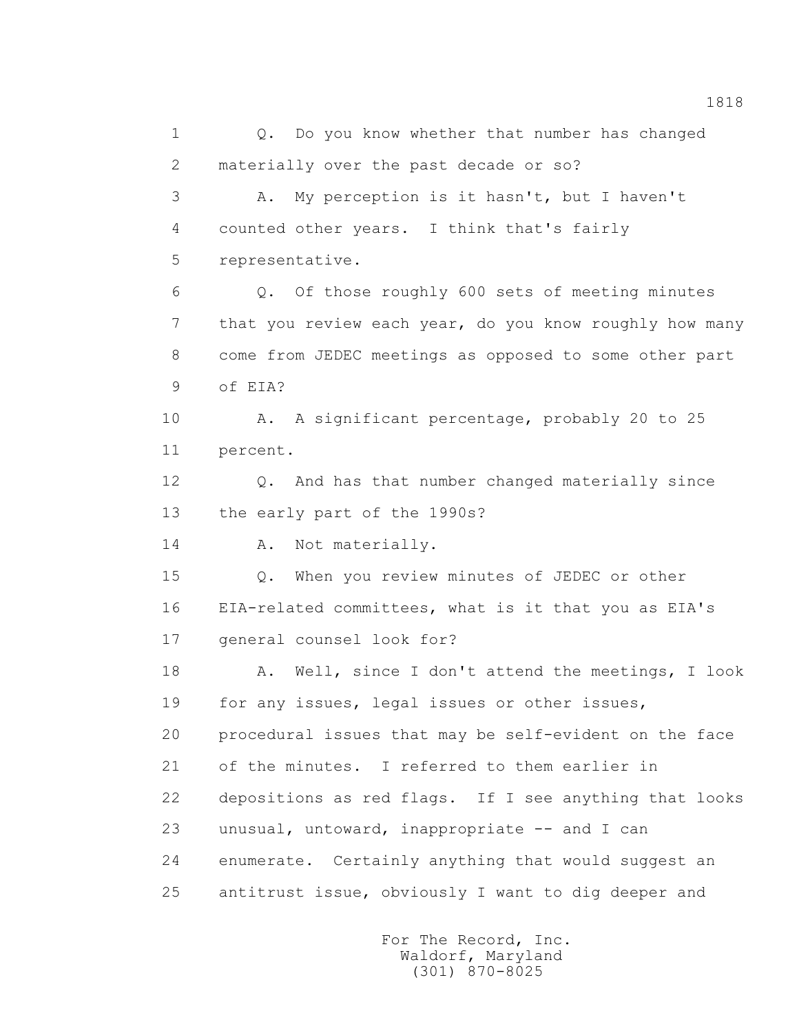1 Q. Do you know whether that number has changed
2 materially over the past decade or so?
3 A. My perception is it hasn't, but I haven't
4 counted other years. I think that's fairly
5 representative.
6 Q. Of those roughly 600 sets of meeting minutes
7 that you review each year, do you know roughly how many
8 come from JEDEC meetings as opposed to some other part
9 of EIA?
10 A. A significant percentage, probably 20 to 25
11 percent.
12 Q. And has that number changed materially since
13 the early part of the 1990s?
14 A. Not materially.
15 Q. When you review minutes of JEDEC or other
16 EIA-related committees, what is it that you as EIA's
17 general counsel look for?
18 A. Well, since I don't attend the meetings, I look
19 for any issues, legal issues or other issues,
20 procedural issues that may be self-evident on the face
21 of the minutes. I referred to them earlier in
22 depositions as red flags. If I see anything that looks
23 unusual, untoward, inappropriate -- and I can
24 enumerate. Certainly anything that would suggest an
25 antitrust issue, obviously I want to dig deeper and

For The Record, Inc.
Waldorf, Maryland
(301) 870-8025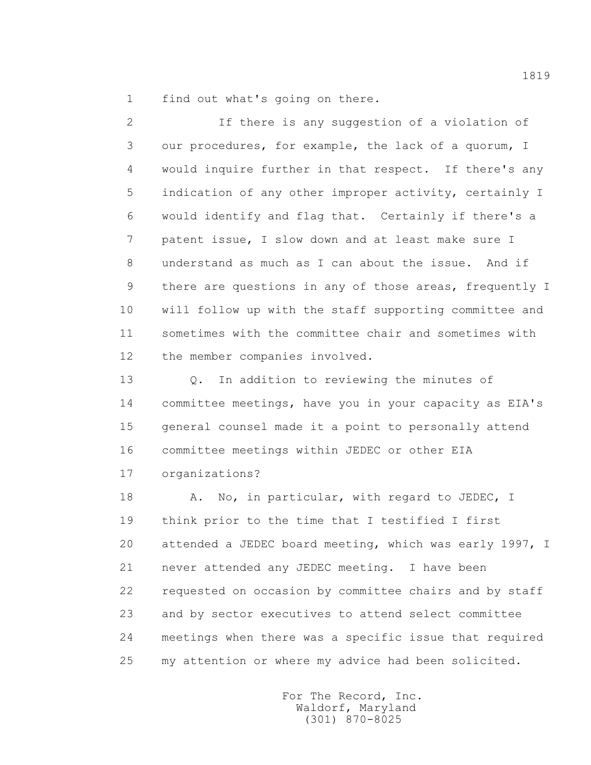1 find out what's going on there.

2 If there is any suggestion of a violation of
3 our procedures, for example, the lack of a quorum, I
4 would inquire further in that respect. If there's any
5 indication of any other improper activity, certainly I
6 would identify and flag that. Certainly if there's a
7 patent issue, I slow down and at least make sure I
8 understand as much as I can about the issue. And if
9 there are questions in any of those areas, frequently I
10 will follow up with the staff supporting committee and
11 sometimes with the committee chair and sometimes with
12 the member companies involved.

13 Q. In addition to reviewing the minutes of
14 committee meetings, have you in your capacity as EIA's
15 general counsel made it a point to personally attend
16 committee meetings within JEDEC or other EIA
17 organizations?

18 A. No, in particular, with regard to JEDEC, I
19 think prior to the time that I testified I first
20 attended a JEDEC board meeting, which was early 1997, I
21 never attended any JEDEC meeting. I have been
22 requested on occasion by committee chairs and by staff
23 and by sector executives to attend select committee
24 meetings when there was a specific issue that required
25 my attention or where my advice had been solicited.

For The Record, Inc.
Waldorf, Maryland
(301) 870-8025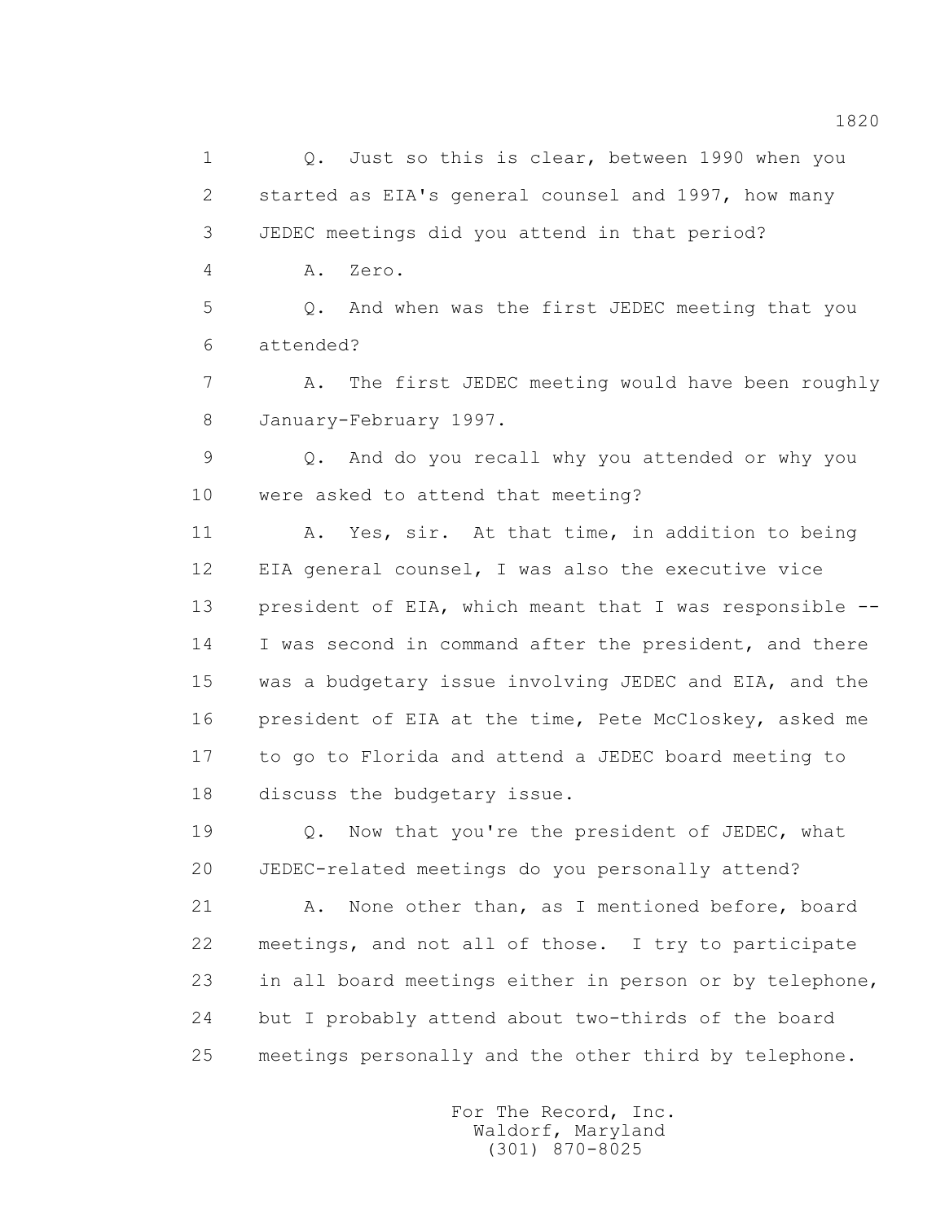1 Q. Just so this is clear, between 1990 when you
2 started as EIA's general counsel and 1997, how many
3 JEDEC meetings did you attend in that period?
4 A. Zero.
5 Q. And when was the first JEDEC meeting that you
6 attended?
7 A. The first JEDEC meeting would have been roughly
8 January-February 1997.
9 Q. And do you recall why you attended or why you
10 were asked to attend that meeting?
11 A. Yes, sir. At that time, in addition to being
12 EIA general counsel, I was also the executive vice
13 president of EIA, which meant that I was responsible --
14 I was second in command after the president, and there
15 was a budgetary issue involving JEDEC and EIA, and the
16 president of EIA at the time, Pete McCloskey, asked me
17 to go to Florida and attend a JEDEC board meeting to
18 discuss the budgetary issue.
19 Q. Now that you're the president of JEDEC, what
20 JEDEC-related meetings do you personally attend?
21 A. None other than, as I mentioned before, board
22 meetings, and not all of those. I try to participate
23 in all board meetings either in person or by telephone,
24 but I probably attend about two-thirds of the board
25 meetings personally and the other third by telephone.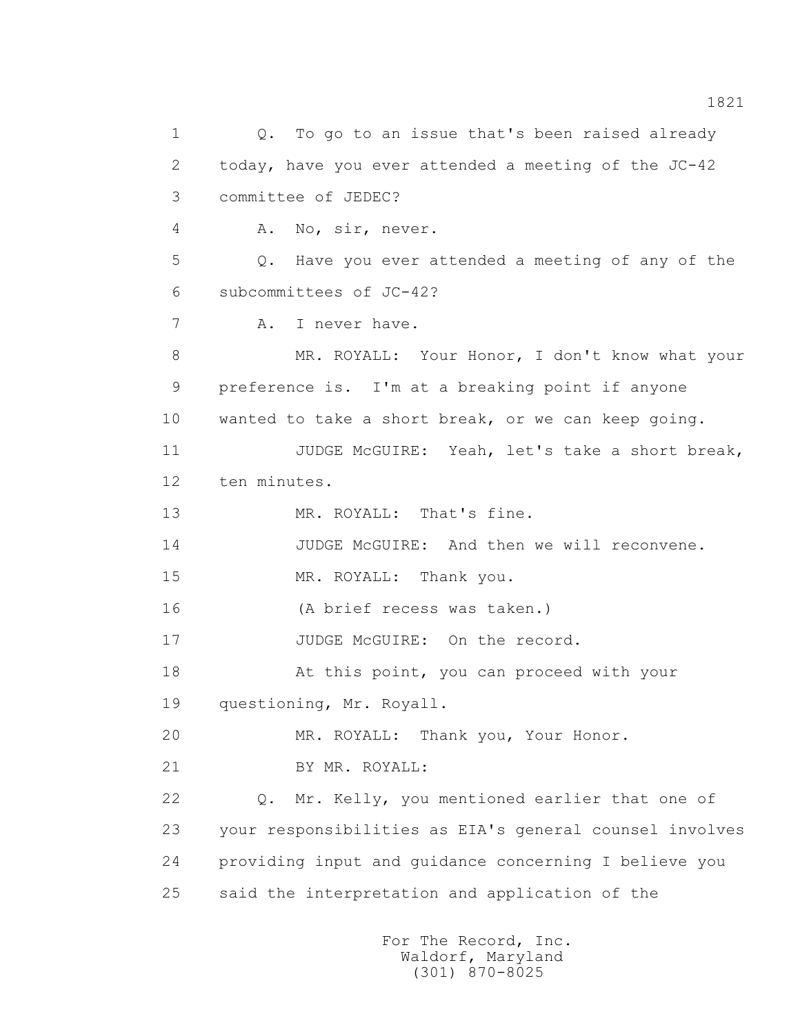1 Q. To go to an issue that's been raised already
2 today, have you ever attended a meeting of the JC-42
3 committee of JEDEC?
4 A. No, sir, never.
5 Q. Have you ever attended a meeting of any of the
6 subcommittees of JC-42?
7 A. I never have.
8 MR. ROYALL: Your Honor, I don't know what your
9 preference is. I'm at a breaking point if anyone
10 wanted to take a short break, or we can keep going.
11 JUDGE McGUIRE: Yeah, let's take a short break,
12 ten minutes.
13 MR. ROYALL: That's fine.
14 JUDGE McGUIRE: And then we will reconvene.
15 MR. ROYALL: Thank you.
16 (A brief recess was taken.)
17 JUDGE McGUIRE: On the record.
18 At this point, you can proceed with your
19 questioning, Mr. Royall.
20 MR. ROYALL: Thank you, Your Honor.
21 BY MR. ROYALL:
22 Q. Mr. Kelly, you mentioned earlier that one of
23 your responsibilities as EIA's general counsel involves
24 providing input and guidance concerning I believe you
25 said the interpretation and application of the

For The Record, Inc.
Waldorf, Maryland
(301) 870-8025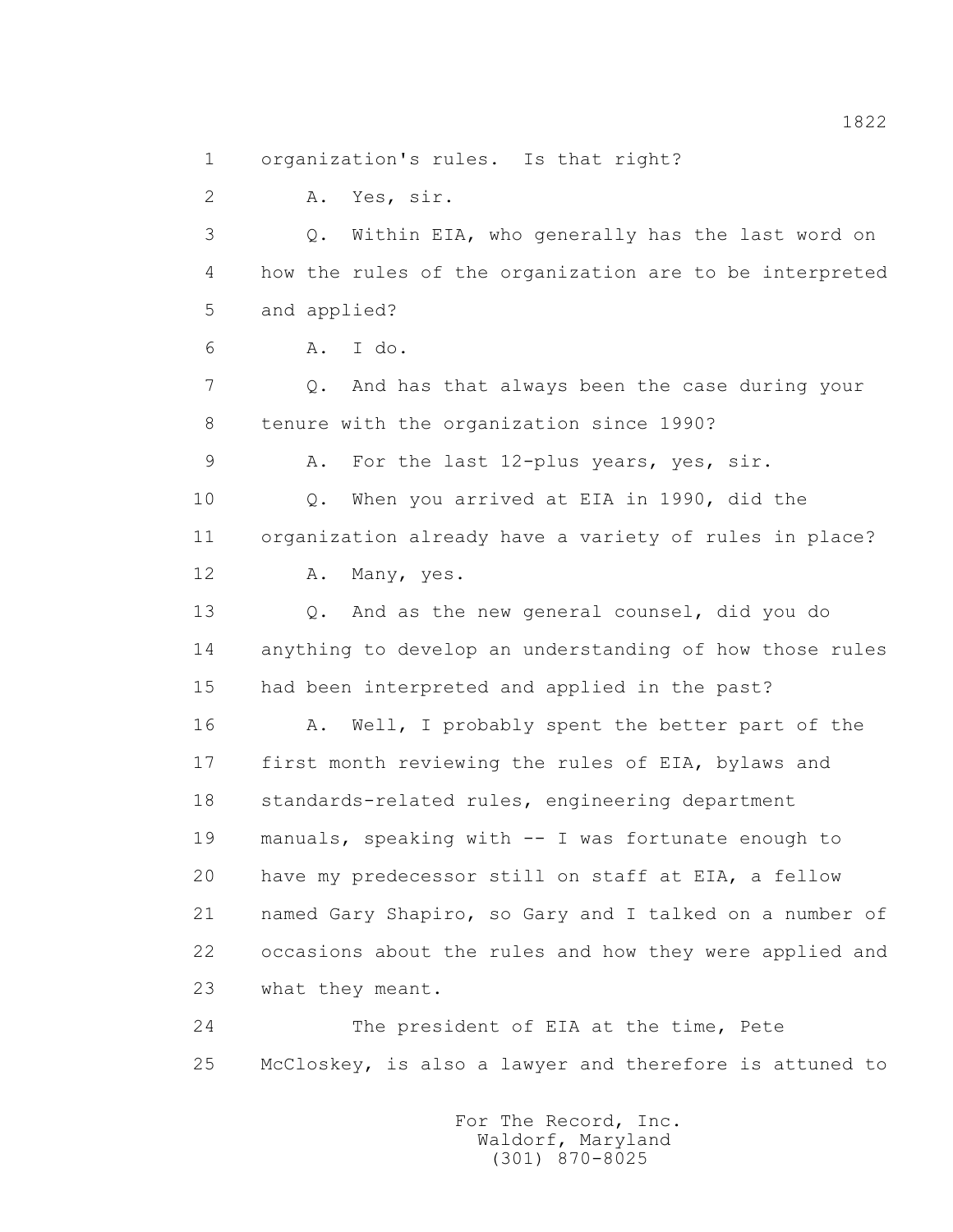1 organization's rules. Is that right?

2 A. Yes, sir.

3 Q. Within EIA, who generally has the last word on

4 how the rules of the organization are to be interpreted

5 and applied?

6 A. I do.

7 Q. And has that always been the case during your

8 tenure with the organization since 1990?

9 A. For the last 12-plus years, yes, sir.

10 Q. When you arrived at EIA in 1990, did the

11 organization already have a variety of rules in place?

12 A. Many, yes.

13 Q. And as the new general counsel, did you do

14 anything to develop an understanding of how those rules

15 had been interpreted and applied in the past?

16 A. Well, I probably spent the better part of the

17 first month reviewing the rules of EIA, bylaws and

18 standards-related rules, engineering department

19 manuals, speaking with -- I was fortunate enough to

20 have my predecessor still on staff at EIA, a fellow

21 named Gary Shapiro, so Gary and I talked on a number of

22 occasions about the rules and how they were applied and

23 what they meant.

24 The president of EIA at the time, Pete

25 McCloskey, is also a lawyer and therefore is attuned to

For The Record, Inc.
Waldorf, Maryland
(301) 870-8025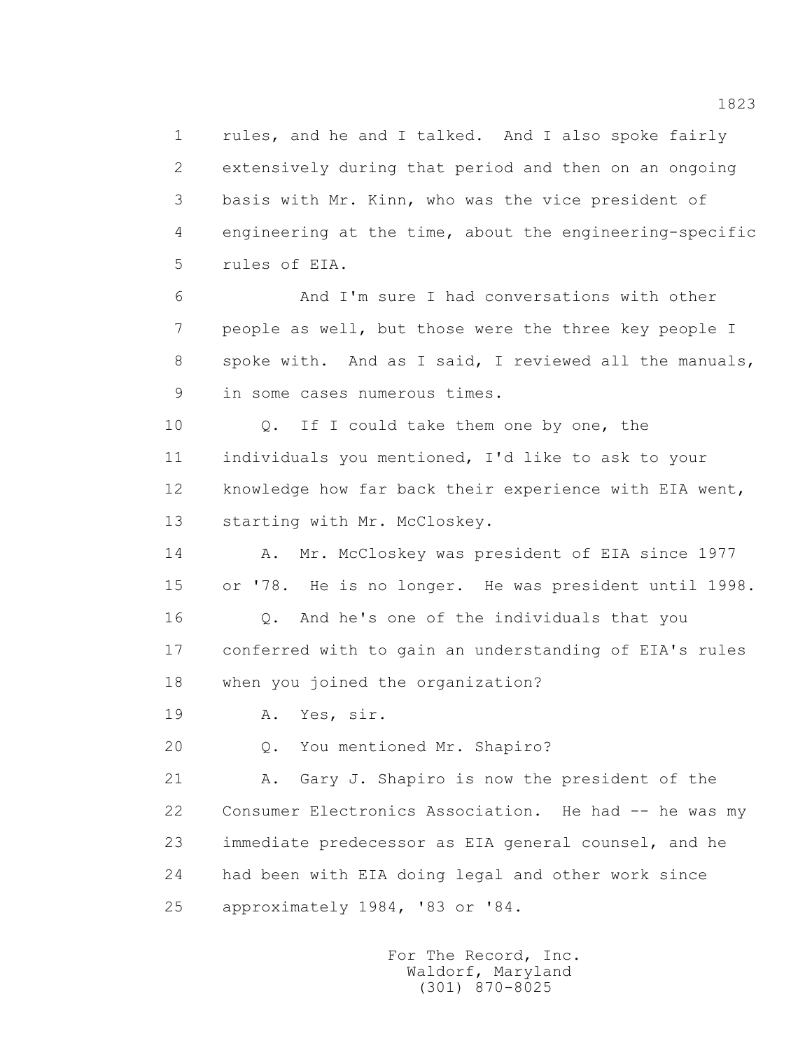1 rules, and he and I talked. And I also spoke fairly
2 extensively during that period and then on an ongoing
3 basis with Mr. Kinn, who was the vice president of
4 engineering at the time, about the engineering-specific
5 rules of EIA.

6 And I'm sure I had conversations with other
7 people as well, but those were the three key people I
8 spoke with. And as I said, I reviewed all the manuals,
9 in some cases numerous times.

10 Q. If I could take them one by one, the
11 individuals you mentioned, I'd like to ask to your
12 knowledge how far back their experience with EIA went,
13 starting with Mr. McCloskey.

14 A. Mr. McCloskey was president of EIA since 1977
15 or '78. He is no longer. He was president until 1998.

16 Q. And he's one of the individuals that you
17 conferred with to gain an understanding of EIA's rules
18 when you joined the organization?

19 A. Yes, sir.

20 Q. You mentioned Mr. Shapiro?

21 A. Gary J. Shapiro is now the president of the
22 Consumer Electronics Association. He had -- he was my
23 immediate predecessor as EIA general counsel, and he
24 had been with EIA doing legal and other work since
25 approximately 1984, '83 or '84.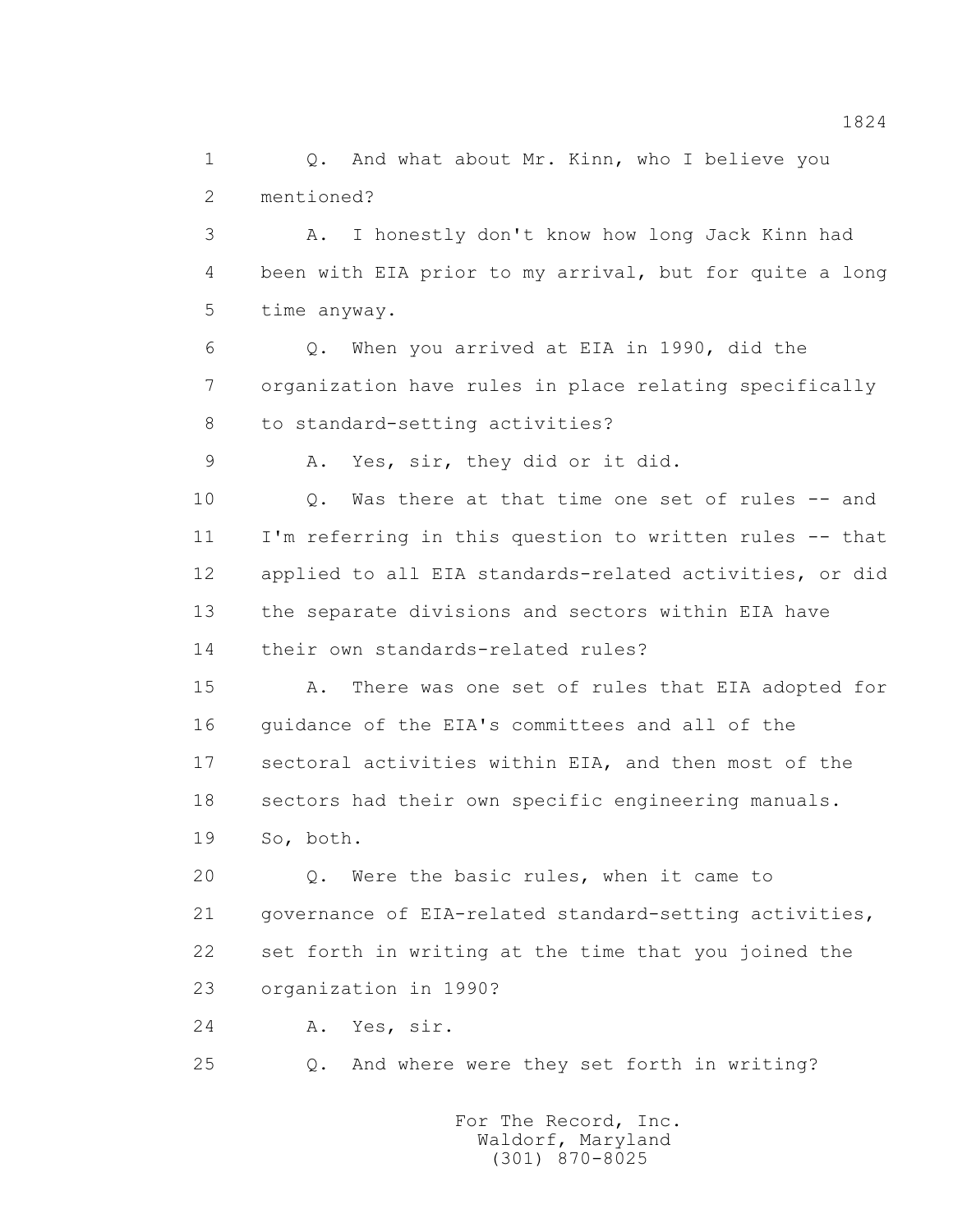1 Q. And what about Mr. Kinn, who I believe you
2 mentioned?

3 A. I honestly don't know how long Jack Kinn had
4 been with EIA prior to my arrival, but for quite a long
5 time anyway.

6 Q. When you arrived at EIA in 1990, did the
7 organization have rules in place relating specifically
8 to standard-setting activities?

9 A. Yes, sir, they did or it did.

10 Q. Was there at that time one set of rules -- and
11 I'm referring in this question to written rules -- that
12 applied to all EIA standards-related activities, or did
13 the separate divisions and sectors within EIA have
14 their own standards-related rules?

15 A. There was one set of rules that EIA adopted for
16 guidance of the EIA's committees and all of the
17 sectoral activities within EIA, and then most of the
18 sectors had their own specific engineering manuals.
19 So, both.

20 Q. Were the basic rules, when it came to
21 governance of EIA-related standard-setting activities,
22 set forth in writing at the time that you joined the
23 organization in 1990?

24 A. Yes, sir.

25 Q. And where were they set forth in writing?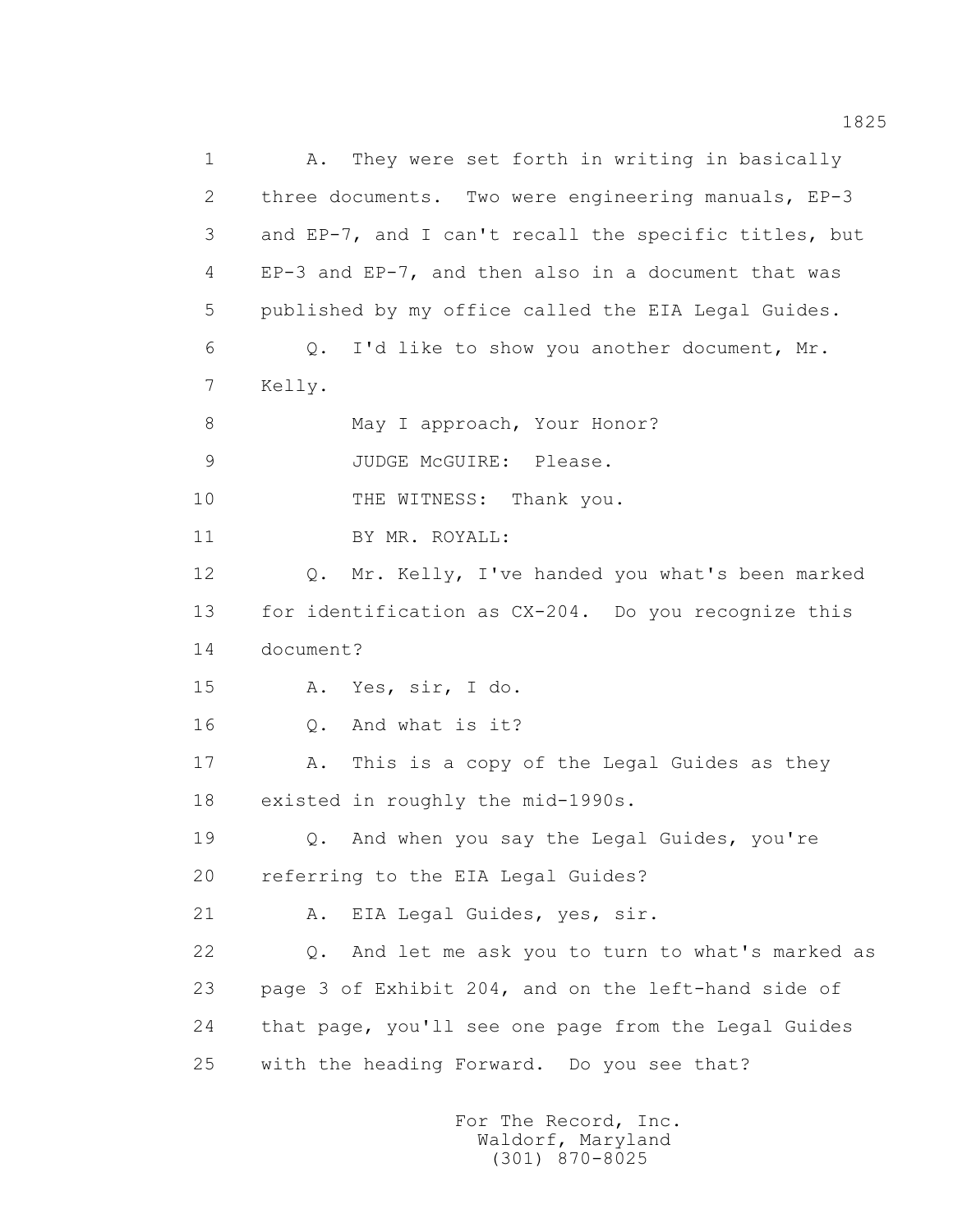1 A. They were set forth in writing in basically
2 three documents. Two were engineering manuals, EP-3
3 and EP-7, and I can't recall the specific titles, but
4 EP-3 and EP-7, and then also in a document that was
5 published by my office called the EIA Legal Guides.
6 Q. I'd like to show you another document, Mr.
7 Kelly.
8 May I approach, Your Honor?
9 JUDGE McGUIRE: Please.
10 THE WITNESS: Thank you.
11 BY MR. ROYALL:
12 Q. Mr. Kelly, I've handed you what's been marked
13 for identification as CX-204. Do you recognize this
14 document?
15 A. Yes, sir, I do.
16 Q. And what is it?
17 A. This is a copy of the Legal Guides as they
18 existed in roughly the mid-1990s.
19 Q. And when you say the Legal Guides, you're
20 referring to the EIA Legal Guides?
21 A. EIA Legal Guides, yes, sir.
22 Q. And let me ask you to turn to what's marked as
23 page 3 of Exhibit 204, and on the left-hand side of
24 that page, you'll see one page from the Legal Guides
25 with the heading Forward. Do you see that?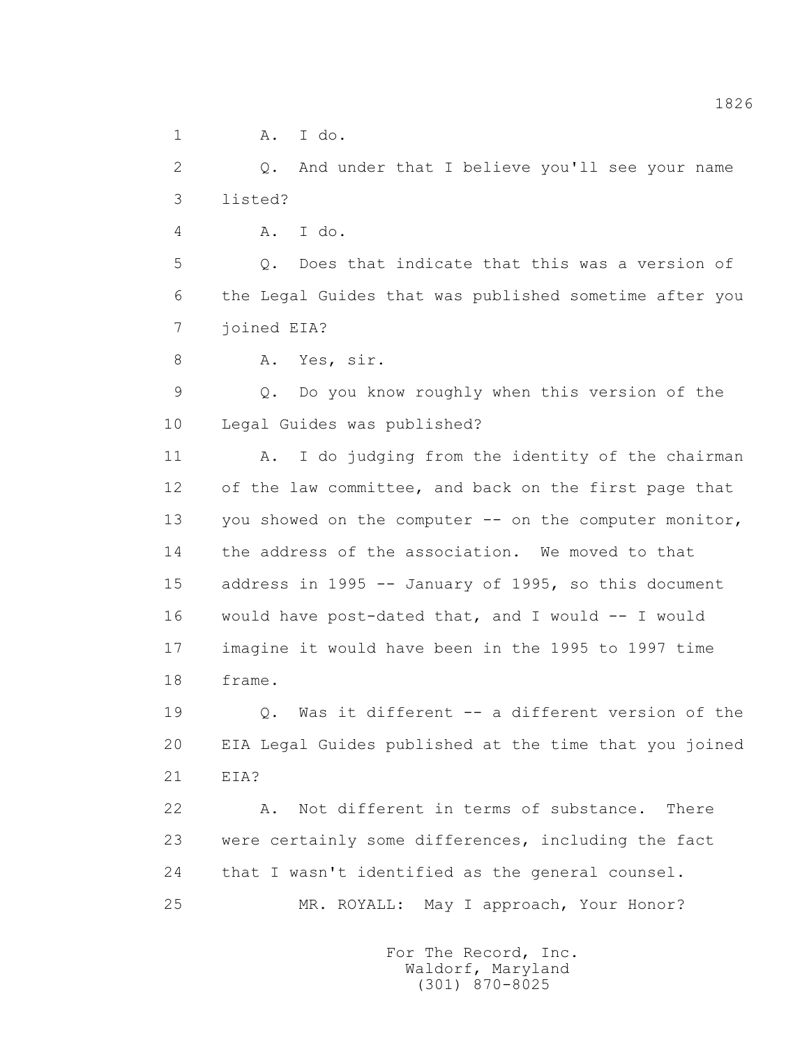1 A. I do.

2 Q. And under that I believe you'll see your name
3 listed?

4 A. I do.

5 Q. Does that indicate that this was a version of
6 the Legal Guides that was published sometime after you
7 joined EIA?

8 A. Yes, sir.

9 Q. Do you know roughly when this version of the
10 Legal Guides was published?

11 A. I do judging from the identity of the chairman
12 of the law committee, and back on the first page that
13 you showed on the computer -- on the computer monitor,
14 the address of the association. We moved to that
15 address in 1995 -- January of 1995, so this document
16 would have post-dated that, and I would -- I would
17 imagine it would have been in the 1995 to 1997 time
18 frame.

19 Q. Was it different -- a different version of the
20 EIA Legal Guides published at the time that you joined
21 EIA?

22 A. Not different in terms of substance. There
23 were certainly some differences, including the fact
24 that I wasn't identified as the general counsel.

25 MR. ROYALL: May I approach, Your Honor?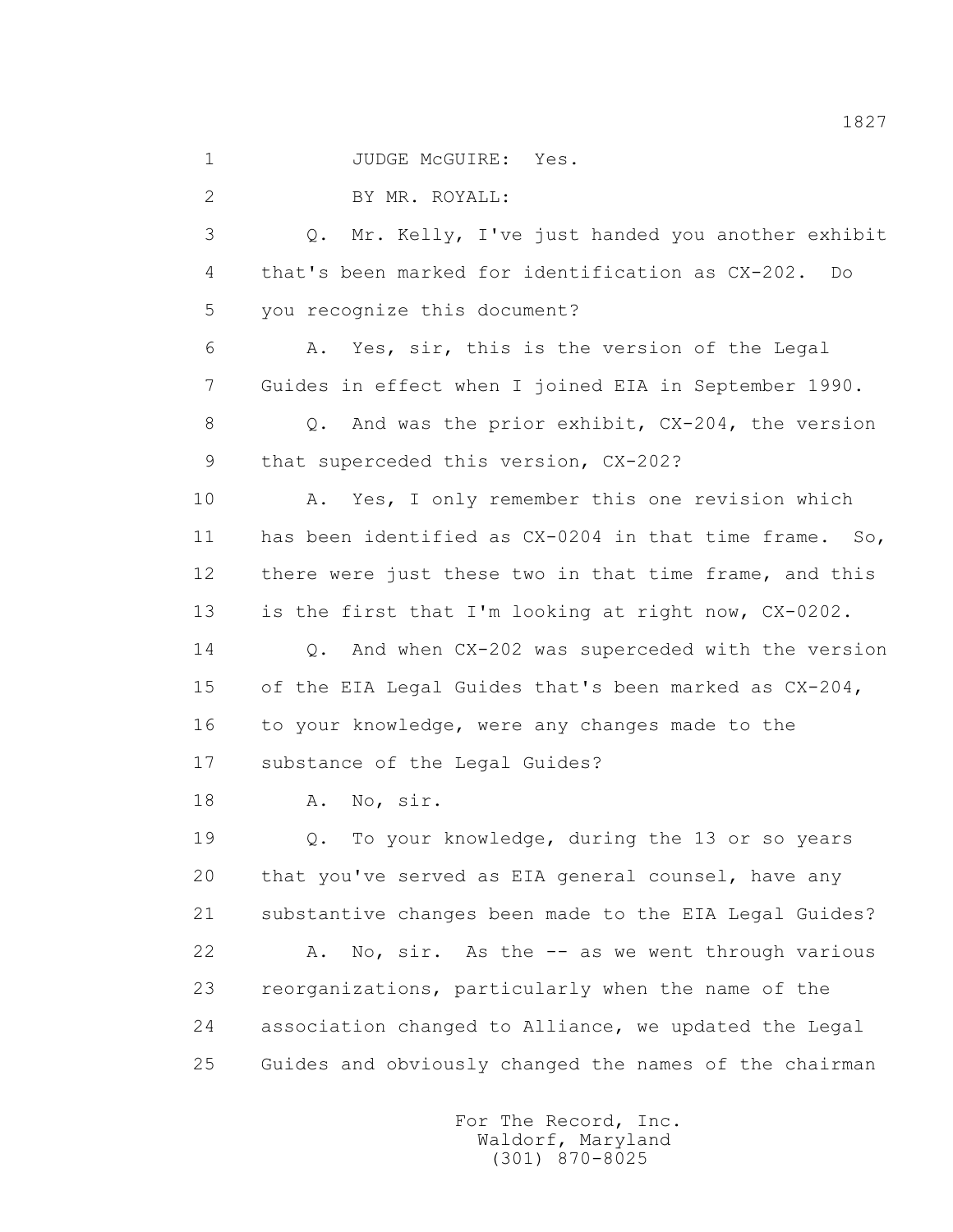1 JUDGE McGUIRE: Yes.

2 BY MR. ROYALL:

3 Q. Mr. Kelly, I've just handed you another exhibit

4 that's been marked for identification as CX-202. Do

5 you recognize this document?

6 A. Yes, sir, this is the version of the Legal

7 Guides in effect when I joined EIA in September 1990.

8 Q. And was the prior exhibit, CX-204, the version

9 that superceded this version, CX-202?

10 A. Yes, I only remember this one revision which

11 has been identified as CX-0204 in that time frame. So,

12 there were just these two in that time frame, and this

13 is the first that I'm looking at right now, CX-0202.

14 Q. And when CX-202 was superceded with the version

15 of the EIA Legal Guides that's been marked as CX-204,

16 to your knowledge, were any changes made to the

17 substance of the Legal Guides?

18 A. No, sir.

19 Q. To your knowledge, during the 13 or so years

20 that you've served as EIA general counsel, have any

21 substantive changes been made to the EIA Legal Guides?

22 A. No, sir. As the -- as we went through various

23 reorganizations, particularly when the name of the

24 association changed to Alliance, we updated the Legal

25 Guides and obviously changed the names of the chairman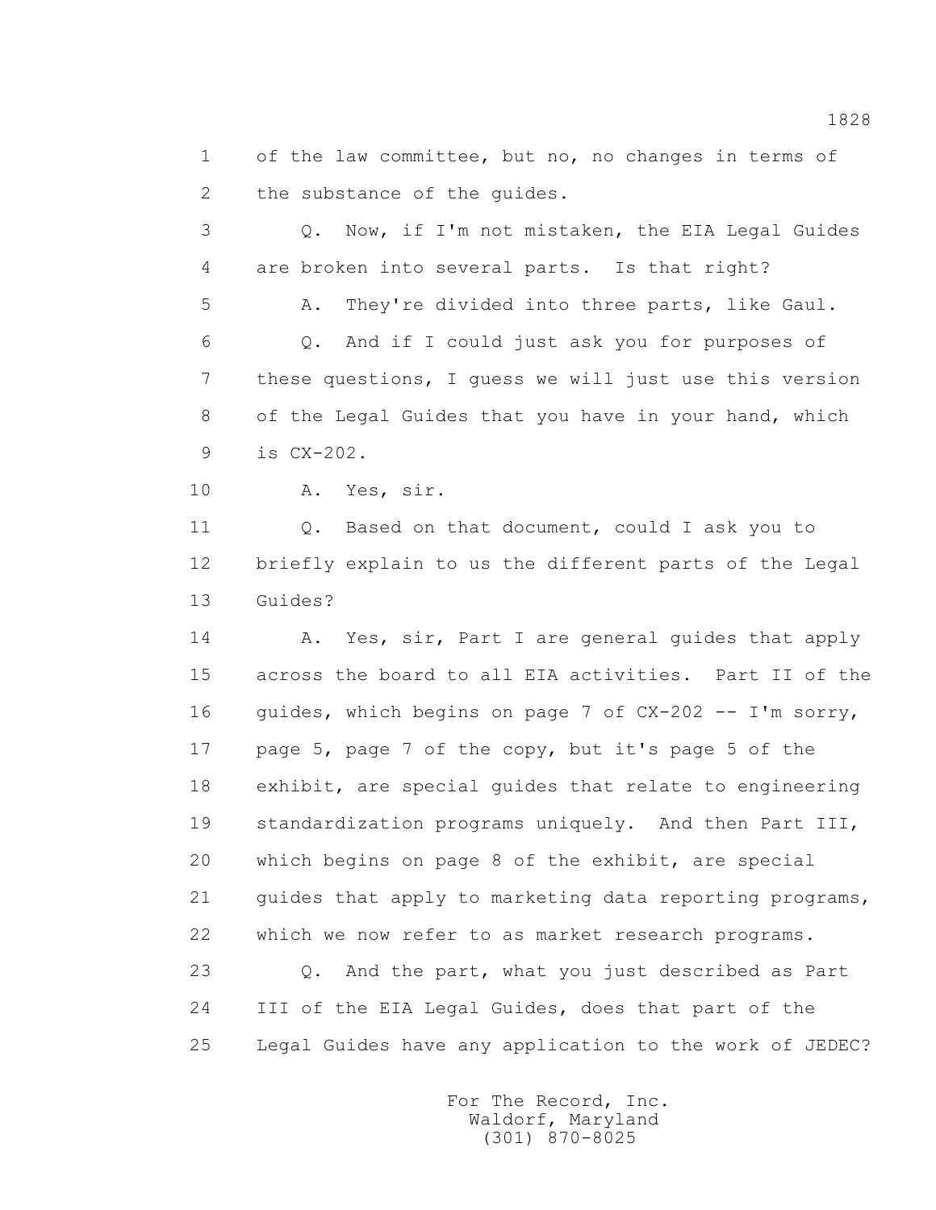of the law committee, but no, no changes in terms of the substance of the guides.

Q. Now, if I'm not mistaken, the EIA Legal Guides are broken into several parts. Is that right?

A. They're divided into three parts, like Gaul.

Q. And if I could just ask you for purposes of these questions, I guess we will just use this version of the Legal Guides that you have in your hand, which is CX-202.

A. Yes, sir.

Q. Based on that document, could I ask you to briefly explain to us the different parts of the Legal Guides?

A. Yes, sir, Part I are general guides that apply across the board to all EIA activities. Part II of the guides, which begins on page 7 of CX-202 -- I'm sorry, page 5, page 7 of the copy, but it's page 5 of the exhibit, are special guides that relate to engineering standardization programs uniquely. And then Part III, which begins on page 8 of the exhibit, are special guides that apply to marketing data reporting programs, which we now refer to as market research programs.

Q. And the part, what you just described as Part III of the EIA Legal Guides, does that part of the Legal Guides have any application to the work of JEDEC?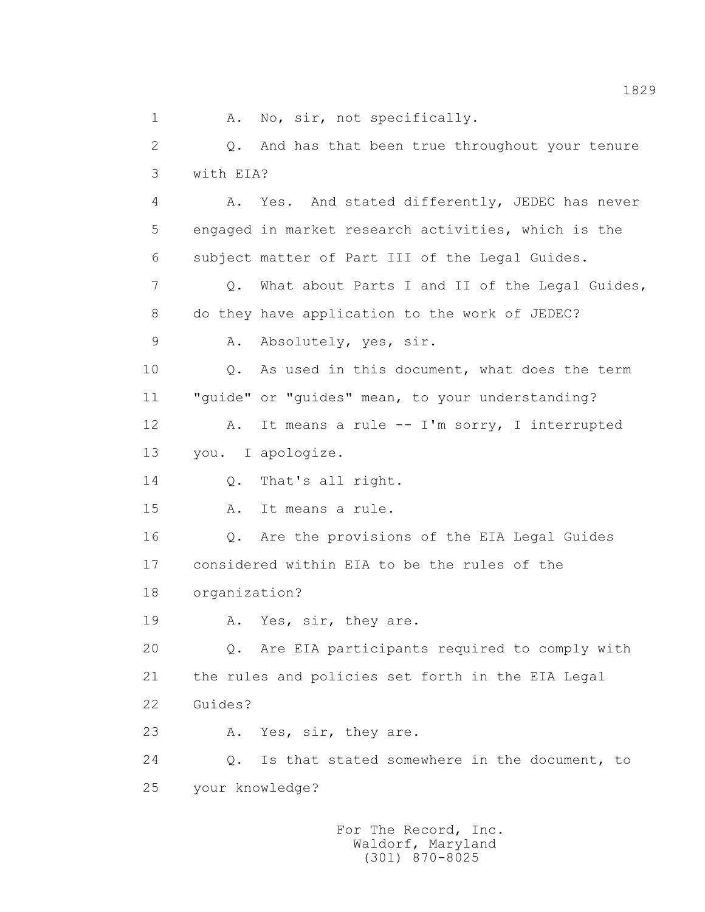1 A. No, sir, not specifically.

2 Q. And has that been true throughout your tenure

3 with EIA?

4 A. Yes. And stated differently, JEDEC has never

5 engaged in market research activities, which is the

6 subject matter of Part III of the Legal Guides.

7 Q. What about Parts I and II of the Legal Guides,

8 do they have application to the work of JEDEC?

9 A. Absolutely, yes, sir.

10 Q. As used in this document, what does the term

11 "guide" or "guides" mean, to your understanding?

12 A. It means a rule -- I'm sorry, I interrupted

13 you. I apologize.

14 Q. That's all right.

15 A. It means a rule.

16 Q. Are the provisions of the EIA Legal Guides

17 considered within EIA to be the rules of the

18 organization?

19 A. Yes, sir, they are.

20 Q. Are EIA participants required to comply with

21 the rules and policies set forth in the EIA Legal

22 Guides?

23 A. Yes, sir, they are.

24 Q. Is that stated somewhere in the document, to

25 your knowledge?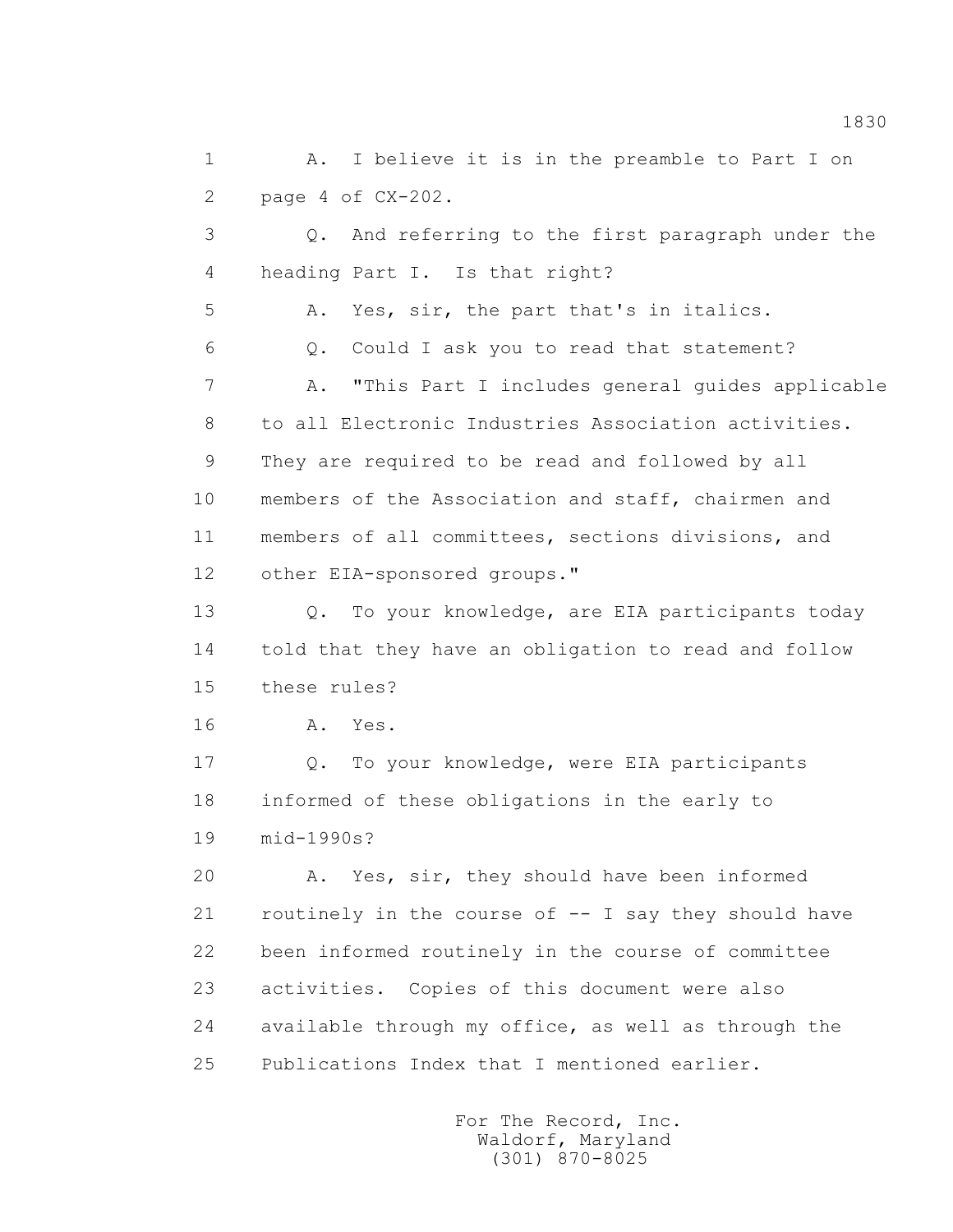1 A. I believe it is in the preamble to Part I on
2 page 4 of CX-202.
3 Q. And referring to the first paragraph under the
4 heading Part I. Is that right?
5 A. Yes, sir, the part that's in italics.
6 Q. Could I ask you to read that statement?
7 A. "This Part I includes general guides applicable
8 to all Electronic Industries Association activities.
9 They are required to be read and followed by all
10 members of the Association and staff, chairmen and
11 members of all committees, sections divisions, and
12 other EIA-sponsored groups."
13 Q. To your knowledge, are EIA participants today
14 told that they have an obligation to read and follow
15 these rules?
16 A. Yes.
17 Q. To your knowledge, were EIA participants
18 informed of these obligations in the early to
19 mid-1990s?
20 A. Yes, sir, they should have been informed
21 routinely in the course of -- I say they should have
22 been informed routinely in the course of committee
23 activities. Copies of this document were also
24 available through my office, as well as through the
25 Publications Index that I mentioned earlier.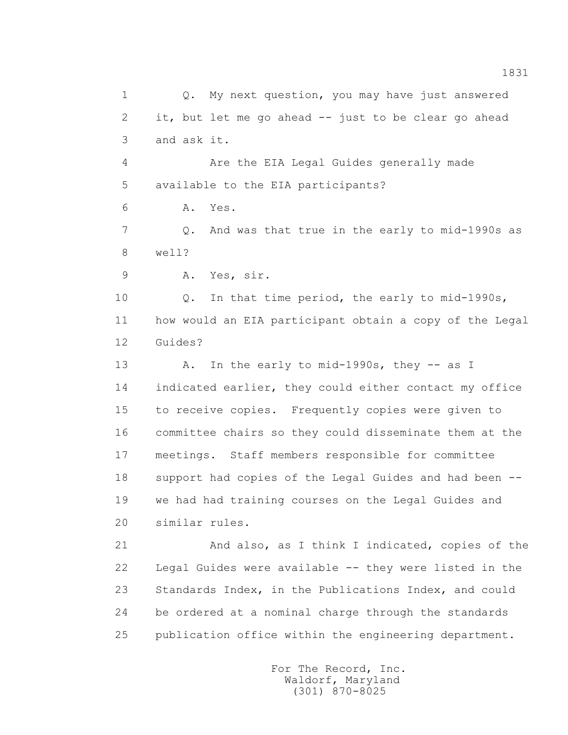Q. My next question, you may have just answered it, but let me go ahead -- just to be clear go ahead and ask it.

Are the EIA Legal Guides generally made available to the EIA participants?

A. Yes.

Q. And was that true in the early to mid-1990s as well?

A. Yes, sir.

Q. In that time period, the early to mid-1990s, how would an EIA participant obtain a copy of the Legal Guides?

A. In the early to mid-1990s, they -- as I indicated earlier, they could either contact my office to receive copies. Frequently copies were given to committee chairs so they could disseminate them at the meetings. Staff members responsible for committee support had copies of the Legal Guides and had been -- we had had training courses on the Legal Guides and similar rules.

And also, as I think I indicated, copies of the Legal Guides were available -- they were listed in the Standards Index, in the Publications Index, and could be ordered at a nominal charge through the standards publication office within the engineering department.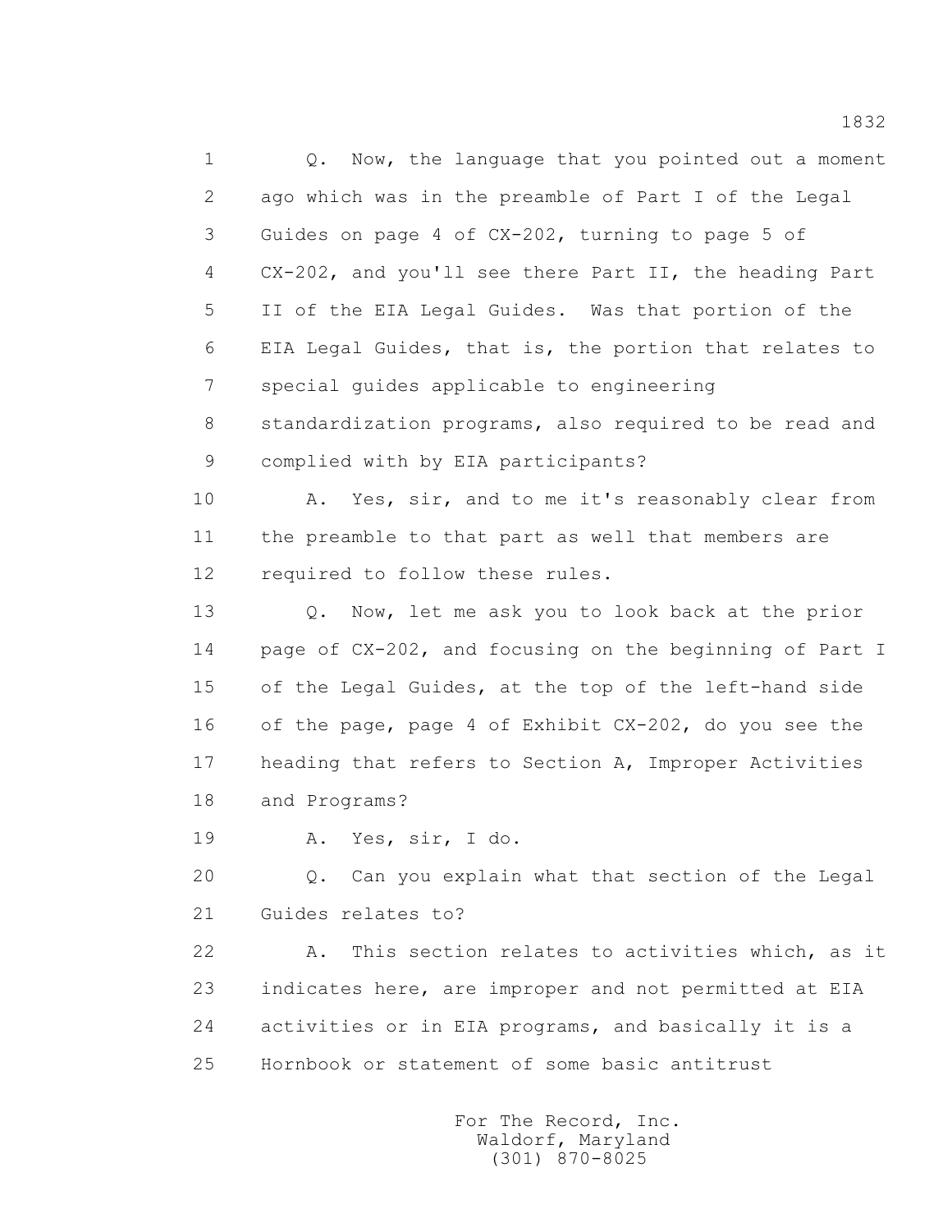Q. Now, the language that you pointed out a moment ago which was in the preamble of Part I of the Legal Guides on page 4 of CX-202, turning to page 5 of CX-202, and you'll see there Part II, the heading Part II of the EIA Legal Guides. Was that portion of the EIA Legal Guides, that is, the portion that relates to special guides applicable to engineering standardization programs, also required to be read and complied with by EIA participants?

A. Yes, sir, and to me it's reasonably clear from the preamble to that part as well that members are required to follow these rules.

Q. Now, let me ask you to look back at the prior page of CX-202, and focusing on the beginning of Part I of the Legal Guides, at the top of the left-hand side of the page, page 4 of Exhibit CX-202, do you see the heading that refers to Section A, Improper Activities and Programs?

A. Yes, sir, I do.

Q. Can you explain what that section of the Legal Guides relates to?

A. This section relates to activities which, as it indicates here, are improper and not permitted at EIA activities or in EIA programs, and basically it is a Hornbook or statement of some basic antitrust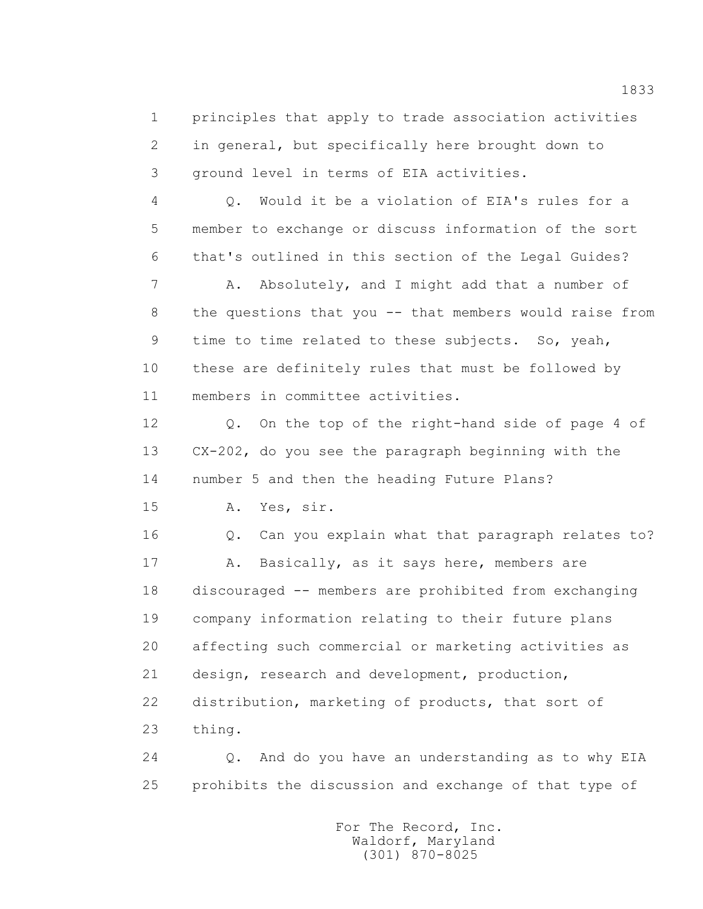principles that apply to trade association activities in general, but specifically here brought down to ground level in terms of EIA activities.

Q. Would it be a violation of EIA's rules for a member to exchange or discuss information of the sort that's outlined in this section of the Legal Guides?

A. Absolutely, and I might add that a number of the questions that you -- that members would raise from time to time related to these subjects. So, yeah, these are definitely rules that must be followed by members in committee activities.

Q. On the top of the right-hand side of page 4 of CX-202, do you see the paragraph beginning with the number 5 and then the heading Future Plans?

A. Yes, sir.

Q. Can you explain what that paragraph relates to?

A. Basically, as it says here, members are discouraged -- members are prohibited from exchanging company information relating to their future plans affecting such commercial or marketing activities as design, research and development, production, distribution, marketing of products, that sort of thing.

Q. And do you have an understanding as to why EIA prohibits the discussion and exchange of that type of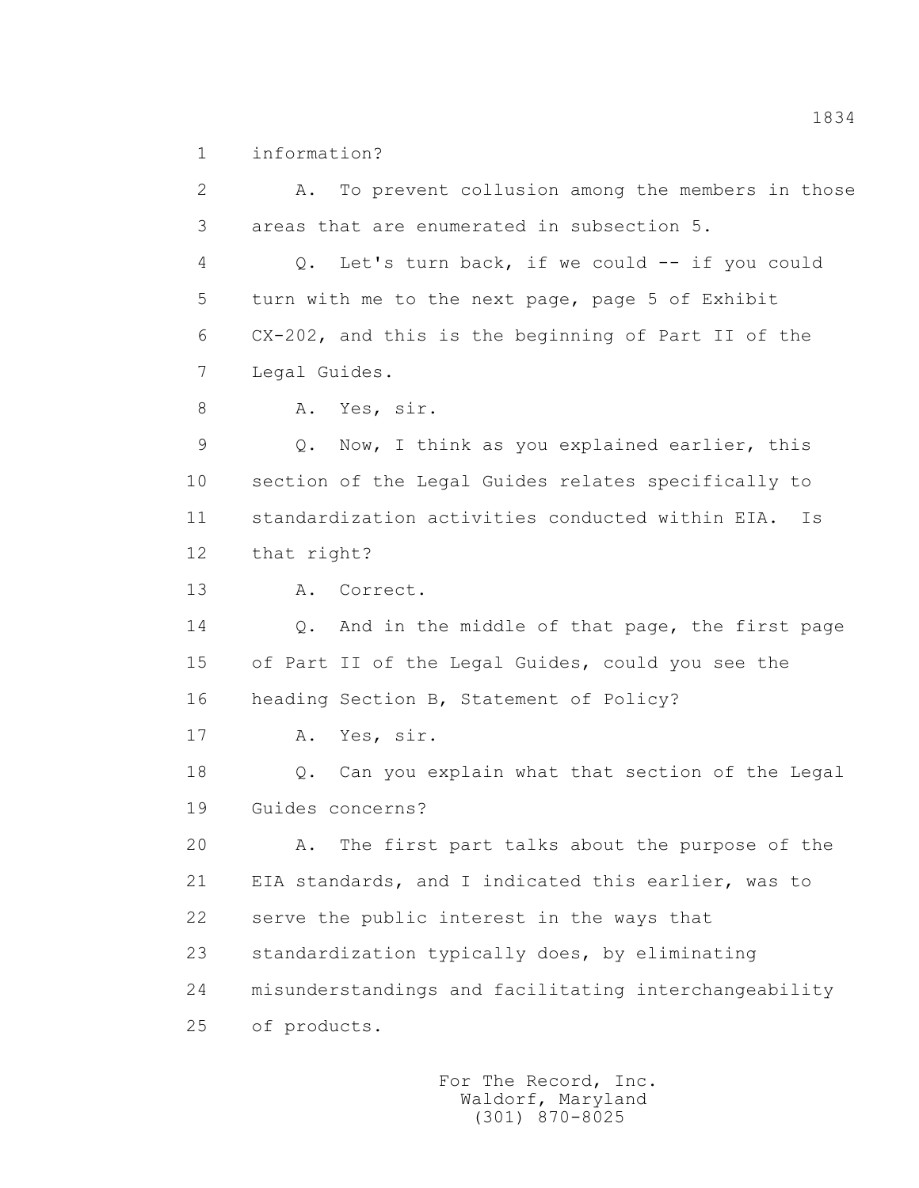1 information?

2 A. To prevent collusion among the members in those

3 areas that are enumerated in subsection 5.

4 Q. Let's turn back, if we could -- if you could

5 turn with me to the next page, page 5 of Exhibit

6 CX-202, and this is the beginning of Part II of the

7 Legal Guides.

8 A. Yes, sir.

9 Q. Now, I think as you explained earlier, this

10 section of the Legal Guides relates specifically to

11 standardization activities conducted within EIA. Is

12 that right?

13 A. Correct.

14 Q. And in the middle of that page, the first page

15 of Part II of the Legal Guides, could you see the

16 heading Section B, Statement of Policy?

17 A. Yes, sir.

18 Q. Can you explain what that section of the Legal

19 Guides concerns?

20 A. The first part talks about the purpose of the

21 EIA standards, and I indicated this earlier, was to

22 serve the public interest in the ways that

23 standardization typically does, by eliminating

24 misunderstandings and facilitating interchangeability

25 of products.

For The Record, Inc.
Waldorf, Maryland
(301) 870-8025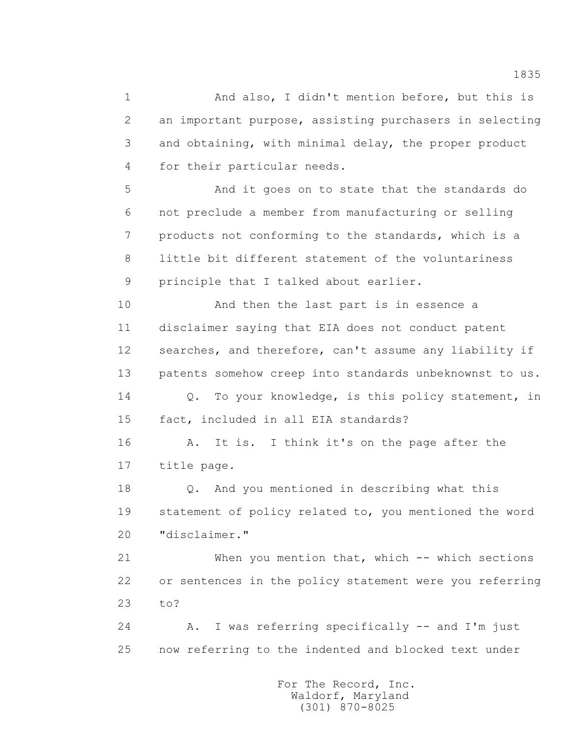1 And also, I didn't mention before, but this is
2 an important purpose, assisting purchasers in selecting
3 and obtaining, with minimal delay, the proper product
4 for their particular needs.

5 And it goes on to state that the standards do
6 not preclude a member from manufacturing or selling
7 products not conforming to the standards, which is a
8 little bit different statement of the voluntariness
9 principle that I talked about earlier.

10 And then the last part is in essence a
11 disclaimer saying that EIA does not conduct patent
12 searches, and therefore, can't assume any liability if
13 patents somehow creep into standards unbeknownst to us.

14 Q. To your knowledge, is this policy statement, in
15 fact, included in all EIA standards?

16 A. It is. I think it's on the page after the
17 title page.

18 Q. And you mentioned in describing what this
19 statement of policy related to, you mentioned the word
20 "disclaimer."

21 When you mention that, which -- which sections
22 or sentences in the policy statement were you referring
23 to?

24 A. I was referring specifically -- and I'm just
25 now referring to the indented and blocked text under

For The Record, Inc.
Waldorf, Maryland
(301) 870-8025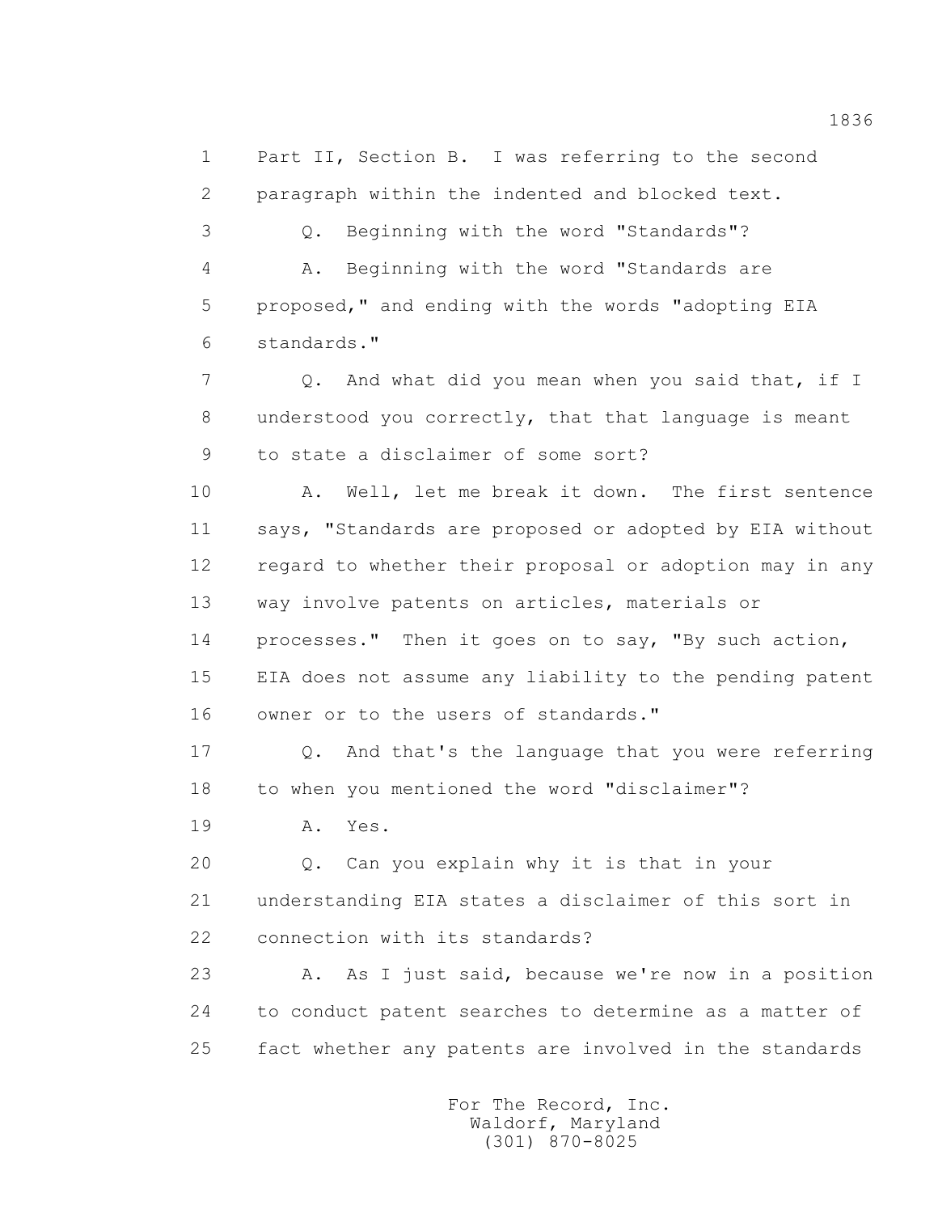1 Part II, Section B. I was referring to the second
2 paragraph within the indented and blocked text.
3 Q. Beginning with the word "Standards"?
4 A. Beginning with the word "Standards are
5 proposed," and ending with the words "adopting EIA
6 standards."
7 Q. And what did you mean when you said that, if I
8 understood you correctly, that that language is meant
9 to state a disclaimer of some sort?
10 A. Well, let me break it down. The first sentence
11 says, "Standards are proposed or adopted by EIA without
12 regard to whether their proposal or adoption may in any
13 way involve patents on articles, materials or
14 processes." Then it goes on to say, "By such action,
15 EIA does not assume any liability to the pending patent
16 owner or to the users of standards."
17 Q. And that's the language that you were referring
18 to when you mentioned the word "disclaimer"?
19 A. Yes.
20 Q. Can you explain why it is that in your
21 understanding EIA states a disclaimer of this sort in
22 connection with its standards?
23 A. As I just said, because we're now in a position
24 to conduct patent searches to determine as a matter of
25 fact whether any patents are involved in the standards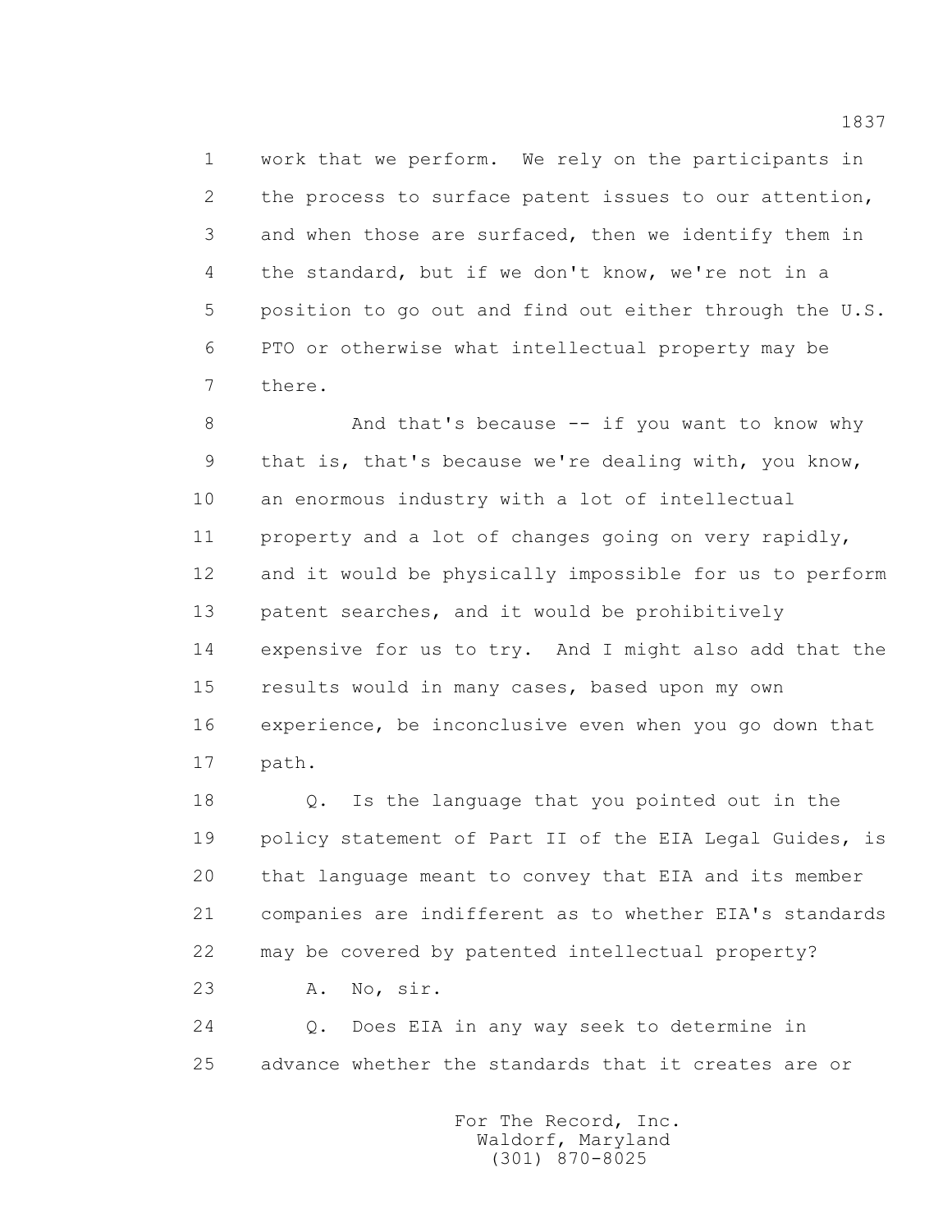1 work that we perform. We rely on the participants in
2 the process to surface patent issues to our attention,
3 and when those are surfaced, then we identify them in
4 the standard, but if we don't know, we're not in a
5 position to go out and find out either through the U.S.
6 PTO or otherwise what intellectual property may be
7 there.

8 And that's because -- if you want to know why
9 that is, that's because we're dealing with, you know,
10 an enormous industry with a lot of intellectual
11 property and a lot of changes going on very rapidly,
12 and it would be physically impossible for us to perform
13 patent searches, and it would be prohibitively
14 expensive for us to try. And I might also add that the
15 results would in many cases, based upon my own
16 experience, be inconclusive even when you go down that
17 path.

18 Q. Is the language that you pointed out in the
19 policy statement of Part II of the EIA Legal Guides, is
20 that language meant to convey that EIA and its member
21 companies are indifferent as to whether EIA's standards
22 may be covered by patented intellectual property?

23 A. No, sir.

24 Q. Does EIA in any way seek to determine in
25 advance whether the standards that it creates are or

For The Record, Inc.
Waldorf, Maryland
(301) 870-8025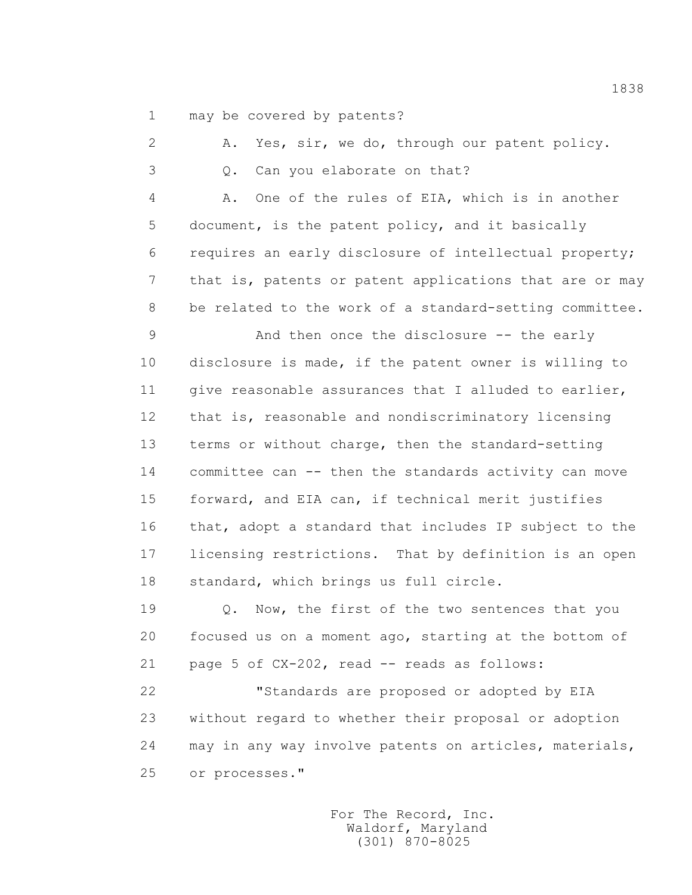1 may be covered by patents?

2 A. Yes, sir, we do, through our patent policy.

3 Q. Can you elaborate on that?

4 A. One of the rules of EIA, which is in another

5 document, is the patent policy, and it basically

6 requires an early disclosure of intellectual property;

7 that is, patents or patent applications that are or may

8 be related to the work of a standard-setting committee.

9 And then once the disclosure -- the early

10 disclosure is made, if the patent owner is willing to

11 give reasonable assurances that I alluded to earlier,

12 that is, reasonable and nondiscriminatory licensing

13 terms or without charge, then the standard-setting

14 committee can -- then the standards activity can move

15 forward, and EIA can, if technical merit justifies

16 that, adopt a standard that includes IP subject to the

17 licensing restrictions. That by definition is an open

18 standard, which brings us full circle.

19 Q. Now, the first of the two sentences that you

20 focused us on a moment ago, starting at the bottom of

21 page 5 of CX-202, read -- reads as follows:

22 "Standards are proposed or adopted by EIA

23 without regard to whether their proposal or adoption

24 may in any way involve patents on articles, materials,

25 or processes."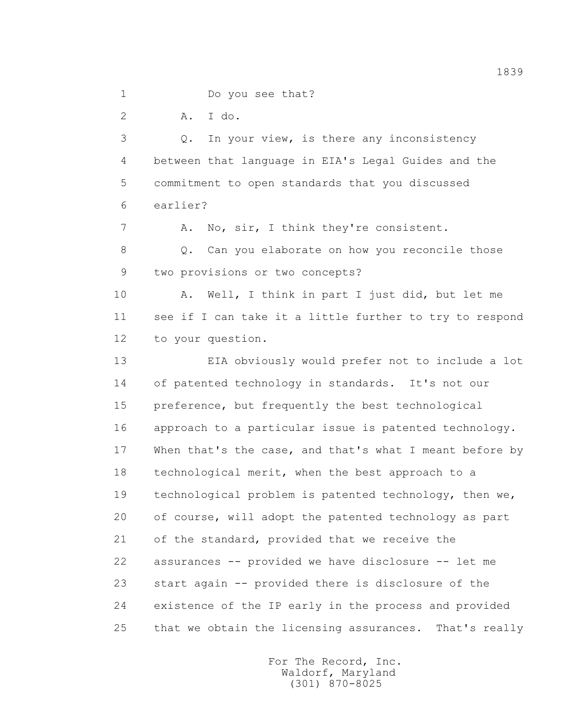1 Do you see that?

2 A. I do.

3 Q. In your view, is there any inconsistency

4 between that language in EIA's Legal Guides and the

5 commitment to open standards that you discussed

6 earlier?

7 A. No, sir, I think they're consistent.

8 Q. Can you elaborate on how you reconcile those

9 two provisions or two concepts?

10 A. Well, I think in part I just did, but let me

11 see if I can take it a little further to try to respond

12 to your question.

13 EIA obviously would prefer not to include a lot

14 of patented technology in standards. It's not our

15 preference, but frequently the best technological

16 approach to a particular issue is patented technology.

17 When that's the case, and that's what I meant before by

18 technological merit, when the best approach to a

19 technological problem is patented technology, then we,

20 of course, will adopt the patented technology as part

21 of the standard, provided that we receive the

22 assurances -- provided we have disclosure -- let me

23 start again -- provided there is disclosure of the

24 existence of the IP early in the process and provided

25 that we obtain the licensing assurances. That's really

For The Record, Inc.
Waldorf, Maryland
(301) 870-8025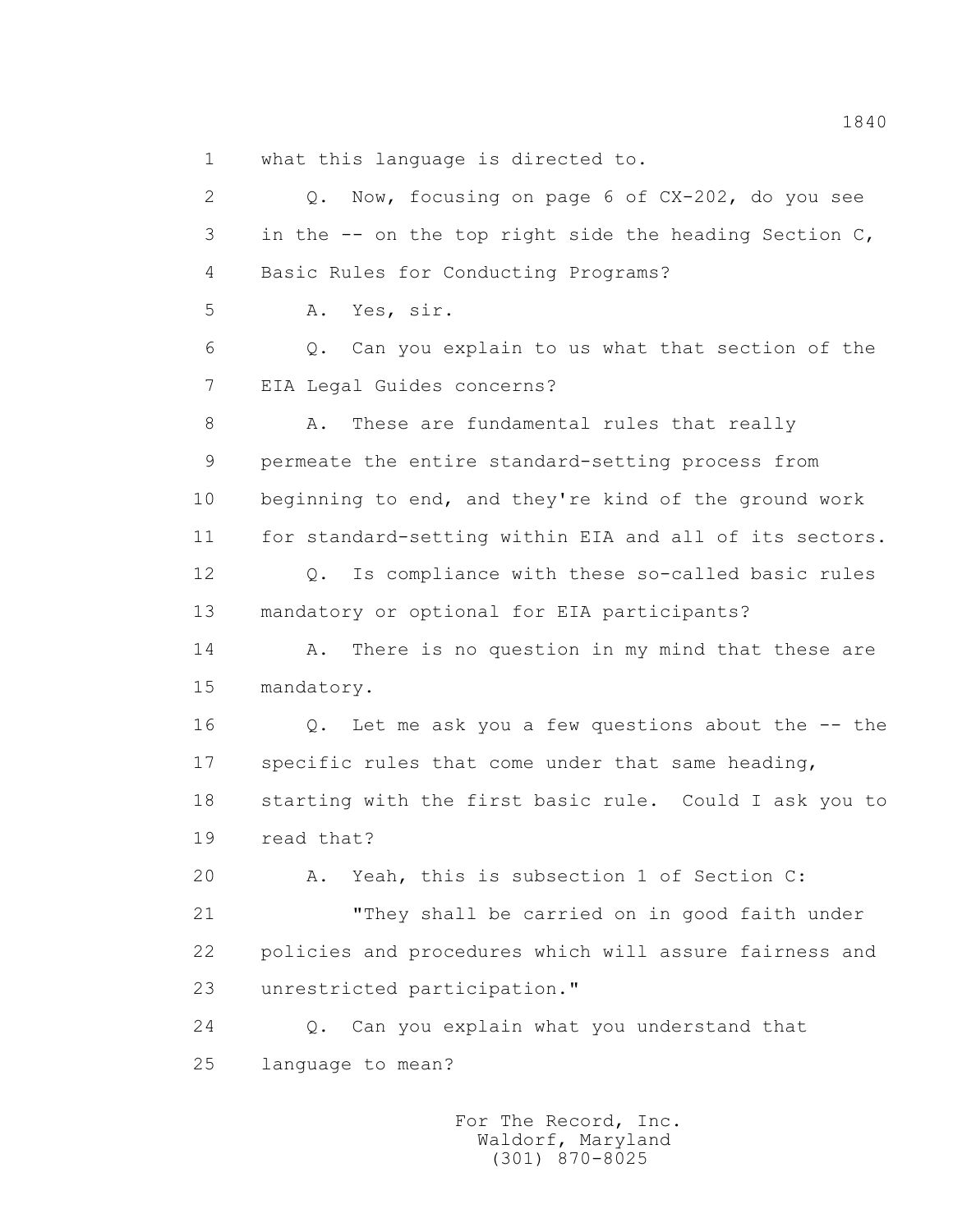what this language is directed to.

Q. Now, focusing on page 6 of CX-202, do you see in the -- on the top right side the heading Section C, Basic Rules for Conducting Programs?

A. Yes, sir.

Q. Can you explain to us what that section of the EIA Legal Guides concerns?

A. These are fundamental rules that really permeate the entire standard-setting process from beginning to end, and they're kind of the ground work for standard-setting within EIA and all of its sectors.

Q. Is compliance with these so-called basic rules mandatory or optional for EIA participants?

A. There is no question in my mind that these are mandatory.

Q. Let me ask you a few questions about the -- the specific rules that come under that same heading, starting with the first basic rule. Could I ask you to read that?

A. Yeah, this is subsection 1 of Section C:

"They shall be carried on in good faith under policies and procedures which will assure fairness and unrestricted participation."

Q. Can you explain what you understand that language to mean?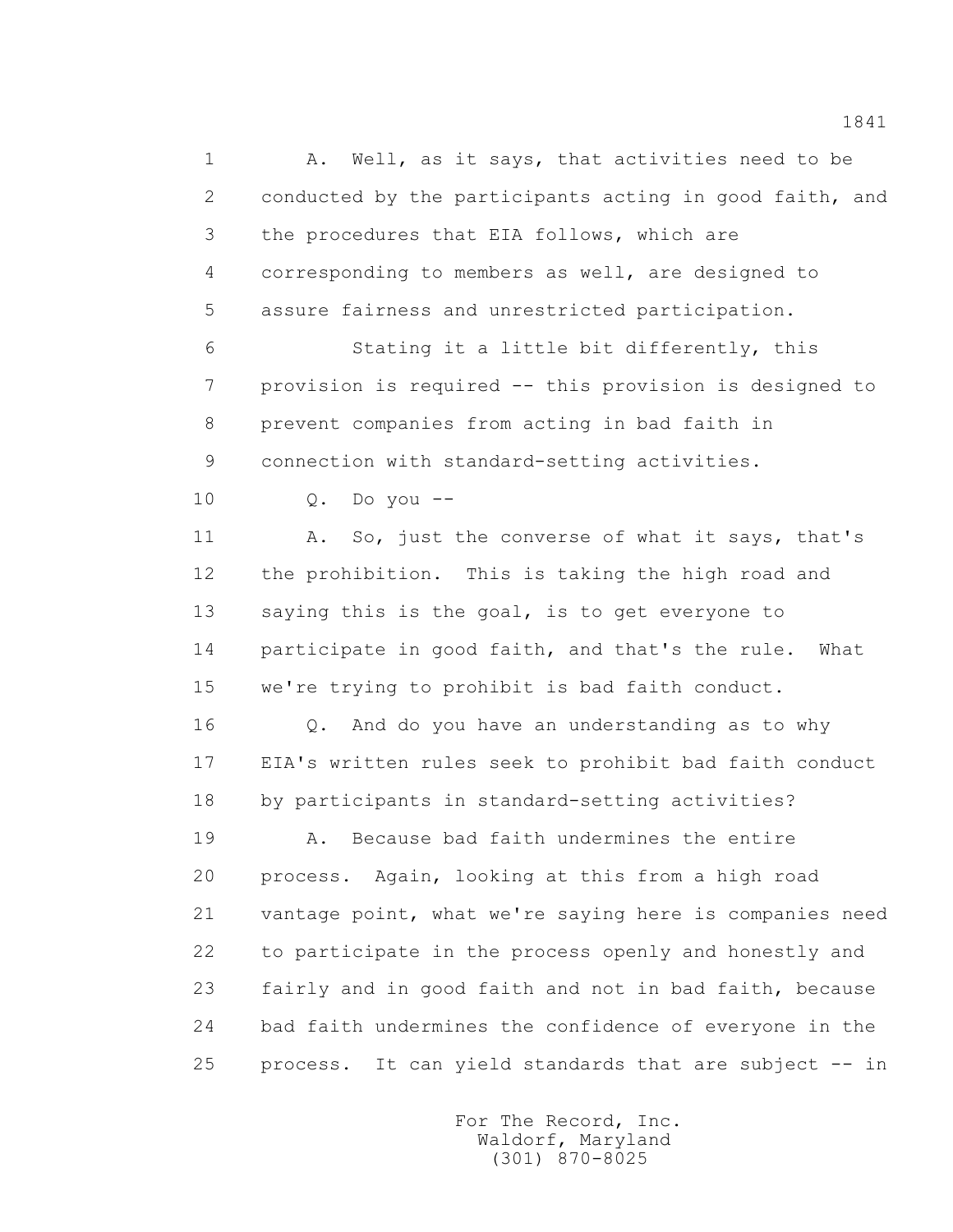A. Well, as it says, that activities need to be conducted by the participants acting in good faith, and the procedures that EIA follows, which are corresponding to members as well, are designed to assure fairness and unrestricted participation.

Stating it a little bit differently, this provision is required -- this provision is designed to prevent companies from acting in bad faith in connection with standard-setting activities.

Q. Do you --

A. So, just the converse of what it says, that's the prohibition. This is taking the high road and saying this is the goal, is to get everyone to participate in good faith, and that's the rule. What we're trying to prohibit is bad faith conduct.

Q. And do you have an understanding as to why EIA's written rules seek to prohibit bad faith conduct by participants in standard-setting activities?

A. Because bad faith undermines the entire process. Again, looking at this from a high road vantage point, what we're saying here is companies need to participate in the process openly and honestly and fairly and in good faith and not in bad faith, because bad faith undermines the confidence of everyone in the process. It can yield standards that are subject -- in

For The Record, Inc.
Waldorf, Maryland
(301) 870-8025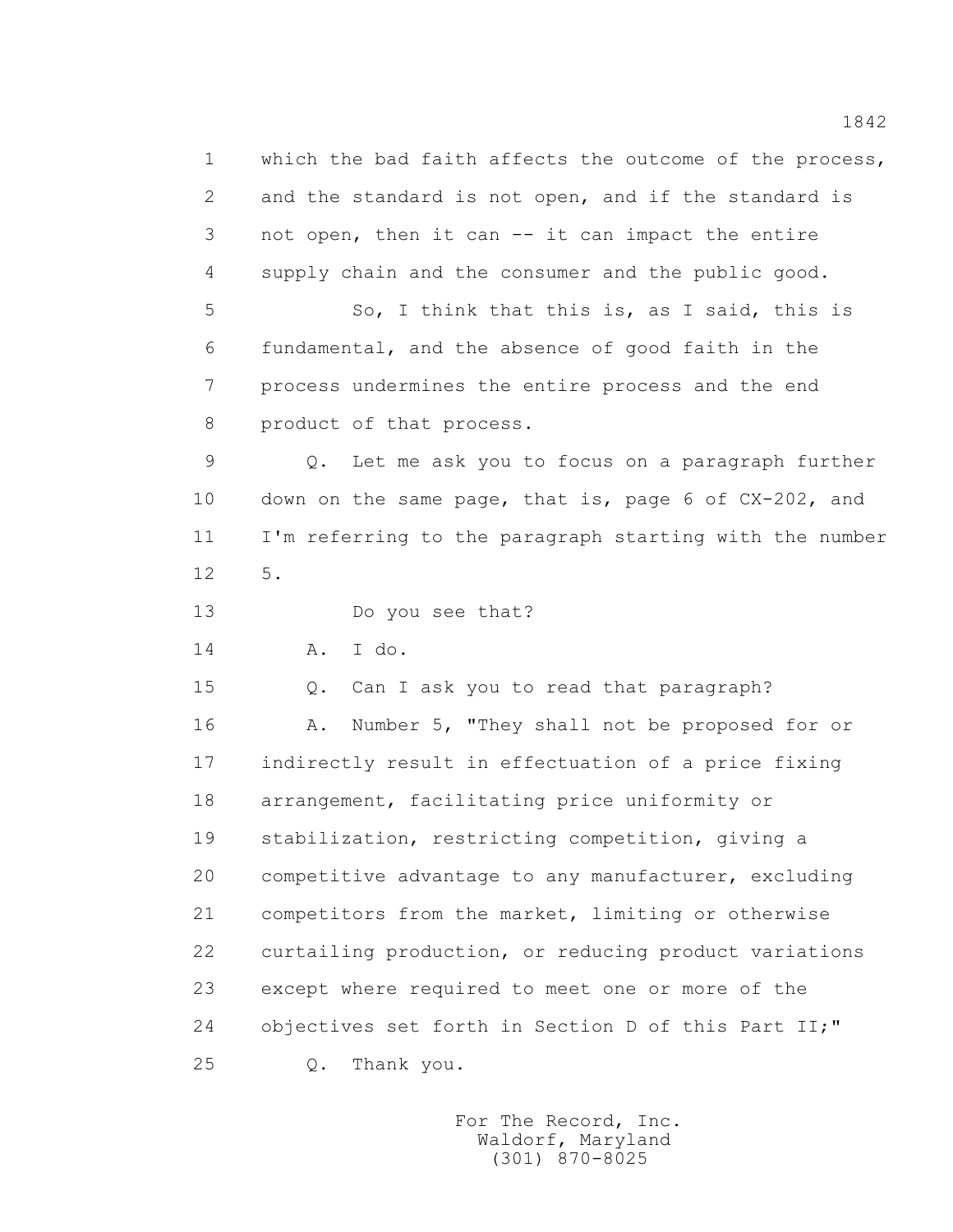1 which the bad faith affects the outcome of the process,
2 and the standard is not open, and if the standard is
3 not open, then it can -- it can impact the entire
4 supply chain and the consumer and the public good.
5 So, I think that this is, as I said, this is
6 fundamental, and the absence of good faith in the
7 process undermines the entire process and the end
8 product of that process.
9 Q. Let me ask you to focus on a paragraph further
10 down on the same page, that is, page 6 of CX-202, and
11 I'm referring to the paragraph starting with the number
12 5.
13 Do you see that?
14 A. I do.
15 Q. Can I ask you to read that paragraph?
16 A. Number 5, "They shall not be proposed for or
17 indirectly result in effectuation of a price fixing
18 arrangement, facilitating price uniformity or
19 stabilization, restricting competition, giving a
20 competitive advantage to any manufacturer, excluding
21 competitors from the market, limiting or otherwise
22 curtailing production, or reducing product variations
23 except where required to meet one or more of the
24 objectives set forth in Section D of this Part II;"
25 Q. Thank you.

For The Record, Inc.
Waldorf, Maryland
(301) 870-8025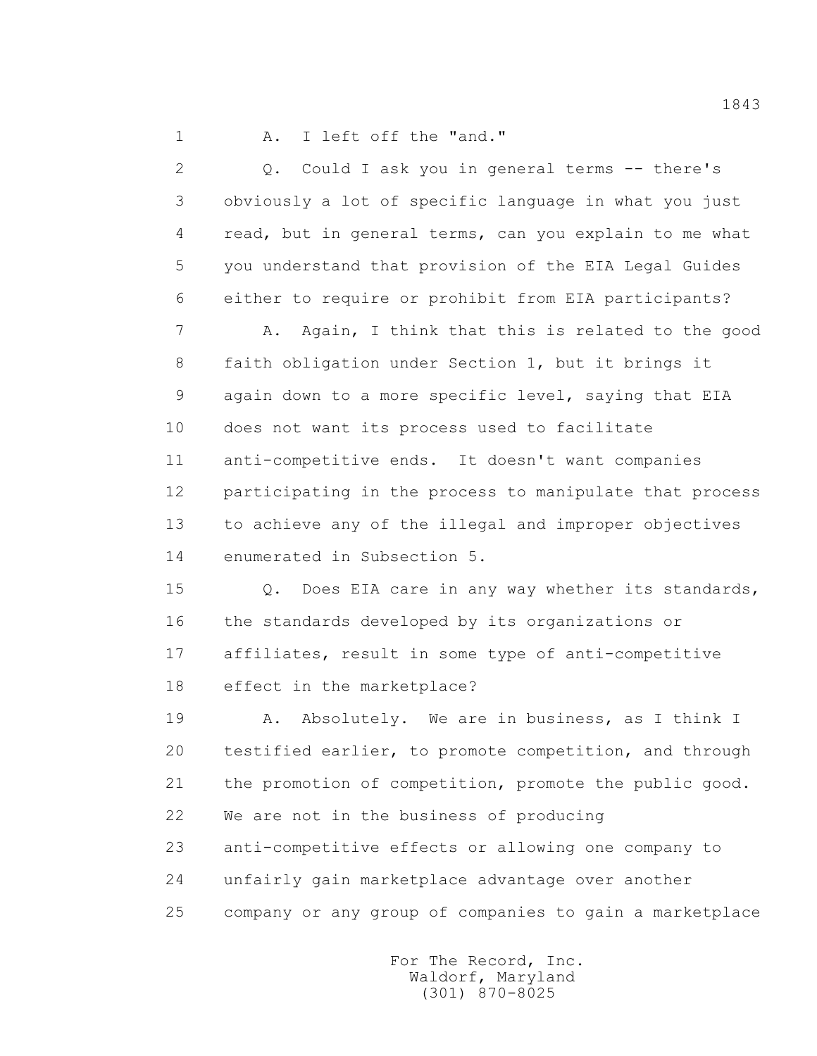1 A. I left off the "and."

2 Q. Could I ask you in general terms -- there's
3 obviously a lot of specific language in what you just
4 read, but in general terms, can you explain to me what
5 you understand that provision of the EIA Legal Guides
6 either to require or prohibit from EIA participants?

7 A. Again, I think that this is related to the good
8 faith obligation under Section 1, but it brings it
9 again down to a more specific level, saying that EIA
10 does not want its process used to facilitate
11 anti-competitive ends. It doesn't want companies
12 participating in the process to manipulate that process
13 to achieve any of the illegal and improper objectives
14 enumerated in Subsection 5.

15 Q. Does EIA care in any way whether its standards,
16 the standards developed by its organizations or
17 affiliates, result in some type of anti-competitive
18 effect in the marketplace?

19 A. Absolutely. We are in business, as I think I
20 testified earlier, to promote competition, and through
21 the promotion of competition, promote the public good.
22 We are not in the business of producing
23 anti-competitive effects or allowing one company to
24 unfairly gain marketplace advantage over another
25 company or any group of companies to gain a marketplace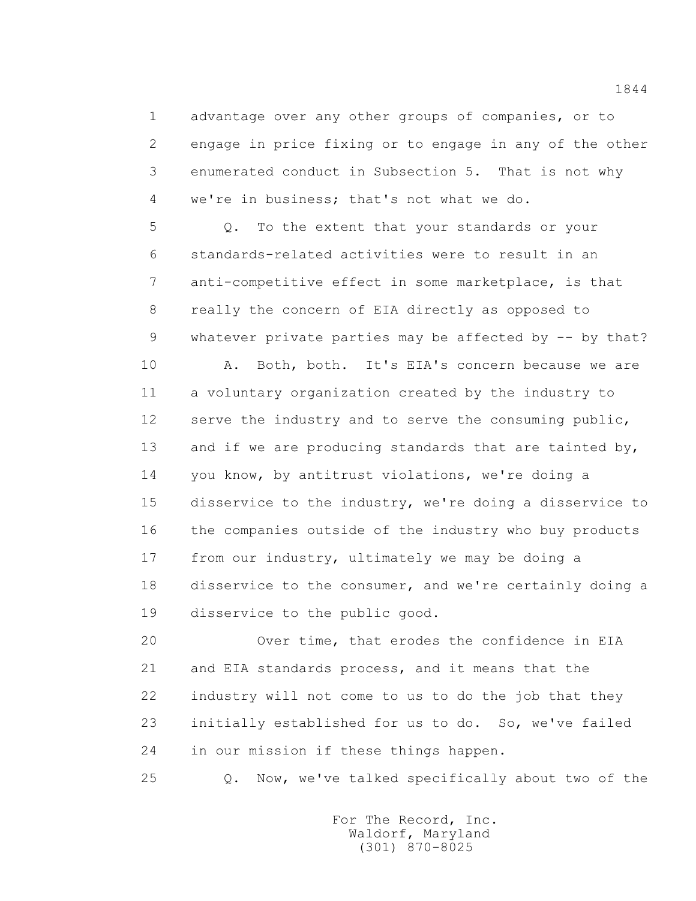advantage over any other groups of companies, or to engage in price fixing or to engage in any of the other enumerated conduct in Subsection 5. That is not why we're in business; that's not what we do.

Q. To the extent that your standards or your standards-related activities were to result in an anti-competitive effect in some marketplace, is that really the concern of EIA directly as opposed to whatever private parties may be affected by -- by that?

A. Both, both. It's EIA's concern because we are a voluntary organization created by the industry to serve the industry and to serve the consuming public, and if we are producing standards that are tainted by, you know, by antitrust violations, we're doing a disservice to the industry, we're doing a disservice to the companies outside of the industry who buy products from our industry, ultimately we may be doing a disservice to the consumer, and we're certainly doing a disservice to the public good.

Over time, that erodes the confidence in EIA and EIA standards process, and it means that the industry will not come to us to do the job that they initially established for us to do. So, we've failed in our mission if these things happen.

Q. Now, we've talked specifically about two of the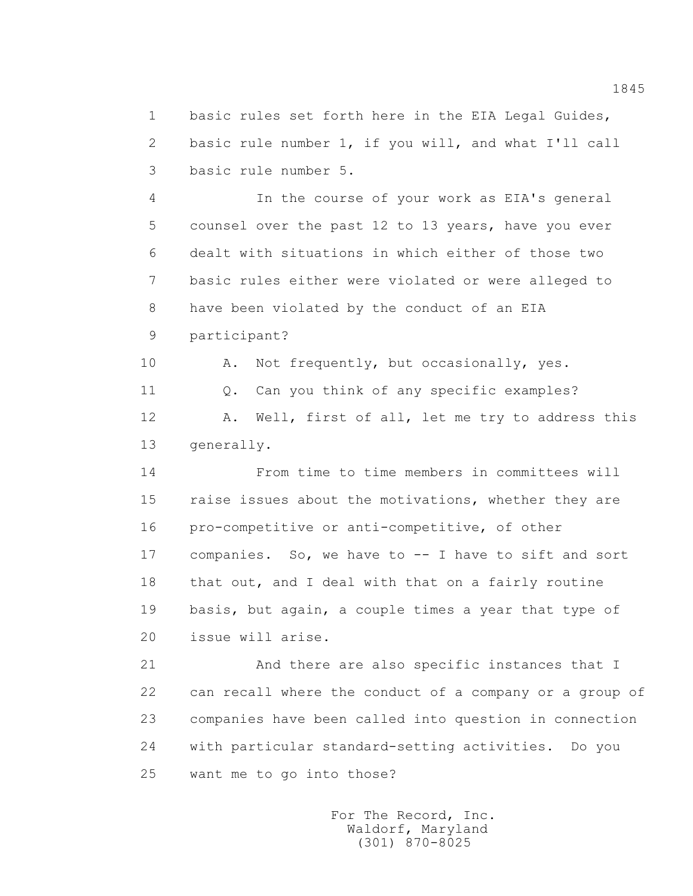basic rules set forth here in the EIA Legal Guides, basic rule number 1, if you will, and what I'll call basic rule number 5.

In the course of your work as EIA's general counsel over the past 12 to 13 years, have you ever dealt with situations in which either of those two basic rules either were violated or were alleged to have been violated by the conduct of an EIA participant?

A. Not frequently, but occasionally, yes.

Q. Can you think of any specific examples?

A. Well, first of all, let me try to address this generally.

From time to time members in committees will raise issues about the motivations, whether they are pro-competitive or anti-competitive, of other companies. So, we have to -- I have to sift and sort that out, and I deal with that on a fairly routine basis, but again, a couple times a year that type of issue will arise.

And there are also specific instances that I can recall where the conduct of a company or a group of companies have been called into question in connection with particular standard-setting activities. Do you want me to go into those?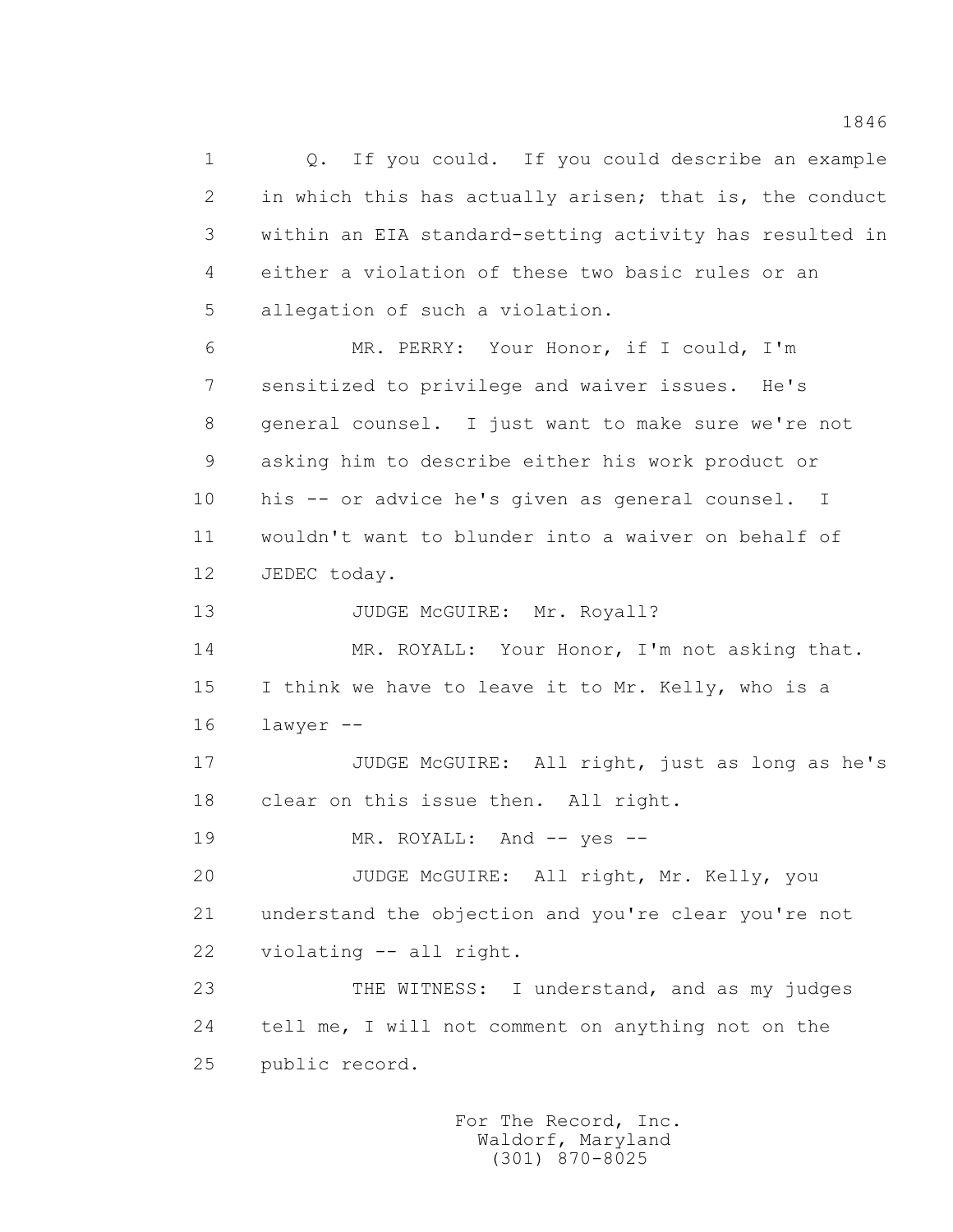1 Q. If you could. If you could describe an example
2 in which this has actually arisen; that is, the conduct
3 within an EIA standard-setting activity has resulted in
4 either a violation of these two basic rules or an
5 allegation of such a violation.

6 MR. PERRY: Your Honor, if I could, I'm
7 sensitized to privilege and waiver issues. He's
8 general counsel. I just want to make sure we're not
9 asking him to describe either his work product or
10 his -- or advice he's given as general counsel. I
11 wouldn't want to blunder into a waiver on behalf of
12 JEDEC today.

13 JUDGE McGUIRE: Mr. Royall?

14 MR. ROYALL: Your Honor, I'm not asking that.
15 I think we have to leave it to Mr. Kelly, who is a
16 lawyer --

17 JUDGE McGUIRE: All right, just as long as he's
18 clear on this issue then. All right.

19 MR. ROYALL: And -- yes --

20 JUDGE McGUIRE: All right, Mr. Kelly, you
21 understand the objection and you're clear you're not
22 violating -- all right.

23 THE WITNESS: I understand, and as my judges
24 tell me, I will not comment on anything not on the
25 public record.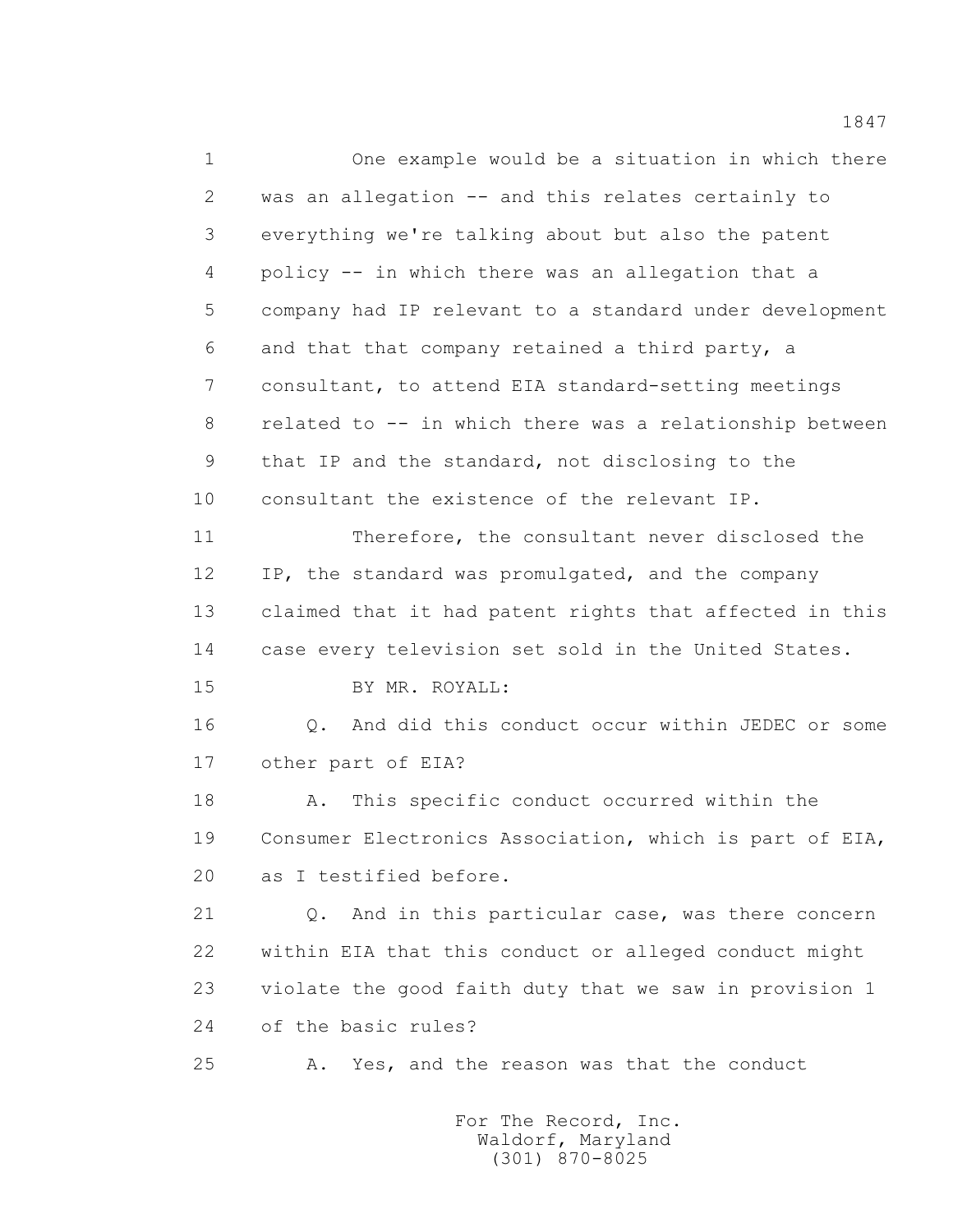1 One example would be a situation in which there
2 was an allegation -- and this relates certainly to
3 everything we're talking about but also the patent
4 policy -- in which there was an allegation that a
5 company had IP relevant to a standard under development
6 and that that company retained a third party, a
7 consultant, to attend EIA standard-setting meetings
8 related to -- in which there was a relationship between
9 that IP and the standard, not disclosing to the
10 consultant the existence of the relevant IP.

11 Therefore, the consultant never disclosed the
12 IP, the standard was promulgated, and the company
13 claimed that it had patent rights that affected in this
14 case every television set sold in the United States.

15 BY MR. ROYALL:

16 Q. And did this conduct occur within JEDEC or some
17 other part of EIA?

18 A. This specific conduct occurred within the
19 Consumer Electronics Association, which is part of EIA,
20 as I testified before.

21 Q. And in this particular case, was there concern
22 within EIA that this conduct or alleged conduct might
23 violate the good faith duty that we saw in provision 1
24 of the basic rules?

25 A. Yes, and the reason was that the conduct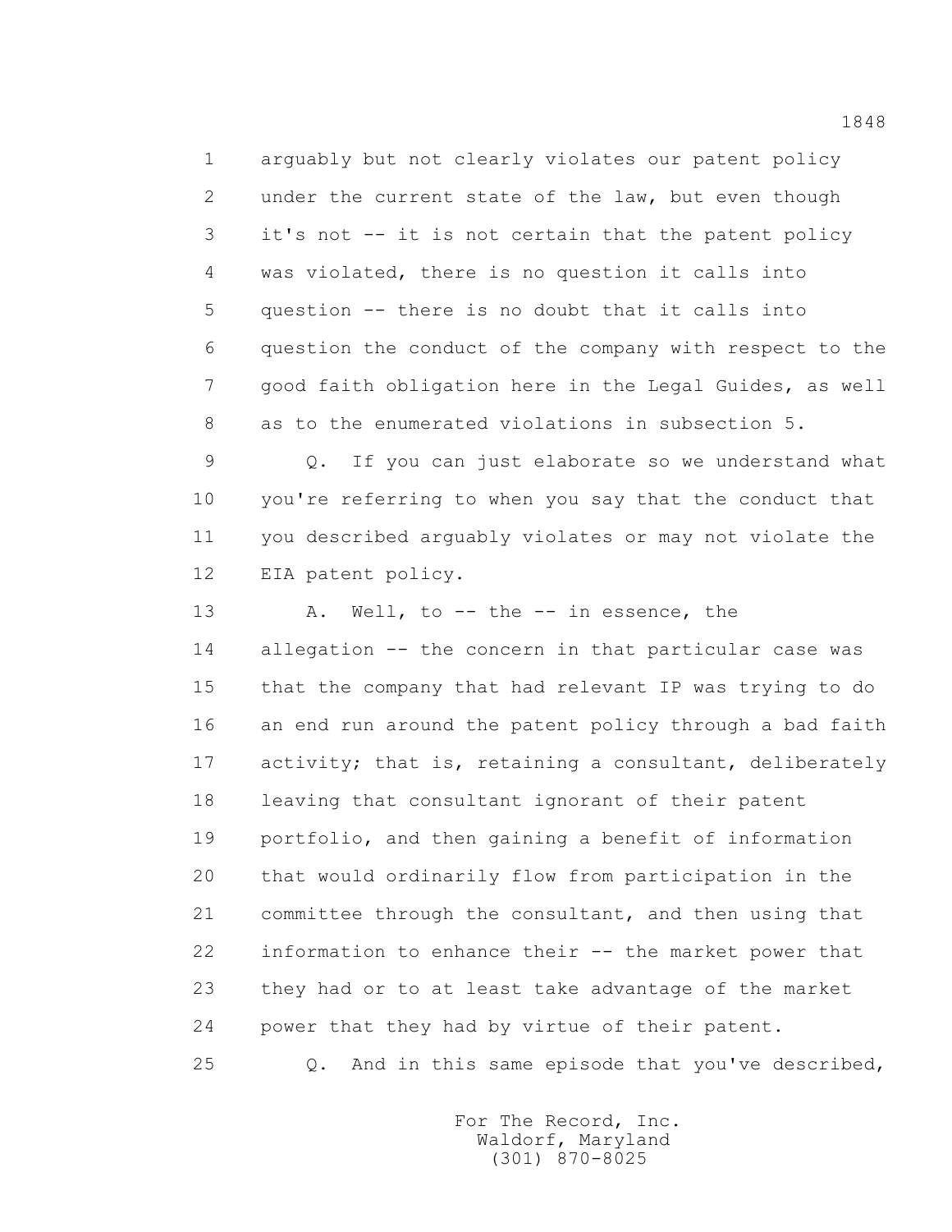1 arguably but not clearly violates our patent policy
2 under the current state of the law, but even though
3 it's not -- it is not certain that the patent policy
4 was violated, there is no question it calls into
5 question -- there is no doubt that it calls into
6 question the conduct of the company with respect to the
7 good faith obligation here in the Legal Guides, as well
8 as to the enumerated violations in subsection 5.

9 Q. If you can just elaborate so we understand what
10 you're referring to when you say that the conduct that
11 you described arguably violates or may not violate the
12 EIA patent policy.

13 A. Well, to -- the -- in essence, the
14 allegation -- the concern in that particular case was
15 that the company that had relevant IP was trying to do
16 an end run around the patent policy through a bad faith
17 activity; that is, retaining a consultant, deliberately
18 leaving that consultant ignorant of their patent
19 portfolio, and then gaining a benefit of information
20 that would ordinarily flow from participation in the
21 committee through the consultant, and then using that
22 information to enhance their -- the market power that
23 they had or to at least take advantage of the market
24 power that they had by virtue of their patent.

25 Q. And in this same episode that you've described,

For The Record, Inc.
Waldorf, Maryland
(301) 870-8025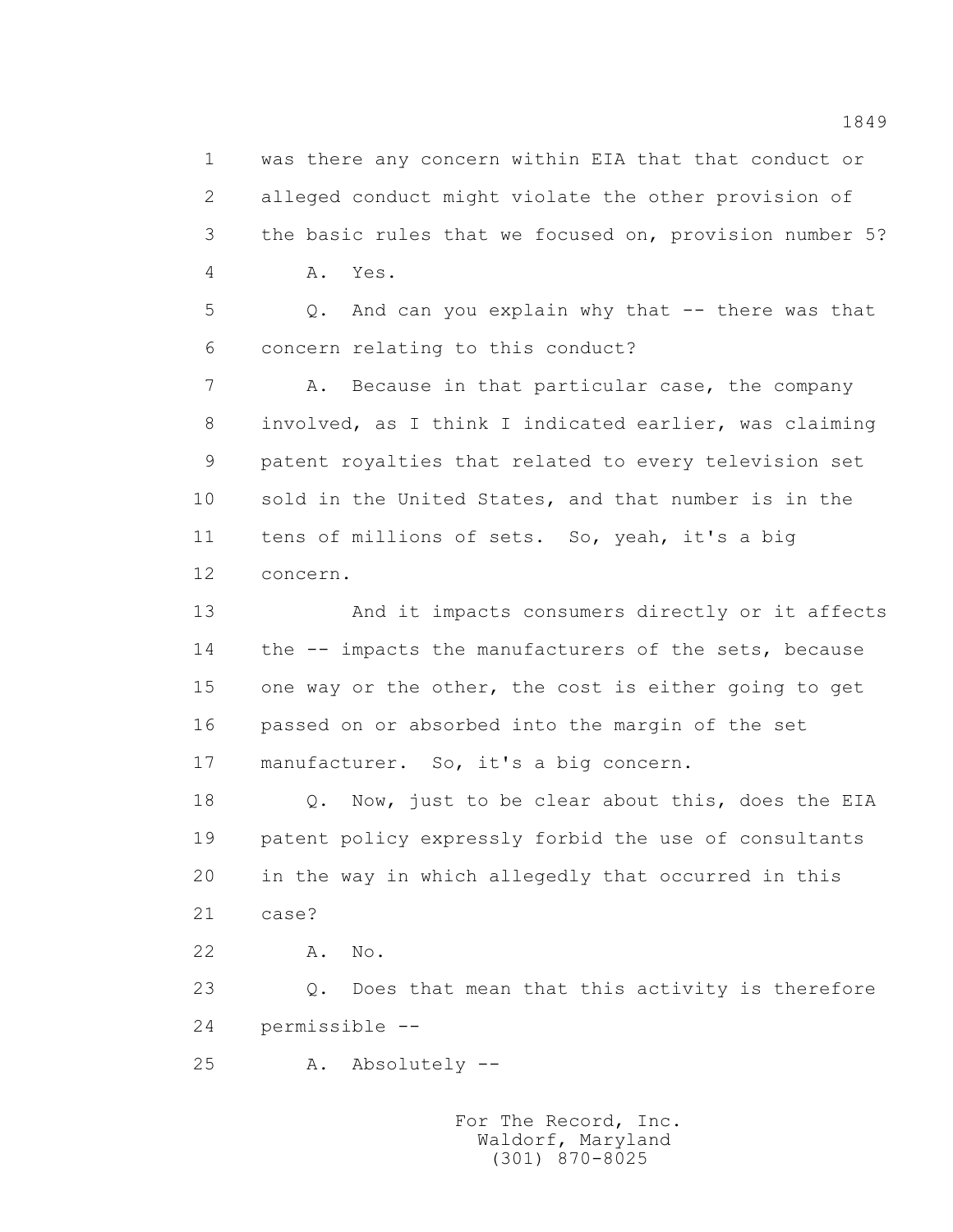1 was there any concern within EIA that that conduct or
2 alleged conduct might violate the other provision of
3 the basic rules that we focused on, provision number 5?
4 A. Yes.
5 Q. And can you explain why that -- there was that
6 concern relating to this conduct?
7 A. Because in that particular case, the company
8 involved, as I think I indicated earlier, was claiming
9 patent royalties that related to every television set
10 sold in the United States, and that number is in the
11 tens of millions of sets. So, yeah, it's a big
12 concern.
13 And it impacts consumers directly or it affects
14 the -- impacts the manufacturers of the sets, because
15 one way or the other, the cost is either going to get
16 passed on or absorbed into the margin of the set
17 manufacturer. So, it's a big concern.
18 Q. Now, just to be clear about this, does the EIA
19 patent policy expressly forbid the use of consultants
20 in the way in which allegedly that occurred in this
21 case?
22 A. No.
23 Q. Does that mean that this activity is therefore
24 permissible --
25 A. Absolutely --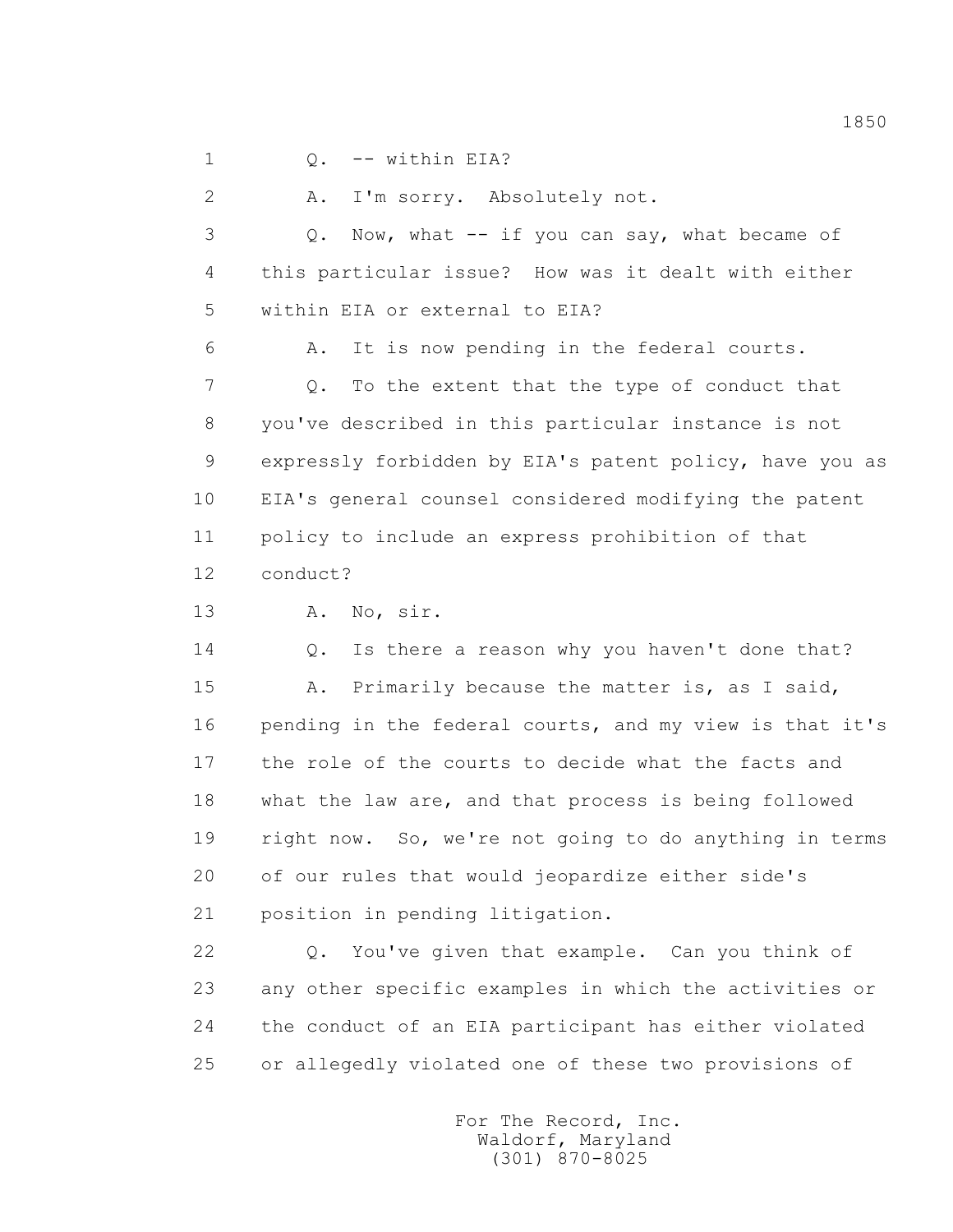1 Q. -- within EIA?

2 A. I'm sorry. Absolutely not.

3 Q. Now, what -- if you can say, what became of

4 this particular issue? How was it dealt with either

5 within EIA or external to EIA?

6 A. It is now pending in the federal courts.

7 Q. To the extent that the type of conduct that

8 you've described in this particular instance is not

9 expressly forbidden by EIA's patent policy, have you as

10 EIA's general counsel considered modifying the patent

11 policy to include an express prohibition of that

12 conduct?

13 A. No, sir.

14 Q. Is there a reason why you haven't done that?

15 A. Primarily because the matter is, as I said,

16 pending in the federal courts, and my view is that it's

17 the role of the courts to decide what the facts and

18 what the law are, and that process is being followed

19 right now. So, we're not going to do anything in terms

20 of our rules that would jeopardize either side's

21 position in pending litigation.

22 Q. You've given that example. Can you think of

23 any other specific examples in which the activities or

24 the conduct of an EIA participant has either violated

25 or allegedly violated one of these two provisions of

For The Record, Inc.
Waldorf, Maryland
(301) 870-8025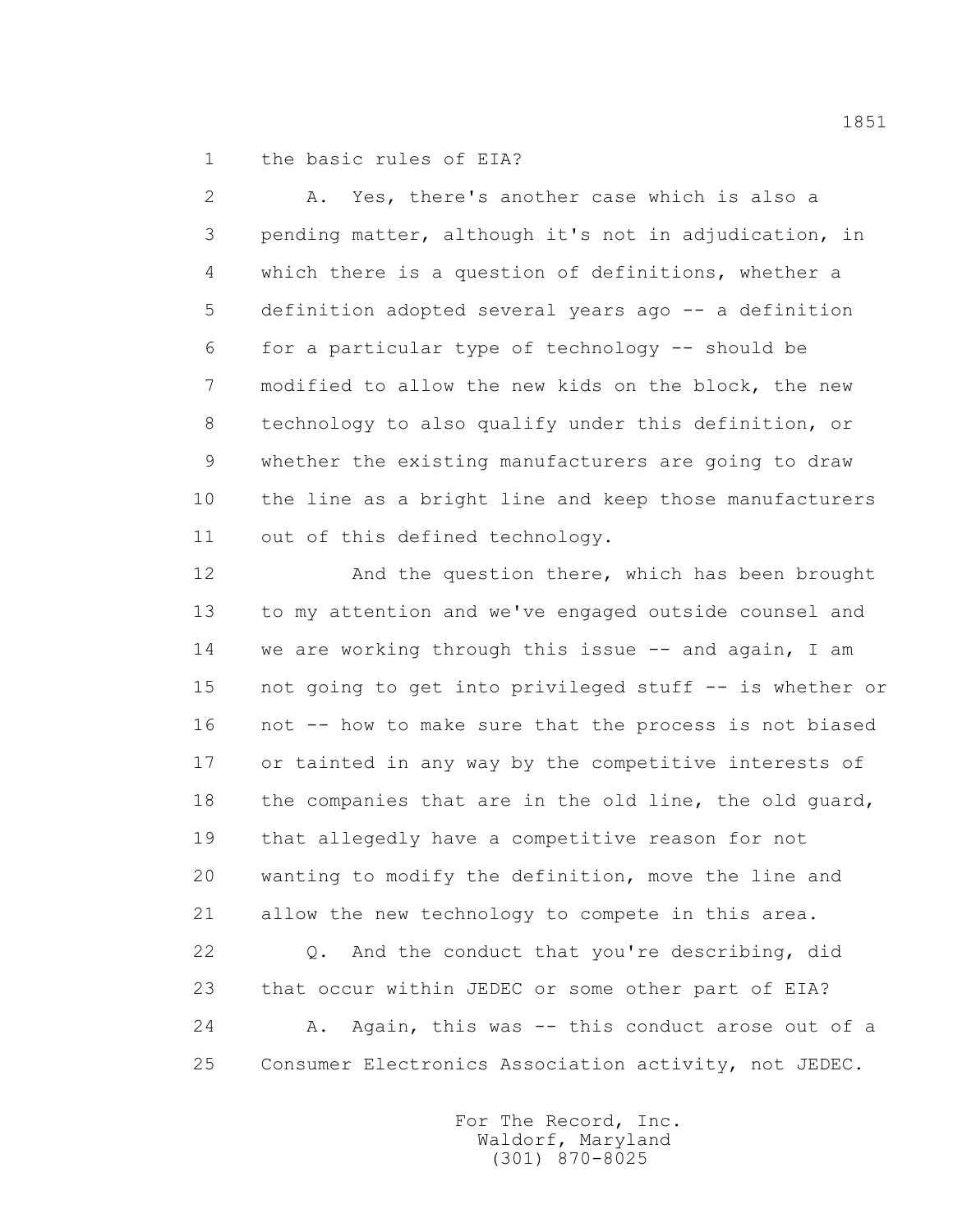1 the basic rules of EIA?

2 A. Yes, there's another case which is also a
3 pending matter, although it's not in adjudication, in
4 which there is a question of definitions, whether a
5 definition adopted several years ago -- a definition
6 for a particular type of technology -- should be
7 modified to allow the new kids on the block, the new
8 technology to also qualify under this definition, or
9 whether the existing manufacturers are going to draw
10 the line as a bright line and keep those manufacturers
11 out of this defined technology.

12 And the question there, which has been brought
13 to my attention and we've engaged outside counsel and
14 we are working through this issue -- and again, I am
15 not going to get into privileged stuff -- is whether or
16 not -- how to make sure that the process is not biased
17 or tainted in any way by the competitive interests of
18 the companies that are in the old line, the old guard,
19 that allegedly have a competitive reason for not
20 wanting to modify the definition, move the line and
21 allow the new technology to compete in this area.

22 Q. And the conduct that you're describing, did
23 that occur within JEDEC or some other part of EIA?

24 A. Again, this was -- this conduct arose out of a
25 Consumer Electronics Association activity, not JEDEC.

For The Record, Inc.
Waldorf, Maryland
(301) 870-8025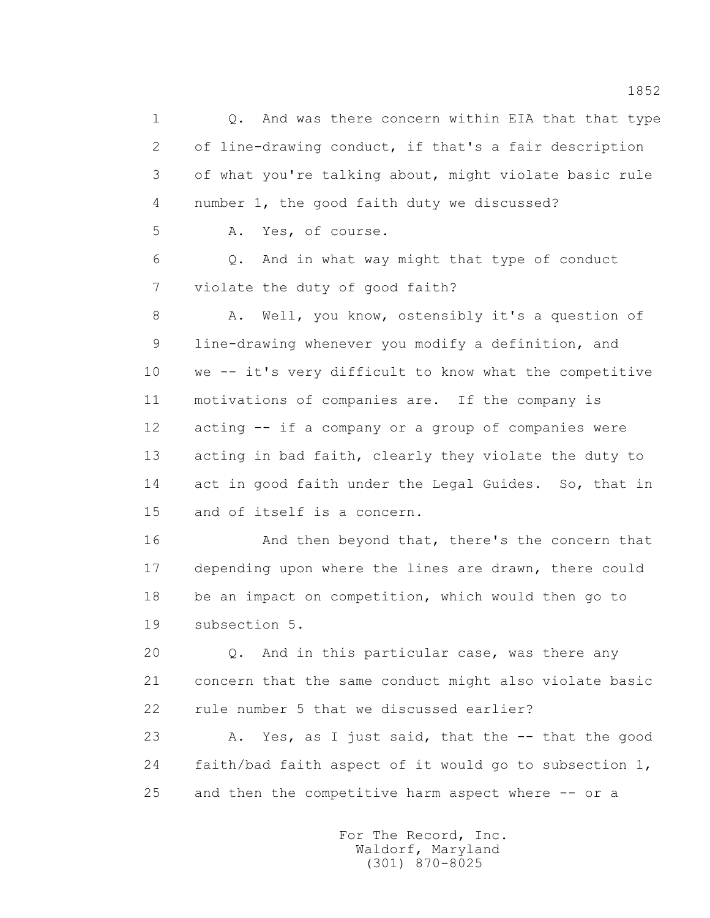1 Q. And was there concern within EIA that that type
2 of line-drawing conduct, if that's a fair description
3 of what you're talking about, might violate basic rule
4 number 1, the good faith duty we discussed?
5 A. Yes, of course.
6 Q. And in what way might that type of conduct
7 violate the duty of good faith?
8 A. Well, you know, ostensibly it's a question of
9 line-drawing whenever you modify a definition, and
10 we -- it's very difficult to know what the competitive
11 motivations of companies are. If the company is
12 acting -- if a company or a group of companies were
13 acting in bad faith, clearly they violate the duty to
14 act in good faith under the Legal Guides. So, that in
15 and of itself is a concern.
16 And then beyond that, there's the concern that
17 depending upon where the lines are drawn, there could
18 be an impact on competition, which would then go to
19 subsection 5.
20 Q. And in this particular case, was there any
21 concern that the same conduct might also violate basic
22 rule number 5 that we discussed earlier?
23 A. Yes, as I just said, that the -- that the good
24 faith/bad faith aspect of it would go to subsection 1,
25 and then the competitive harm aspect where -- or a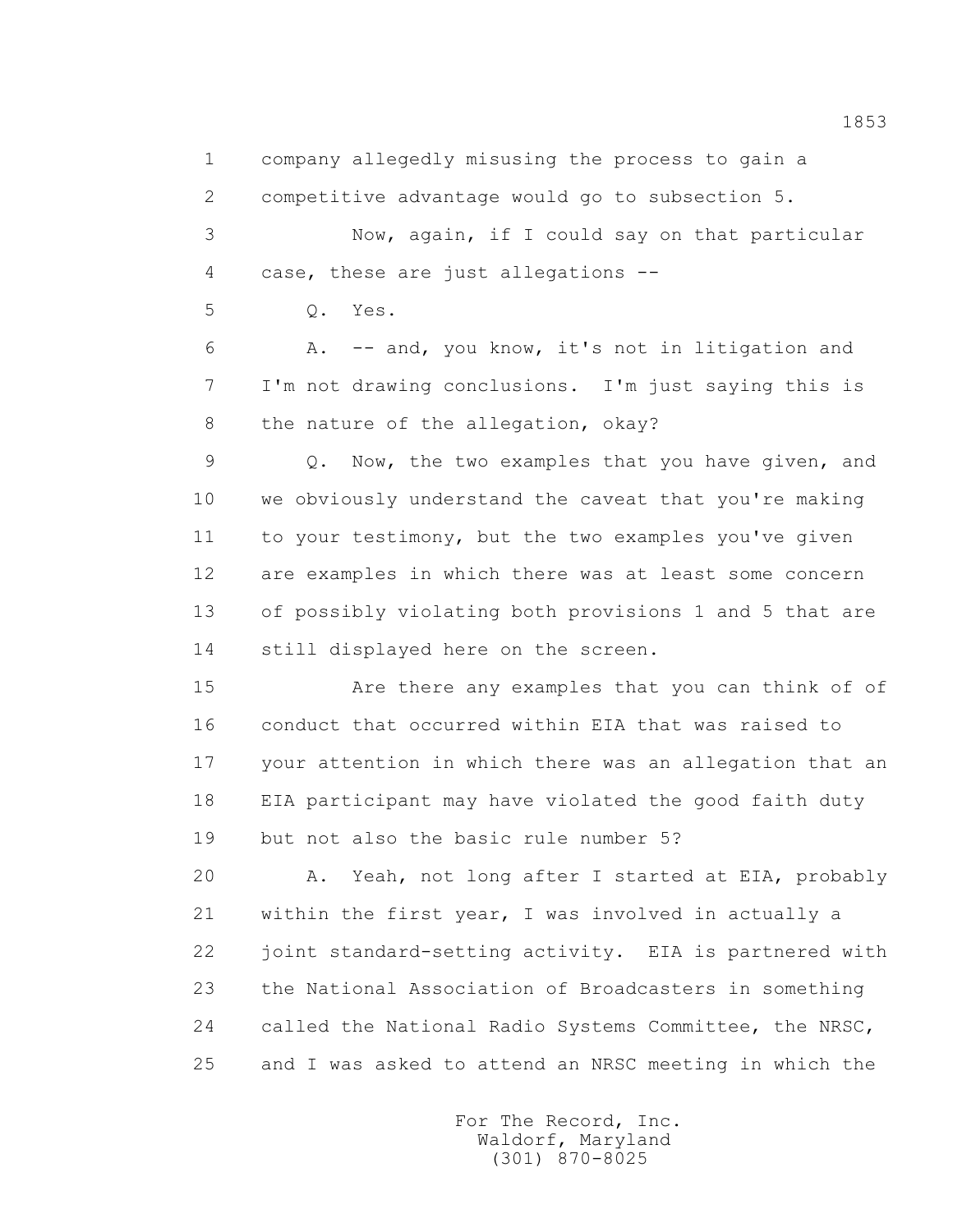1 company allegedly misusing the process to gain a
2 competitive advantage would go to subsection 5.
3 Now, again, if I could say on that particular
4 case, these are just allegations --
5 Q. Yes.
6 A. -- and, you know, it's not in litigation and
7 I'm not drawing conclusions. I'm just saying this is
8 the nature of the allegation, okay?
9 Q. Now, the two examples that you have given, and
10 we obviously understand the caveat that you're making
11 to your testimony, but the two examples you've given
12 are examples in which there was at least some concern
13 of possibly violating both provisions 1 and 5 that are
14 still displayed here on the screen.
15 Are there any examples that you can think of of
16 conduct that occurred within EIA that was raised to
17 your attention in which there was an allegation that an
18 EIA participant may have violated the good faith duty
19 but not also the basic rule number 5?
20 A. Yeah, not long after I started at EIA, probably
21 within the first year, I was involved in actually a
22 joint standard-setting activity. EIA is partnered with
23 the National Association of Broadcasters in something
24 called the National Radio Systems Committee, the NRSC,
25 and I was asked to attend an NRSC meeting in which the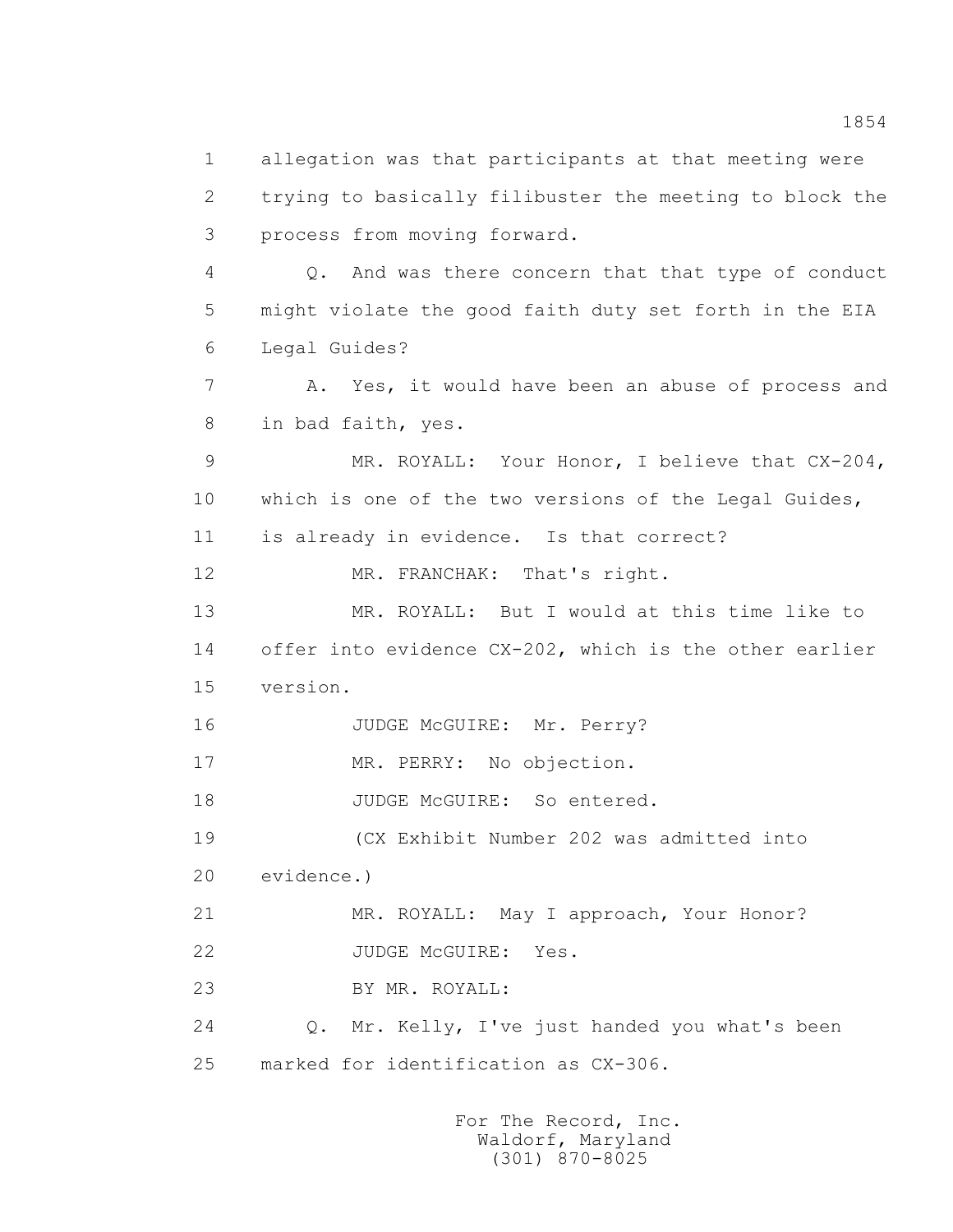1 allegation was that participants at that meeting were
2 trying to basically filibuster the meeting to block the
3 process from moving forward.

4 Q. And was there concern that that type of conduct
5 might violate the good faith duty set forth in the EIA
6 Legal Guides?

7 A. Yes, it would have been an abuse of process and
8 in bad faith, yes.

9 MR. ROYALL: Your Honor, I believe that CX-204,
10 which is one of the two versions of the Legal Guides,
11 is already in evidence. Is that correct?

12 MR. FRANCHAK: That's right.

13 MR. ROYALL: But I would at this time like to
14 offer into evidence CX-202, which is the other earlier
15 version.

16 JUDGE McGUIRE: Mr. Perry?

17 MR. PERRY: No objection.

18 JUDGE McGUIRE: So entered.

19 (CX Exhibit Number 202 was admitted into
20 evidence.)

21 MR. ROYALL: May I approach, Your Honor?

22 JUDGE McGUIRE: Yes.

23 BY MR. ROYALL:

24 Q. Mr. Kelly, I've just handed you what's been
25 marked for identification as CX-306.

For The Record, Inc.
Waldorf, Maryland
(301) 870-8025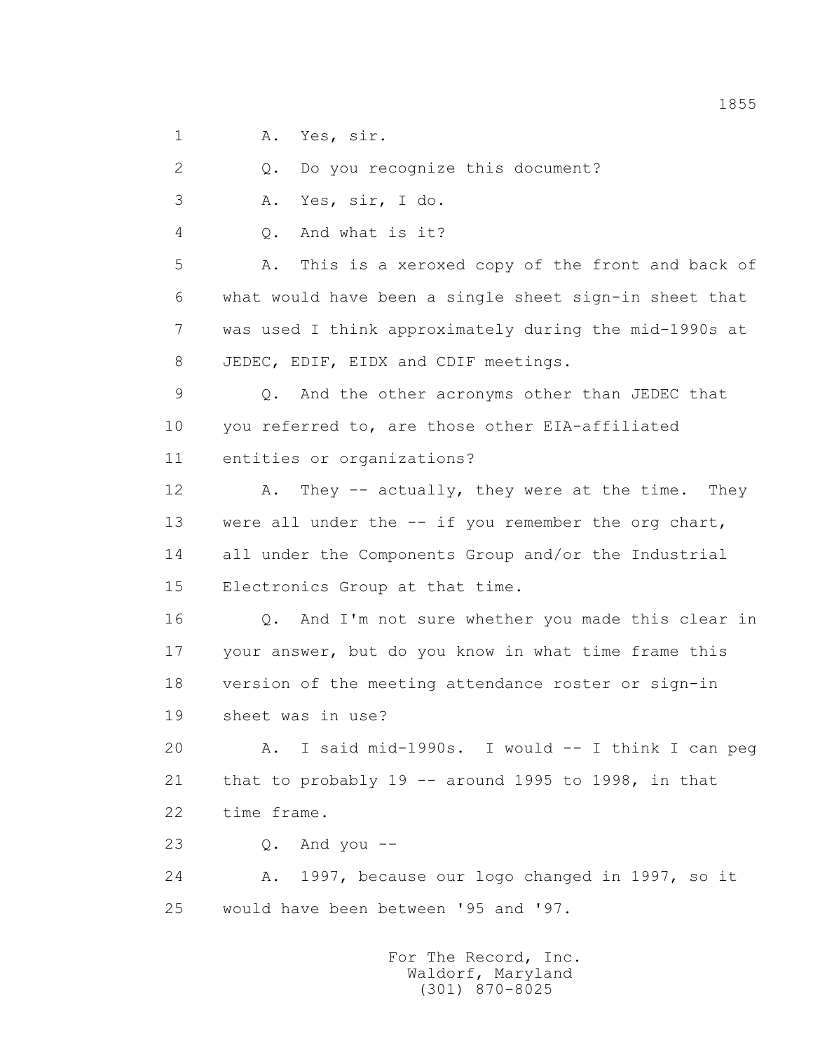1 A. Yes, sir.

2 Q. Do you recognize this document?

3 A. Yes, sir, I do.

4 Q. And what is it?

5 A. This is a xeroxed copy of the front and back of

6 what would have been a single sheet sign-in sheet that

7 was used I think approximately during the mid-1990s at

8 JEDEC, EDIF, EIDX and CDIF meetings.

9 Q. And the other acronyms other than JEDEC that

10 you referred to, are those other EIA-affiliated

11 entities or organizations?

12 A. They -- actually, they were at the time. They

13 were all under the -- if you remember the org chart,

14 all under the Components Group and/or the Industrial

15 Electronics Group at that time.

16 Q. And I'm not sure whether you made this clear in

17 your answer, but do you know in what time frame this

18 version of the meeting attendance roster or sign-in

19 sheet was in use?

20 A. I said mid-1990s. I would -- I think I can peg

21 that to probably 19 -- around 1995 to 1998, in that

22 time frame.

23 Q. And you --

24 A. 1997, because our logo changed in 1997, so it

25 would have been between '95 and '97.

For The Record, Inc.
Waldorf, Maryland
(301) 870-8025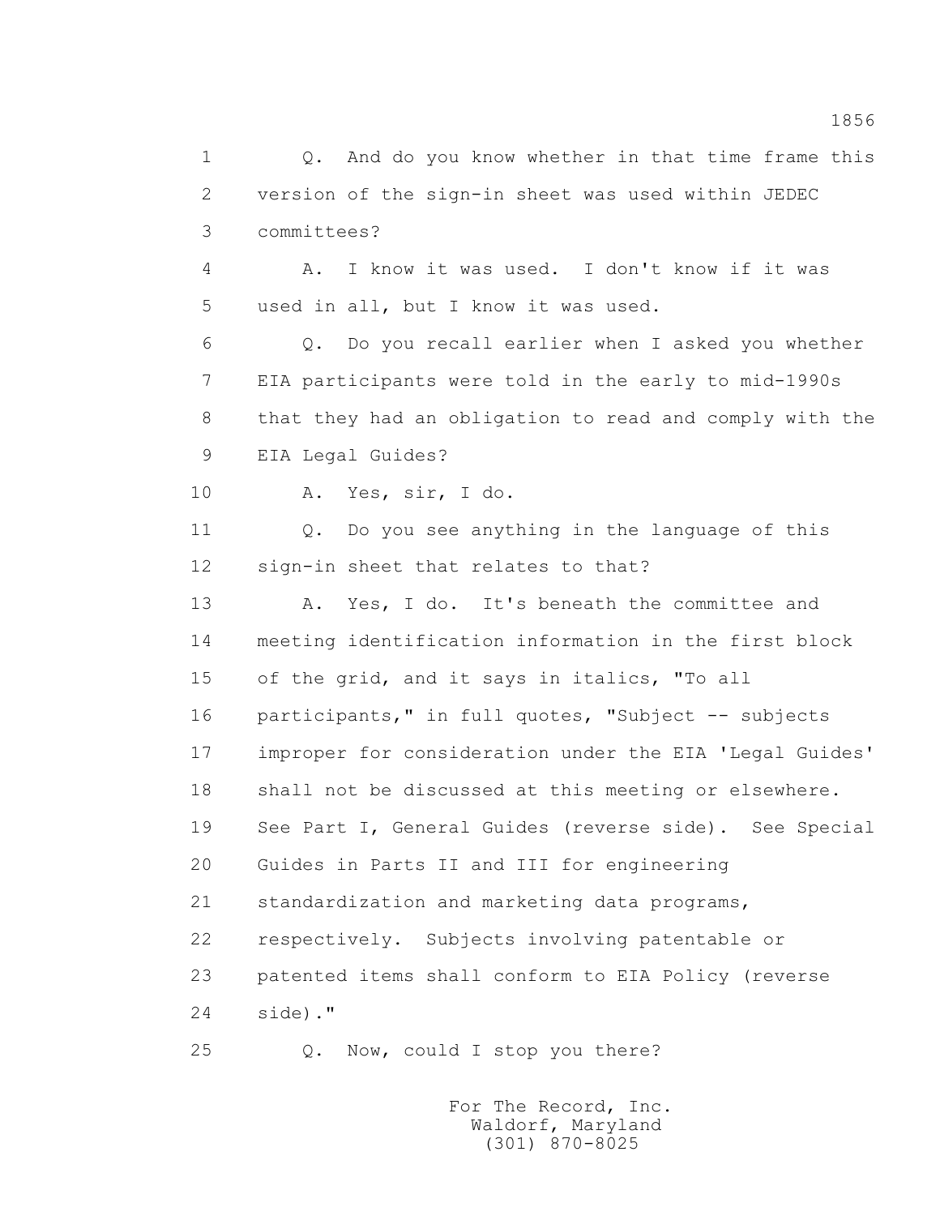1 Q. And do you know whether in that time frame this
2 version of the sign-in sheet was used within JEDEC
3 committees?
4 A. I know it was used. I don't know if it was
5 used in all, but I know it was used.
6 Q. Do you recall earlier when I asked you whether
7 EIA participants were told in the early to mid-1990s
8 that they had an obligation to read and comply with the
9 EIA Legal Guides?
10 A. Yes, sir, I do.
11 Q. Do you see anything in the language of this
12 sign-in sheet that relates to that?
13 A. Yes, I do. It's beneath the committee and
14 meeting identification information in the first block
15 of the grid, and it says in italics, "To all
16 participants," in full quotes, "Subject -- subjects
17 improper for consideration under the EIA 'Legal Guides'
18 shall not be discussed at this meeting or elsewhere.
19 See Part I, General Guides (reverse side). See Special
20 Guides in Parts II and III for engineering
21 standardization and marketing data programs,
22 respectively. Subjects involving patentable or
23 patented items shall conform to EIA Policy (reverse
24 side)."
25 Q. Now, could I stop you there?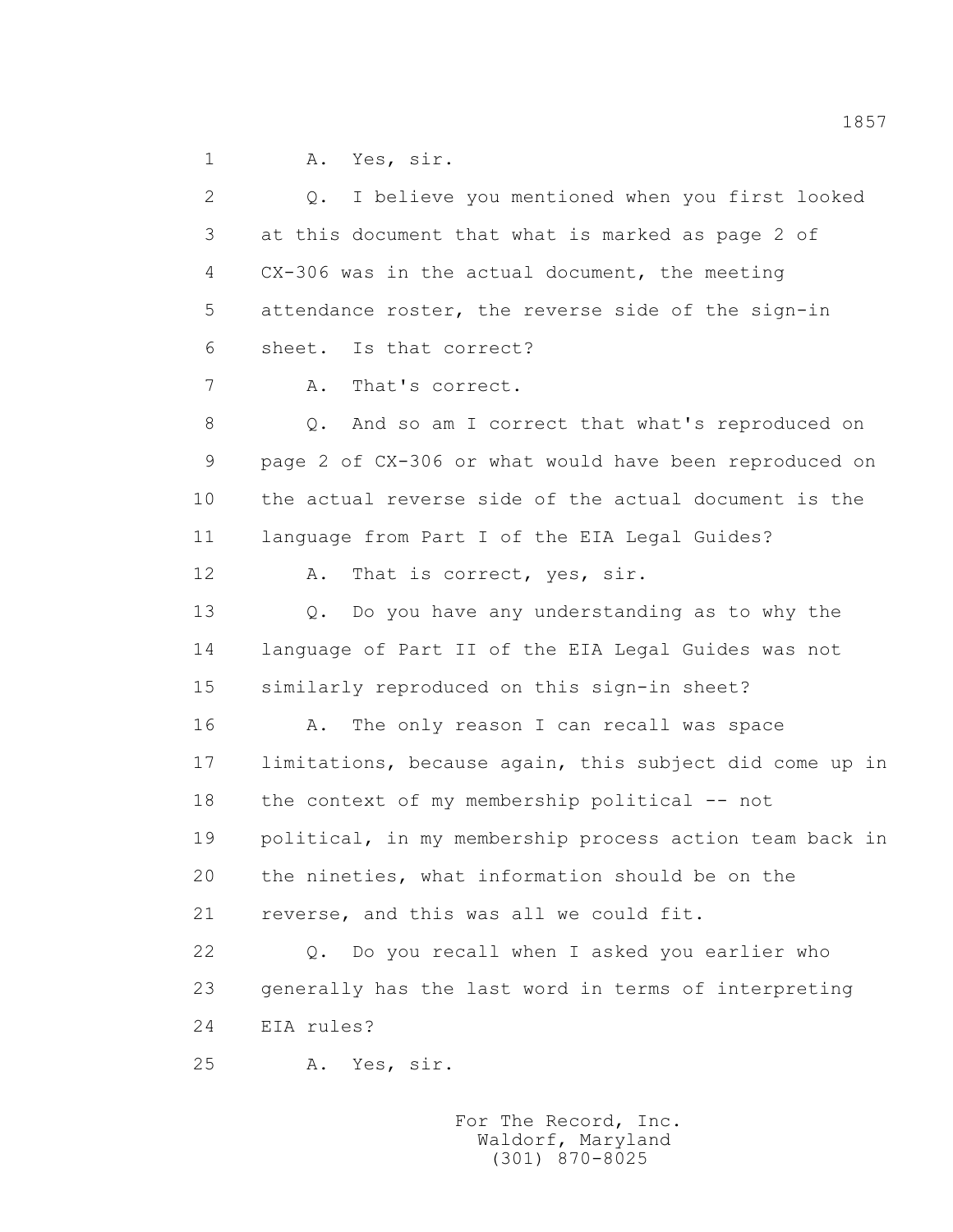1 A. Yes, sir.

2 Q. I believe you mentioned when you first looked

3 at this document that what is marked as page 2 of

4 CX-306 was in the actual document, the meeting

5 attendance roster, the reverse side of the sign-in

6 sheet. Is that correct?

7 A. That's correct.

8 Q. And so am I correct that what's reproduced on

9 page 2 of CX-306 or what would have been reproduced on

10 the actual reverse side of the actual document is the

11 language from Part I of the EIA Legal Guides?

12 A. That is correct, yes, sir.

13 Q. Do you have any understanding as to why the

14 language of Part II of the EIA Legal Guides was not

15 similarly reproduced on this sign-in sheet?

16 A. The only reason I can recall was space

17 limitations, because again, this subject did come up in

18 the context of my membership political -- not

19 political, in my membership process action team back in

20 the nineties, what information should be on the

21 reverse, and this was all we could fit.

22 Q. Do you recall when I asked you earlier who

23 generally has the last word in terms of interpreting

24 EIA rules?

25 A. Yes, sir.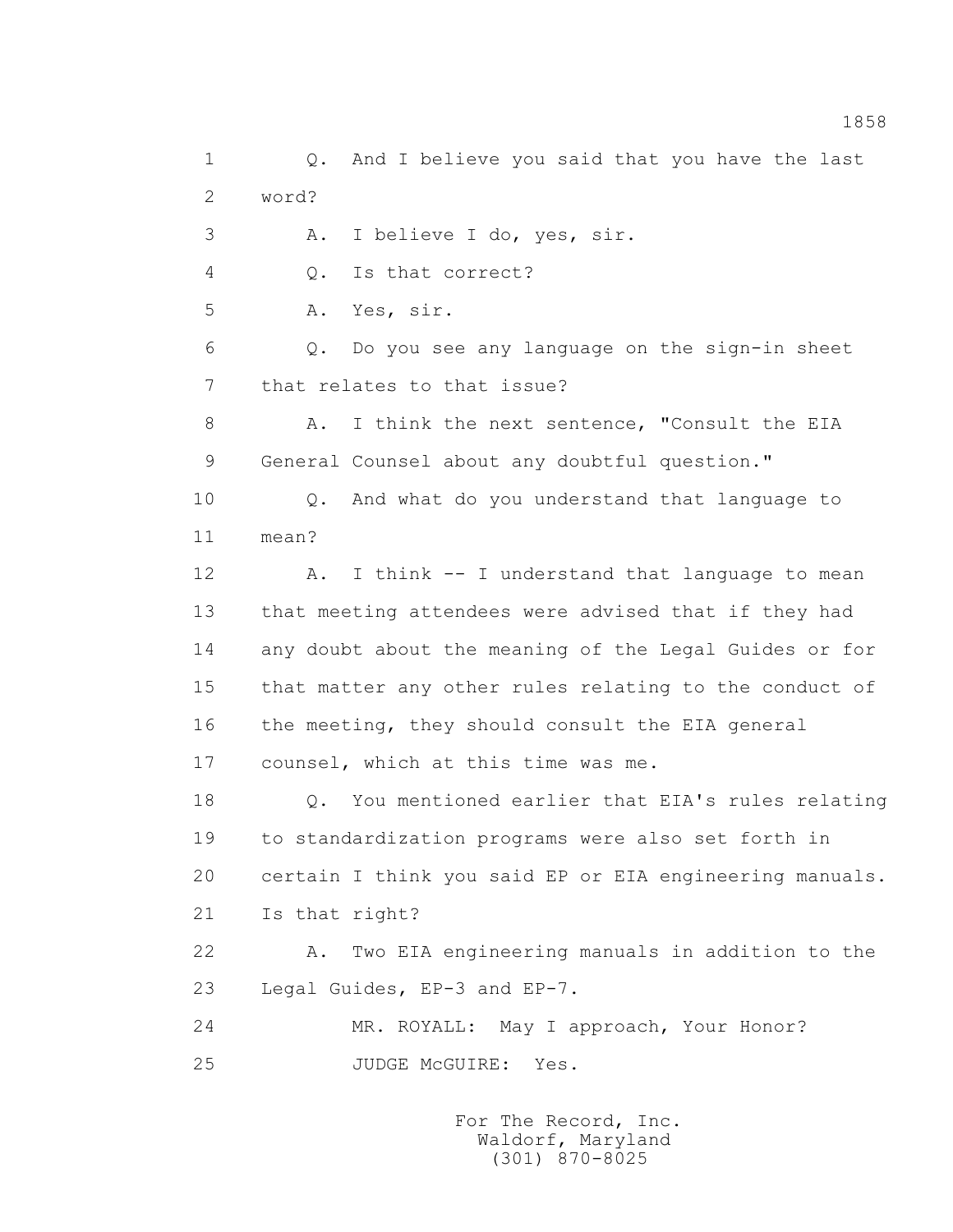1 Q. And I believe you said that you have the last
2 word?
3 A. I believe I do, yes, sir.
4 Q. Is that correct?
5 A. Yes, sir.
6 Q. Do you see any language on the sign-in sheet
7 that relates to that issue?
8 A. I think the next sentence, "Consult the EIA
9 General Counsel about any doubtful question."
10 Q. And what do you understand that language to
11 mean?
12 A. I think -- I understand that language to mean
13 that meeting attendees were advised that if they had
14 any doubt about the meaning of the Legal Guides or for
15 that matter any other rules relating to the conduct of
16 the meeting, they should consult the EIA general
17 counsel, which at this time was me.
18 Q. You mentioned earlier that EIA's rules relating
19 to standardization programs were also set forth in
20 certain I think you said EP or EIA engineering manuals.
21 Is that right?
22 A. Two EIA engineering manuals in addition to the
23 Legal Guides, EP-3 and EP-7.
24 MR. ROYALL: May I approach, Your Honor?
25 JUDGE McGUIRE: Yes.

For The Record, Inc.
Waldorf, Maryland
(301) 870-8025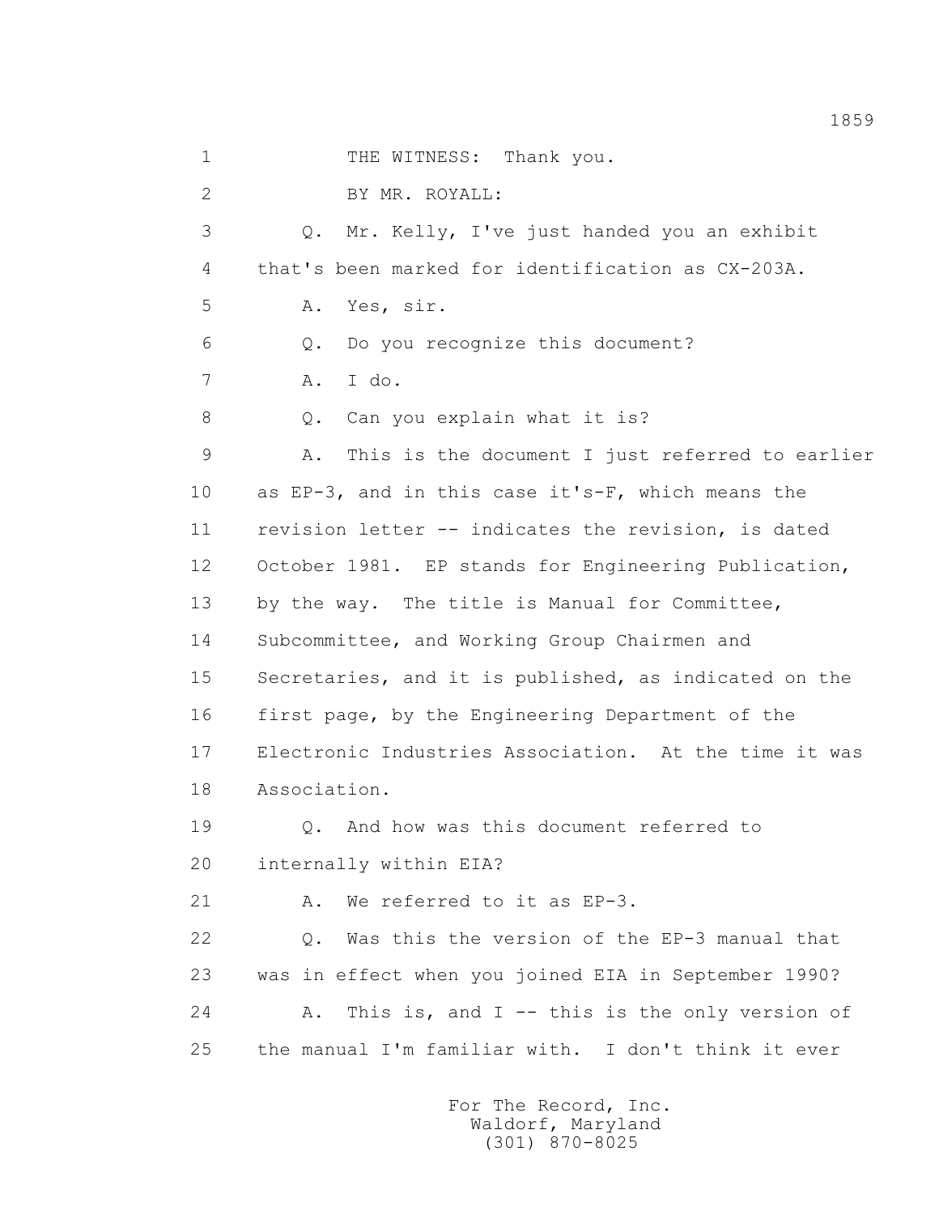1 THE WITNESS: Thank you.

2 BY MR. ROYALL:

3 Q. Mr. Kelly, I've just handed you an exhibit

4 that's been marked for identification as CX-203A.

5 A. Yes, sir.

6 Q. Do you recognize this document?

7 A. I do.

8 Q. Can you explain what it is?

9 A. This is the document I just referred to earlier

10 as EP-3, and in this case it's-F, which means the

11 revision letter -- indicates the revision, is dated

12 October 1981. EP stands for Engineering Publication,

13 by the way. The title is Manual for Committee,

14 Subcommittee, and Working Group Chairmen and

15 Secretaries, and it is published, as indicated on the

16 first page, by the Engineering Department of the

17 Electronic Industries Association. At the time it was

18 Association.

19 Q. And how was this document referred to

20 internally within EIA?

21 A. We referred to it as EP-3.

22 Q. Was this the version of the EP-3 manual that

23 was in effect when you joined EIA in September 1990?

24 A. This is, and I -- this is the only version of

25 the manual I'm familiar with. I don't think it ever

For The Record, Inc.
Waldorf, Maryland
(301) 870-8025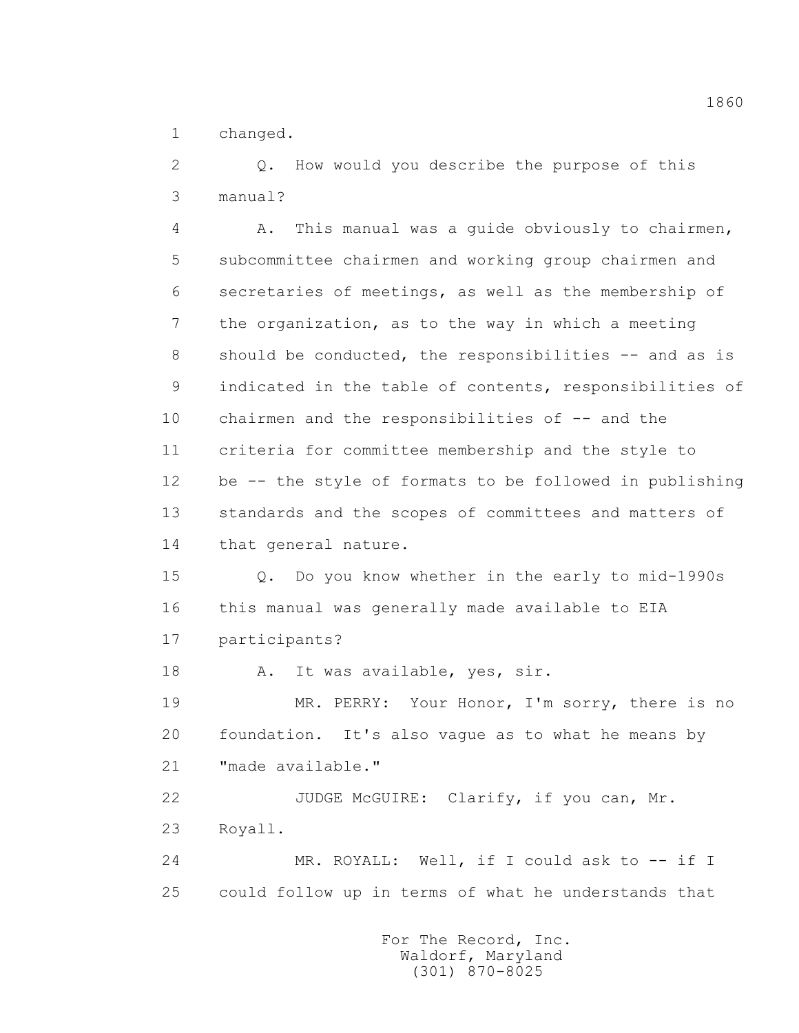changed.

Q. How would you describe the purpose of this manual?

A. This manual was a guide obviously to chairmen, subcommittee chairmen and working group chairmen and secretaries of meetings, as well as the membership of the organization, as to the way in which a meeting should be conducted, the responsibilities -- and as is indicated in the table of contents, responsibilities of chairmen and the responsibilities of -- and the criteria for committee membership and the style to be -- the style of formats to be followed in publishing standards and the scopes of committees and matters of that general nature.

Q. Do you know whether in the early to mid-1990s this manual was generally made available to EIA participants?

A. It was available, yes, sir.

MR. PERRY: Your Honor, I'm sorry, there is no foundation. It's also vague as to what he means by "made available."

JUDGE McGUIRE: Clarify, if you can, Mr. Royall.

MR. ROYALL: Well, if I could ask to -- if I could follow up in terms of what he understands that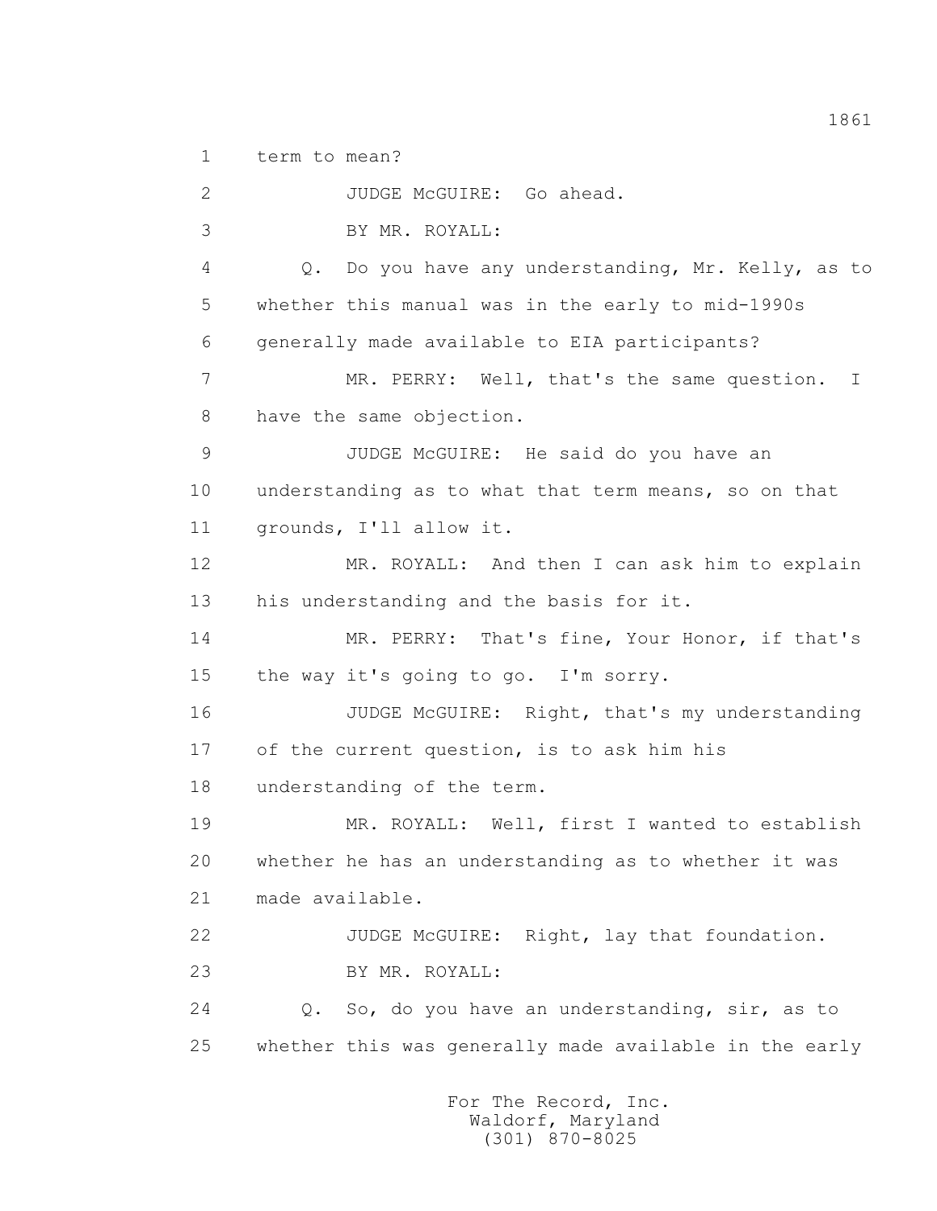1 term to mean?

2 JUDGE McGUIRE: Go ahead.

3 BY MR. ROYALL:

4 Q. Do you have any understanding, Mr. Kelly, as to

5 whether this manual was in the early to mid-1990s

6 generally made available to EIA participants?

7 MR. PERRY: Well, that's the same question. I

8 have the same objection.

9 JUDGE McGUIRE: He said do you have an

10 understanding as to what that term means, so on that

11 grounds, I'll allow it.

12 MR. ROYALL: And then I can ask him to explain

13 his understanding and the basis for it.

14 MR. PERRY: That's fine, Your Honor, if that's

15 the way it's going to go. I'm sorry.

16 JUDGE McGUIRE: Right, that's my understanding

17 of the current question, is to ask him his

18 understanding of the term.

19 MR. ROYALL: Well, first I wanted to establish

20 whether he has an understanding as to whether it was

21 made available.

22 JUDGE McGUIRE: Right, lay that foundation.

23 BY MR. ROYALL:

24 Q. So, do you have an understanding, sir, as to

25 whether this was generally made available in the early

For The Record, Inc.
Waldorf, Maryland
(301) 870-8025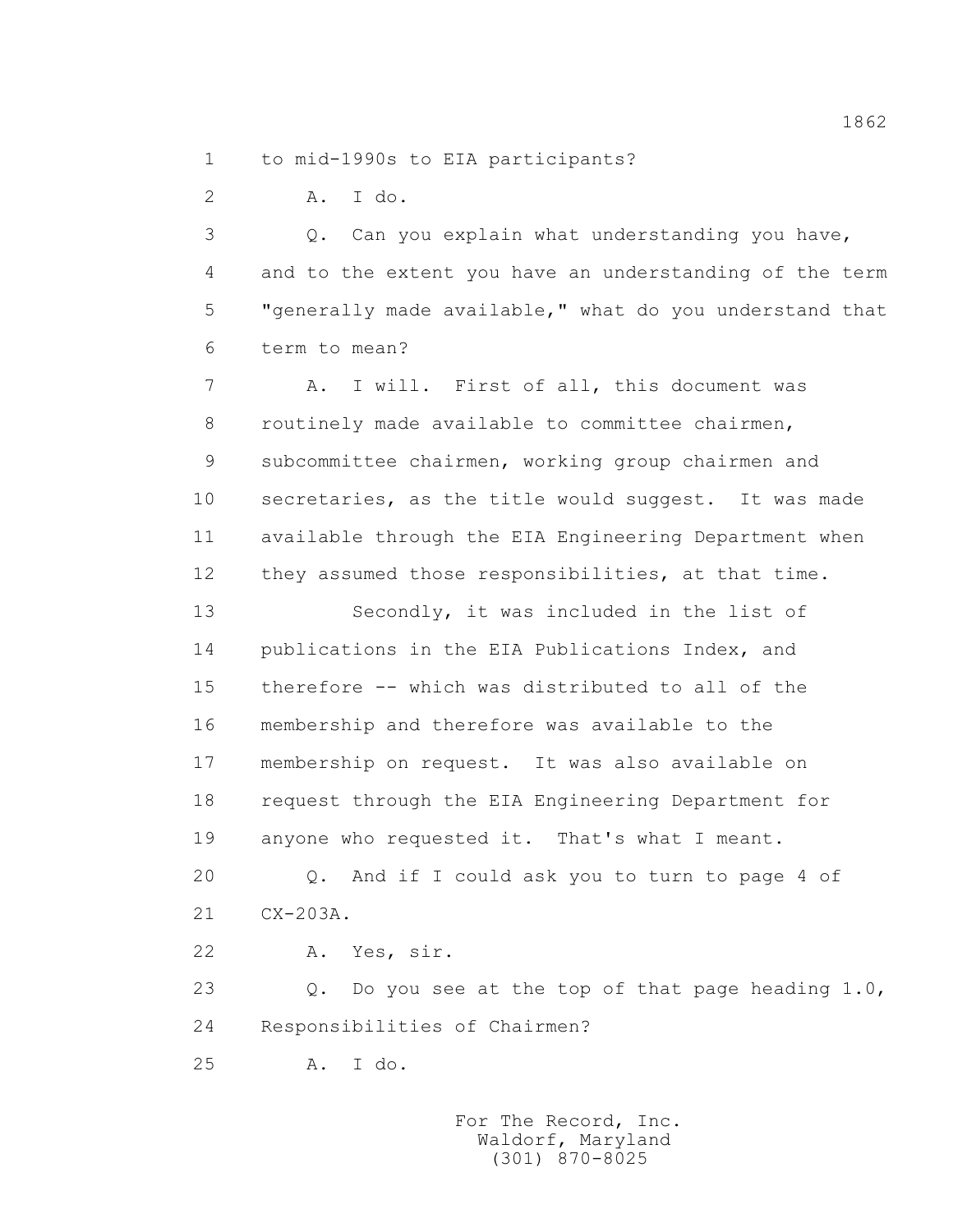1 to mid-1990s to EIA participants?

2 A. I do.

3 Q. Can you explain what understanding you have,

4 and to the extent you have an understanding of the term

5 "generally made available," what do you understand that

6 term to mean?

7 A. I will. First of all, this document was

8 routinely made available to committee chairmen,

9 subcommittee chairmen, working group chairmen and

10 secretaries, as the title would suggest. It was made

11 available through the EIA Engineering Department when

12 they assumed those responsibilities, at that time.

13 Secondly, it was included in the list of

14 publications in the EIA Publications Index, and

15 therefore -- which was distributed to all of the

16 membership and therefore was available to the

17 membership on request. It was also available on

18 request through the EIA Engineering Department for

19 anyone who requested it. That's what I meant.

20 Q. And if I could ask you to turn to page 4 of

21 CX-203A.

22 A. Yes, sir.

23 Q. Do you see at the top of that page heading 1.0,

24 Responsibilities of Chairmen?

25 A. I do.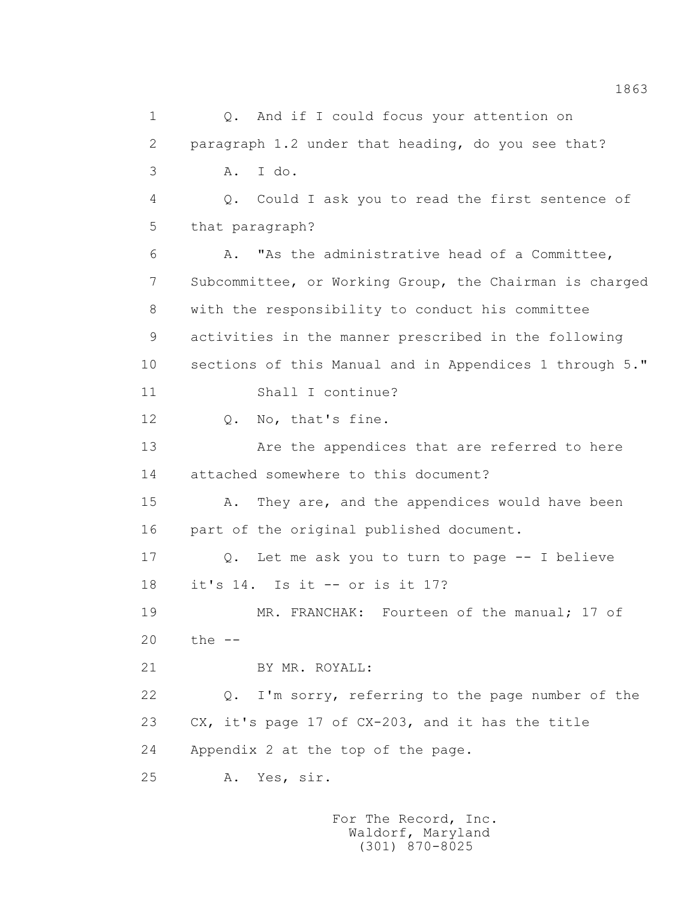1 Q. And if I could focus your attention on
2 paragraph 1.2 under that heading, do you see that?
3 A. I do.
4 Q. Could I ask you to read the first sentence of
5 that paragraph?
6 A. "As the administrative head of a Committee,
7 Subcommittee, or Working Group, the Chairman is charged
8 with the responsibility to conduct his committee
9 activities in the manner prescribed in the following
10 sections of this Manual and in Appendices 1 through 5."
11 Shall I continue?
12 Q. No, that's fine.
13 Are the appendices that are referred to here
14 attached somewhere to this document?
15 A. They are, and the appendices would have been
16 part of the original published document.
17 Q. Let me ask you to turn to page -- I believe
18 it's 14. Is it -- or is it 17?
19 MR. FRANCHAK: Fourteen of the manual; 17 of
20 the --
21 BY MR. ROYALL:
22 Q. I'm sorry, referring to the page number of the
23 CX, it's page 17 of CX-203, and it has the title
24 Appendix 2 at the top of the page.
25 A. Yes, sir.

For The Record, Inc.
Waldorf, Maryland
(301) 870-8025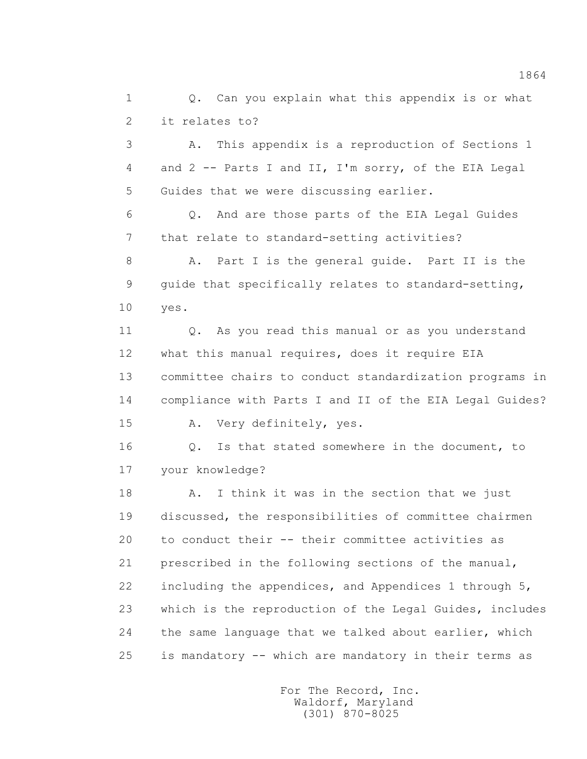1 Q. Can you explain what this appendix is or what
2 it relates to?
3 A. This appendix is a reproduction of Sections 1
4 and 2 -- Parts I and II, I'm sorry, of the EIA Legal
5 Guides that we were discussing earlier.
6 Q. And are those parts of the EIA Legal Guides
7 that relate to standard-setting activities?
8 A. Part I is the general guide. Part II is the
9 guide that specifically relates to standard-setting,
10 yes.
11 Q. As you read this manual or as you understand
12 what this manual requires, does it require EIA
13 committee chairs to conduct standardization programs in
14 compliance with Parts I and II of the EIA Legal Guides?
15 A. Very definitely, yes.
16 Q. Is that stated somewhere in the document, to
17 your knowledge?
18 A. I think it was in the section that we just
19 discussed, the responsibilities of committee chairmen
20 to conduct their -- their committee activities as
21 prescribed in the following sections of the manual,
22 including the appendices, and Appendices 1 through 5,
23 which is the reproduction of the Legal Guides, includes
24 the same language that we talked about earlier, which
25 is mandatory -- which are mandatory in their terms as

For The Record, Inc.
Waldorf, Maryland
(301) 870-8025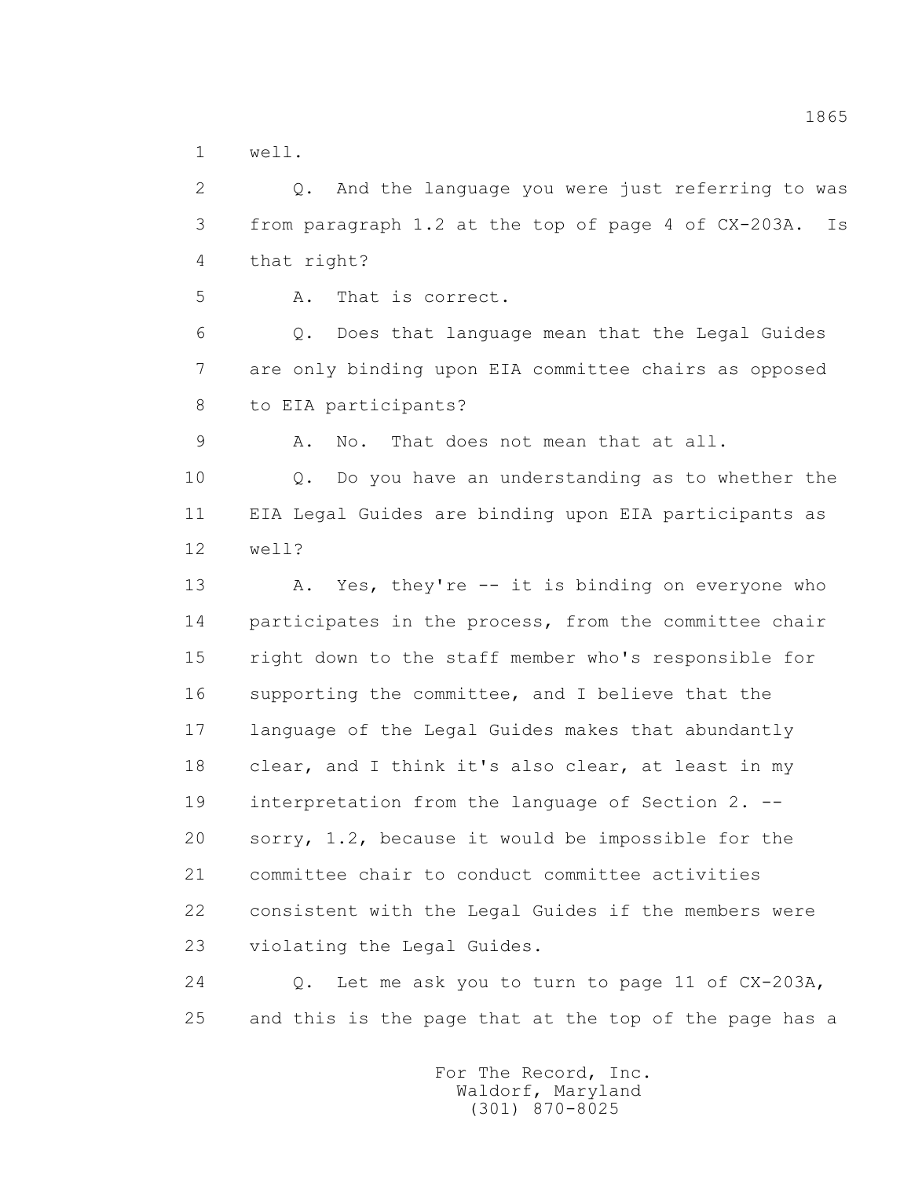1 well.

2 Q. And the language you were just referring to was
3 from paragraph 1.2 at the top of page 4 of CX-203A. Is
4 that right?

5 A. That is correct.

6 Q. Does that language mean that the Legal Guides
7 are only binding upon EIA committee chairs as opposed
8 to EIA participants?

9 A. No. That does not mean that at all.

10 Q. Do you have an understanding as to whether the
11 EIA Legal Guides are binding upon EIA participants as
12 well?

13 A. Yes, they're -- it is binding on everyone who
14 participates in the process, from the committee chair
15 right down to the staff member who's responsible for
16 supporting the committee, and I believe that the
17 language of the Legal Guides makes that abundantly
18 clear, and I think it's also clear, at least in my
19 interpretation from the language of Section 2. --
20 sorry, 1.2, because it would be impossible for the
21 committee chair to conduct committee activities
22 consistent with the Legal Guides if the members were
23 violating the Legal Guides.

24 Q. Let me ask you to turn to page 11 of CX-203A,
25 and this is the page that at the top of the page has a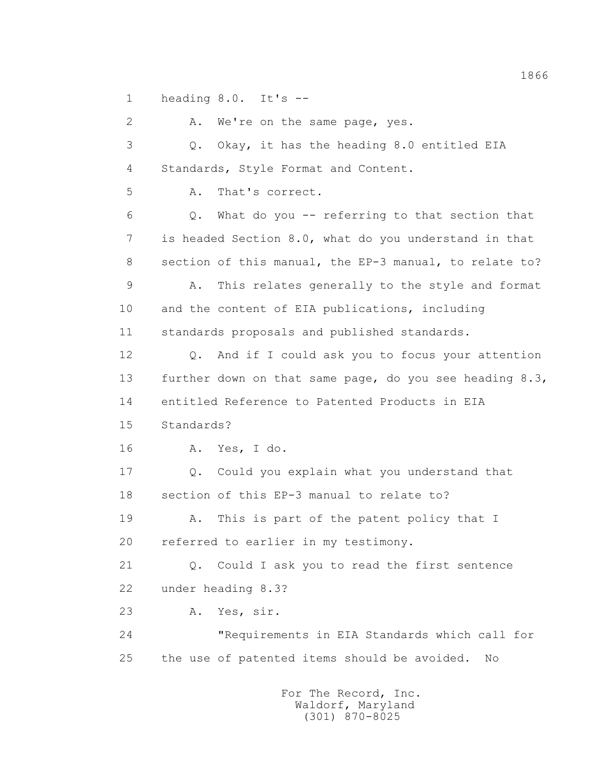1 heading 8.0. It's --

2 A. We're on the same page, yes.

3 Q. Okay, it has the heading 8.0 entitled EIA

4 Standards, Style Format and Content.

5 A. That's correct.

6 Q. What do you -- referring to that section that

7 is headed Section 8.0, what do you understand in that

8 section of this manual, the EP-3 manual, to relate to?

9 A. This relates generally to the style and format

10 and the content of EIA publications, including

11 standards proposals and published standards.

12 Q. And if I could ask you to focus your attention

13 further down on that same page, do you see heading 8.3,

14 entitled Reference to Patented Products in EIA

15 Standards?

16 A. Yes, I do.

17 Q. Could you explain what you understand that

18 section of this EP-3 manual to relate to?

19 A. This is part of the patent policy that I

20 referred to earlier in my testimony.

21 Q. Could I ask you to read the first sentence

22 under heading 8.3?

23 A. Yes, sir.

24 "Requirements in EIA Standards which call for

25 the use of patented items should be avoided. No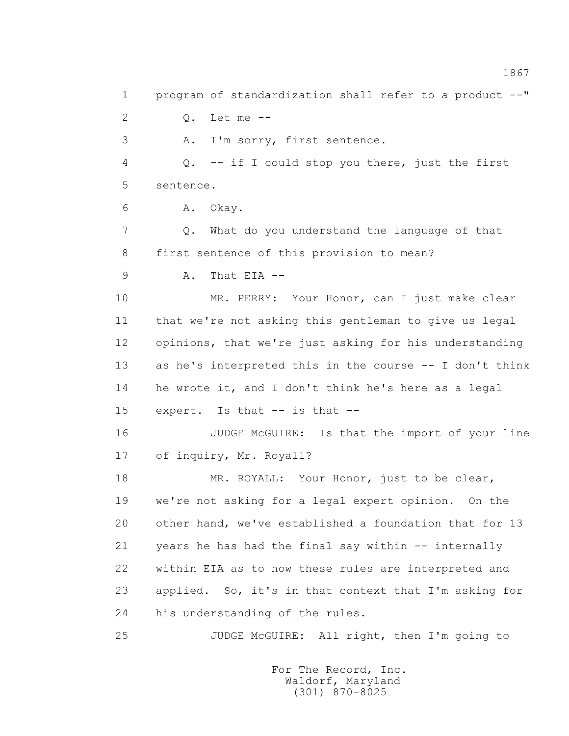1 program of standardization shall refer to a product --"

2 Q. Let me --

3 A. I'm sorry, first sentence.

4 Q. -- if I could stop you there, just the first

5 sentence.

6 A. Okay.

7 Q. What do you understand the language of that

8 first sentence of this provision to mean?

9 A. That EIA --

10 MR. PERRY: Your Honor, can I just make clear

11 that we're not asking this gentleman to give us legal

12 opinions, that we're just asking for his understanding

13 as he's interpreted this in the course -- I don't think

14 he wrote it, and I don't think he's here as a legal

15 expert. Is that -- is that --

16 JUDGE McGUIRE: Is that the import of your line

17 of inquiry, Mr. Royall?

18 MR. ROYALL: Your Honor, just to be clear,

19 we're not asking for a legal expert opinion. On the

20 other hand, we've established a foundation that for 13

21 years he has had the final say within -- internally

22 within EIA as to how these rules are interpreted and

23 applied. So, it's in that context that I'm asking for

24 his understanding of the rules.

25 JUDGE McGUIRE: All right, then I'm going to

For The Record, Inc.
Waldorf, Maryland
(301) 870-8025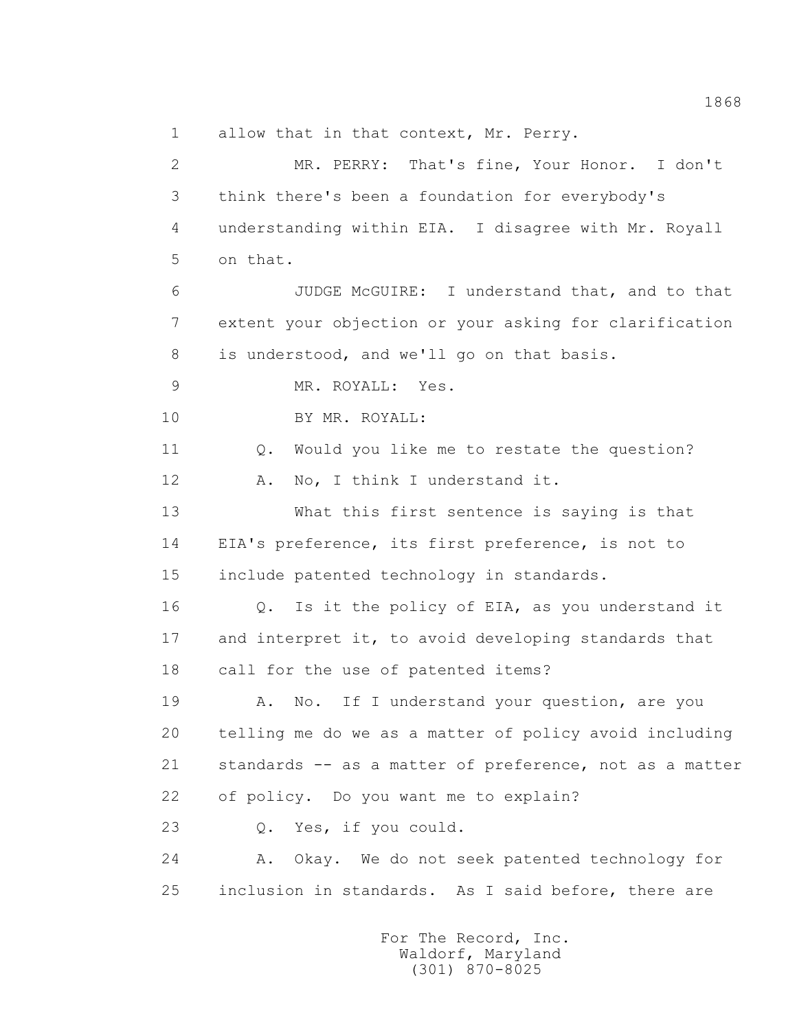allow that in that context, Mr. Perry.

MR. PERRY: That's fine, Your Honor. I don't think there's been a foundation for everybody's understanding within EIA. I disagree with Mr. Royall on that.

JUDGE McGUIRE: I understand that, and to that extent your objection or your asking for clarification is understood, and we'll go on that basis.

MR. ROYALL: Yes.

BY MR. ROYALL:

Q. Would you like me to restate the question?

A. No, I think I understand it.

What this first sentence is saying is that EIA's preference, its first preference, is not to include patented technology in standards.

Q. Is it the policy of EIA, as you understand it and interpret it, to avoid developing standards that call for the use of patented items?

A. No. If I understand your question, are you telling me do we as a matter of policy avoid including standards -- as a matter of preference, not as a matter of policy. Do you want me to explain?

Q. Yes, if you could.

A. Okay. We do not seek patented technology for inclusion in standards. As I said before, there are

For The Record, Inc.
Waldorf, Maryland
(301) 870-8025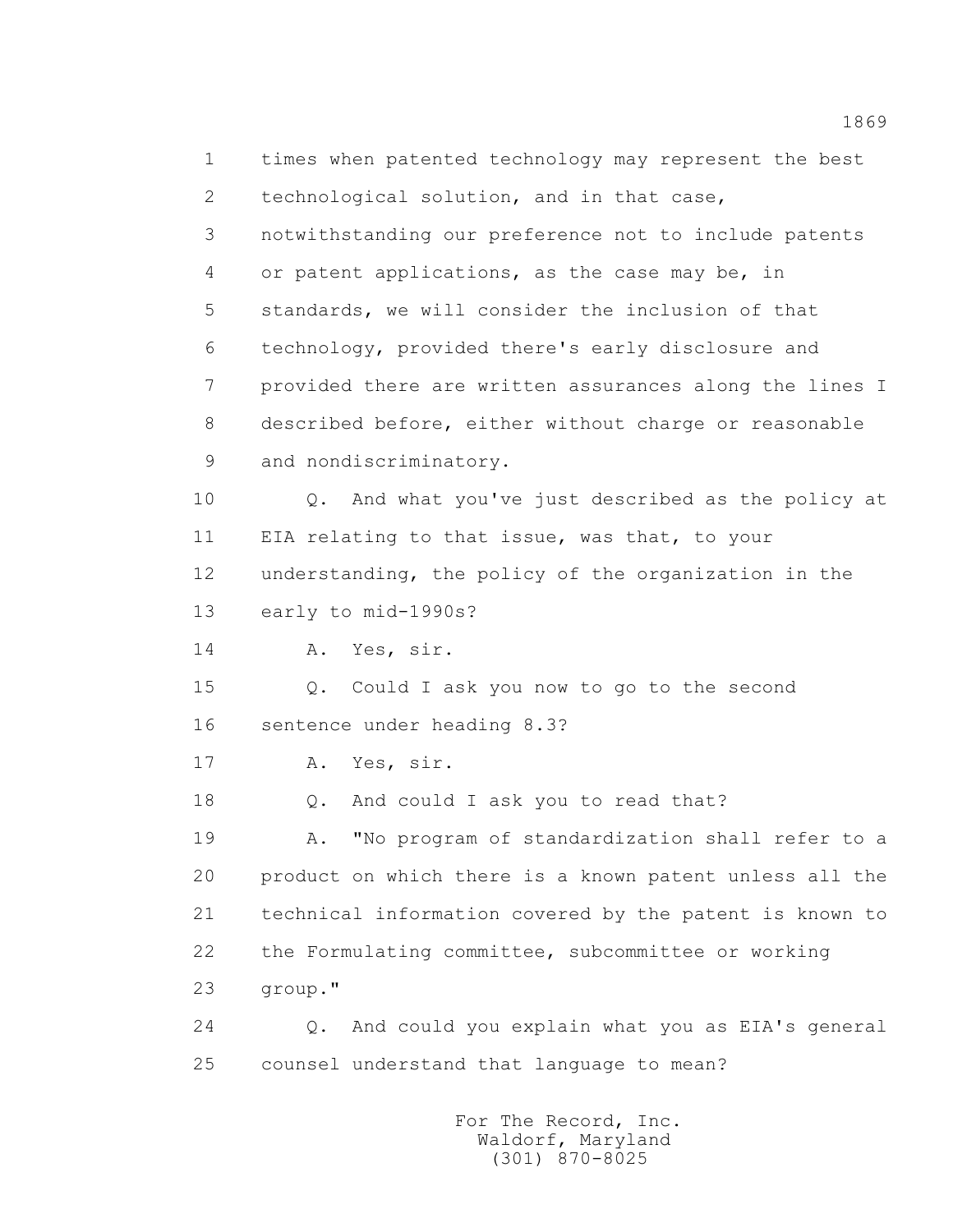times when patented technology may represent the best technological solution, and in that case, notwithstanding our preference not to include patents or patent applications, as the case may be, in standards, we will consider the inclusion of that technology, provided there's early disclosure and provided there are written assurances along the lines I described before, either without charge or reasonable and nondiscriminatory.

Q. And what you've just described as the policy at EIA relating to that issue, was that, to your understanding, the policy of the organization in the early to mid-1990s?

A. Yes, sir.

Q. Could I ask you now to go to the second sentence under heading 8.3?

A. Yes, sir.

Q. And could I ask you to read that?

A. "No program of standardization shall refer to a product on which there is a known patent unless all the technical information covered by the patent is known to the Formulating committee, subcommittee or working group."

Q. And could you explain what you as EIA's general counsel understand that language to mean?

For The Record, Inc.
Waldorf, Maryland
(301) 870-8025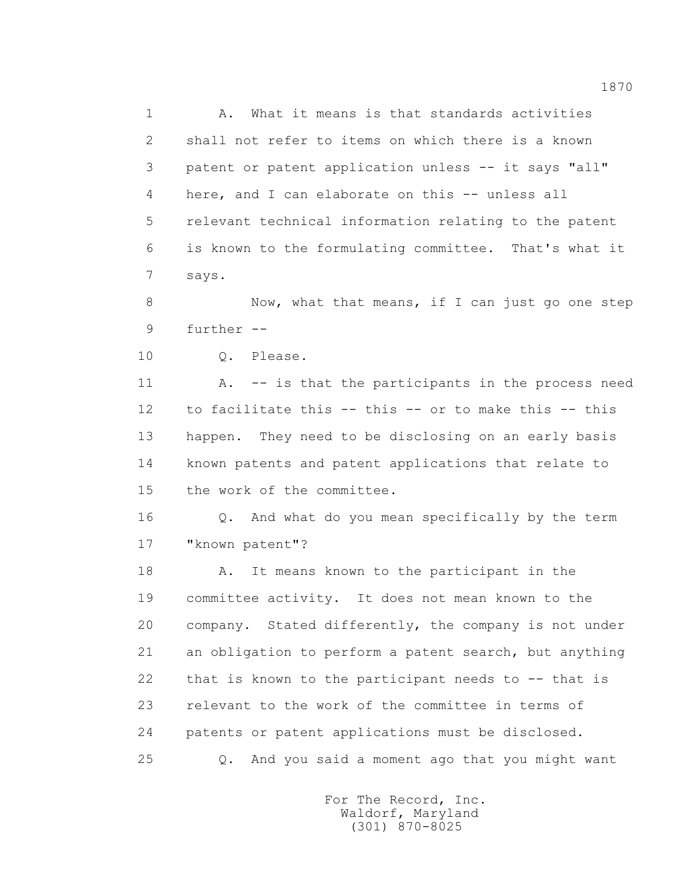A. What it means is that standards activities shall not refer to items on which there is a known patent or patent application unless -- it says "all" here, and I can elaborate on this -- unless all relevant technical information relating to the patent is known to the formulating committee. That's what it says.

Now, what that means, if I can just go one step further --

Q. Please.

A. -- is that the participants in the process need to facilitate this -- this -- or to make this -- this happen. They need to be disclosing on an early basis known patents and patent applications that relate to the work of the committee.

Q. And what do you mean specifically by the term "known patent"?

A. It means known to the participant in the committee activity. It does not mean known to the company. Stated differently, the company is not under an obligation to perform a patent search, but anything that is known to the participant needs to -- that is relevant to the work of the committee in terms of patents or patent applications must be disclosed.

Q. And you said a moment ago that you might want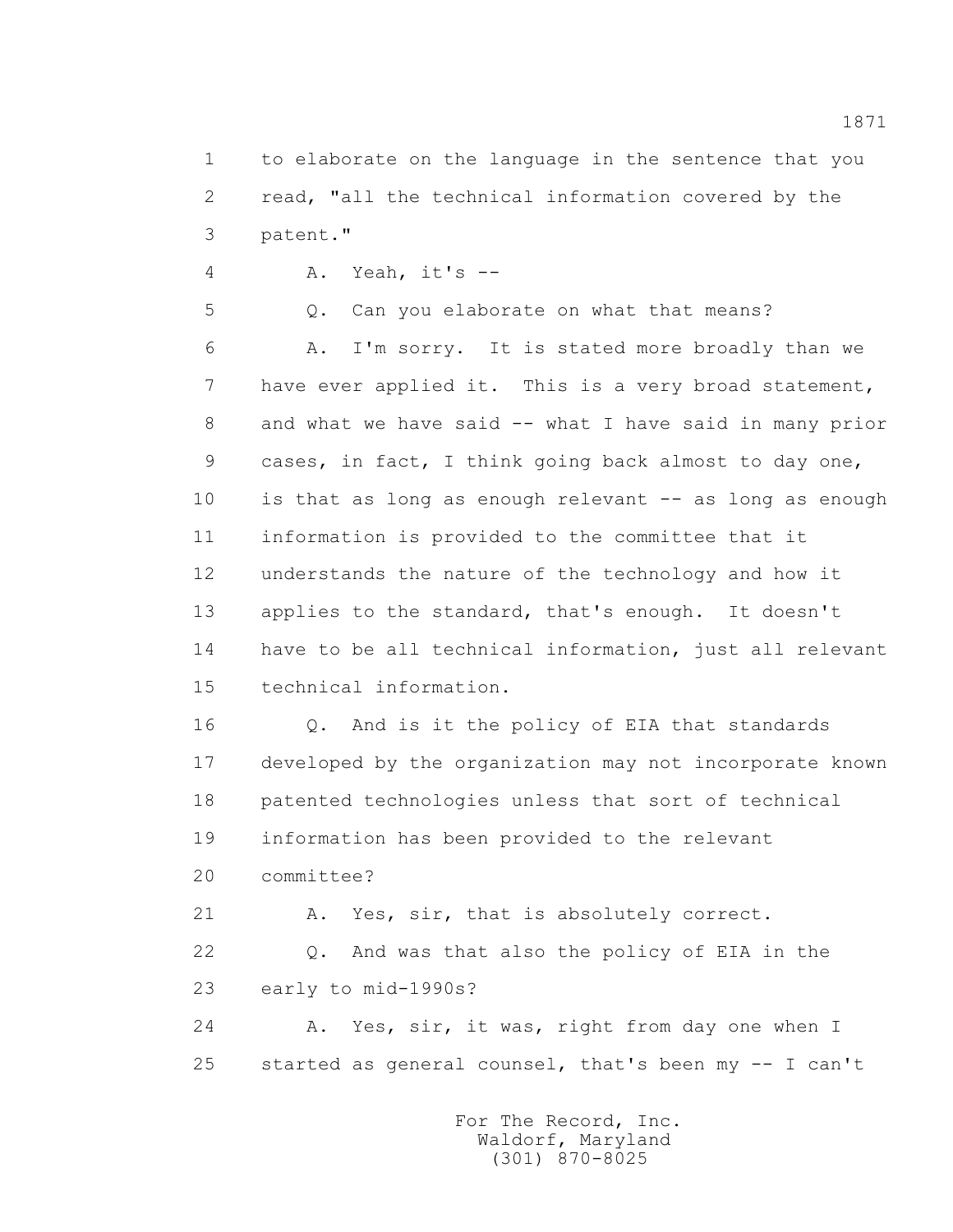1 to elaborate on the language in the sentence that you
2 read, "all the technical information covered by the
3 patent."

4 A. Yeah, it's --

5 Q. Can you elaborate on what that means?

6 A. I'm sorry. It is stated more broadly than we
7 have ever applied it. This is a very broad statement,
8 and what we have said -- what I have said in many prior
9 cases, in fact, I think going back almost to day one,
10 is that as long as enough relevant -- as long as enough
11 information is provided to the committee that it
12 understands the nature of the technology and how it
13 applies to the standard, that's enough. It doesn't
14 have to be all technical information, just all relevant
15 technical information.

16 Q. And is it the policy of EIA that standards
17 developed by the organization may not incorporate known
18 patented technologies unless that sort of technical
19 information has been provided to the relevant
20 committee?

21 A. Yes, sir, that is absolutely correct.

22 Q. And was that also the policy of EIA in the
23 early to mid-1990s?

24 A. Yes, sir, it was, right from day one when I
25 started as general counsel, that's been my -- I can't

For The Record, Inc.
Waldorf, Maryland
(301) 870-8025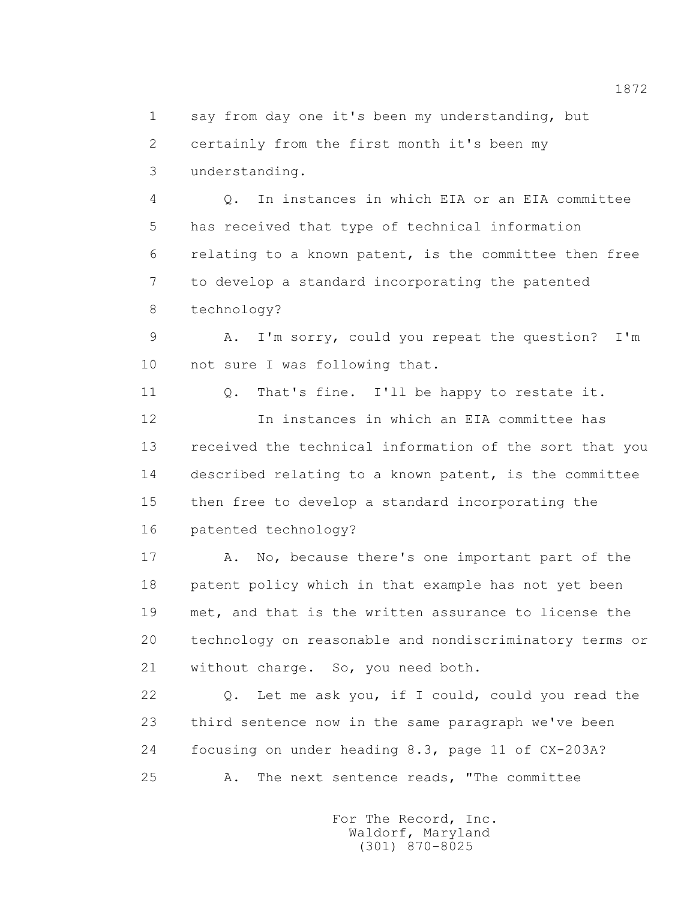say from day one it's been my understanding, but certainly from the first month it's been my understanding.

Q. In instances in which EIA or an EIA committee has received that type of technical information relating to a known patent, is the committee then free to develop a standard incorporating the patented technology?

A. I'm sorry, could you repeat the question? I'm not sure I was following that.

Q. That's fine. I'll be happy to restate it.

In instances in which an EIA committee has received the technical information of the sort that you described relating to a known patent, is the committee then free to develop a standard incorporating the patented technology?

A. No, because there's one important part of the patent policy which in that example has not yet been met, and that is the written assurance to license the technology on reasonable and nondiscriminatory terms or without charge. So, you need both.

Q. Let me ask you, if I could, could you read the third sentence now in the same paragraph we've been focusing on under heading 8.3, page 11 of CX-203A?

A. The next sentence reads, "The committee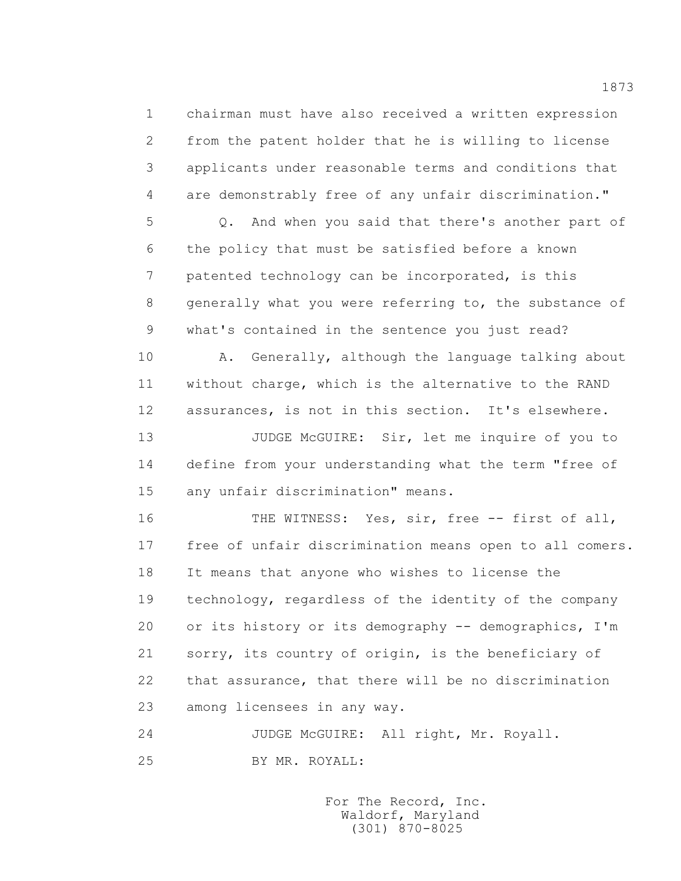chairman must have also received a written expression from the patent holder that he is willing to license applicants under reasonable terms and conditions that are demonstrably free of any unfair discrimination."

Q. And when you said that there's another part of the policy that must be satisfied before a known patented technology can be incorporated, is this generally what you were referring to, the substance of what's contained in the sentence you just read?

A. Generally, although the language talking about without charge, which is the alternative to the RAND assurances, is not in this section. It's elsewhere.

JUDGE McGUIRE: Sir, let me inquire of you to define from your understanding what the term "free of any unfair discrimination" means.

THE WITNESS: Yes, sir, free -- first of all, free of unfair discrimination means open to all comers. It means that anyone who wishes to license the technology, regardless of the identity of the company or its history or its demography -- demographics, I'm sorry, its country of origin, is the beneficiary of that assurance, that there will be no discrimination among licensees in any way.

JUDGE McGUIRE: All right, Mr. Royall.

BY MR. ROYALL: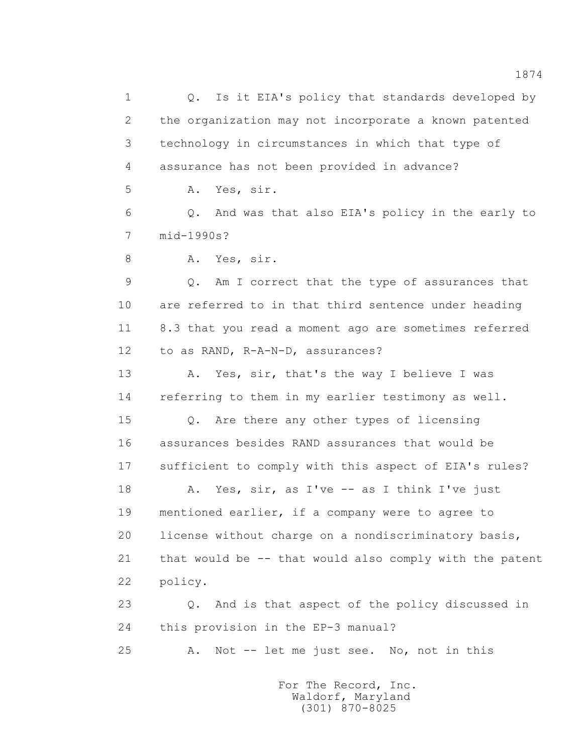Q. Is it EIA's policy that standards developed by the organization may not incorporate a known patented technology in circumstances in which that type of assurance has not been provided in advance?

A. Yes, sir.

Q. And was that also EIA's policy in the early to mid-1990s?

A. Yes, sir.

Q. Am I correct that the type of assurances that are referred to in that third sentence under heading 8.3 that you read a moment ago are sometimes referred to as RAND, R-A-N-D, assurances?

A. Yes, sir, that's the way I believe I was referring to them in my earlier testimony as well.

Q. Are there any other types of licensing assurances besides RAND assurances that would be sufficient to comply with this aspect of EIA's rules?

A. Yes, sir, as I've -- as I think I've just mentioned earlier, if a company were to agree to license without charge on a nondiscriminatory basis, that would be -- that would also comply with the patent policy.

Q. And is that aspect of the policy discussed in this provision in the EP-3 manual?

A. Not -- let me just see. No, not in this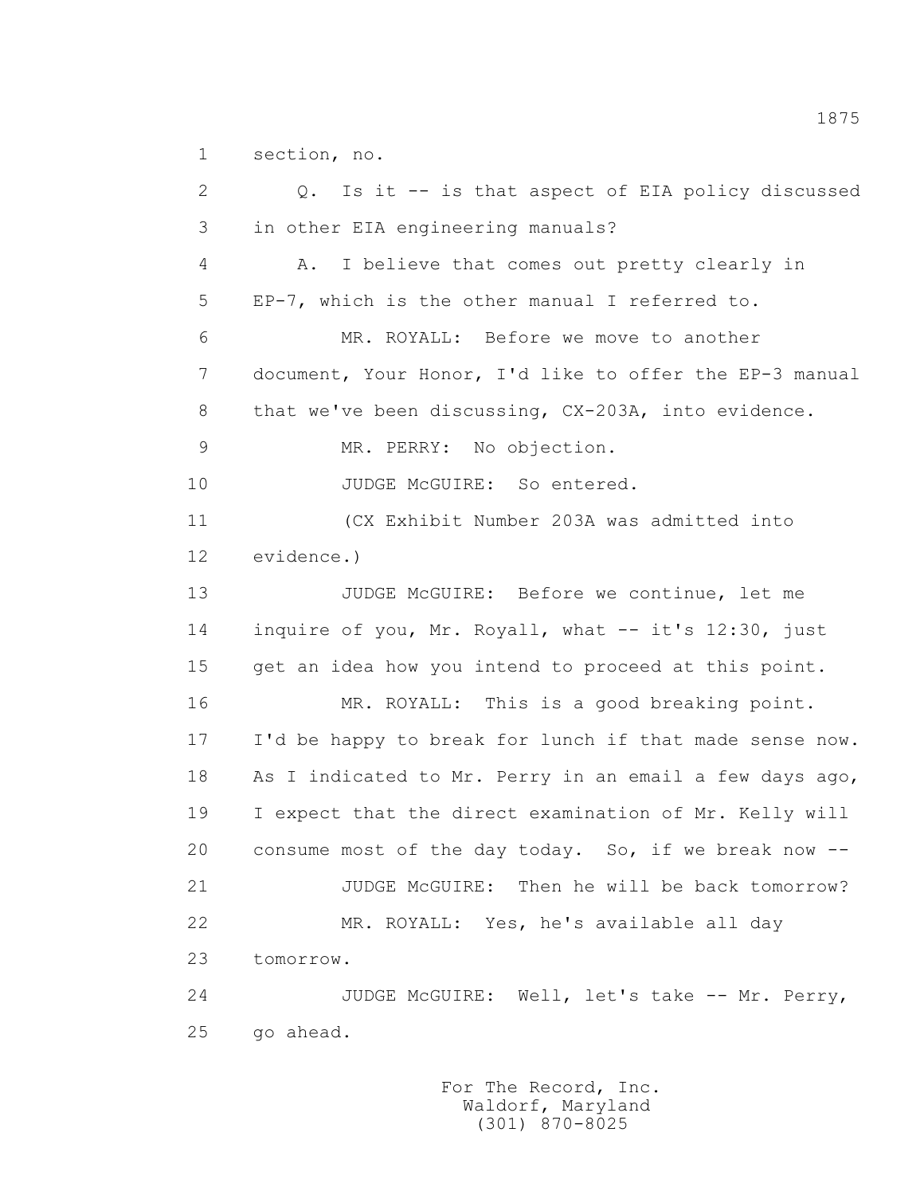1 section, no.

2 Q. Is it -- is that aspect of EIA policy discussed

3 in other EIA engineering manuals?

4 A. I believe that comes out pretty clearly in

5 EP-7, which is the other manual I referred to.

6 MR. ROYALL: Before we move to another

7 document, Your Honor, I'd like to offer the EP-3 manual

8 that we've been discussing, CX-203A, into evidence.

9 MR. PERRY: No objection.

10 JUDGE McGUIRE: So entered.

11 (CX Exhibit Number 203A was admitted into

12 evidence.)

13 JUDGE McGUIRE: Before we continue, let me

14 inquire of you, Mr. Royall, what -- it's 12:30, just

15 get an idea how you intend to proceed at this point.

16 MR. ROYALL: This is a good breaking point.

17 I'd be happy to break for lunch if that made sense now.

18 As I indicated to Mr. Perry in an email a few days ago,

19 I expect that the direct examination of Mr. Kelly will

20 consume most of the day today. So, if we break now --

21 JUDGE McGUIRE: Then he will be back tomorrow?

22 MR. ROYALL: Yes, he's available all day

23 tomorrow.

24 JUDGE McGUIRE: Well, let's take -- Mr. Perry,

25 go ahead.

For The Record, Inc.
Waldorf, Maryland
(301) 870-8025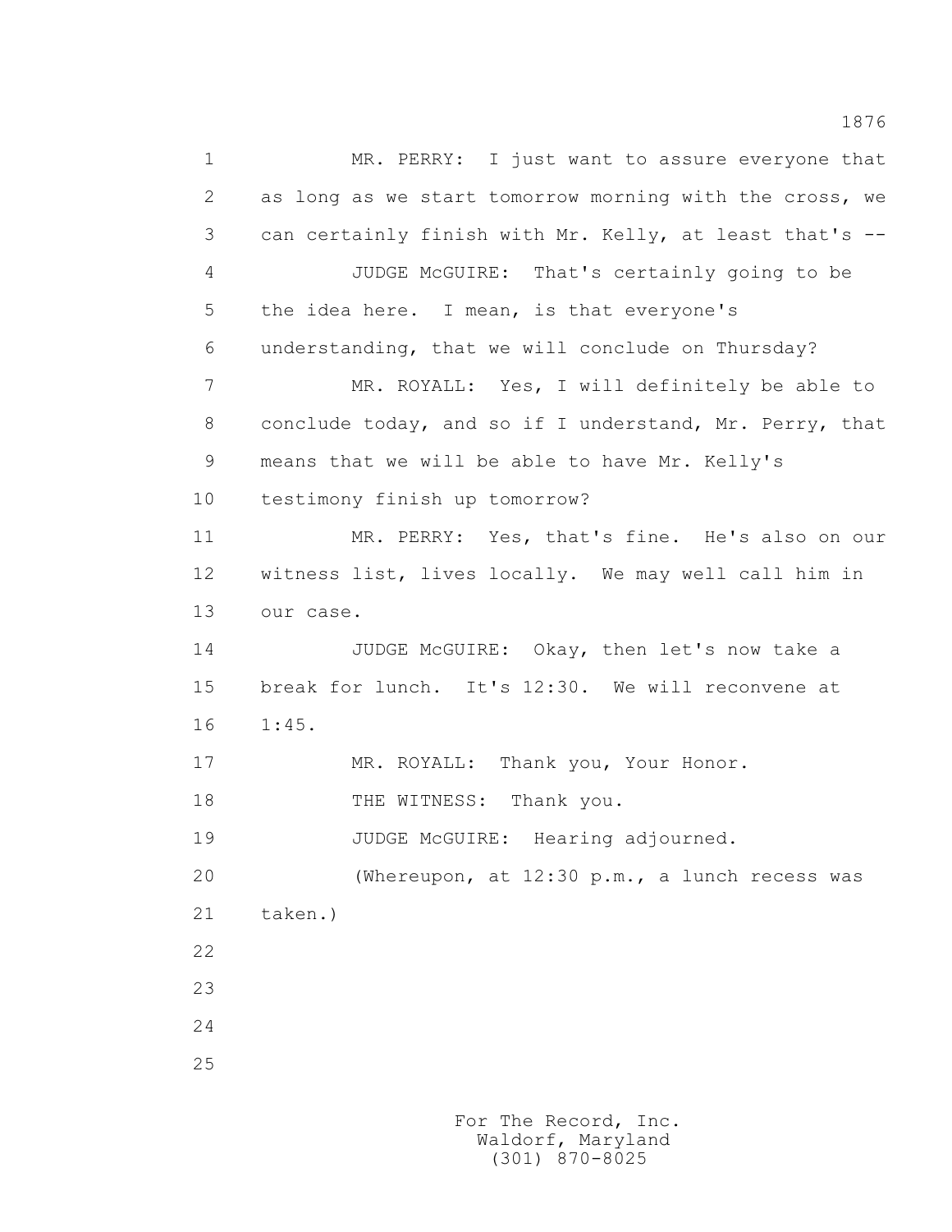1 MR. PERRY: I just want to assure everyone that
2 as long as we start tomorrow morning with the cross, we
3 can certainly finish with Mr. Kelly, at least that's --
4 JUDGE McGUIRE: That's certainly going to be
5 the idea here. I mean, is that everyone's
6 understanding, that we will conclude on Thursday?
7 MR. ROYALL: Yes, I will definitely be able to
8 conclude today, and so if I understand, Mr. Perry, that
9 means that we will be able to have Mr. Kelly's
10 testimony finish up tomorrow?
11 MR. PERRY: Yes, that's fine. He's also on our
12 witness list, lives locally. We may well call him in
13 our case.
14 JUDGE McGUIRE: Okay, then let's now take a
15 break for lunch. It's 12:30. We will reconvene at
16 1:45.
17 MR. ROYALL: Thank you, Your Honor.
18 THE WITNESS: Thank you.
19 JUDGE McGUIRE: Hearing adjourned.
20 (Whereupon, at 12:30 p.m., a lunch recess was
21 taken.)
22
23
24
25

For The Record, Inc.
Waldorf, Maryland
(301) 870-8025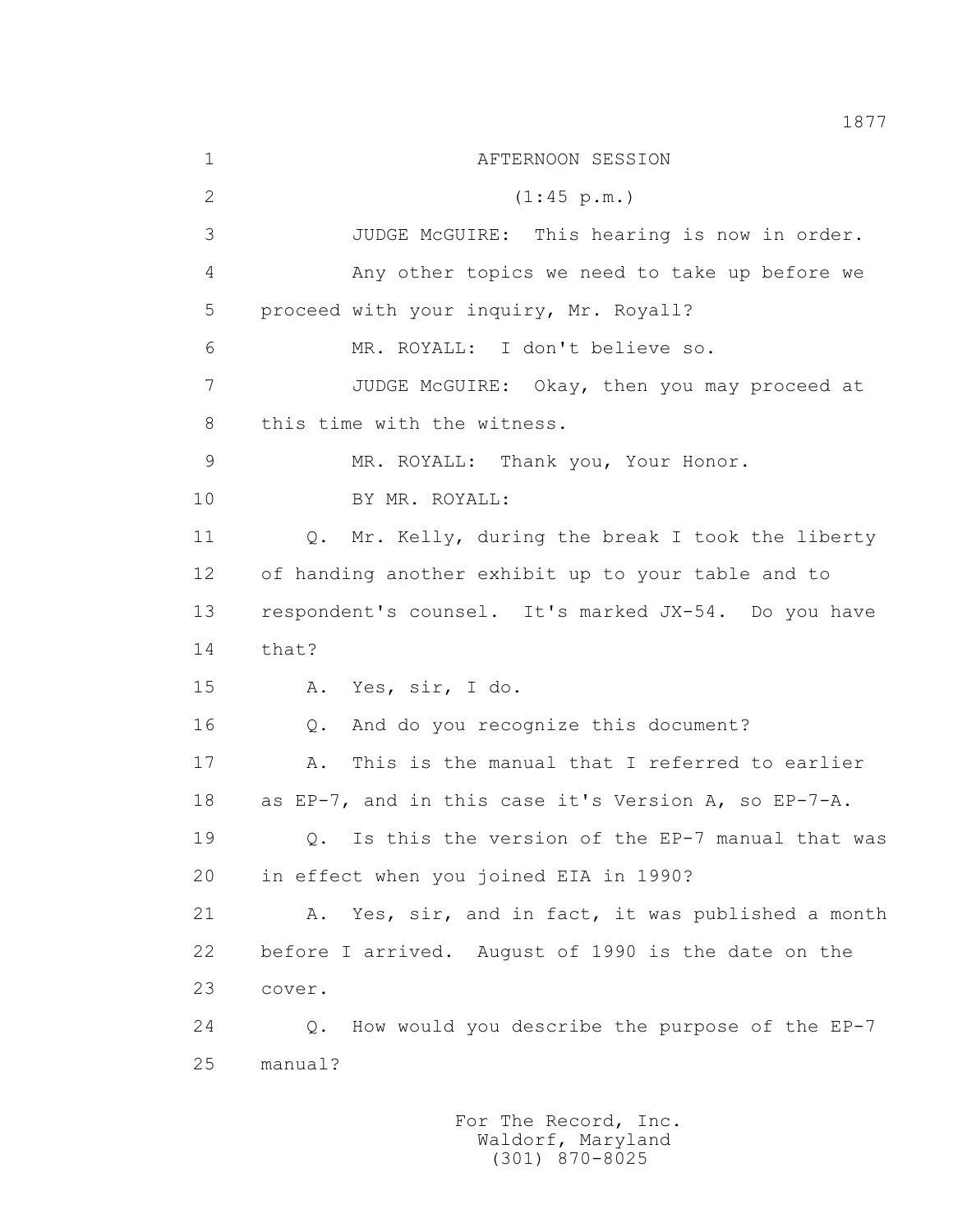AFTERNOON SESSION

(1:45 p.m.)

JUDGE McGUIRE: This hearing is now in order.

Any other topics we need to take up before we proceed with your inquiry, Mr. Royall?

MR. ROYALL: I don't believe so.

JUDGE McGUIRE: Okay, then you may proceed at this time with the witness.

MR. ROYALL: Thank you, Your Honor.

BY MR. ROYALL:

Q. Mr. Kelly, during the break I took the liberty of handing another exhibit up to your table and to respondent's counsel. It's marked JX-54. Do you have that?

A. Yes, sir, I do.

Q. And do you recognize this document?

A. This is the manual that I referred to earlier as EP-7, and in this case it's Version A, so EP-7-A.

Q. Is this the version of the EP-7 manual that was in effect when you joined EIA in 1990?

A. Yes, sir, and in fact, it was published a month before I arrived. August of 1990 is the date on the cover.

Q. How would you describe the purpose of the EP-7 manual?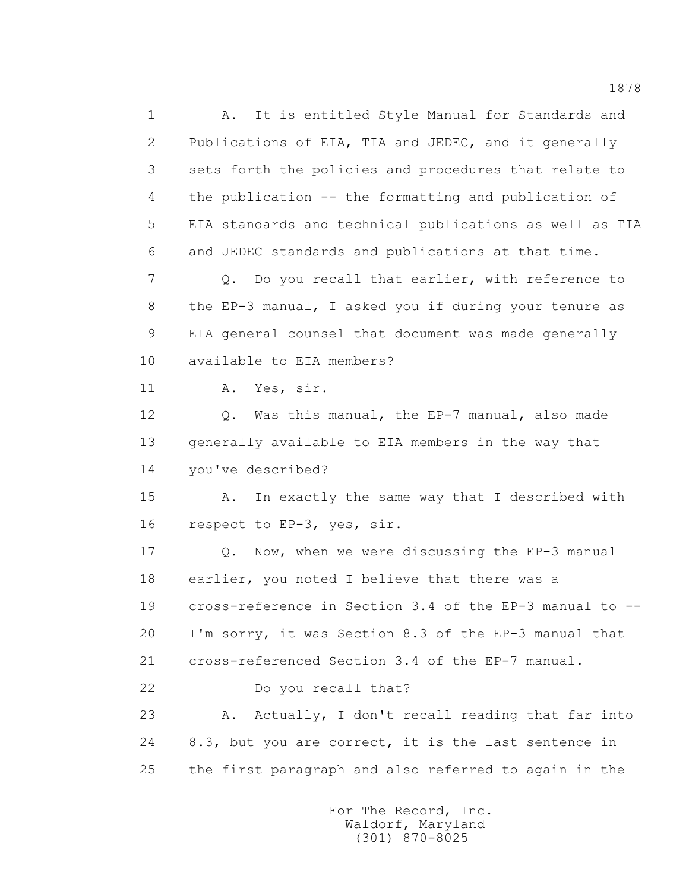1 A. It is entitled Style Manual for Standards and
2 Publications of EIA, TIA and JEDEC, and it generally
3 sets forth the policies and procedures that relate to
4 the publication -- the formatting and publication of
5 EIA standards and technical publications as well as TIA
6 and JEDEC standards and publications at that time.

7 Q. Do you recall that earlier, with reference to
8 the EP-3 manual, I asked you if during your tenure as
9 EIA general counsel that document was made generally
10 available to EIA members?

11 A. Yes, sir.

12 Q. Was this manual, the EP-7 manual, also made
13 generally available to EIA members in the way that
14 you've described?

15 A. In exactly the same way that I described with
16 respect to EP-3, yes, sir.

17 Q. Now, when we were discussing the EP-3 manual
18 earlier, you noted I believe that there was a
19 cross-reference in Section 3.4 of the EP-3 manual to --
20 I'm sorry, it was Section 8.3 of the EP-3 manual that
21 cross-referenced Section 3.4 of the EP-7 manual.

22 Do you recall that?

23 A. Actually, I don't recall reading that far into
24 8.3, but you are correct, it is the last sentence in
25 the first paragraph and also referred to again in the

For The Record, Inc.
Waldorf, Maryland
(301) 870-8025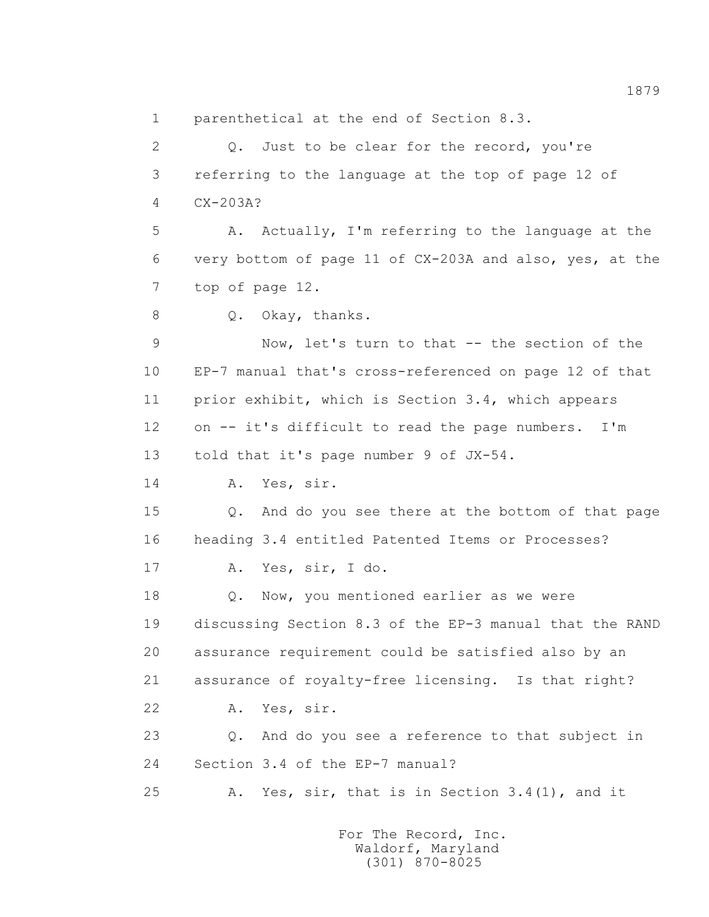1 parenthetical at the end of Section 8.3.

2 Q. Just to be clear for the record, you're

3 referring to the language at the top of page 12 of

4 CX-203A?

5 A. Actually, I'm referring to the language at the

6 very bottom of page 11 of CX-203A and also, yes, at the

7 top of page 12.

8 Q. Okay, thanks.

9 Now, let's turn to that -- the section of the

10 EP-7 manual that's cross-referenced on page 12 of that

11 prior exhibit, which is Section 3.4, which appears

12 on -- it's difficult to read the page numbers. I'm

13 told that it's page number 9 of JX-54.

14 A. Yes, sir.

15 Q. And do you see there at the bottom of that page

16 heading 3.4 entitled Patented Items or Processes?

17 A. Yes, sir, I do.

18 Q. Now, you mentioned earlier as we were

19 discussing Section 8.3 of the EP-3 manual that the RAND

20 assurance requirement could be satisfied also by an

21 assurance of royalty-free licensing. Is that right?

22 A. Yes, sir.

23 Q. And do you see a reference to that subject in

24 Section 3.4 of the EP-7 manual?

25 A. Yes, sir, that is in Section 3.4(1), and it

For The Record, Inc.
Waldorf, Maryland
(301) 870-8025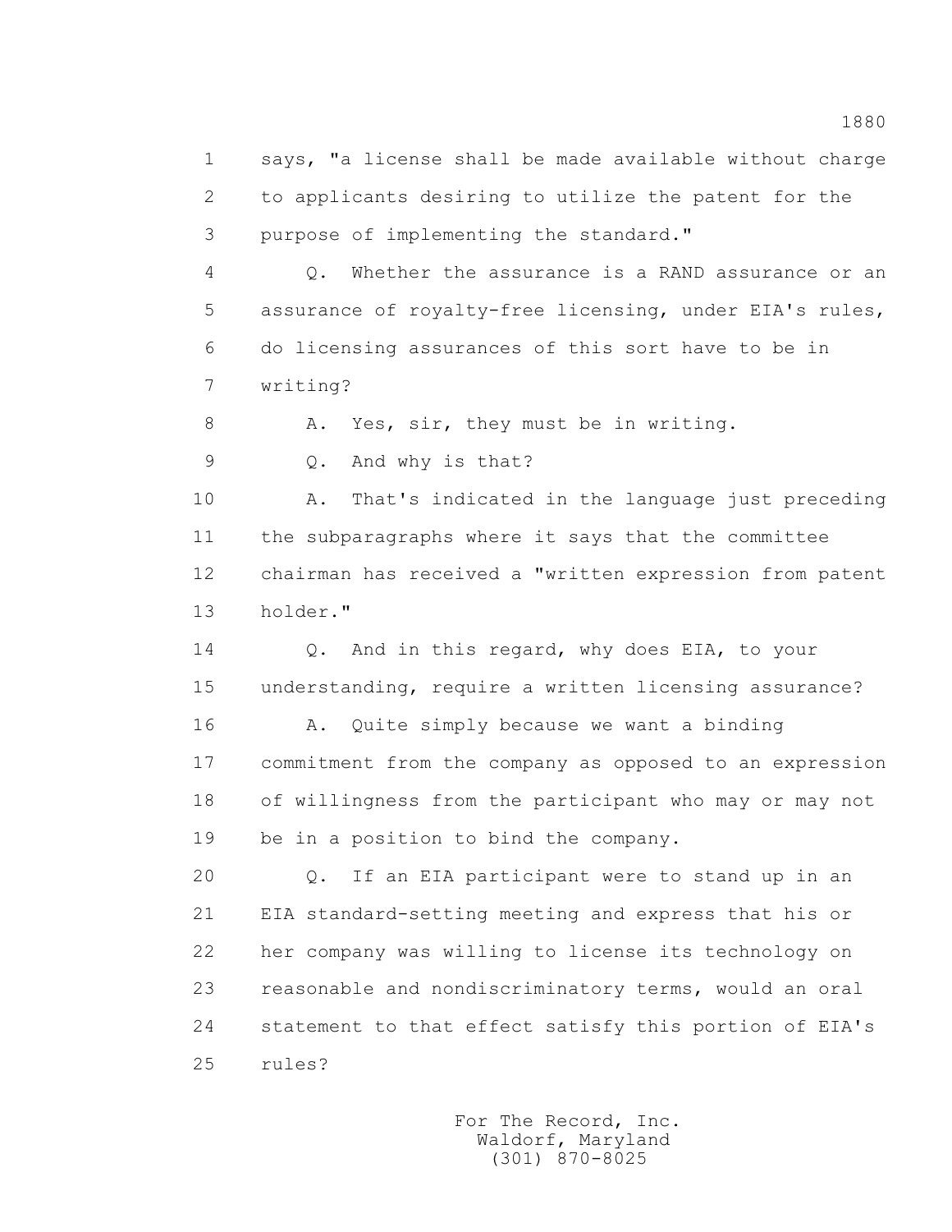says, "a license shall be made available without charge to applicants desiring to utilize the patent for the purpose of implementing the standard."

Q. Whether the assurance is a RAND assurance or an assurance of royalty-free licensing, under EIA's rules, do licensing assurances of this sort have to be in writing?

A. Yes, sir, they must be in writing.

Q. And why is that?

A. That's indicated in the language just preceding the subparagraphs where it says that the committee chairman has received a "written expression from patent holder."

Q. And in this regard, why does EIA, to your understanding, require a written licensing assurance?

A. Quite simply because we want a binding commitment from the company as opposed to an expression of willingness from the participant who may or may not be in a position to bind the company.

Q. If an EIA participant were to stand up in an EIA standard-setting meeting and express that his or her company was willing to license its technology on reasonable and nondiscriminatory terms, would an oral statement to that effect satisfy this portion of EIA's rules?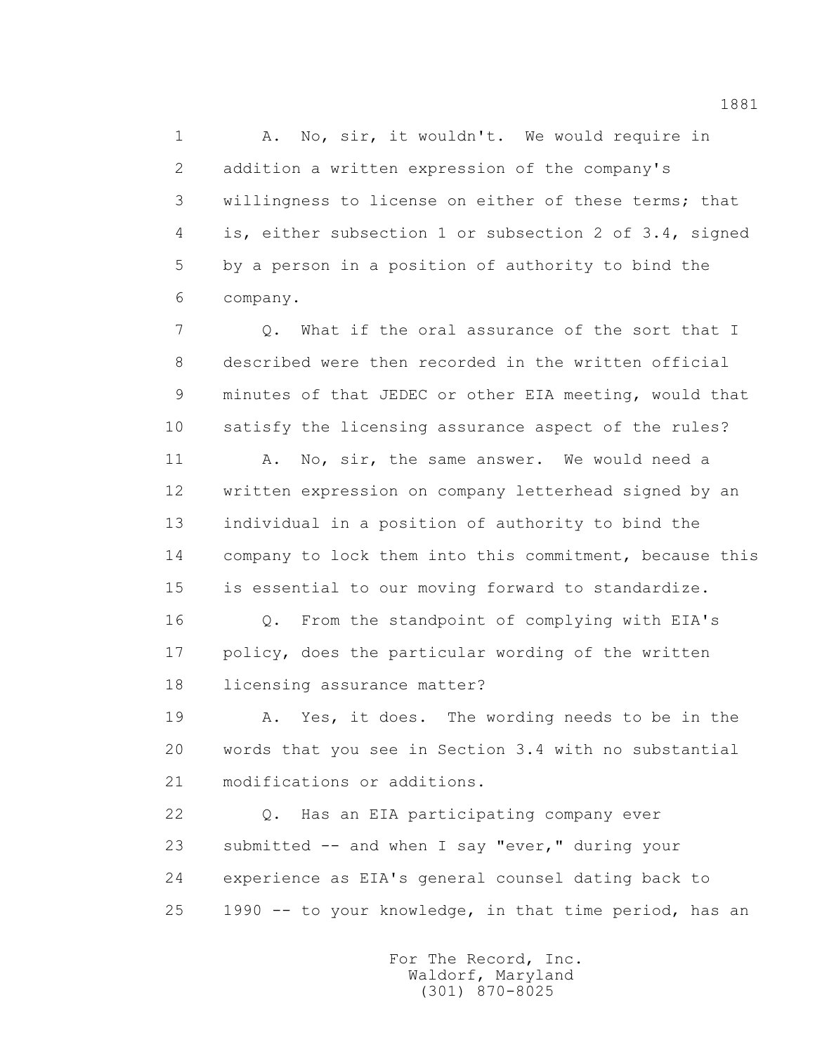1 A. No, sir, it wouldn't. We would require in
2 addition a written expression of the company's
3 willingness to license on either of these terms; that
4 is, either subsection 1 or subsection 2 of 3.4, signed
5 by a person in a position of authority to bind the
6 company.

7 Q. What if the oral assurance of the sort that I
8 described were then recorded in the written official
9 minutes of that JEDEC or other EIA meeting, would that
10 satisfy the licensing assurance aspect of the rules?

11 A. No, sir, the same answer. We would need a
12 written expression on company letterhead signed by an
13 individual in a position of authority to bind the
14 company to lock them into this commitment, because this
15 is essential to our moving forward to standardize.

16 Q. From the standpoint of complying with EIA's
17 policy, does the particular wording of the written
18 licensing assurance matter?

19 A. Yes, it does. The wording needs to be in the
20 words that you see in Section 3.4 with no substantial
21 modifications or additions.

22 Q. Has an EIA participating company ever
23 submitted -- and when I say "ever," during your
24 experience as EIA's general counsel dating back to
25 1990 -- to your knowledge, in that time period, has an

For The Record, Inc.
Waldorf, Maryland
(301) 870-8025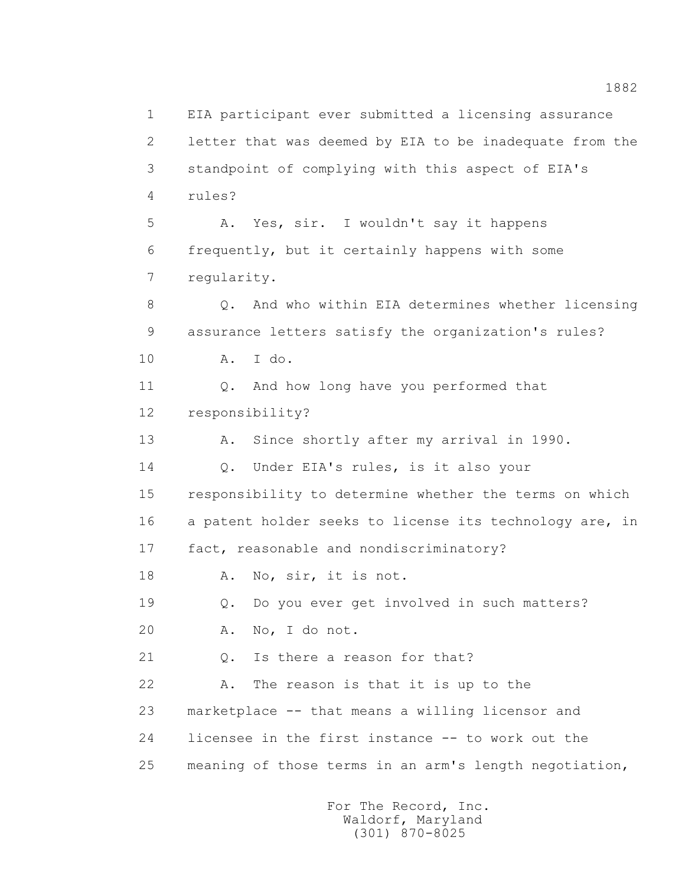1 EIA participant ever submitted a licensing assurance
2 letter that was deemed by EIA to be inadequate from the
3 standpoint of complying with this aspect of EIA's
4 rules?

5 A. Yes, sir. I wouldn't say it happens
6 frequently, but it certainly happens with some
7 regularity.

8 Q. And who within EIA determines whether licensing
9 assurance letters satisfy the organization's rules?

10 A. I do.

11 Q. And how long have you performed that
12 responsibility?

13 A. Since shortly after my arrival in 1990.

14 Q. Under EIA's rules, is it also your
15 responsibility to determine whether the terms on which
16 a patent holder seeks to license its technology are, in
17 fact, reasonable and nondiscriminatory?

18 A. No, sir, it is not.

19 Q. Do you ever get involved in such matters?

20 A. No, I do not.

21 Q. Is there a reason for that?

22 A. The reason is that it is up to the
23 marketplace -- that means a willing licensor and
24 licensee in the first instance -- to work out the
25 meaning of those terms in an arm's length negotiation,

For The Record, Inc.
Waldorf, Maryland
(301) 870-8025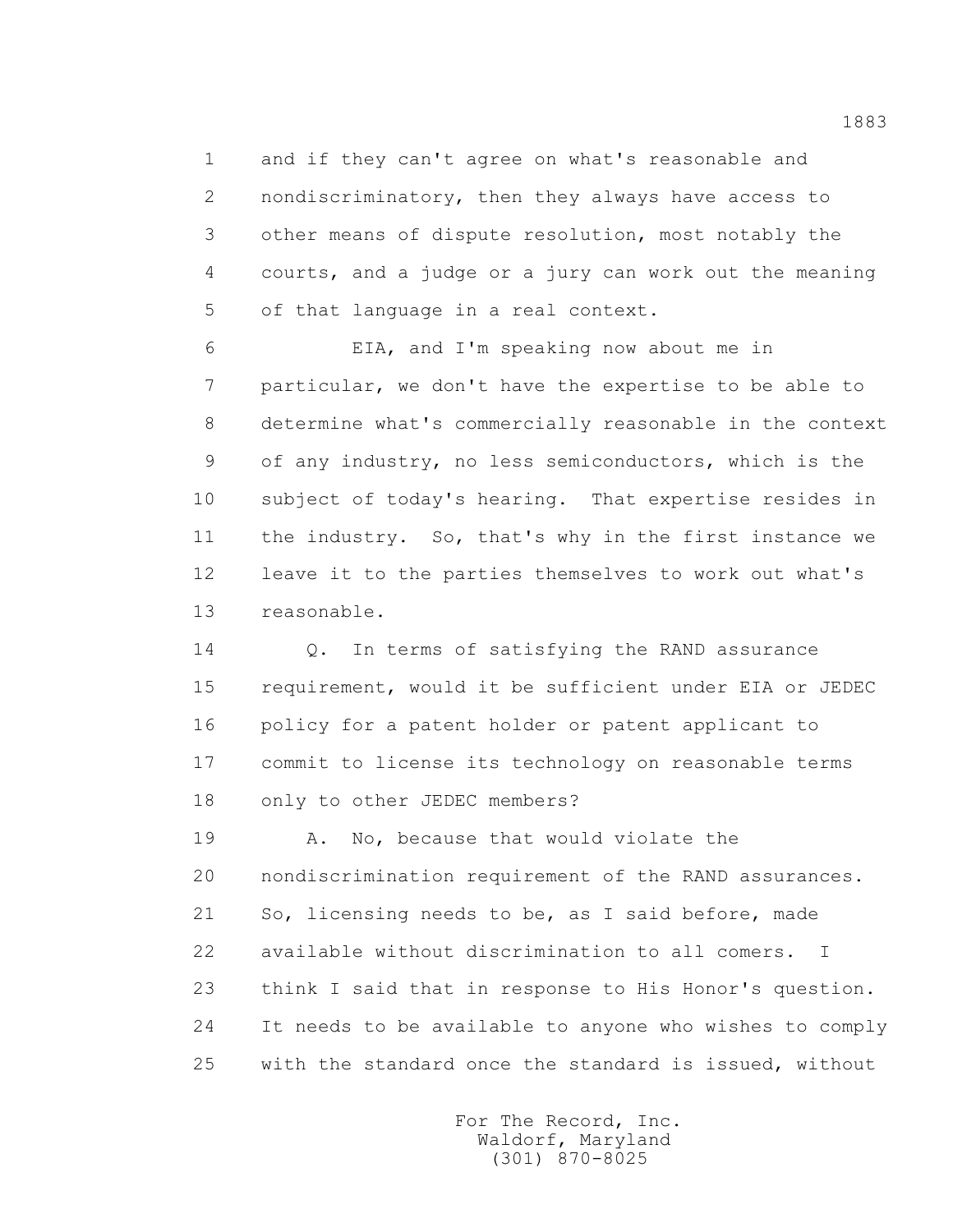and if they can't agree on what's reasonable and nondiscriminatory, then they always have access to other means of dispute resolution, most notably the courts, and a judge or a jury can work out the meaning of that language in a real context.

EIA, and I'm speaking now about me in particular, we don't have the expertise to be able to determine what's commercially reasonable in the context of any industry, no less semiconductors, which is the subject of today's hearing. That expertise resides in the industry. So, that's why in the first instance we leave it to the parties themselves to work out what's reasonable.

Q. In terms of satisfying the RAND assurance requirement, would it be sufficient under EIA or JEDEC policy for a patent holder or patent applicant to commit to license its technology on reasonable terms only to other JEDEC members?

A. No, because that would violate the nondiscrimination requirement of the RAND assurances. So, licensing needs to be, as I said before, made available without discrimination to all comers. I think I said that in response to His Honor's question. It needs to be available to anyone who wishes to comply with the standard once the standard is issued, without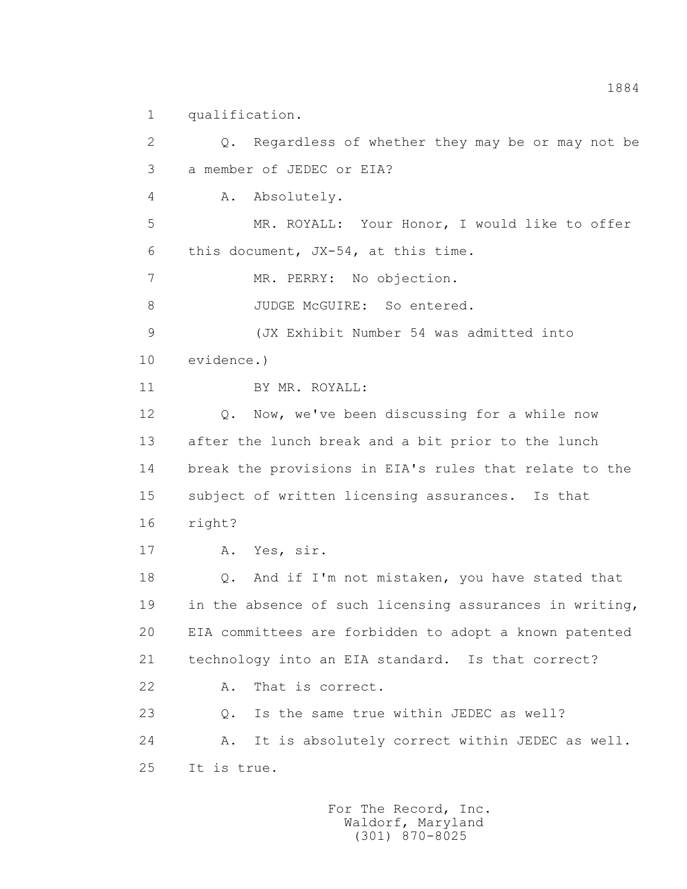1 qualification.

2 Q. Regardless of whether they may be or may not be

3 a member of JEDEC or EIA?

4 A. Absolutely.

5 MR. ROYALL: Your Honor, I would like to offer

6 this document, JX-54, at this time.

7 MR. PERRY: No objection.

8 JUDGE McGUIRE: So entered.

9 (JX Exhibit Number 54 was admitted into

10 evidence.)

11 BY MR. ROYALL:

12 Q. Now, we've been discussing for a while now

13 after the lunch break and a bit prior to the lunch

14 break the provisions in EIA's rules that relate to the

15 subject of written licensing assurances. Is that

16 right?

17 A. Yes, sir.

18 Q. And if I'm not mistaken, you have stated that

19 in the absence of such licensing assurances in writing,

20 EIA committees are forbidden to adopt a known patented

21 technology into an EIA standard. Is that correct?

22 A. That is correct.

23 Q. Is the same true within JEDEC as well?

24 A. It is absolutely correct within JEDEC as well.

25 It is true.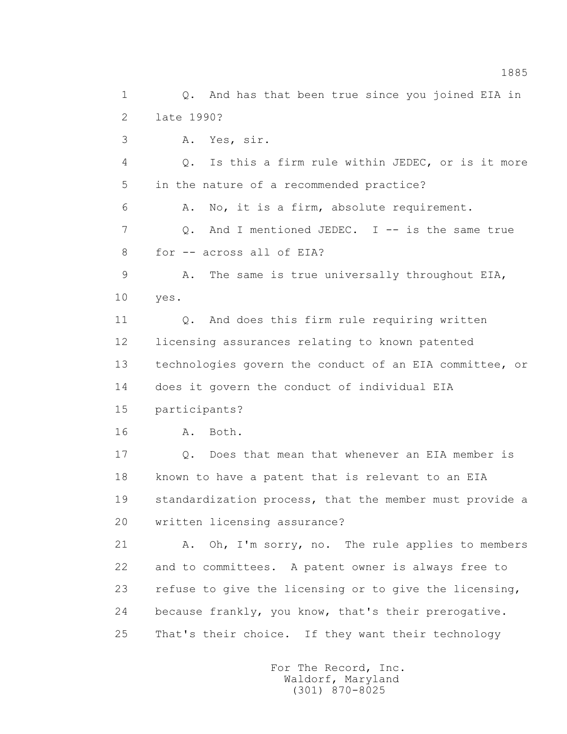1 Q. And has that been true since you joined EIA in
2 late 1990?
3 A. Yes, sir.
4 Q. Is this a firm rule within JEDEC, or is it more
5 in the nature of a recommended practice?
6 A. No, it is a firm, absolute requirement.
7 Q. And I mentioned JEDEC. I -- is the same true
8 for -- across all of EIA?
9 A. The same is true universally throughout EIA,
10 yes.
11 Q. And does this firm rule requiring written
12 licensing assurances relating to known patented
13 technologies govern the conduct of an EIA committee, or
14 does it govern the conduct of individual EIA
15 participants?
16 A. Both.
17 Q. Does that mean that whenever an EIA member is
18 known to have a patent that is relevant to an EIA
19 standardization process, that the member must provide a
20 written licensing assurance?
21 A. Oh, I'm sorry, no. The rule applies to members
22 and to committees. A patent owner is always free to
23 refuse to give the licensing or to give the licensing,
24 because frankly, you know, that's their prerogative.
25 That's their choice. If they want their technology

For The Record, Inc.
Waldorf, Maryland
(301) 870-8025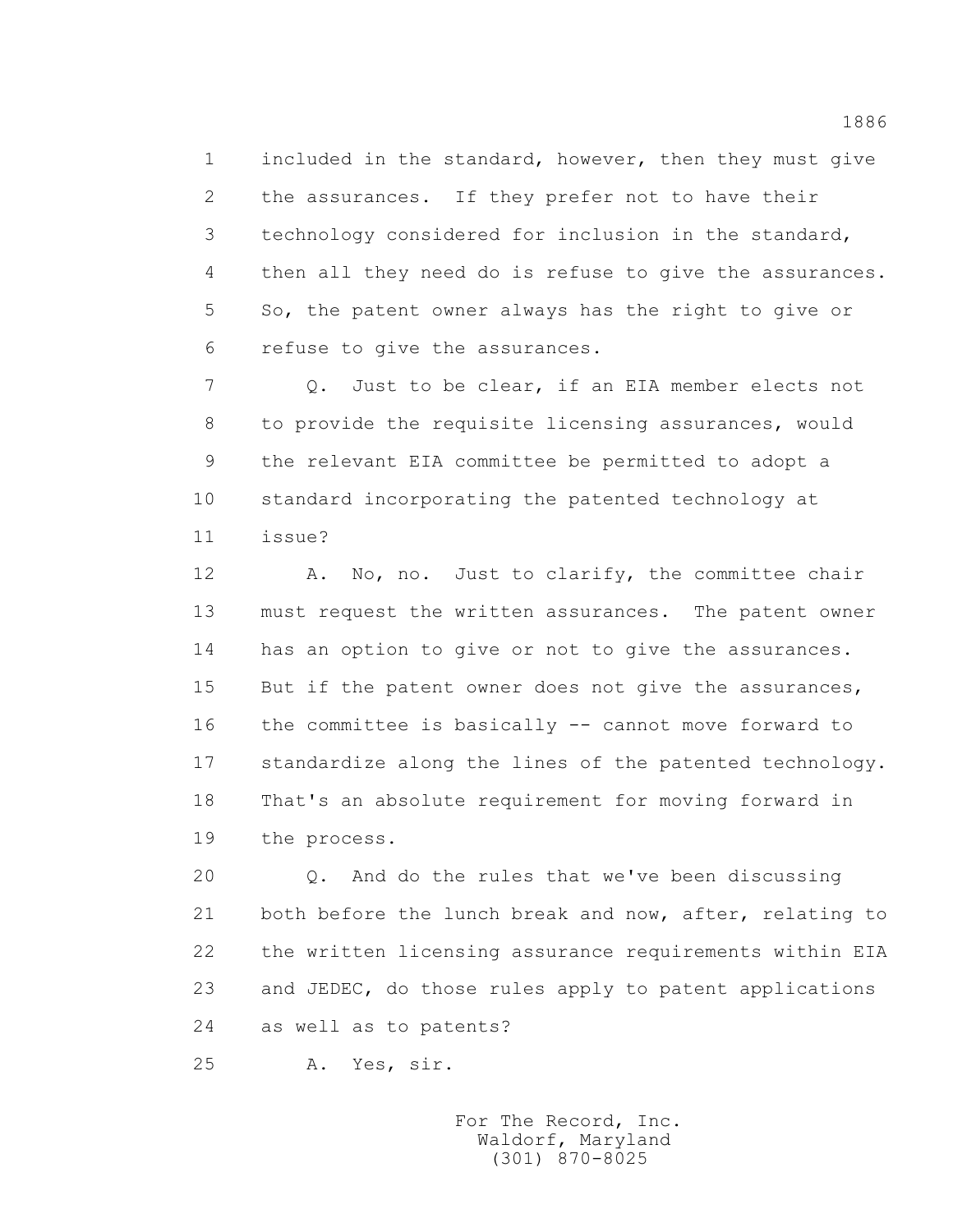included in the standard, however, then they must give the assurances. If they prefer not to have their technology considered for inclusion in the standard, then all they need do is refuse to give the assurances. So, the patent owner always has the right to give or refuse to give the assurances.

Q. Just to be clear, if an EIA member elects not to provide the requisite licensing assurances, would the relevant EIA committee be permitted to adopt a standard incorporating the patented technology at issue?

A. No, no. Just to clarify, the committee chair must request the written assurances. The patent owner has an option to give or not to give the assurances. But if the patent owner does not give the assurances, the committee is basically -- cannot move forward to standardize along the lines of the patented technology. That's an absolute requirement for moving forward in the process.

Q. And do the rules that we've been discussing both before the lunch break and now, after, relating to the written licensing assurance requirements within EIA and JEDEC, do those rules apply to patent applications as well as to patents?

A. Yes, sir.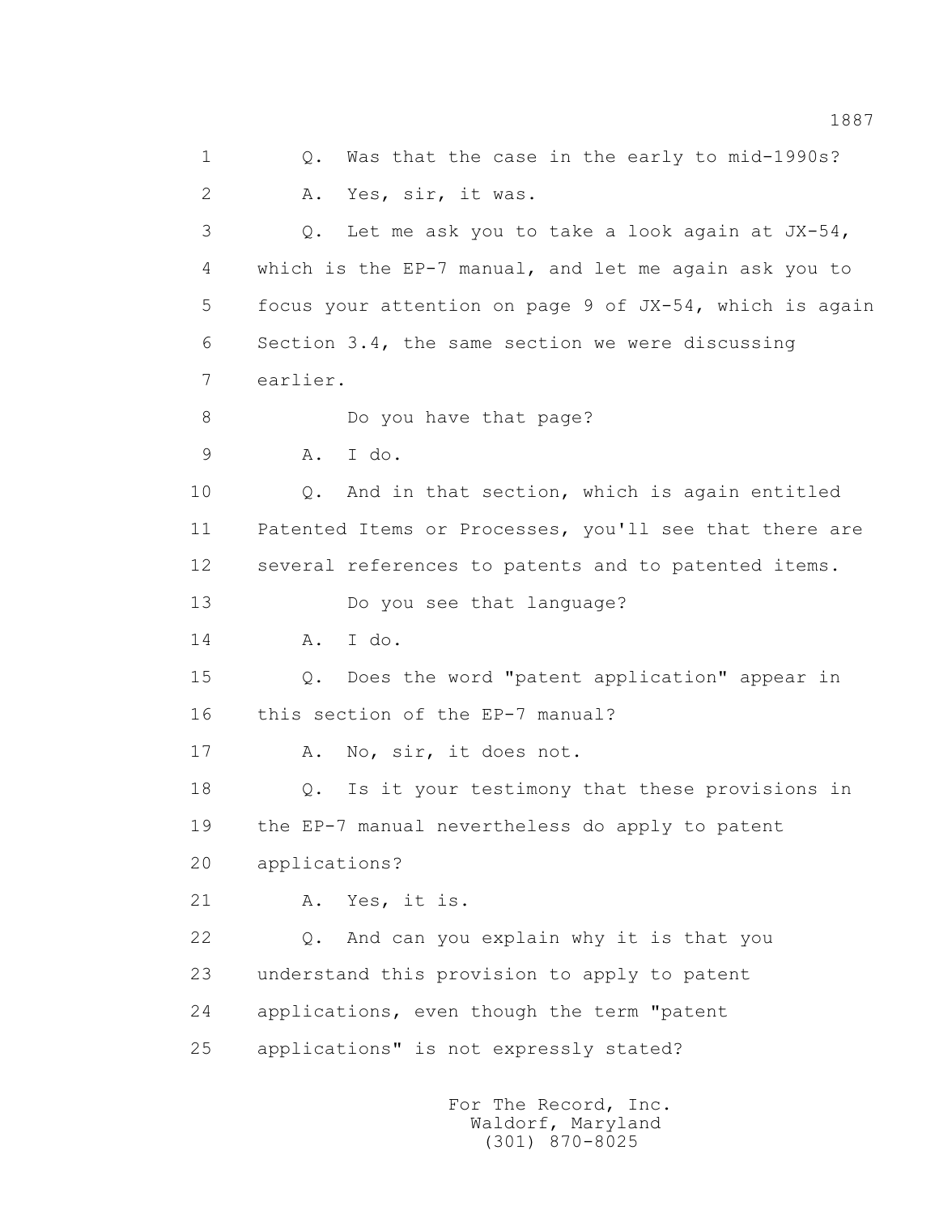1 Q. Was that the case in the early to mid-1990s?

2 A. Yes, sir, it was.

3 Q. Let me ask you to take a look again at JX-54,

4 which is the EP-7 manual, and let me again ask you to

5 focus your attention on page 9 of JX-54, which is again

6 Section 3.4, the same section we were discussing

7 earlier.

8 Do you have that page?

9 A. I do.

10 Q. And in that section, which is again entitled

11 Patented Items or Processes, you'll see that there are

12 several references to patents and to patented items.

13 Do you see that language?

14 A. I do.

15 Q. Does the word "patent application" appear in

16 this section of the EP-7 manual?

17 A. No, sir, it does not.

18 Q. Is it your testimony that these provisions in

19 the EP-7 manual nevertheless do apply to patent

20 applications?

21 A. Yes, it is.

22 Q. And can you explain why it is that you

23 understand this provision to apply to patent

24 applications, even though the term "patent

25 applications" is not expressly stated?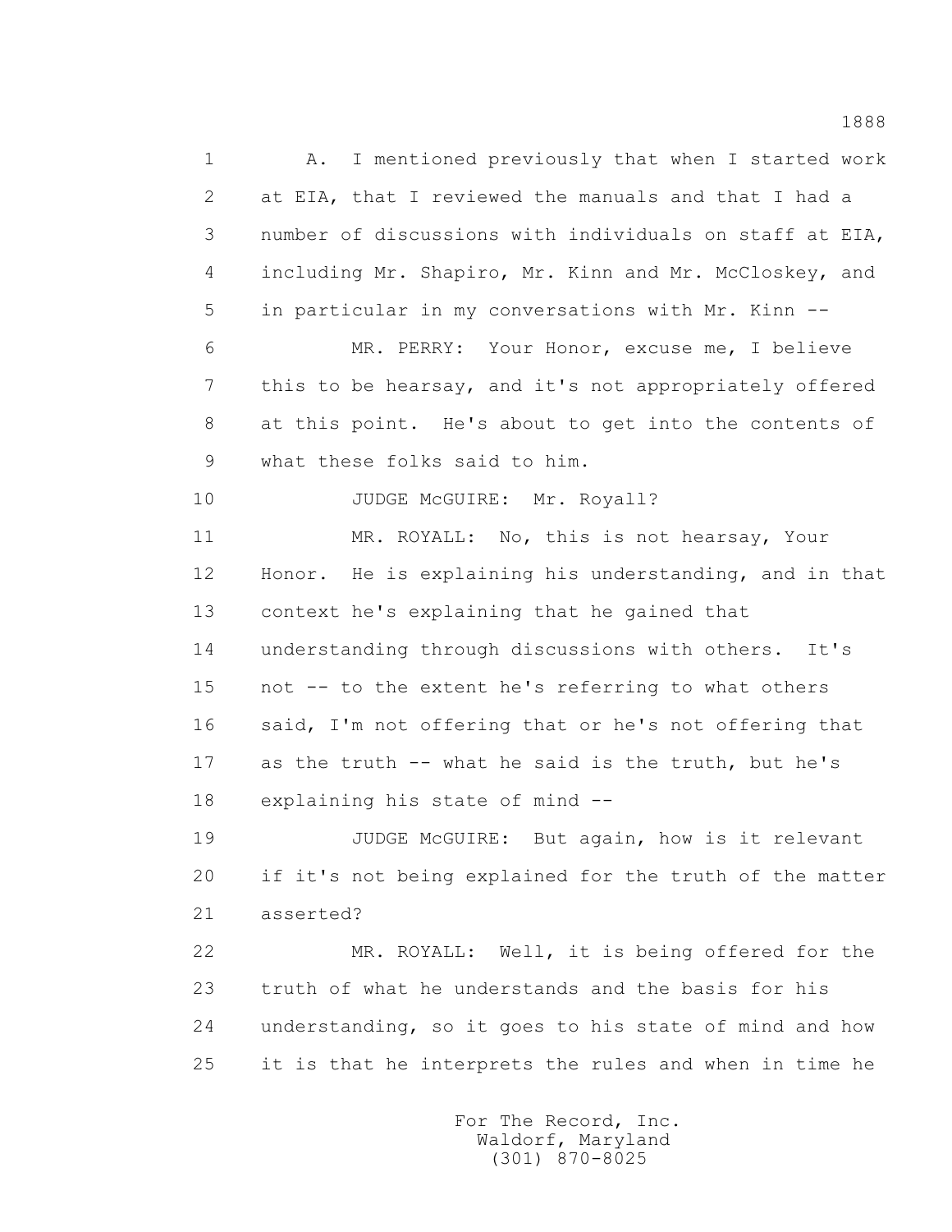1 A. I mentioned previously that when I started work
2 at EIA, that I reviewed the manuals and that I had a
3 number of discussions with individuals on staff at EIA,
4 including Mr. Shapiro, Mr. Kinn and Mr. McCloskey, and
5 in particular in my conversations with Mr. Kinn --
6 MR. PERRY: Your Honor, excuse me, I believe
7 this to be hearsay, and it's not appropriately offered
8 at this point. He's about to get into the contents of
9 what these folks said to him.
10 JUDGE McGUIRE: Mr. Royall?
11 MR. ROYALL: No, this is not hearsay, Your
12 Honor. He is explaining his understanding, and in that
13 context he's explaining that he gained that
14 understanding through discussions with others. It's
15 not -- to the extent he's referring to what others
16 said, I'm not offering that or he's not offering that
17 as the truth -- what he said is the truth, but he's
18 explaining his state of mind --
19 JUDGE McGUIRE: But again, how is it relevant
20 if it's not being explained for the truth of the matter
21 asserted?
22 MR. ROYALL: Well, it is being offered for the
23 truth of what he understands and the basis for his
24 understanding, so it goes to his state of mind and how
25 it is that he interprets the rules and when in time he

For The Record, Inc.
Waldorf, Maryland
(301) 870-8025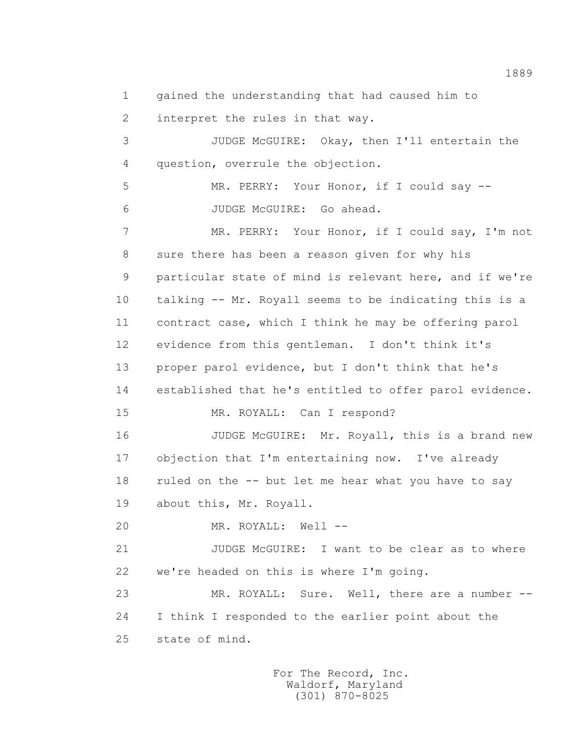gained the understanding that had caused him to interpret the rules in that way.

JUDGE McGUIRE: Okay, then I'll entertain the question, overrule the objection.

MR. PERRY: Your Honor, if I could say --

JUDGE McGUIRE: Go ahead.

MR. PERRY: Your Honor, if I could say, I'm not sure there has been a reason given for why his particular state of mind is relevant here, and if we're talking -- Mr. Royall seems to be indicating this is a contract case, which I think he may be offering parol evidence from this gentleman. I don't think it's proper parol evidence, but I don't think that he's established that he's entitled to offer parol evidence.

MR. ROYALL: Can I respond?

JUDGE McGUIRE: Mr. Royall, this is a brand new objection that I'm entertaining now. I've already ruled on the -- but let me hear what you have to say about this, Mr. Royall.

MR. ROYALL: Well --

JUDGE McGUIRE: I want to be clear as to where we're headed on this is where I'm going.

MR. ROYALL: Sure. Well, there are a number -- I think I responded to the earlier point about the state of mind.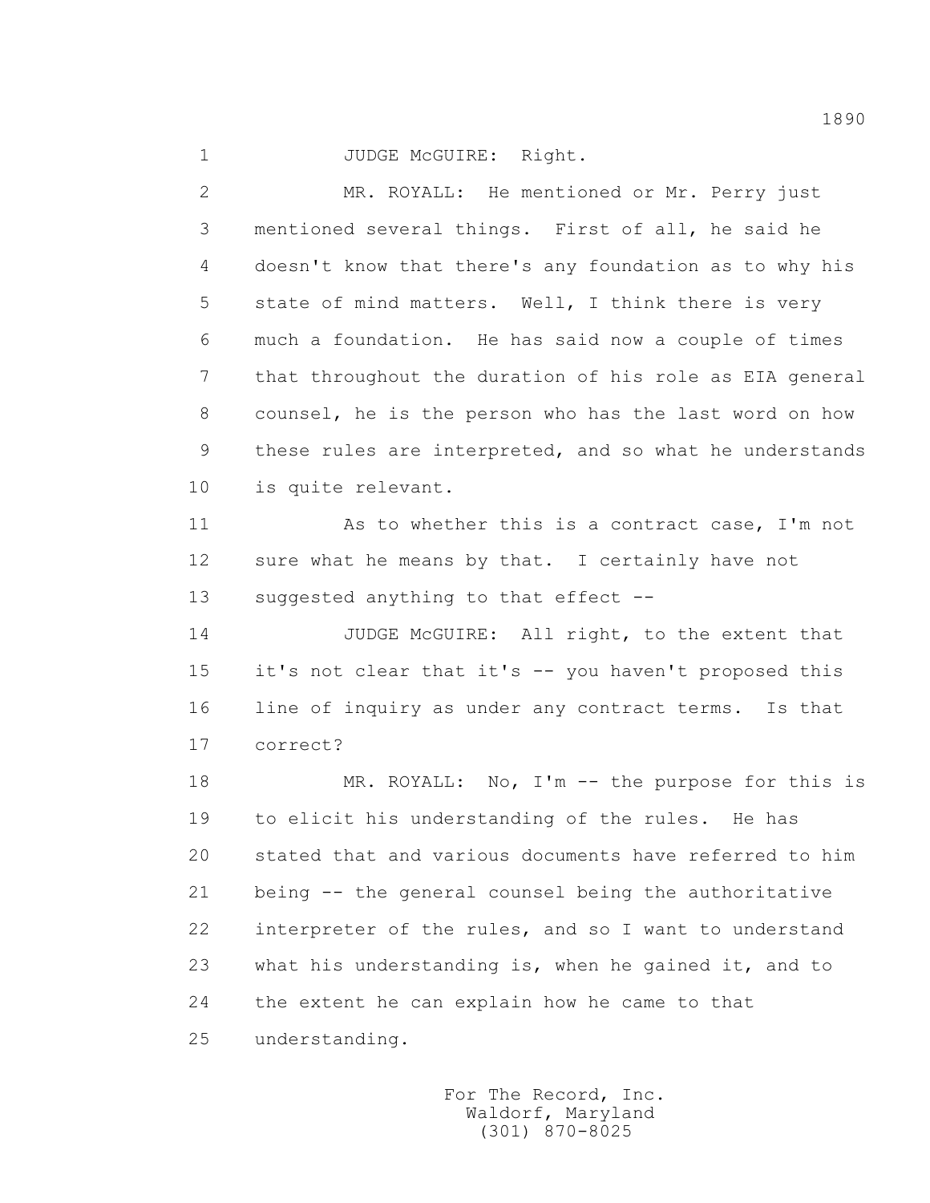1 JUDGE McGUIRE: Right.

2 MR. ROYALL: He mentioned or Mr. Perry just
3 mentioned several things. First of all, he said he
4 doesn't know that there's any foundation as to why his
5 state of mind matters. Well, I think there is very
6 much a foundation. He has said now a couple of times
7 that throughout the duration of his role as EIA general
8 counsel, he is the person who has the last word on how
9 these rules are interpreted, and so what he understands
10 is quite relevant.

11 As to whether this is a contract case, I'm not
12 sure what he means by that. I certainly have not
13 suggested anything to that effect --

14 JUDGE McGUIRE: All right, to the extent that
15 it's not clear that it's -- you haven't proposed this
16 line of inquiry as under any contract terms. Is that
17 correct?

18 MR. ROYALL: No, I'm -- the purpose for this is
19 to elicit his understanding of the rules. He has
20 stated that and various documents have referred to him
21 being -- the general counsel being the authoritative
22 interpreter of the rules, and so I want to understand
23 what his understanding is, when he gained it, and to
24 the extent he can explain how he came to that
25 understanding.

For The Record, Inc.
Waldorf, Maryland
(301) 870-8025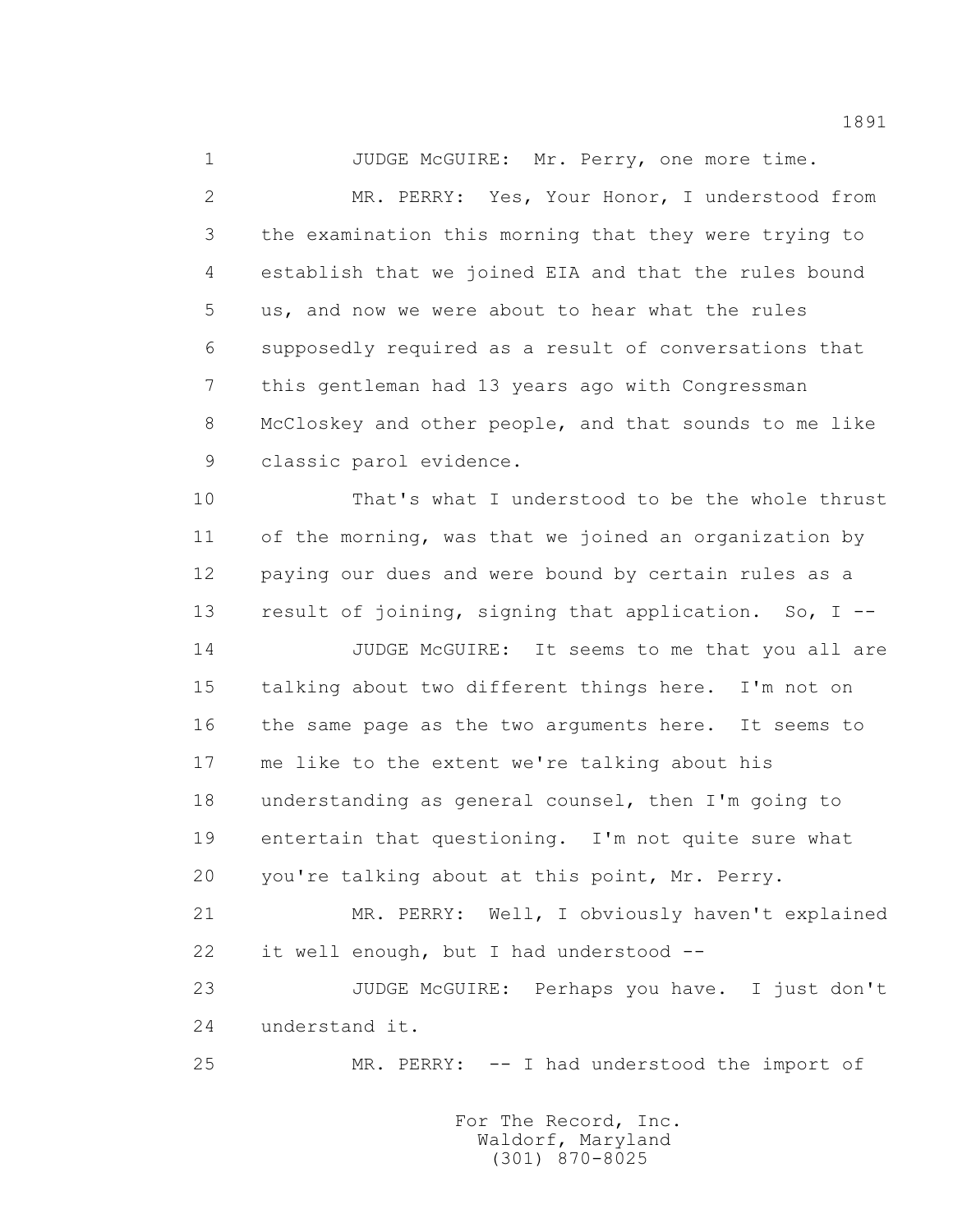1 JUDGE McGUIRE: Mr. Perry, one more time.

2 MR. PERRY: Yes, Your Honor, I understood from

3 the examination this morning that they were trying to

4 establish that we joined EIA and that the rules bound

5 us, and now we were about to hear what the rules

6 supposedly required as a result of conversations that

7 this gentleman had 13 years ago with Congressman

8 McCloskey and other people, and that sounds to me like

9 classic parol evidence.

10 That's what I understood to be the whole thrust

11 of the morning, was that we joined an organization by

12 paying our dues and were bound by certain rules as a

13 result of joining, signing that application. So, I --

14 JUDGE McGUIRE: It seems to me that you all are

15 talking about two different things here. I'm not on

16 the same page as the two arguments here. It seems to

17 me like to the extent we're talking about his

18 understanding as general counsel, then I'm going to

19 entertain that questioning. I'm not quite sure what

20 you're talking about at this point, Mr. Perry.

21 MR. PERRY: Well, I obviously haven't explained

22 it well enough, but I had understood --

23 JUDGE McGUIRE: Perhaps you have. I just don't

24 understand it.

25 MR. PERRY: -- I had understood the import of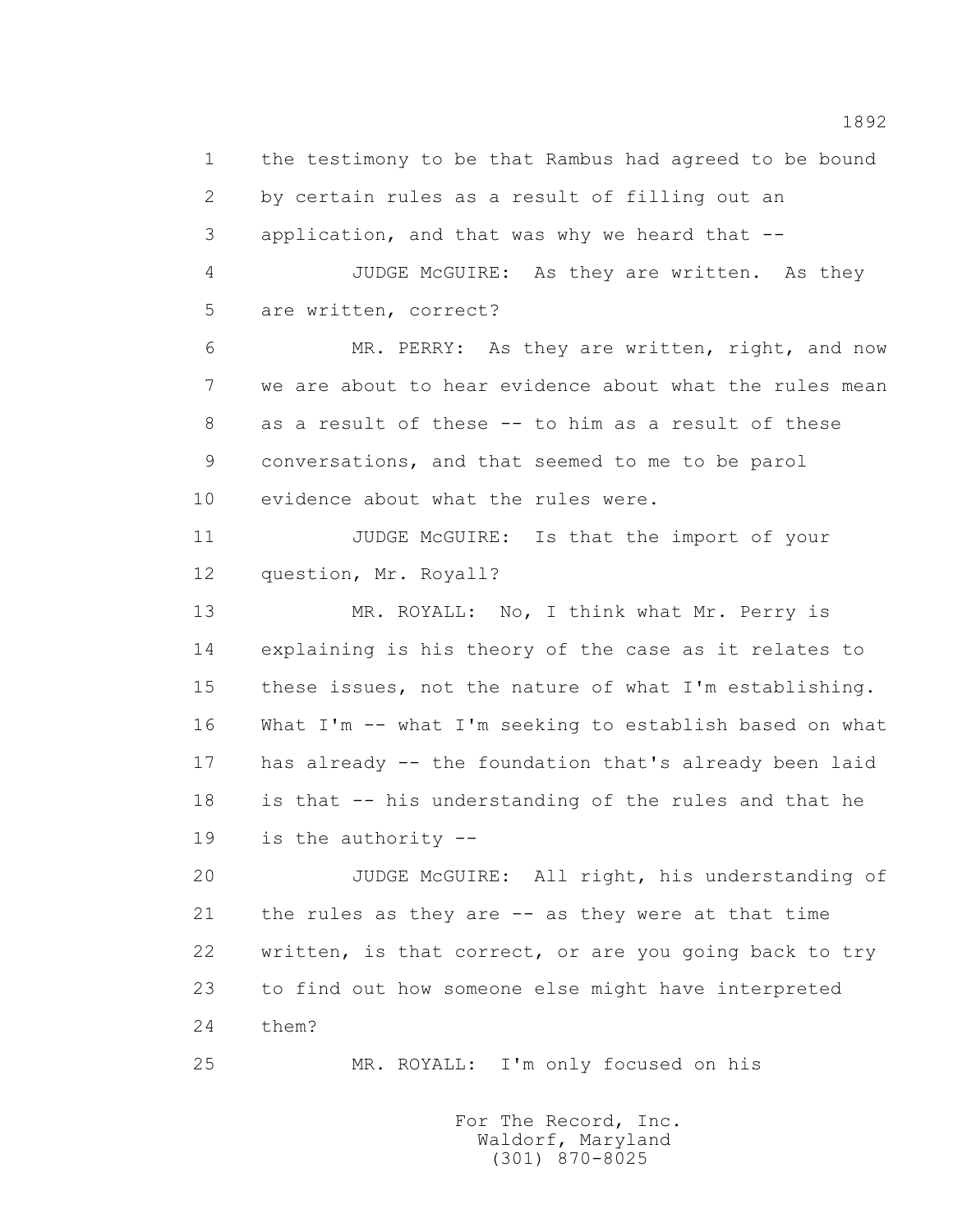1 the testimony to be that Rambus had agreed to be bound
2 by certain rules as a result of filling out an
3 application, and that was why we heard that --
4 JUDGE McGUIRE: As they are written. As they
5 are written, correct?
6 MR. PERRY: As they are written, right, and now
7 we are about to hear evidence about what the rules mean
8 as a result of these -- to him as a result of these
9 conversations, and that seemed to me to be parol
10 evidence about what the rules were.
11 JUDGE McGUIRE: Is that the import of your
12 question, Mr. Royall?
13 MR. ROYALL: No, I think what Mr. Perry is
14 explaining is his theory of the case as it relates to
15 these issues, not the nature of what I'm establishing.
16 What I'm -- what I'm seeking to establish based on what
17 has already -- the foundation that's already been laid
18 is that -- his understanding of the rules and that he
19 is the authority --
20 JUDGE McGUIRE: All right, his understanding of
21 the rules as they are -- as they were at that time
22 written, is that correct, or are you going back to try
23 to find out how someone else might have interpreted
24 them?
25 MR. ROYALL: I'm only focused on his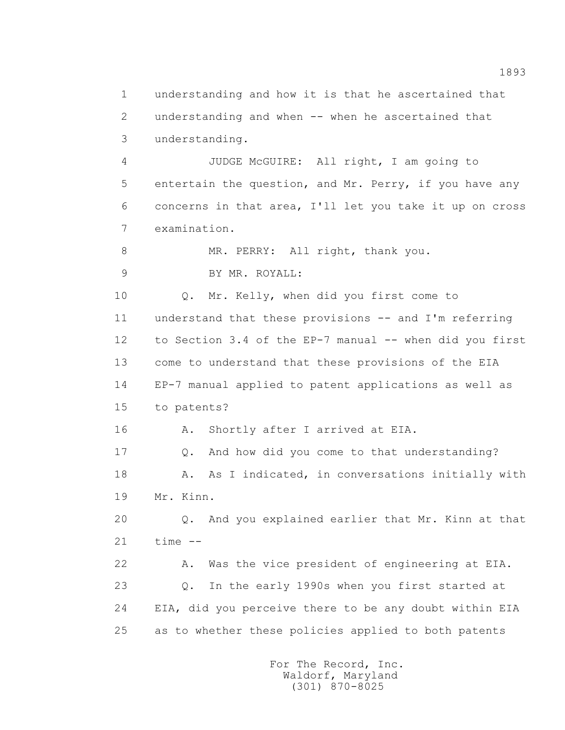understanding and how it is that he ascertained that understanding and when -- when he ascertained that understanding.

JUDGE McGUIRE: All right, I am going to entertain the question, and Mr. Perry, if you have any concerns in that area, I'll let you take it up on cross examination.

MR. PERRY: All right, thank you.

BY MR. ROYALL:

Q. Mr. Kelly, when did you first come to understand that these provisions -- and I'm referring to Section 3.4 of the EP-7 manual -- when did you first come to understand that these provisions of the EIA EP-7 manual applied to patent applications as well as to patents?

A. Shortly after I arrived at EIA.

Q. And how did you come to that understanding?

A. As I indicated, in conversations initially with Mr. Kinn.

Q. And you explained earlier that Mr. Kinn at that time --

A. Was the vice president of engineering at EIA.

Q. In the early 1990s when you first started at EIA, did you perceive there to be any doubt within EIA as to whether these policies applied to both patents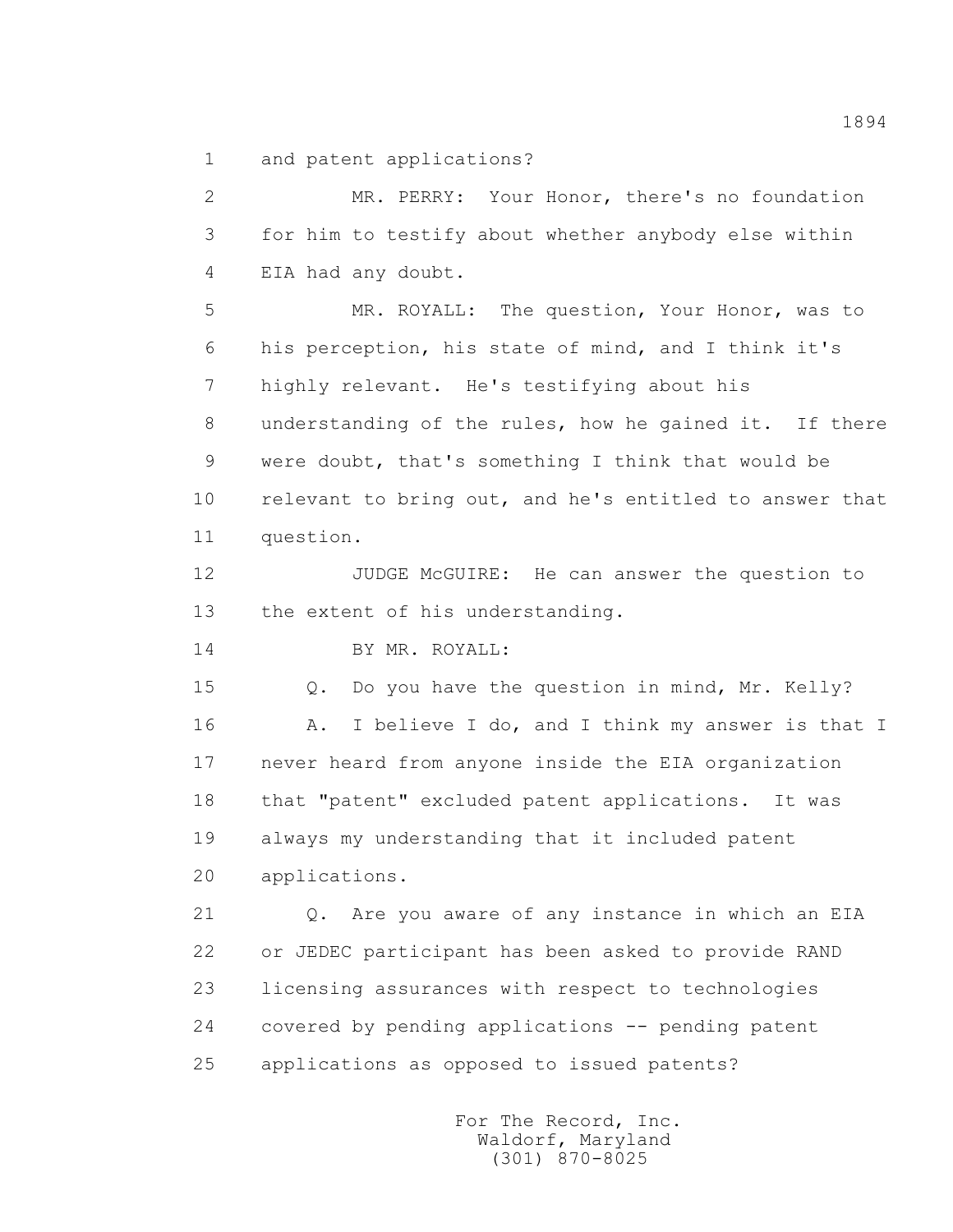1 and patent applications?

2 MR. PERRY: Your Honor, there's no foundation

3 for him to testify about whether anybody else within

4 EIA had any doubt.

5 MR. ROYALL: The question, Your Honor, was to

6 his perception, his state of mind, and I think it's

7 highly relevant. He's testifying about his

8 understanding of the rules, how he gained it. If there

9 were doubt, that's something I think that would be

10 relevant to bring out, and he's entitled to answer that

11 question.

12 JUDGE McGUIRE: He can answer the question to

13 the extent of his understanding.

14 BY MR. ROYALL:

15 Q. Do you have the question in mind, Mr. Kelly?

16 A. I believe I do, and I think my answer is that I

17 never heard from anyone inside the EIA organization

18 that "patent" excluded patent applications. It was

19 always my understanding that it included patent

20 applications.

21 Q. Are you aware of any instance in which an EIA

22 or JEDEC participant has been asked to provide RAND

23 licensing assurances with respect to technologies

24 covered by pending applications -- pending patent

25 applications as opposed to issued patents?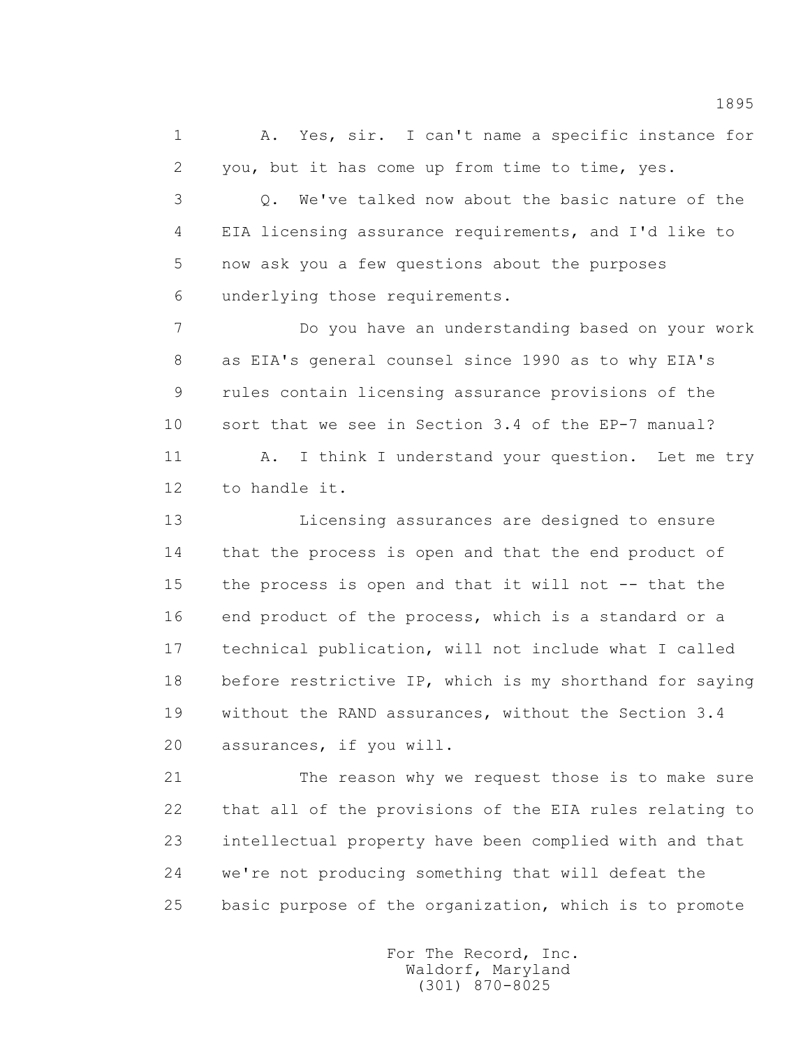1 A. Yes, sir. I can't name a specific instance for
2 you, but it has come up from time to time, yes.
3 Q. We've talked now about the basic nature of the
4 EIA licensing assurance requirements, and I'd like to
5 now ask you a few questions about the purposes
6 underlying those requirements.
7 Do you have an understanding based on your work
8 as EIA's general counsel since 1990 as to why EIA's
9 rules contain licensing assurance provisions of the
10 sort that we see in Section 3.4 of the EP-7 manual?
11 A. I think I understand your question. Let me try
12 to handle it.
13 Licensing assurances are designed to ensure
14 that the process is open and that the end product of
15 the process is open and that it will not -- that the
16 end product of the process, which is a standard or a
17 technical publication, will not include what I called
18 before restrictive IP, which is my shorthand for saying
19 without the RAND assurances, without the Section 3.4
20 assurances, if you will.
21 The reason why we request those is to make sure
22 that all of the provisions of the EIA rules relating to
23 intellectual property have been complied with and that
24 we're not producing something that will defeat the
25 basic purpose of the organization, which is to promote

For The Record, Inc.
Waldorf, Maryland
(301) 870-8025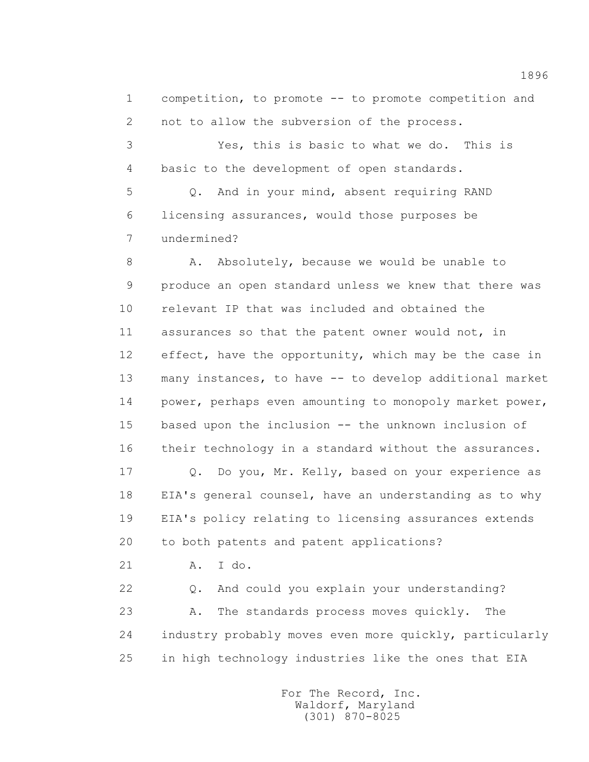competition, to promote -- to promote competition and not to allow the subversion of the process.

Yes, this is basic to what we do. This is basic to the development of open standards.

Q. And in your mind, absent requiring RAND licensing assurances, would those purposes be undermined?

A. Absolutely, because we would be unable to produce an open standard unless we knew that there was relevant IP that was included and obtained the assurances so that the patent owner would not, in effect, have the opportunity, which may be the case in many instances, to have -- to develop additional market power, perhaps even amounting to monopoly market power, based upon the inclusion -- the unknown inclusion of their technology in a standard without the assurances.

Q. Do you, Mr. Kelly, based on your experience as EIA's general counsel, have an understanding as to why EIA's policy relating to licensing assurances extends to both patents and patent applications?

A. I do.

Q. And could you explain your understanding?

A. The standards process moves quickly. The industry probably moves even more quickly, particularly in high technology industries like the ones that EIA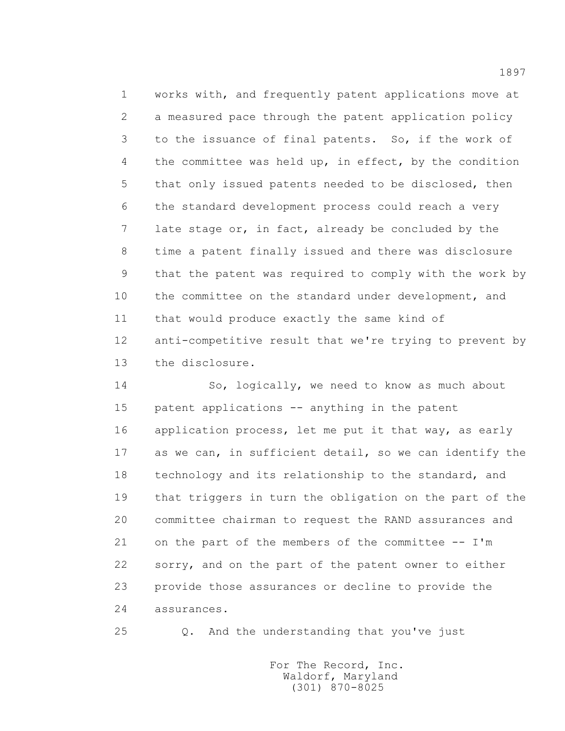works with, and frequently patent applications move at a measured pace through the patent application policy to the issuance of final patents. So, if the work of the committee was held up, in effect, by the condition that only issued patents needed to be disclosed, then the standard development process could reach a very late stage or, in fact, already be concluded by the time a patent finally issued and there was disclosure that the patent was required to comply with the work by the committee on the standard under development, and that would produce exactly the same kind of anti-competitive result that we're trying to prevent by the disclosure.

So, logically, we need to know as much about patent applications -- anything in the patent application process, let me put it that way, as early as we can, in sufficient detail, so we can identify the technology and its relationship to the standard, and that triggers in turn the obligation on the part of the committee chairman to request the RAND assurances and on the part of the members of the committee -- I'm sorry, and on the part of the patent owner to either provide those assurances or decline to provide the assurances.

Q. And the understanding that you've just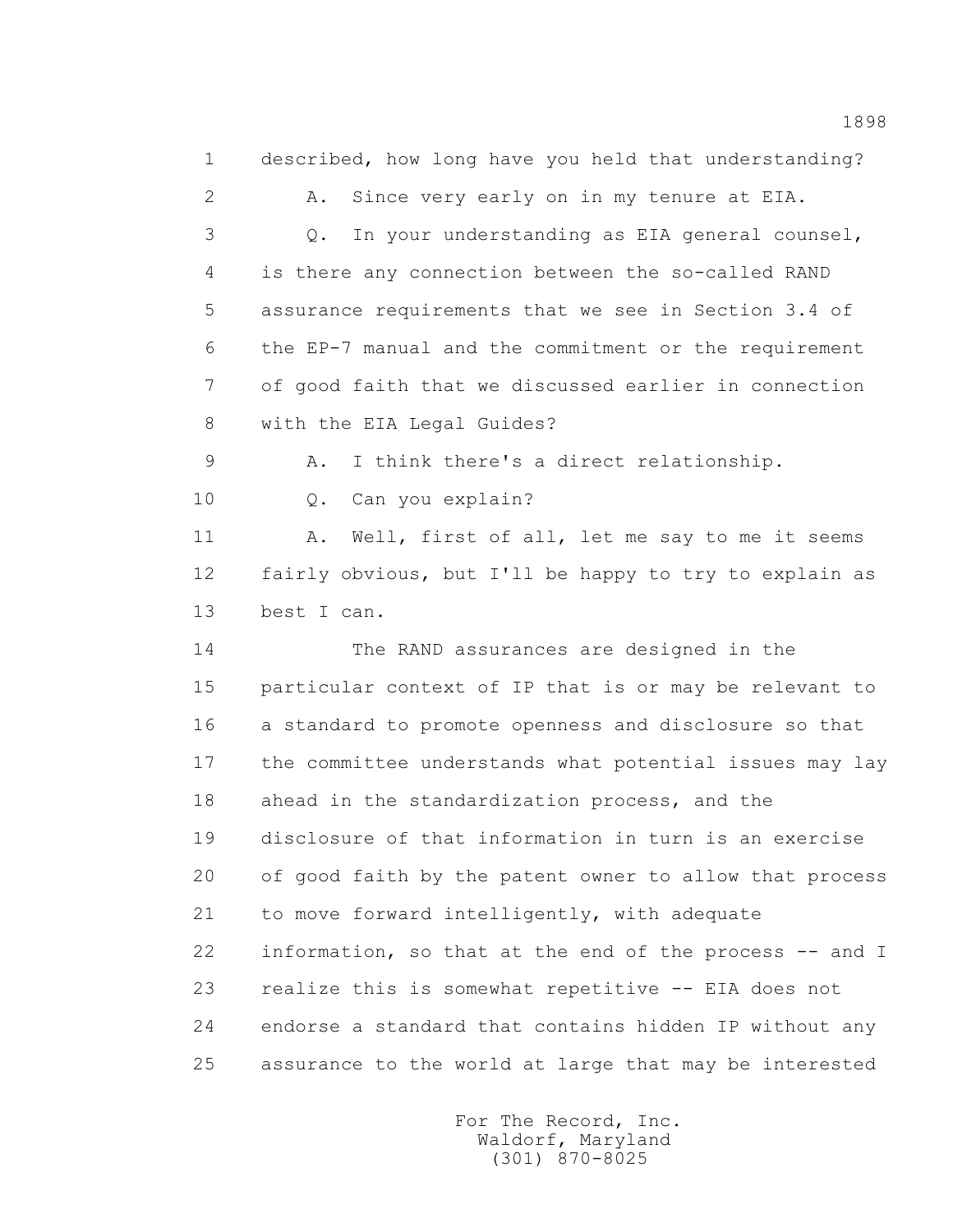described, how long have you held that understanding?

A. Since very early on in my tenure at EIA.

Q. In your understanding as EIA general counsel, is there any connection between the so-called RAND assurance requirements that we see in Section 3.4 of the EP-7 manual and the commitment or the requirement of good faith that we discussed earlier in connection with the EIA Legal Guides?

A. I think there's a direct relationship.

Q. Can you explain?

A. Well, first of all, let me say to me it seems fairly obvious, but I'll be happy to try to explain as best I can.

The RAND assurances are designed in the particular context of IP that is or may be relevant to a standard to promote openness and disclosure so that the committee understands what potential issues may lay ahead in the standardization process, and the disclosure of that information in turn is an exercise of good faith by the patent owner to allow that process to move forward intelligently, with adequate information, so that at the end of the process -- and I realize this is somewhat repetitive -- EIA does not endorse a standard that contains hidden IP without any assurance to the world at large that may be interested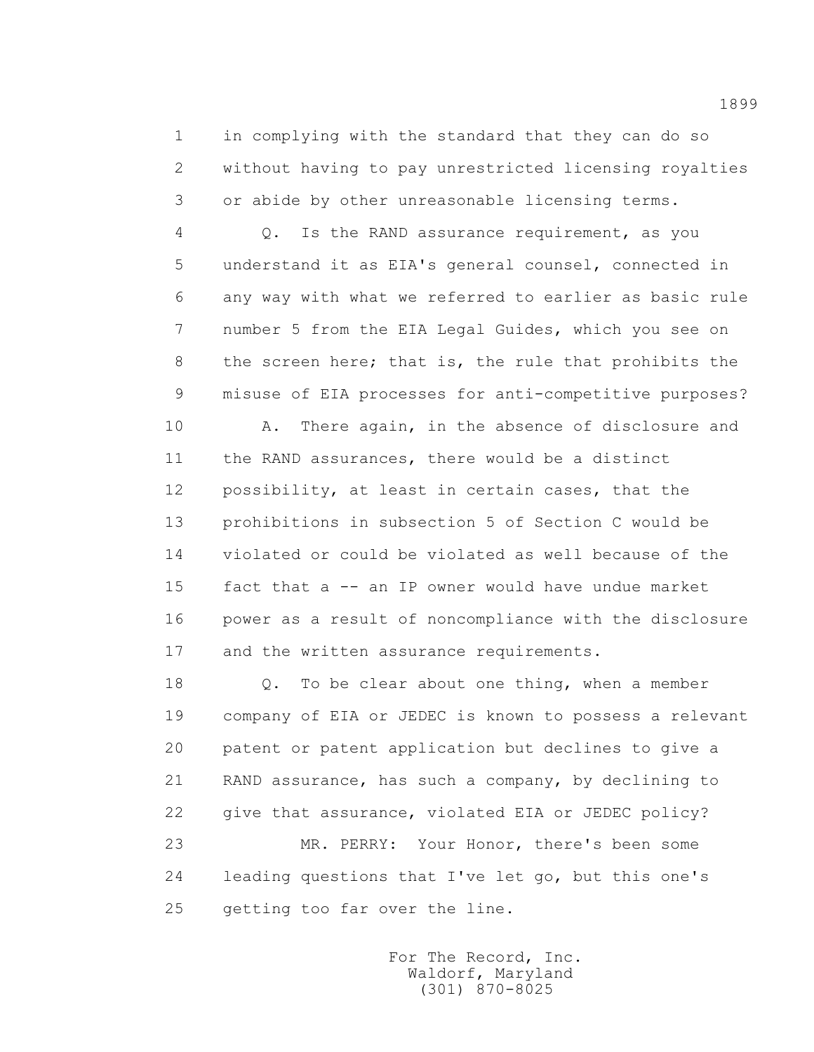1 in complying with the standard that they can do so
2 without having to pay unrestricted licensing royalties
3 or abide by other unreasonable licensing terms.

4 Q. Is the RAND assurance requirement, as you
5 understand it as EIA's general counsel, connected in
6 any way with what we referred to earlier as basic rule
7 number 5 from the EIA Legal Guides, which you see on
8 the screen here; that is, the rule that prohibits the
9 misuse of EIA processes for anti-competitive purposes?

10 A. There again, in the absence of disclosure and
11 the RAND assurances, there would be a distinct
12 possibility, at least in certain cases, that the
13 prohibitions in subsection 5 of Section C would be
14 violated or could be violated as well because of the
15 fact that a -- an IP owner would have undue market
16 power as a result of noncompliance with the disclosure
17 and the written assurance requirements.

18 Q. To be clear about one thing, when a member
19 company of EIA or JEDEC is known to possess a relevant
20 patent or patent application but declines to give a
21 RAND assurance, has such a company, by declining to
22 give that assurance, violated EIA or JEDEC policy?

23 MR. PERRY: Your Honor, there's been some
24 leading questions that I've let go, but this one's
25 getting too far over the line.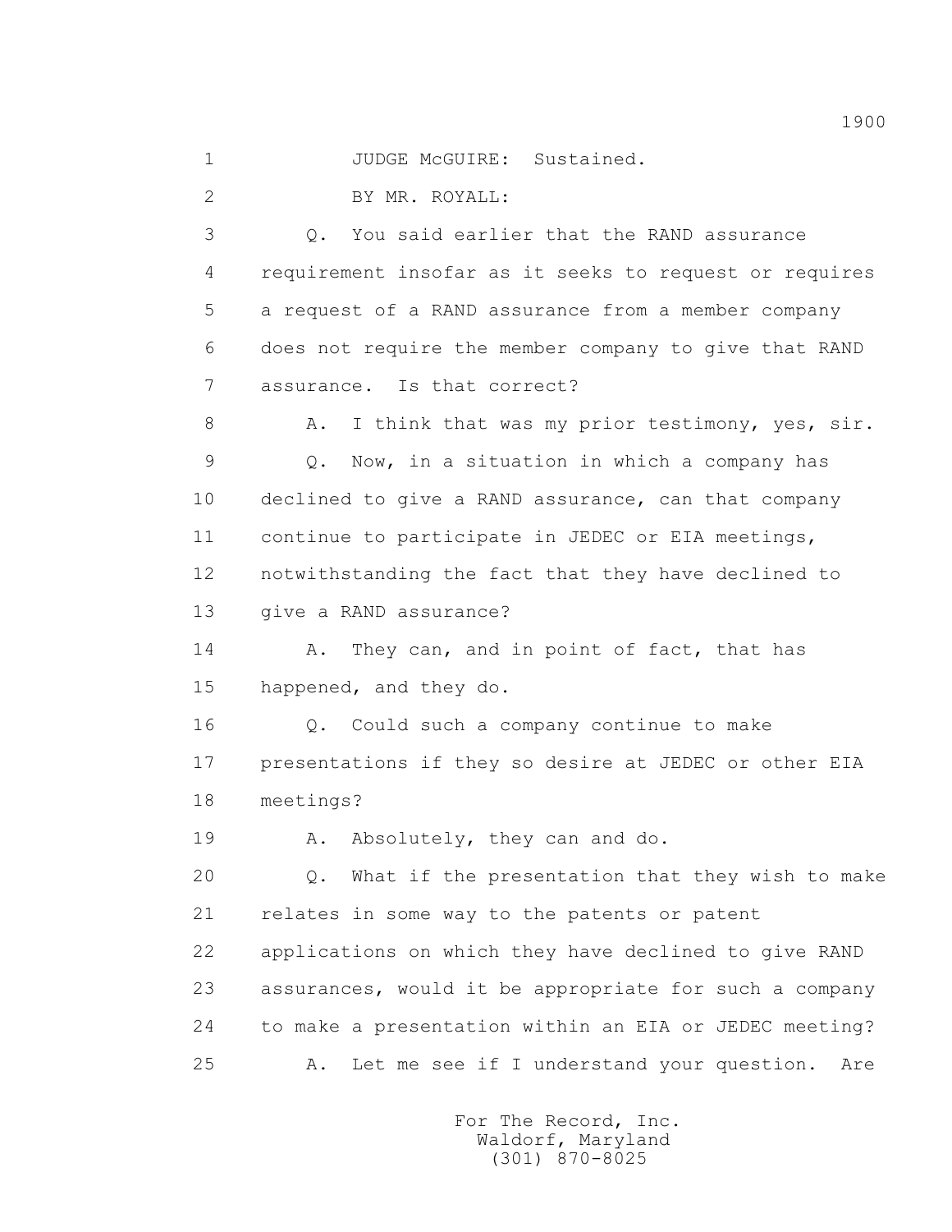JUDGE McGUIRE: Sustained.

BY MR. ROYALL:

Q. You said earlier that the RAND assurance requirement insofar as it seeks to request or requires a request of a RAND assurance from a member company does not require the member company to give that RAND assurance. Is that correct?

A. I think that was my prior testimony, yes, sir.

Q. Now, in a situation in which a company has declined to give a RAND assurance, can that company continue to participate in JEDEC or EIA meetings, notwithstanding the fact that they have declined to give a RAND assurance?

A. They can, and in point of fact, that has happened, and they do.

Q. Could such a company continue to make presentations if they so desire at JEDEC or other EIA meetings?

A. Absolutely, they can and do.

Q. What if the presentation that they wish to make relates in some way to the patents or patent applications on which they have declined to give RAND assurances, would it be appropriate for such a company to make a presentation within an EIA or JEDEC meeting?

A. Let me see if I understand your question. Are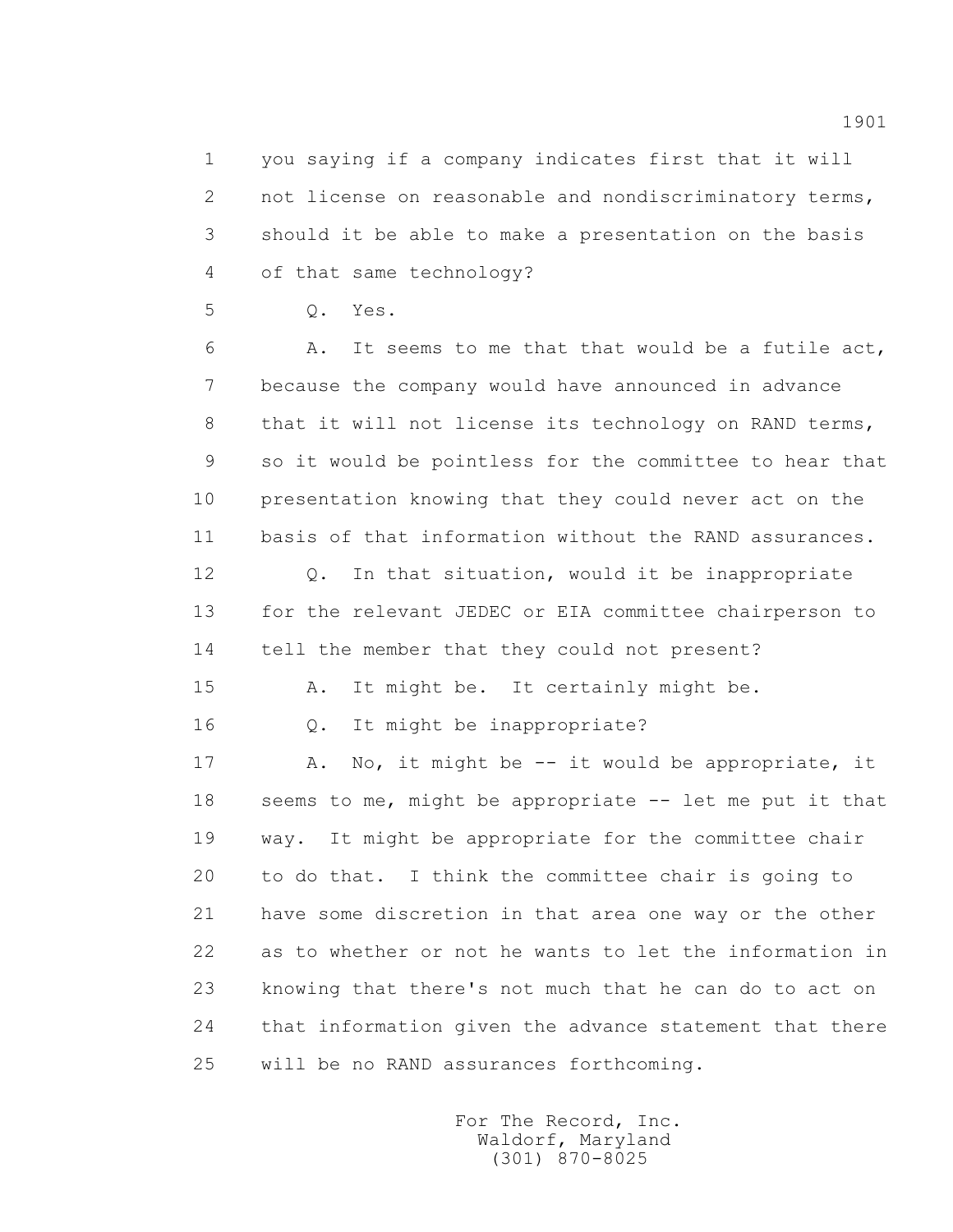you saying if a company indicates first that it will not license on reasonable and nondiscriminatory terms, should it be able to make a presentation on the basis of that same technology?

Q. Yes.

A. It seems to me that that would be a futile act, because the company would have announced in advance that it will not license its technology on RAND terms, so it would be pointless for the committee to hear that presentation knowing that they could never act on the basis of that information without the RAND assurances.

Q. In that situation, would it be inappropriate for the relevant JEDEC or EIA committee chairperson to tell the member that they could not present?

A. It might be. It certainly might be.

Q. It might be inappropriate?

A. No, it might be -- it would be appropriate, it seems to me, might be appropriate -- let me put it that way. It might be appropriate for the committee chair to do that. I think the committee chair is going to have some discretion in that area one way or the other as to whether or not he wants to let the information in knowing that there's not much that he can do to act on that information given the advance statement that there will be no RAND assurances forthcoming.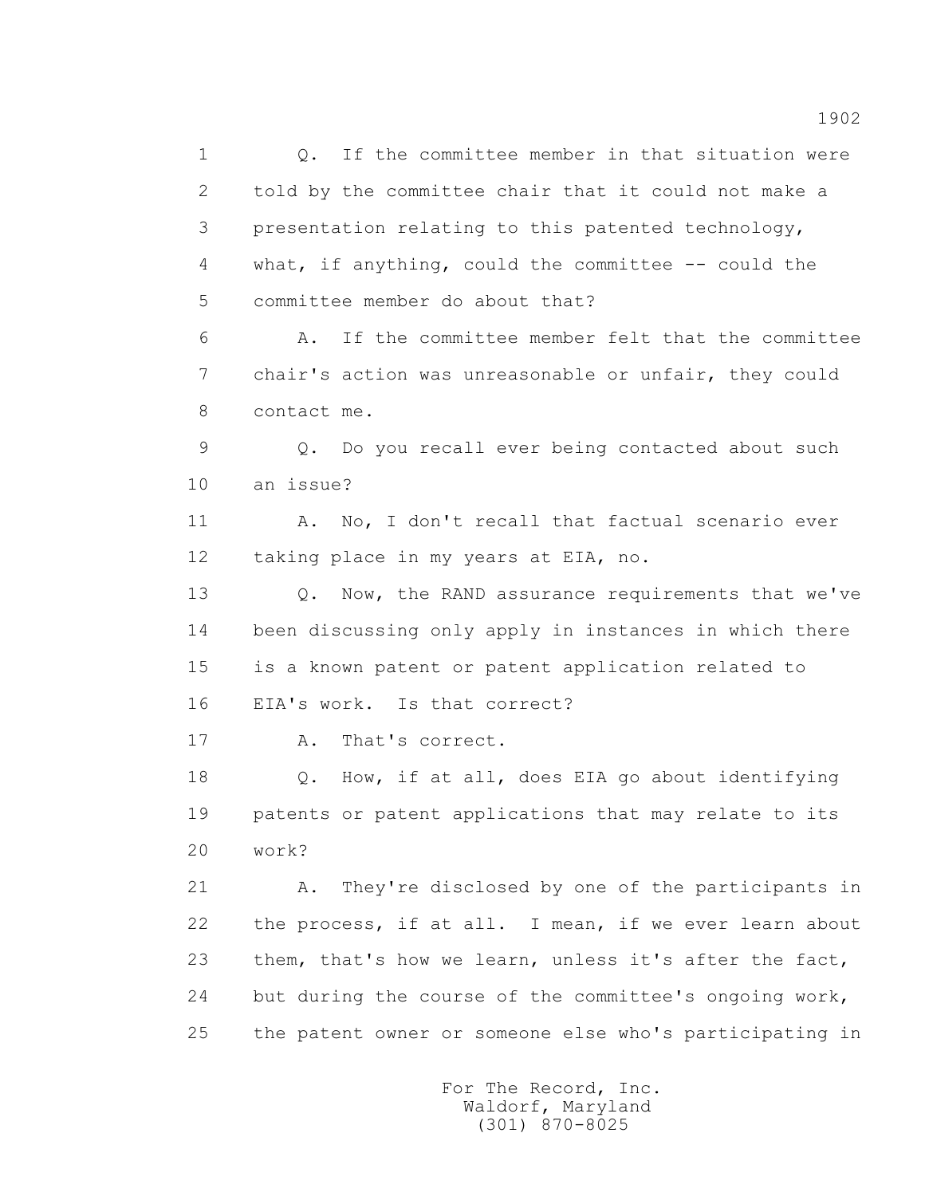1 Q. If the committee member in that situation were
2 told by the committee chair that it could not make a
3 presentation relating to this patented technology,
4 what, if anything, could the committee -- could the
5 committee member do about that?

6 A. If the committee member felt that the committee
7 chair's action was unreasonable or unfair, they could
8 contact me.

9 Q. Do you recall ever being contacted about such
10 an issue?

11 A. No, I don't recall that factual scenario ever
12 taking place in my years at EIA, no.

13 Q. Now, the RAND assurance requirements that we've
14 been discussing only apply in instances in which there
15 is a known patent or patent application related to
16 EIA's work. Is that correct?

17 A. That's correct.

18 Q. How, if at all, does EIA go about identifying
19 patents or patent applications that may relate to its
20 work?

21 A. They're disclosed by one of the participants in
22 the process, if at all. I mean, if we ever learn about
23 them, that's how we learn, unless it's after the fact,
24 but during the course of the committee's ongoing work,
25 the patent owner or someone else who's participating in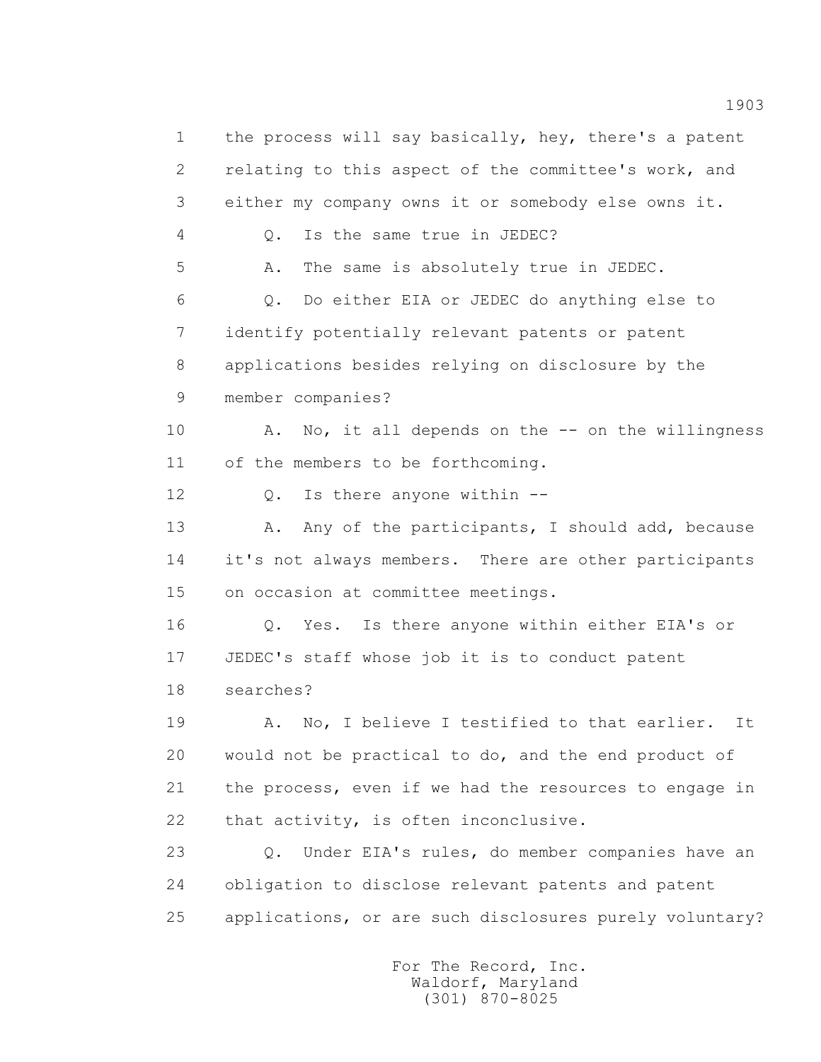the process will say basically, hey, there's a patent relating to this aspect of the committee's work, and either my company owns it or somebody else owns it.

Q. Is the same true in JEDEC?

A. The same is absolutely true in JEDEC.

Q. Do either EIA or JEDEC do anything else to identify potentially relevant patents or patent applications besides relying on disclosure by the member companies?

A. No, it all depends on the -- on the willingness of the members to be forthcoming.

Q. Is there anyone within --

A. Any of the participants, I should add, because it's not always members. There are other participants on occasion at committee meetings.

Q. Yes. Is there anyone within either EIA's or JEDEC's staff whose job it is to conduct patent searches?

A. No, I believe I testified to that earlier. It would not be practical to do, and the end product of the process, even if we had the resources to engage in that activity, is often inconclusive.

Q. Under EIA's rules, do member companies have an obligation to disclose relevant patents and patent applications, or are such disclosures purely voluntary?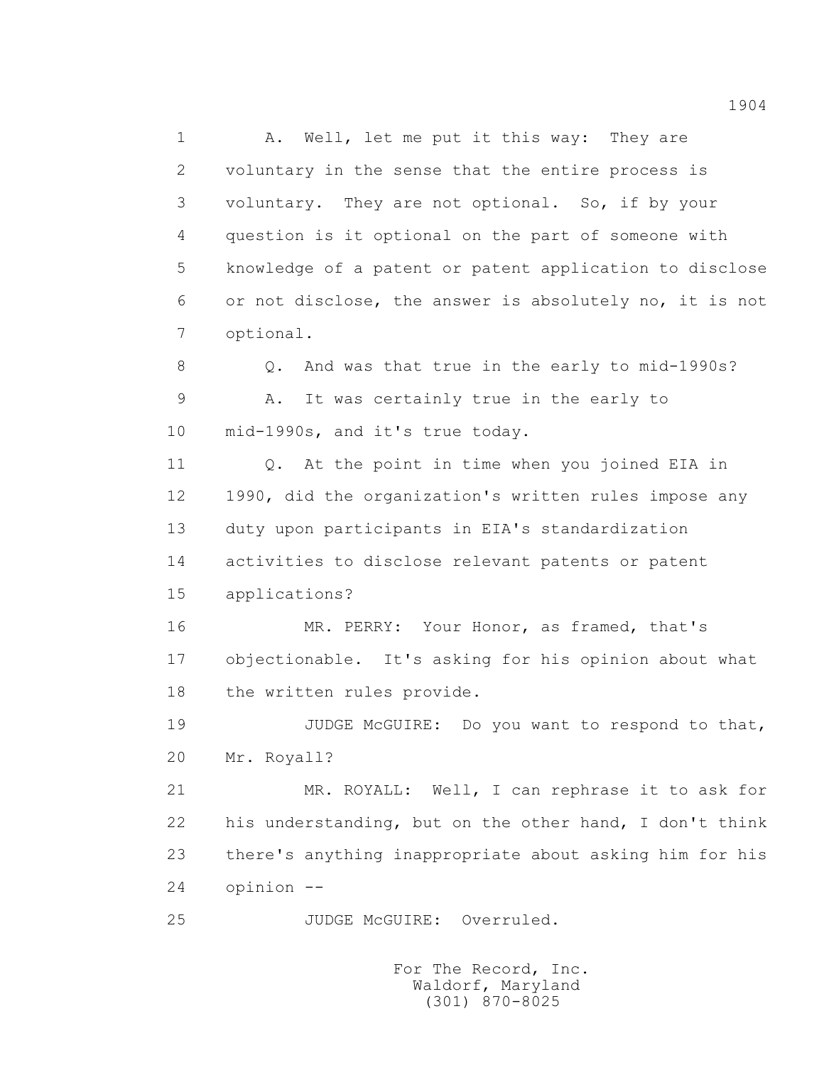1 A. Well, let me put it this way: They are
2 voluntary in the sense that the entire process is
3 voluntary. They are not optional. So, if by your
4 question is it optional on the part of someone with
5 knowledge of a patent or patent application to disclose
6 or not disclose, the answer is absolutely no, it is not
7 optional.

8 Q. And was that true in the early to mid-1990s?

9 A. It was certainly true in the early to
10 mid-1990s, and it's true today.

11 Q. At the point in time when you joined EIA in
12 1990, did the organization's written rules impose any
13 duty upon participants in EIA's standardization
14 activities to disclose relevant patents or patent
15 applications?

16 MR. PERRY: Your Honor, as framed, that's
17 objectionable. It's asking for his opinion about what
18 the written rules provide.

19 JUDGE McGUIRE: Do you want to respond to that,
20 Mr. Royall?

21 MR. ROYALL: Well, I can rephrase it to ask for
22 his understanding, but on the other hand, I don't think
23 there's anything inappropriate about asking him for his
24 opinion --

25 JUDGE McGUIRE: Overruled.

For The Record, Inc.
Waldorf, Maryland
(301) 870-8025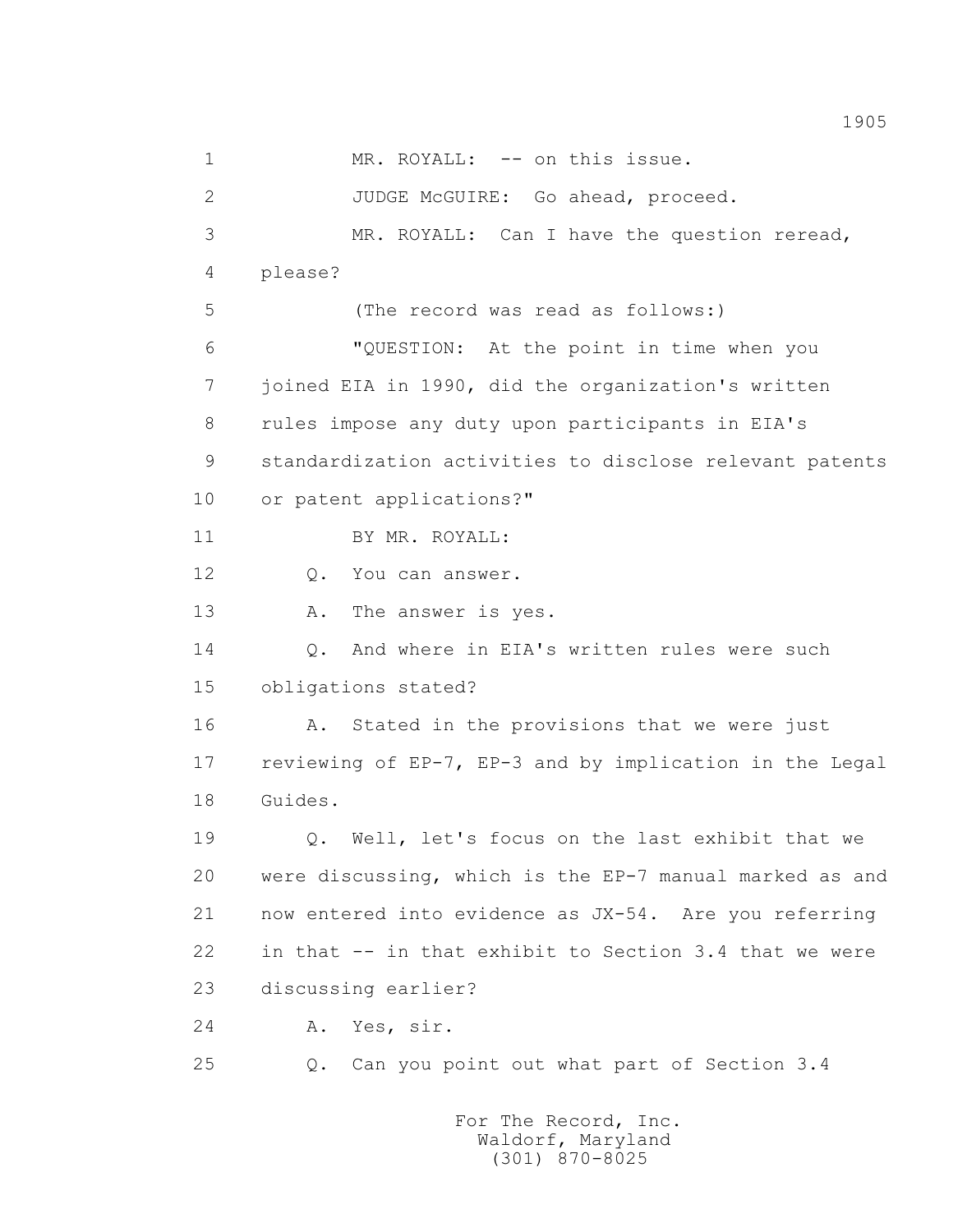1 MR. ROYALL: -- on this issue.

2 JUDGE McGUIRE: Go ahead, proceed.

3 MR. ROYALL: Can I have the question reread,

4 please?

5 (The record was read as follows:)

6 "QUESTION: At the point in time when you

7 joined EIA in 1990, did the organization's written

8 rules impose any duty upon participants in EIA's

9 standardization activities to disclose relevant patents

10 or patent applications?"

11 BY MR. ROYALL:

12 Q. You can answer.

13 A. The answer is yes.

14 Q. And where in EIA's written rules were such

15 obligations stated?

16 A. Stated in the provisions that we were just

17 reviewing of EP-7, EP-3 and by implication in the Legal

18 Guides.

19 Q. Well, let's focus on the last exhibit that we

20 were discussing, which is the EP-7 manual marked as and

21 now entered into evidence as JX-54. Are you referring

22 in that -- in that exhibit to Section 3.4 that we were

23 discussing earlier?

24 A. Yes, sir.

25 Q. Can you point out what part of Section 3.4

For The Record, Inc.
Waldorf, Maryland
(301) 870-8025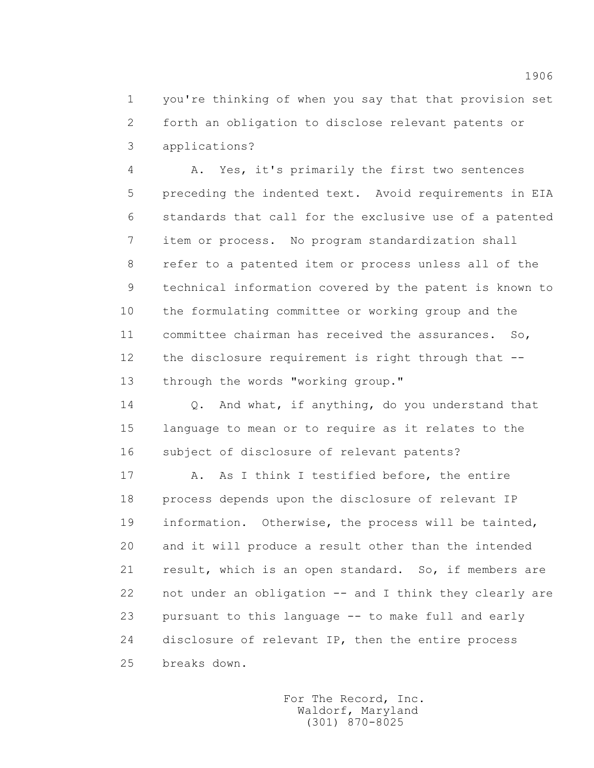you're thinking of when you say that that provision set forth an obligation to disclose relevant patents or applications?

A. Yes, it's primarily the first two sentences preceding the indented text. Avoid requirements in EIA standards that call for the exclusive use of a patented item or process. No program standardization shall refer to a patented item or process unless all of the technical information covered by the patent is known to the formulating committee or working group and the committee chairman has received the assurances. So, the disclosure requirement is right through that -- through the words "working group."

Q. And what, if anything, do you understand that language to mean or to require as it relates to the subject of disclosure of relevant patents?

A. As I think I testified before, the entire process depends upon the disclosure of relevant IP information. Otherwise, the process will be tainted, and it will produce a result other than the intended result, which is an open standard. So, if members are not under an obligation -- and I think they clearly are pursuant to this language -- to make full and early disclosure of relevant IP, then the entire process breaks down.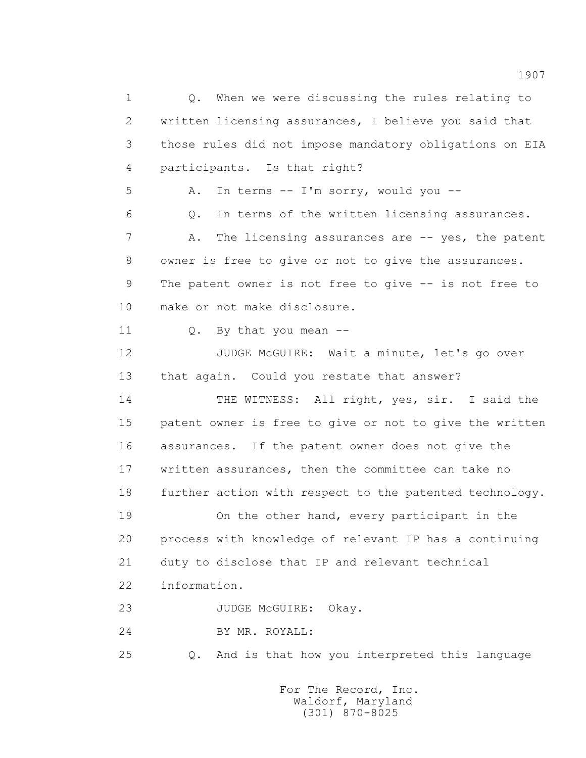1 Q. When we were discussing the rules relating to
2 written licensing assurances, I believe you said that
3 those rules did not impose mandatory obligations on EIA
4 participants. Is that right?
5 A. In terms -- I'm sorry, would you --
6 Q. In terms of the written licensing assurances.
7 A. The licensing assurances are -- yes, the patent
8 owner is free to give or not to give the assurances.
9 The patent owner is not free to give -- is not free to
10 make or not make disclosure.
11 Q. By that you mean --
12 JUDGE McGUIRE: Wait a minute, let's go over
13 that again. Could you restate that answer?
14 THE WITNESS: All right, yes, sir. I said the
15 patent owner is free to give or not to give the written
16 assurances. If the patent owner does not give the
17 written assurances, then the committee can take no
18 further action with respect to the patented technology.
19 On the other hand, every participant in the
20 process with knowledge of relevant IP has a continuing
21 duty to disclose that IP and relevant technical
22 information.
23 JUDGE McGUIRE: Okay.
24 BY MR. ROYALL:
25 Q. And is that how you interpreted this language

For The Record, Inc.
Waldorf, Maryland
(301) 870-8025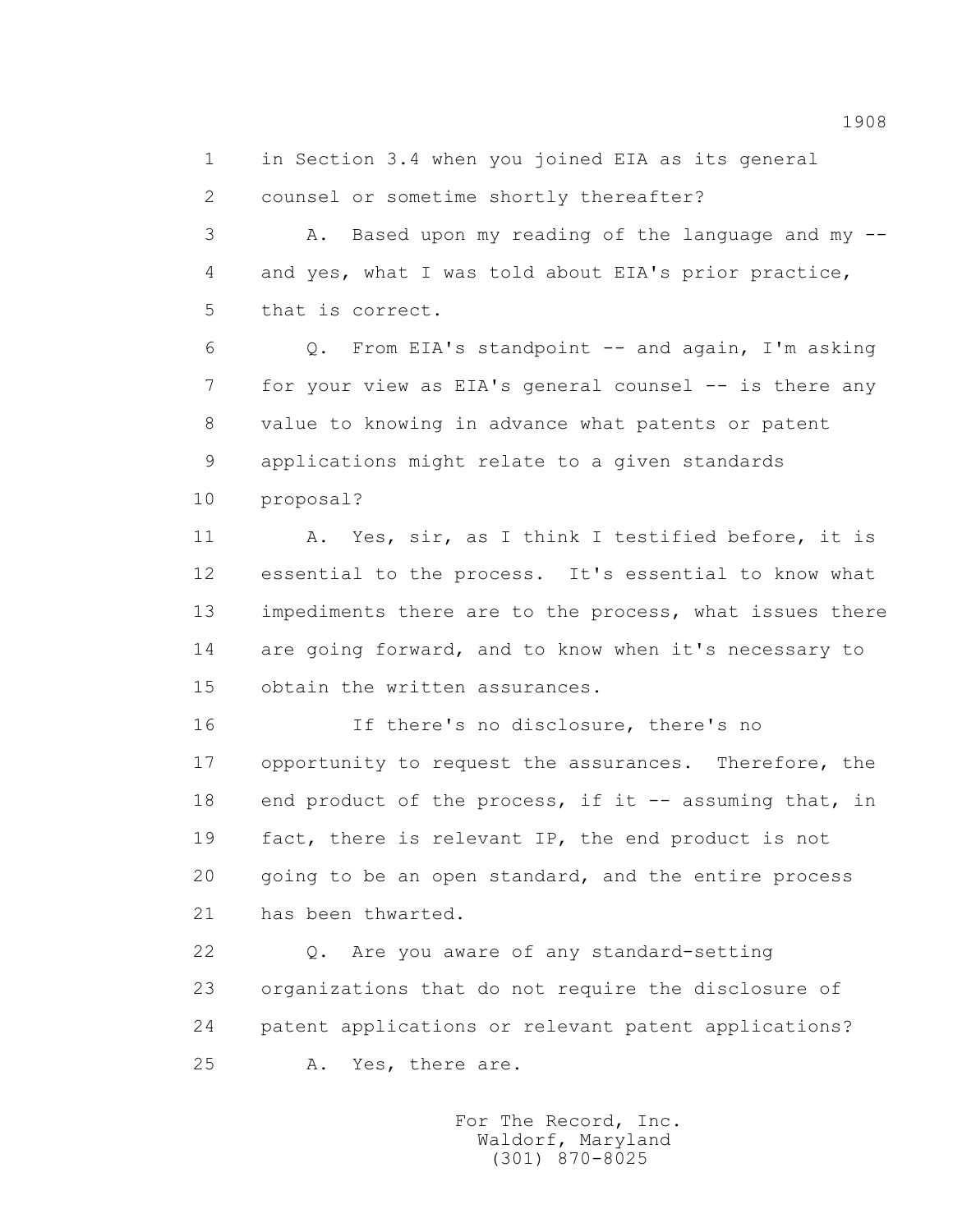1 in Section 3.4 when you joined EIA as its general
2 counsel or sometime shortly thereafter?

3 A. Based upon my reading of the language and my --
4 and yes, what I was told about EIA's prior practice,
5 that is correct.

6 Q. From EIA's standpoint -- and again, I'm asking
7 for your view as EIA's general counsel -- is there any
8 value to knowing in advance what patents or patent
9 applications might relate to a given standards
10 proposal?

11 A. Yes, sir, as I think I testified before, it is
12 essential to the process. It's essential to know what
13 impediments there are to the process, what issues there
14 are going forward, and to know when it's necessary to
15 obtain the written assurances.

16 If there's no disclosure, there's no
17 opportunity to request the assurances. Therefore, the
18 end product of the process, if it -- assuming that, in
19 fact, there is relevant IP, the end product is not
20 going to be an open standard, and the entire process
21 has been thwarted.

22 Q. Are you aware of any standard-setting
23 organizations that do not require the disclosure of
24 patent applications or relevant patent applications?

25 A. Yes, there are.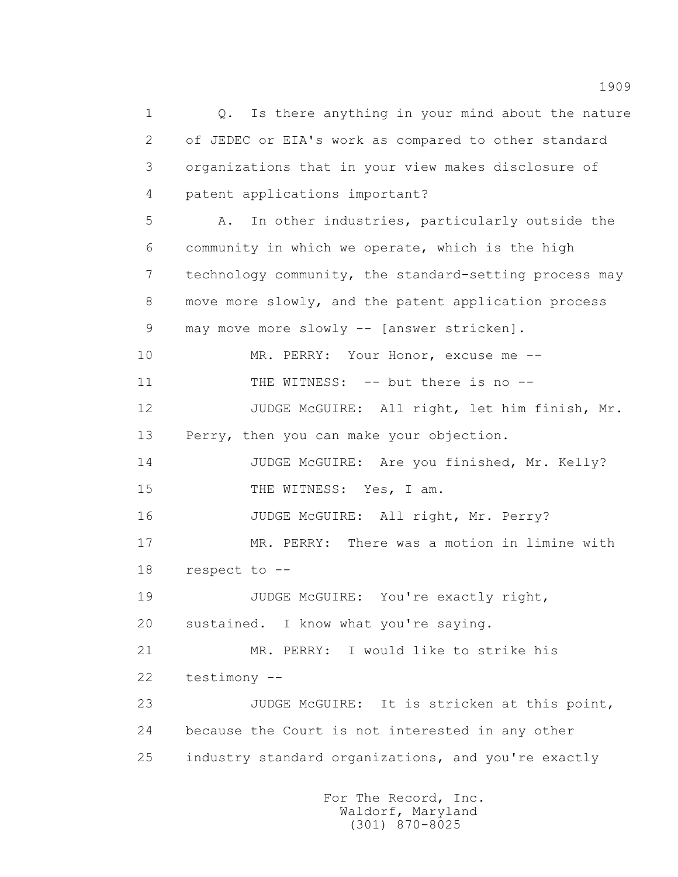1 Q. Is there anything in your mind about the nature
2 of JEDEC or EIA's work as compared to other standard
3 organizations that in your view makes disclosure of
4 patent applications important?
5 A. In other industries, particularly outside the
6 community in which we operate, which is the high
7 technology community, the standard-setting process may
8 move more slowly, and the patent application process
9 may move more slowly -- [answer stricken].
10 MR. PERRY: Your Honor, excuse me --
11 THE WITNESS: -- but there is no --
12 JUDGE McGUIRE: All right, let him finish, Mr.
13 Perry, then you can make your objection.
14 JUDGE McGUIRE: Are you finished, Mr. Kelly?
15 THE WITNESS: Yes, I am.
16 JUDGE McGUIRE: All right, Mr. Perry?
17 MR. PERRY: There was a motion in limine with
18 respect to --
19 JUDGE McGUIRE: You're exactly right,
20 sustained. I know what you're saying.
21 MR. PERRY: I would like to strike his
22 testimony --
23 JUDGE McGUIRE: It is stricken at this point,
24 because the Court is not interested in any other
25 industry standard organizations, and you're exactly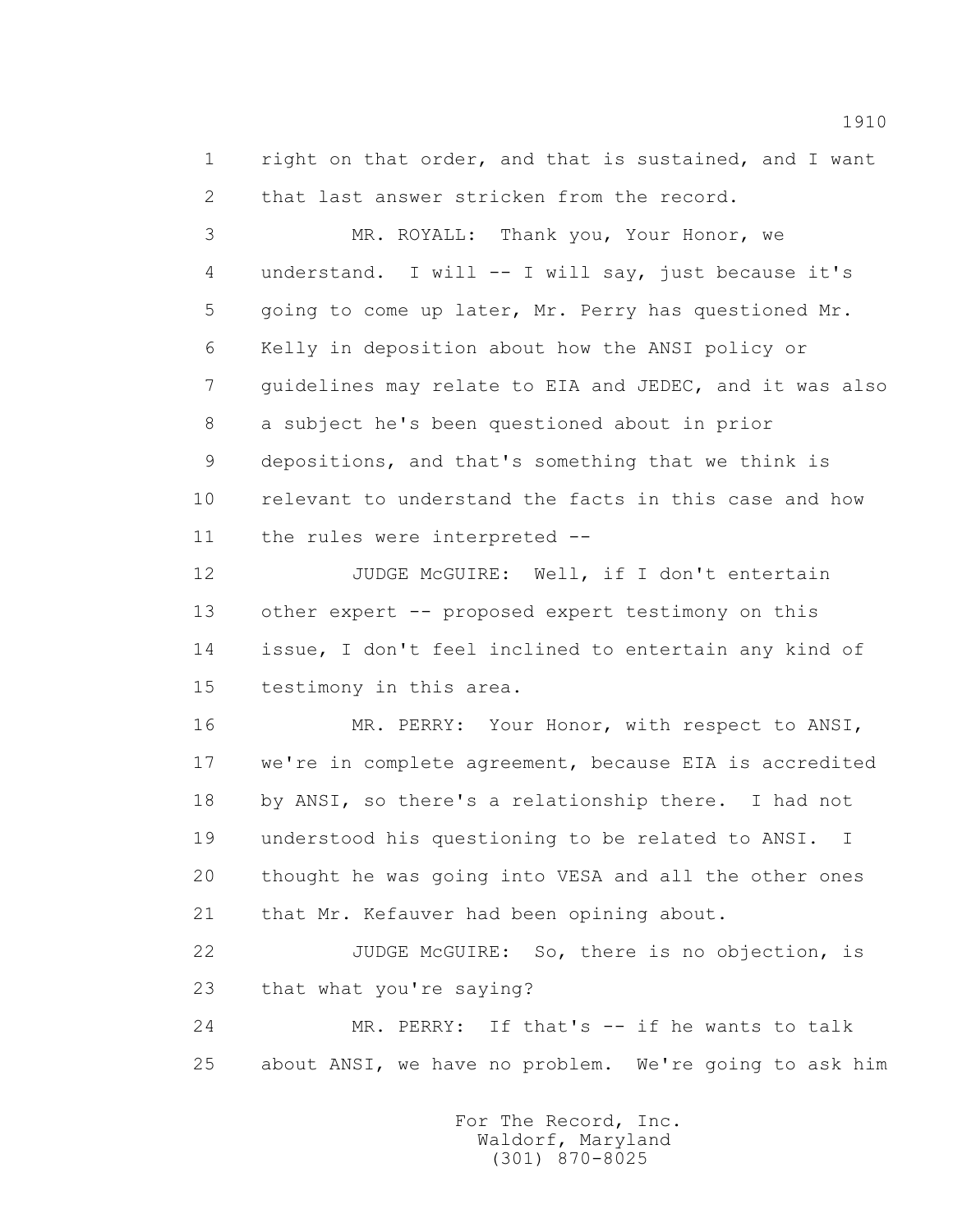1 right on that order, and that is sustained, and I want
2 that last answer stricken from the record.

3 MR. ROYALL: Thank you, Your Honor, we
4 understand. I will -- I will say, just because it's
5 going to come up later, Mr. Perry has questioned Mr.
6 Kelly in deposition about how the ANSI policy or
7 guidelines may relate to EIA and JEDEC, and it was also
8 a subject he's been questioned about in prior
9 depositions, and that's something that we think is
10 relevant to understand the facts in this case and how
11 the rules were interpreted --

12 JUDGE McGUIRE: Well, if I don't entertain
13 other expert -- proposed expert testimony on this
14 issue, I don't feel inclined to entertain any kind of
15 testimony in this area.

16 MR. PERRY: Your Honor, with respect to ANSI,
17 we're in complete agreement, because EIA is accredited
18 by ANSI, so there's a relationship there. I had not
19 understood his questioning to be related to ANSI. I
20 thought he was going into VESA and all the other ones
21 that Mr. Kefauver had been opining about.

22 JUDGE McGUIRE: So, there is no objection, is
23 that what you're saying?

24 MR. PERRY: If that's -- if he wants to talk
25 about ANSI, we have no problem. We're going to ask him

For The Record, Inc.
Waldorf, Maryland
(301) 870-8025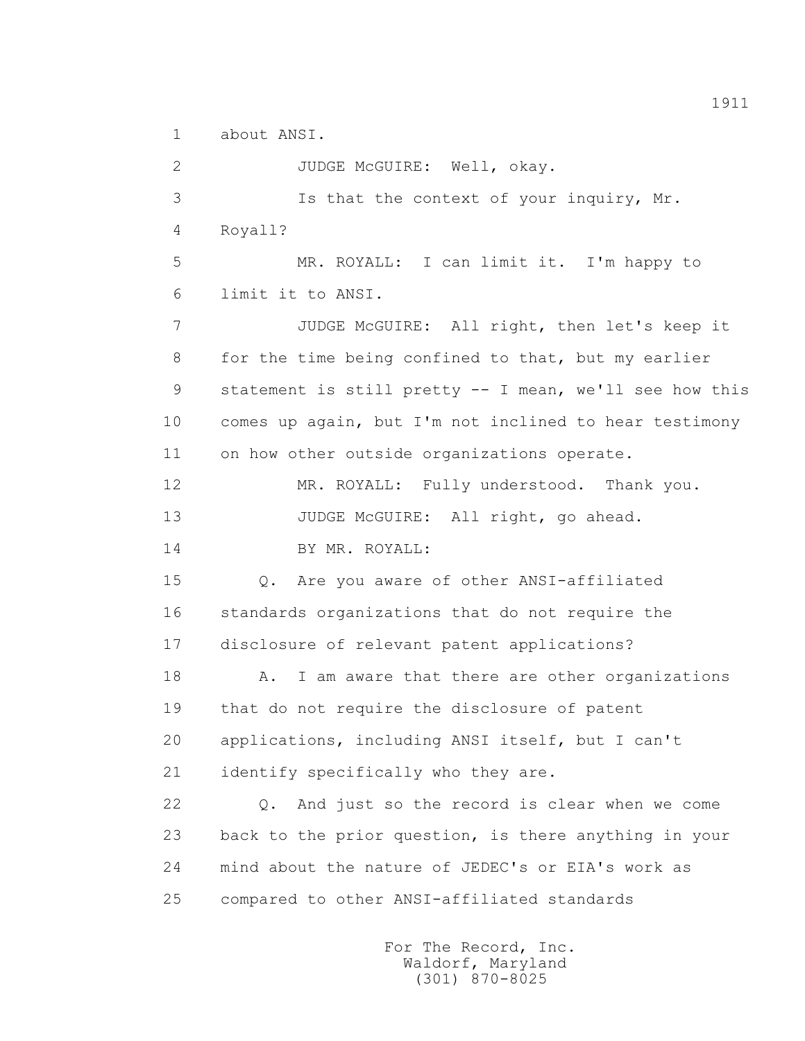1 about ANSI.

2 JUDGE McGUIRE: Well, okay.

3 Is that the context of your inquiry, Mr.

4 Royall?

5 MR. ROYALL: I can limit it. I'm happy to

6 limit it to ANSI.

7 JUDGE McGUIRE: All right, then let's keep it

8 for the time being confined to that, but my earlier

9 statement is still pretty -- I mean, we'll see how this

10 comes up again, but I'm not inclined to hear testimony

11 on how other outside organizations operate.

12 MR. ROYALL: Fully understood. Thank you.

13 JUDGE McGUIRE: All right, go ahead.

14 BY MR. ROYALL:

15 Q. Are you aware of other ANSI-affiliated

16 standards organizations that do not require the

17 disclosure of relevant patent applications?

18 A. I am aware that there are other organizations

19 that do not require the disclosure of patent

20 applications, including ANSI itself, but I can't

21 identify specifically who they are.

22 Q. And just so the record is clear when we come

23 back to the prior question, is there anything in your

24 mind about the nature of JEDEC's or EIA's work as

25 compared to other ANSI-affiliated standards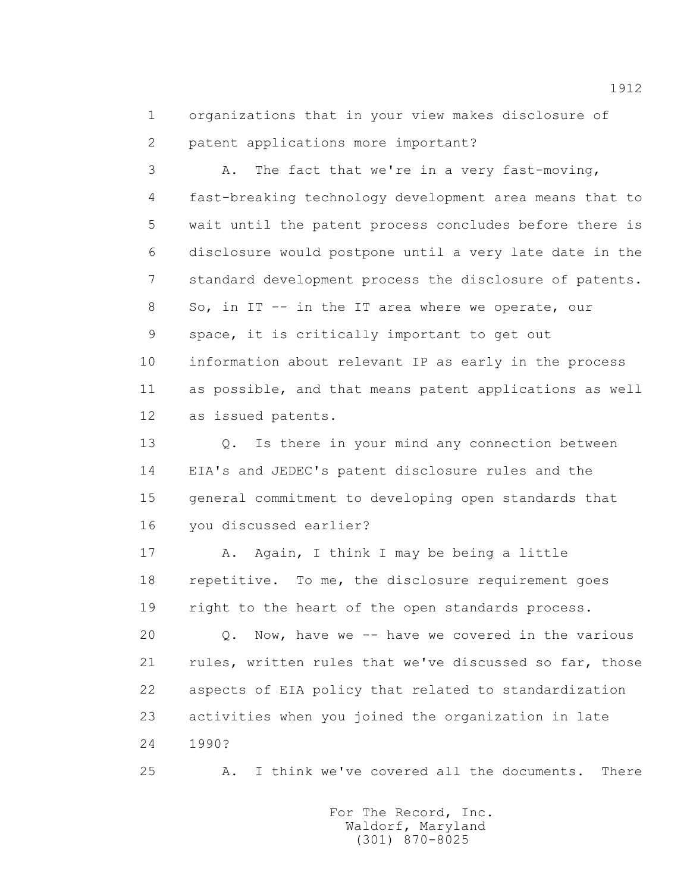1 organizations that in your view makes disclosure of
2 patent applications more important?
3 A. The fact that we're in a very fast-moving,
4 fast-breaking technology development area means that to
5 wait until the patent process concludes before there is
6 disclosure would postpone until a very late date in the
7 standard development process the disclosure of patents.
8 So, in IT -- in the IT area where we operate, our
9 space, it is critically important to get out
10 information about relevant IP as early in the process
11 as possible, and that means patent applications as well
12 as issued patents.
13 Q. Is there in your mind any connection between
14 EIA's and JEDEC's patent disclosure rules and the
15 general commitment to developing open standards that
16 you discussed earlier?
17 A. Again, I think I may be being a little
18 repetitive. To me, the disclosure requirement goes
19 right to the heart of the open standards process.
20 Q. Now, have we -- have we covered in the various
21 rules, written rules that we've discussed so far, those
22 aspects of EIA policy that related to standardization
23 activities when you joined the organization in late
24 1990?
25 A. I think we've covered all the documents. There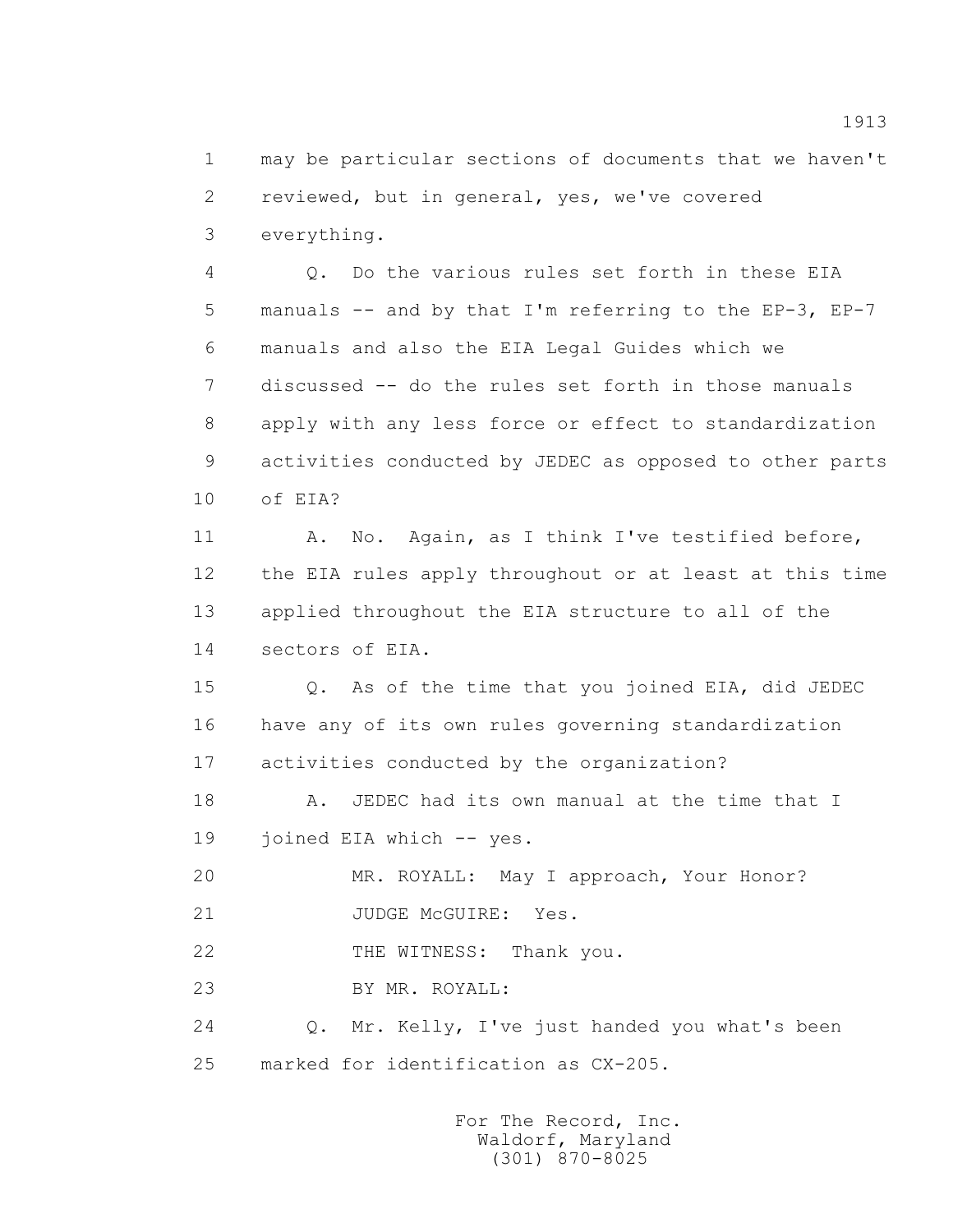1 may be particular sections of documents that we haven't
2 reviewed, but in general, yes, we've covered
3 everything.

4 Q. Do the various rules set forth in these EIA
5 manuals -- and by that I'm referring to the EP-3, EP-7
6 manuals and also the EIA Legal Guides which we
7 discussed -- do the rules set forth in those manuals
8 apply with any less force or effect to standardization
9 activities conducted by JEDEC as opposed to other parts
10 of EIA?

11 A. No. Again, as I think I've testified before,
12 the EIA rules apply throughout or at least at this time
13 applied throughout the EIA structure to all of the
14 sectors of EIA.

15 Q. As of the time that you joined EIA, did JEDEC
16 have any of its own rules governing standardization
17 activities conducted by the organization?

18 A. JEDEC had its own manual at the time that I
19 joined EIA which -- yes.

20 MR. ROYALL: May I approach, Your Honor?

21 JUDGE McGUIRE: Yes.

22 THE WITNESS: Thank you.

23 BY MR. ROYALL:

24 Q. Mr. Kelly, I've just handed you what's been
25 marked for identification as CX-205.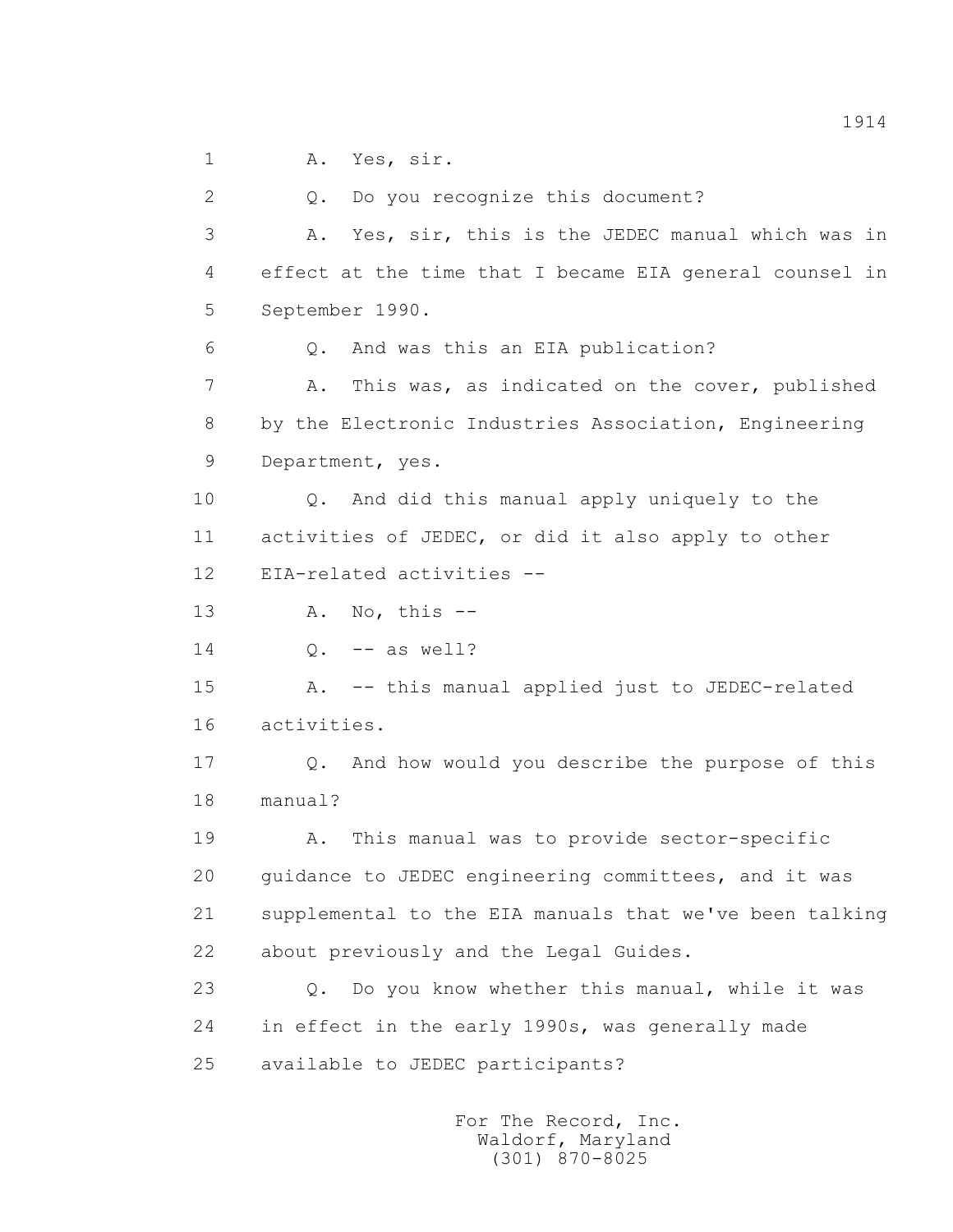1 A. Yes, sir.

2 Q. Do you recognize this document?

3 A. Yes, sir, this is the JEDEC manual which was in

4 effect at the time that I became EIA general counsel in

5 September 1990.

6 Q. And was this an EIA publication?

7 A. This was, as indicated on the cover, published

8 by the Electronic Industries Association, Engineering

9 Department, yes.

10 Q. And did this manual apply uniquely to the

11 activities of JEDEC, or did it also apply to other

12 EIA-related activities --

13 A. No, this --

14 Q. -- as well?

15 A. -- this manual applied just to JEDEC-related

16 activities.

17 Q. And how would you describe the purpose of this

18 manual?

19 A. This manual was to provide sector-specific

20 guidance to JEDEC engineering committees, and it was

21 supplemental to the EIA manuals that we've been talking

22 about previously and the Legal Guides.

23 Q. Do you know whether this manual, while it was

24 in effect in the early 1990s, was generally made

25 available to JEDEC participants?

For The Record, Inc.
Waldorf, Maryland
(301) 870-8025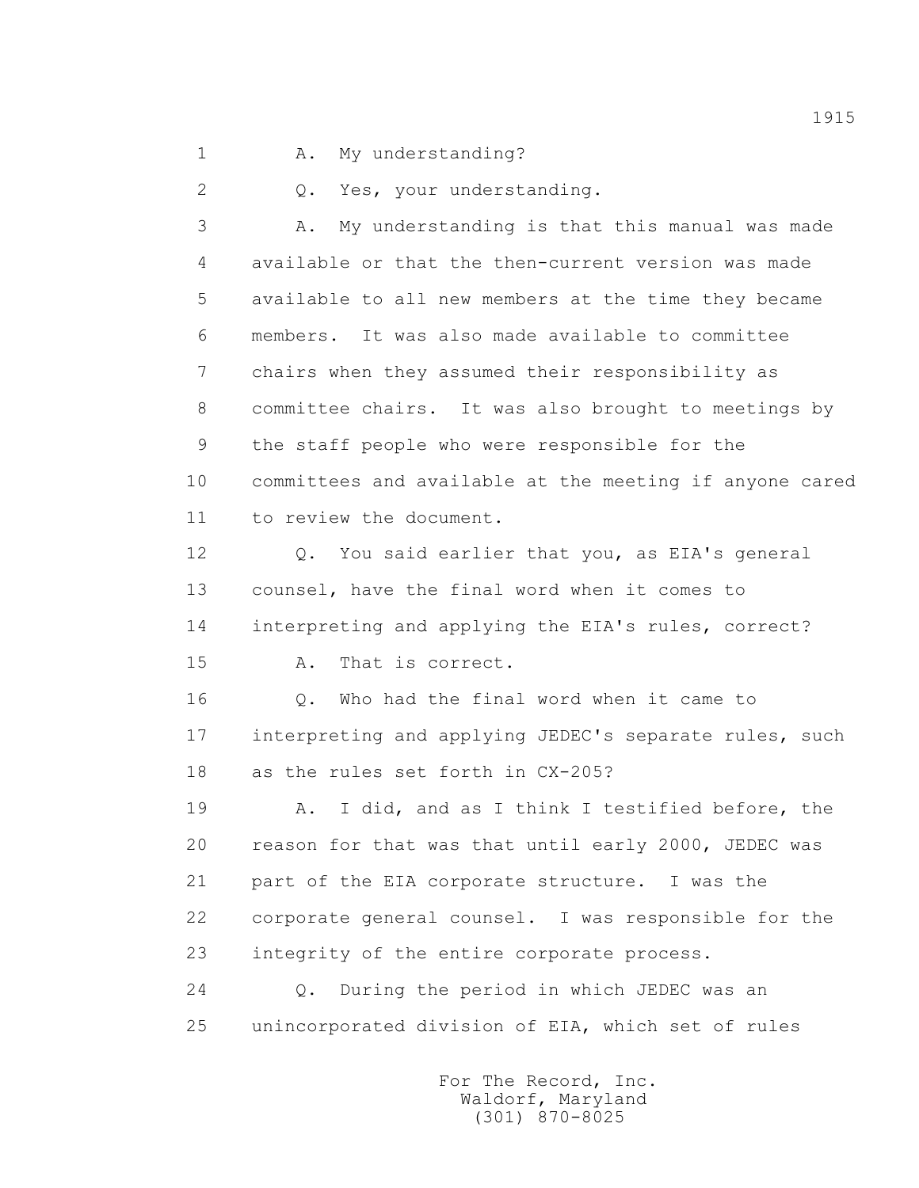A. My understanding?

Q. Yes, your understanding.

A. My understanding is that this manual was made available or that the then-current version was made available to all new members at the time they became members. It was also made available to committee chairs when they assumed their responsibility as committee chairs. It was also brought to meetings by the staff people who were responsible for the committees and available at the meeting if anyone cared to review the document.

Q. You said earlier that you, as EIA's general counsel, have the final word when it comes to interpreting and applying the EIA's rules, correct?

A. That is correct.

Q. Who had the final word when it came to interpreting and applying JEDEC's separate rules, such as the rules set forth in CX-205?

A. I did, and as I think I testified before, the reason for that was that until early 2000, JEDEC was part of the EIA corporate structure. I was the corporate general counsel. I was responsible for the integrity of the entire corporate process.

Q. During the period in which JEDEC was an unincorporated division of EIA, which set of rules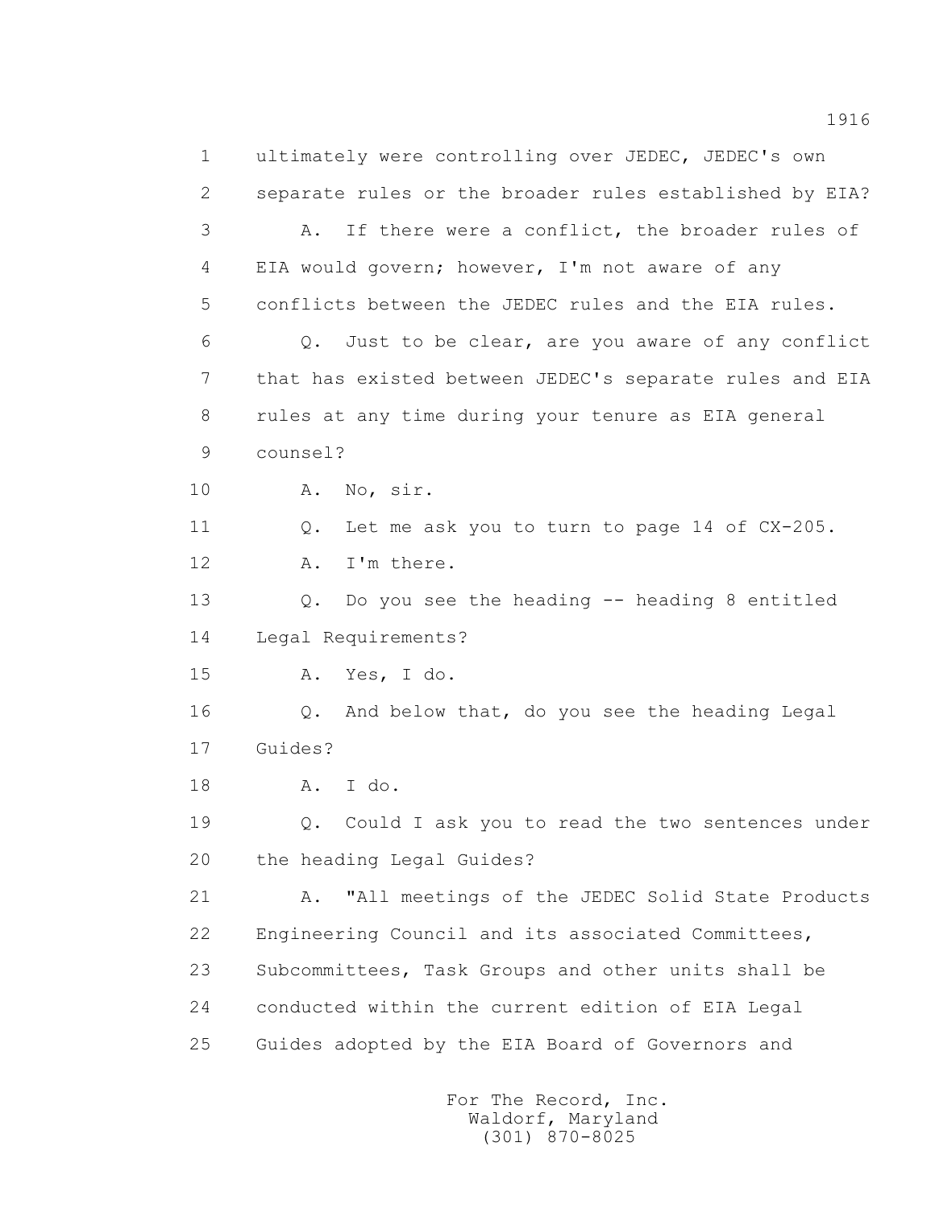1 ultimately were controlling over JEDEC, JEDEC's own
2 separate rules or the broader rules established by EIA?
3 A. If there were a conflict, the broader rules of
4 EIA would govern; however, I'm not aware of any
5 conflicts between the JEDEC rules and the EIA rules.
6 Q. Just to be clear, are you aware of any conflict
7 that has existed between JEDEC's separate rules and EIA
8 rules at any time during your tenure as EIA general
9 counsel?
10 A. No, sir.
11 Q. Let me ask you to turn to page 14 of CX-205.
12 A. I'm there.
13 Q. Do you see the heading -- heading 8 entitled
14 Legal Requirements?
15 A. Yes, I do.
16 Q. And below that, do you see the heading Legal
17 Guides?
18 A. I do.
19 Q. Could I ask you to read the two sentences under
20 the heading Legal Guides?
21 A. "All meetings of the JEDEC Solid State Products
22 Engineering Council and its associated Committees,
23 Subcommittees, Task Groups and other units shall be
24 conducted within the current edition of EIA Legal
25 Guides adopted by the EIA Board of Governors and

For The Record, Inc.
Waldorf, Maryland
(301) 870-8025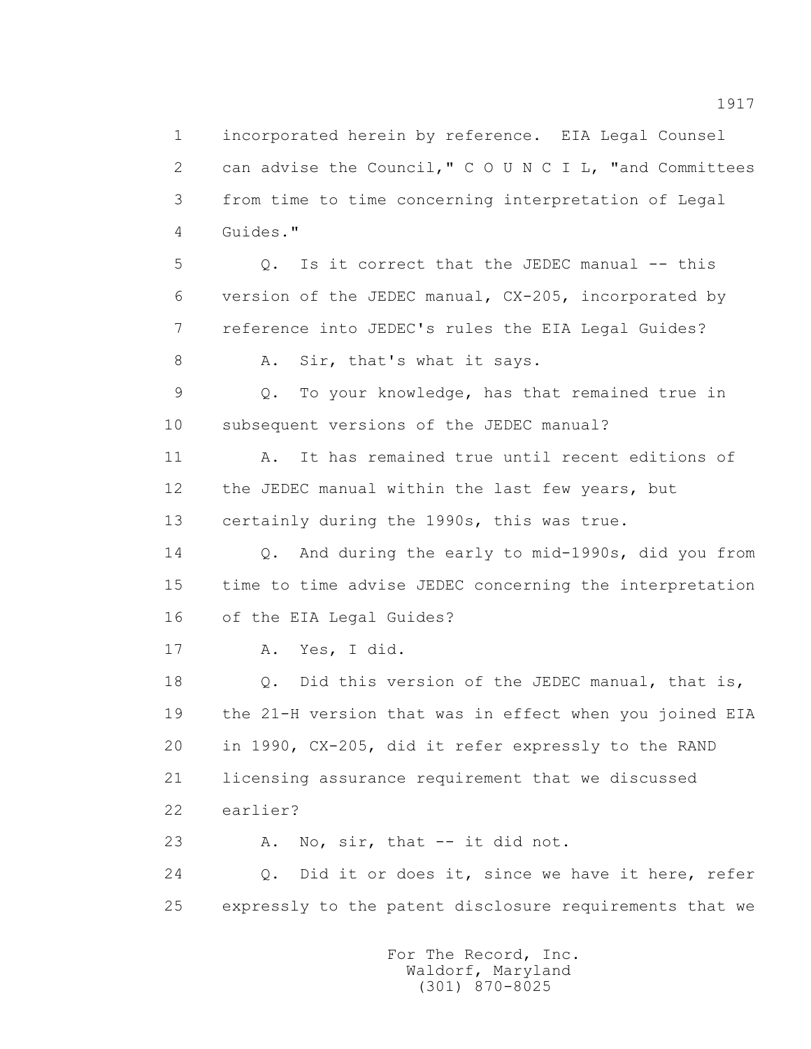incorporated herein by reference. EIA Legal Counsel can advise the Council," C O U N C I L, "and Committees from time to time concerning interpretation of Legal Guides."

Q. Is it correct that the JEDEC manual -- this version of the JEDEC manual, CX-205, incorporated by reference into JEDEC's rules the EIA Legal Guides?

A. Sir, that's what it says.

Q. To your knowledge, has that remained true in subsequent versions of the JEDEC manual?

A. It has remained true until recent editions of the JEDEC manual within the last few years, but certainly during the 1990s, this was true.

Q. And during the early to mid-1990s, did you from time to time advise JEDEC concerning the interpretation of the EIA Legal Guides?

A. Yes, I did.

Q. Did this version of the JEDEC manual, that is, the 21-H version that was in effect when you joined EIA in 1990, CX-205, did it refer expressly to the RAND licensing assurance requirement that we discussed earlier?

A. No, sir, that -- it did not.

Q. Did it or does it, since we have it here, refer expressly to the patent disclosure requirements that we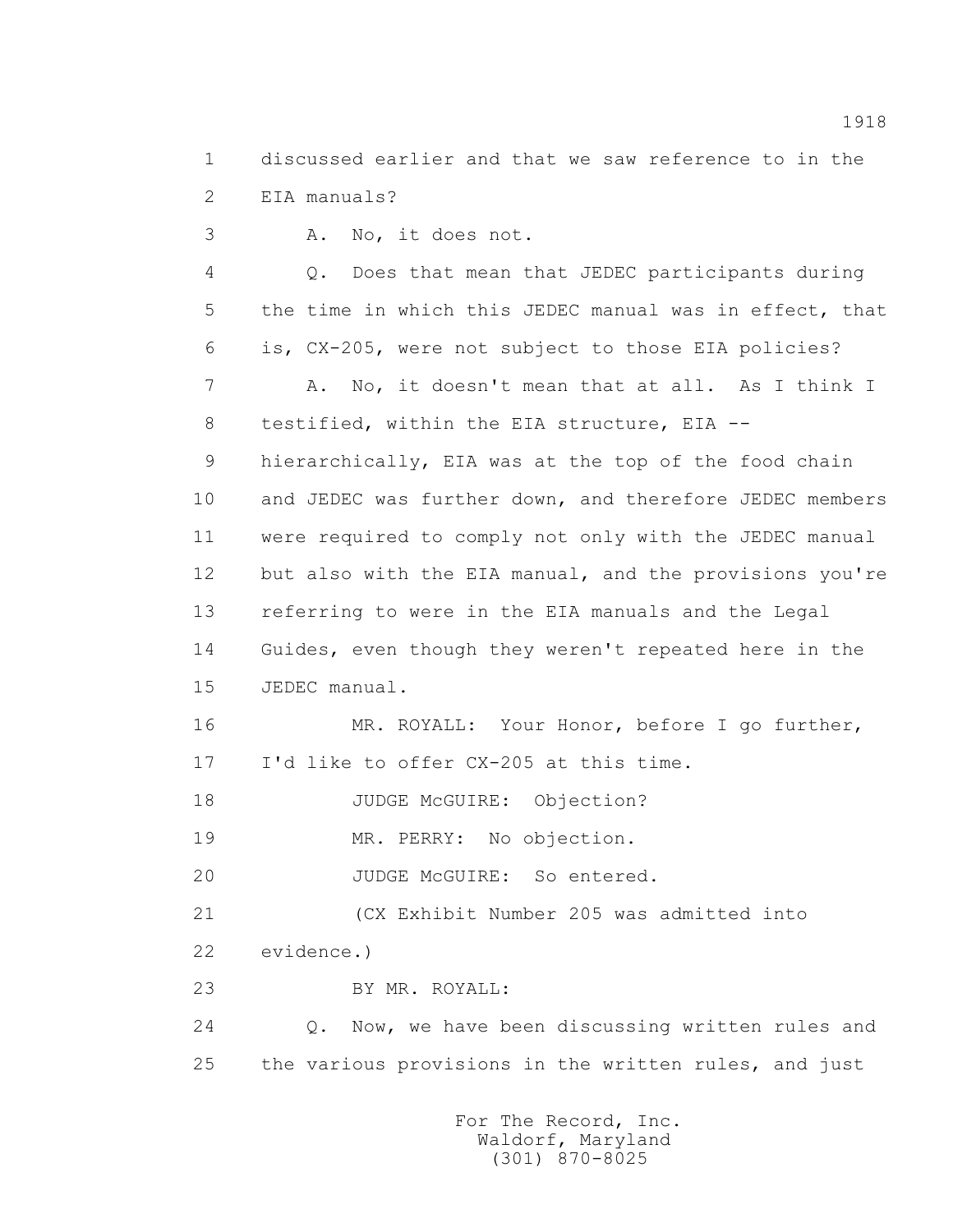1 discussed earlier and that we saw reference to in the
2 EIA manuals?

3 A. No, it does not.

4 Q. Does that mean that JEDEC participants during
5 the time in which this JEDEC manual was in effect, that
6 is, CX-205, were not subject to those EIA policies?

7 A. No, it doesn't mean that at all. As I think I
8 testified, within the EIA structure, EIA --
9 hierarchically, EIA was at the top of the food chain
10 and JEDEC was further down, and therefore JEDEC members
11 were required to comply not only with the JEDEC manual
12 but also with the EIA manual, and the provisions you're
13 referring to were in the EIA manuals and the Legal
14 Guides, even though they weren't repeated here in the
15 JEDEC manual.

16 MR. ROYALL: Your Honor, before I go further,
17 I'd like to offer CX-205 at this time.

18 JUDGE McGUIRE: Objection?

19 MR. PERRY: No objection.

20 JUDGE McGUIRE: So entered.

21 (CX Exhibit Number 205 was admitted into
22 evidence.)

23 BY MR. ROYALL:

24 Q. Now, we have been discussing written rules and
25 the various provisions in the written rules, and just

For The Record, Inc.
Waldorf, Maryland
(301) 870-8025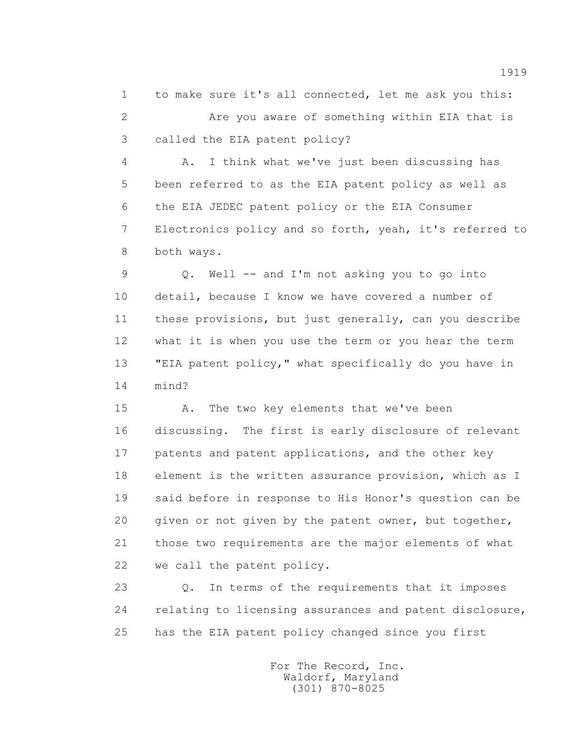1 to make sure it's all connected, let me ask you this:

2 Are you aware of something within EIA that is

3 called the EIA patent policy?

4 A. I think what we've just been discussing has

5 been referred to as the EIA patent policy as well as

6 the EIA JEDEC patent policy or the EIA Consumer

7 Electronics policy and so forth, yeah, it's referred to

8 both ways.

9 Q. Well -- and I'm not asking you to go into

10 detail, because I know we have covered a number of

11 these provisions, but just generally, can you describe

12 what it is when you use the term or you hear the term

13 "EIA patent policy," what specifically do you have in

14 mind?

15 A. The two key elements that we've been

16 discussing. The first is early disclosure of relevant

17 patents and patent applications, and the other key

18 element is the written assurance provision, which as I

19 said before in response to His Honor's question can be

20 given or not given by the patent owner, but together,

21 those two requirements are the major elements of what

22 we call the patent policy.

23 Q. In terms of the requirements that it imposes

24 relating to licensing assurances and patent disclosure,

25 has the EIA patent policy changed since you first

For The Record, Inc.
Waldorf, Maryland
(301) 870-8025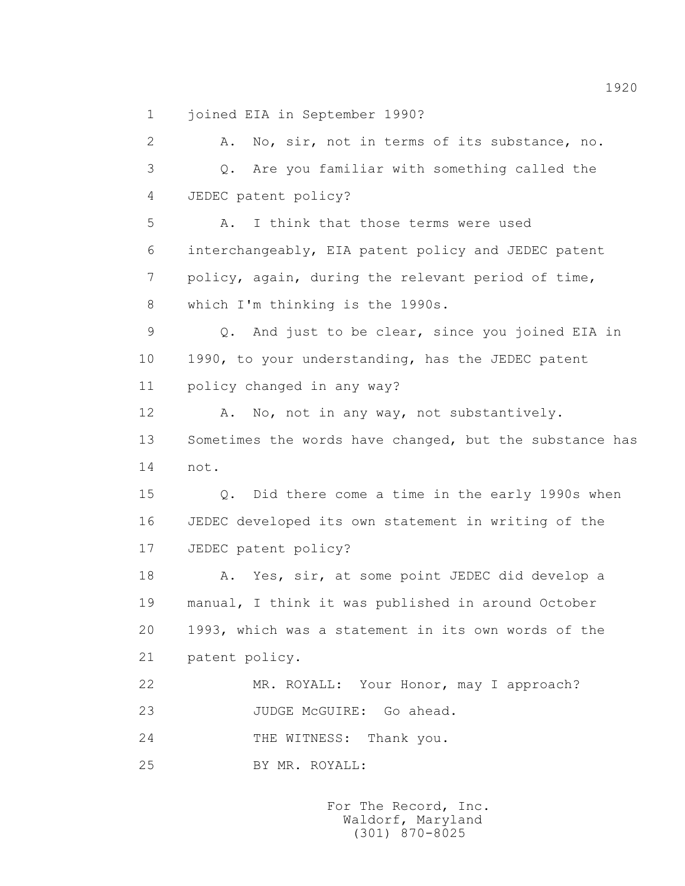1 joined EIA in September 1990?

2 A. No, sir, not in terms of its substance, no.

3 Q. Are you familiar with something called the

4 JEDEC patent policy?

5 A. I think that those terms were used

6 interchangeably, EIA patent policy and JEDEC patent

7 policy, again, during the relevant period of time,

8 which I'm thinking is the 1990s.

9 Q. And just to be clear, since you joined EIA in

10 1990, to your understanding, has the JEDEC patent

11 policy changed in any way?

12 A. No, not in any way, not substantively.

13 Sometimes the words have changed, but the substance has

14 not.

15 Q. Did there come a time in the early 1990s when

16 JEDEC developed its own statement in writing of the

17 JEDEC patent policy?

18 A. Yes, sir, at some point JEDEC did develop a

19 manual, I think it was published in around October

20 1993, which was a statement in its own words of the

21 patent policy.

22 MR. ROYALL: Your Honor, may I approach?

23 JUDGE McGUIRE: Go ahead.

24 THE WITNESS: Thank you.

25 BY MR. ROYALL: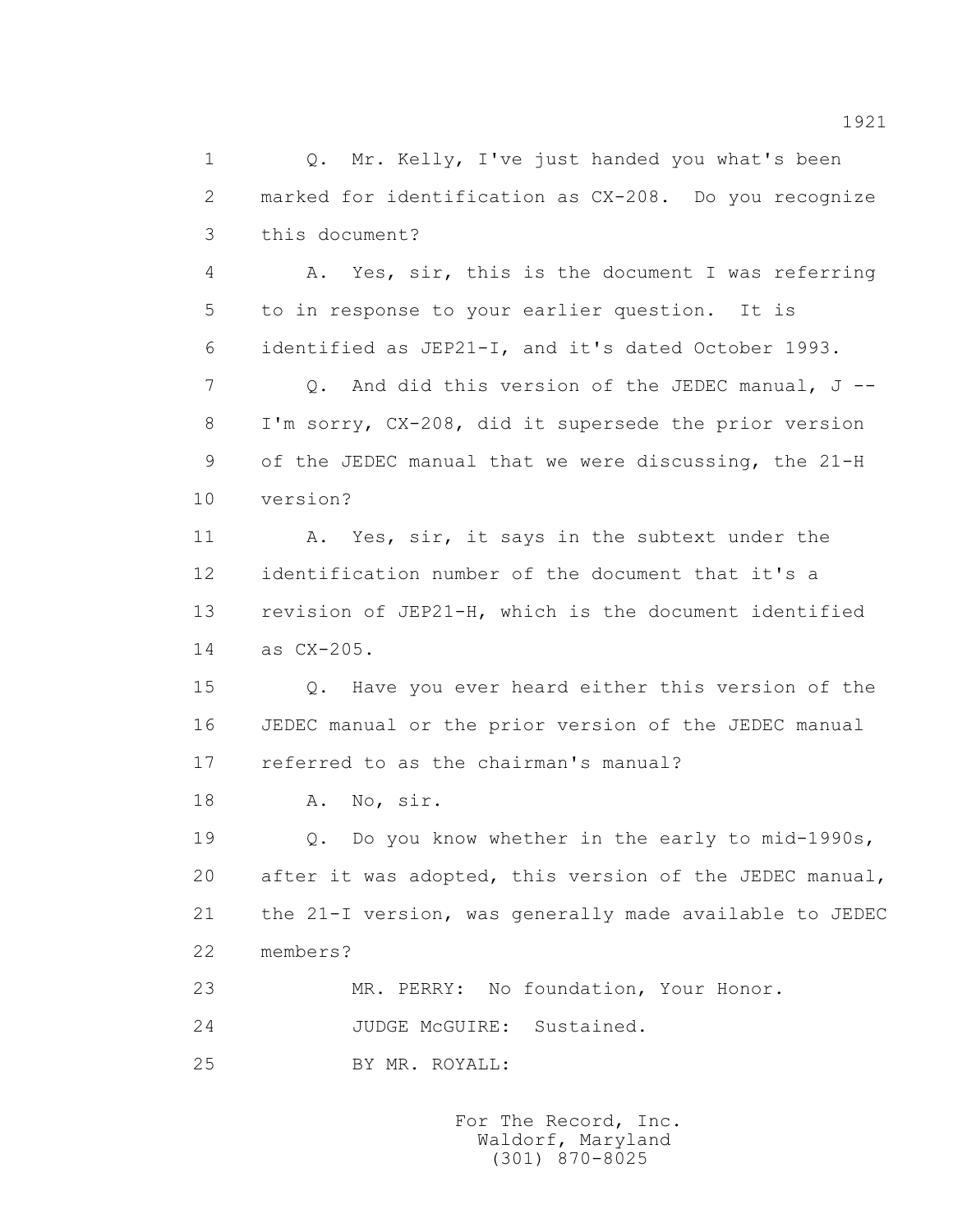Q. Mr. Kelly, I've just handed you what's been marked for identification as CX-208. Do you recognize this document?

A. Yes, sir, this is the document I was referring to in response to your earlier question. It is identified as JEP21-I, and it's dated October 1993.

Q. And did this version of the JEDEC manual, J -- I'm sorry, CX-208, did it supersede the prior version of the JEDEC manual that we were discussing, the 21-H version?

A. Yes, sir, it says in the subtext under the identification number of the document that it's a revision of JEP21-H, which is the document identified as CX-205.

Q. Have you ever heard either this version of the JEDEC manual or the prior version of the JEDEC manual referred to as the chairman's manual?

A. No, sir.

Q. Do you know whether in the early to mid-1990s, after it was adopted, this version of the JEDEC manual, the 21-I version, was generally made available to JEDEC members?

MR. PERRY: No foundation, Your Honor.

JUDGE McGUIRE: Sustained.

BY MR. ROYALL: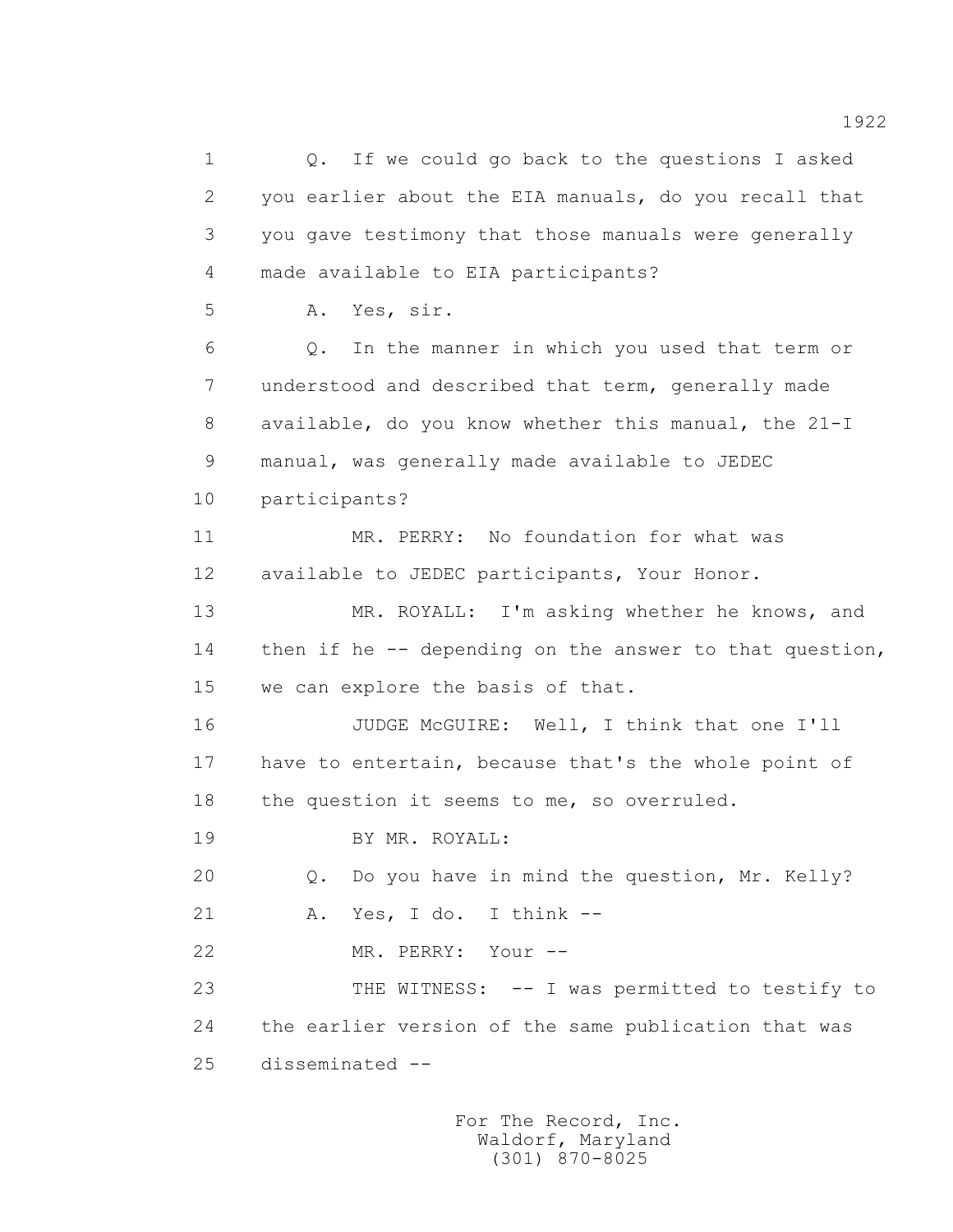1 Q. If we could go back to the questions I asked
2 you earlier about the EIA manuals, do you recall that
3 you gave testimony that those manuals were generally
4 made available to EIA participants?
5 A. Yes, sir.
6 Q. In the manner in which you used that term or
7 understood and described that term, generally made
8 available, do you know whether this manual, the 21-I
9 manual, was generally made available to JEDEC
10 participants?
11 MR. PERRY: No foundation for what was
12 available to JEDEC participants, Your Honor.
13 MR. ROYALL: I'm asking whether he knows, and
14 then if he -- depending on the answer to that question,
15 we can explore the basis of that.
16 JUDGE McGUIRE: Well, I think that one I'll
17 have to entertain, because that's the whole point of
18 the question it seems to me, so overruled.
19 BY MR. ROYALL:
20 Q. Do you have in mind the question, Mr. Kelly?
21 A. Yes, I do. I think --
22 MR. PERRY: Your --
23 THE WITNESS: -- I was permitted to testify to
24 the earlier version of the same publication that was
25 disseminated --

For The Record, Inc.
Waldorf, Maryland
(301) 870-8025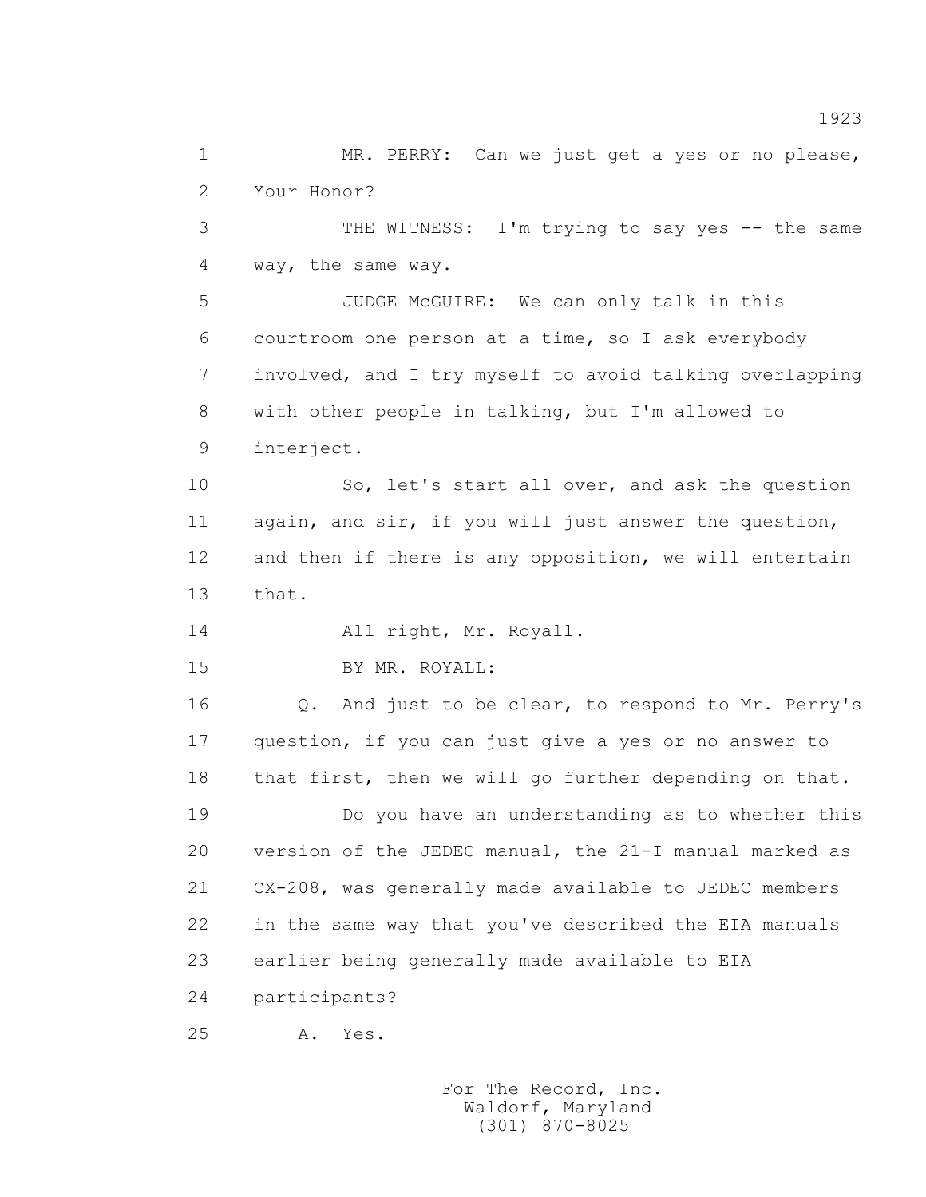MR. PERRY: Can we just get a yes or no please, Your Honor?

THE WITNESS: I'm trying to say yes -- the same way, the same way.

JUDGE McGUIRE: We can only talk in this courtroom one person at a time, so I ask everybody involved, and I try myself to avoid talking overlapping with other people in talking, but I'm allowed to interject.

So, let's start all over, and ask the question again, and sir, if you will just answer the question, and then if there is any opposition, we will entertain that.

All right, Mr. Royall.

BY MR. ROYALL:

Q. And just to be clear, to respond to Mr. Perry's question, if you can just give a yes or no answer to that first, then we will go further depending on that.

Do you have an understanding as to whether this version of the JEDEC manual, the 21-I manual marked as CX-208, was generally made available to JEDEC members in the same way that you've described the EIA manuals earlier being generally made available to EIA participants?

A. Yes.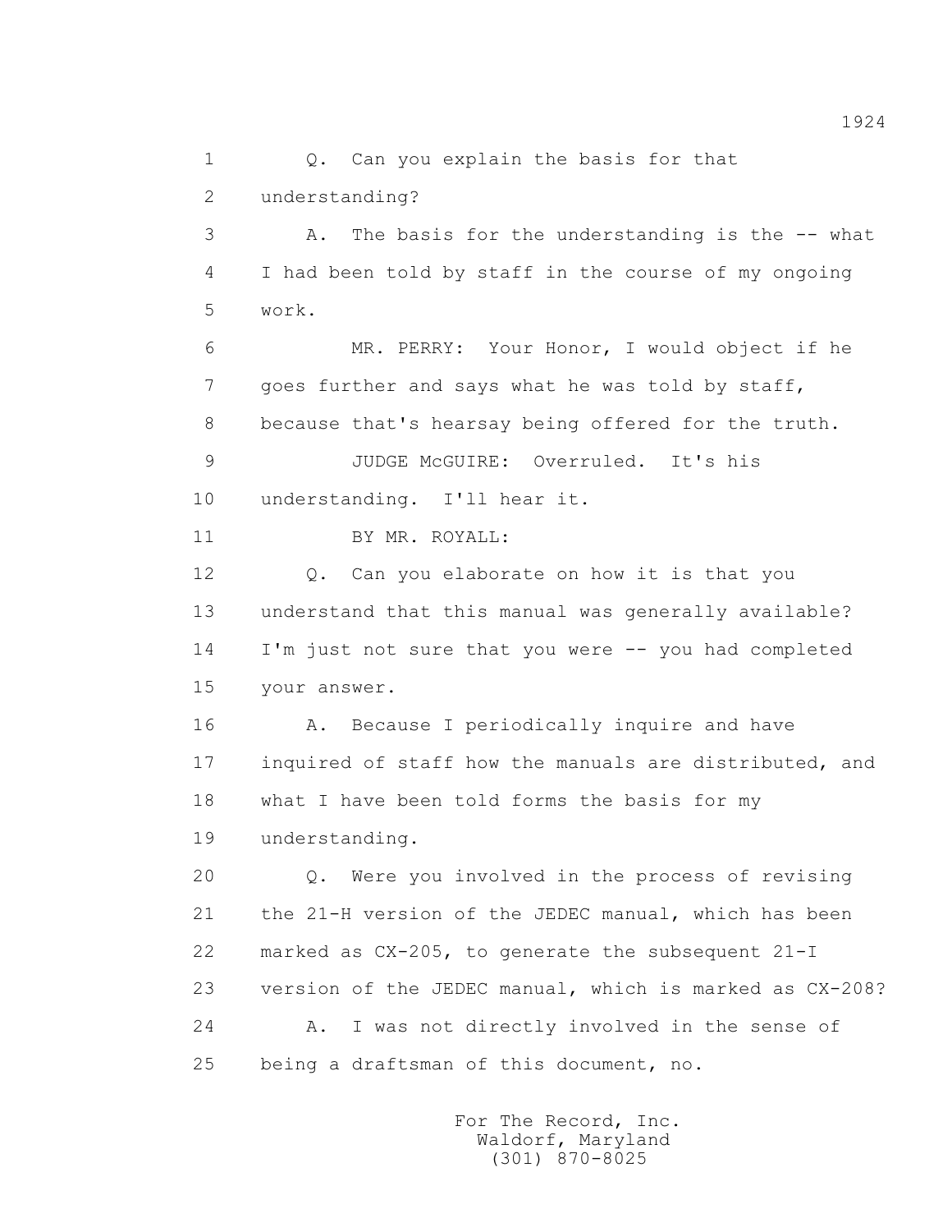1 Q. Can you explain the basis for that
2 understanding?
3 A. The basis for the understanding is the -- what
4 I had been told by staff in the course of my ongoing
5 work.
6 MR. PERRY: Your Honor, I would object if he
7 goes further and says what he was told by staff,
8 because that's hearsay being offered for the truth.
9 JUDGE McGUIRE: Overruled. It's his
10 understanding. I'll hear it.
11 BY MR. ROYALL:
12 Q. Can you elaborate on how it is that you
13 understand that this manual was generally available?
14 I'm just not sure that you were -- you had completed
15 your answer.
16 A. Because I periodically inquire and have
17 inquired of staff how the manuals are distributed, and
18 what I have been told forms the basis for my
19 understanding.
20 Q. Were you involved in the process of revising
21 the 21-H version of the JEDEC manual, which has been
22 marked as CX-205, to generate the subsequent 21-I
23 version of the JEDEC manual, which is marked as CX-208?
24 A. I was not directly involved in the sense of
25 being a draftsman of this document, no.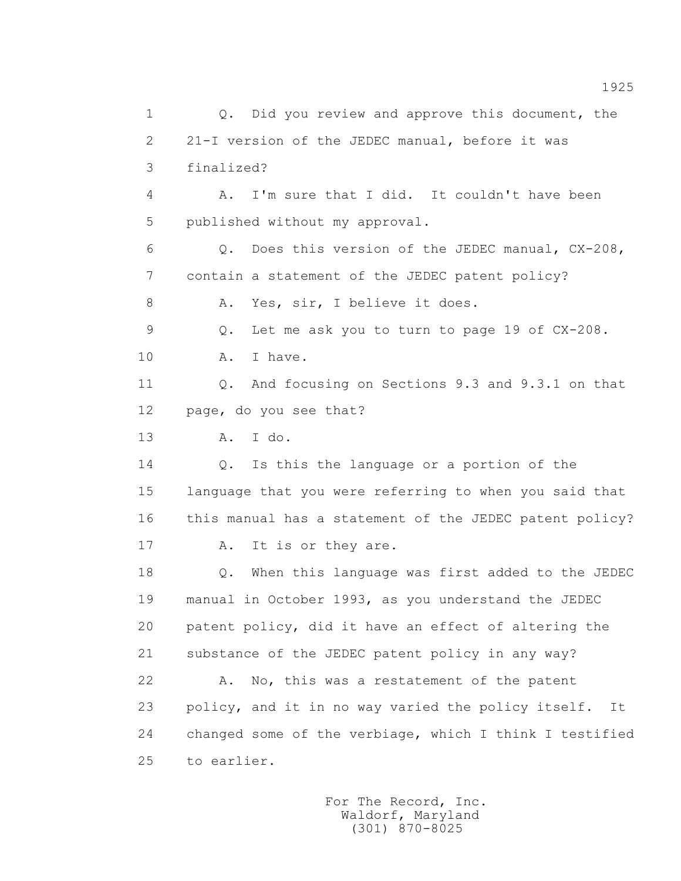1 Q. Did you review and approve this document, the
2 21-I version of the JEDEC manual, before it was
3 finalized?
4 A. I'm sure that I did. It couldn't have been
5 published without my approval.
6 Q. Does this version of the JEDEC manual, CX-208,
7 contain a statement of the JEDEC patent policy?
8 A. Yes, sir, I believe it does.
9 Q. Let me ask you to turn to page 19 of CX-208.
10 A. I have.
11 Q. And focusing on Sections 9.3 and 9.3.1 on that
12 page, do you see that?
13 A. I do.
14 Q. Is this the language or a portion of the
15 language that you were referring to when you said that
16 this manual has a statement of the JEDEC patent policy?
17 A. It is or they are.
18 Q. When this language was first added to the JEDEC
19 manual in October 1993, as you understand the JEDEC
20 patent policy, did it have an effect of altering the
21 substance of the JEDEC patent policy in any way?
22 A. No, this was a restatement of the patent
23 policy, and it in no way varied the policy itself. It
24 changed some of the verbiage, which I think I testified
25 to earlier.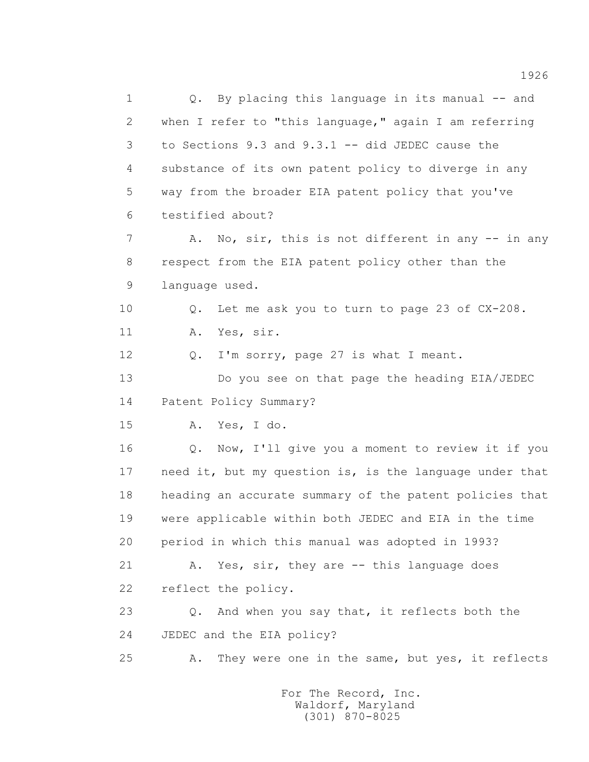1 Q. By placing this language in its manual -- and
2 when I refer to "this language," again I am referring
3 to Sections 9.3 and 9.3.1 -- did JEDEC cause the
4 substance of its own patent policy to diverge in any
5 way from the broader EIA patent policy that you've
6 testified about?

7 A. No, sir, this is not different in any -- in any
8 respect from the EIA patent policy other than the
9 language used.

10 Q. Let me ask you to turn to page 23 of CX-208.

11 A. Yes, sir.

12 Q. I'm sorry, page 27 is what I meant.

13 Do you see on that page the heading EIA/JEDEC
14 Patent Policy Summary?

15 A. Yes, I do.

16 Q. Now, I'll give you a moment to review it if you
17 need it, but my question is, is the language under that
18 heading an accurate summary of the patent policies that
19 were applicable within both JEDEC and EIA in the time
20 period in which this manual was adopted in 1993?

21 A. Yes, sir, they are -- this language does
22 reflect the policy.

23 Q. And when you say that, it reflects both the
24 JEDEC and the EIA policy?

25 A. They were one in the same, but yes, it reflects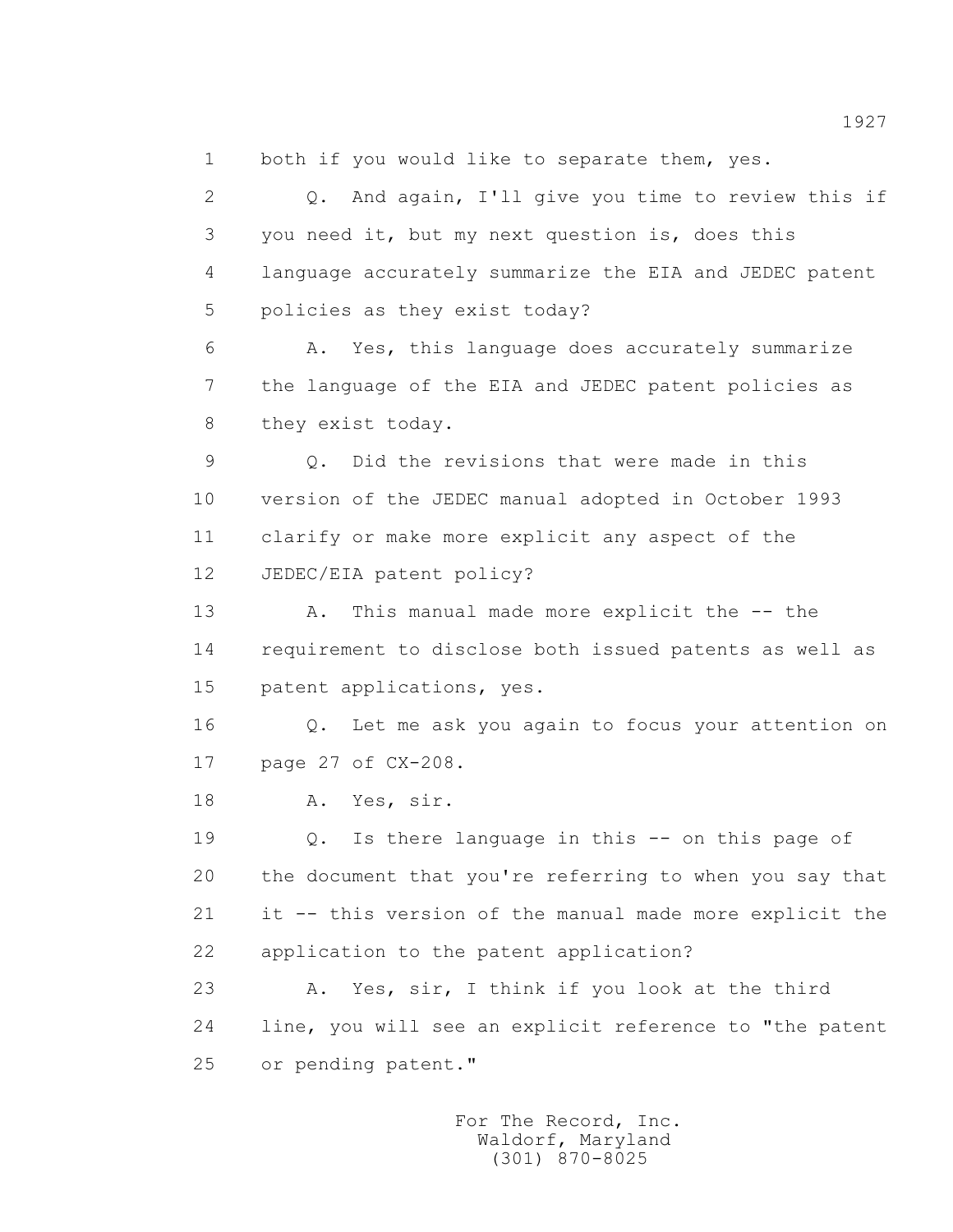1 both if you would like to separate them, yes.

2 Q. And again, I'll give you time to review this if

3 you need it, but my next question is, does this

4 language accurately summarize the EIA and JEDEC patent

5 policies as they exist today?

6 A. Yes, this language does accurately summarize

7 the language of the EIA and JEDEC patent policies as

8 they exist today.

9 Q. Did the revisions that were made in this

10 version of the JEDEC manual adopted in October 1993

11 clarify or make more explicit any aspect of the

12 JEDEC/EIA patent policy?

13 A. This manual made more explicit the -- the

14 requirement to disclose both issued patents as well as

15 patent applications, yes.

16 Q. Let me ask you again to focus your attention on

17 page 27 of CX-208.

18 A. Yes, sir.

19 Q. Is there language in this -- on this page of

20 the document that you're referring to when you say that

21 it -- this version of the manual made more explicit the

22 application to the patent application?

23 A. Yes, sir, I think if you look at the third

24 line, you will see an explicit reference to "the patent

25 or pending patent."

For The Record, Inc.
Waldorf, Maryland
(301) 870-8025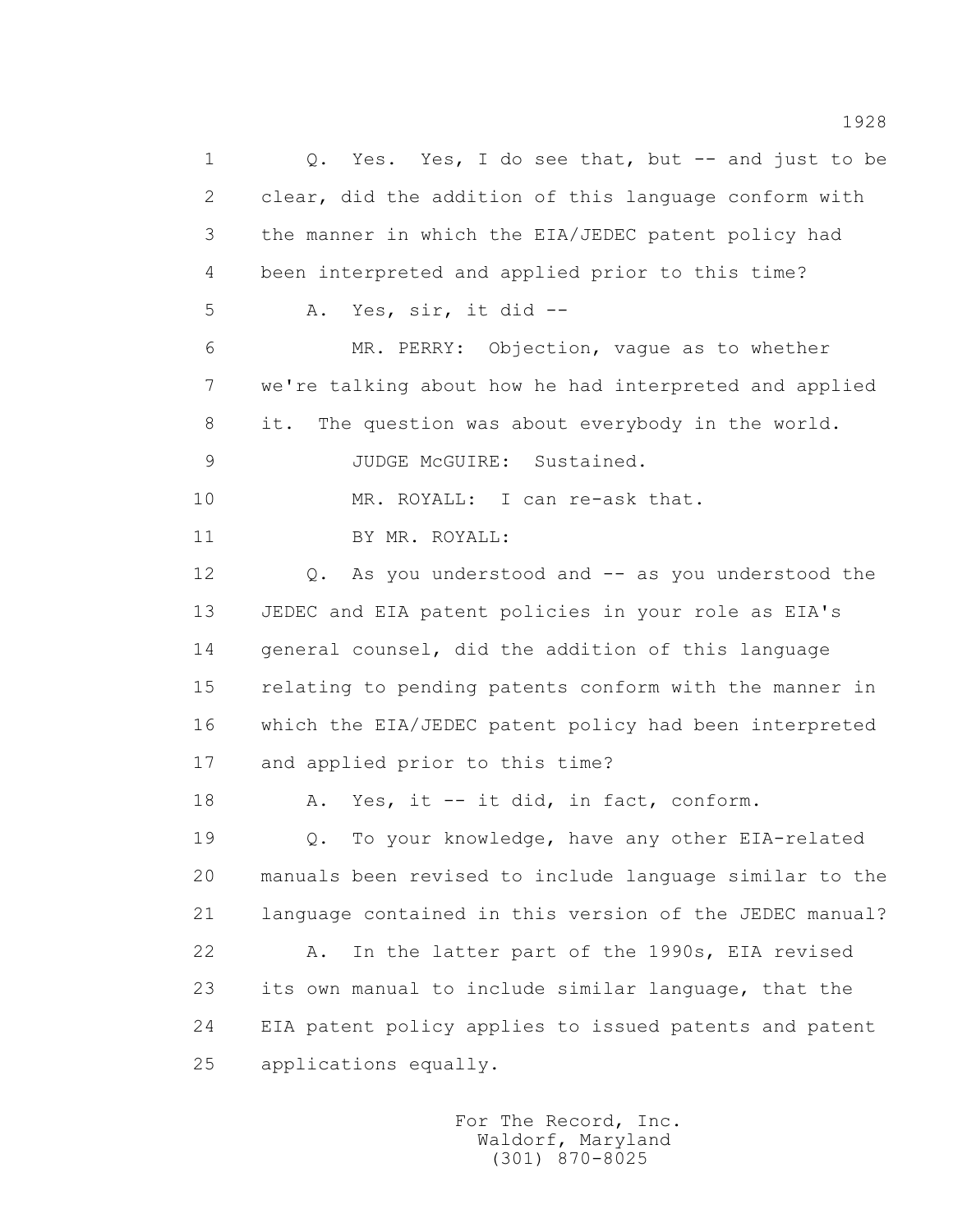1 Q. Yes. Yes, I do see that, but -- and just to be
2 clear, did the addition of this language conform with
3 the manner in which the EIA/JEDEC patent policy had
4 been interpreted and applied prior to this time?
5 A. Yes, sir, it did --
6 MR. PERRY: Objection, vague as to whether
7 we're talking about how he had interpreted and applied
8 it. The question was about everybody in the world.
9 JUDGE McGUIRE: Sustained.
10 MR. ROYALL: I can re-ask that.
11 BY MR. ROYALL:
12 Q. As you understood and -- as you understood the
13 JEDEC and EIA patent policies in your role as EIA's
14 general counsel, did the addition of this language
15 relating to pending patents conform with the manner in
16 which the EIA/JEDEC patent policy had been interpreted
17 and applied prior to this time?
18 A. Yes, it -- it did, in fact, conform.
19 Q. To your knowledge, have any other EIA-related
20 manuals been revised to include language similar to the
21 language contained in this version of the JEDEC manual?
22 A. In the latter part of the 1990s, EIA revised
23 its own manual to include similar language, that the
24 EIA patent policy applies to issued patents and patent
25 applications equally.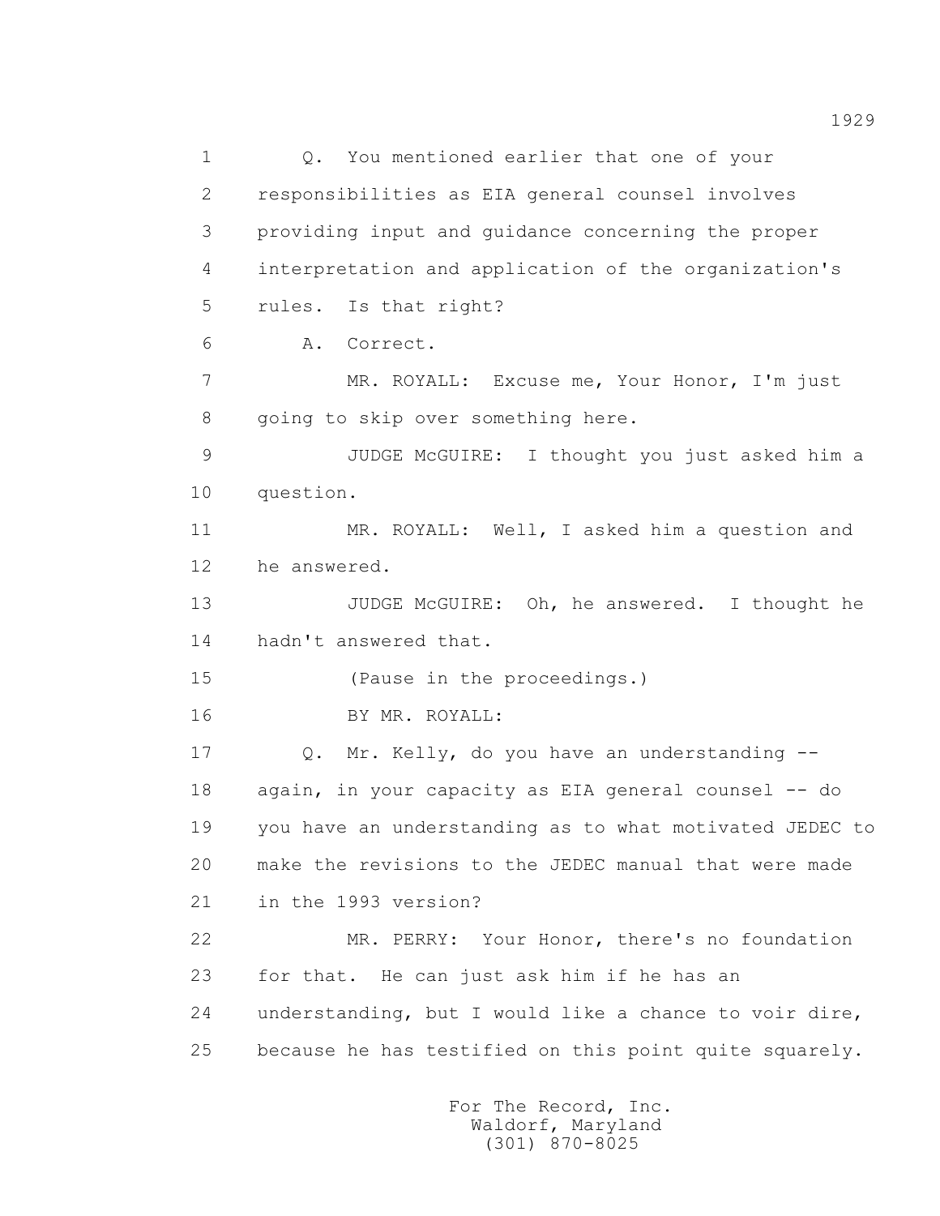Q. You mentioned earlier that one of your responsibilities as EIA general counsel involves providing input and guidance concerning the proper interpretation and application of the organization's rules. Is that right?

A. Correct.

MR. ROYALL: Excuse me, Your Honor, I'm just going to skip over something here.

JUDGE McGUIRE: I thought you just asked him a question.

MR. ROYALL: Well, I asked him a question and he answered.

JUDGE McGUIRE: Oh, he answered. I thought he hadn't answered that.

(Pause in the proceedings.)

BY MR. ROYALL:

Q. Mr. Kelly, do you have an understanding -- again, in your capacity as EIA general counsel -- do you have an understanding as to what motivated JEDEC to make the revisions to the JEDEC manual that were made in the 1993 version?

MR. PERRY: Your Honor, there's no foundation for that. He can just ask him if he has an understanding, but I would like a chance to voir dire, because he has testified on this point quite squarely.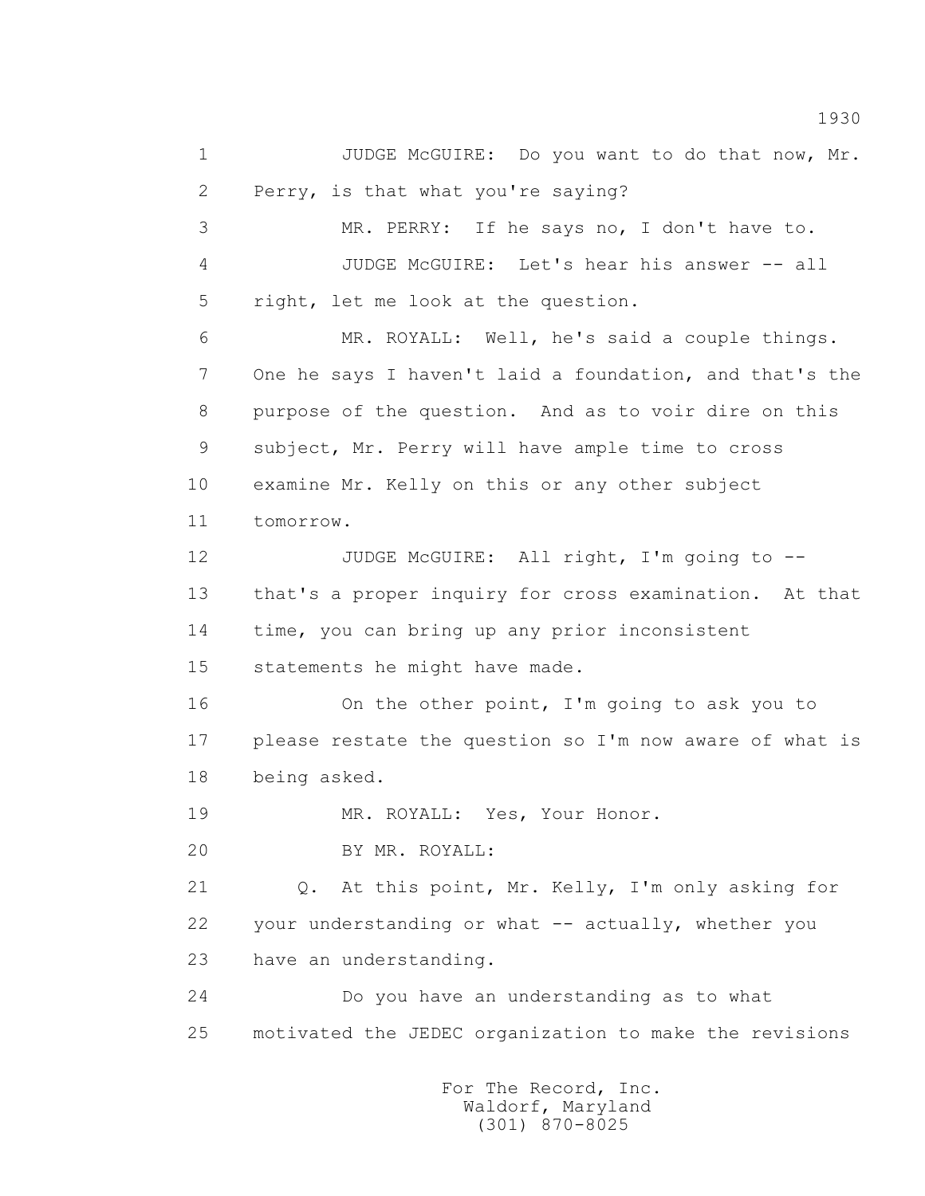1 JUDGE McGUIRE: Do you want to do that now, Mr.
2 Perry, is that what you're saying?
3 MR. PERRY: If he says no, I don't have to.
4 JUDGE McGUIRE: Let's hear his answer -- all
5 right, let me look at the question.
6 MR. ROYALL: Well, he's said a couple things.
7 One he says I haven't laid a foundation, and that's the
8 purpose of the question. And as to voir dire on this
9 subject, Mr. Perry will have ample time to cross
10 examine Mr. Kelly on this or any other subject
11 tomorrow.
12 JUDGE McGUIRE: All right, I'm going to --
13 that's a proper inquiry for cross examination. At that
14 time, you can bring up any prior inconsistent
15 statements he might have made.
16 On the other point, I'm going to ask you to
17 please restate the question so I'm now aware of what is
18 being asked.
19 MR. ROYALL: Yes, Your Honor.
20 BY MR. ROYALL:
21 Q. At this point, Mr. Kelly, I'm only asking for
22 your understanding or what -- actually, whether you
23 have an understanding.
24 Do you have an understanding as to what
25 motivated the JEDEC organization to make the revisions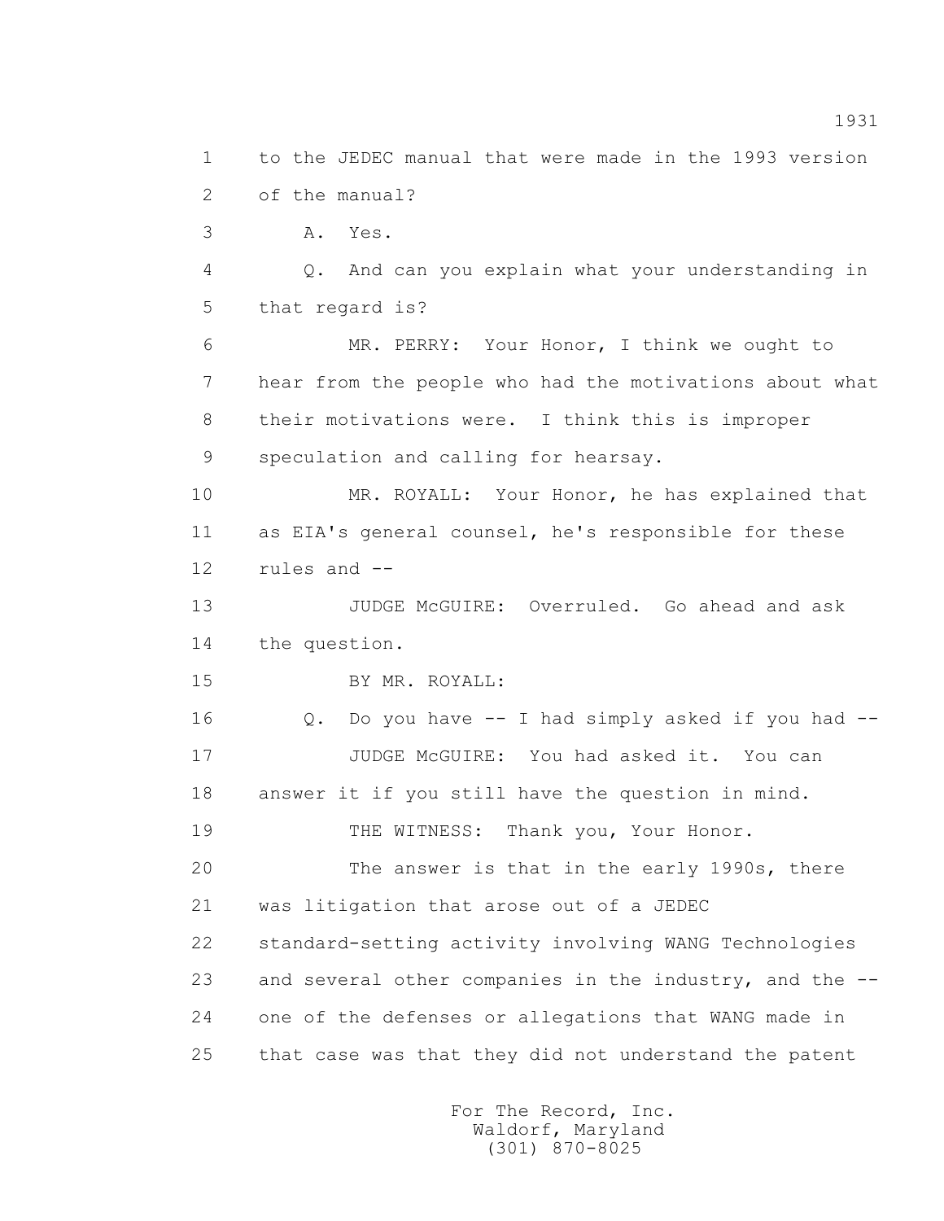1 to the JEDEC manual that were made in the 1993 version
2 of the manual?
3 A. Yes.
4 Q. And can you explain what your understanding in
5 that regard is?
6 MR. PERRY: Your Honor, I think we ought to
7 hear from the people who had the motivations about what
8 their motivations were. I think this is improper
9 speculation and calling for hearsay.
10 MR. ROYALL: Your Honor, he has explained that
11 as EIA's general counsel, he's responsible for these
12 rules and --
13 JUDGE McGUIRE: Overruled. Go ahead and ask
14 the question.
15 BY MR. ROYALL:
16 Q. Do you have -- I had simply asked if you had --
17 JUDGE McGUIRE: You had asked it. You can
18 answer it if you still have the question in mind.
19 THE WITNESS: Thank you, Your Honor.
20 The answer is that in the early 1990s, there
21 was litigation that arose out of a JEDEC
22 standard-setting activity involving WANG Technologies
23 and several other companies in the industry, and the --
24 one of the defenses or allegations that WANG made in
25 that case was that they did not understand the patent

For The Record, Inc.
Waldorf, Maryland
(301) 870-8025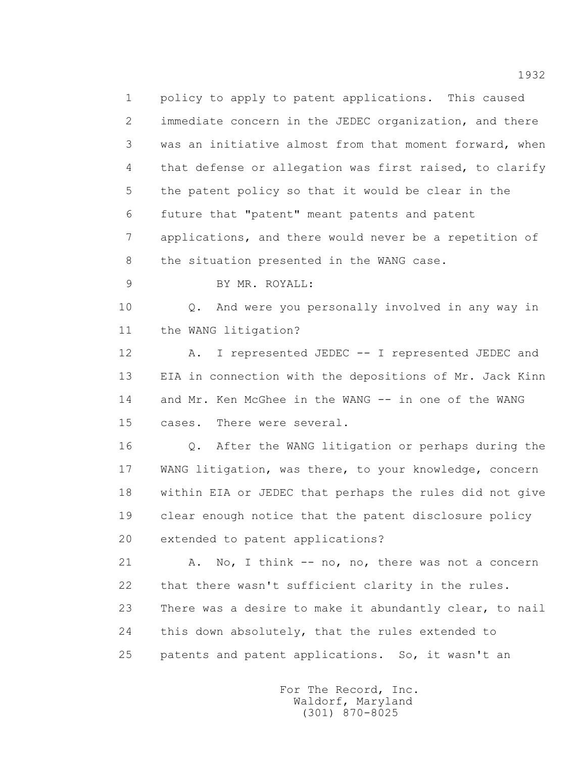1 policy to apply to patent applications. This caused
2 immediate concern in the JEDEC organization, and there
3 was an initiative almost from that moment forward, when
4 that defense or allegation was first raised, to clarify
5 the patent policy so that it would be clear in the
6 future that "patent" meant patents and patent
7 applications, and there would never be a repetition of
8 the situation presented in the WANG case.

9 BY MR. ROYALL:

10 Q. And were you personally involved in any way in
11 the WANG litigation?

12 A. I represented JEDEC -- I represented JEDEC and
13 EIA in connection with the depositions of Mr. Jack Kinn
14 and Mr. Ken McGhee in the WANG -- in one of the WANG
15 cases. There were several.

16 Q. After the WANG litigation or perhaps during the
17 WANG litigation, was there, to your knowledge, concern
18 within EIA or JEDEC that perhaps the rules did not give
19 clear enough notice that the patent disclosure policy
20 extended to patent applications?

21 A. No, I think -- no, no, there was not a concern
22 that there wasn't sufficient clarity in the rules.
23 There was a desire to make it abundantly clear, to nail
24 this down absolutely, that the rules extended to
25 patents and patent applications. So, it wasn't an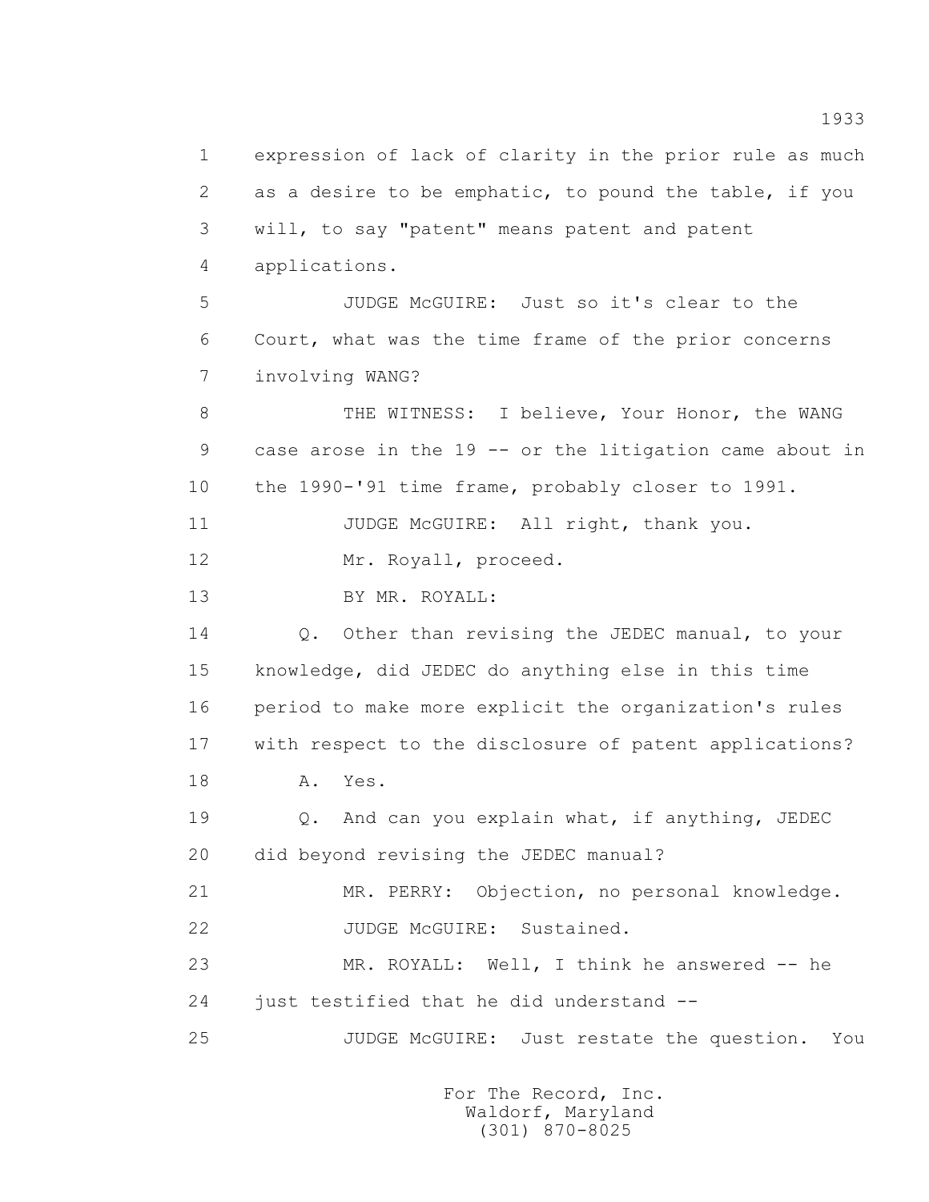1 expression of lack of clarity in the prior rule as much
2 as a desire to be emphatic, to pound the table, if you
3 will, to say "patent" means patent and patent
4 applications.

5 JUDGE McGUIRE: Just so it's clear to the
6 Court, what was the time frame of the prior concerns
7 involving WANG?

8 THE WITNESS: I believe, Your Honor, the WANG
9 case arose in the 19 -- or the litigation came about in
10 the 1990-'91 time frame, probably closer to 1991.

11 JUDGE McGUIRE: All right, thank you.

12 Mr. Royall, proceed.

13 BY MR. ROYALL:

14 Q. Other than revising the JEDEC manual, to your
15 knowledge, did JEDEC do anything else in this time
16 period to make more explicit the organization's rules
17 with respect to the disclosure of patent applications?

18 A. Yes.

19 Q. And can you explain what, if anything, JEDEC
20 did beyond revising the JEDEC manual?

21 MR. PERRY: Objection, no personal knowledge.

22 JUDGE McGUIRE: Sustained.

23 MR. ROYALL: Well, I think he answered -- he
24 just testified that he did understand --

25 JUDGE McGUIRE: Just restate the question. You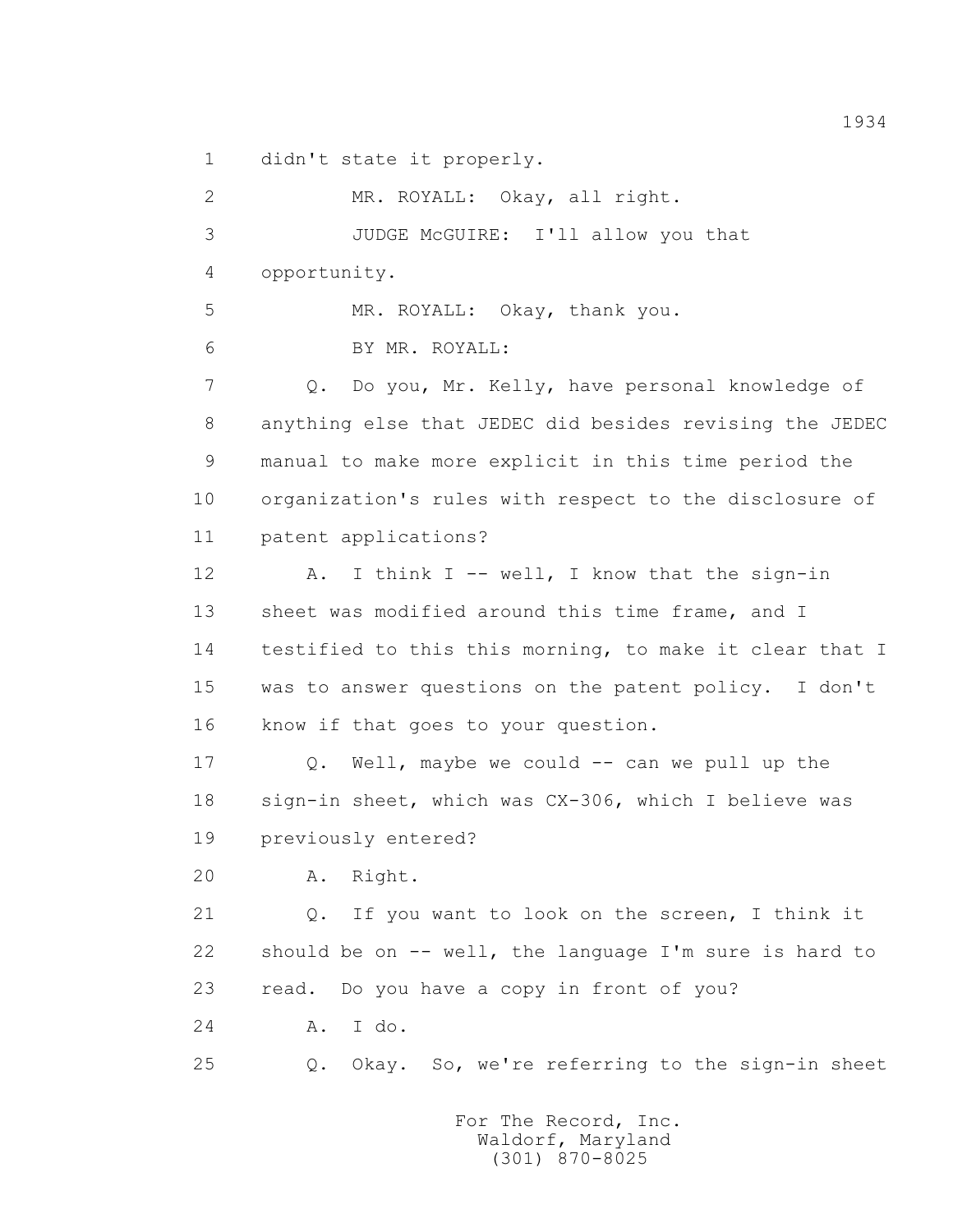1 didn't state it properly.

2 MR. ROYALL: Okay, all right.

3 JUDGE McGUIRE: I'll allow you that

4 opportunity.

5 MR. ROYALL: Okay, thank you.

6 BY MR. ROYALL:

7 Q. Do you, Mr. Kelly, have personal knowledge of

8 anything else that JEDEC did besides revising the JEDEC

9 manual to make more explicit in this time period the

10 organization's rules with respect to the disclosure of

11 patent applications?

12 A. I think I -- well, I know that the sign-in

13 sheet was modified around this time frame, and I

14 testified to this this morning, to make it clear that I

15 was to answer questions on the patent policy. I don't

16 know if that goes to your question.

17 Q. Well, maybe we could -- can we pull up the

18 sign-in sheet, which was CX-306, which I believe was

19 previously entered?

20 A. Right.

21 Q. If you want to look on the screen, I think it

22 should be on -- well, the language I'm sure is hard to

23 read. Do you have a copy in front of you?

24 A. I do.

25 Q. Okay. So, we're referring to the sign-in sheet

For The Record, Inc.
Waldorf, Maryland
(301) 870-8025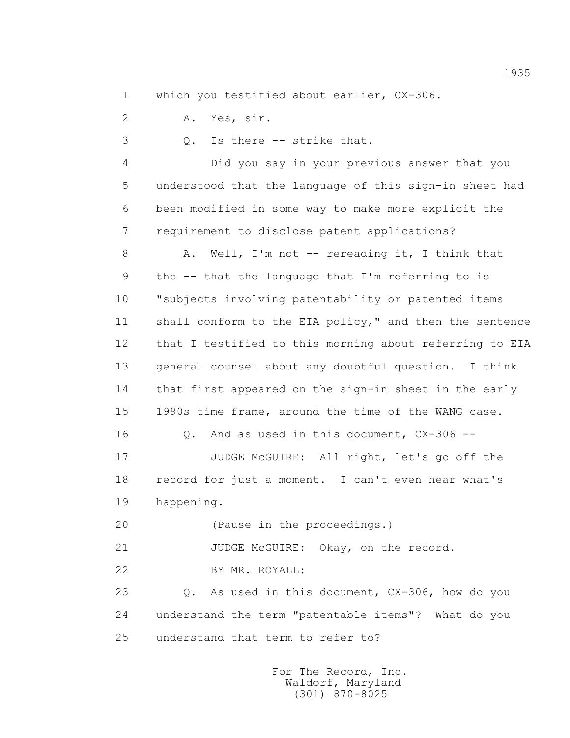1 which you testified about earlier, CX-306.

2 A. Yes, sir.

3 Q. Is there -- strike that.

4 Did you say in your previous answer that you

5 understood that the language of this sign-in sheet had

6 been modified in some way to make more explicit the

7 requirement to disclose patent applications?

8 A. Well, I'm not -- rereading it, I think that

9 the -- that the language that I'm referring to is

10 "subjects involving patentability or patented items

11 shall conform to the EIA policy," and then the sentence

12 that I testified to this morning about referring to EIA

13 general counsel about any doubtful question. I think

14 that first appeared on the sign-in sheet in the early

15 1990s time frame, around the time of the WANG case.

16 Q. And as used in this document, CX-306 --

17 JUDGE McGUIRE: All right, let's go off the

18 record for just a moment. I can't even hear what's

19 happening.

20 (Pause in the proceedings.)

21 JUDGE McGUIRE: Okay, on the record.

22 BY MR. ROYALL:

23 Q. As used in this document, CX-306, how do you

24 understand the term "patentable items"? What do you

25 understand that term to refer to?

For The Record, Inc.
Waldorf, Maryland
(301) 870-8025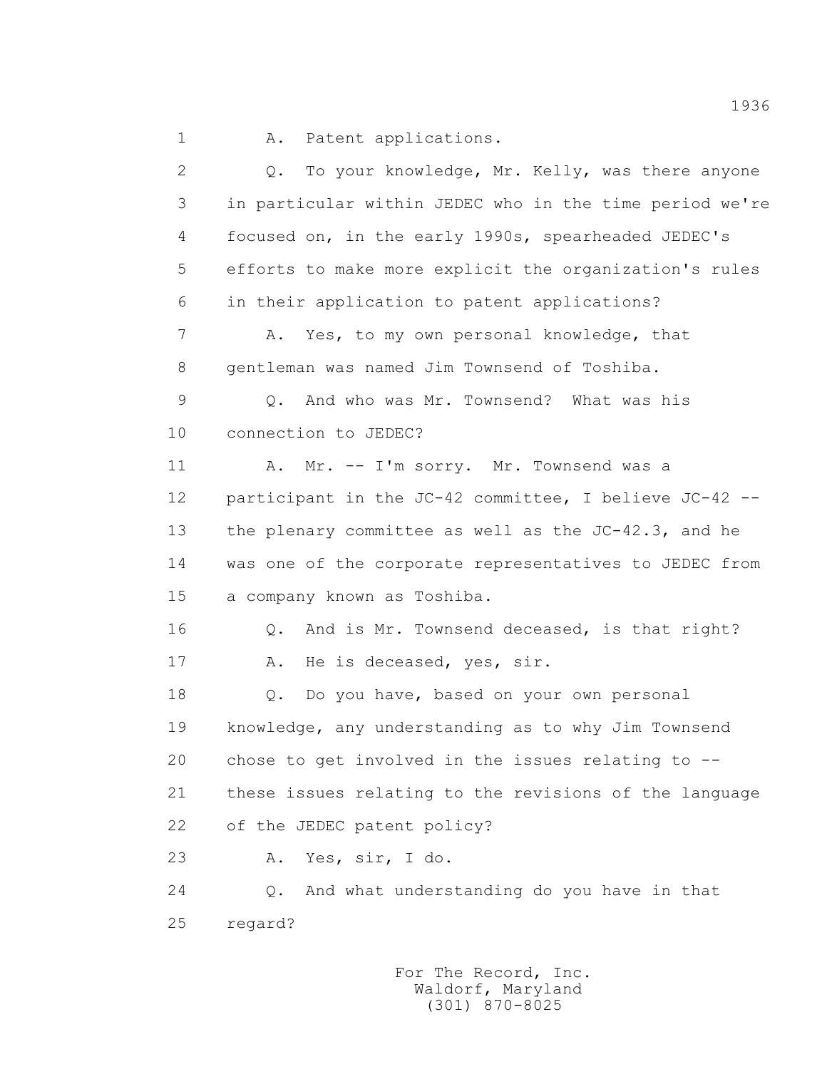1 A. Patent applications.

2 Q. To your knowledge, Mr. Kelly, was there anyone

3 in particular within JEDEC who in the time period we're

4 focused on, in the early 1990s, spearheaded JEDEC's

5 efforts to make more explicit the organization's rules

6 in their application to patent applications?

7 A. Yes, to my own personal knowledge, that

8 gentleman was named Jim Townsend of Toshiba.

9 Q. And who was Mr. Townsend? What was his

10 connection to JEDEC?

11 A. Mr. -- I'm sorry. Mr. Townsend was a

12 participant in the JC-42 committee, I believe JC-42 --

13 the plenary committee as well as the JC-42.3, and he

14 was one of the corporate representatives to JEDEC from

15 a company known as Toshiba.

16 Q. And is Mr. Townsend deceased, is that right?

17 A. He is deceased, yes, sir.

18 Q. Do you have, based on your own personal

19 knowledge, any understanding as to why Jim Townsend

20 chose to get involved in the issues relating to --

21 these issues relating to the revisions of the language

22 of the JEDEC patent policy?

23 A. Yes, sir, I do.

24 Q. And what understanding do you have in that

25 regard?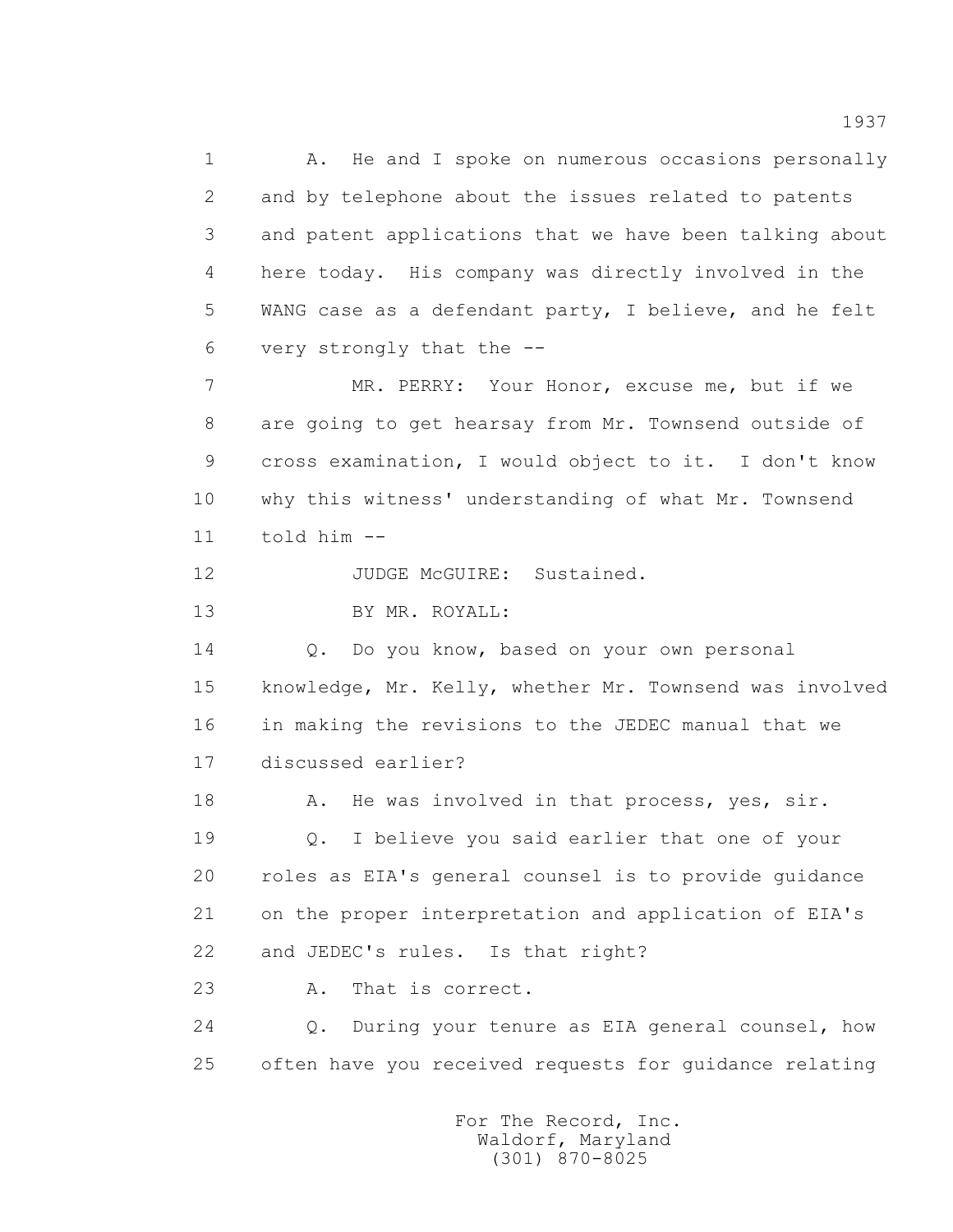A. He and I spoke on numerous occasions personally and by telephone about the issues related to patents and patent applications that we have been talking about here today. His company was directly involved in the WANG case as a defendant party, I believe, and he felt very strongly that the --

MR. PERRY: Your Honor, excuse me, but if we are going to get hearsay from Mr. Townsend outside of cross examination, I would object to it. I don't know why this witness' understanding of what Mr. Townsend told him --

JUDGE McGUIRE: Sustained.

BY MR. ROYALL:

Q. Do you know, based on your own personal knowledge, Mr. Kelly, whether Mr. Townsend was involved in making the revisions to the JEDEC manual that we discussed earlier?

A. He was involved in that process, yes, sir.

Q. I believe you said earlier that one of your roles as EIA's general counsel is to provide guidance on the proper interpretation and application of EIA's and JEDEC's rules. Is that right?

A. That is correct.

Q. During your tenure as EIA general counsel, how often have you received requests for guidance relating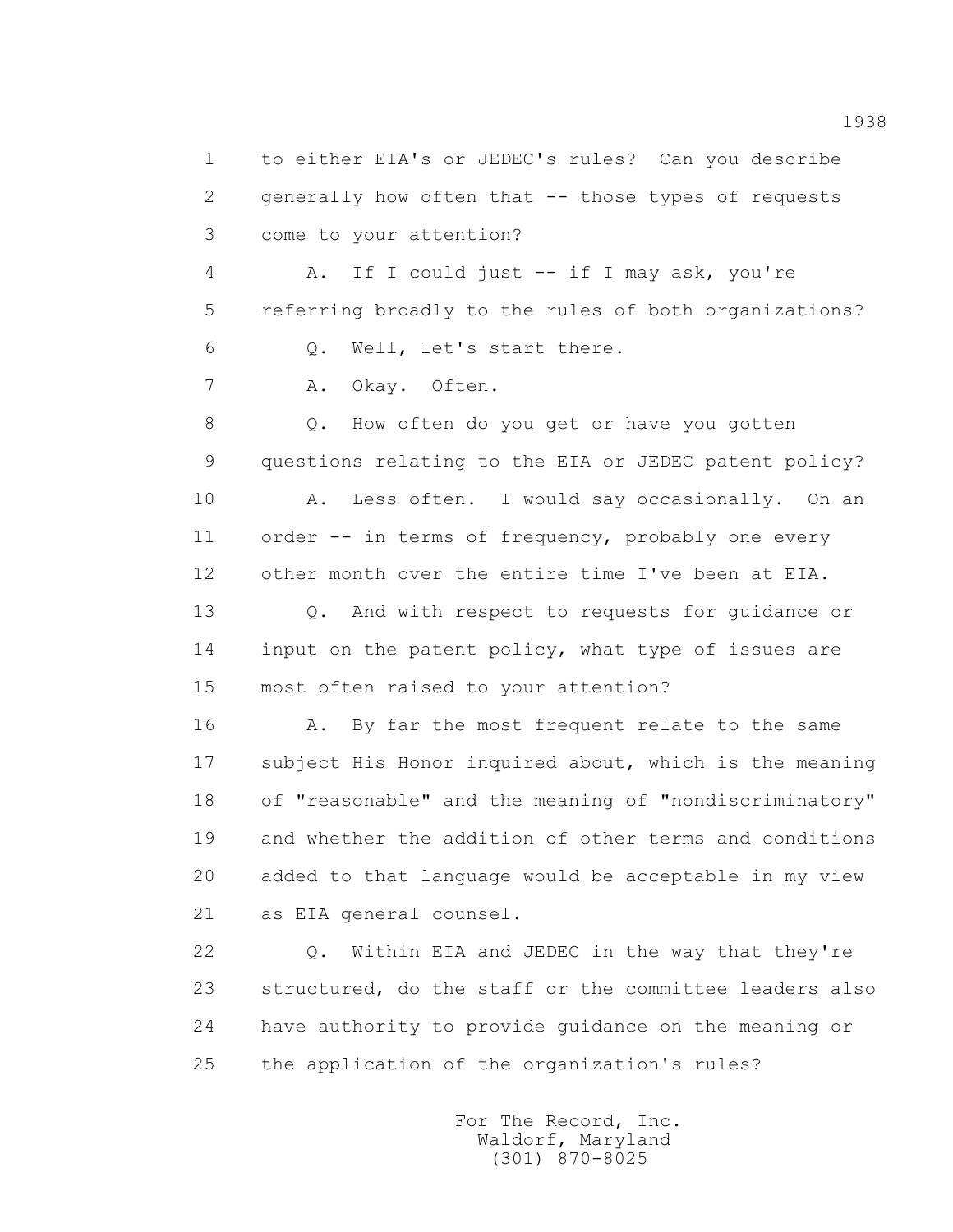1 to either EIA's or JEDEC's rules? Can you describe
2 generally how often that -- those types of requests
3 come to your attention?
4 A. If I could just -- if I may ask, you're
5 referring broadly to the rules of both organizations?
6 Q. Well, let's start there.
7 A. Okay. Often.
8 Q. How often do you get or have you gotten
9 questions relating to the EIA or JEDEC patent policy?
10 A. Less often. I would say occasionally. On an
11 order -- in terms of frequency, probably one every
12 other month over the entire time I've been at EIA.
13 Q. And with respect to requests for guidance or
14 input on the patent policy, what type of issues are
15 most often raised to your attention?
16 A. By far the most frequent relate to the same
17 subject His Honor inquired about, which is the meaning
18 of "reasonable" and the meaning of "nondiscriminatory"
19 and whether the addition of other terms and conditions
20 added to that language would be acceptable in my view
21 as EIA general counsel.
22 Q. Within EIA and JEDEC in the way that they're
23 structured, do the staff or the committee leaders also
24 have authority to provide guidance on the meaning or
25 the application of the organization's rules?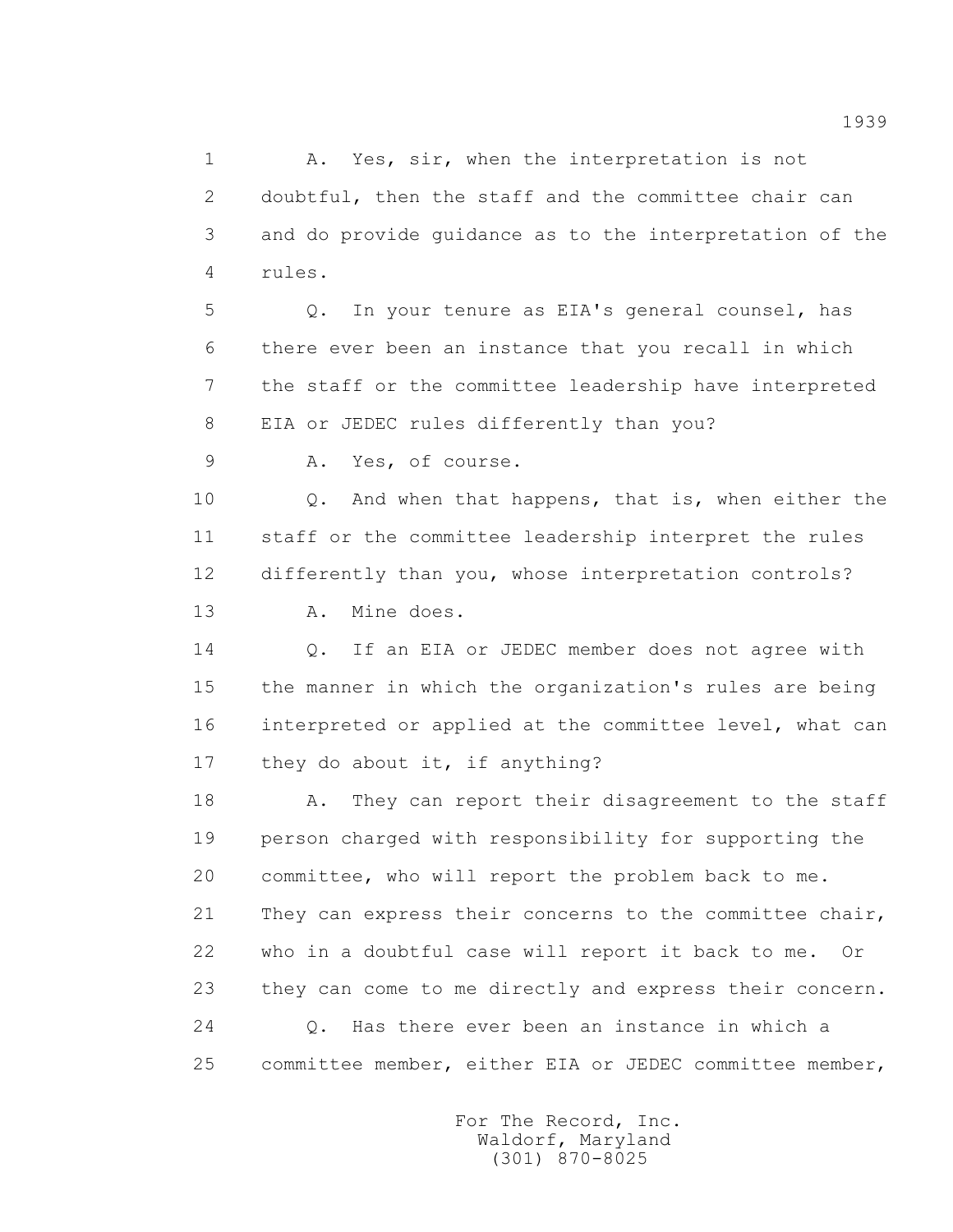A. Yes, sir, when the interpretation is not doubtful, then the staff and the committee chair can and do provide guidance as to the interpretation of the rules.

Q. In your tenure as EIA's general counsel, has there ever been an instance that you recall in which the staff or the committee leadership have interpreted EIA or JEDEC rules differently than you?

A. Yes, of course.

Q. And when that happens, that is, when either the staff or the committee leadership interpret the rules differently than you, whose interpretation controls?

A. Mine does.

Q. If an EIA or JEDEC member does not agree with the manner in which the organization's rules are being interpreted or applied at the committee level, what can they do about it, if anything?

A. They can report their disagreement to the staff person charged with responsibility for supporting the committee, who will report the problem back to me. They can express their concerns to the committee chair, who in a doubtful case will report it back to me. Or they can come to me directly and express their concern.

Q. Has there ever been an instance in which a committee member, either EIA or JEDEC committee member,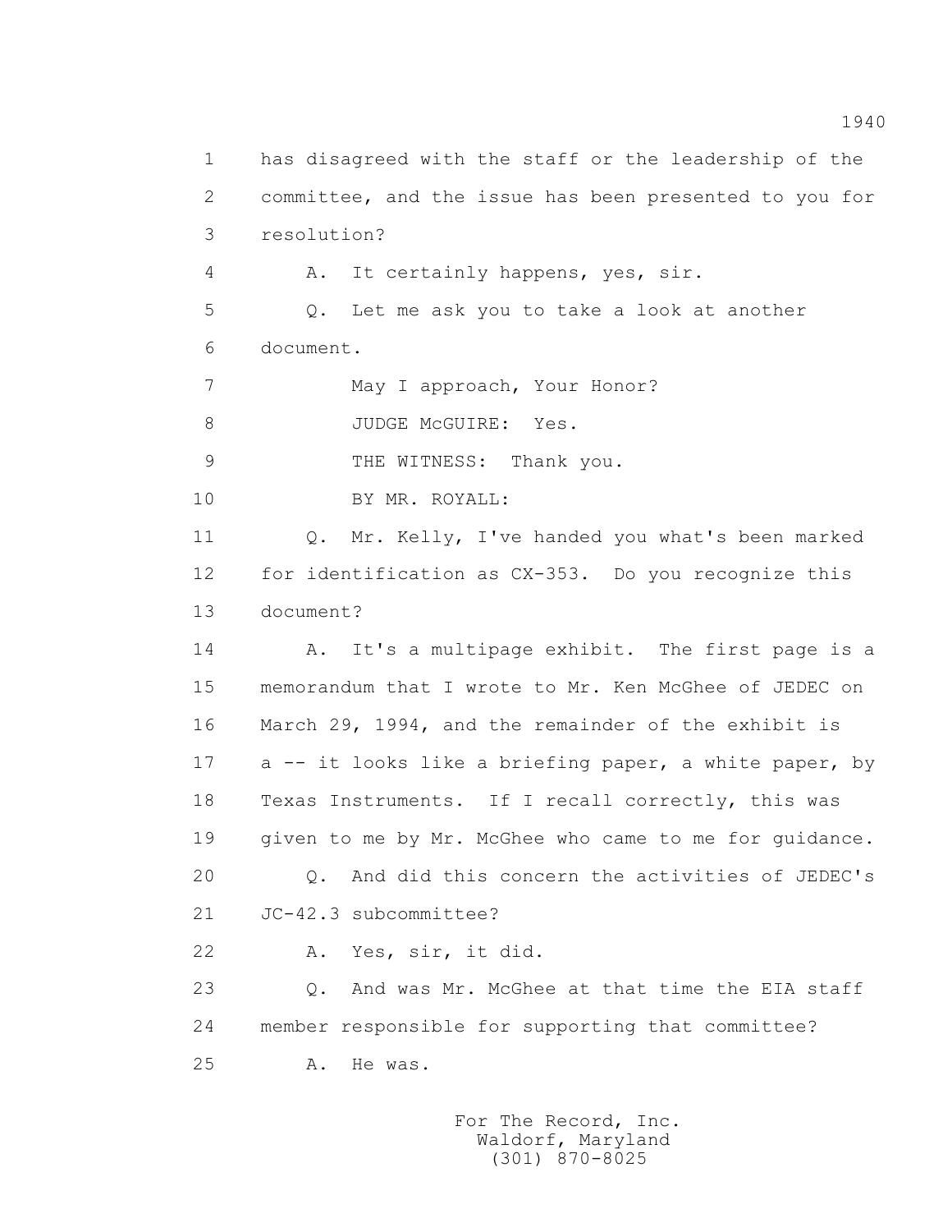has disagreed with the staff or the leadership of the committee, and the issue has been presented to you for resolution?

A. It certainly happens, yes, sir.

Q. Let me ask you to take a look at another document.

May I approach, Your Honor?

JUDGE McGUIRE: Yes.

THE WITNESS: Thank you.

BY MR. ROYALL:

Q. Mr. Kelly, I've handed you what's been marked for identification as CX-353. Do you recognize this document?

A. It's a multipage exhibit. The first page is a memorandum that I wrote to Mr. Ken McGhee of JEDEC on March 29, 1994, and the remainder of the exhibit is a -- it looks like a briefing paper, a white paper, by Texas Instruments. If I recall correctly, this was given to me by Mr. McGhee who came to me for guidance.

Q. And did this concern the activities of JEDEC's JC-42.3 subcommittee?

A. Yes, sir, it did.

Q. And was Mr. McGhee at that time the EIA staff member responsible for supporting that committee?

A. He was.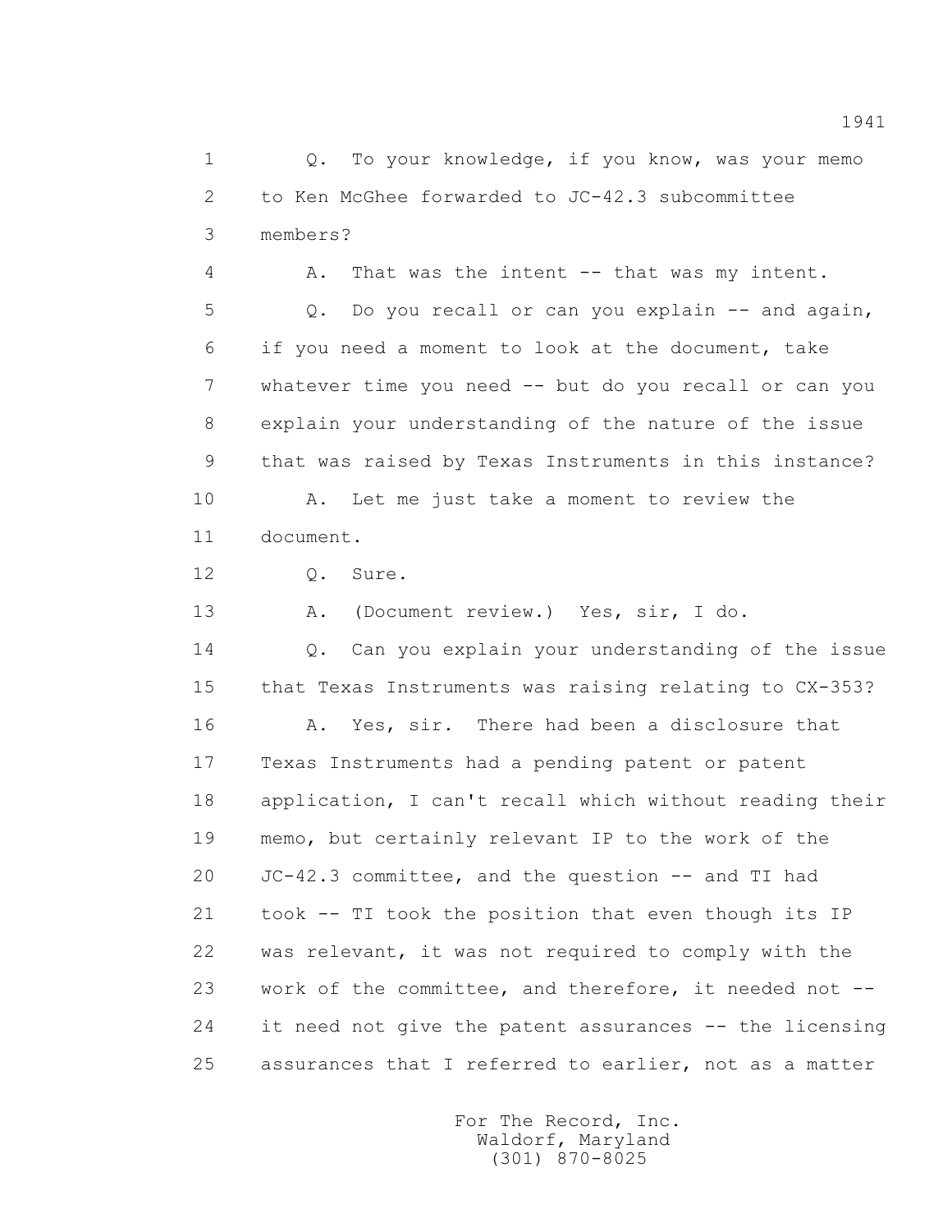1 Q. To your knowledge, if you know, was your memo
2 to Ken McGhee forwarded to JC-42.3 subcommittee
3 members?
4 A. That was the intent -- that was my intent.
5 Q. Do you recall or can you explain -- and again,
6 if you need a moment to look at the document, take
7 whatever time you need -- but do you recall or can you
8 explain your understanding of the nature of the issue
9 that was raised by Texas Instruments in this instance?
10 A. Let me just take a moment to review the
11 document.
12 Q. Sure.
13 A. (Document review.) Yes, sir, I do.
14 Q. Can you explain your understanding of the issue
15 that Texas Instruments was raising relating to CX-353?
16 A. Yes, sir. There had been a disclosure that
17 Texas Instruments had a pending patent or patent
18 application, I can't recall which without reading their
19 memo, but certainly relevant IP to the work of the
20 JC-42.3 committee, and the question -- and TI had
21 took -- TI took the position that even though its IP
22 was relevant, it was not required to comply with the
23 work of the committee, and therefore, it needed not --
24 it need not give the patent assurances -- the licensing
25 assurances that I referred to earlier, not as a matter

For The Record, Inc.
Waldorf, Maryland
(301) 870-8025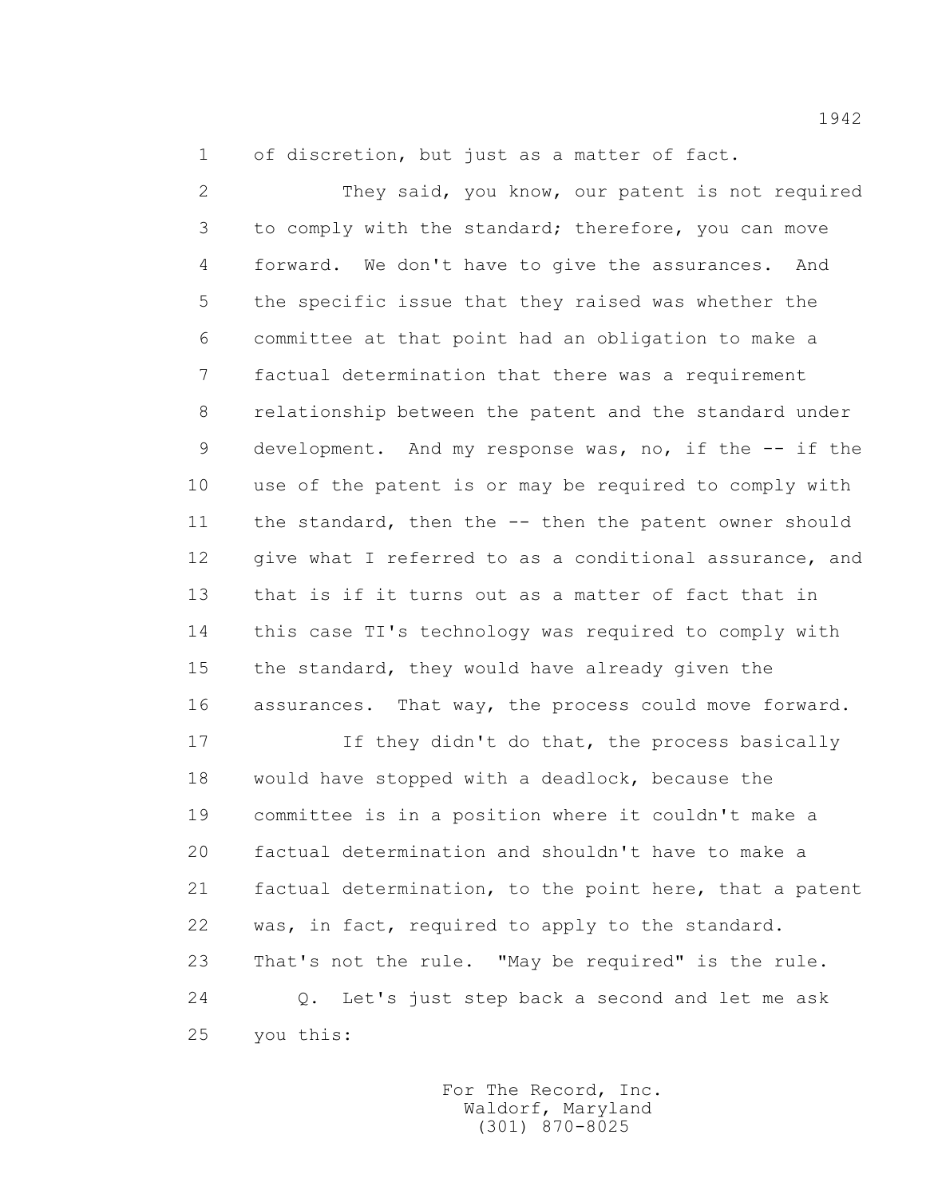1 of discretion, but just as a matter of fact.

2 They said, you know, our patent is not required
3 to comply with the standard; therefore, you can move
4 forward. We don't have to give the assurances. And
5 the specific issue that they raised was whether the
6 committee at that point had an obligation to make a
7 factual determination that there was a requirement
8 relationship between the patent and the standard under
9 development. And my response was, no, if the -- if the
10 use of the patent is or may be required to comply with
11 the standard, then the -- then the patent owner should
12 give what I referred to as a conditional assurance, and
13 that is if it turns out as a matter of fact that in
14 this case TI's technology was required to comply with
15 the standard, they would have already given the
16 assurances. That way, the process could move forward.

17 If they didn't do that, the process basically
18 would have stopped with a deadlock, because the
19 committee is in a position where it couldn't make a
20 factual determination and shouldn't have to make a
21 factual determination, to the point here, that a patent
22 was, in fact, required to apply to the standard.
23 That's not the rule. "May be required" is the rule.

24 Q. Let's just step back a second and let me ask
25 you this: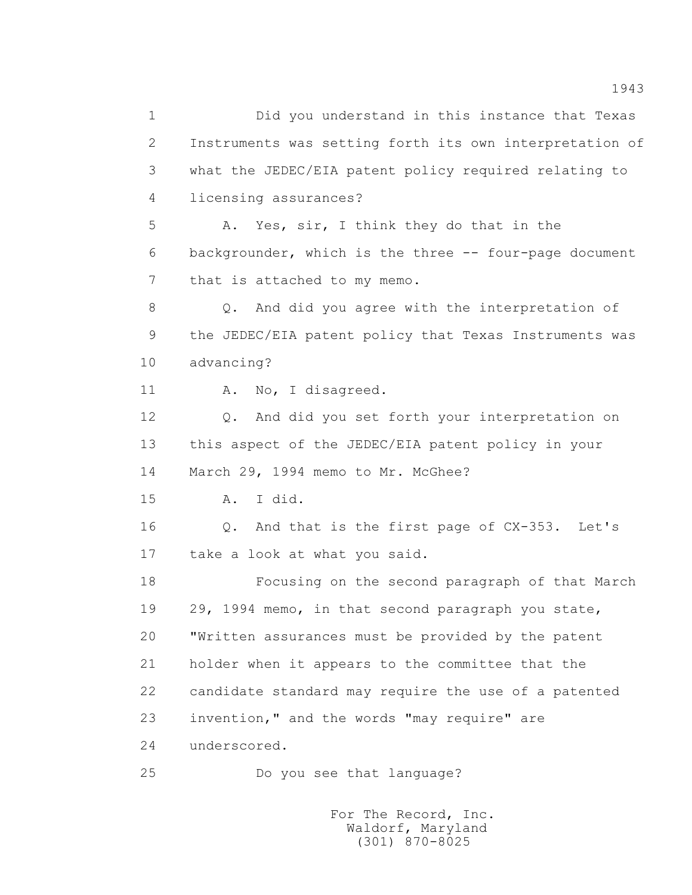Did you understand in this instance that Texas Instruments was setting forth its own interpretation of what the JEDEC/EIA patent policy required relating to licensing assurances?

A. Yes, sir, I think they do that in the backgrounder, which is the three -- four-page document that is attached to my memo.

Q. And did you agree with the interpretation of the JEDEC/EIA patent policy that Texas Instruments was advancing?

A. No, I disagreed.

Q. And did you set forth your interpretation on this aspect of the JEDEC/EIA patent policy in your March 29, 1994 memo to Mr. McGhee?

A. I did.

Q. And that is the first page of CX-353. Let's take a look at what you said.

Focusing on the second paragraph of that March 29, 1994 memo, in that second paragraph you state, "Written assurances must be provided by the patent holder when it appears to the committee that the candidate standard may require the use of a patented invention," and the words "may require" are underscored.

Do you see that language?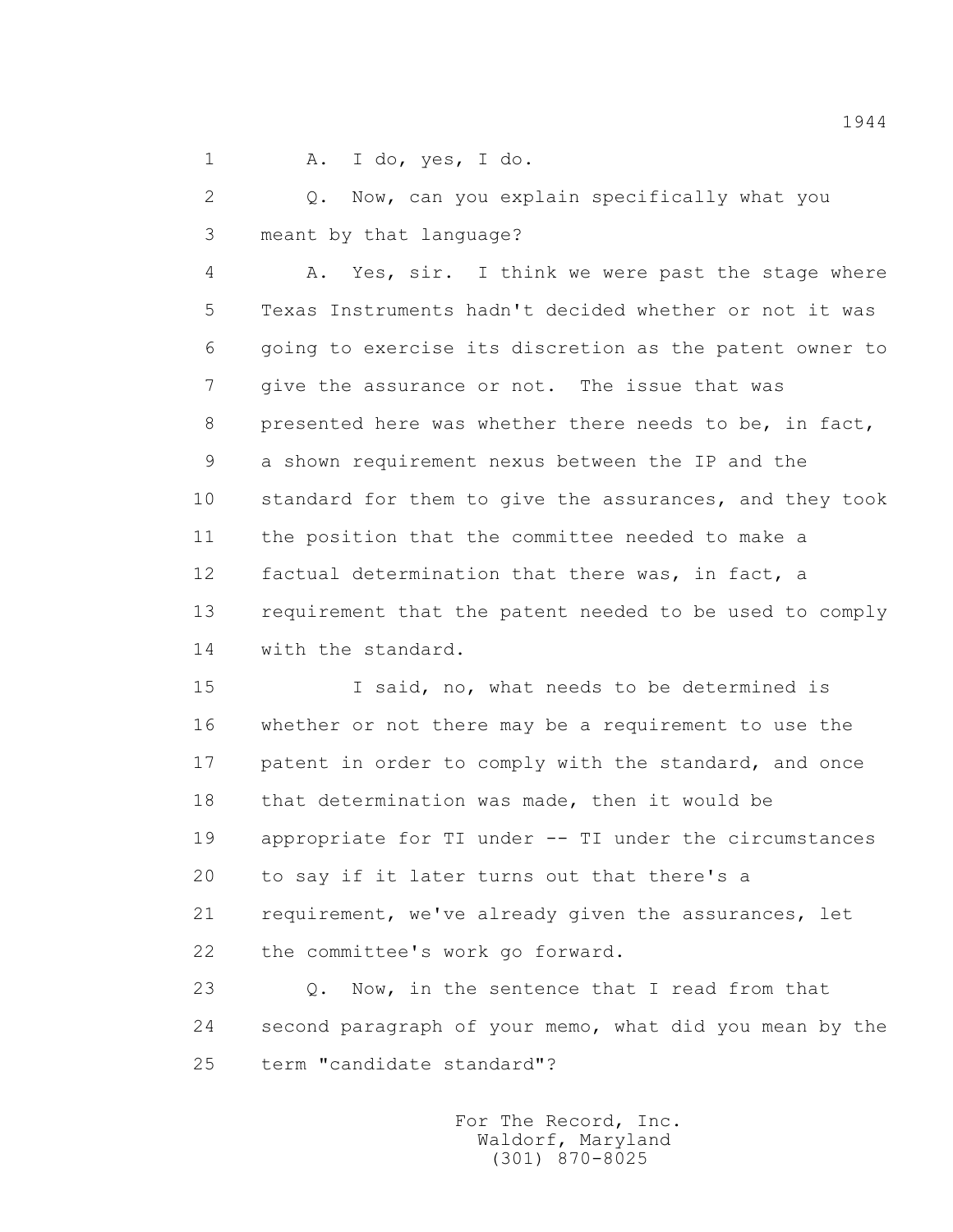1 A. I do, yes, I do.

2 Q. Now, can you explain specifically what you
3 meant by that language?

4 A. Yes, sir. I think we were past the stage where
5 Texas Instruments hadn't decided whether or not it was
6 going to exercise its discretion as the patent owner to
7 give the assurance or not. The issue that was
8 presented here was whether there needs to be, in fact,
9 a shown requirement nexus between the IP and the
10 standard for them to give the assurances, and they took
11 the position that the committee needed to make a
12 factual determination that there was, in fact, a
13 requirement that the patent needed to be used to comply
14 with the standard.

15 I said, no, what needs to be determined is
16 whether or not there may be a requirement to use the
17 patent in order to comply with the standard, and once
18 that determination was made, then it would be
19 appropriate for TI under -- TI under the circumstances
20 to say if it later turns out that there's a
21 requirement, we've already given the assurances, let
22 the committee's work go forward.

23 Q. Now, in the sentence that I read from that
24 second paragraph of your memo, what did you mean by the
25 term "candidate standard"?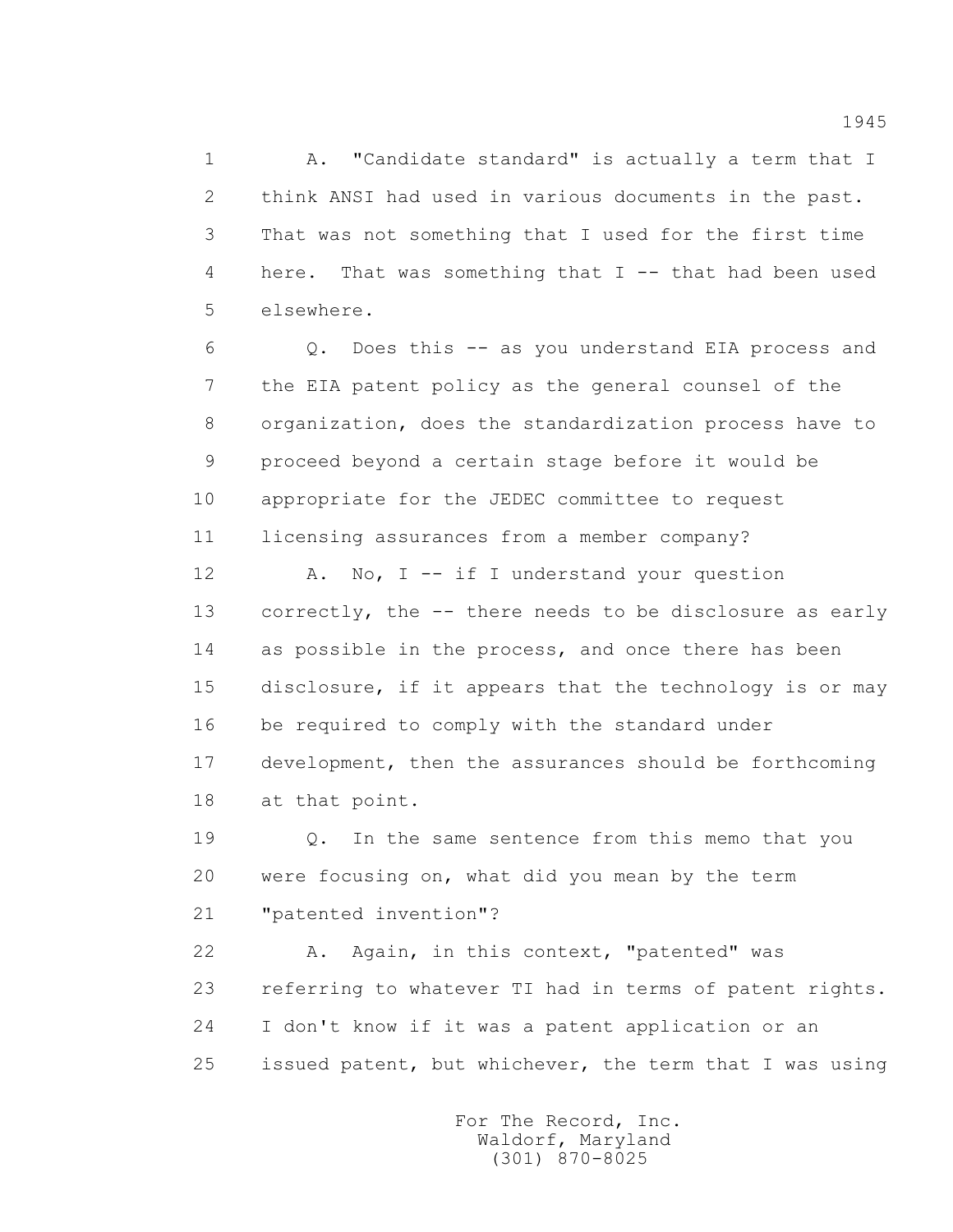1 A. "Candidate standard" is actually a term that I
2 think ANSI had used in various documents in the past.
3 That was not something that I used for the first time
4 here. That was something that I -- that had been used
5 elsewhere.

6 Q. Does this -- as you understand EIA process and
7 the EIA patent policy as the general counsel of the
8 organization, does the standardization process have to
9 proceed beyond a certain stage before it would be
10 appropriate for the JEDEC committee to request
11 licensing assurances from a member company?

12 A. No, I -- if I understand your question
13 correctly, the -- there needs to be disclosure as early
14 as possible in the process, and once there has been
15 disclosure, if it appears that the technology is or may
16 be required to comply with the standard under
17 development, then the assurances should be forthcoming
18 at that point.

19 Q. In the same sentence from this memo that you
20 were focusing on, what did you mean by the term
21 "patented invention"?

22 A. Again, in this context, "patented" was
23 referring to whatever TI had in terms of patent rights.
24 I don't know if it was a patent application or an
25 issued patent, but whichever, the term that I was using

For The Record, Inc.
Waldorf, Maryland
(301) 870-8025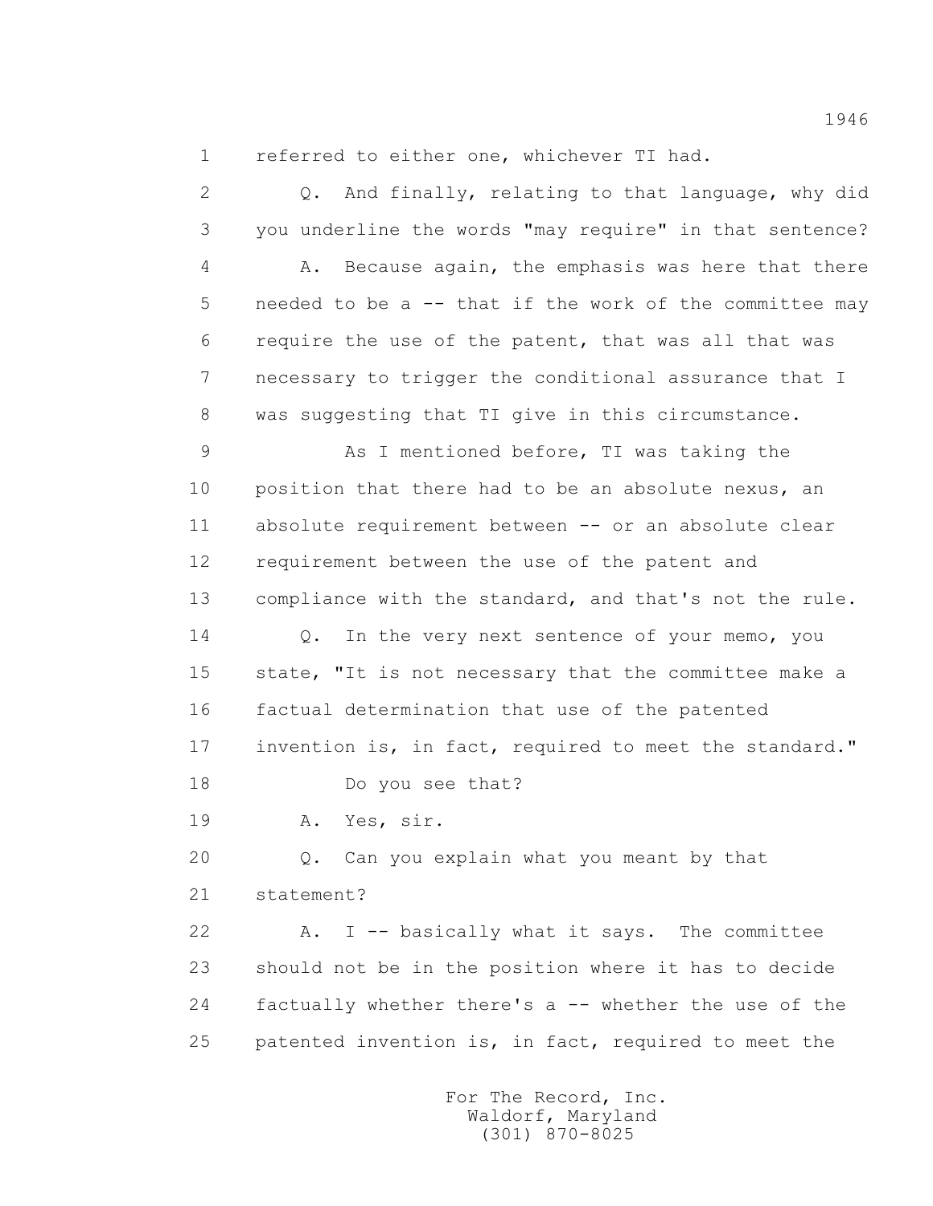1 referred to either one, whichever TI had.

2 Q. And finally, relating to that language, why did
3 you underline the words "may require" in that sentence?

4 A. Because again, the emphasis was here that there
5 needed to be a -- that if the work of the committee may
6 require the use of the patent, that was all that was
7 necessary to trigger the conditional assurance that I
8 was suggesting that TI give in this circumstance.

9 As I mentioned before, TI was taking the
10 position that there had to be an absolute nexus, an
11 absolute requirement between -- or an absolute clear
12 requirement between the use of the patent and
13 compliance with the standard, and that's not the rule.

14 Q. In the very next sentence of your memo, you
15 state, "It is not necessary that the committee make a
16 factual determination that use of the patented
17 invention is, in fact, required to meet the standard."

18 Do you see that?

19 A. Yes, sir.

20 Q. Can you explain what you meant by that
21 statement?

22 A. I -- basically what it says. The committee
23 should not be in the position where it has to decide
24 factually whether there's a -- whether the use of the
25 patented invention is, in fact, required to meet the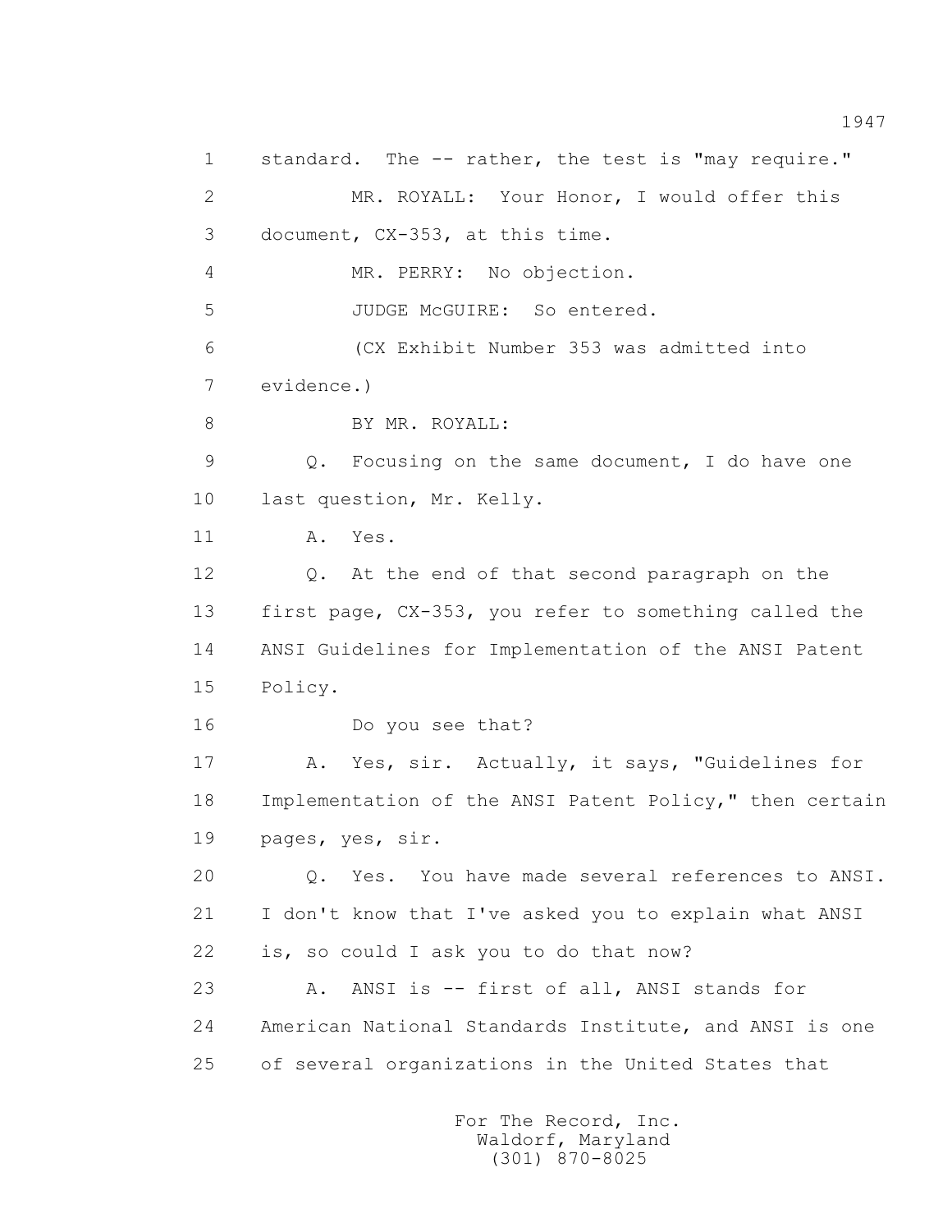1 standard. The -- rather, the test is "may require."

2 MR. ROYALL: Your Honor, I would offer this

3 document, CX-353, at this time.

4 MR. PERRY: No objection.

5 JUDGE McGUIRE: So entered.

6 (CX Exhibit Number 353 was admitted into

7 evidence.)

8 BY MR. ROYALL:

9 Q. Focusing on the same document, I do have one

10 last question, Mr. Kelly.

11 A. Yes.

12 Q. At the end of that second paragraph on the

13 first page, CX-353, you refer to something called the

14 ANSI Guidelines for Implementation of the ANSI Patent

15 Policy.

16 Do you see that?

17 A. Yes, sir. Actually, it says, "Guidelines for

18 Implementation of the ANSI Patent Policy," then certain

19 pages, yes, sir.

20 Q. Yes. You have made several references to ANSI.

21 I don't know that I've asked you to explain what ANSI

22 is, so could I ask you to do that now?

23 A. ANSI is -- first of all, ANSI stands for

24 American National Standards Institute, and ANSI is one

25 of several organizations in the United States that

For The Record, Inc.
Waldorf, Maryland
(301) 870-8025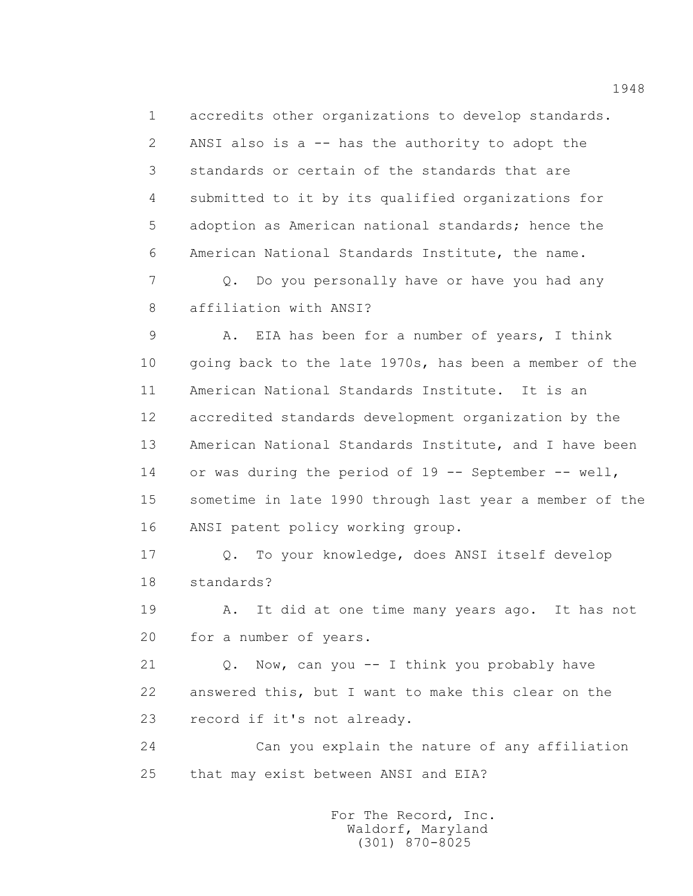1 accredits other organizations to develop standards.
2 ANSI also is a -- has the authority to adopt the
3 standards or certain of the standards that are
4 submitted to it by its qualified organizations for
5 adoption as American national standards; hence the
6 American National Standards Institute, the name.

7 Q. Do you personally have or have you had any
8 affiliation with ANSI?

9 A. EIA has been for a number of years, I think
10 going back to the late 1970s, has been a member of the
11 American National Standards Institute. It is an
12 accredited standards development organization by the
13 American National Standards Institute, and I have been
14 or was during the period of 19 -- September -- well,
15 sometime in late 1990 through last year a member of the
16 ANSI patent policy working group.

17 Q. To your knowledge, does ANSI itself develop
18 standards?

19 A. It did at one time many years ago. It has not
20 for a number of years.

21 Q. Now, can you -- I think you probably have
22 answered this, but I want to make this clear on the
23 record if it's not already.

24 Can you explain the nature of any affiliation
25 that may exist between ANSI and EIA?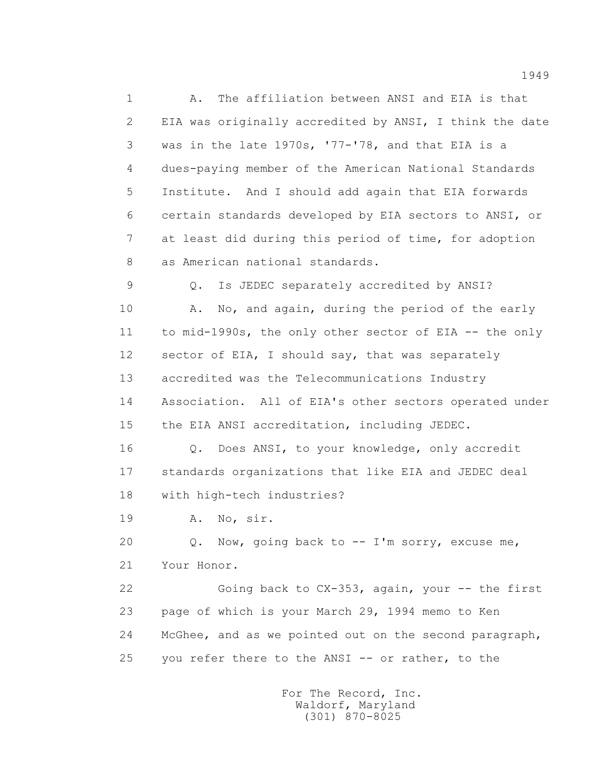1 A. The affiliation between ANSI and EIA is that
2 EIA was originally accredited by ANSI, I think the date
3 was in the late 1970s, '77-'78, and that EIA is a
4 dues-paying member of the American National Standards
5 Institute. And I should add again that EIA forwards
6 certain standards developed by EIA sectors to ANSI, or
7 at least did during this period of time, for adoption
8 as American national standards.

9 Q. Is JEDEC separately accredited by ANSI?

10 A. No, and again, during the period of the early
11 to mid-1990s, the only other sector of EIA -- the only
12 sector of EIA, I should say, that was separately
13 accredited was the Telecommunications Industry
14 Association. All of EIA's other sectors operated under
15 the EIA ANSI accreditation, including JEDEC.

16 Q. Does ANSI, to your knowledge, only accredit
17 standards organizations that like EIA and JEDEC deal
18 with high-tech industries?

19 A. No, sir.

20 Q. Now, going back to -- I'm sorry, excuse me,
21 Your Honor.

22 Going back to CX-353, again, your -- the first
23 page of which is your March 29, 1994 memo to Ken
24 McGhee, and as we pointed out on the second paragraph,
25 you refer there to the ANSI -- or rather, to the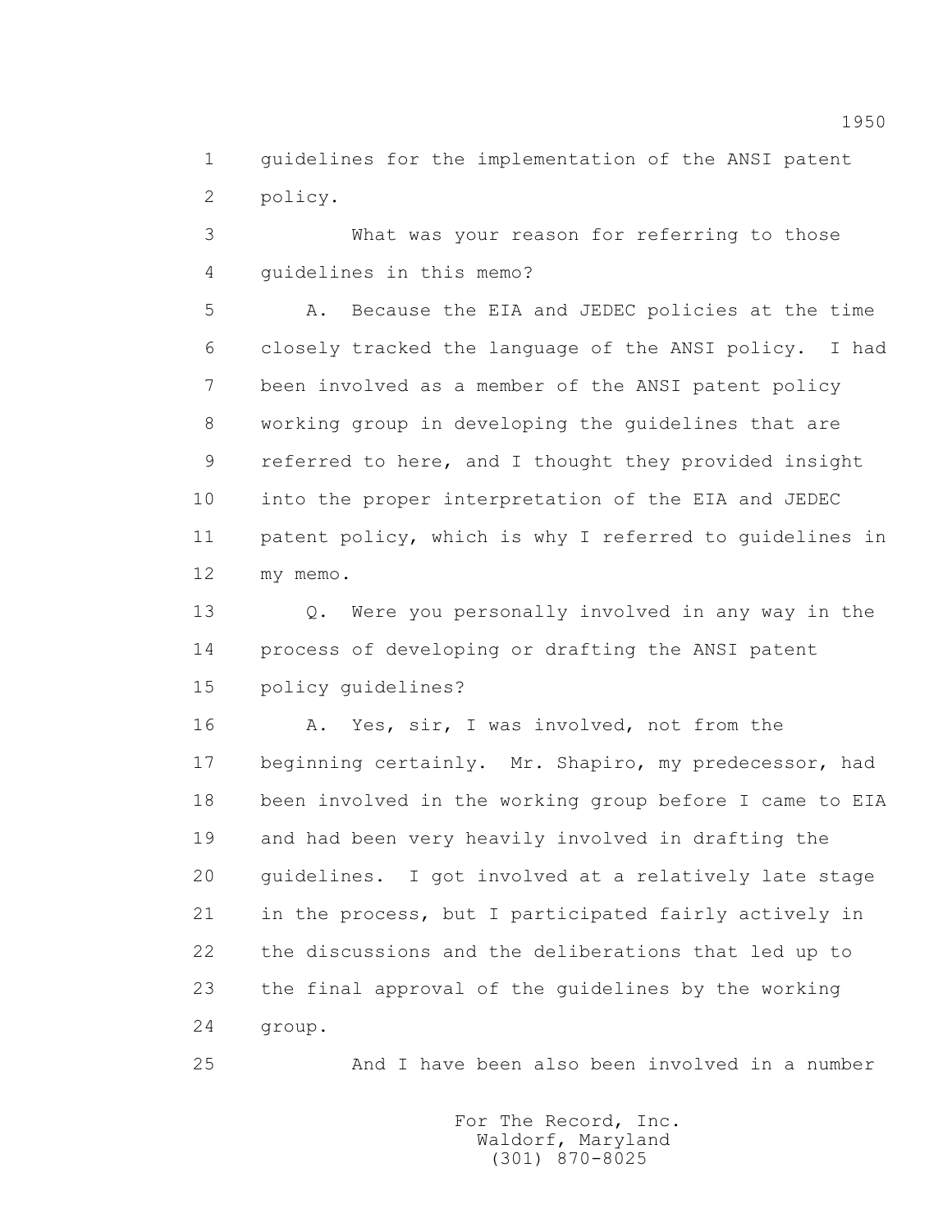guidelines for the implementation of the ANSI patent policy.

What was your reason for referring to those guidelines in this memo?

A. Because the EIA and JEDEC policies at the time closely tracked the language of the ANSI policy. I had been involved as a member of the ANSI patent policy working group in developing the guidelines that are referred to here, and I thought they provided insight into the proper interpretation of the EIA and JEDEC patent policy, which is why I referred to guidelines in my memo.

Q. Were you personally involved in any way in the process of developing or drafting the ANSI patent policy guidelines?

A. Yes, sir, I was involved, not from the beginning certainly. Mr. Shapiro, my predecessor, had been involved in the working group before I came to EIA and had been very heavily involved in drafting the guidelines. I got involved at a relatively late stage in the process, but I participated fairly actively in the discussions and the deliberations that led up to the final approval of the guidelines by the working group.

And I have been also been involved in a number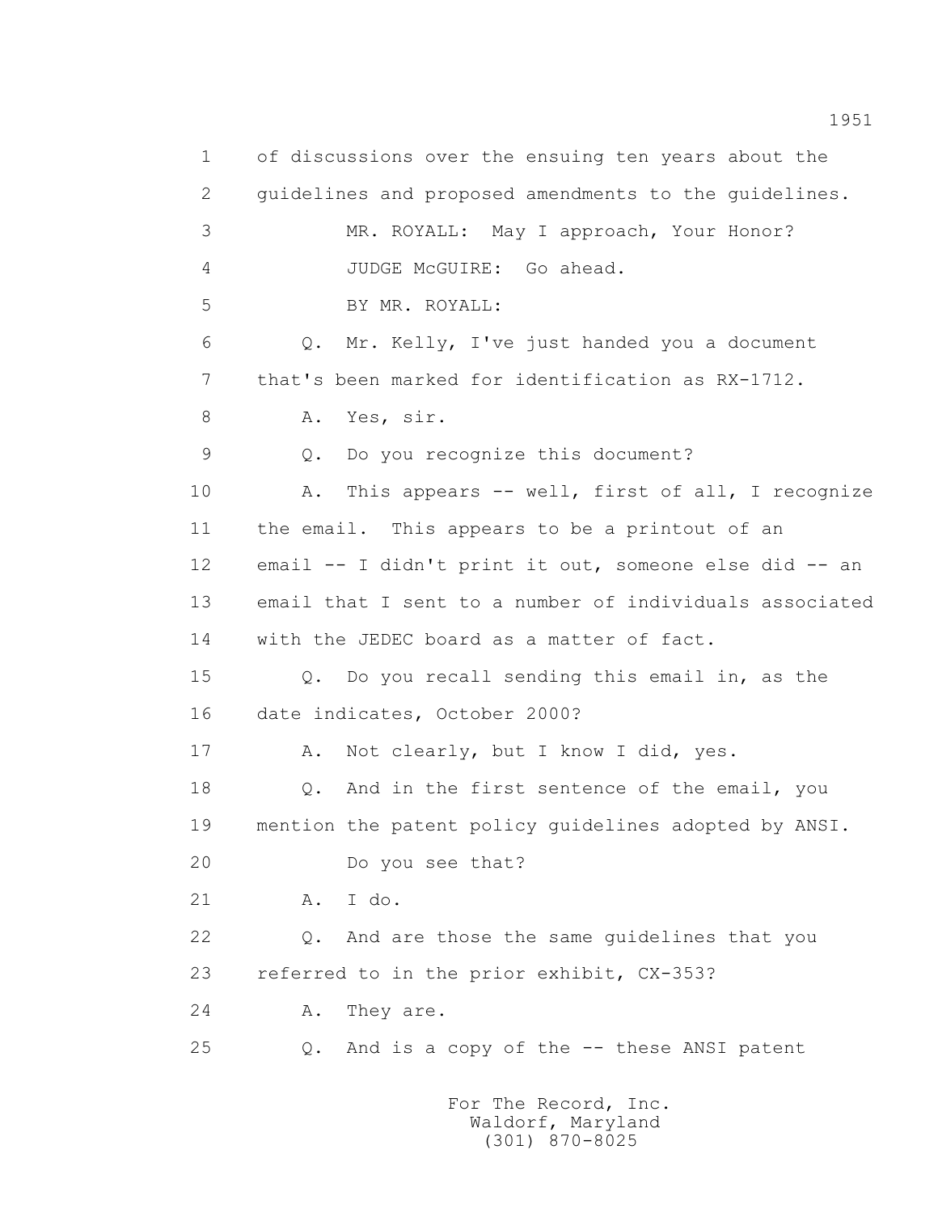1 of discussions over the ensuing ten years about the
2 guidelines and proposed amendments to the guidelines.
3 MR. ROYALL: May I approach, Your Honor?
4 JUDGE McGUIRE: Go ahead.
5 BY MR. ROYALL:
6 Q. Mr. Kelly, I've just handed you a document
7 that's been marked for identification as RX-1712.
8 A. Yes, sir.
9 Q. Do you recognize this document?
10 A. This appears -- well, first of all, I recognize
11 the email. This appears to be a printout of an
12 email -- I didn't print it out, someone else did -- an
13 email that I sent to a number of individuals associated
14 with the JEDEC board as a matter of fact.
15 Q. Do you recall sending this email in, as the
16 date indicates, October 2000?
17 A. Not clearly, but I know I did, yes.
18 Q. And in the first sentence of the email, you
19 mention the patent policy guidelines adopted by ANSI.
20 Do you see that?
21 A. I do.
22 Q. And are those the same guidelines that you
23 referred to in the prior exhibit, CX-353?
24 A. They are.
25 Q. And is a copy of the -- these ANSI patent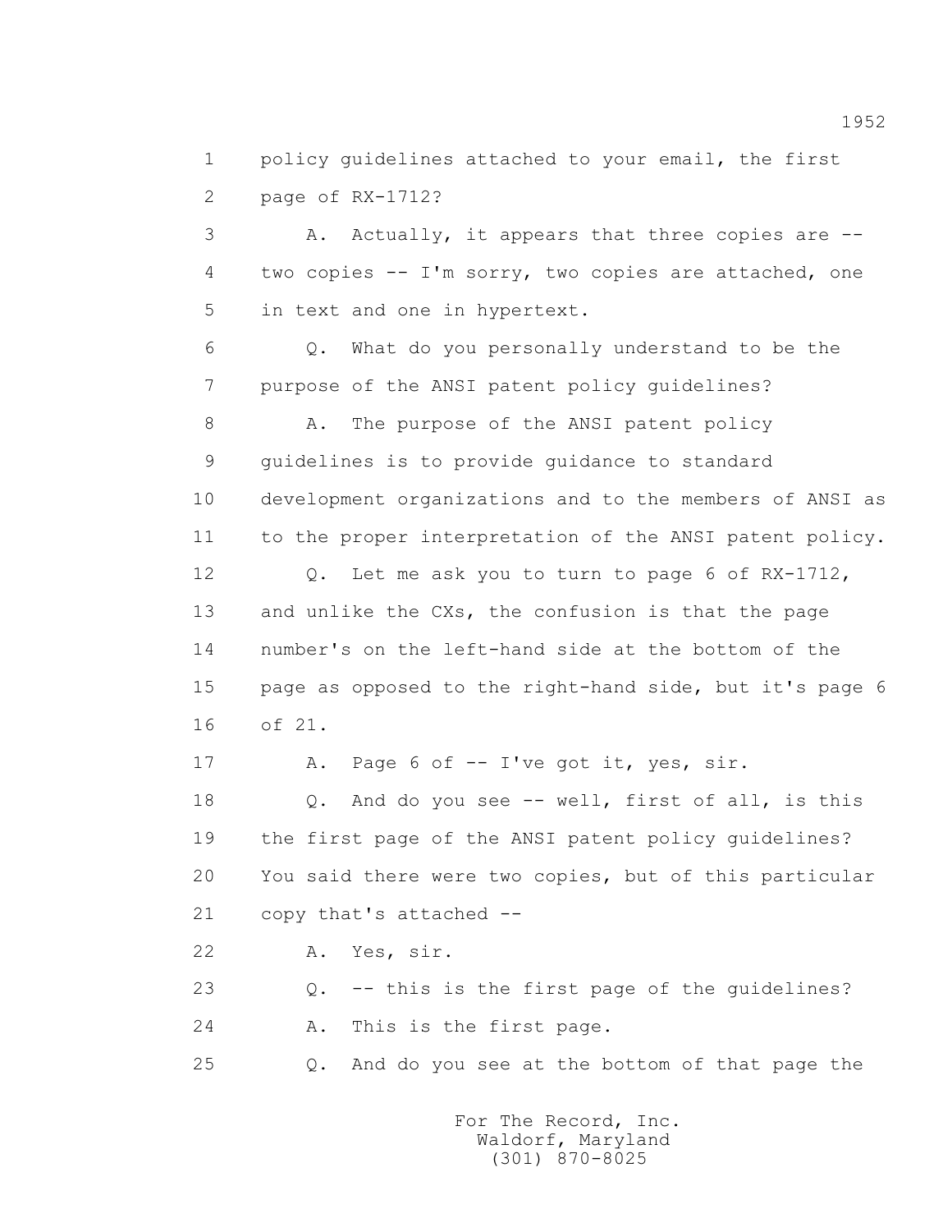1 policy guidelines attached to your email, the first
2 page of RX-1712?

3 A. Actually, it appears that three copies are --
4 two copies -- I'm sorry, two copies are attached, one
5 in text and one in hypertext.

6 Q. What do you personally understand to be the
7 purpose of the ANSI patent policy guidelines?

8 A. The purpose of the ANSI patent policy
9 guidelines is to provide guidance to standard
10 development organizations and to the members of ANSI as
11 to the proper interpretation of the ANSI patent policy.

12 Q. Let me ask you to turn to page 6 of RX-1712,
13 and unlike the CXs, the confusion is that the page
14 number's on the left-hand side at the bottom of the
15 page as opposed to the right-hand side, but it's page 6
16 of 21.

17 A. Page 6 of -- I've got it, yes, sir.

18 Q. And do you see -- well, first of all, is this
19 the first page of the ANSI patent policy guidelines?
20 You said there were two copies, but of this particular
21 copy that's attached --

22 A. Yes, sir.

23 Q. -- this is the first page of the guidelines?

24 A. This is the first page.

25 Q. And do you see at the bottom of that page the

For The Record, Inc.
Waldorf, Maryland
(301) 870-8025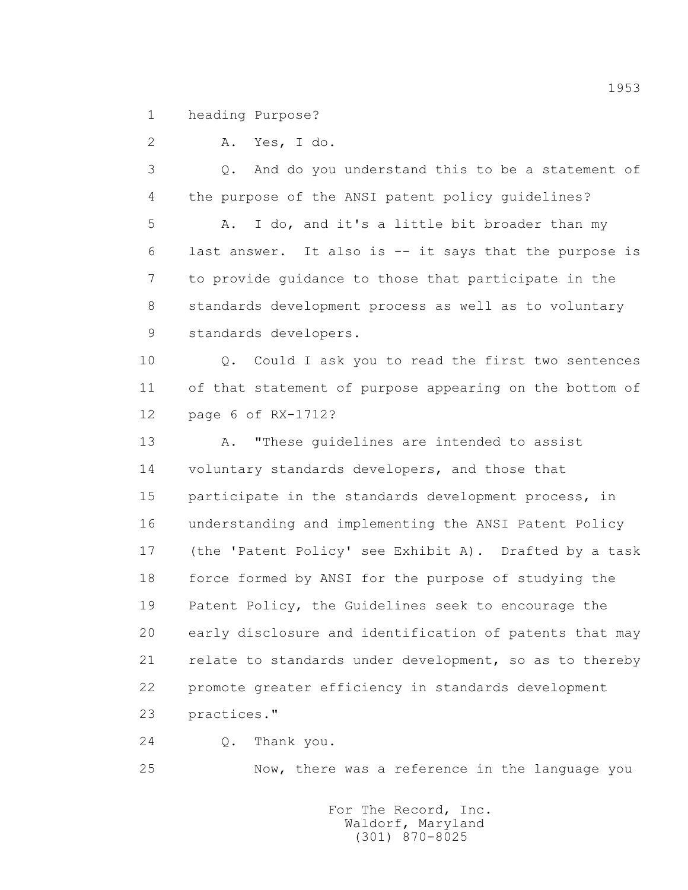1 heading Purpose?

2 A. Yes, I do.

3 Q. And do you understand this to be a statement of

4 the purpose of the ANSI patent policy guidelines?

5 A. I do, and it's a little bit broader than my

6 last answer. It also is -- it says that the purpose is

7 to provide guidance to those that participate in the

8 standards development process as well as to voluntary

9 standards developers.

10 Q. Could I ask you to read the first two sentences

11 of that statement of purpose appearing on the bottom of

12 page 6 of RX-1712?

13 A. "These guidelines are intended to assist

14 voluntary standards developers, and those that

15 participate in the standards development process, in

16 understanding and implementing the ANSI Patent Policy

17 (the 'Patent Policy' see Exhibit A). Drafted by a task

18 force formed by ANSI for the purpose of studying the

19 Patent Policy, the Guidelines seek to encourage the

20 early disclosure and identification of patents that may

21 relate to standards under development, so as to thereby

22 promote greater efficiency in standards development

23 practices."

24 Q. Thank you.

25 Now, there was a reference in the language you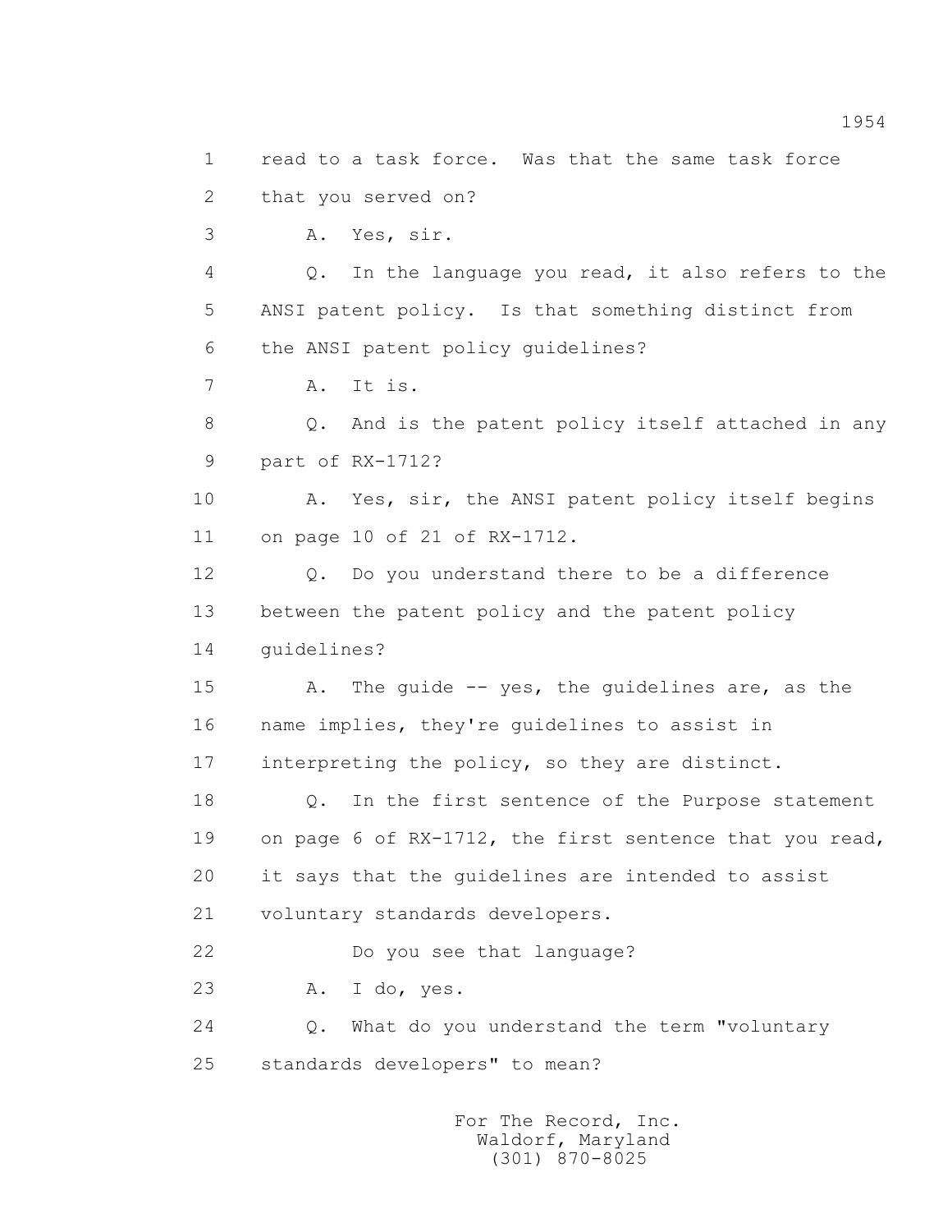1 read to a task force. Was that the same task force
2 that you served on?
3 A. Yes, sir.
4 Q. In the language you read, it also refers to the
5 ANSI patent policy. Is that something distinct from
6 the ANSI patent policy guidelines?
7 A. It is.
8 Q. And is the patent policy itself attached in any
9 part of RX-1712?
10 A. Yes, sir, the ANSI patent policy itself begins
11 on page 10 of 21 of RX-1712.
12 Q. Do you understand there to be a difference
13 between the patent policy and the patent policy
14 guidelines?
15 A. The guide -- yes, the guidelines are, as the
16 name implies, they're guidelines to assist in
17 interpreting the policy, so they are distinct.
18 Q. In the first sentence of the Purpose statement
19 on page 6 of RX-1712, the first sentence that you read,
20 it says that the guidelines are intended to assist
21 voluntary standards developers.
22 Do you see that language?
23 A. I do, yes.
24 Q. What do you understand the term "voluntary
25 standards developers" to mean?

For The Record, Inc.
Waldorf, Maryland
(301) 870-8025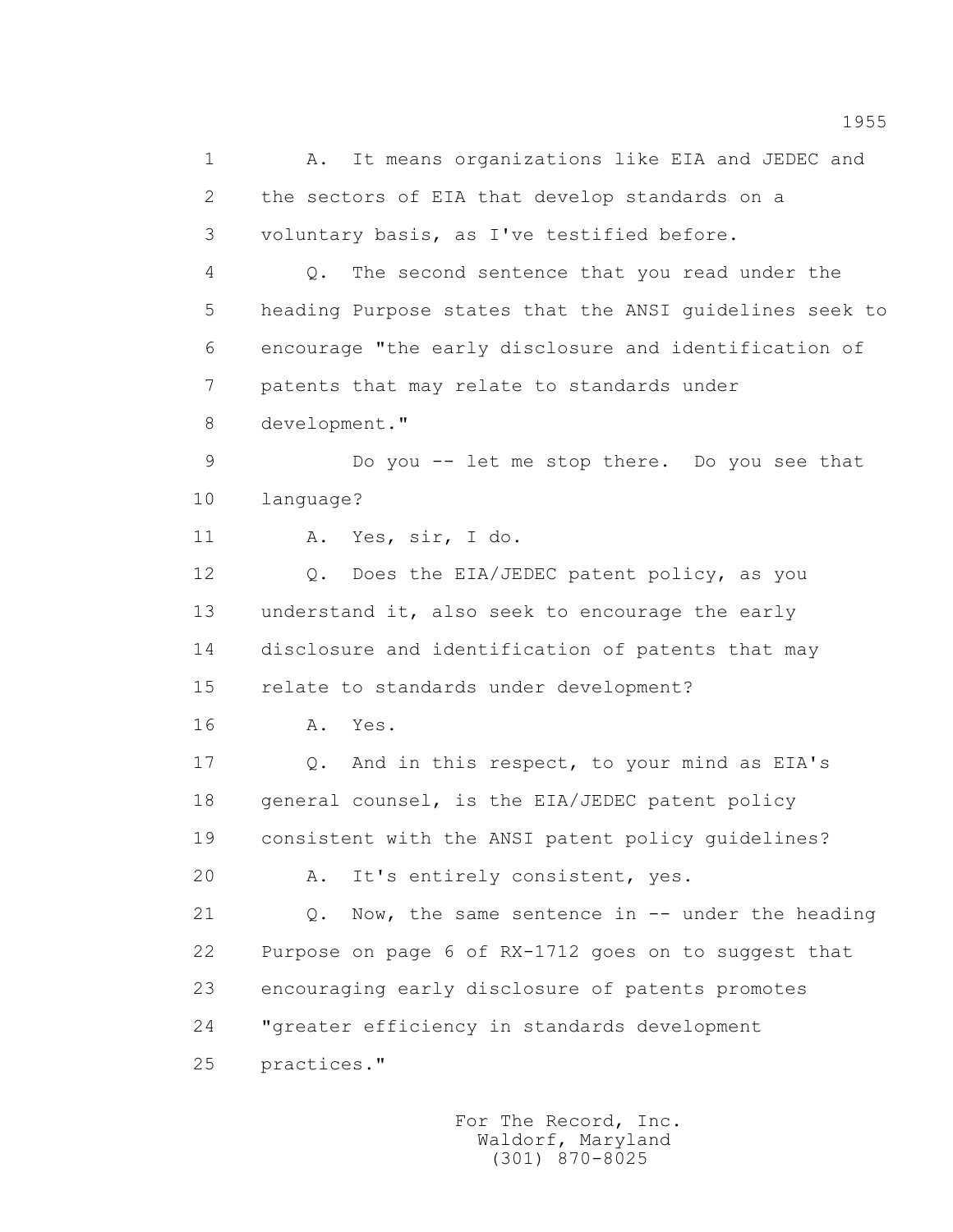1 A. It means organizations like EIA and JEDEC and
2 the sectors of EIA that develop standards on a
3 voluntary basis, as I've testified before.
4 Q. The second sentence that you read under the
5 heading Purpose states that the ANSI guidelines seek to
6 encourage "the early disclosure and identification of
7 patents that may relate to standards under
8 development."
9 Do you -- let me stop there. Do you see that
10 language?
11 A. Yes, sir, I do.
12 Q. Does the EIA/JEDEC patent policy, as you
13 understand it, also seek to encourage the early
14 disclosure and identification of patents that may
15 relate to standards under development?
16 A. Yes.
17 Q. And in this respect, to your mind as EIA's
18 general counsel, is the EIA/JEDEC patent policy
19 consistent with the ANSI patent policy guidelines?
20 A. It's entirely consistent, yes.
21 Q. Now, the same sentence in -- under the heading
22 Purpose on page 6 of RX-1712 goes on to suggest that
23 encouraging early disclosure of patents promotes
24 "greater efficiency in standards development
25 practices."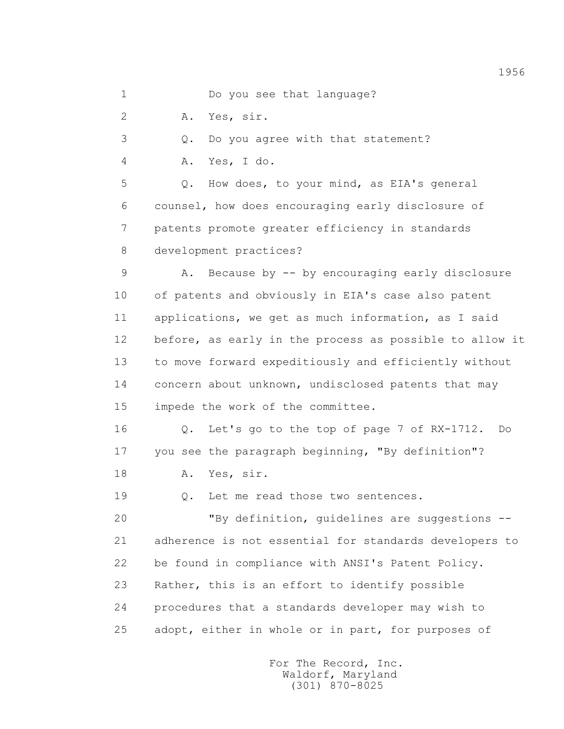1 Do you see that language?

2 A. Yes, sir.

3 Q. Do you agree with that statement?

4 A. Yes, I do.

5 Q. How does, to your mind, as EIA's general

6 counsel, how does encouraging early disclosure of

7 patents promote greater efficiency in standards

8 development practices?

9 A. Because by -- by encouraging early disclosure

10 of patents and obviously in EIA's case also patent

11 applications, we get as much information, as I said

12 before, as early in the process as possible to allow it

13 to move forward expeditiously and efficiently without

14 concern about unknown, undisclosed patents that may

15 impede the work of the committee.

16 Q. Let's go to the top of page 7 of RX-1712. Do

17 you see the paragraph beginning, "By definition"?

18 A. Yes, sir.

19 Q. Let me read those two sentences.

20 "By definition, guidelines are suggestions --

21 adherence is not essential for standards developers to

22 be found in compliance with ANSI's Patent Policy.

23 Rather, this is an effort to identify possible

24 procedures that a standards developer may wish to

25 adopt, either in whole or in part, for purposes of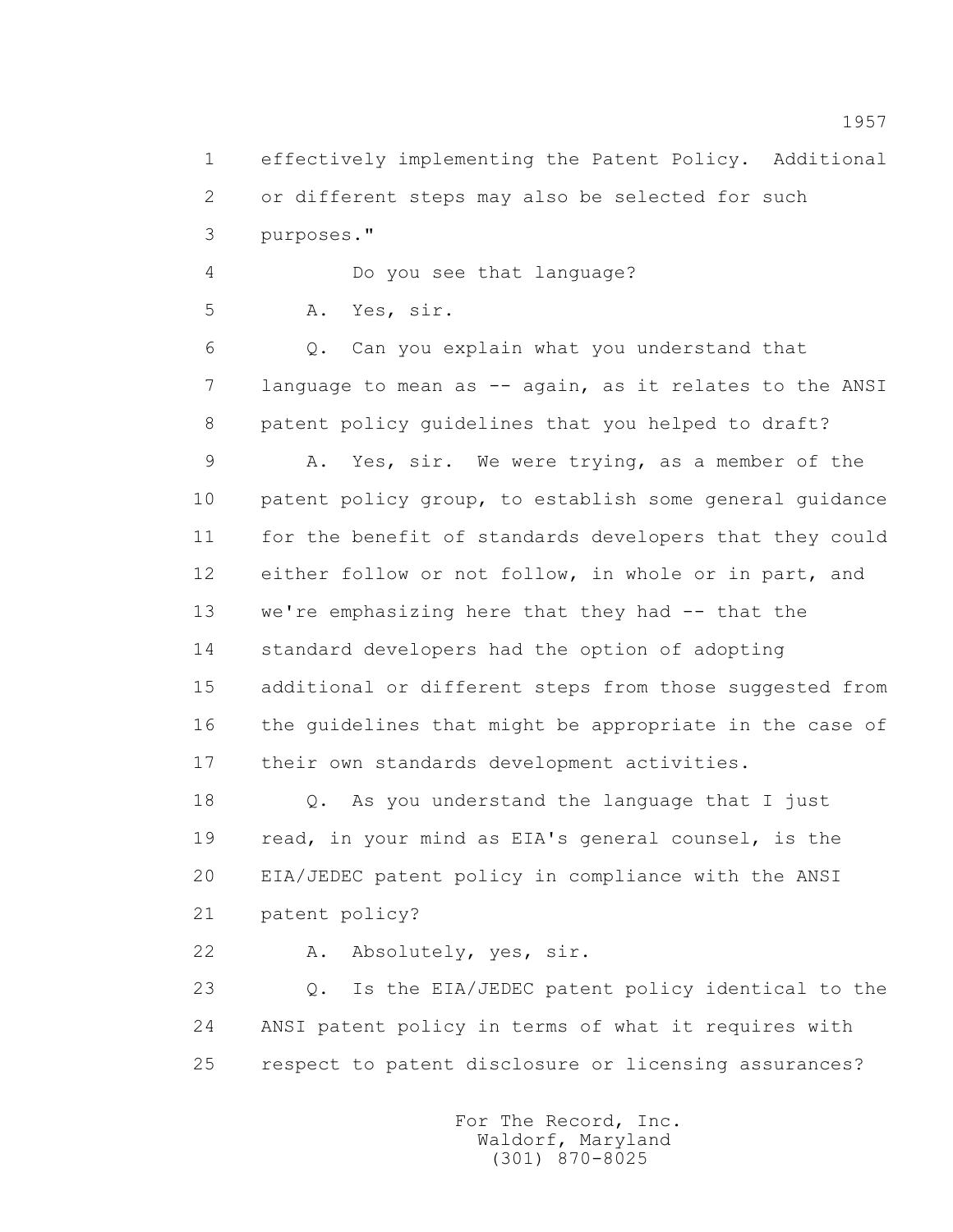effectively implementing the Patent Policy. Additional or different steps may also be selected for such purposes."

Do you see that language?

A. Yes, sir.

Q. Can you explain what you understand that language to mean as -- again, as it relates to the ANSI patent policy guidelines that you helped to draft?

A. Yes, sir. We were trying, as a member of the patent policy group, to establish some general guidance for the benefit of standards developers that they could either follow or not follow, in whole or in part, and we're emphasizing here that they had -- that the standard developers had the option of adopting additional or different steps from those suggested from the guidelines that might be appropriate in the case of their own standards development activities.

Q. As you understand the language that I just read, in your mind as EIA's general counsel, is the EIA/JEDEC patent policy in compliance with the ANSI patent policy?

A. Absolutely, yes, sir.

Q. Is the EIA/JEDEC patent policy identical to the ANSI patent policy in terms of what it requires with respect to patent disclosure or licensing assurances?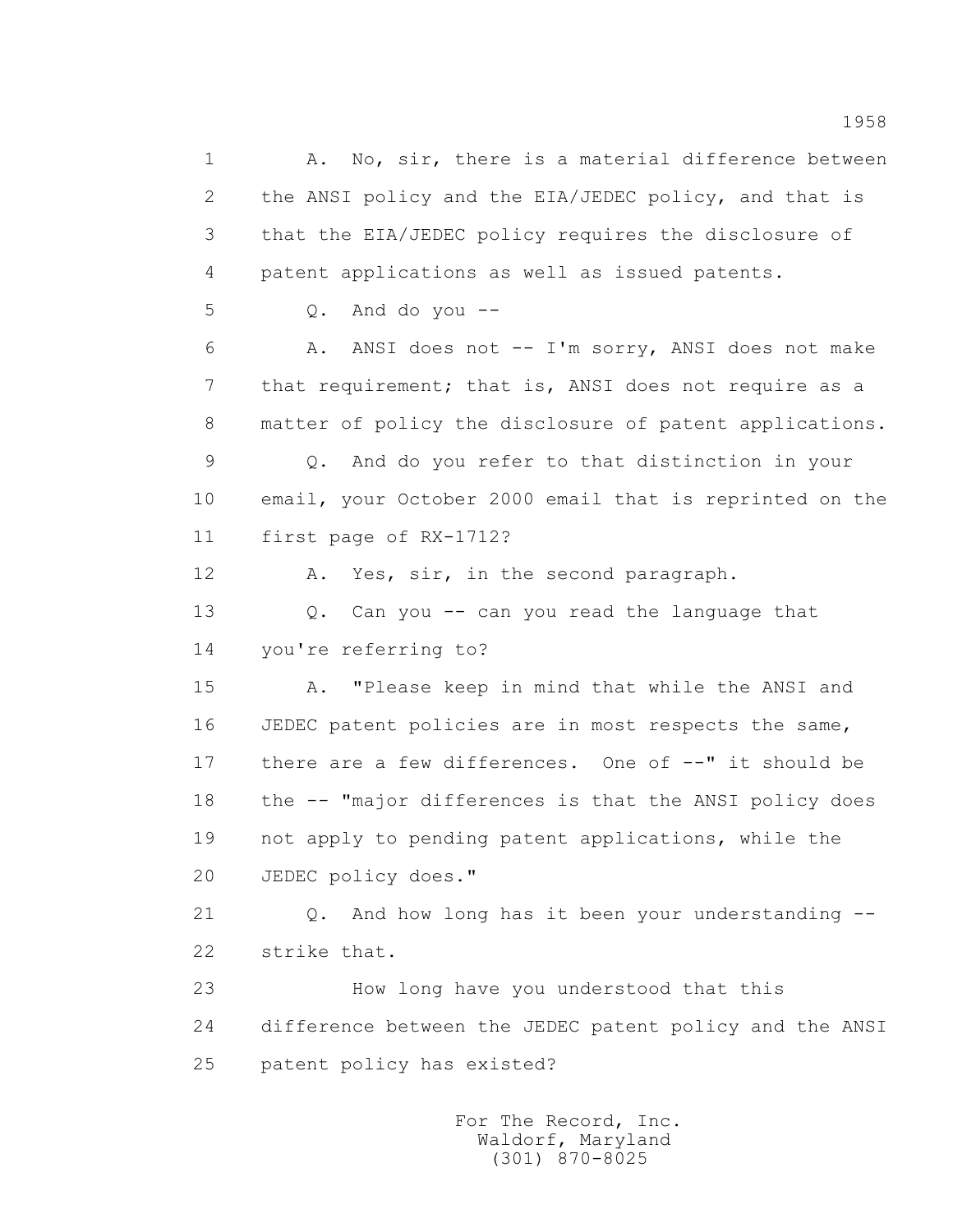1 A. No, sir, there is a material difference between
2 the ANSI policy and the EIA/JEDEC policy, and that is
3 that the EIA/JEDEC policy requires the disclosure of
4 patent applications as well as issued patents.

5 Q. And do you --

6 A. ANSI does not -- I'm sorry, ANSI does not make
7 that requirement; that is, ANSI does not require as a
8 matter of policy the disclosure of patent applications.

9 Q. And do you refer to that distinction in your
10 email, your October 2000 email that is reprinted on the
11 first page of RX-1712?

12 A. Yes, sir, in the second paragraph.

13 Q. Can you -- can you read the language that
14 you're referring to?

15 A. "Please keep in mind that while the ANSI and
16 JEDEC patent policies are in most respects the same,
17 there are a few differences. One of --" it should be
18 the -- "major differences is that the ANSI policy does
19 not apply to pending patent applications, while the
20 JEDEC policy does."

21 Q. And how long has it been your understanding --
22 strike that.

23 How long have you understood that this
24 difference between the JEDEC patent policy and the ANSI
25 patent policy has existed?

For The Record, Inc.
Waldorf, Maryland
(301) 870-8025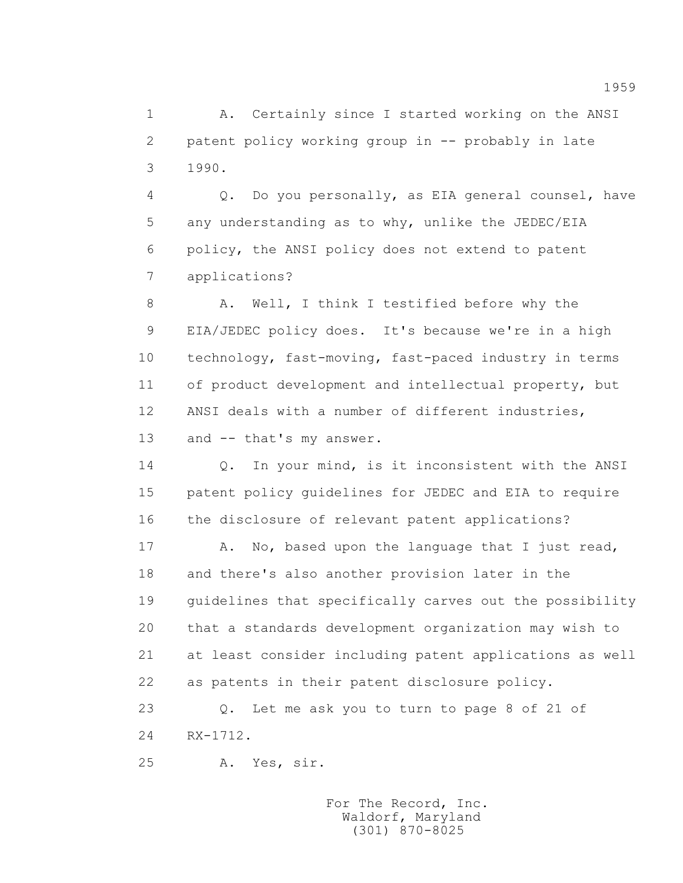A. Certainly since I started working on the ANSI patent policy working group in -- probably in late 1990.

Q. Do you personally, as EIA general counsel, have any understanding as to why, unlike the JEDEC/EIA policy, the ANSI policy does not extend to patent applications?

A. Well, I think I testified before why the EIA/JEDEC policy does. It's because we're in a high technology, fast-moving, fast-paced industry in terms of product development and intellectual property, but ANSI deals with a number of different industries, and -- that's my answer.

Q. In your mind, is it inconsistent with the ANSI patent policy guidelines for JEDEC and EIA to require the disclosure of relevant patent applications?

A. No, based upon the language that I just read, and there's also another provision later in the guidelines that specifically carves out the possibility that a standards development organization may wish to at least consider including patent applications as well as patents in their patent disclosure policy.

Q. Let me ask you to turn to page 8 of 21 of RX-1712.

A. Yes, sir.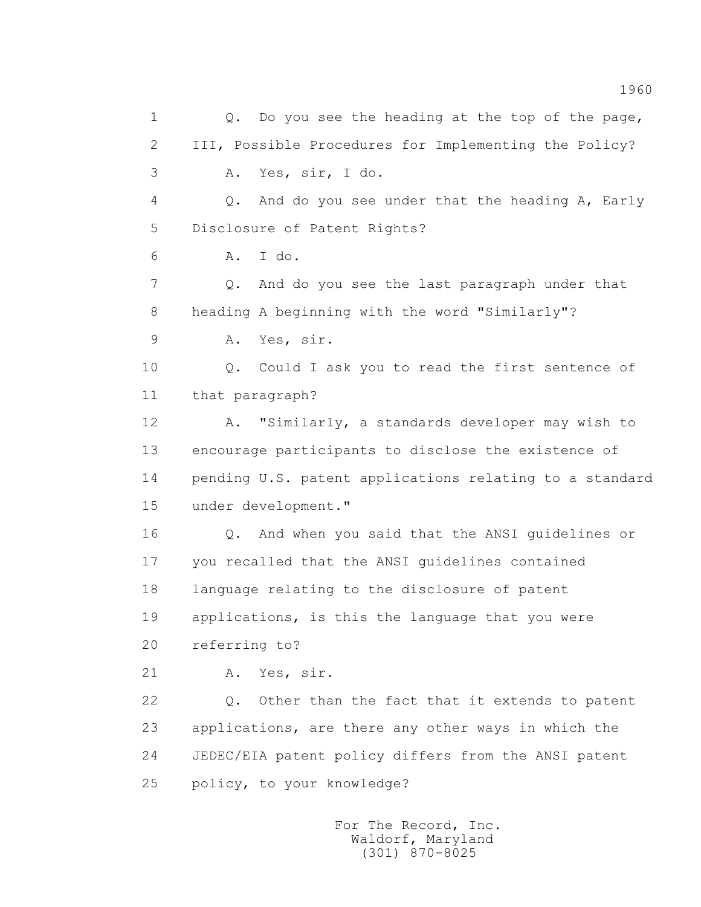1 Q. Do you see the heading at the top of the page,
2 III, Possible Procedures for Implementing the Policy?
3 A. Yes, sir, I do.
4 Q. And do you see under that the heading A, Early
5 Disclosure of Patent Rights?
6 A. I do.
7 Q. And do you see the last paragraph under that
8 heading A beginning with the word "Similarly"?
9 A. Yes, sir.
10 Q. Could I ask you to read the first sentence of
11 that paragraph?
12 A. "Similarly, a standards developer may wish to
13 encourage participants to disclose the existence of
14 pending U.S. patent applications relating to a standard
15 under development."
16 Q. And when you said that the ANSI guidelines or
17 you recalled that the ANSI guidelines contained
18 language relating to the disclosure of patent
19 applications, is this the language that you were
20 referring to?
21 A. Yes, sir.
22 Q. Other than the fact that it extends to patent
23 applications, are there any other ways in which the
24 JEDEC/EIA patent policy differs from the ANSI patent
25 policy, to your knowledge?

For The Record, Inc.
Waldorf, Maryland
(301) 870-8025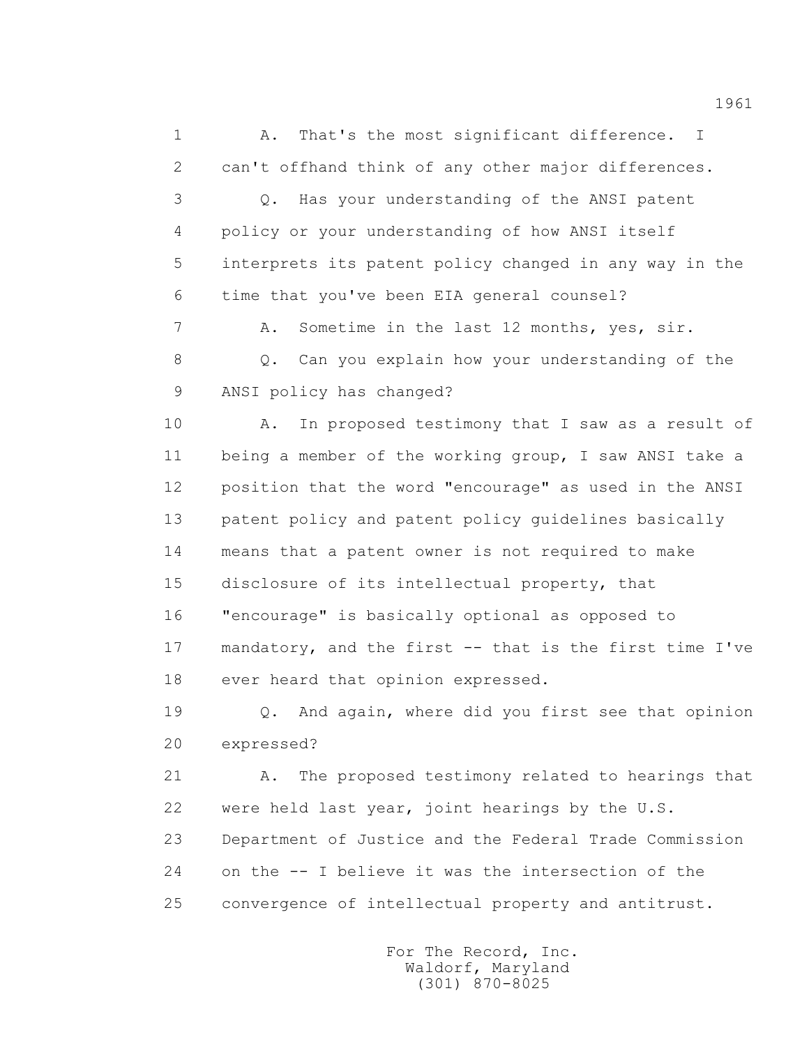1 A. That's the most significant difference. I
2 can't offhand think of any other major differences.
3 Q. Has your understanding of the ANSI patent
4 policy or your understanding of how ANSI itself
5 interprets its patent policy changed in any way in the
6 time that you've been EIA general counsel?
7 A. Sometime in the last 12 months, yes, sir.
8 Q. Can you explain how your understanding of the
9 ANSI policy has changed?
10 A. In proposed testimony that I saw as a result of
11 being a member of the working group, I saw ANSI take a
12 position that the word "encourage" as used in the ANSI
13 patent policy and patent policy guidelines basically
14 means that a patent owner is not required to make
15 disclosure of its intellectual property, that
16 "encourage" is basically optional as opposed to
17 mandatory, and the first -- that is the first time I've
18 ever heard that opinion expressed.
19 Q. And again, where did you first see that opinion
20 expressed?
21 A. The proposed testimony related to hearings that
22 were held last year, joint hearings by the U.S.
23 Department of Justice and the Federal Trade Commission
24 on the -- I believe it was the intersection of the
25 convergence of intellectual property and antitrust.

For The Record, Inc.
Waldorf, Maryland
(301) 870-8025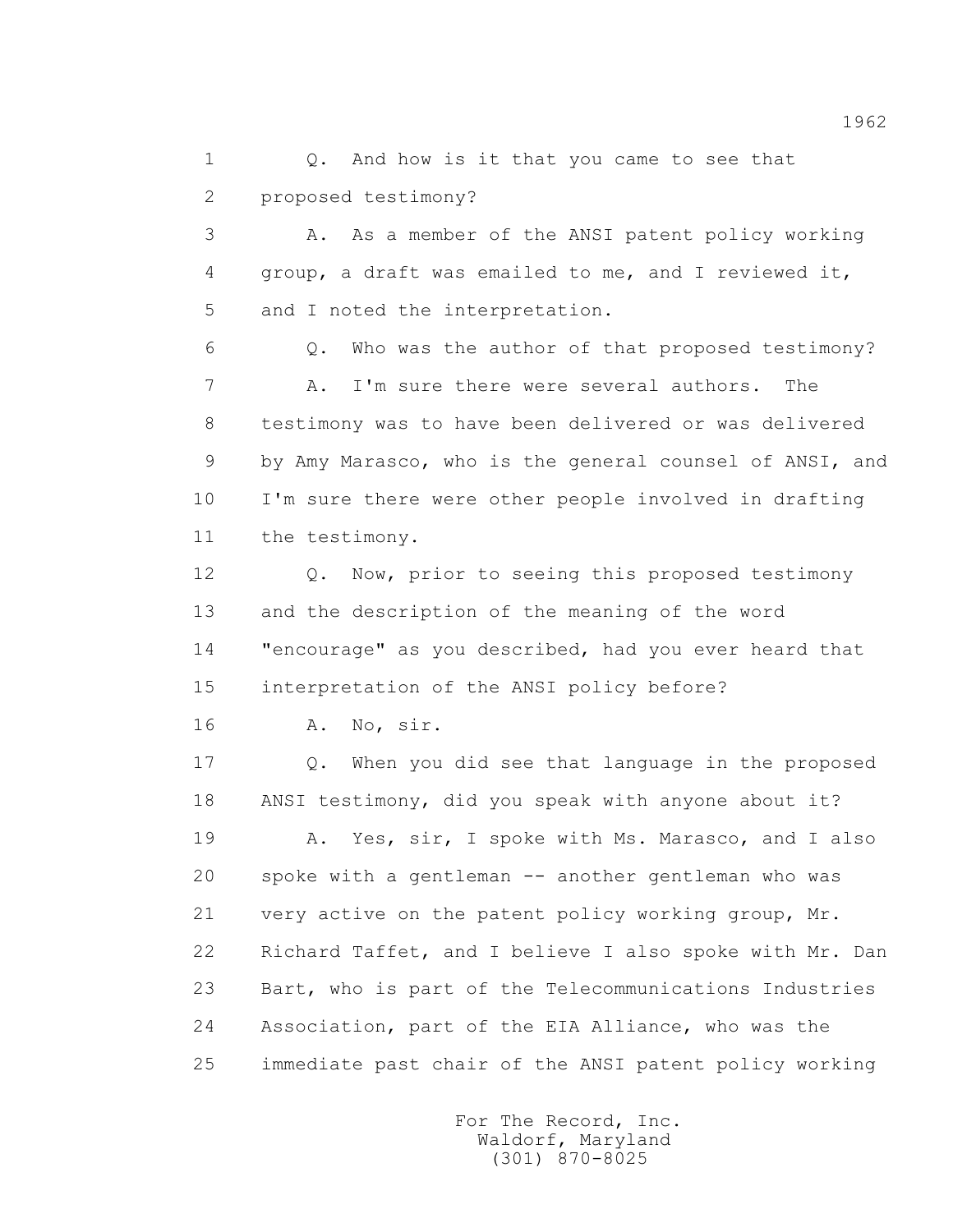1 Q. And how is it that you came to see that
2 proposed testimony?
3 A. As a member of the ANSI patent policy working
4 group, a draft was emailed to me, and I reviewed it,
5 and I noted the interpretation.
6 Q. Who was the author of that proposed testimony?
7 A. I'm sure there were several authors. The
8 testimony was to have been delivered or was delivered
9 by Amy Marasco, who is the general counsel of ANSI, and
10 I'm sure there were other people involved in drafting
11 the testimony.
12 Q. Now, prior to seeing this proposed testimony
13 and the description of the meaning of the word
14 "encourage" as you described, had you ever heard that
15 interpretation of the ANSI policy before?
16 A. No, sir.
17 Q. When you did see that language in the proposed
18 ANSI testimony, did you speak with anyone about it?
19 A. Yes, sir, I spoke with Ms. Marasco, and I also
20 spoke with a gentleman -- another gentleman who was
21 very active on the patent policy working group, Mr.
22 Richard Taffet, and I believe I also spoke with Mr. Dan
23 Bart, who is part of the Telecommunications Industries
24 Association, part of the EIA Alliance, who was the
25 immediate past chair of the ANSI patent policy working

For The Record, Inc.
Waldorf, Maryland
(301) 870-8025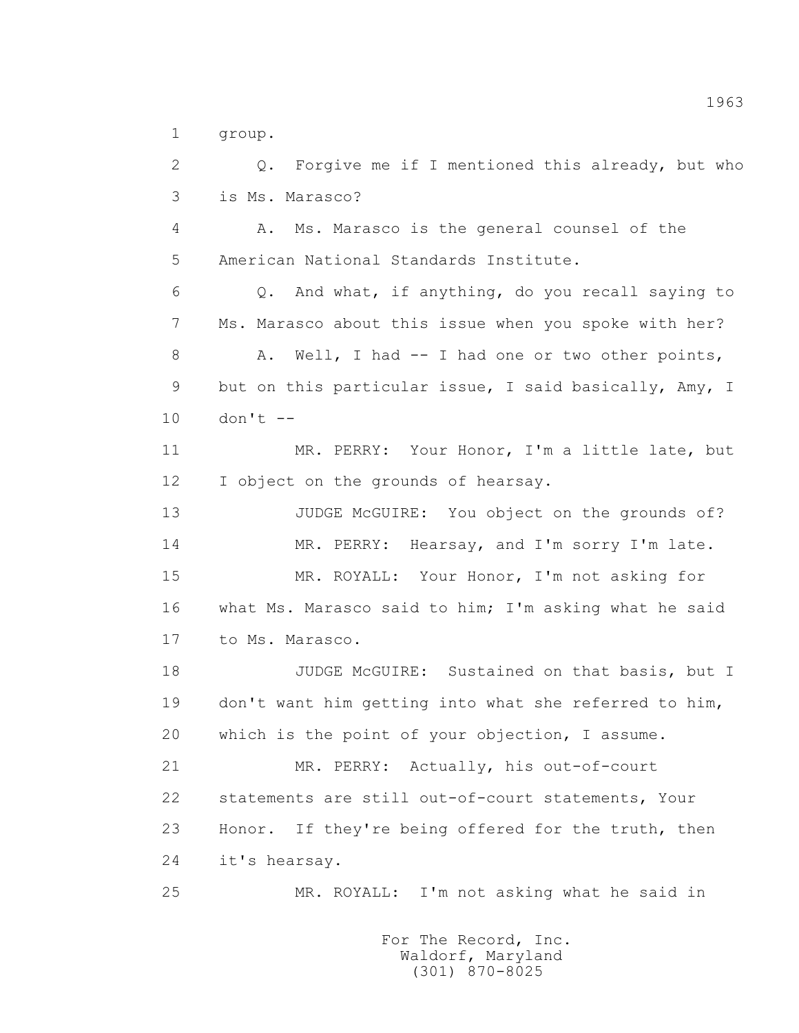1 group.

2 Q. Forgive me if I mentioned this already, but who

3 is Ms. Marasco?

4 A. Ms. Marasco is the general counsel of the

5 American National Standards Institute.

6 Q. And what, if anything, do you recall saying to

7 Ms. Marasco about this issue when you spoke with her?

8 A. Well, I had -- I had one or two other points,

9 but on this particular issue, I said basically, Amy, I

10 don't --

11 MR. PERRY: Your Honor, I'm a little late, but

12 I object on the grounds of hearsay.

13 JUDGE McGUIRE: You object on the grounds of?

14 MR. PERRY: Hearsay, and I'm sorry I'm late.

15 MR. ROYALL: Your Honor, I'm not asking for

16 what Ms. Marasco said to him; I'm asking what he said

17 to Ms. Marasco.

18 JUDGE McGUIRE: Sustained on that basis, but I

19 don't want him getting into what she referred to him,

20 which is the point of your objection, I assume.

21 MR. PERRY: Actually, his out-of-court

22 statements are still out-of-court statements, Your

23 Honor. If they're being offered for the truth, then

24 it's hearsay.

25 MR. ROYALL: I'm not asking what he said in

For The Record, Inc.
Waldorf, Maryland
(301) 870-8025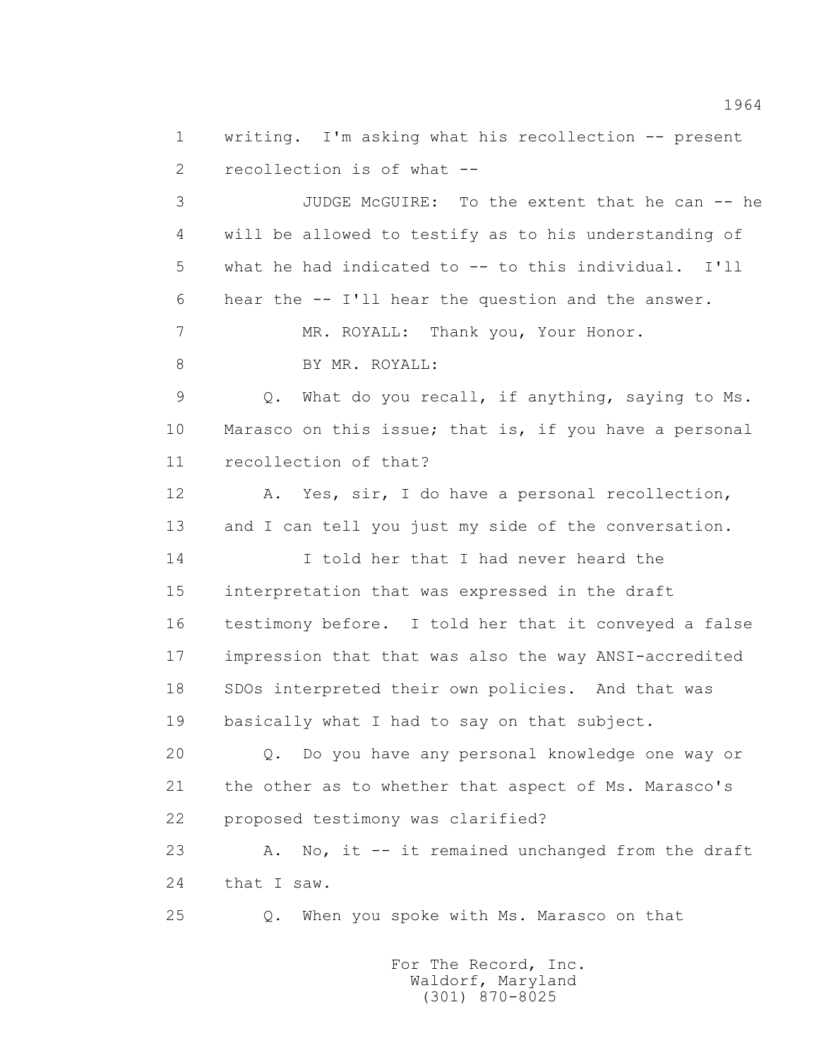writing. I'm asking what his recollection -- present recollection is of what --

JUDGE McGUIRE: To the extent that he can -- he will be allowed to testify as to his understanding of what he had indicated to -- to this individual. I'll hear the -- I'll hear the question and the answer.

MR. ROYALL: Thank you, Your Honor.

BY MR. ROYALL:

Q. What do you recall, if anything, saying to Ms. Marasco on this issue; that is, if you have a personal recollection of that?

A. Yes, sir, I do have a personal recollection, and I can tell you just my side of the conversation.

I told her that I had never heard the interpretation that was expressed in the draft testimony before. I told her that it conveyed a false impression that that was also the way ANSI-accredited SDOs interpreted their own policies. And that was basically what I had to say on that subject.

Q. Do you have any personal knowledge one way or the other as to whether that aspect of Ms. Marasco's proposed testimony was clarified?

A. No, it -- it remained unchanged from the draft that I saw.

Q. When you spoke with Ms. Marasco on that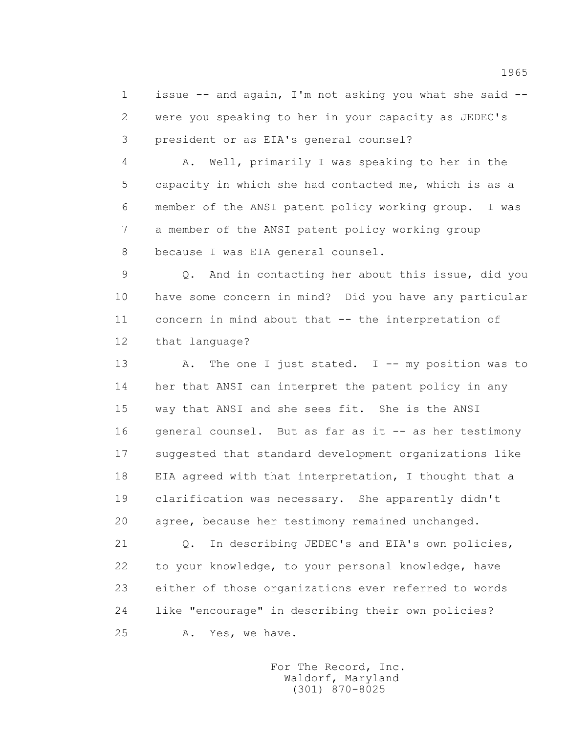1 issue -- and again, I'm not asking you what she said --
2 were you speaking to her in your capacity as JEDEC's
3 president or as EIA's general counsel?

4 A. Well, primarily I was speaking to her in the
5 capacity in which she had contacted me, which is as a
6 member of the ANSI patent policy working group. I was
7 a member of the ANSI patent policy working group
8 because I was EIA general counsel.

9 Q. And in contacting her about this issue, did you
10 have some concern in mind? Did you have any particular
11 concern in mind about that -- the interpretation of
12 that language?

13 A. The one I just stated. I -- my position was to
14 her that ANSI can interpret the patent policy in any
15 way that ANSI and she sees fit. She is the ANSI
16 general counsel. But as far as it -- as her testimony
17 suggested that standard development organizations like
18 EIA agreed with that interpretation, I thought that a
19 clarification was necessary. She apparently didn't
20 agree, because her testimony remained unchanged.

21 Q. In describing JEDEC's and EIA's own policies,
22 to your knowledge, to your personal knowledge, have
23 either of those organizations ever referred to words
24 like "encourage" in describing their own policies?

25 A. Yes, we have.

For The Record, Inc.
Waldorf, Maryland
(301) 870-8025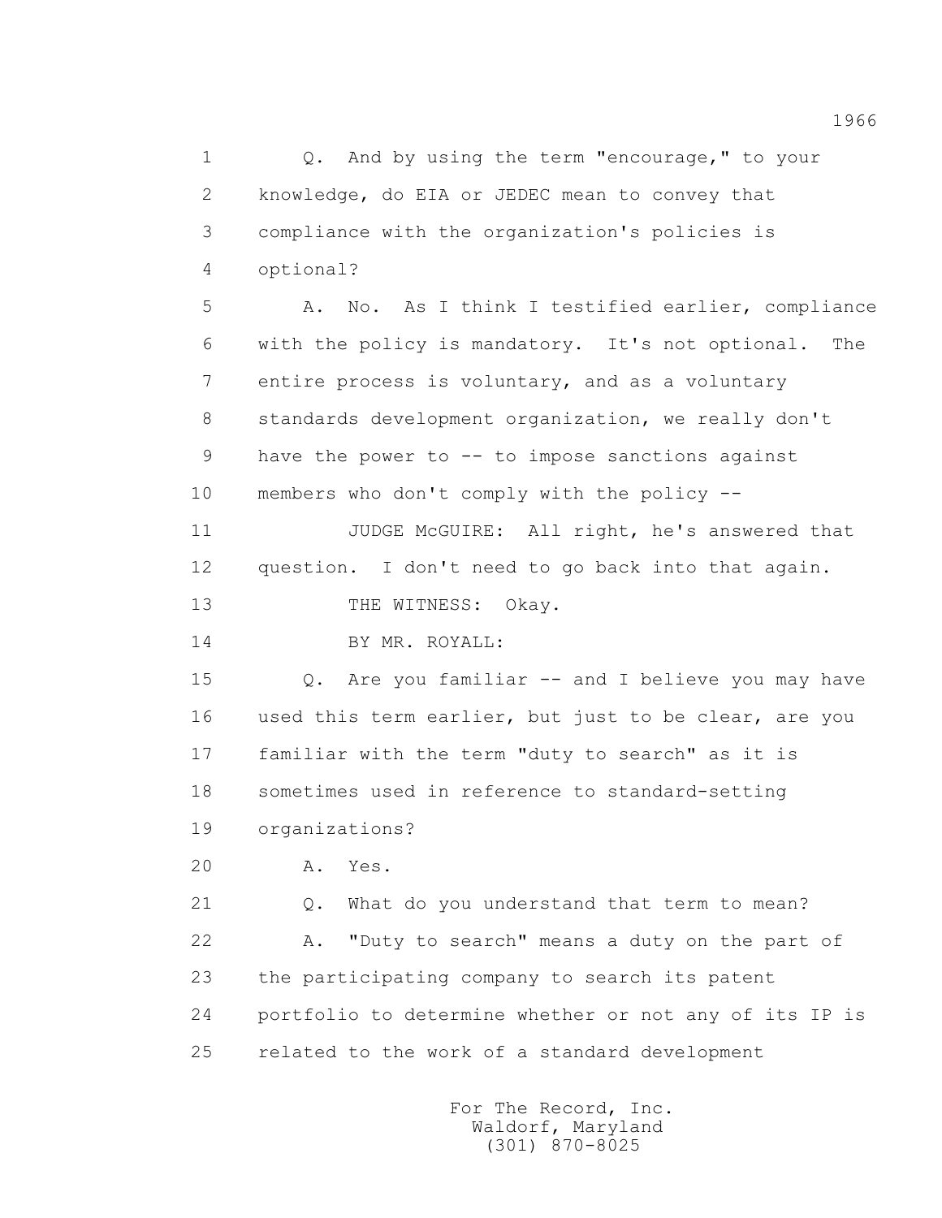1 Q. And by using the term "encourage," to your
2 knowledge, do EIA or JEDEC mean to convey that
3 compliance with the organization's policies is
4 optional?
5 A. No. As I think I testified earlier, compliance
6 with the policy is mandatory. It's not optional. The
7 entire process is voluntary, and as a voluntary
8 standards development organization, we really don't
9 have the power to -- to impose sanctions against
10 members who don't comply with the policy --
11 JUDGE McGUIRE: All right, he's answered that
12 question. I don't need to go back into that again.
13 THE WITNESS: Okay.
14 BY MR. ROYALL:
15 Q. Are you familiar -- and I believe you may have
16 used this term earlier, but just to be clear, are you
17 familiar with the term "duty to search" as it is
18 sometimes used in reference to standard-setting
19 organizations?
20 A. Yes.
21 Q. What do you understand that term to mean?
22 A. "Duty to search" means a duty on the part of
23 the participating company to search its patent
24 portfolio to determine whether or not any of its IP is
25 related to the work of a standard development

For The Record, Inc.
Waldorf, Maryland
(301) 870-8025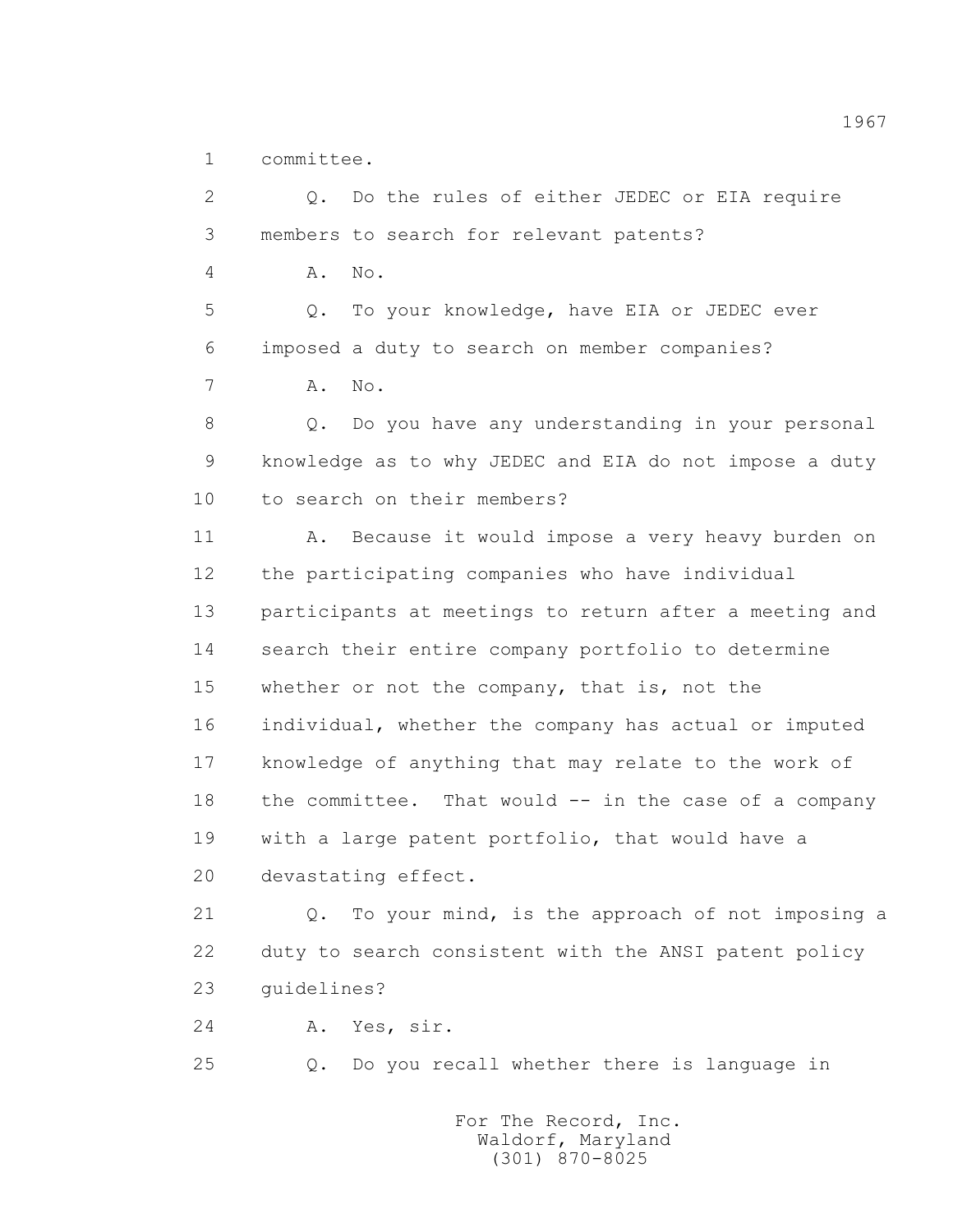1 committee.

2 Q. Do the rules of either JEDEC or EIA require

3 members to search for relevant patents?

4 A. No.

5 Q. To your knowledge, have EIA or JEDEC ever

6 imposed a duty to search on member companies?

7 A. No.

8 Q. Do you have any understanding in your personal

9 knowledge as to why JEDEC and EIA do not impose a duty

10 to search on their members?

11 A. Because it would impose a very heavy burden on

12 the participating companies who have individual

13 participants at meetings to return after a meeting and

14 search their entire company portfolio to determine

15 whether or not the company, that is, not the

16 individual, whether the company has actual or imputed

17 knowledge of anything that may relate to the work of

18 the committee. That would -- in the case of a company

19 with a large patent portfolio, that would have a

20 devastating effect.

21 Q. To your mind, is the approach of not imposing a

22 duty to search consistent with the ANSI patent policy

23 guidelines?

24 A. Yes, sir.

25 Q. Do you recall whether there is language in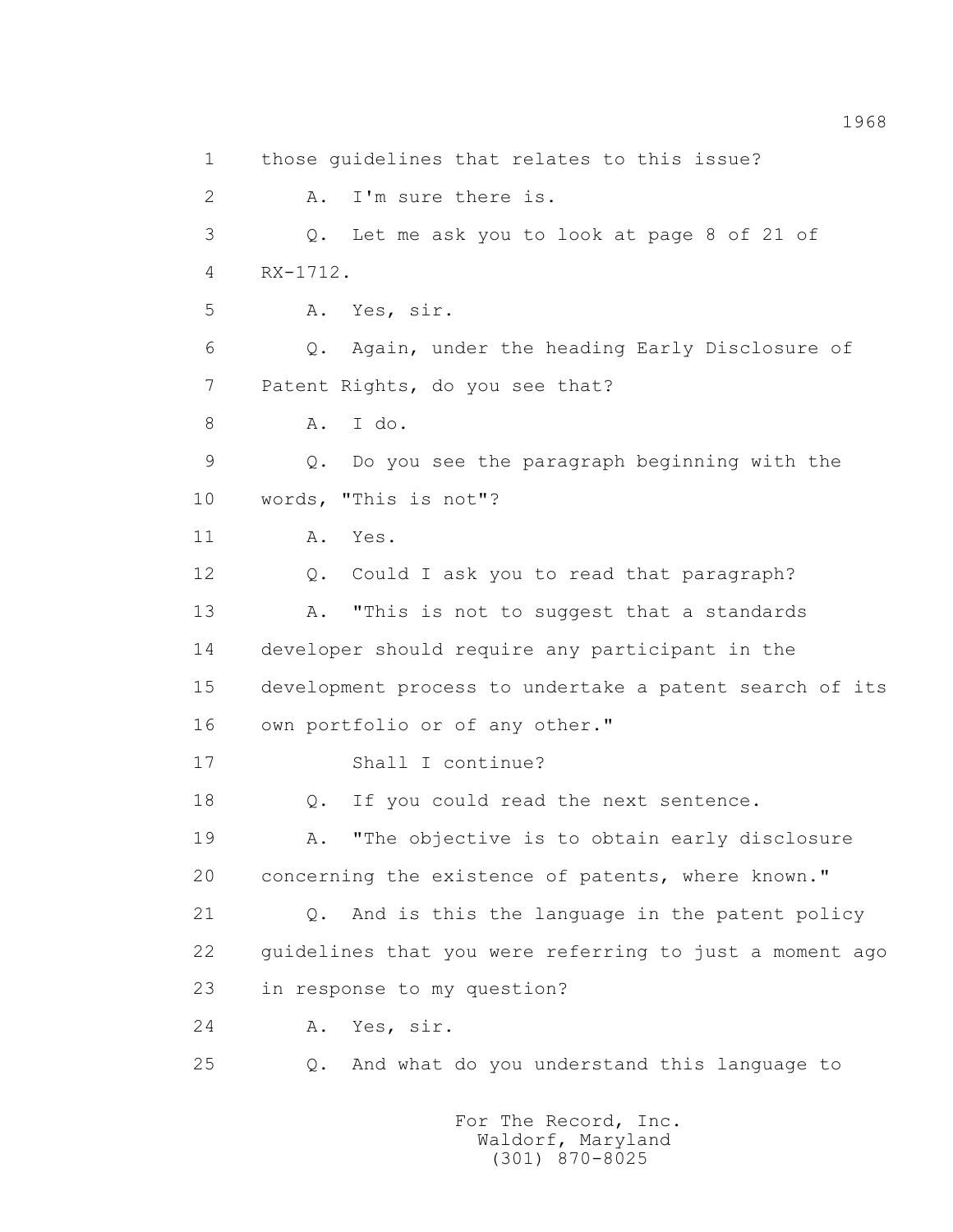1 those guidelines that relates to this issue?

2 A. I'm sure there is.

3 Q. Let me ask you to look at page 8 of 21 of

4 RX-1712.

5 A. Yes, sir.

6 Q. Again, under the heading Early Disclosure of

7 Patent Rights, do you see that?

8 A. I do.

9 Q. Do you see the paragraph beginning with the

10 words, "This is not"?

11 A. Yes.

12 Q. Could I ask you to read that paragraph?

13 A. "This is not to suggest that a standards

14 developer should require any participant in the

15 development process to undertake a patent search of its

16 own portfolio or of any other."

17 Shall I continue?

18 Q. If you could read the next sentence.

19 A. "The objective is to obtain early disclosure

20 concerning the existence of patents, where known."

21 Q. And is this the language in the patent policy

22 guidelines that you were referring to just a moment ago

23 in response to my question?

24 A. Yes, sir.

25 Q. And what do you understand this language to

For The Record, Inc.
Waldorf, Maryland
(301) 870-8025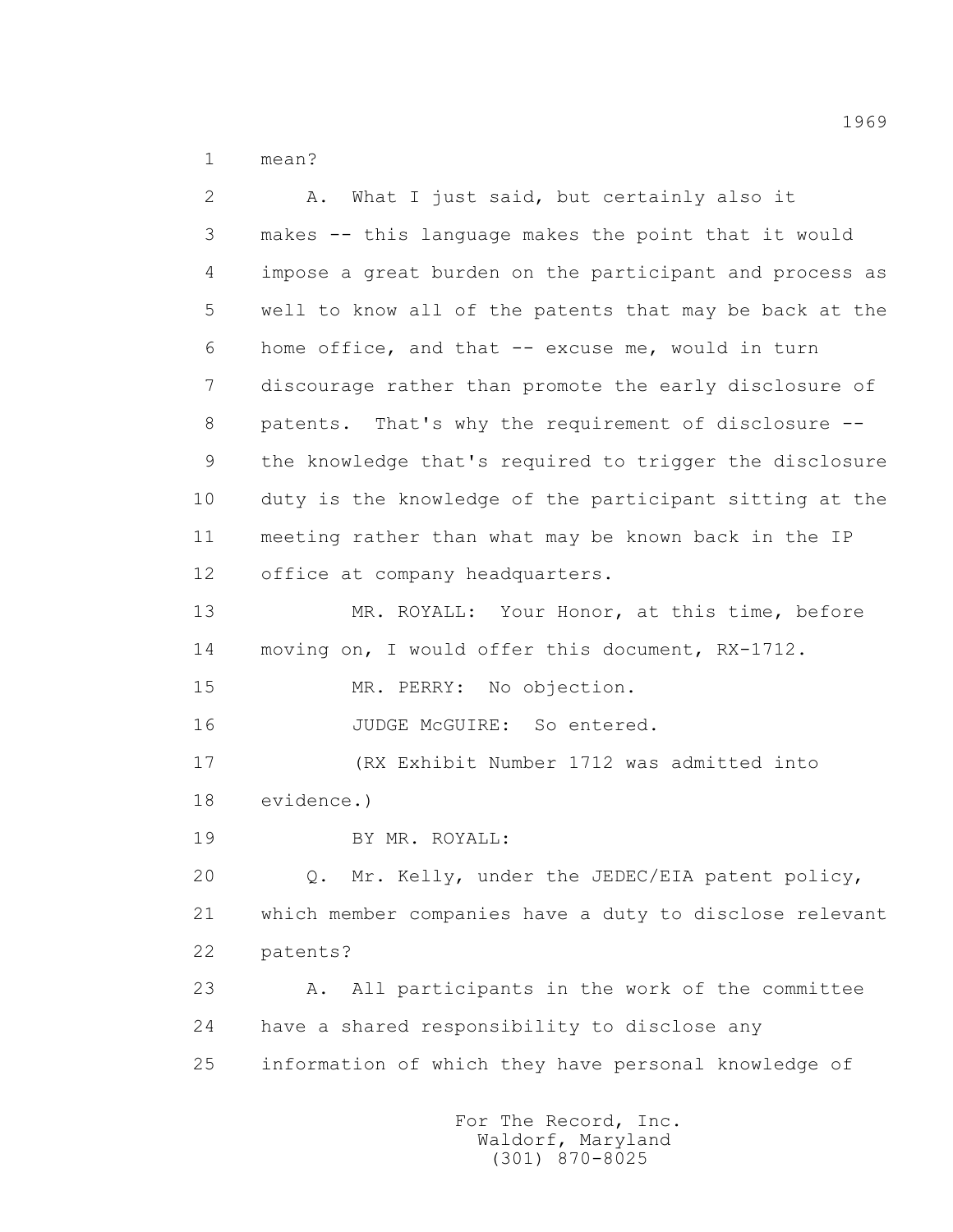1 mean?

2 A. What I just said, but certainly also it
3 makes -- this language makes the point that it would
4 impose a great burden on the participant and process as
5 well to know all of the patents that may be back at the
6 home office, and that -- excuse me, would in turn
7 discourage rather than promote the early disclosure of
8 patents. That's why the requirement of disclosure --
9 the knowledge that's required to trigger the disclosure
10 duty is the knowledge of the participant sitting at the
11 meeting rather than what may be known back in the IP
12 office at company headquarters.

13 MR. ROYALL: Your Honor, at this time, before
14 moving on, I would offer this document, RX-1712.

15 MR. PERRY: No objection.

16 JUDGE McGUIRE: So entered.

17 (RX Exhibit Number 1712 was admitted into
18 evidence.)

19 BY MR. ROYALL:

20 Q. Mr. Kelly, under the JEDEC/EIA patent policy,
21 which member companies have a duty to disclose relevant
22 patents?

23 A. All participants in the work of the committee
24 have a shared responsibility to disclose any
25 information of which they have personal knowledge of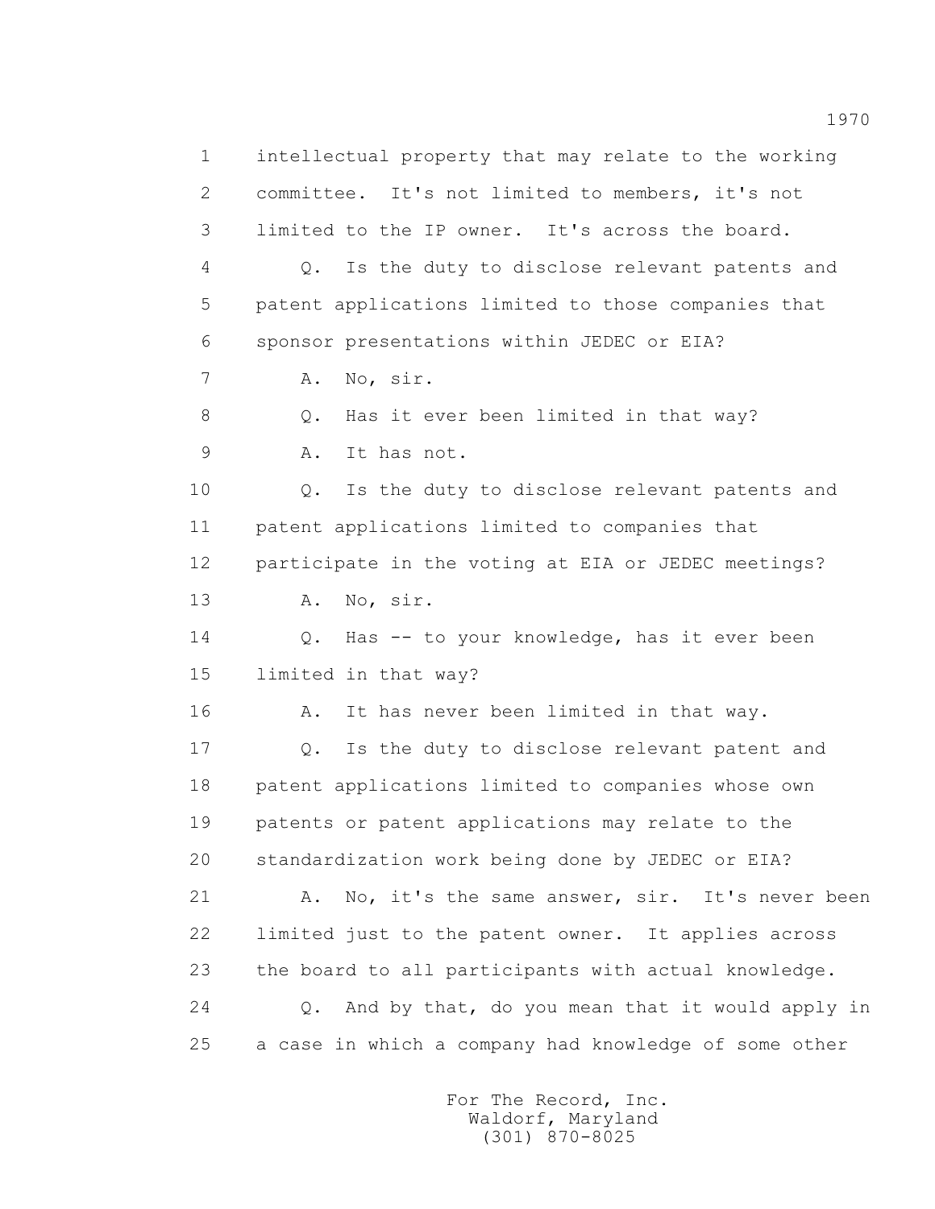1 intellectual property that may relate to the working
2 committee. It's not limited to members, it's not
3 limited to the IP owner. It's across the board.
4 Q. Is the duty to disclose relevant patents and
5 patent applications limited to those companies that
6 sponsor presentations within JEDEC or EIA?
7 A. No, sir.
8 Q. Has it ever been limited in that way?
9 A. It has not.
10 Q. Is the duty to disclose relevant patents and
11 patent applications limited to companies that
12 participate in the voting at EIA or JEDEC meetings?
13 A. No, sir.
14 Q. Has -- to your knowledge, has it ever been
15 limited in that way?
16 A. It has never been limited in that way.
17 Q. Is the duty to disclose relevant patent and
18 patent applications limited to companies whose own
19 patents or patent applications may relate to the
20 standardization work being done by JEDEC or EIA?
21 A. No, it's the same answer, sir. It's never been
22 limited just to the patent owner. It applies across
23 the board to all participants with actual knowledge.
24 Q. And by that, do you mean that it would apply in
25 a case in which a company had knowledge of some other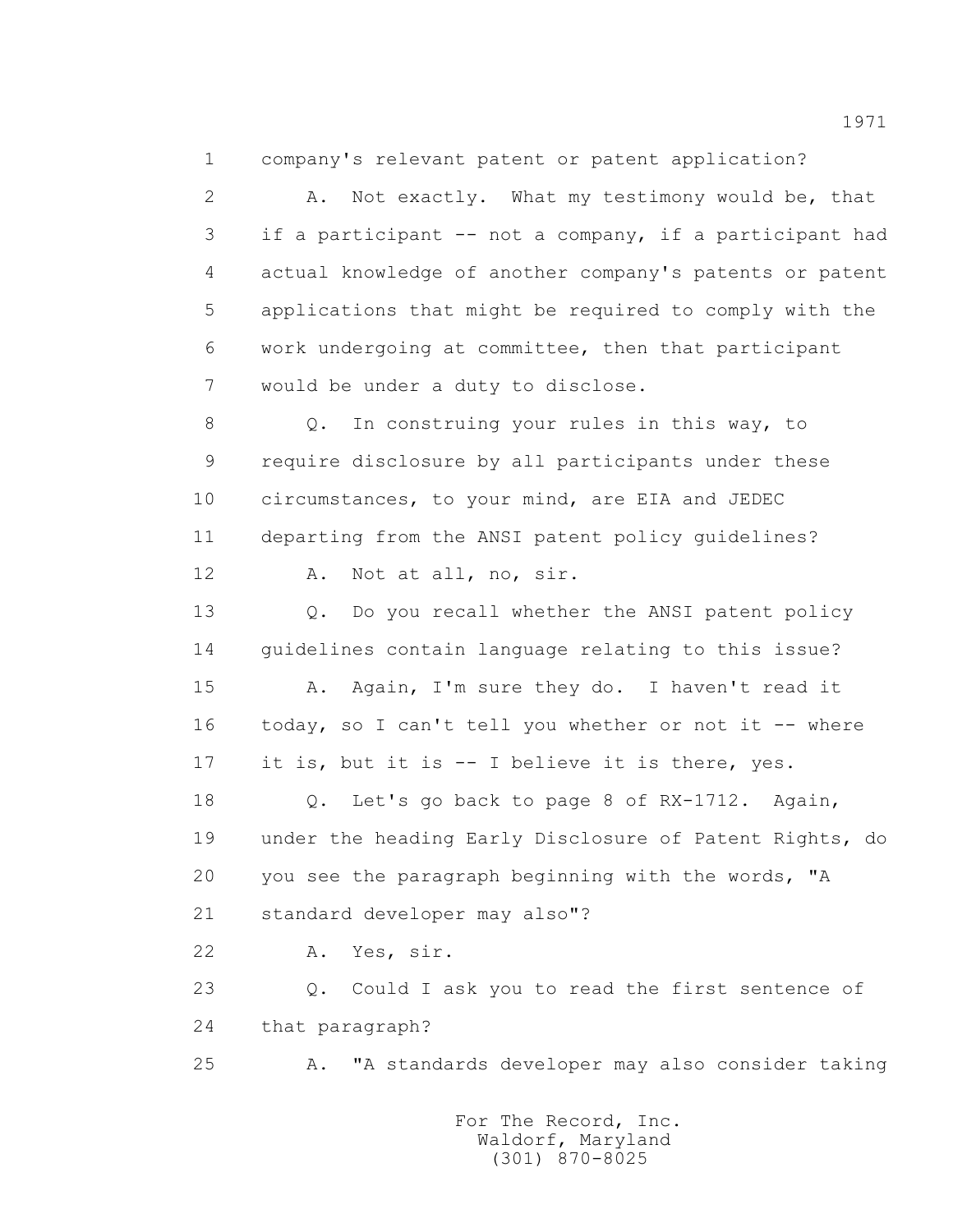1 company's relevant patent or patent application?

2 A. Not exactly. What my testimony would be, that

3 if a participant -- not a company, if a participant had

4 actual knowledge of another company's patents or patent

5 applications that might be required to comply with the

6 work undergoing at committee, then that participant

7 would be under a duty to disclose.

8 Q. In construing your rules in this way, to

9 require disclosure by all participants under these

10 circumstances, to your mind, are EIA and JEDEC

11 departing from the ANSI patent policy guidelines?

12 A. Not at all, no, sir.

13 Q. Do you recall whether the ANSI patent policy

14 guidelines contain language relating to this issue?

15 A. Again, I'm sure they do. I haven't read it

16 today, so I can't tell you whether or not it -- where

17 it is, but it is -- I believe it is there, yes.

18 Q. Let's go back to page 8 of RX-1712. Again,

19 under the heading Early Disclosure of Patent Rights, do

20 you see the paragraph beginning with the words, "A

21 standard developer may also"?

22 A. Yes, sir.

23 Q. Could I ask you to read the first sentence of

24 that paragraph?

25 A. "A standards developer may also consider taking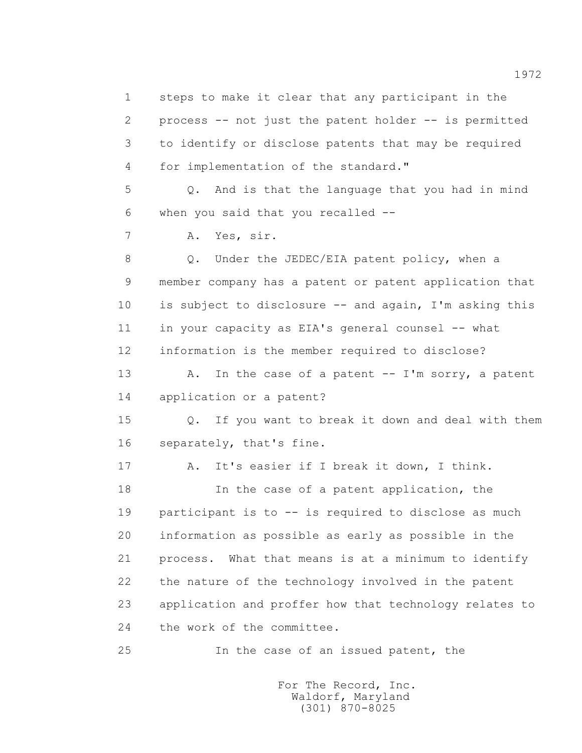steps to make it clear that any participant in the process -- not just the patent holder -- is permitted to identify or disclose patents that may be required for implementation of the standard."

Q. And is that the language that you had in mind when you said that you recalled --

A. Yes, sir.

Q. Under the JEDEC/EIA patent policy, when a member company has a patent or patent application that is subject to disclosure -- and again, I'm asking this in your capacity as EIA's general counsel -- what information is the member required to disclose?

A. In the case of a patent -- I'm sorry, a patent application or a patent?

Q. If you want to break it down and deal with them separately, that's fine.

A. It's easier if I break it down, I think.

In the case of a patent application, the participant is to -- is required to disclose as much information as possible as early as possible in the process. What that means is at a minimum to identify the nature of the technology involved in the patent application and proffer how that technology relates to the work of the committee.

In the case of an issued patent, the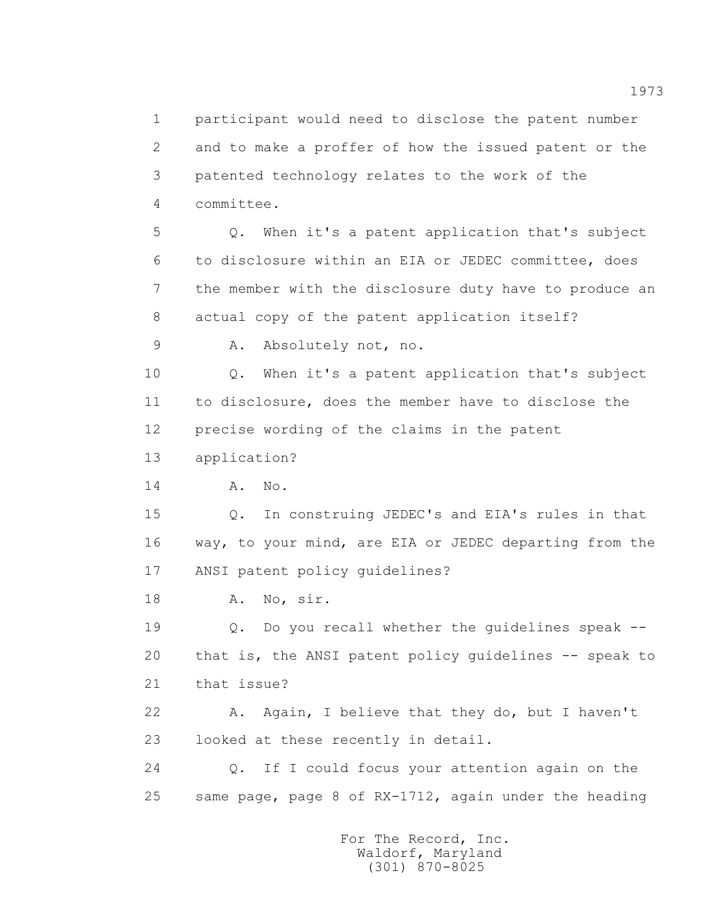participant would need to disclose the patent number and to make a proffer of how the issued patent or the patented technology relates to the work of the committee.

Q. When it's a patent application that's subject to disclosure within an EIA or JEDEC committee, does the member with the disclosure duty have to produce an actual copy of the patent application itself?

A. Absolutely not, no.

Q. When it's a patent application that's subject to disclosure, does the member have to disclose the precise wording of the claims in the patent application?

A. No.

Q. In construing JEDEC's and EIA's rules in that way, to your mind, are EIA or JEDEC departing from the ANSI patent policy guidelines?

A. No, sir.

Q. Do you recall whether the guidelines speak -- that is, the ANSI patent policy guidelines -- speak to that issue?

A. Again, I believe that they do, but I haven't looked at these recently in detail.

Q. If I could focus your attention again on the same page, page 8 of RX-1712, again under the heading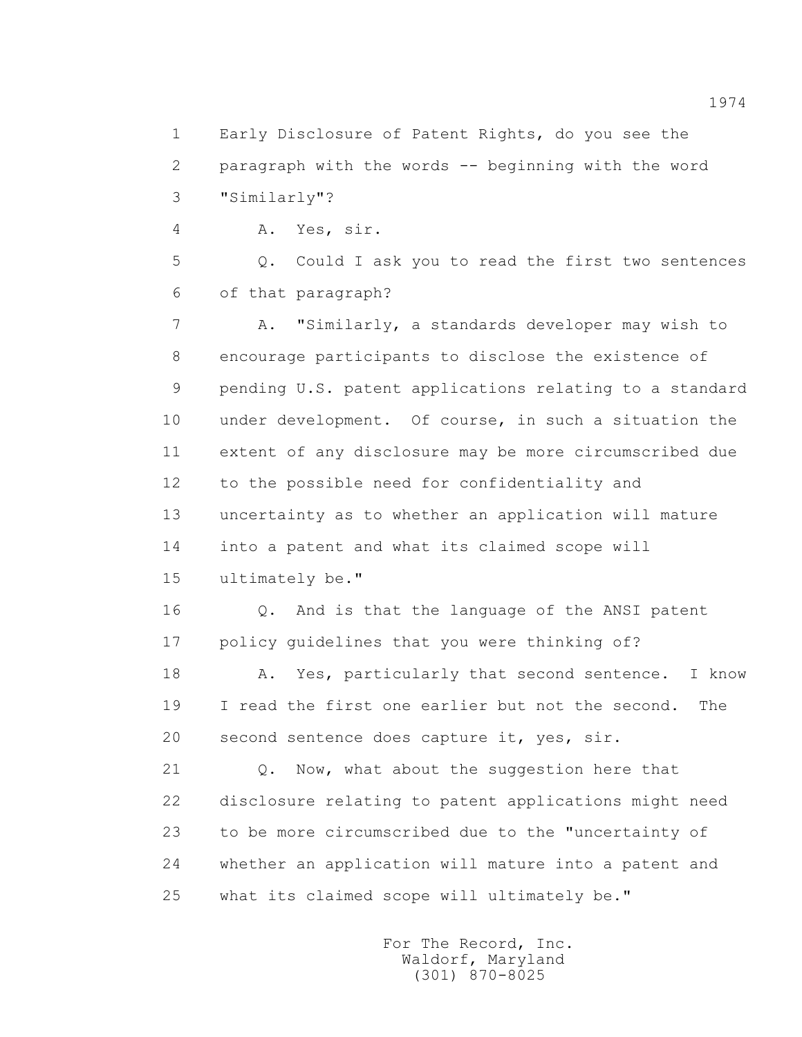1 Early Disclosure of Patent Rights, do you see the
2 paragraph with the words -- beginning with the word
3 "Similarly"?

4 A. Yes, sir.

5 Q. Could I ask you to read the first two sentences
6 of that paragraph?

7 A. "Similarly, a standards developer may wish to
8 encourage participants to disclose the existence of
9 pending U.S. patent applications relating to a standard
10 under development. Of course, in such a situation the
11 extent of any disclosure may be more circumscribed due
12 to the possible need for confidentiality and
13 uncertainty as to whether an application will mature
14 into a patent and what its claimed scope will
15 ultimately be."

16 Q. And is that the language of the ANSI patent
17 policy guidelines that you were thinking of?

18 A. Yes, particularly that second sentence. I know
19 I read the first one earlier but not the second. The
20 second sentence does capture it, yes, sir.

21 Q. Now, what about the suggestion here that
22 disclosure relating to patent applications might need
23 to be more circumscribed due to the "uncertainty of
24 whether an application will mature into a patent and
25 what its claimed scope will ultimately be."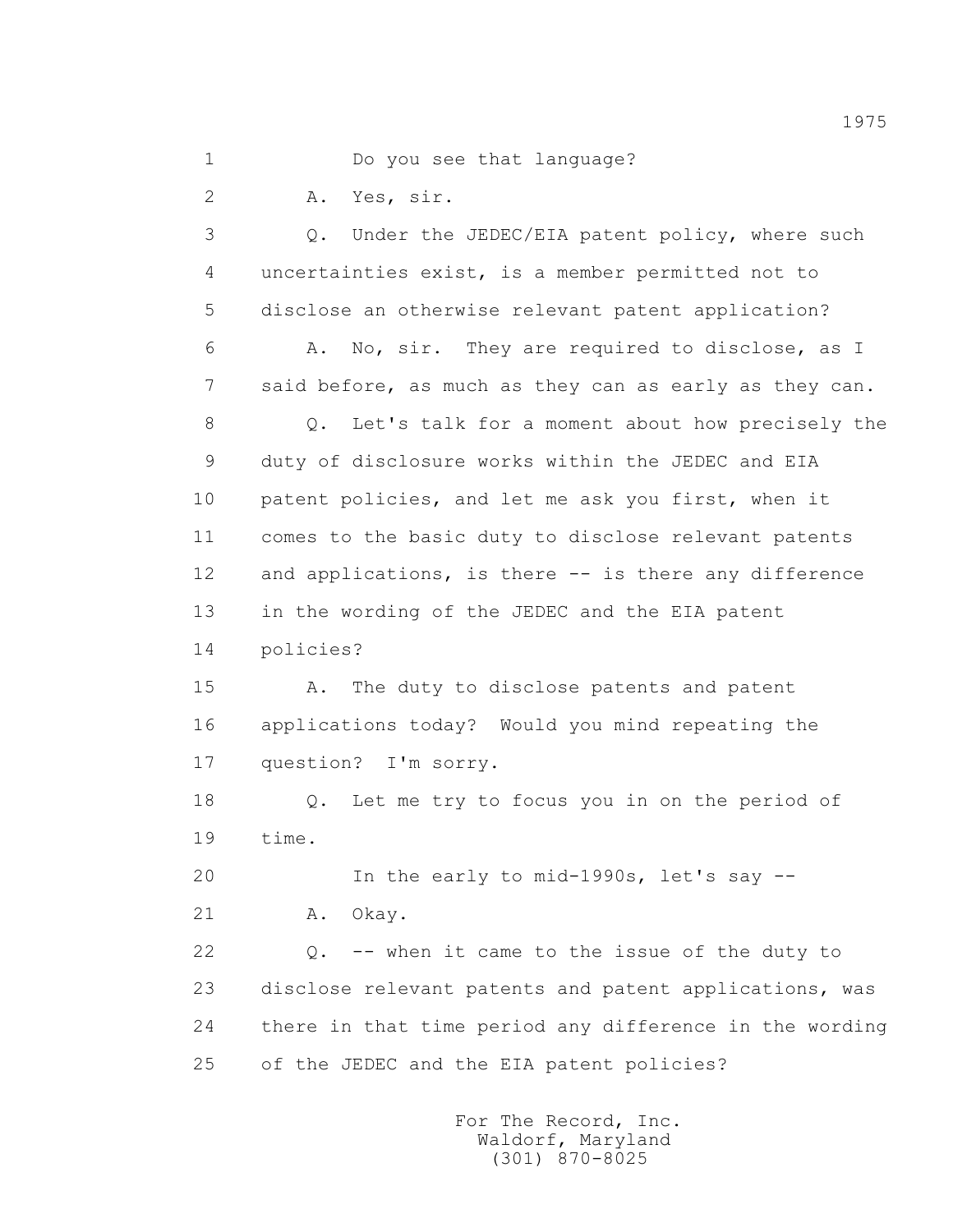1 Do you see that language?

2 A. Yes, sir.

3 Q. Under the JEDEC/EIA patent policy, where such
4 uncertainties exist, is a member permitted not to
5 disclose an otherwise relevant patent application?

6 A. No, sir. They are required to disclose, as I
7 said before, as much as they can as early as they can.

8 Q. Let's talk for a moment about how precisely the
9 duty of disclosure works within the JEDEC and EIA
10 patent policies, and let me ask you first, when it
11 comes to the basic duty to disclose relevant patents
12 and applications, is there -- is there any difference
13 in the wording of the JEDEC and the EIA patent
14 policies?

15 A. The duty to disclose patents and patent
16 applications today? Would you mind repeating the
17 question? I'm sorry.

18 Q. Let me try to focus you in on the period of
19 time.

20 In the early to mid-1990s, let's say --

21 A. Okay.

22 Q. -- when it came to the issue of the duty to
23 disclose relevant patents and patent applications, was
24 there in that time period any difference in the wording
25 of the JEDEC and the EIA patent policies?

For The Record, Inc.
Waldorf, Maryland
(301) 870-8025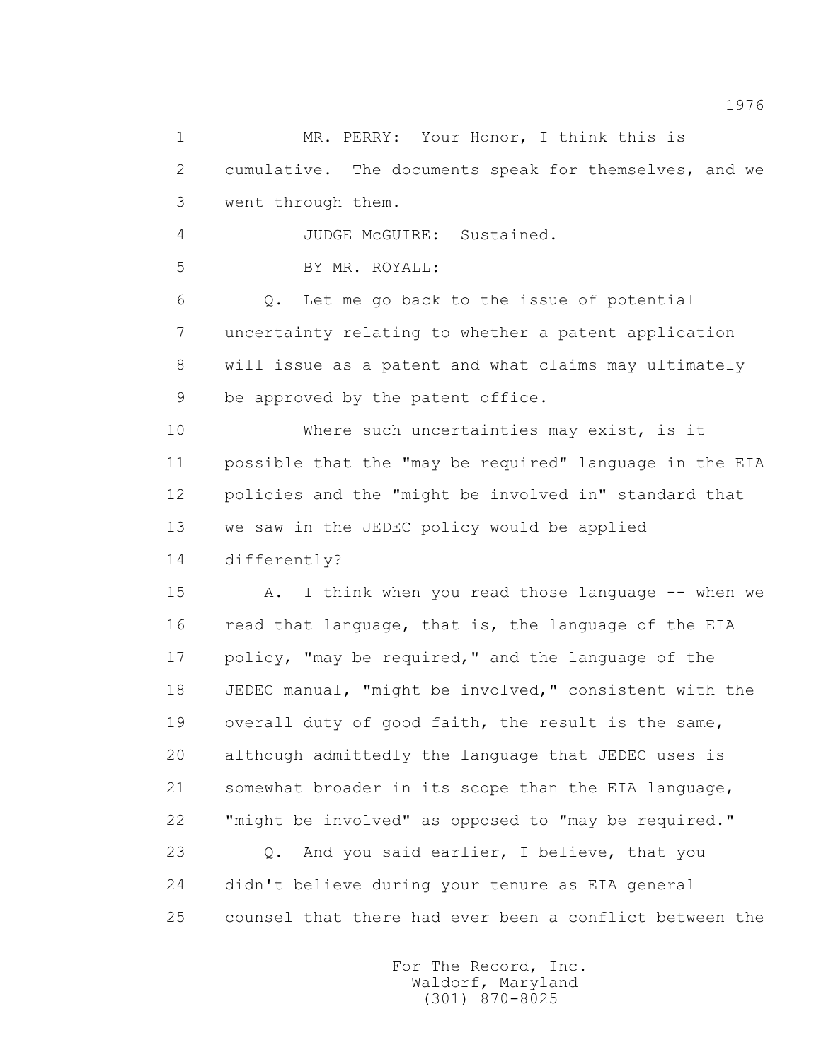1 MR. PERRY: Your Honor, I think this is
2 cumulative. The documents speak for themselves, and we
3 went through them.

4 JUDGE McGUIRE: Sustained.

5 BY MR. ROYALL:

6 Q. Let me go back to the issue of potential
7 uncertainty relating to whether a patent application
8 will issue as a patent and what claims may ultimately
9 be approved by the patent office.

10 Where such uncertainties may exist, is it
11 possible that the "may be required" language in the EIA
12 policies and the "might be involved in" standard that
13 we saw in the JEDEC policy would be applied
14 differently?

15 A. I think when you read those language -- when we
16 read that language, that is, the language of the EIA
17 policy, "may be required," and the language of the
18 JEDEC manual, "might be involved," consistent with the
19 overall duty of good faith, the result is the same,
20 although admittedly the language that JEDEC uses is
21 somewhat broader in its scope than the EIA language,
22 "might be involved" as opposed to "may be required."

23 Q. And you said earlier, I believe, that you
24 didn't believe during your tenure as EIA general
25 counsel that there had ever been a conflict between the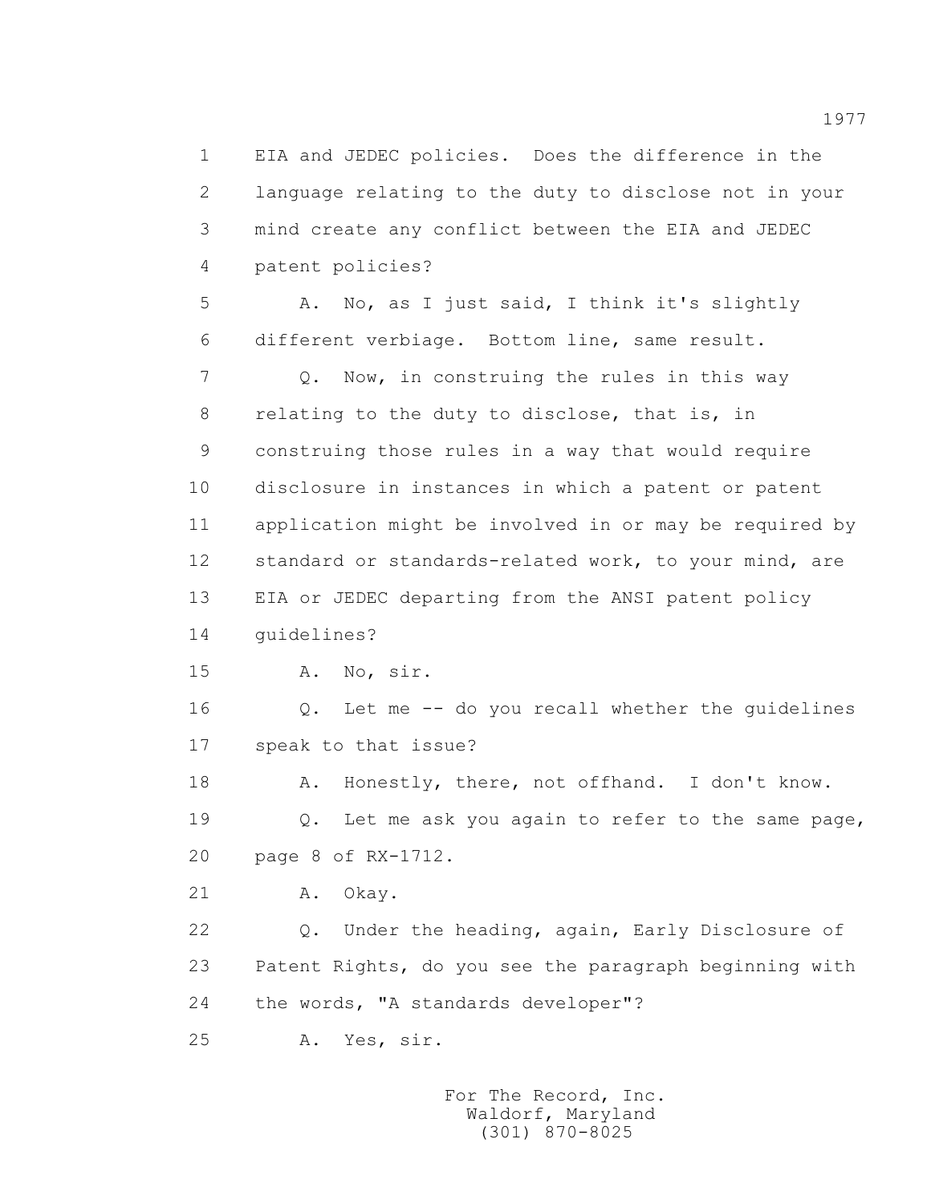1 EIA and JEDEC policies. Does the difference in the
2 language relating to the duty to disclose not in your
3 mind create any conflict between the EIA and JEDEC
4 patent policies?

5 A. No, as I just said, I think it's slightly
6 different verbiage. Bottom line, same result.

7 Q. Now, in construing the rules in this way
8 relating to the duty to disclose, that is, in
9 construing those rules in a way that would require
10 disclosure in instances in which a patent or patent
11 application might be involved in or may be required by
12 standard or standards-related work, to your mind, are
13 EIA or JEDEC departing from the ANSI patent policy
14 guidelines?

15 A. No, sir.

16 Q. Let me -- do you recall whether the guidelines
17 speak to that issue?

18 A. Honestly, there, not offhand. I don't know.

19 Q. Let me ask you again to refer to the same page,
20 page 8 of RX-1712.

21 A. Okay.

22 Q. Under the heading, again, Early Disclosure of
23 Patent Rights, do you see the paragraph beginning with
24 the words, "A standards developer"?

25 A. Yes, sir.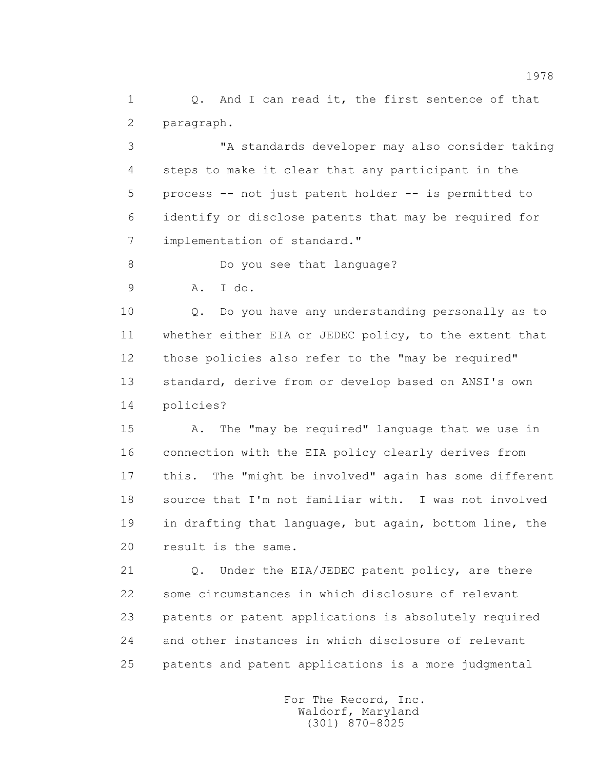1 Q. And I can read it, the first sentence of that
2 paragraph.

3 "A standards developer may also consider taking
4 steps to make it clear that any participant in the
5 process -- not just patent holder -- is permitted to
6 identify or disclose patents that may be required for
7 implementation of standard."

8 Do you see that language?

9 A. I do.

10 Q. Do you have any understanding personally as to
11 whether either EIA or JEDEC policy, to the extent that
12 those policies also refer to the "may be required"
13 standard, derive from or develop based on ANSI's own
14 policies?

15 A. The "may be required" language that we use in
16 connection with the EIA policy clearly derives from
17 this. The "might be involved" again has some different
18 source that I'm not familiar with. I was not involved
19 in drafting that language, but again, bottom line, the
20 result is the same.

21 Q. Under the EIA/JEDEC patent policy, are there
22 some circumstances in which disclosure of relevant
23 patents or patent applications is absolutely required
24 and other instances in which disclosure of relevant
25 patents and patent applications is a more judgmental

For The Record, Inc.
Waldorf, Maryland
(301) 870-8025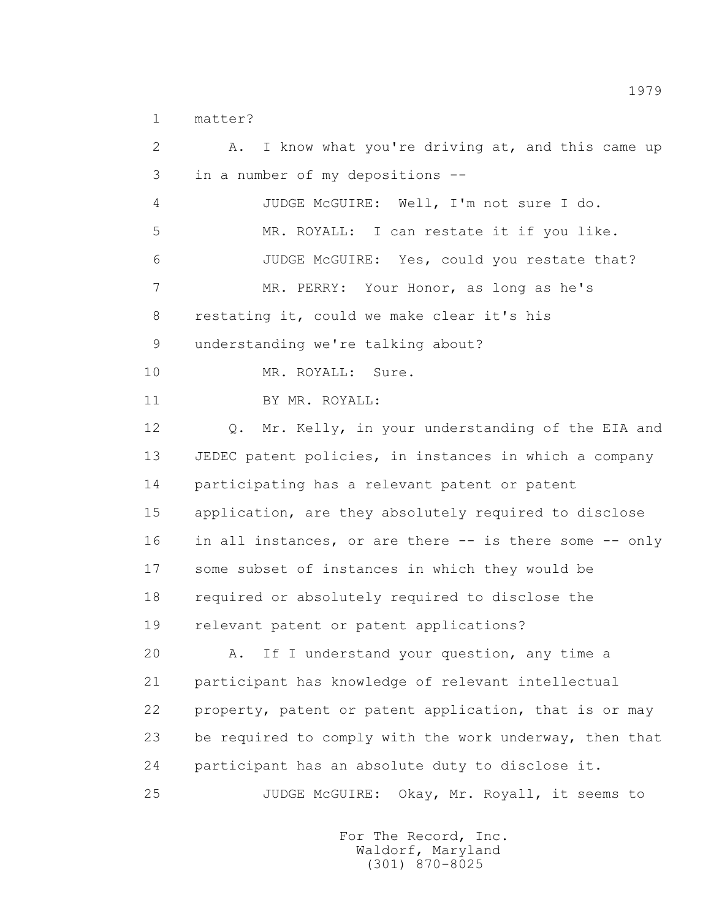matter?

A. I know what you're driving at, and this came up in a number of my depositions --

JUDGE McGUIRE: Well, I'm not sure I do.

MR. ROYALL: I can restate it if you like.

JUDGE McGUIRE: Yes, could you restate that?

MR. PERRY: Your Honor, as long as he's restating it, could we make clear it's his understanding we're talking about?

MR. ROYALL: Sure.

BY MR. ROYALL:

Q. Mr. Kelly, in your understanding of the EIA and JEDEC patent policies, in instances in which a company participating has a relevant patent or patent application, are they absolutely required to disclose in all instances, or are there -- is there some -- only some subset of instances in which they would be required or absolutely required to disclose the relevant patent or patent applications?

A. If I understand your question, any time a participant has knowledge of relevant intellectual property, patent or patent application, that is or may be required to comply with the work underway, then that participant has an absolute duty to disclose it.

JUDGE McGUIRE: Okay, Mr. Royall, it seems to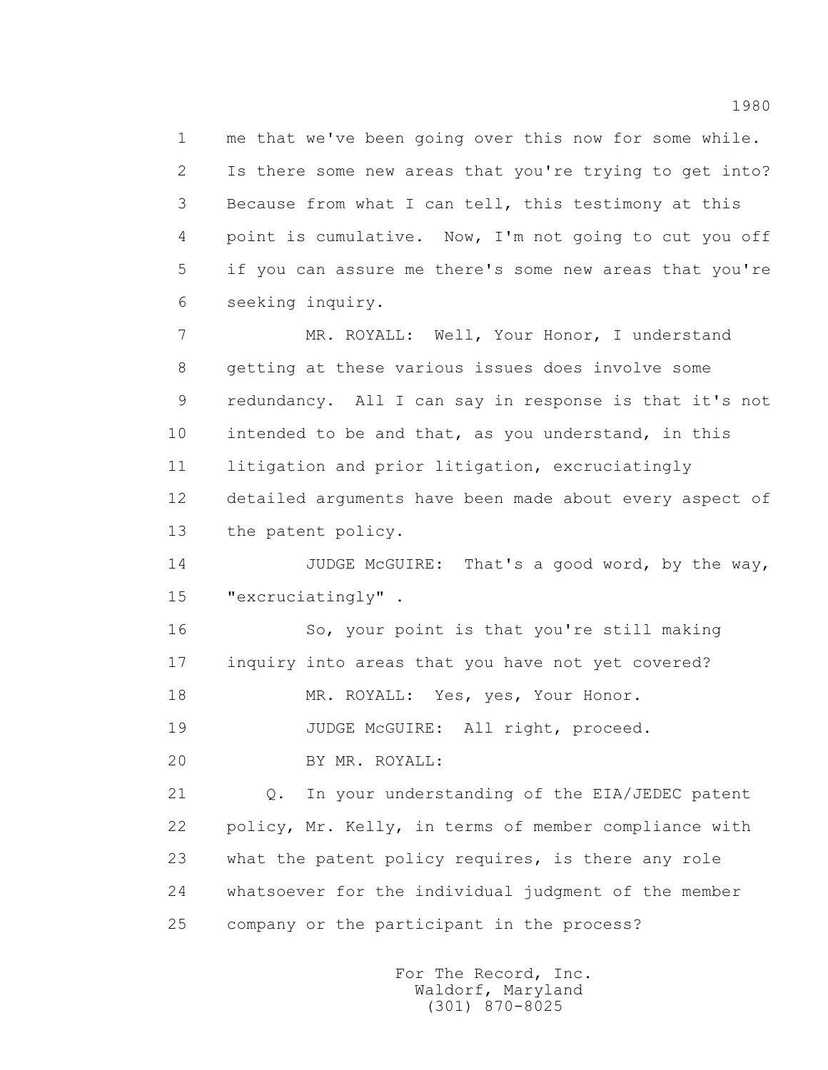1 me that we've been going over this now for some while.
2 Is there some new areas that you're trying to get into?
3 Because from what I can tell, this testimony at this
4 point is cumulative. Now, I'm not going to cut you off
5 if you can assure me there's some new areas that you're
6 seeking inquiry.

7 MR. ROYALL: Well, Your Honor, I understand
8 getting at these various issues does involve some
9 redundancy. All I can say in response is that it's not
10 intended to be and that, as you understand, in this
11 litigation and prior litigation, excruciatingly
12 detailed arguments have been made about every aspect of
13 the patent policy.

14 JUDGE McGUIRE: That's a good word, by the way,
15 "excruciatingly" .

16 So, your point is that you're still making
17 inquiry into areas that you have not yet covered?

18 MR. ROYALL: Yes, yes, Your Honor.

19 JUDGE McGUIRE: All right, proceed.

20 BY MR. ROYALL:

21 Q. In your understanding of the EIA/JEDEC patent
22 policy, Mr. Kelly, in terms of member compliance with
23 what the patent policy requires, is there any role
24 whatsoever for the individual judgment of the member
25 company or the participant in the process?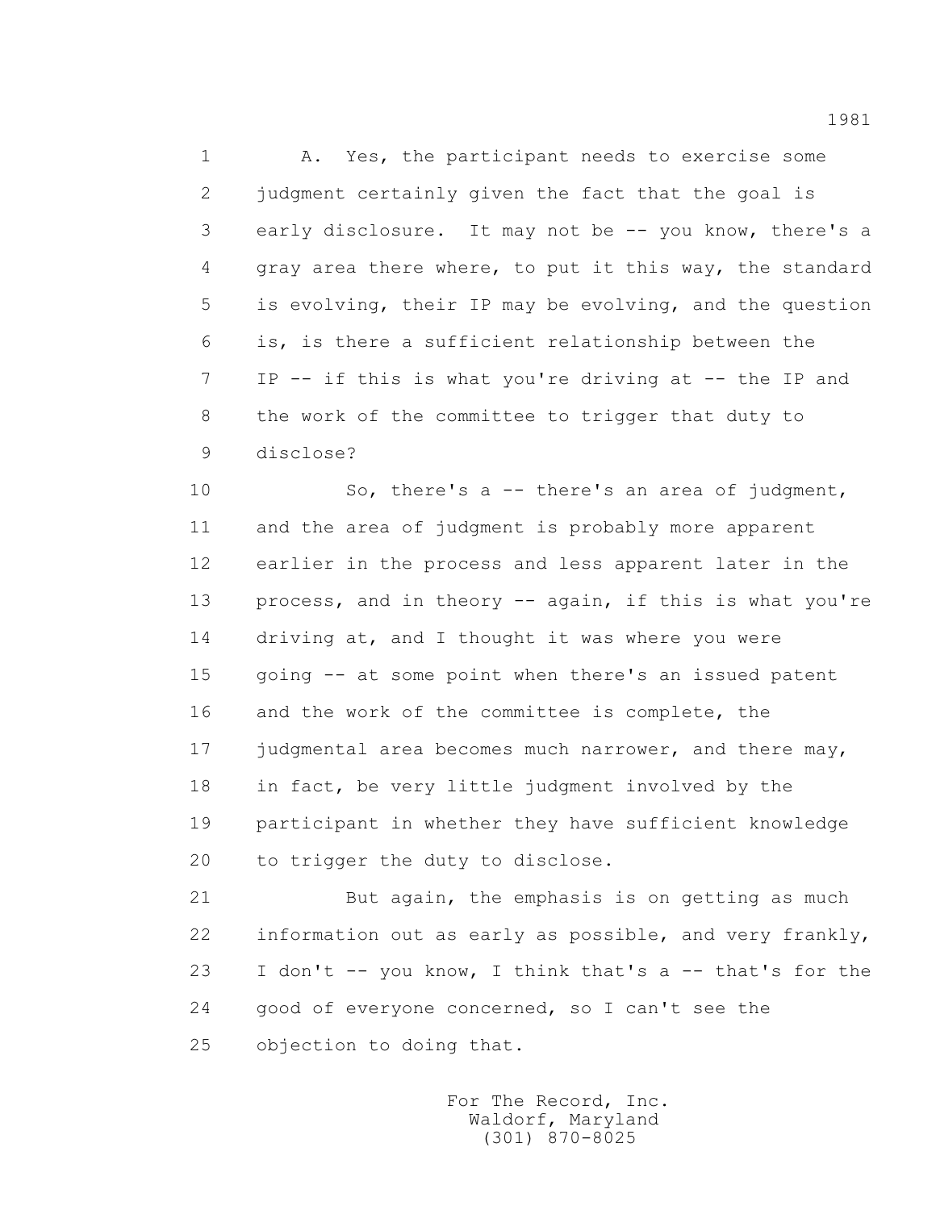A. Yes, the participant needs to exercise some judgment certainly given the fact that the goal is early disclosure. It may not be -- you know, there's a gray area there where, to put it this way, the standard is evolving, their IP may be evolving, and the question is, is there a sufficient relationship between the IP -- if this is what you're driving at -- the IP and the work of the committee to trigger that duty to disclose?

So, there's a -- there's an area of judgment, and the area of judgment is probably more apparent earlier in the process and less apparent later in the process, and in theory -- again, if this is what you're driving at, and I thought it was where you were going -- at some point when there's an issued patent and the work of the committee is complete, the judgmental area becomes much narrower, and there may, in fact, be very little judgment involved by the participant in whether they have sufficient knowledge to trigger the duty to disclose.

But again, the emphasis is on getting as much information out as early as possible, and very frankly, I don't -- you know, I think that's a -- that's for the good of everyone concerned, so I can't see the objection to doing that.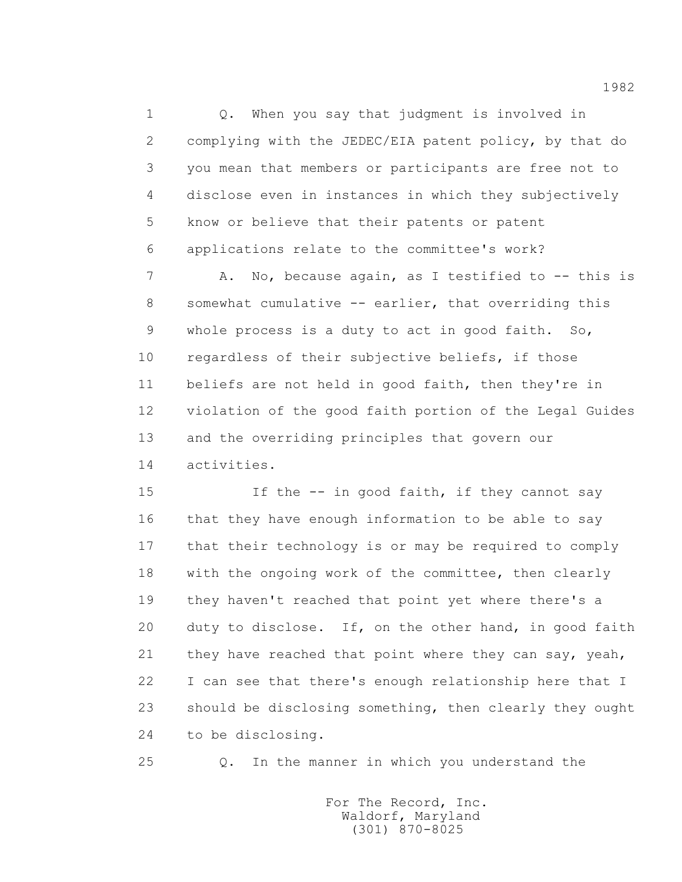1 Q. When you say that judgment is involved in
2 complying with the JEDEC/EIA patent policy, by that do
3 you mean that members or participants are free not to
4 disclose even in instances in which they subjectively
5 know or believe that their patents or patent
6 applications relate to the committee's work?
7 A. No, because again, as I testified to -- this is
8 somewhat cumulative -- earlier, that overriding this
9 whole process is a duty to act in good faith. So,
10 regardless of their subjective beliefs, if those
11 beliefs are not held in good faith, then they're in
12 violation of the good faith portion of the Legal Guides
13 and the overriding principles that govern our
14 activities.
15 If the -- in good faith, if they cannot say
16 that they have enough information to be able to say
17 that their technology is or may be required to comply
18 with the ongoing work of the committee, then clearly
19 they haven't reached that point yet where there's a
20 duty to disclose. If, on the other hand, in good faith
21 they have reached that point where they can say, yeah,
22 I can see that there's enough relationship here that I
23 should be disclosing something, then clearly they ought
24 to be disclosing.
25 Q. In the manner in which you understand the

For The Record, Inc.
Waldorf, Maryland
(301) 870-8025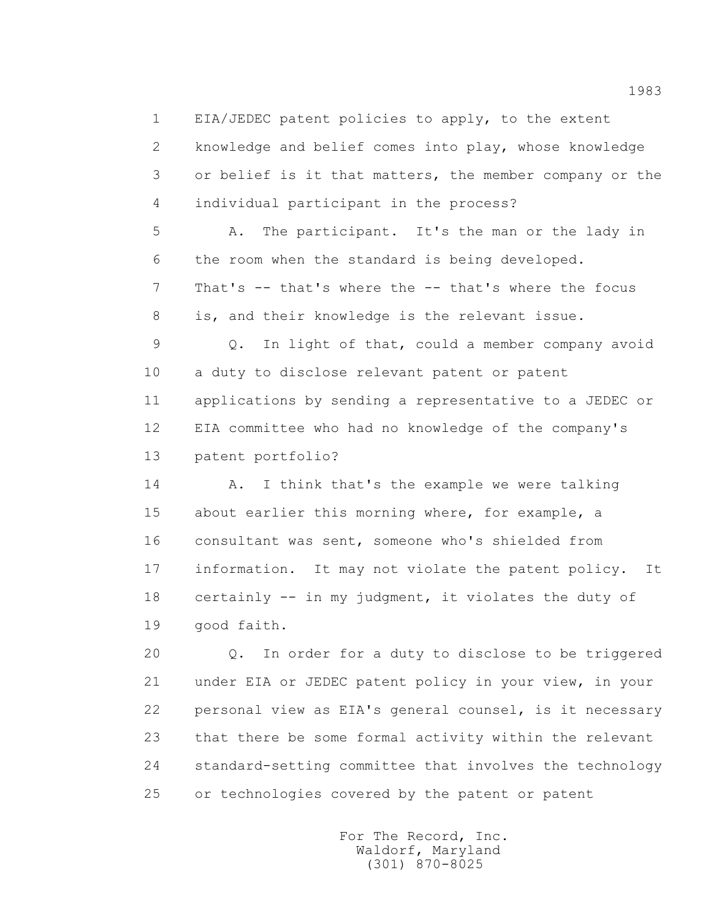1 EIA/JEDEC patent policies to apply, to the extent
2 knowledge and belief comes into play, whose knowledge
3 or belief is it that matters, the member company or the
4 individual participant in the process?

5 A. The participant. It's the man or the lady in
6 the room when the standard is being developed.
7 That's -- that's where the -- that's where the focus
8 is, and their knowledge is the relevant issue.

9 Q. In light of that, could a member company avoid
10 a duty to disclose relevant patent or patent
11 applications by sending a representative to a JEDEC or
12 EIA committee who had no knowledge of the company's
13 patent portfolio?

14 A. I think that's the example we were talking
15 about earlier this morning where, for example, a
16 consultant was sent, someone who's shielded from
17 information. It may not violate the patent policy. It
18 certainly -- in my judgment, it violates the duty of
19 good faith.

20 Q. In order for a duty to disclose to be triggered
21 under EIA or JEDEC patent policy in your view, in your
22 personal view as EIA's general counsel, is it necessary
23 that there be some formal activity within the relevant
24 standard-setting committee that involves the technology
25 or technologies covered by the patent or patent

For The Record, Inc.
Waldorf, Maryland
(301) 870-8025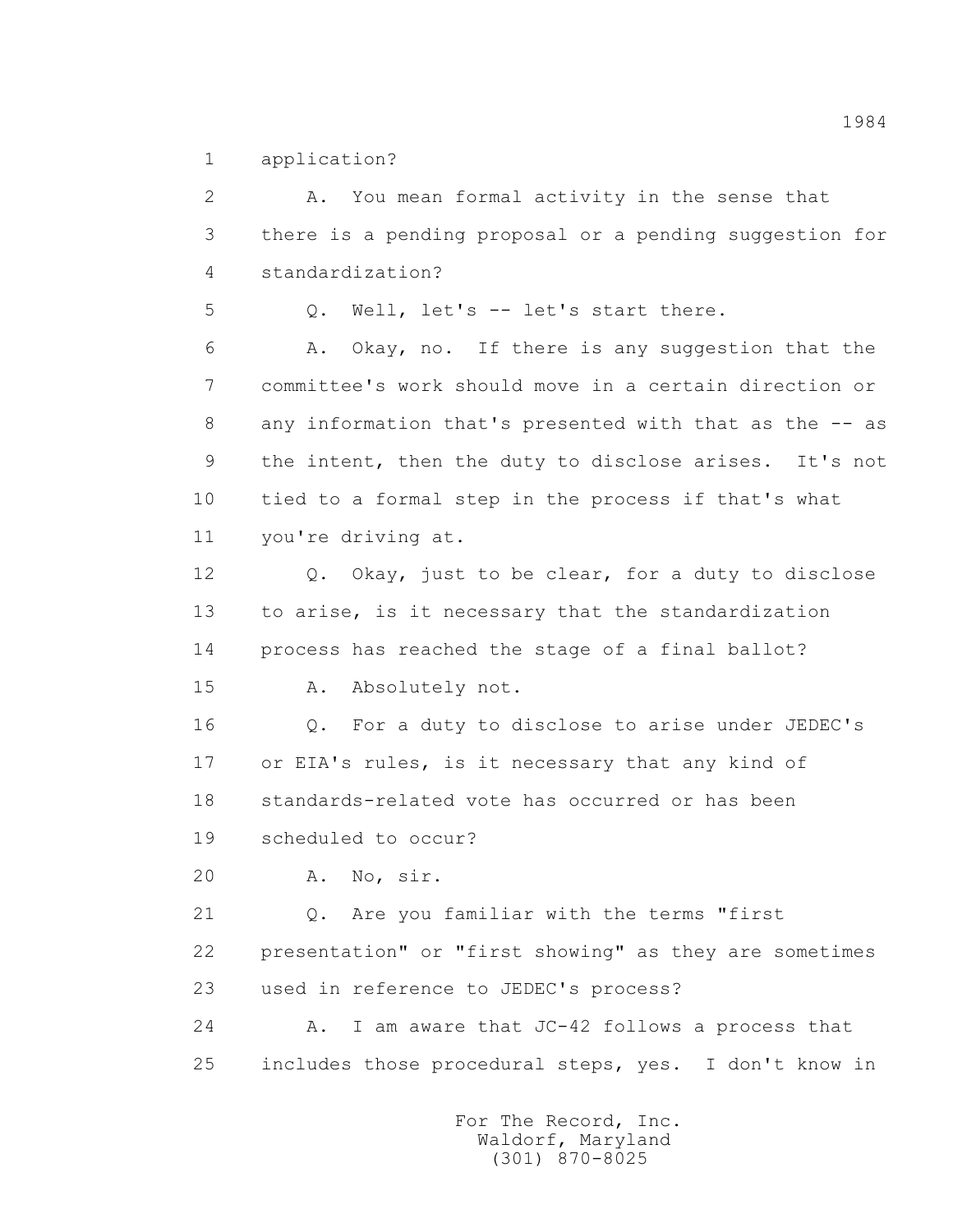1 application?

2 A. You mean formal activity in the sense that
3 there is a pending proposal or a pending suggestion for
4 standardization?

5 Q. Well, let's -- let's start there.

6 A. Okay, no. If there is any suggestion that the
7 committee's work should move in a certain direction or
8 any information that's presented with that as the -- as
9 the intent, then the duty to disclose arises. It's not
10 tied to a formal step in the process if that's what
11 you're driving at.

12 Q. Okay, just to be clear, for a duty to disclose
13 to arise, is it necessary that the standardization
14 process has reached the stage of a final ballot?

15 A. Absolutely not.

16 Q. For a duty to disclose to arise under JEDEC's
17 or EIA's rules, is it necessary that any kind of
18 standards-related vote has occurred or has been
19 scheduled to occur?

20 A. No, sir.

21 Q. Are you familiar with the terms "first
22 presentation" or "first showing" as they are sometimes
23 used in reference to JEDEC's process?

24 A. I am aware that JC-42 follows a process that
25 includes those procedural steps, yes. I don't know in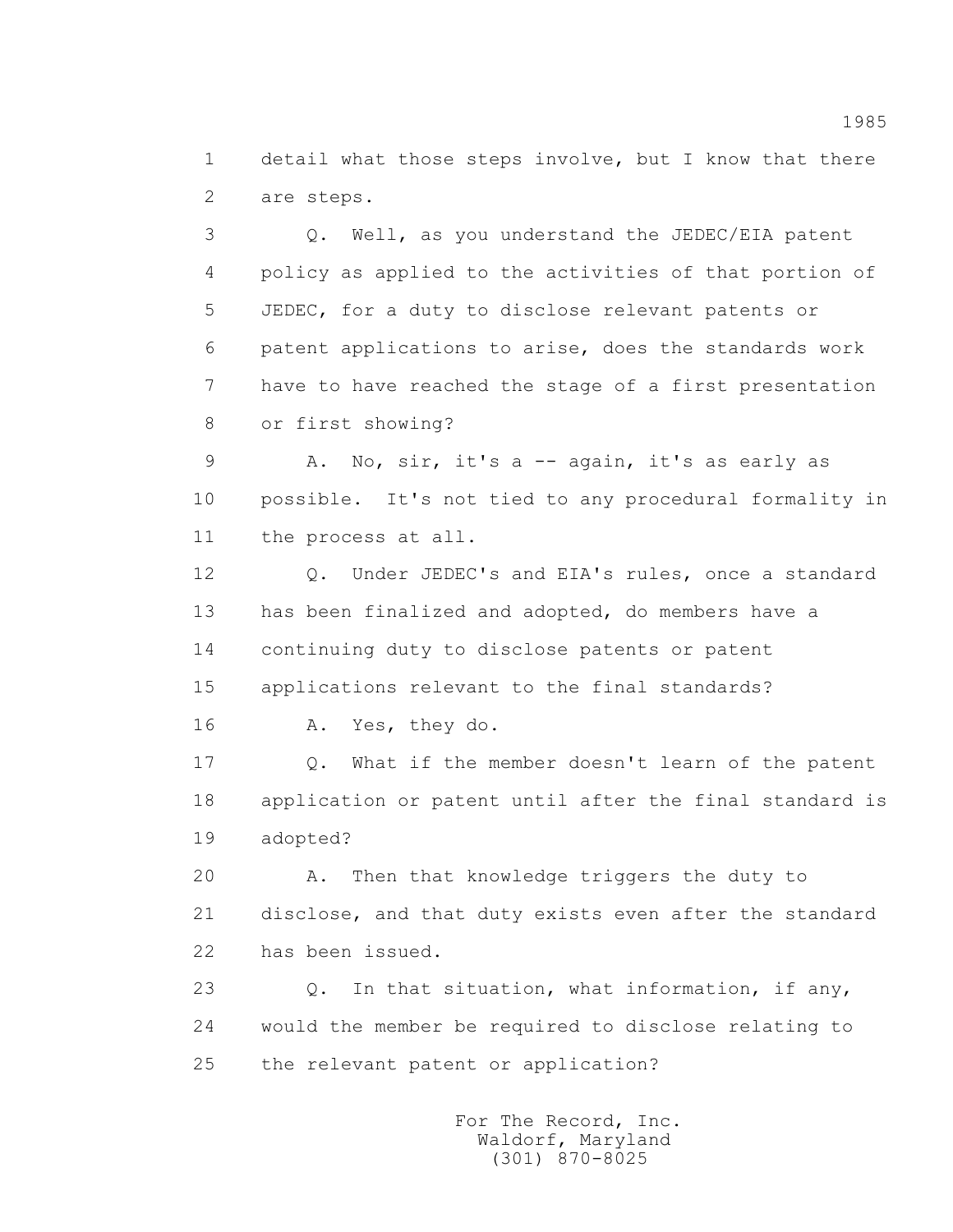1 detail what those steps involve, but I know that there
2 are steps.

3 Q. Well, as you understand the JEDEC/EIA patent
4 policy as applied to the activities of that portion of
5 JEDEC, for a duty to disclose relevant patents or
6 patent applications to arise, does the standards work
7 have to have reached the stage of a first presentation
8 or first showing?

9 A. No, sir, it's a -- again, it's as early as
10 possible. It's not tied to any procedural formality in
11 the process at all.

12 Q. Under JEDEC's and EIA's rules, once a standard
13 has been finalized and adopted, do members have a
14 continuing duty to disclose patents or patent
15 applications relevant to the final standards?

16 A. Yes, they do.

17 Q. What if the member doesn't learn of the patent
18 application or patent until after the final standard is
19 adopted?

20 A. Then that knowledge triggers the duty to
21 disclose, and that duty exists even after the standard
22 has been issued.

23 Q. In that situation, what information, if any,
24 would the member be required to disclose relating to
25 the relevant patent or application?

For The Record, Inc.
Waldorf, Maryland
(301) 870-8025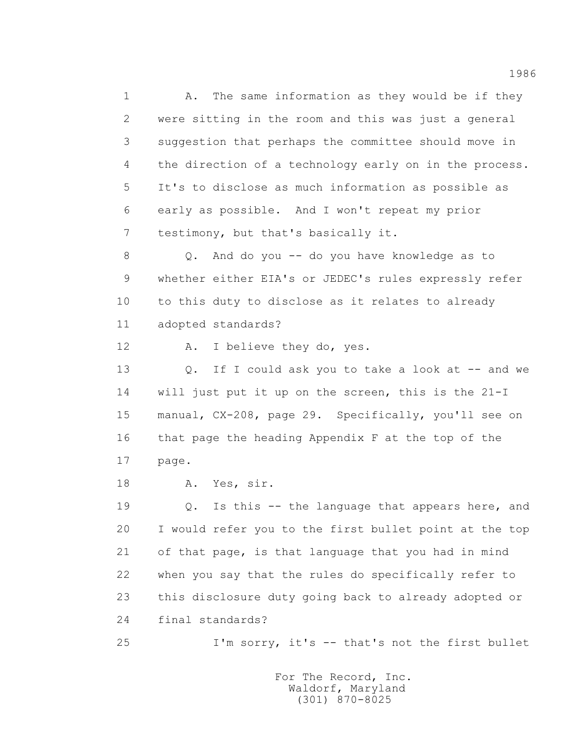1 A. The same information as they would be if they
2 were sitting in the room and this was just a general
3 suggestion that perhaps the committee should move in
4 the direction of a technology early on in the process.
5 It's to disclose as much information as possible as
6 early as possible. And I won't repeat my prior
7 testimony, but that's basically it.

8 Q. And do you -- do you have knowledge as to
9 whether either EIA's or JEDEC's rules expressly refer
10 to this duty to disclose as it relates to already
11 adopted standards?

12 A. I believe they do, yes.

13 Q. If I could ask you to take a look at -- and we
14 will just put it up on the screen, this is the 21-I
15 manual, CX-208, page 29. Specifically, you'll see on
16 that page the heading Appendix F at the top of the
17 page.

18 A. Yes, sir.

19 Q. Is this -- the language that appears here, and
20 I would refer you to the first bullet point at the top
21 of that page, is that language that you had in mind
22 when you say that the rules do specifically refer to
23 this disclosure duty going back to already adopted or
24 final standards?

25 I'm sorry, it's -- that's not the first bullet

For The Record, Inc.
Waldorf, Maryland
(301) 870-8025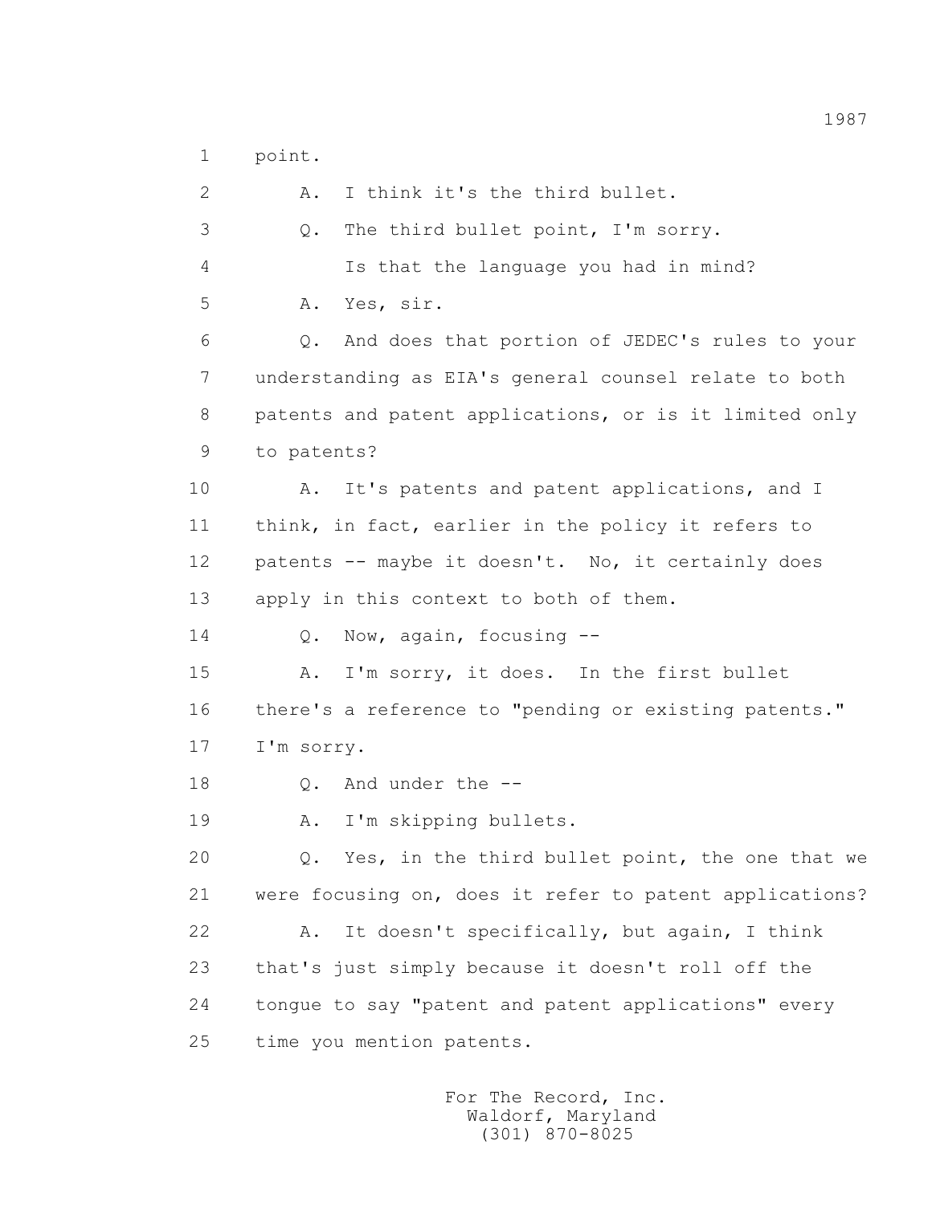point.

A. I think it's the third bullet.

Q. The third bullet point, I'm sorry.

Is that the language you had in mind?

A. Yes, sir.

Q. And does that portion of JEDEC's rules to your understanding as EIA's general counsel relate to both patents and patent applications, or is it limited only to patents?

A. It's patents and patent applications, and I think, in fact, earlier in the policy it refers to patents -- maybe it doesn't. No, it certainly does apply in this context to both of them.

Q. Now, again, focusing --

A. I'm sorry, it does. In the first bullet there's a reference to "pending or existing patents." I'm sorry.

Q. And under the --

A. I'm skipping bullets.

Q. Yes, in the third bullet point, the one that we were focusing on, does it refer to patent applications?

A. It doesn't specifically, but again, I think that's just simply because it doesn't roll off the tongue to say "patent and patent applications" every time you mention patents.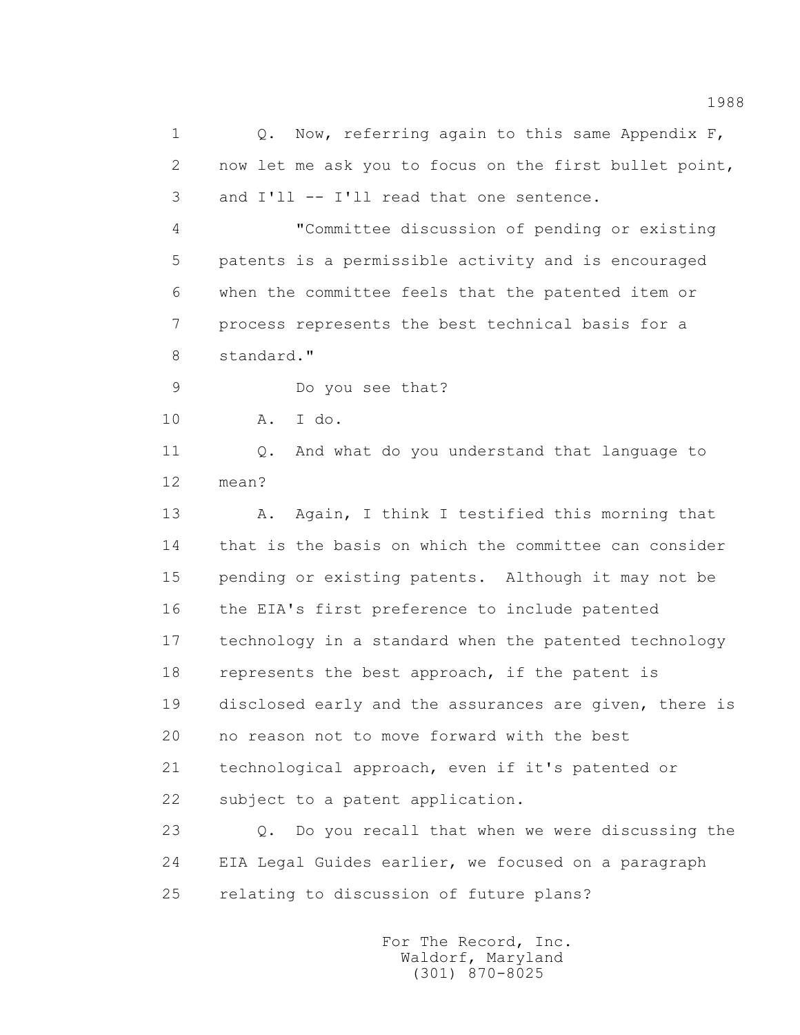1 Q. Now, referring again to this same Appendix F,
2 now let me ask you to focus on the first bullet point,
3 and I'll -- I'll read that one sentence.
4 "Committee discussion of pending or existing
5 patents is a permissible activity and is encouraged
6 when the committee feels that the patented item or
7 process represents the best technical basis for a
8 standard."
9 Do you see that?
10 A. I do.
11 Q. And what do you understand that language to
12 mean?
13 A. Again, I think I testified this morning that
14 that is the basis on which the committee can consider
15 pending or existing patents. Although it may not be
16 the EIA's first preference to include patented
17 technology in a standard when the patented technology
18 represents the best approach, if the patent is
19 disclosed early and the assurances are given, there is
20 no reason not to move forward with the best
21 technological approach, even if it's patented or
22 subject to a patent application.
23 Q. Do you recall that when we were discussing the
24 EIA Legal Guides earlier, we focused on a paragraph
25 relating to discussion of future plans?

For The Record, Inc.
Waldorf, Maryland
(301) 870-8025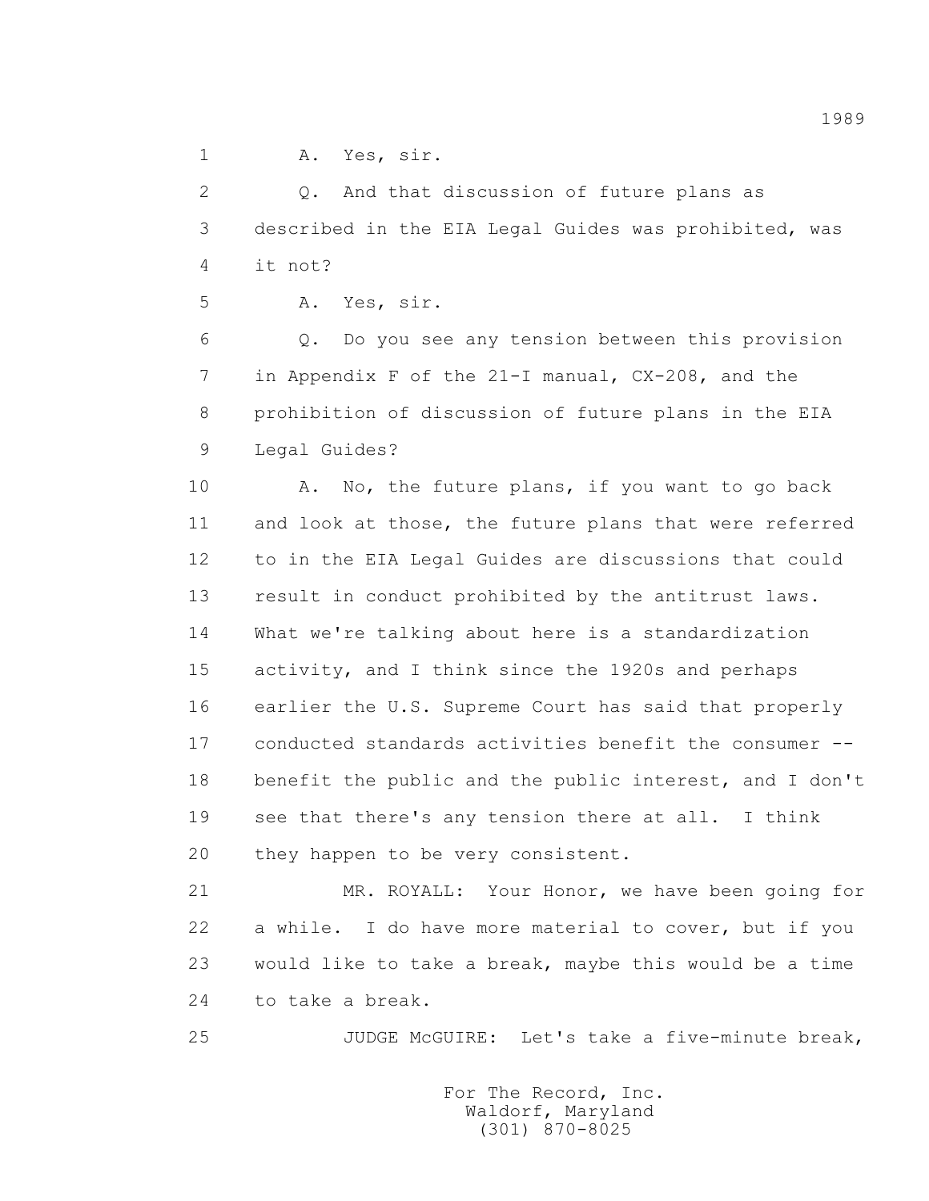1 A. Yes, sir.

2 Q. And that discussion of future plans as

3 described in the EIA Legal Guides was prohibited, was

4 it not?

5 A. Yes, sir.

6 Q. Do you see any tension between this provision

7 in Appendix F of the 21-I manual, CX-208, and the

8 prohibition of discussion of future plans in the EIA

9 Legal Guides?

10 A. No, the future plans, if you want to go back

11 and look at those, the future plans that were referred

12 to in the EIA Legal Guides are discussions that could

13 result in conduct prohibited by the antitrust laws.

14 What we're talking about here is a standardization

15 activity, and I think since the 1920s and perhaps

16 earlier the U.S. Supreme Court has said that properly

17 conducted standards activities benefit the consumer --

18 benefit the public and the public interest, and I don't

19 see that there's any tension there at all. I think

20 they happen to be very consistent.

21 MR. ROYALL: Your Honor, we have been going for

22 a while. I do have more material to cover, but if you

23 would like to take a break, maybe this would be a time

24 to take a break.

25 JUDGE McGUIRE: Let's take a five-minute break,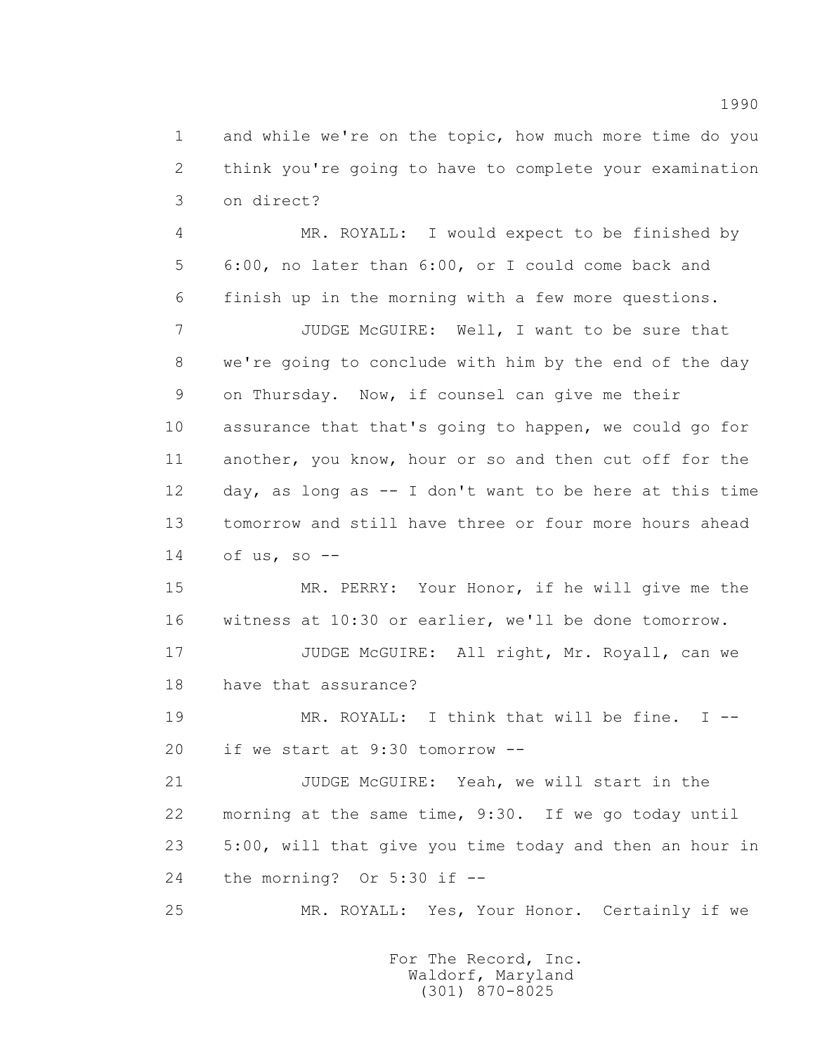1 and while we're on the topic, how much more time do you
2 think you're going to have to complete your examination
3 on direct?

4 MR. ROYALL: I would expect to be finished by
5 6:00, no later than 6:00, or I could come back and
6 finish up in the morning with a few more questions.

7 JUDGE McGUIRE: Well, I want to be sure that
8 we're going to conclude with him by the end of the day
9 on Thursday. Now, if counsel can give me their
10 assurance that that's going to happen, we could go for
11 another, you know, hour or so and then cut off for the
12 day, as long as -- I don't want to be here at this time
13 tomorrow and still have three or four more hours ahead
14 of us, so --

15 MR. PERRY: Your Honor, if he will give me the
16 witness at 10:30 or earlier, we'll be done tomorrow.

17 JUDGE McGUIRE: All right, Mr. Royall, can we
18 have that assurance?

19 MR. ROYALL: I think that will be fine. I --
20 if we start at 9:30 tomorrow --

21 JUDGE McGUIRE: Yeah, we will start in the
22 morning at the same time, 9:30. If we go today until
23 5:00, will that give you time today and then an hour in
24 the morning? Or 5:30 if --

25 MR. ROYALL: Yes, Your Honor. Certainly if we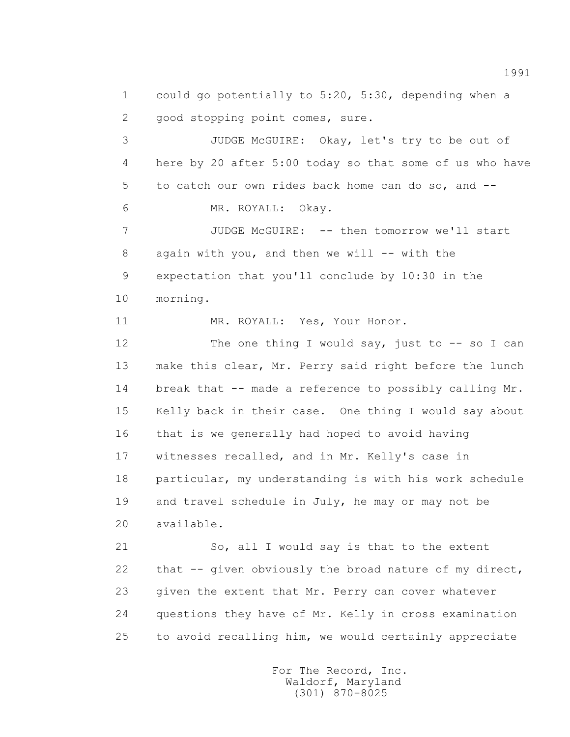could go potentially to 5:20, 5:30, depending when a good stopping point comes, sure.

JUDGE McGUIRE: Okay, let's try to be out of here by 20 after 5:00 today so that some of us who have to catch our own rides back home can do so, and --

MR. ROYALL: Okay.

JUDGE McGUIRE: -- then tomorrow we'll start again with you, and then we will -- with the expectation that you'll conclude by 10:30 in the morning.

MR. ROYALL: Yes, Your Honor.

The one thing I would say, just to -- so I can make this clear, Mr. Perry said right before the lunch break that -- made a reference to possibly calling Mr. Kelly back in their case. One thing I would say about that is we generally had hoped to avoid having witnesses recalled, and in Mr. Kelly's case in particular, my understanding is with his work schedule and travel schedule in July, he may or may not be available.

So, all I would say is that to the extent that -- given obviously the broad nature of my direct, given the extent that Mr. Perry can cover whatever questions they have of Mr. Kelly in cross examination to avoid recalling him, we would certainly appreciate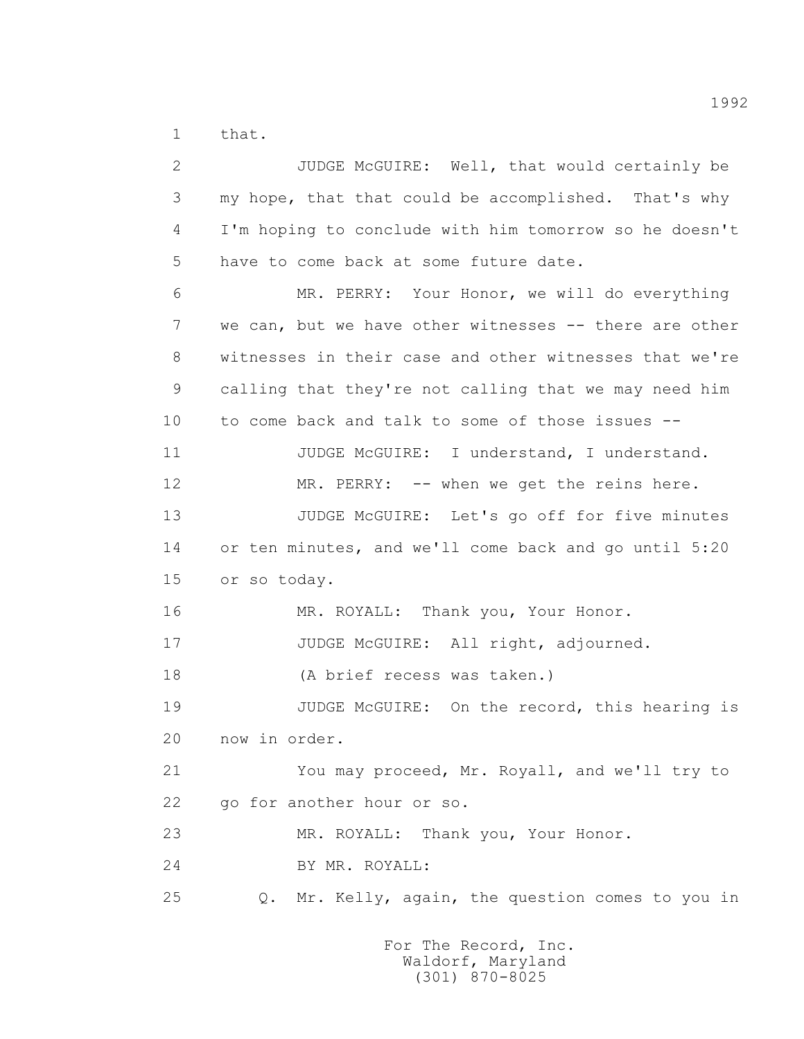1 that.

2 JUDGE McGUIRE: Well, that would certainly be

3 my hope, that that could be accomplished. That's why

4 I'm hoping to conclude with him tomorrow so he doesn't

5 have to come back at some future date.

6 MR. PERRY: Your Honor, we will do everything

7 we can, but we have other witnesses -- there are other

8 witnesses in their case and other witnesses that we're

9 calling that they're not calling that we may need him

10 to come back and talk to some of those issues --

11 JUDGE McGUIRE: I understand, I understand.

12 MR. PERRY: -- when we get the reins here.

13 JUDGE McGUIRE: Let's go off for five minutes

14 or ten minutes, and we'll come back and go until 5:20

15 or so today.

16 MR. ROYALL: Thank you, Your Honor.

17 JUDGE McGUIRE: All right, adjourned.

18 (A brief recess was taken.)

19 JUDGE McGUIRE: On the record, this hearing is

20 now in order.

21 You may proceed, Mr. Royall, and we'll try to

22 go for another hour or so.

23 MR. ROYALL: Thank you, Your Honor.

24 BY MR. ROYALL:

25 Q. Mr. Kelly, again, the question comes to you in

For The Record, Inc.
Waldorf, Maryland
(301) 870-8025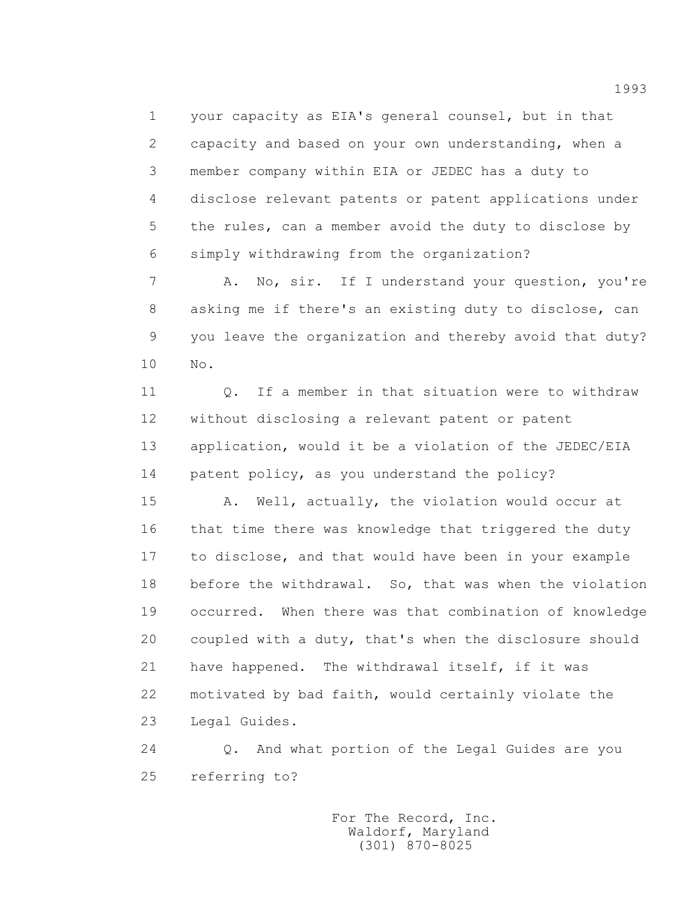your capacity as EIA's general counsel, but in that capacity and based on your own understanding, when a member company within EIA or JEDEC has a duty to disclose relevant patents or patent applications under the rules, can a member avoid the duty to disclose by simply withdrawing from the organization?

A. No, sir. If I understand your question, you're asking me if there's an existing duty to disclose, can you leave the organization and thereby avoid that duty? No.

Q. If a member in that situation were to withdraw without disclosing a relevant patent or patent application, would it be a violation of the JEDEC/EIA patent policy, as you understand the policy?

A. Well, actually, the violation would occur at that time there was knowledge that triggered the duty to disclose, and that would have been in your example before the withdrawal. So, that was when the violation occurred. When there was that combination of knowledge coupled with a duty, that's when the disclosure should have happened. The withdrawal itself, if it was motivated by bad faith, would certainly violate the Legal Guides.

Q. And what portion of the Legal Guides are you referring to?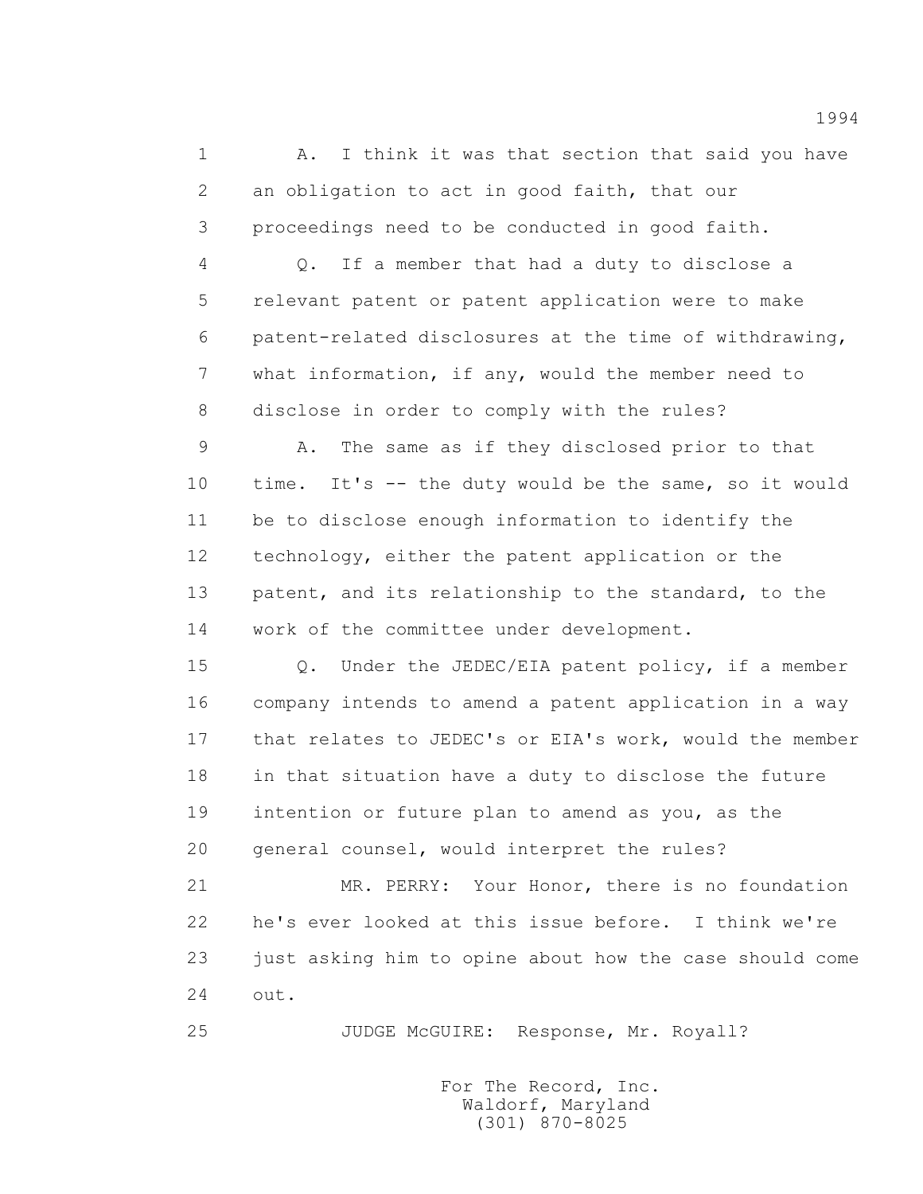A. I think it was that section that said you have an obligation to act in good faith, that our proceedings need to be conducted in good faith.

Q. If a member that had a duty to disclose a relevant patent or patent application were to make patent-related disclosures at the time of withdrawing, what information, if any, would the member need to disclose in order to comply with the rules?

A. The same as if they disclosed prior to that time. It's -- the duty would be the same, so it would be to disclose enough information to identify the technology, either the patent application or the patent, and its relationship to the standard, to the work of the committee under development.

Q. Under the JEDEC/EIA patent policy, if a member company intends to amend a patent application in a way that relates to JEDEC's or EIA's work, would the member in that situation have a duty to disclose the future intention or future plan to amend as you, as the general counsel, would interpret the rules?

MR. PERRY: Your Honor, there is no foundation he's ever looked at this issue before. I think we're just asking him to opine about how the case should come out.

JUDGE McGUIRE: Response, Mr. Royall?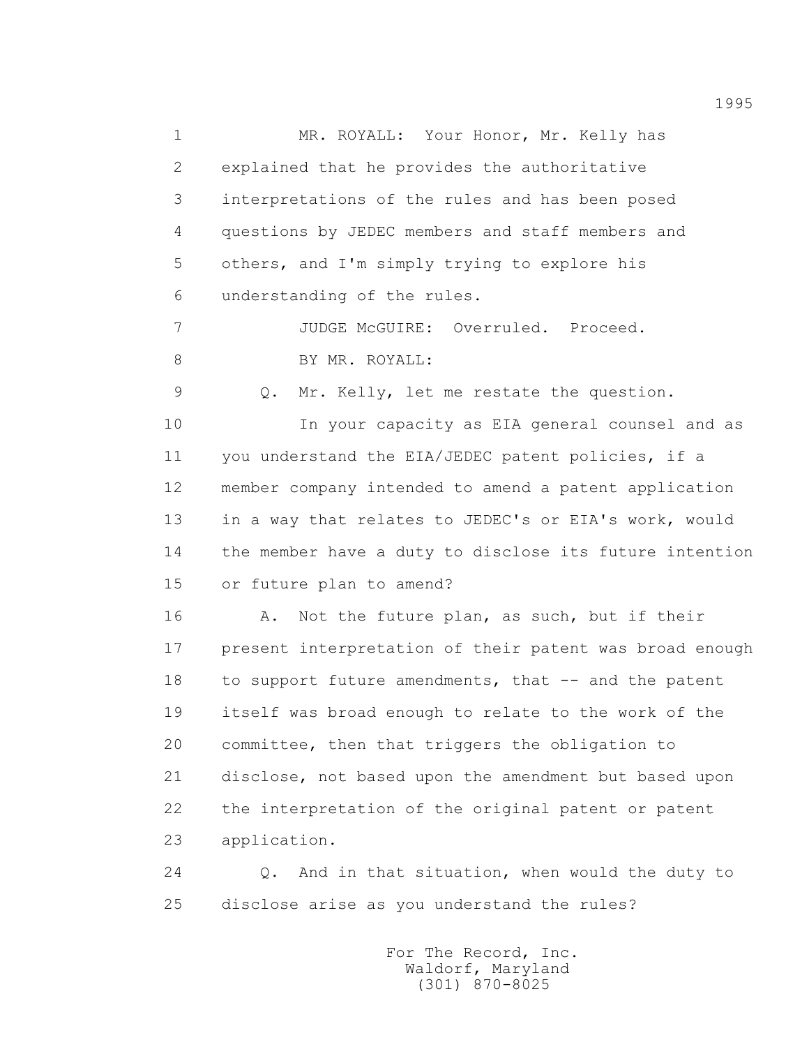1 MR. ROYALL: Your Honor, Mr. Kelly has
2 explained that he provides the authoritative
3 interpretations of the rules and has been posed
4 questions by JEDEC members and staff members and
5 others, and I'm simply trying to explore his
6 understanding of the rules.
7 JUDGE McGUIRE: Overruled. Proceed.
8 BY MR. ROYALL:
9 Q. Mr. Kelly, let me restate the question.
10 In your capacity as EIA general counsel and as
11 you understand the EIA/JEDEC patent policies, if a
12 member company intended to amend a patent application
13 in a way that relates to JEDEC's or EIA's work, would
14 the member have a duty to disclose its future intention
15 or future plan to amend?
16 A. Not the future plan, as such, but if their
17 present interpretation of their patent was broad enough
18 to support future amendments, that -- and the patent
19 itself was broad enough to relate to the work of the
20 committee, then that triggers the obligation to
21 disclose, not based upon the amendment but based upon
22 the interpretation of the original patent or patent
23 application.
24 Q. And in that situation, when would the duty to
25 disclose arise as you understand the rules?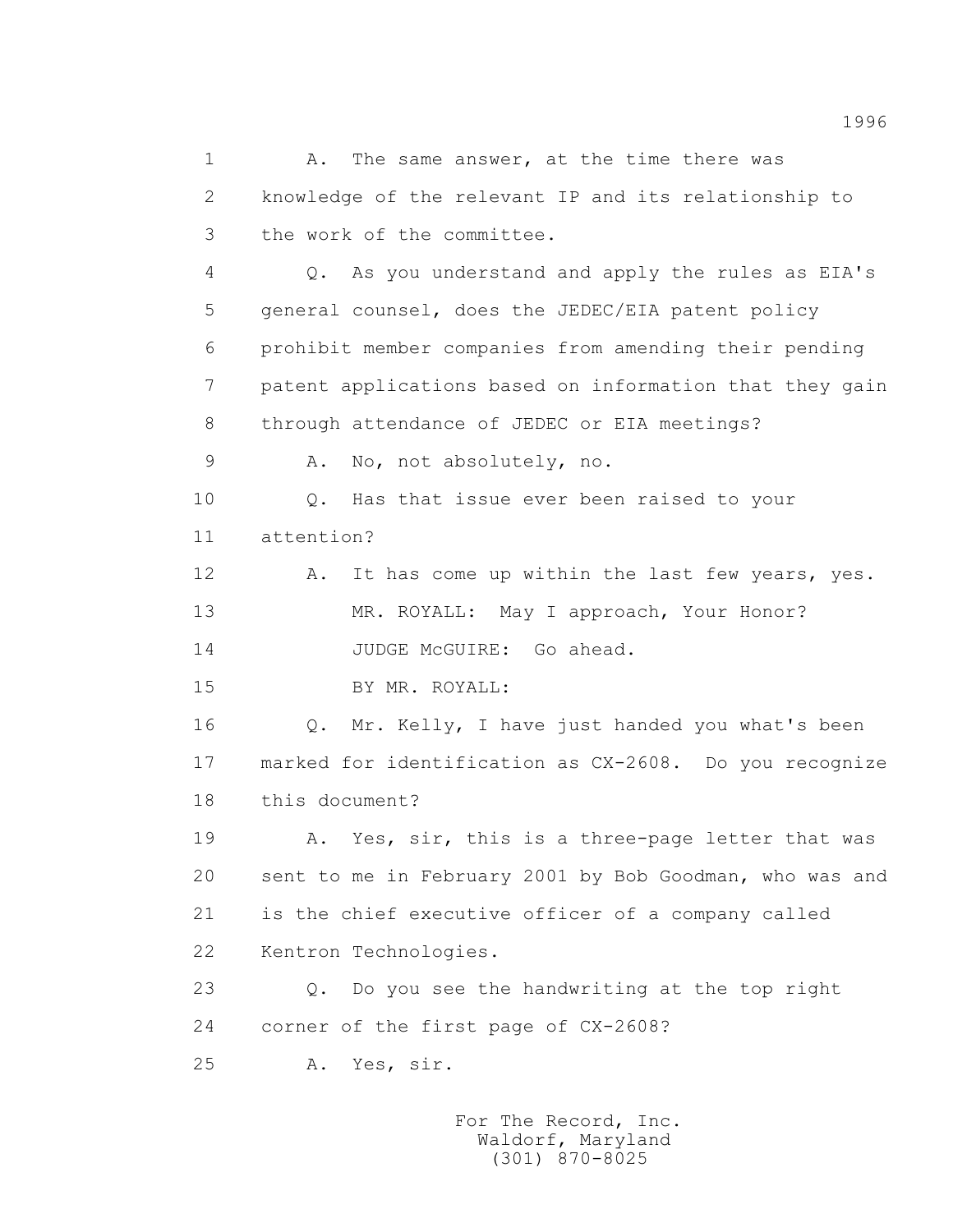1 A. The same answer, at the time there was
2 knowledge of the relevant IP and its relationship to
3 the work of the committee.
4 Q. As you understand and apply the rules as EIA's
5 general counsel, does the JEDEC/EIA patent policy
6 prohibit member companies from amending their pending
7 patent applications based on information that they gain
8 through attendance of JEDEC or EIA meetings?
9 A. No, not absolutely, no.
10 Q. Has that issue ever been raised to your
11 attention?
12 A. It has come up within the last few years, yes.
13 MR. ROYALL: May I approach, Your Honor?
14 JUDGE McGUIRE: Go ahead.
15 BY MR. ROYALL:
16 Q. Mr. Kelly, I have just handed you what's been
17 marked for identification as CX-2608. Do you recognize
18 this document?
19 A. Yes, sir, this is a three-page letter that was
20 sent to me in February 2001 by Bob Goodman, who was and
21 is the chief executive officer of a company called
22 Kentron Technologies.
23 Q. Do you see the handwriting at the top right
24 corner of the first page of CX-2608?
25 A. Yes, sir.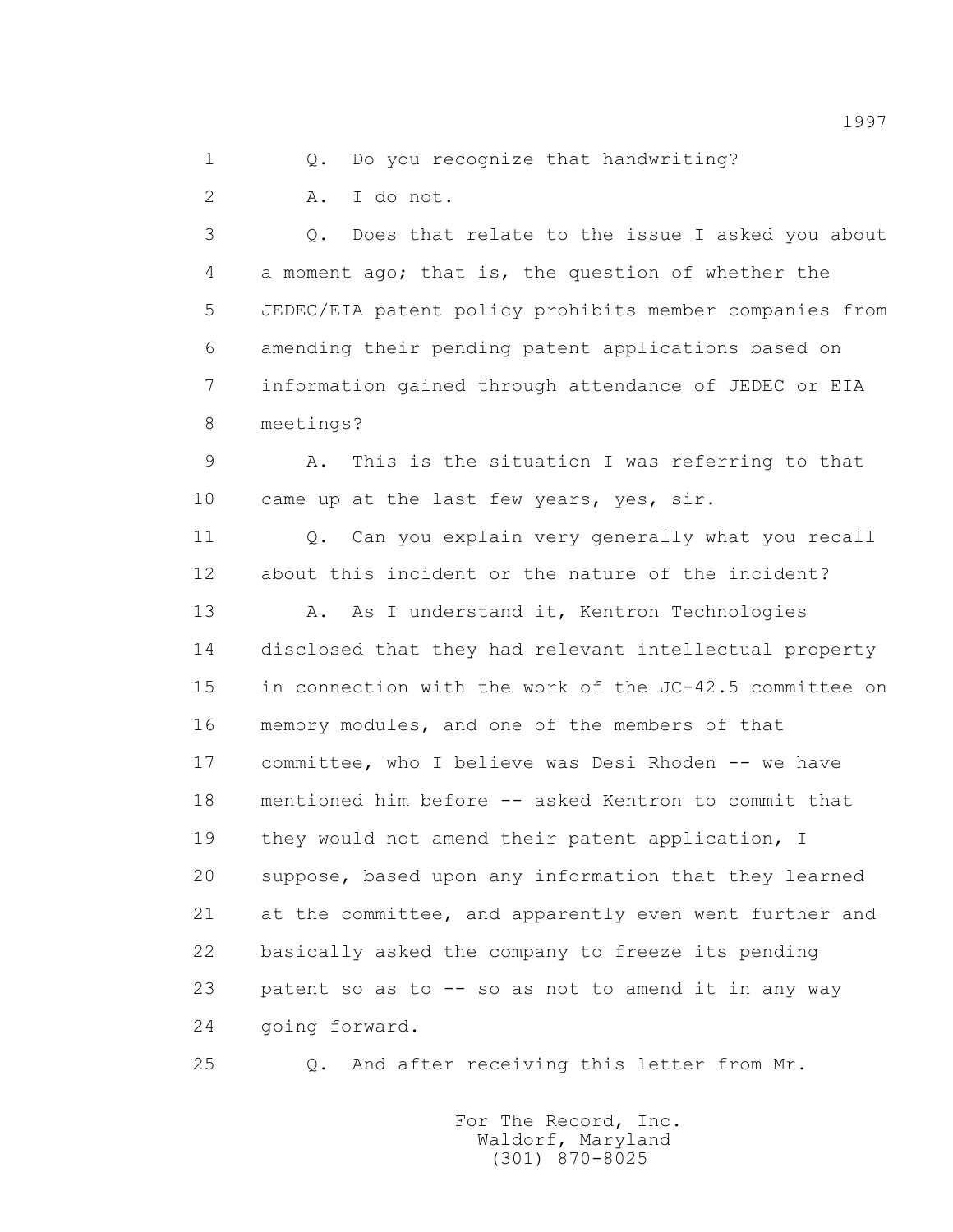Q. Do you recognize that handwriting?

A. I do not.

Q. Does that relate to the issue I asked you about a moment ago; that is, the question of whether the JEDEC/EIA patent policy prohibits member companies from amending their pending patent applications based on information gained through attendance of JEDEC or EIA meetings?

A. This is the situation I was referring to that came up at the last few years, yes, sir.

Q. Can you explain very generally what you recall about this incident or the nature of the incident?

A. As I understand it, Kentron Technologies disclosed that they had relevant intellectual property in connection with the work of the JC-42.5 committee on memory modules, and one of the members of that committee, who I believe was Desi Rhoden -- we have mentioned him before -- asked Kentron to commit that they would not amend their patent application, I suppose, based upon any information that they learned at the committee, and apparently even went further and basically asked the company to freeze its pending patent so as to -- so as not to amend it in any way going forward.

Q. And after receiving this letter from Mr.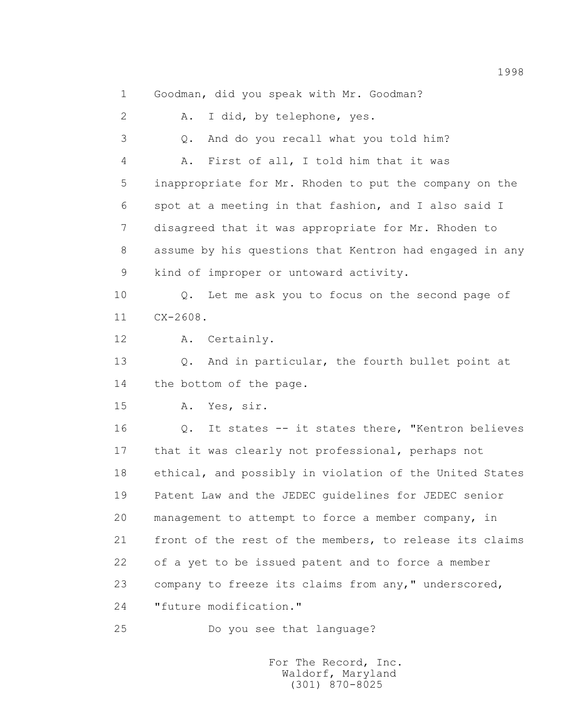1 Goodman, did you speak with Mr. Goodman?

2 A. I did, by telephone, yes.

3 Q. And do you recall what you told him?

4 A. First of all, I told him that it was

5 inappropriate for Mr. Rhoden to put the company on the

6 spot at a meeting in that fashion, and I also said I

7 disagreed that it was appropriate for Mr. Rhoden to

8 assume by his questions that Kentron had engaged in any

9 kind of improper or untoward activity.

10 Q. Let me ask you to focus on the second page of

11 CX-2608.

12 A. Certainly.

13 Q. And in particular, the fourth bullet point at

14 the bottom of the page.

15 A. Yes, sir.

16 Q. It states -- it states there, "Kentron believes

17 that it was clearly not professional, perhaps not

18 ethical, and possibly in violation of the United States

19 Patent Law and the JEDEC guidelines for JEDEC senior

20 management to attempt to force a member company, in

21 front of the rest of the members, to release its claims

22 of a yet to be issued patent and to force a member

23 company to freeze its claims from any," underscored,

24 "future modification."

25 Do you see that language?

For The Record, Inc.
Waldorf, Maryland
(301) 870-8025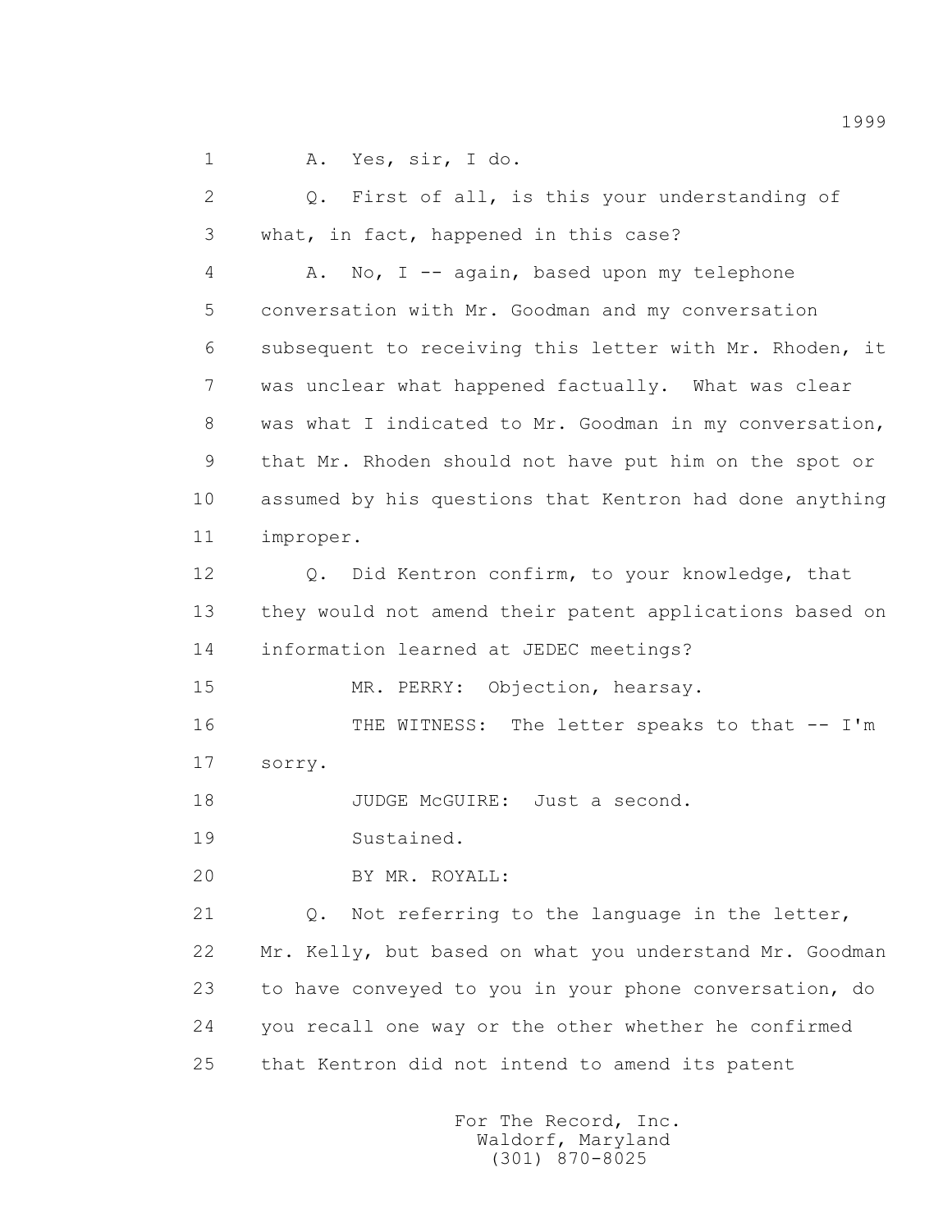1 A. Yes, sir, I do.

2 Q. First of all, is this your understanding of

3 what, in fact, happened in this case?

4 A. No, I -- again, based upon my telephone

5 conversation with Mr. Goodman and my conversation

6 subsequent to receiving this letter with Mr. Rhoden, it

7 was unclear what happened factually. What was clear

8 was what I indicated to Mr. Goodman in my conversation,

9 that Mr. Rhoden should not have put him on the spot or

10 assumed by his questions that Kentron had done anything

11 improper.

12 Q. Did Kentron confirm, to your knowledge, that

13 they would not amend their patent applications based on

14 information learned at JEDEC meetings?

15 MR. PERRY: Objection, hearsay.

16 THE WITNESS: The letter speaks to that -- I'm

17 sorry.

18 JUDGE McGUIRE: Just a second.

19 Sustained.

20 BY MR. ROYALL:

21 Q. Not referring to the language in the letter,

22 Mr. Kelly, but based on what you understand Mr. Goodman

23 to have conveyed to you in your phone conversation, do

24 you recall one way or the other whether he confirmed

25 that Kentron did not intend to amend its patent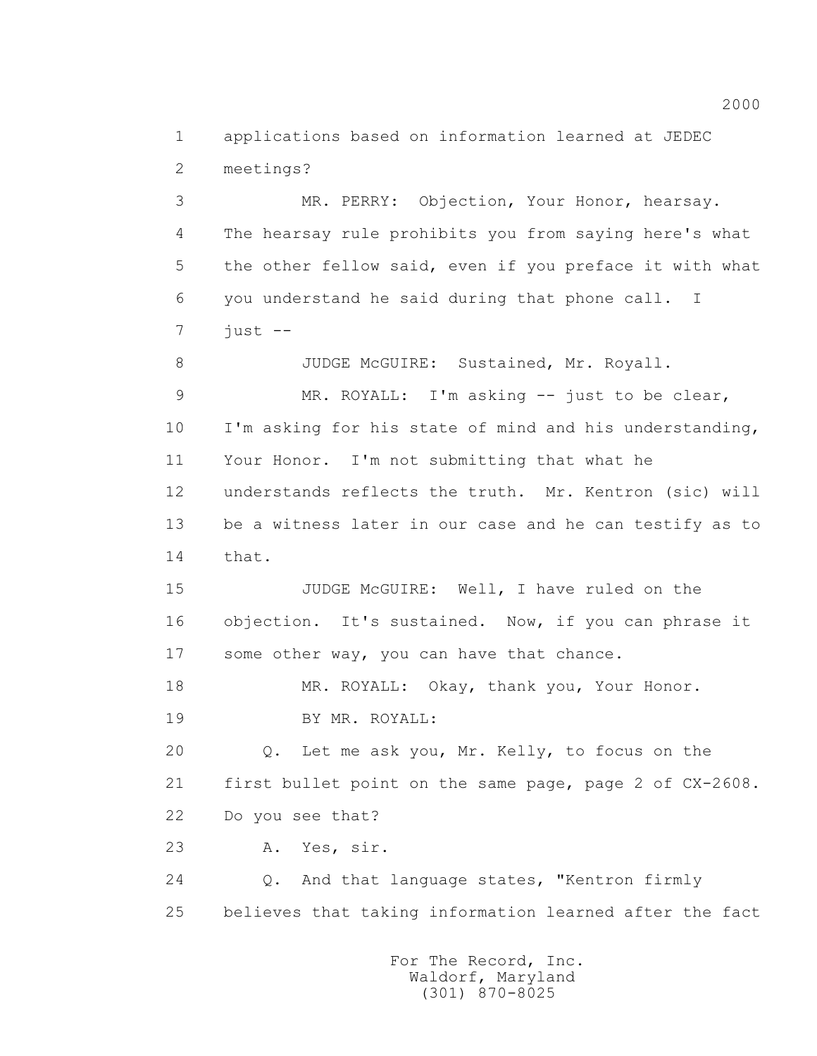1 applications based on information learned at JEDEC
2 meetings?

3 MR. PERRY: Objection, Your Honor, hearsay.
4 The hearsay rule prohibits you from saying here's what
5 the other fellow said, even if you preface it with what
6 you understand he said during that phone call. I
7 just --

8 JUDGE McGUIRE: Sustained, Mr. Royall.

9 MR. ROYALL: I'm asking -- just to be clear,
10 I'm asking for his state of mind and his understanding,
11 Your Honor. I'm not submitting that what he
12 understands reflects the truth. Mr. Kentron (sic) will
13 be a witness later in our case and he can testify as to
14 that.

15 JUDGE McGUIRE: Well, I have ruled on the
16 objection. It's sustained. Now, if you can phrase it
17 some other way, you can have that chance.

18 MR. ROYALL: Okay, thank you, Your Honor.

19 BY MR. ROYALL:

20 Q. Let me ask you, Mr. Kelly, to focus on the
21 first bullet point on the same page, page 2 of CX-2608.
22 Do you see that?

23 A. Yes, sir.

24 Q. And that language states, "Kentron firmly
25 believes that taking information learned after the fact

For The Record, Inc.
Waldorf, Maryland
(301) 870-8025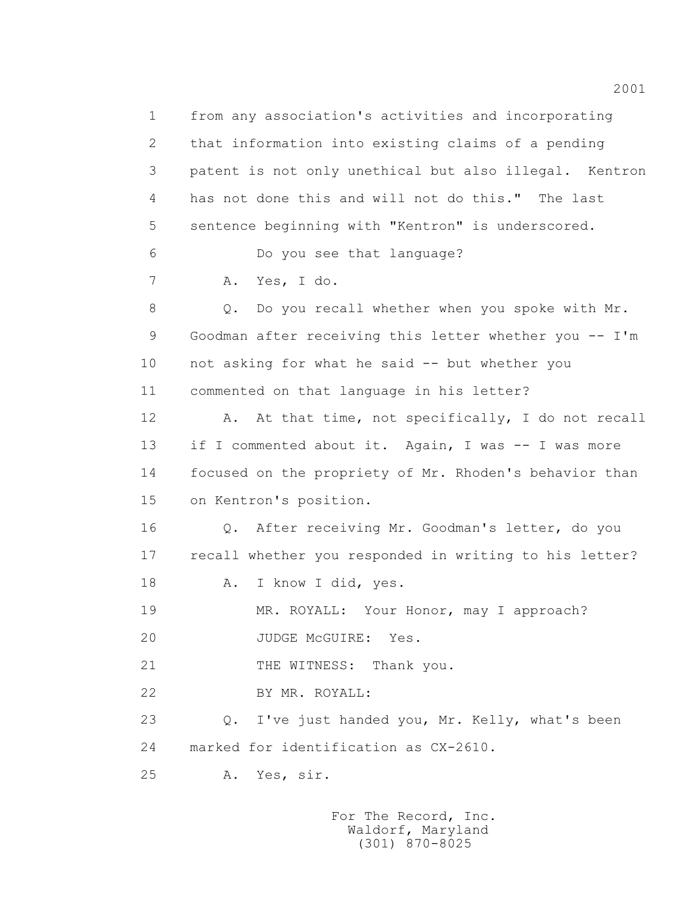1 from any association's activities and incorporating
2 that information into existing claims of a pending
3 patent is not only unethical but also illegal. Kentron
4 has not done this and will not do this." The last
5 sentence beginning with "Kentron" is underscored.
6 Do you see that language?
7 A. Yes, I do.
8 Q. Do you recall whether when you spoke with Mr.
9 Goodman after receiving this letter whether you -- I'm
10 not asking for what he said -- but whether you
11 commented on that language in his letter?
12 A. At that time, not specifically, I do not recall
13 if I commented about it. Again, I was -- I was more
14 focused on the propriety of Mr. Rhoden's behavior than
15 on Kentron's position.
16 Q. After receiving Mr. Goodman's letter, do you
17 recall whether you responded in writing to his letter?
18 A. I know I did, yes.
19 MR. ROYALL: Your Honor, may I approach?
20 JUDGE McGUIRE: Yes.
21 THE WITNESS: Thank you.
22 BY MR. ROYALL:
23 Q. I've just handed you, Mr. Kelly, what's been
24 marked for identification as CX-2610.
25 A. Yes, sir.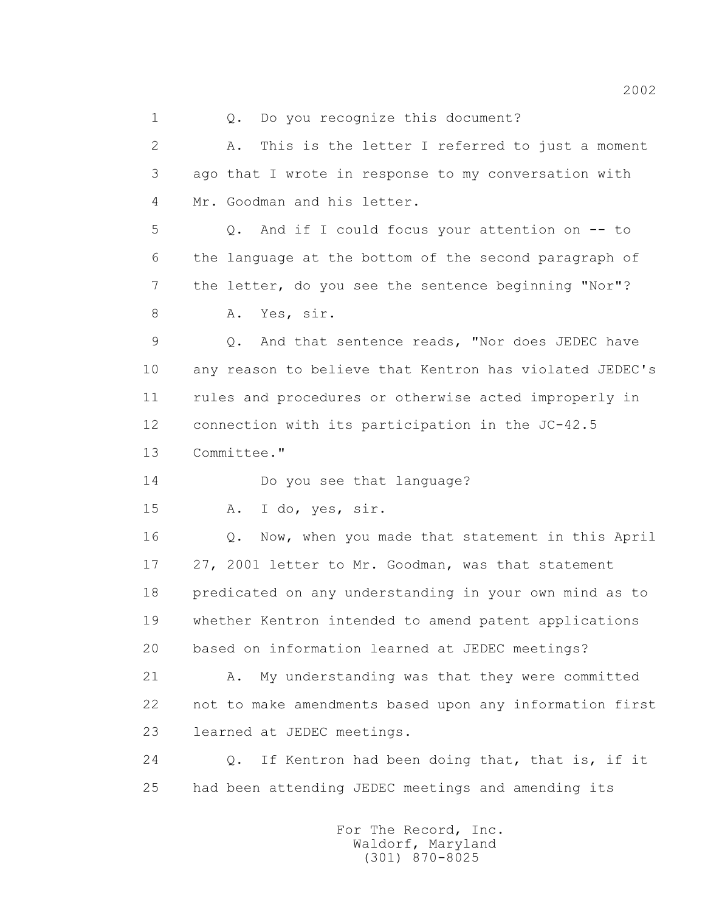1 Q. Do you recognize this document?

2 A. This is the letter I referred to just a moment

3 ago that I wrote in response to my conversation with

4 Mr. Goodman and his letter.

5 Q. And if I could focus your attention on -- to

6 the language at the bottom of the second paragraph of

7 the letter, do you see the sentence beginning "Nor"?

8 A. Yes, sir.

9 Q. And that sentence reads, "Nor does JEDEC have

10 any reason to believe that Kentron has violated JEDEC's

11 rules and procedures or otherwise acted improperly in

12 connection with its participation in the JC-42.5

13 Committee."

14 Do you see that language?

15 A. I do, yes, sir.

16 Q. Now, when you made that statement in this April

17 27, 2001 letter to Mr. Goodman, was that statement

18 predicated on any understanding in your own mind as to

19 whether Kentron intended to amend patent applications

20 based on information learned at JEDEC meetings?

21 A. My understanding was that they were committed

22 not to make amendments based upon any information first

23 learned at JEDEC meetings.

24 Q. If Kentron had been doing that, that is, if it

25 had been attending JEDEC meetings and amending its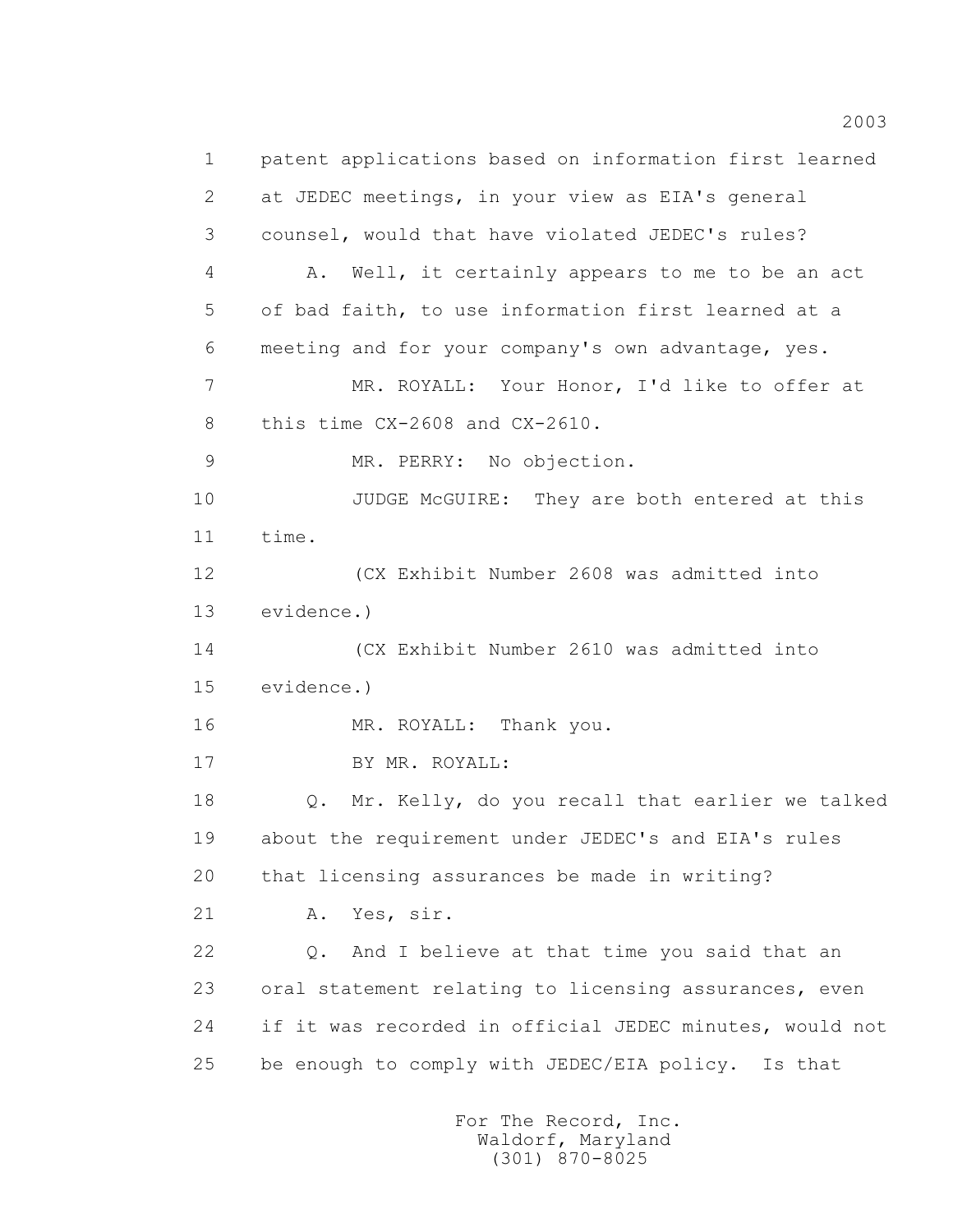1 patent applications based on information first learned

2 at JEDEC meetings, in your view as EIA's general

3 counsel, would that have violated JEDEC's rules?

4 A. Well, it certainly appears to me to be an act

5 of bad faith, to use information first learned at a

6 meeting and for your company's own advantage, yes.

7 MR. ROYALL: Your Honor, I'd like to offer at

8 this time CX-2608 and CX-2610.

9 MR. PERRY: No objection.

10 JUDGE McGUIRE: They are both entered at this

11 time.

12 (CX Exhibit Number 2608 was admitted into

13 evidence.)

14 (CX Exhibit Number 2610 was admitted into

15 evidence.)

16 MR. ROYALL: Thank you.

17 BY MR. ROYALL:

18 Q. Mr. Kelly, do you recall that earlier we talked

19 about the requirement under JEDEC's and EIA's rules

20 that licensing assurances be made in writing?

21 A. Yes, sir.

22 Q. And I believe at that time you said that an

23 oral statement relating to licensing assurances, even

24 if it was recorded in official JEDEC minutes, would not

25 be enough to comply with JEDEC/EIA policy. Is that

For The Record, Inc.
Waldorf, Maryland
(301) 870-8025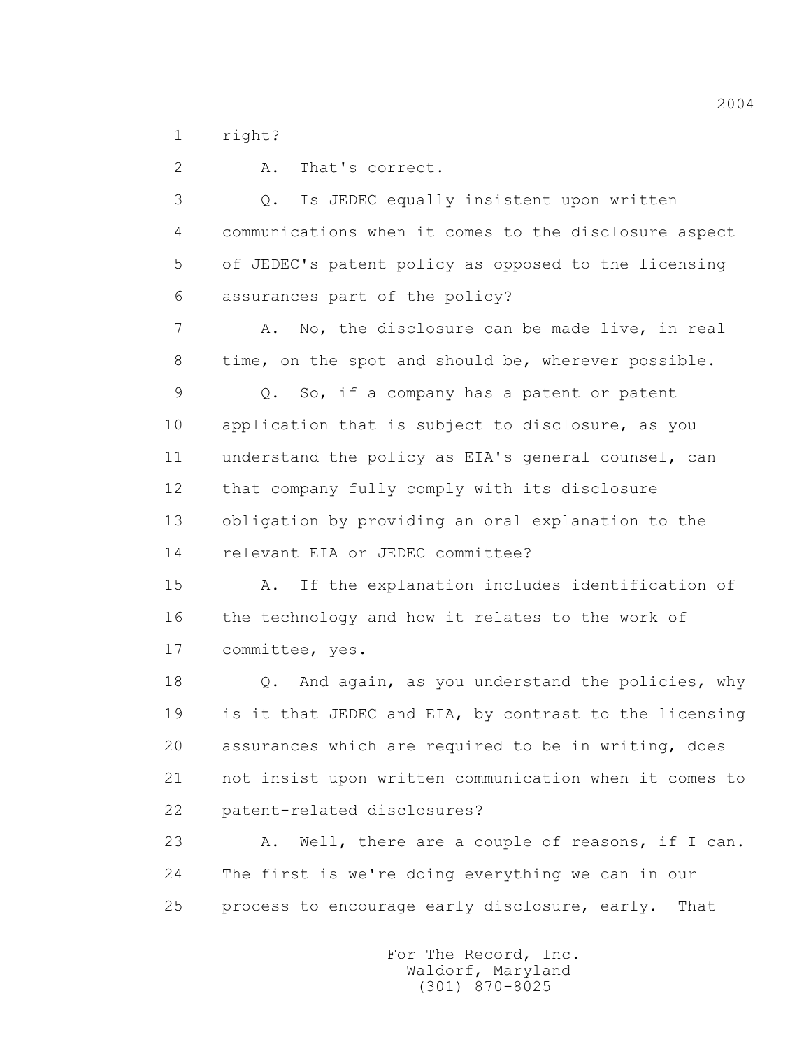1 right?

2 A. That's correct.

3 Q. Is JEDEC equally insistent upon written

4 communications when it comes to the disclosure aspect

5 of JEDEC's patent policy as opposed to the licensing

6 assurances part of the policy?

7 A. No, the disclosure can be made live, in real

8 time, on the spot and should be, wherever possible.

9 Q. So, if a company has a patent or patent

10 application that is subject to disclosure, as you

11 understand the policy as EIA's general counsel, can

12 that company fully comply with its disclosure

13 obligation by providing an oral explanation to the

14 relevant EIA or JEDEC committee?

15 A. If the explanation includes identification of

16 the technology and how it relates to the work of

17 committee, yes.

18 Q. And again, as you understand the policies, why

19 is it that JEDEC and EIA, by contrast to the licensing

20 assurances which are required to be in writing, does

21 not insist upon written communication when it comes to

22 patent-related disclosures?

23 A. Well, there are a couple of reasons, if I can.

24 The first is we're doing everything we can in our

25 process to encourage early disclosure, early. That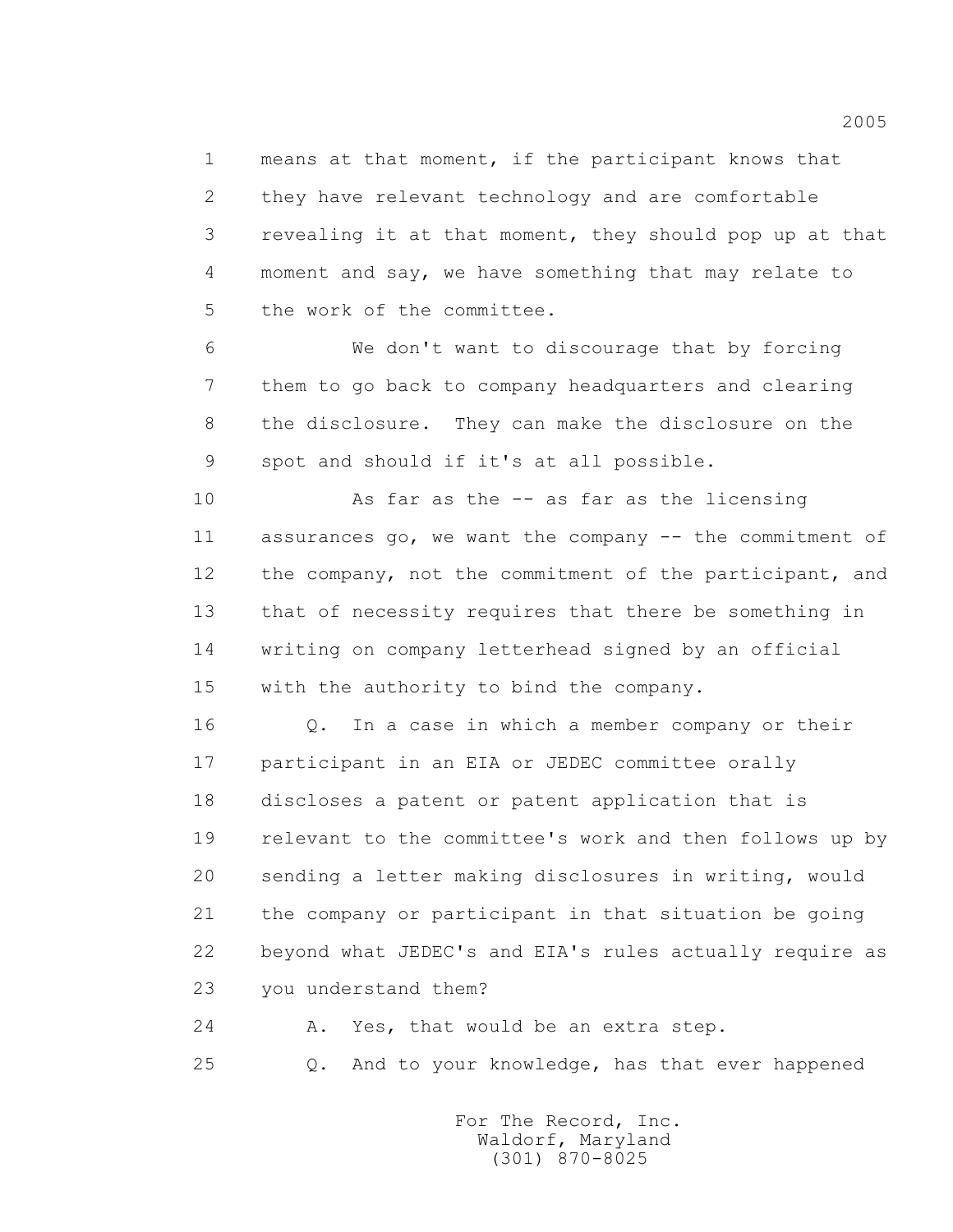means at that moment, if the participant knows that they have relevant technology and are comfortable revealing it at that moment, they should pop up at that moment and say, we have something that may relate to the work of the committee.

We don't want to discourage that by forcing them to go back to company headquarters and clearing the disclosure. They can make the disclosure on the spot and should if it's at all possible.

As far as the -- as far as the licensing assurances go, we want the company -- the commitment of the company, not the commitment of the participant, and that of necessity requires that there be something in writing on company letterhead signed by an official with the authority to bind the company.

Q. In a case in which a member company or their participant in an EIA or JEDEC committee orally discloses a patent or patent application that is relevant to the committee's work and then follows up by sending a letter making disclosures in writing, would the company or participant in that situation be going beyond what JEDEC's and EIA's rules actually require as you understand them?

A. Yes, that would be an extra step.

Q. And to your knowledge, has that ever happened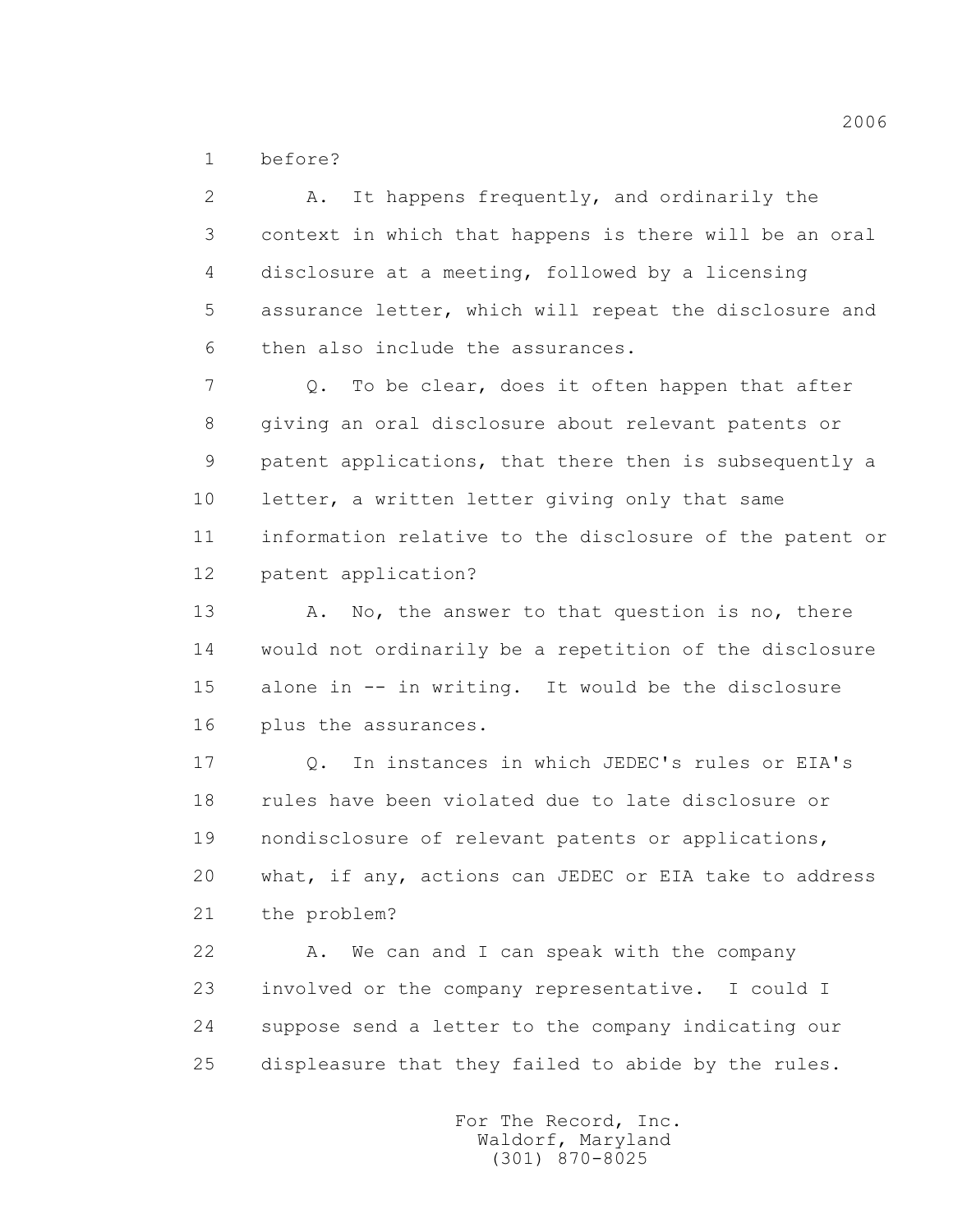1 before?

2 A. It happens frequently, and ordinarily the
3 context in which that happens is there will be an oral
4 disclosure at a meeting, followed by a licensing
5 assurance letter, which will repeat the disclosure and
6 then also include the assurances.

7 Q. To be clear, does it often happen that after
8 giving an oral disclosure about relevant patents or
9 patent applications, that there then is subsequently a
10 letter, a written letter giving only that same
11 information relative to the disclosure of the patent or
12 patent application?

13 A. No, the answer to that question is no, there
14 would not ordinarily be a repetition of the disclosure
15 alone in -- in writing. It would be the disclosure
16 plus the assurances.

17 Q. In instances in which JEDEC's rules or EIA's
18 rules have been violated due to late disclosure or
19 nondisclosure of relevant patents or applications,
20 what, if any, actions can JEDEC or EIA take to address
21 the problem?

22 A. We can and I can speak with the company
23 involved or the company representative. I could I
24 suppose send a letter to the company indicating our
25 displeasure that they failed to abide by the rules.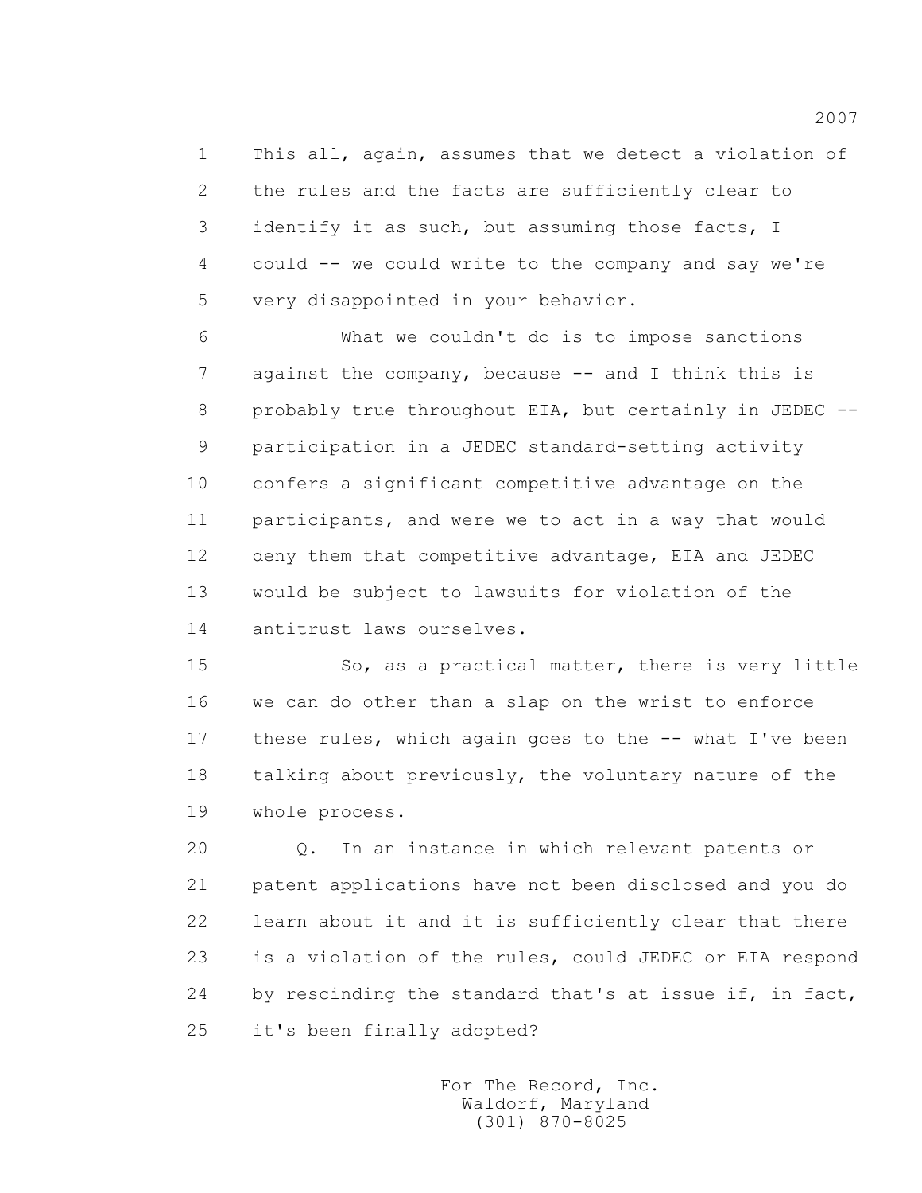This all, again, assumes that we detect a violation of the rules and the facts are sufficiently clear to identify it as such, but assuming those facts, I could -- we could write to the company and say we're very disappointed in your behavior.

What we couldn't do is to impose sanctions against the company, because -- and I think this is probably true throughout EIA, but certainly in JEDEC -- participation in a JEDEC standard-setting activity confers a significant competitive advantage on the participants, and were we to act in a way that would deny them that competitive advantage, EIA and JEDEC would be subject to lawsuits for violation of the antitrust laws ourselves.

So, as a practical matter, there is very little we can do other than a slap on the wrist to enforce these rules, which again goes to the -- what I've been talking about previously, the voluntary nature of the whole process.

Q. In an instance in which relevant patents or patent applications have not been disclosed and you do learn about it and it is sufficiently clear that there is a violation of the rules, could JEDEC or EIA respond by rescinding the standard that's at issue if, in fact, it's been finally adopted?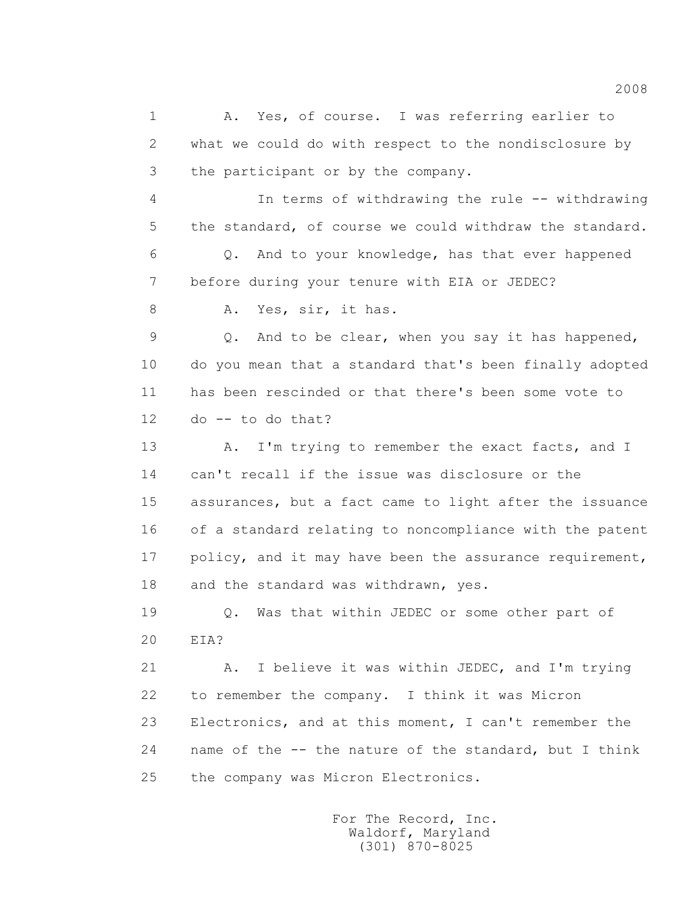1 A. Yes, of course. I was referring earlier to
2 what we could do with respect to the nondisclosure by
3 the participant or by the company.

4 In terms of withdrawing the rule -- withdrawing
5 the standard, of course we could withdraw the standard.

6 Q. And to your knowledge, has that ever happened
7 before during your tenure with EIA or JEDEC?

8 A. Yes, sir, it has.

9 Q. And to be clear, when you say it has happened,
10 do you mean that a standard that's been finally adopted
11 has been rescinded or that there's been some vote to
12 do -- to do that?

13 A. I'm trying to remember the exact facts, and I
14 can't recall if the issue was disclosure or the
15 assurances, but a fact came to light after the issuance
16 of a standard relating to noncompliance with the patent
17 policy, and it may have been the assurance requirement,
18 and the standard was withdrawn, yes.

19 Q. Was that within JEDEC or some other part of
20 EIA?

21 A. I believe it was within JEDEC, and I'm trying
22 to remember the company. I think it was Micron
23 Electronics, and at this moment, I can't remember the
24 name of the -- the nature of the standard, but I think
25 the company was Micron Electronics.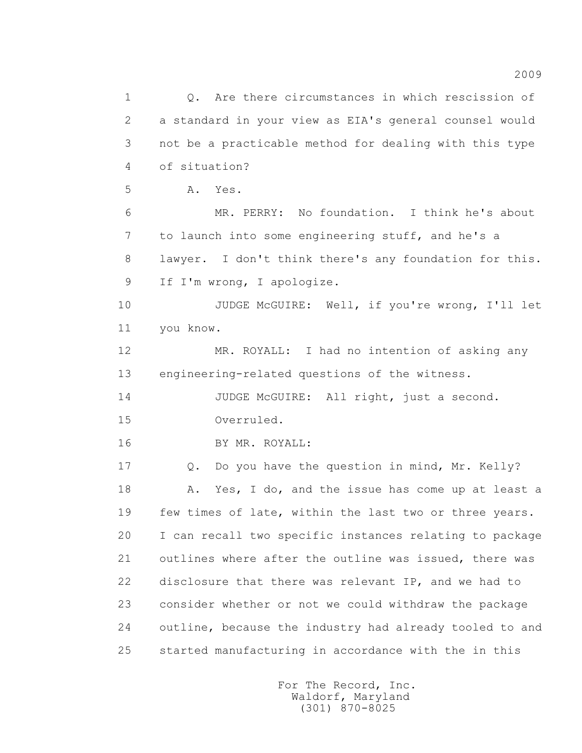Q. Are there circumstances in which rescission of a standard in your view as EIA's general counsel would not be a practicable method for dealing with this type of situation?

A. Yes.

MR. PERRY: No foundation. I think he's about to launch into some engineering stuff, and he's a lawyer. I don't think there's any foundation for this. If I'm wrong, I apologize.

JUDGE McGUIRE: Well, if you're wrong, I'll let you know.

MR. ROYALL: I had no intention of asking any engineering-related questions of the witness.

JUDGE McGUIRE: All right, just a second.

Overruled.

BY MR. ROYALL:

Q. Do you have the question in mind, Mr. Kelly?

A. Yes, I do, and the issue has come up at least a few times of late, within the last two or three years. I can recall two specific instances relating to package outlines where after the outline was issued, there was disclosure that there was relevant IP, and we had to consider whether or not we could withdraw the package outline, because the industry had already tooled to and started manufacturing in accordance with the in this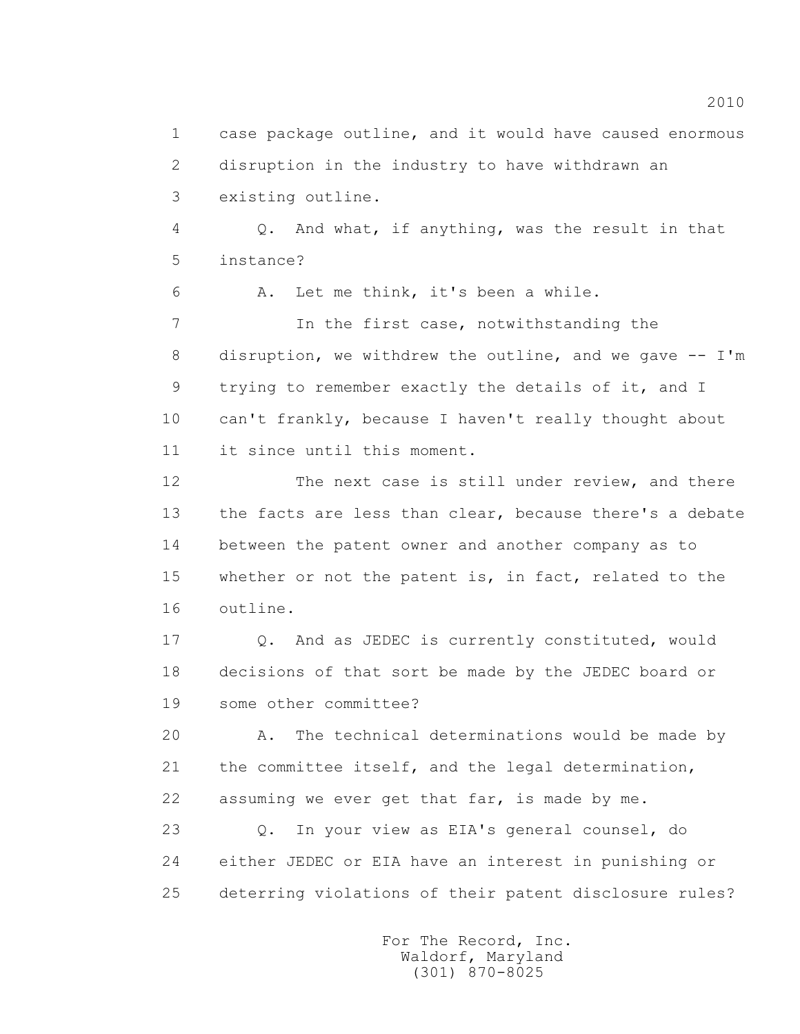1 case package outline, and it would have caused enormous
2 disruption in the industry to have withdrawn an
3 existing outline.

4 Q. And what, if anything, was the result in that
5 instance?

6 A. Let me think, it's been a while.

7 In the first case, notwithstanding the
8 disruption, we withdrew the outline, and we gave -- I'm
9 trying to remember exactly the details of it, and I
10 can't frankly, because I haven't really thought about
11 it since until this moment.

12 The next case is still under review, and there
13 the facts are less than clear, because there's a debate
14 between the patent owner and another company as to
15 whether or not the patent is, in fact, related to the
16 outline.

17 Q. And as JEDEC is currently constituted, would
18 decisions of that sort be made by the JEDEC board or
19 some other committee?

20 A. The technical determinations would be made by
21 the committee itself, and the legal determination,
22 assuming we ever get that far, is made by me.

23 Q. In your view as EIA's general counsel, do
24 either JEDEC or EIA have an interest in punishing or
25 deterring violations of their patent disclosure rules?

For The Record, Inc.
Waldorf, Maryland
(301) 870-8025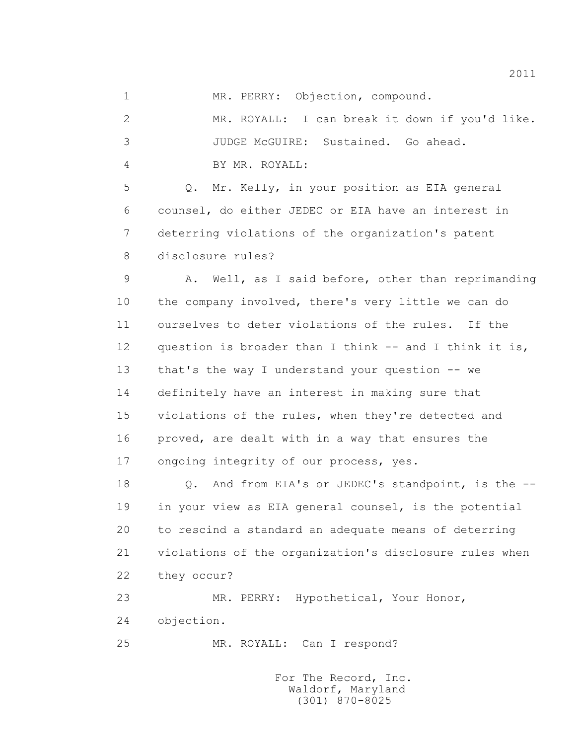MR. PERRY: Objection, compound.

MR. ROYALL: I can break it down if you'd like.

JUDGE McGUIRE: Sustained. Go ahead.

BY MR. ROYALL:

Q. Mr. Kelly, in your position as EIA general counsel, do either JEDEC or EIA have an interest in deterring violations of the organization's patent disclosure rules?

A. Well, as I said before, other than reprimanding the company involved, there's very little we can do ourselves to deter violations of the rules. If the question is broader than I think -- and I think it is, that's the way I understand your question -- we definitely have an interest in making sure that violations of the rules, when they're detected and proved, are dealt with in a way that ensures the ongoing integrity of our process, yes.

Q. And from EIA's or JEDEC's standpoint, is the -- in your view as EIA general counsel, is the potential to rescind a standard an adequate means of deterring violations of the organization's disclosure rules when they occur?

MR. PERRY: Hypothetical, Your Honor, objection.

MR. ROYALL: Can I respond?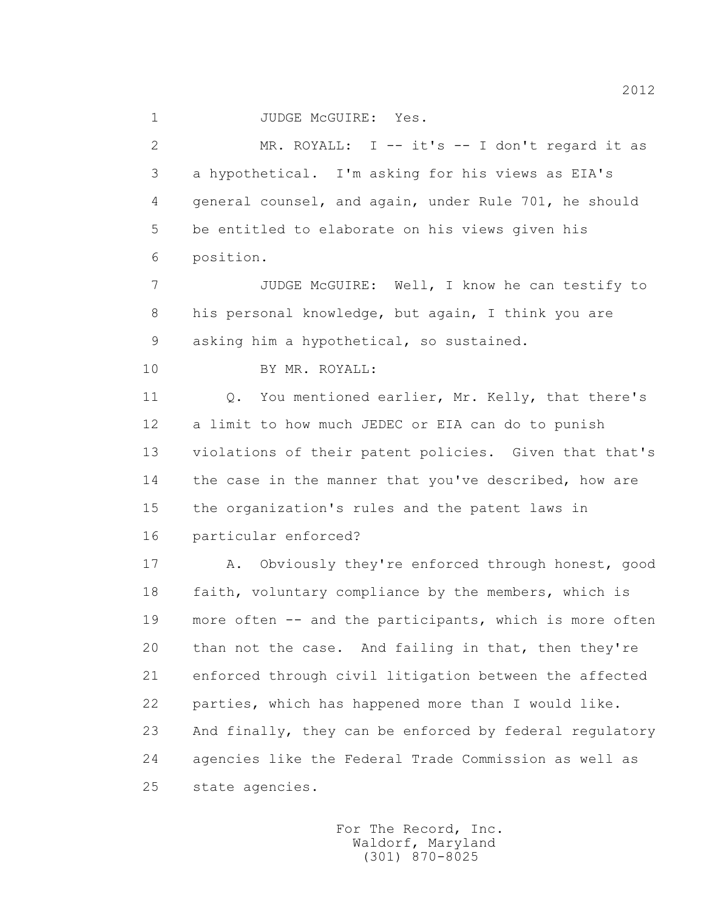1 JUDGE McGUIRE: Yes.

2 MR. ROYALL: I -- it's -- I don't regard it as
3 a hypothetical. I'm asking for his views as EIA's
4 general counsel, and again, under Rule 701, he should
5 be entitled to elaborate on his views given his
6 position.

7 JUDGE McGUIRE: Well, I know he can testify to
8 his personal knowledge, but again, I think you are
9 asking him a hypothetical, so sustained.

10 BY MR. ROYALL:

11 Q. You mentioned earlier, Mr. Kelly, that there's
12 a limit to how much JEDEC or EIA can do to punish
13 violations of their patent policies. Given that that's
14 the case in the manner that you've described, how are
15 the organization's rules and the patent laws in
16 particular enforced?

17 A. Obviously they're enforced through honest, good
18 faith, voluntary compliance by the members, which is
19 more often -- and the participants, which is more often
20 than not the case. And failing in that, then they're
21 enforced through civil litigation between the affected
22 parties, which has happened more than I would like.
23 And finally, they can be enforced by federal regulatory
24 agencies like the Federal Trade Commission as well as
25 state agencies.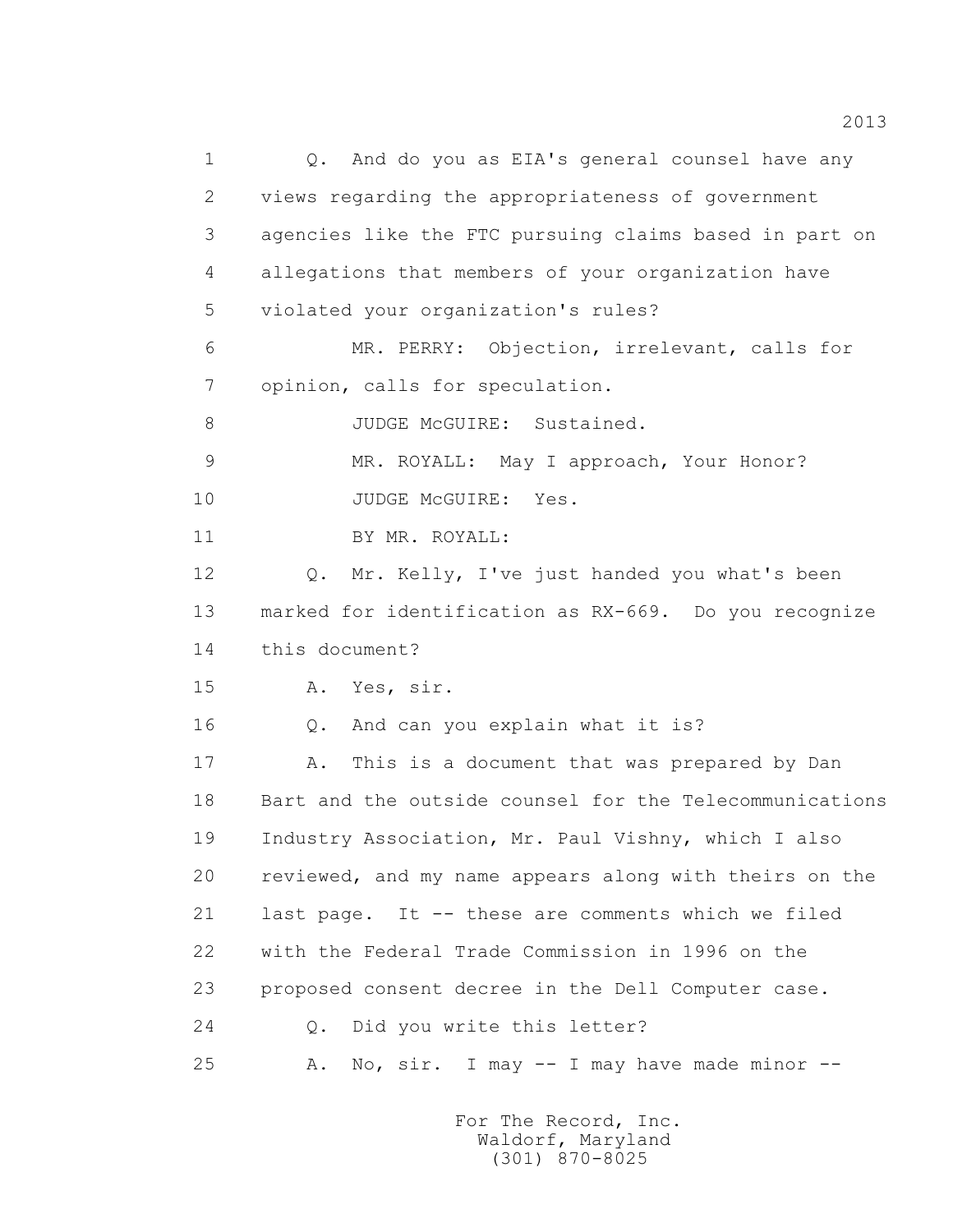1 Q. And do you as EIA's general counsel have any
2 views regarding the appropriateness of government
3 agencies like the FTC pursuing claims based in part on
4 allegations that members of your organization have
5 violated your organization's rules?

6 MR. PERRY: Objection, irrelevant, calls for
7 opinion, calls for speculation.

8 JUDGE McGUIRE: Sustained.

9 MR. ROYALL: May I approach, Your Honor?

10 JUDGE McGUIRE: Yes.

11 BY MR. ROYALL:

12 Q. Mr. Kelly, I've just handed you what's been
13 marked for identification as RX-669. Do you recognize
14 this document?

15 A. Yes, sir.

16 Q. And can you explain what it is?

17 A. This is a document that was prepared by Dan
18 Bart and the outside counsel for the Telecommunications
19 Industry Association, Mr. Paul Vishny, which I also
20 reviewed, and my name appears along with theirs on the
21 last page. It -- these are comments which we filed
22 with the Federal Trade Commission in 1996 on the
23 proposed consent decree in the Dell Computer case.

24 Q. Did you write this letter?

25 A. No, sir. I may -- I may have made minor --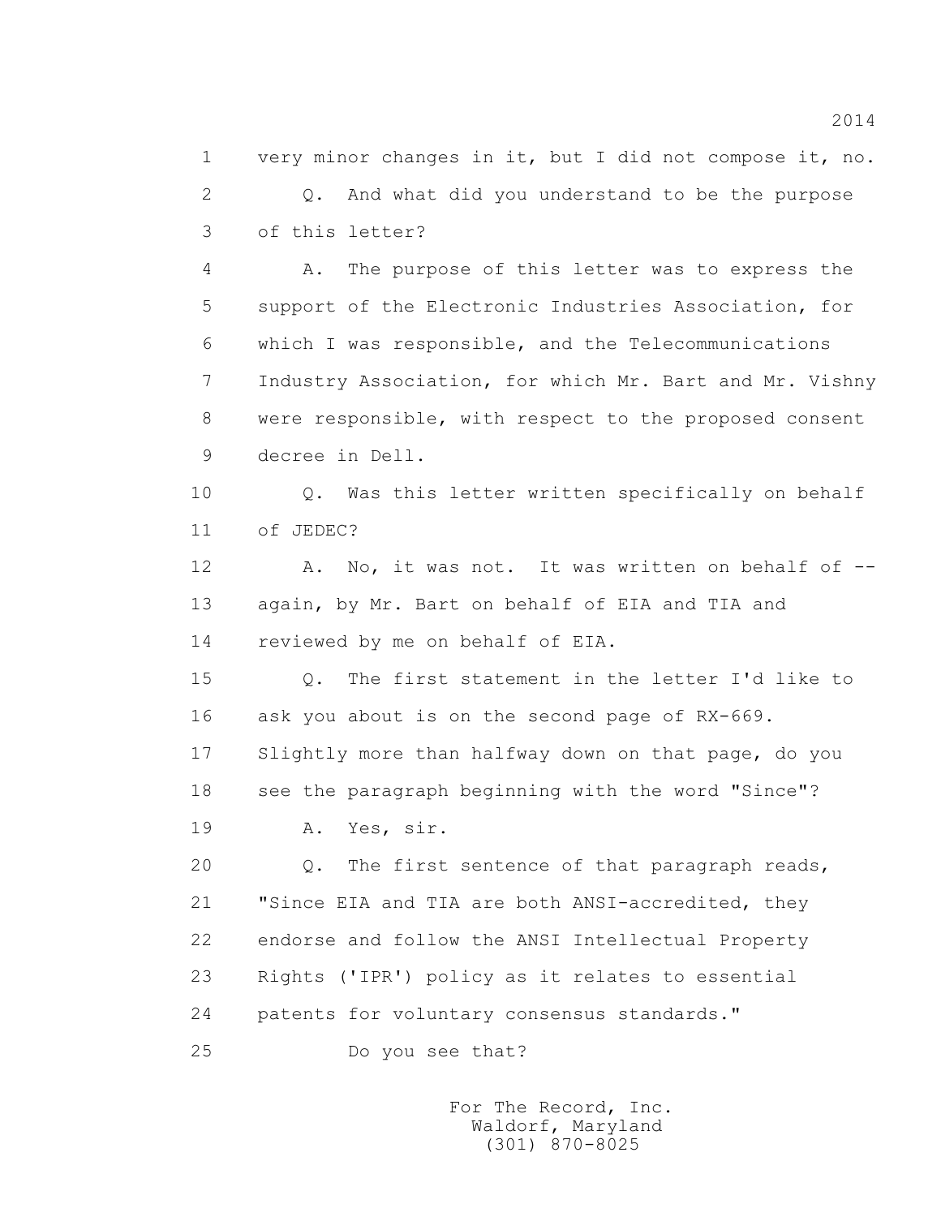1 very minor changes in it, but I did not compose it, no.

2 Q. And what did you understand to be the purpose

3 of this letter?

4 A. The purpose of this letter was to express the

5 support of the Electronic Industries Association, for

6 which I was responsible, and the Telecommunications

7 Industry Association, for which Mr. Bart and Mr. Vishny

8 were responsible, with respect to the proposed consent

9 decree in Dell.

10 Q. Was this letter written specifically on behalf

11 of JEDEC?

12 A. No, it was not. It was written on behalf of --

13 again, by Mr. Bart on behalf of EIA and TIA and

14 reviewed by me on behalf of EIA.

15 Q. The first statement in the letter I'd like to

16 ask you about is on the second page of RX-669.

17 Slightly more than halfway down on that page, do you

18 see the paragraph beginning with the word "Since"?

19 A. Yes, sir.

20 Q. The first sentence of that paragraph reads,

21 "Since EIA and TIA are both ANSI-accredited, they

22 endorse and follow the ANSI Intellectual Property

23 Rights ('IPR') policy as it relates to essential

24 patents for voluntary consensus standards."

25 Do you see that?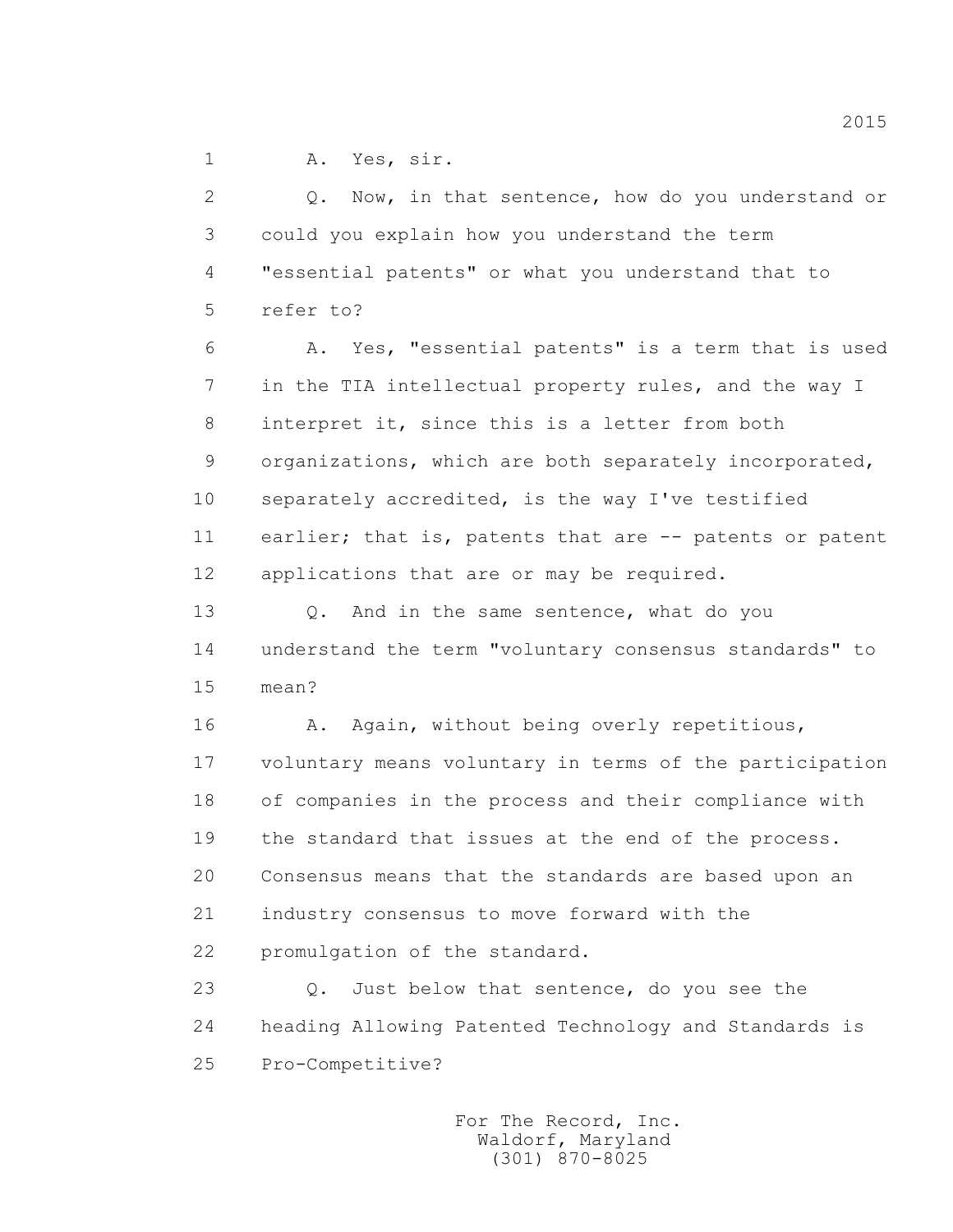1 A. Yes, sir.

2 Q. Now, in that sentence, how do you understand or

3 could you explain how you understand the term

4 "essential patents" or what you understand that to

5 refer to?

6 A. Yes, "essential patents" is a term that is used

7 in the TIA intellectual property rules, and the way I

8 interpret it, since this is a letter from both

9 organizations, which are both separately incorporated,

10 separately accredited, is the way I've testified

11 earlier; that is, patents that are -- patents or patent

12 applications that are or may be required.

13 Q. And in the same sentence, what do you

14 understand the term "voluntary consensus standards" to

15 mean?

16 A. Again, without being overly repetitious,

17 voluntary means voluntary in terms of the participation

18 of companies in the process and their compliance with

19 the standard that issues at the end of the process.

20 Consensus means that the standards are based upon an

21 industry consensus to move forward with the

22 promulgation of the standard.

23 Q. Just below that sentence, do you see the

24 heading Allowing Patented Technology and Standards is

25 Pro-Competitive?

For The Record, Inc.
Waldorf, Maryland
(301) 870-8025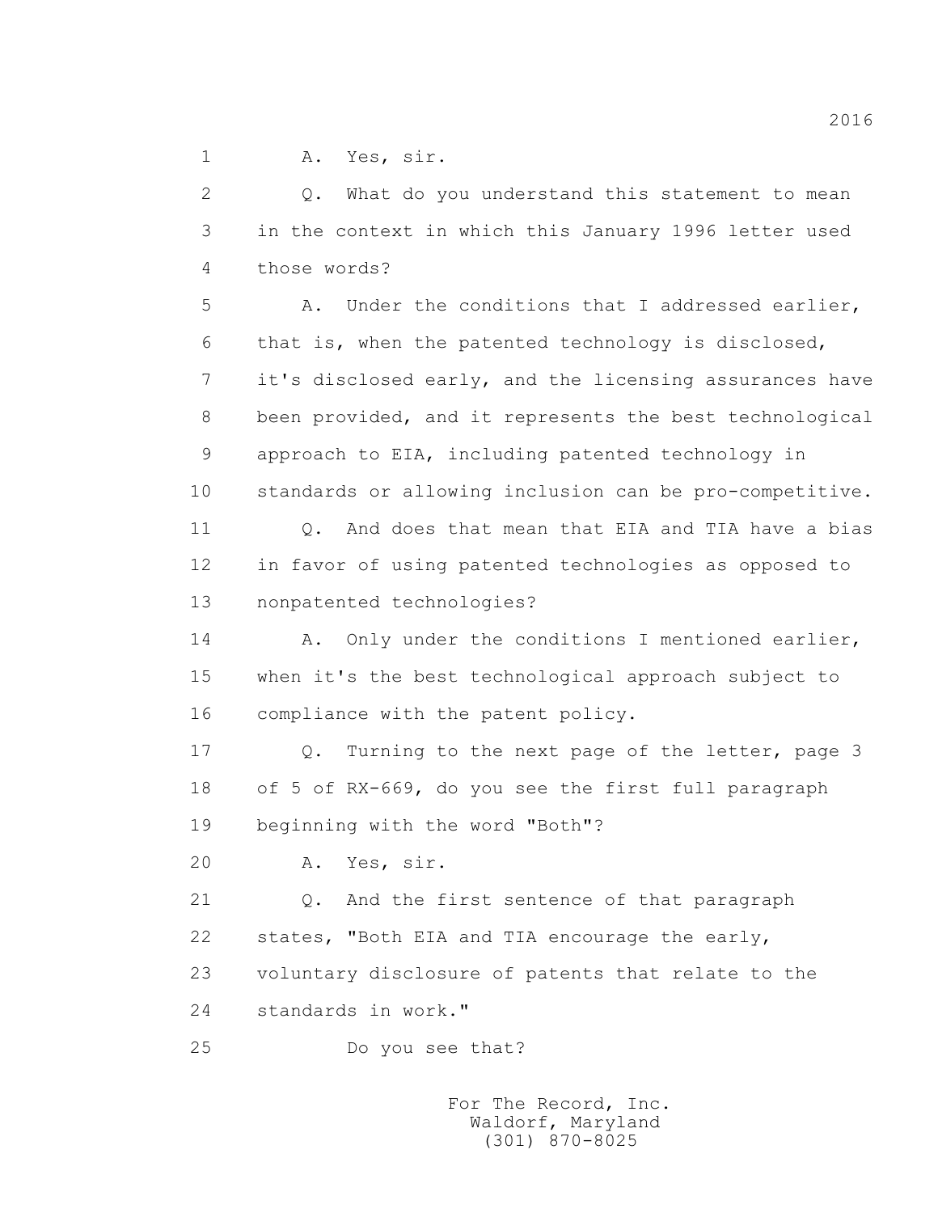1 A. Yes, sir.

2 Q. What do you understand this statement to mean

3 in the context in which this January 1996 letter used

4 those words?

5 A. Under the conditions that I addressed earlier,

6 that is, when the patented technology is disclosed,

7 it's disclosed early, and the licensing assurances have

8 been provided, and it represents the best technological

9 approach to EIA, including patented technology in

10 standards or allowing inclusion can be pro-competitive.

11 Q. And does that mean that EIA and TIA have a bias

12 in favor of using patented technologies as opposed to

13 nonpatented technologies?

14 A. Only under the conditions I mentioned earlier,

15 when it's the best technological approach subject to

16 compliance with the patent policy.

17 Q. Turning to the next page of the letter, page 3

18 of 5 of RX-669, do you see the first full paragraph

19 beginning with the word "Both"?

20 A. Yes, sir.

21 Q. And the first sentence of that paragraph

22 states, "Both EIA and TIA encourage the early,

23 voluntary disclosure of patents that relate to the

24 standards in work."

25 Do you see that?

For The Record, Inc.
Waldorf, Maryland
(301) 870-8025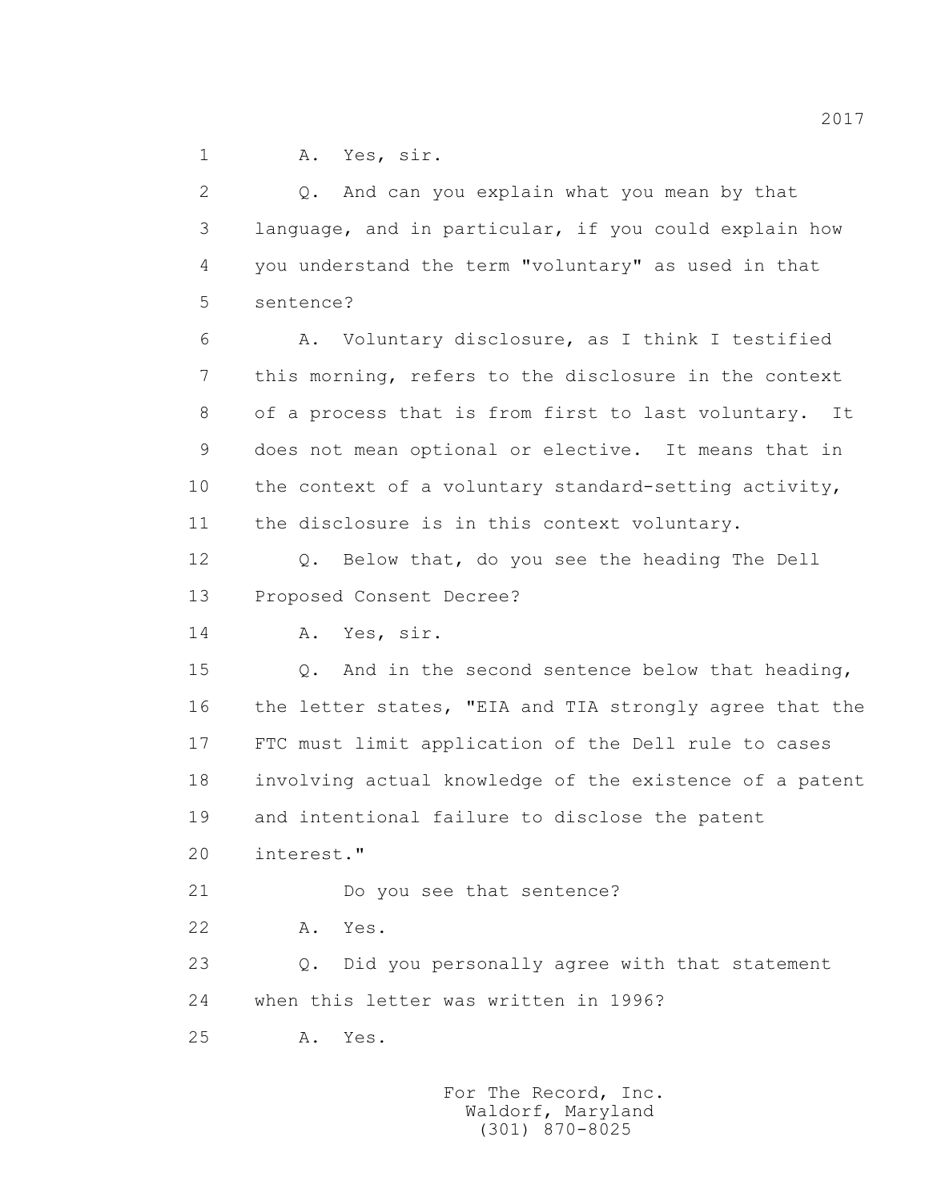1 A. Yes, sir.

2 Q. And can you explain what you mean by that

3 language, and in particular, if you could explain how

4 you understand the term "voluntary" as used in that

5 sentence?

6 A. Voluntary disclosure, as I think I testified

7 this morning, refers to the disclosure in the context

8 of a process that is from first to last voluntary. It

9 does not mean optional or elective. It means that in

10 the context of a voluntary standard-setting activity,

11 the disclosure is in this context voluntary.

12 Q. Below that, do you see the heading The Dell

13 Proposed Consent Decree?

14 A. Yes, sir.

15 Q. And in the second sentence below that heading,

16 the letter states, "EIA and TIA strongly agree that the

17 FTC must limit application of the Dell rule to cases

18 involving actual knowledge of the existence of a patent

19 and intentional failure to disclose the patent

20 interest."

21 Do you see that sentence?

22 A. Yes.

23 Q. Did you personally agree with that statement

24 when this letter was written in 1996?

25 A. Yes.

For The Record, Inc.
Waldorf, Maryland
(301) 870-8025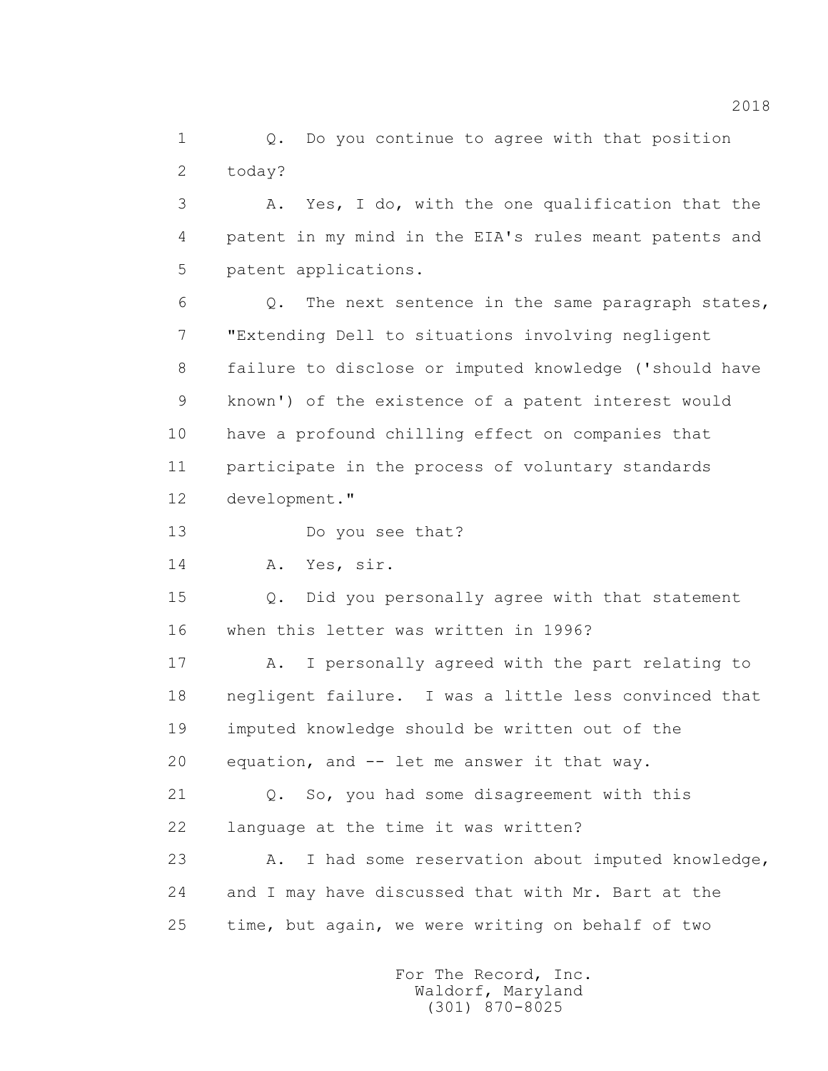1 Q. Do you continue to agree with that position
2 today?
3 A. Yes, I do, with the one qualification that the
4 patent in my mind in the EIA's rules meant patents and
5 patent applications.
6 Q. The next sentence in the same paragraph states,
7 "Extending Dell to situations involving negligent
8 failure to disclose or imputed knowledge ('should have
9 known') of the existence of a patent interest would
10 have a profound chilling effect on companies that
11 participate in the process of voluntary standards
12 development."
13 Do you see that?
14 A. Yes, sir.
15 Q. Did you personally agree with that statement
16 when this letter was written in 1996?
17 A. I personally agreed with the part relating to
18 negligent failure. I was a little less convinced that
19 imputed knowledge should be written out of the
20 equation, and -- let me answer it that way.
21 Q. So, you had some disagreement with this
22 language at the time it was written?
23 A. I had some reservation about imputed knowledge,
24 and I may have discussed that with Mr. Bart at the
25 time, but again, we were writing on behalf of two

For The Record, Inc.
Waldorf, Maryland
(301) 870-8025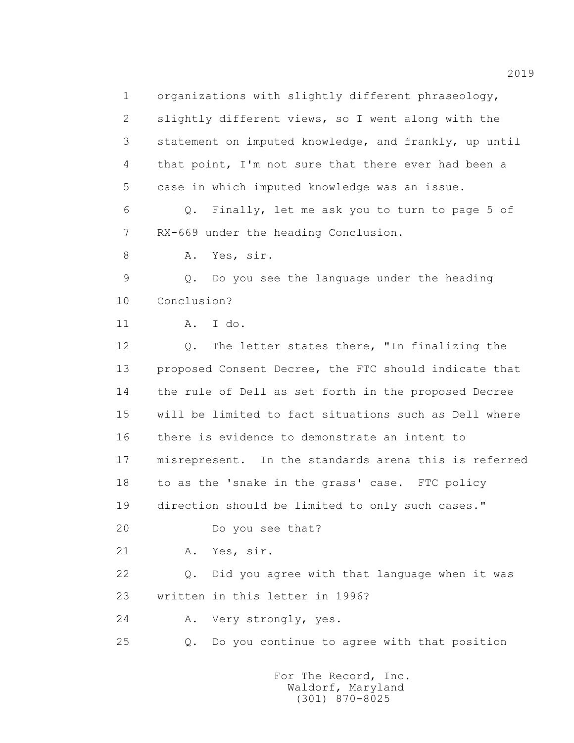organizations with slightly different phraseology, slightly different views, so I went along with the statement on imputed knowledge, and frankly, up until that point, I'm not sure that there ever had been a case in which imputed knowledge was an issue.

Q. Finally, let me ask you to turn to page 5 of RX-669 under the heading Conclusion.

A. Yes, sir.

Q. Do you see the language under the heading Conclusion?

A. I do.

Q. The letter states there, "In finalizing the proposed Consent Decree, the FTC should indicate that the rule of Dell as set forth in the proposed Decree will be limited to fact situations such as Dell where there is evidence to demonstrate an intent to misrepresent. In the standards arena this is referred to as the 'snake in the grass' case. FTC policy direction should be limited to only such cases."

Do you see that?

A. Yes, sir.

Q. Did you agree with that language when it was written in this letter in 1996?

A. Very strongly, yes.

Q. Do you continue to agree with that position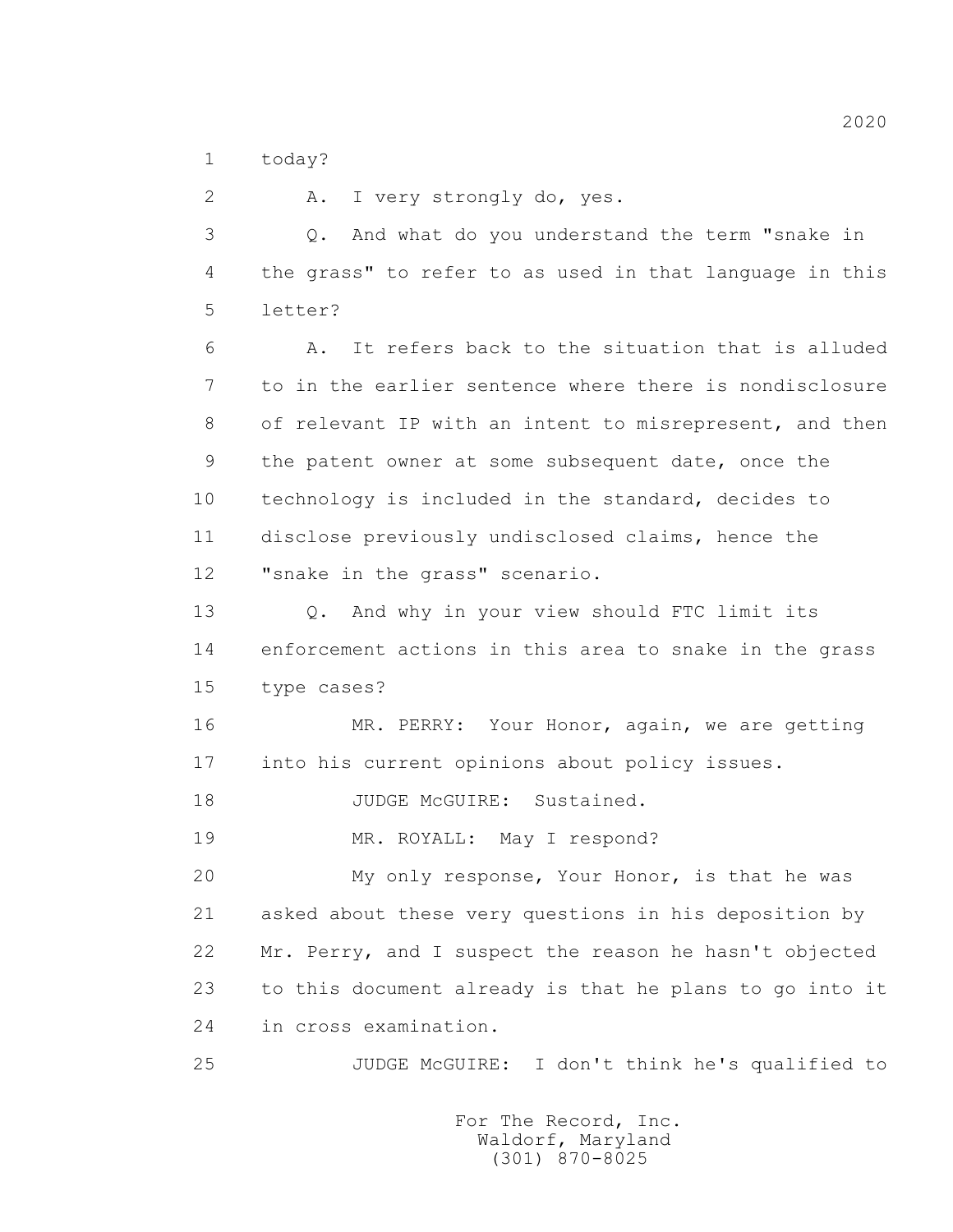1 today?

2 A. I very strongly do, yes.

3 Q. And what do you understand the term "snake in
4 the grass" to refer to as used in that language in this
5 letter?

6 A. It refers back to the situation that is alluded
7 to in the earlier sentence where there is nondisclosure
8 of relevant IP with an intent to misrepresent, and then
9 the patent owner at some subsequent date, once the
10 technology is included in the standard, decides to
11 disclose previously undisclosed claims, hence the
12 "snake in the grass" scenario.

13 Q. And why in your view should FTC limit its
14 enforcement actions in this area to snake in the grass
15 type cases?

16 MR. PERRY: Your Honor, again, we are getting
17 into his current opinions about policy issues.

18 JUDGE McGUIRE: Sustained.

19 MR. ROYALL: May I respond?

20 My only response, Your Honor, is that he was
21 asked about these very questions in his deposition by
22 Mr. Perry, and I suspect the reason he hasn't objected
23 to this document already is that he plans to go into it
24 in cross examination.

25 JUDGE McGUIRE: I don't think he's qualified to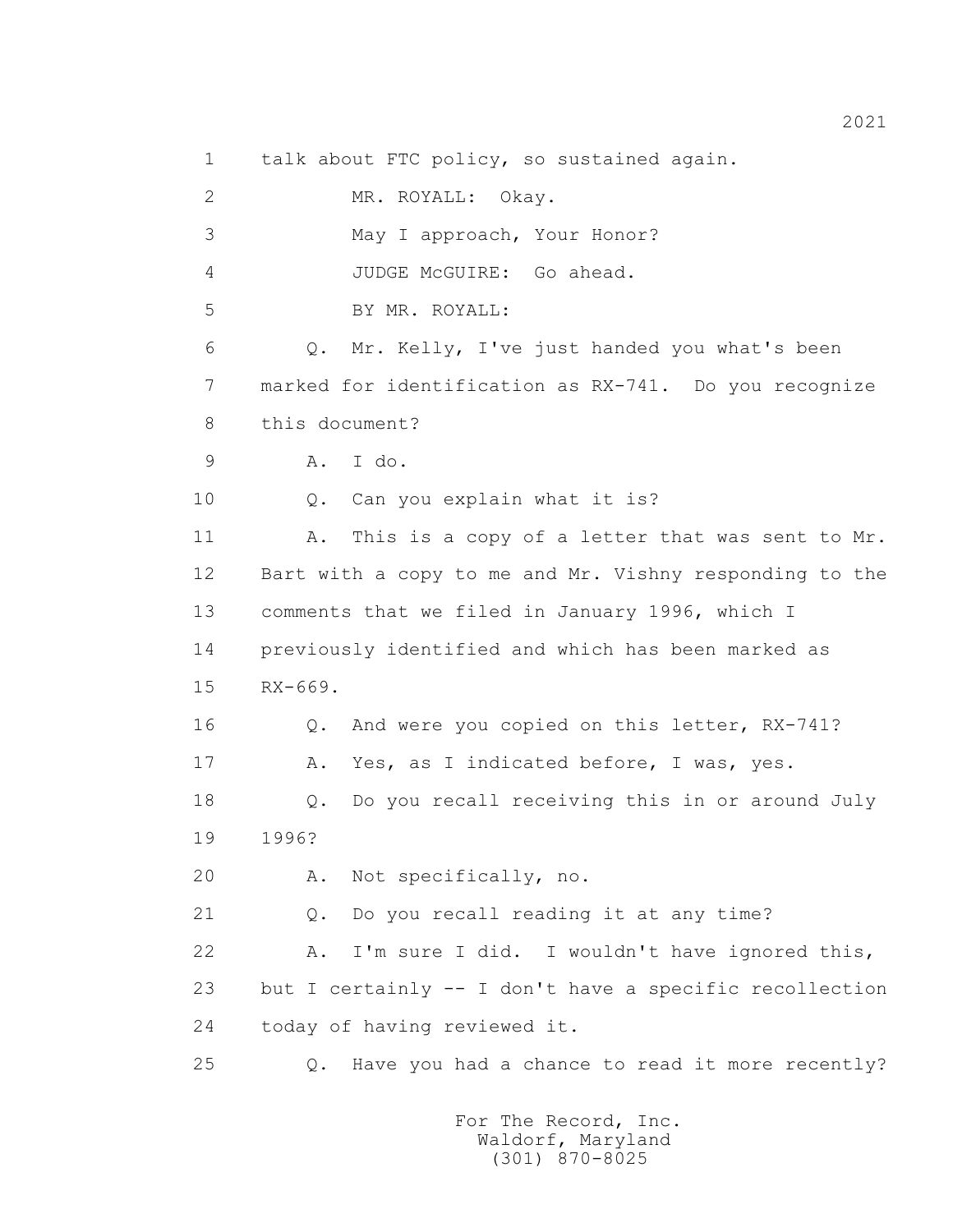1 talk about FTC policy, so sustained again.

2 MR. ROYALL: Okay.

3 May I approach, Your Honor?

4 JUDGE McGUIRE: Go ahead.

5 BY MR. ROYALL:

6 Q. Mr. Kelly, I've just handed you what's been

7 marked for identification as RX-741. Do you recognize

8 this document?

9 A. I do.

10 Q. Can you explain what it is?

11 A. This is a copy of a letter that was sent to Mr.

12 Bart with a copy to me and Mr. Vishny responding to the

13 comments that we filed in January 1996, which I

14 previously identified and which has been marked as

15 RX-669.

16 Q. And were you copied on this letter, RX-741?

17 A. Yes, as I indicated before, I was, yes.

18 Q. Do you recall receiving this in or around July

19 1996?

20 A. Not specifically, no.

21 Q. Do you recall reading it at any time?

22 A. I'm sure I did. I wouldn't have ignored this,

23 but I certainly -- I don't have a specific recollection

24 today of having reviewed it.

25 Q. Have you had a chance to read it more recently?

For The Record, Inc.
Waldorf, Maryland
(301) 870-8025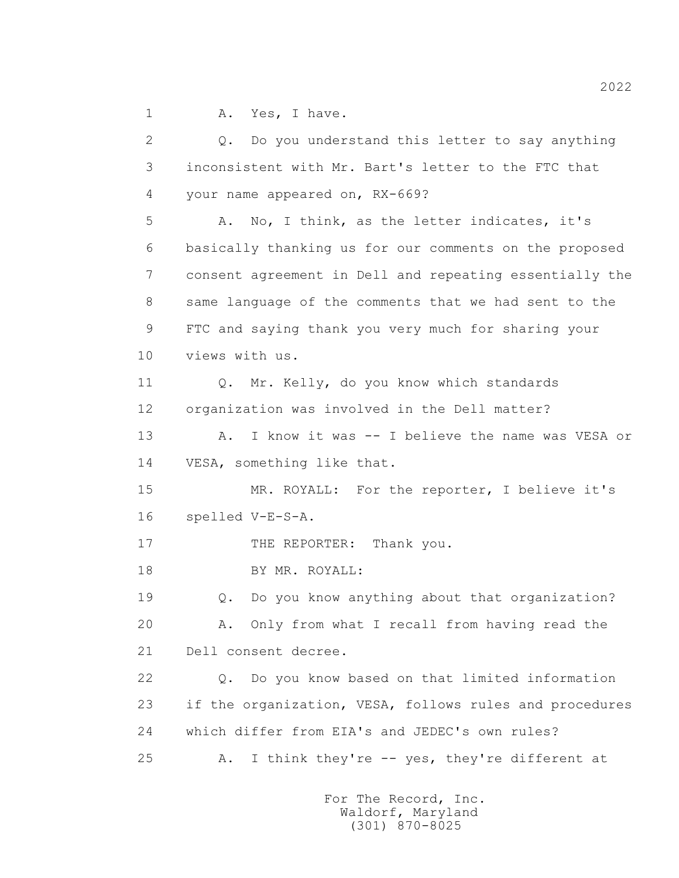1 A. Yes, I have.

2 Q. Do you understand this letter to say anything
3 inconsistent with Mr. Bart's letter to the FTC that
4 your name appeared on, RX-669?

5 A. No, I think, as the letter indicates, it's
6 basically thanking us for our comments on the proposed
7 consent agreement in Dell and repeating essentially the
8 same language of the comments that we had sent to the
9 FTC and saying thank you very much for sharing your
10 views with us.

11 Q. Mr. Kelly, do you know which standards
12 organization was involved in the Dell matter?

13 A. I know it was -- I believe the name was VESA or
14 VESA, something like that.

15 MR. ROYALL: For the reporter, I believe it's
16 spelled V-E-S-A.

17 THE REPORTER: Thank you.

18 BY MR. ROYALL:

19 Q. Do you know anything about that organization?

20 A. Only from what I recall from having read the
21 Dell consent decree.

22 Q. Do you know based on that limited information
23 if the organization, VESA, follows rules and procedures
24 which differ from EIA's and JEDEC's own rules?

25 A. I think they're -- yes, they're different at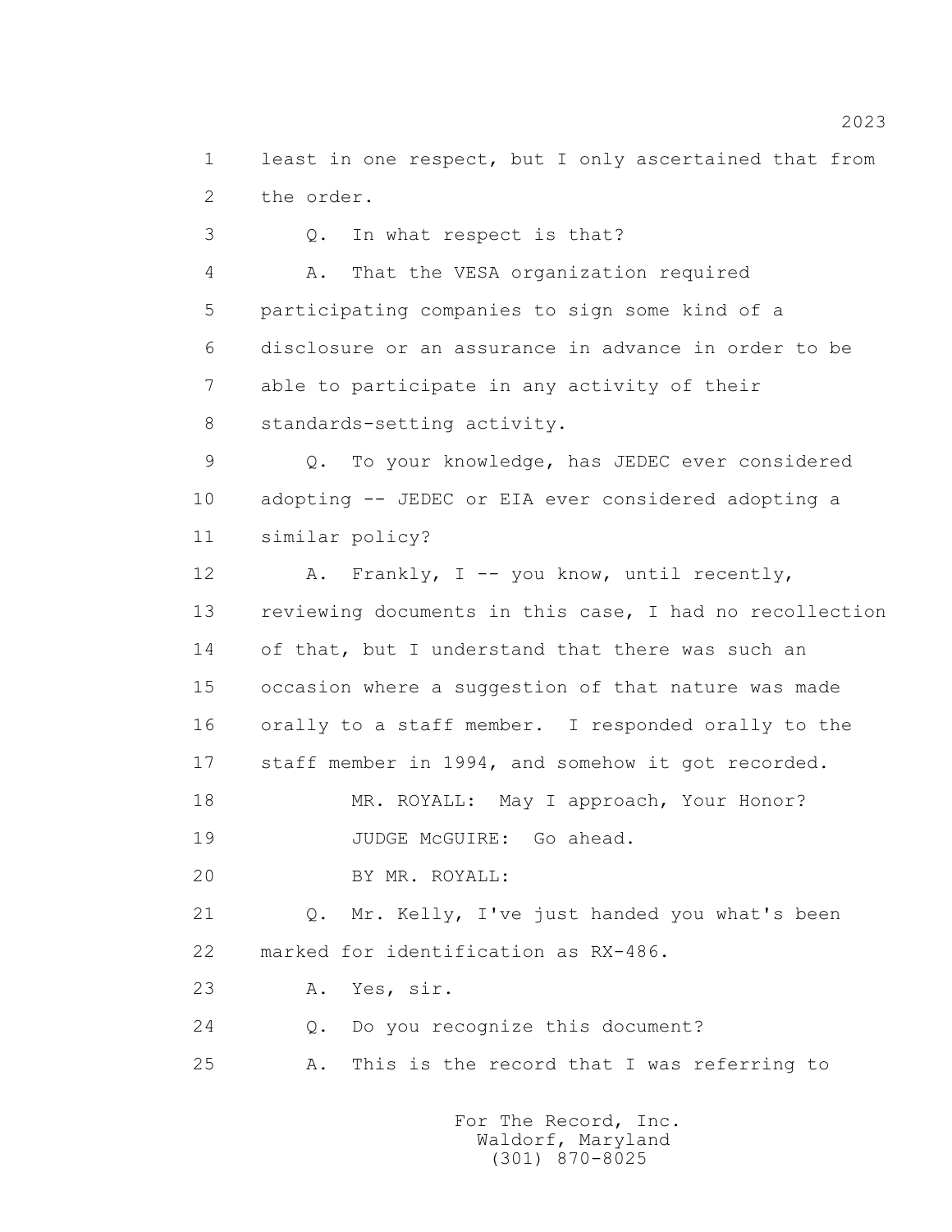least in one respect, but I only ascertained that from the order.

Q. In what respect is that?

A. That the VESA organization required participating companies to sign some kind of a disclosure or an assurance in advance in order to be able to participate in any activity of their standards-setting activity.

Q. To your knowledge, has JEDEC ever considered adopting -- JEDEC or EIA ever considered adopting a similar policy?

A. Frankly, I -- you know, until recently, reviewing documents in this case, I had no recollection of that, but I understand that there was such an occasion where a suggestion of that nature was made orally to a staff member. I responded orally to the staff member in 1994, and somehow it got recorded.

MR. ROYALL: May I approach, Your Honor?

JUDGE McGUIRE: Go ahead.

BY MR. ROYALL:

Q. Mr. Kelly, I've just handed you what's been marked for identification as RX-486.

A. Yes, sir.

Q. Do you recognize this document?

A. This is the record that I was referring to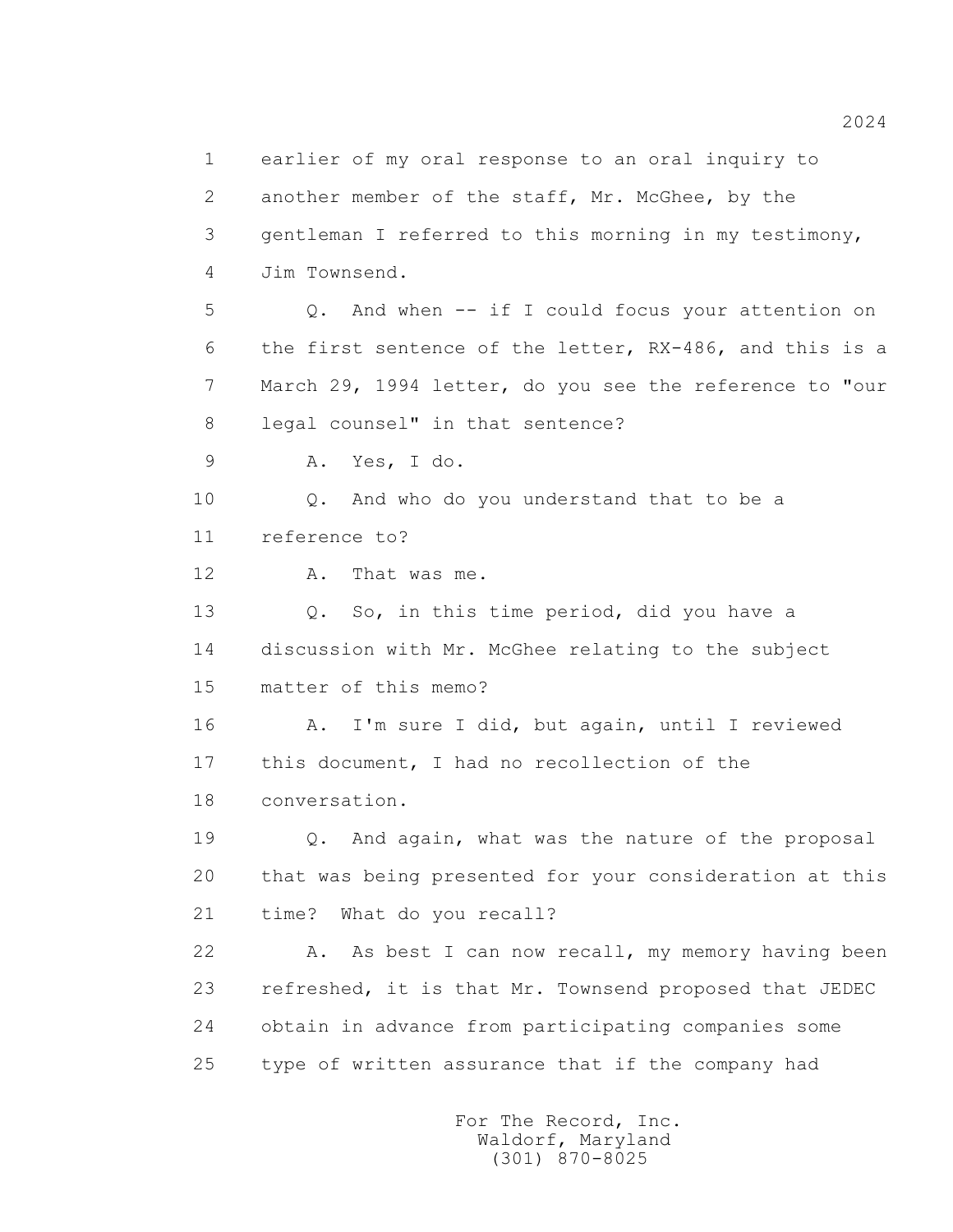1 earlier of my oral response to an oral inquiry to
2 another member of the staff, Mr. McGhee, by the
3 gentleman I referred to this morning in my testimony,
4 Jim Townsend.

5 Q. And when -- if I could focus your attention on
6 the first sentence of the letter, RX-486, and this is a
7 March 29, 1994 letter, do you see the reference to "our
8 legal counsel" in that sentence?

9 A. Yes, I do.

10 Q. And who do you understand that to be a
11 reference to?

12 A. That was me.

13 Q. So, in this time period, did you have a
14 discussion with Mr. McGhee relating to the subject
15 matter of this memo?

16 A. I'm sure I did, but again, until I reviewed
17 this document, I had no recollection of the
18 conversation.

19 Q. And again, what was the nature of the proposal
20 that was being presented for your consideration at this
21 time? What do you recall?

22 A. As best I can now recall, my memory having been
23 refreshed, it is that Mr. Townsend proposed that JEDEC
24 obtain in advance from participating companies some
25 type of written assurance that if the company had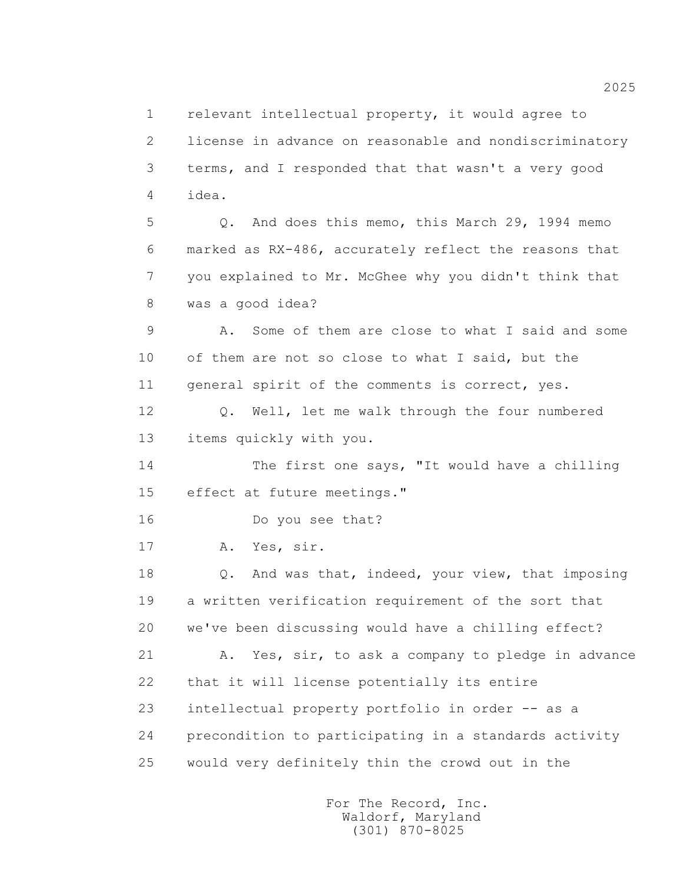1 relevant intellectual property, it would agree to
2 license in advance on reasonable and nondiscriminatory
3 terms, and I responded that that wasn't a very good
4 idea.

5 Q. And does this memo, this March 29, 1994 memo
6 marked as RX-486, accurately reflect the reasons that
7 you explained to Mr. McGhee why you didn't think that
8 was a good idea?

9 A. Some of them are close to what I said and some
10 of them are not so close to what I said, but the
11 general spirit of the comments is correct, yes.

12 Q. Well, let me walk through the four numbered
13 items quickly with you.

14 The first one says, "It would have a chilling
15 effect at future meetings."

16 Do you see that?

17 A. Yes, sir.

18 Q. And was that, indeed, your view, that imposing
19 a written verification requirement of the sort that
20 we've been discussing would have a chilling effect?

21 A. Yes, sir, to ask a company to pledge in advance
22 that it will license potentially its entire
23 intellectual property portfolio in order -- as a
24 precondition to participating in a standards activity
25 would very definitely thin the crowd out in the

For The Record, Inc.
Waldorf, Maryland
(301) 870-8025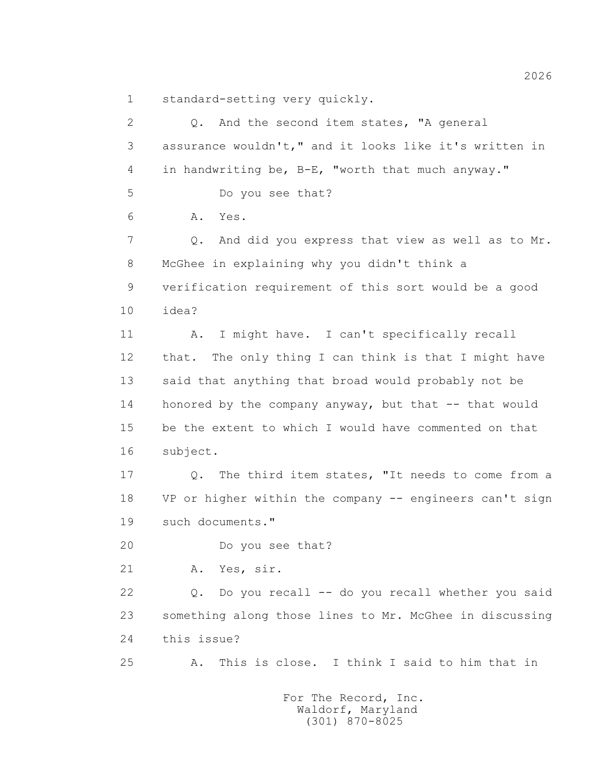1 standard-setting very quickly.

2 Q. And the second item states, "A general

3 assurance wouldn't," and it looks like it's written in

4 in handwriting be, B-E, "worth that much anyway."

5 Do you see that?

6 A. Yes.

7 Q. And did you express that view as well as to Mr.

8 McGhee in explaining why you didn't think a

9 verification requirement of this sort would be a good

10 idea?

11 A. I might have. I can't specifically recall

12 that. The only thing I can think is that I might have

13 said that anything that broad would probably not be

14 honored by the company anyway, but that -- that would

15 be the extent to which I would have commented on that

16 subject.

17 Q. The third item states, "It needs to come from a

18 VP or higher within the company -- engineers can't sign

19 such documents."

20 Do you see that?

21 A. Yes, sir.

22 Q. Do you recall -- do you recall whether you said

23 something along those lines to Mr. McGhee in discussing

24 this issue?

25 A. This is close. I think I said to him that in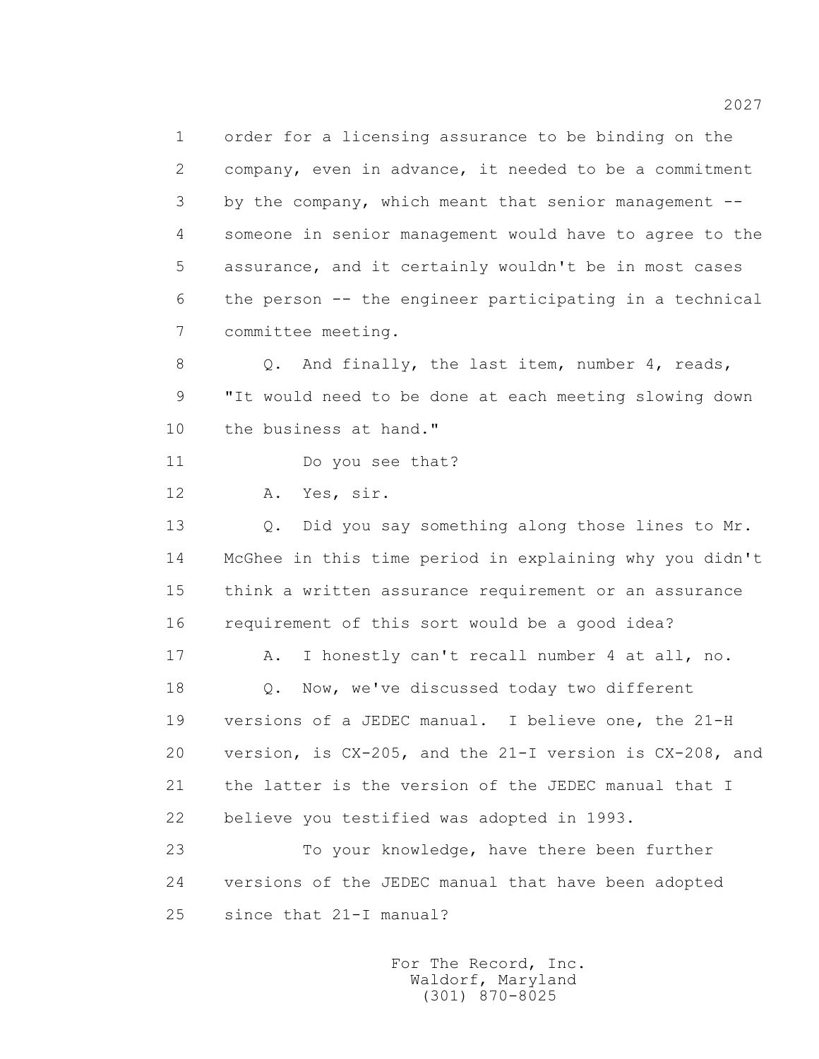1 order for a licensing assurance to be binding on the
2 company, even in advance, it needed to be a commitment
3 by the company, which meant that senior management --
4 someone in senior management would have to agree to the
5 assurance, and it certainly wouldn't be in most cases
6 the person -- the engineer participating in a technical
7 committee meeting.

8 Q. And finally, the last item, number 4, reads,
9 "It would need to be done at each meeting slowing down
10 the business at hand."

11 Do you see that?

12 A. Yes, sir.

13 Q. Did you say something along those lines to Mr.
14 McGhee in this time period in explaining why you didn't
15 think a written assurance requirement or an assurance
16 requirement of this sort would be a good idea?

17 A. I honestly can't recall number 4 at all, no.

18 Q. Now, we've discussed today two different
19 versions of a JEDEC manual. I believe one, the 21-H
20 version, is CX-205, and the 21-I version is CX-208, and
21 the latter is the version of the JEDEC manual that I
22 believe you testified was adopted in 1993.

23 To your knowledge, have there been further
24 versions of the JEDEC manual that have been adopted
25 since that 21-I manual?

For The Record, Inc.
Waldorf, Maryland
(301) 870-8025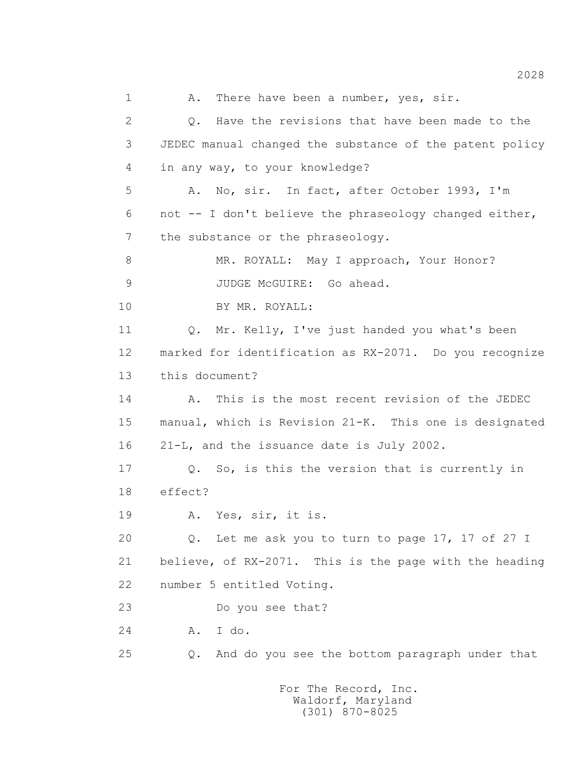1 A. There have been a number, yes, sir.

2 Q. Have the revisions that have been made to the

3 JEDEC manual changed the substance of the patent policy

4 in any way, to your knowledge?

5 A. No, sir. In fact, after October 1993, I'm

6 not -- I don't believe the phraseology changed either,

7 the substance or the phraseology.

8 MR. ROYALL: May I approach, Your Honor?

9 JUDGE McGUIRE: Go ahead.

10 BY MR. ROYALL:

11 Q. Mr. Kelly, I've just handed you what's been

12 marked for identification as RX-2071. Do you recognize

13 this document?

14 A. This is the most recent revision of the JEDEC

15 manual, which is Revision 21-K. This one is designated

16 21-L, and the issuance date is July 2002.

17 Q. So, is this the version that is currently in

18 effect?

19 A. Yes, sir, it is.

20 Q. Let me ask you to turn to page 17, 17 of 27 I

21 believe, of RX-2071. This is the page with the heading

22 number 5 entitled Voting.

23 Do you see that?

24 A. I do.

25 Q. And do you see the bottom paragraph under that

For The Record, Inc.
Waldorf, Maryland
(301) 870-8025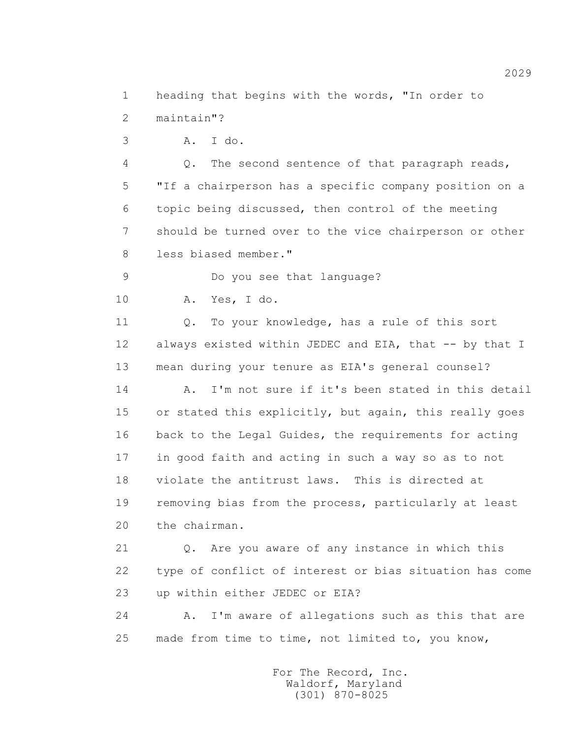1 heading that begins with the words, "In order to
2 maintain"?

3 A. I do.

4 Q. The second sentence of that paragraph reads,
5 "If a chairperson has a specific company position on a
6 topic being discussed, then control of the meeting
7 should be turned over to the vice chairperson or other
8 less biased member."

9 Do you see that language?

10 A. Yes, I do.

11 Q. To your knowledge, has a rule of this sort
12 always existed within JEDEC and EIA, that -- by that I
13 mean during your tenure as EIA's general counsel?

14 A. I'm not sure if it's been stated in this detail
15 or stated this explicitly, but again, this really goes
16 back to the Legal Guides, the requirements for acting
17 in good faith and acting in such a way so as to not
18 violate the antitrust laws. This is directed at
19 removing bias from the process, particularly at least
20 the chairman.

21 Q. Are you aware of any instance in which this
22 type of conflict of interest or bias situation has come
23 up within either JEDEC or EIA?

24 A. I'm aware of allegations such as this that are
25 made from time to time, not limited to, you know,

For The Record, Inc.
Waldorf, Maryland
(301) 870-8025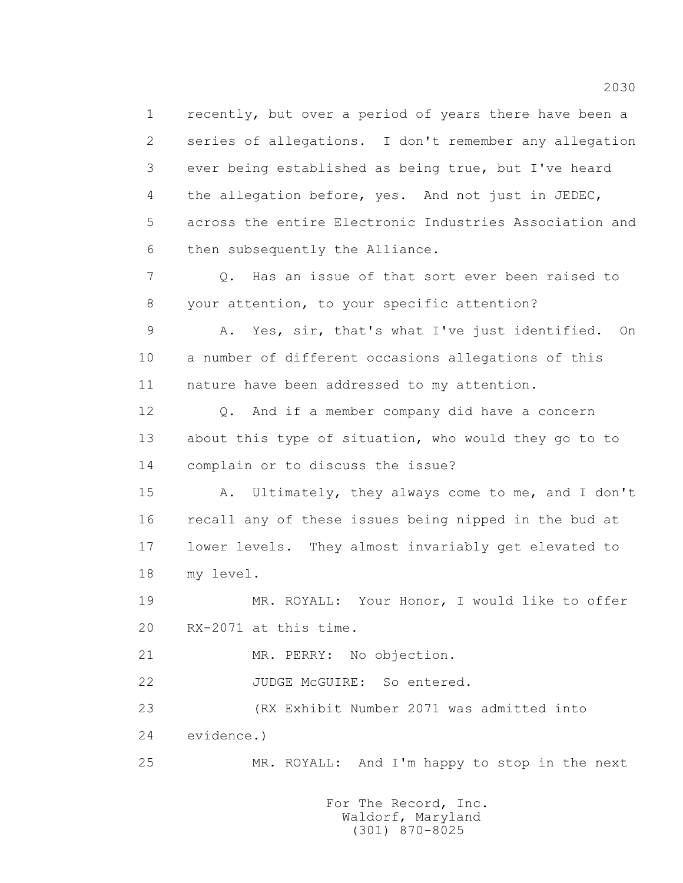1 recently, but over a period of years there have been a
2 series of allegations. I don't remember any allegation
3 ever being established as being true, but I've heard
4 the allegation before, yes. And not just in JEDEC,
5 across the entire Electronic Industries Association and
6 then subsequently the Alliance.

7 Q. Has an issue of that sort ever been raised to
8 your attention, to your specific attention?

9 A. Yes, sir, that's what I've just identified. On
10 a number of different occasions allegations of this
11 nature have been addressed to my attention.

12 Q. And if a member company did have a concern
13 about this type of situation, who would they go to to
14 complain or to discuss the issue?

15 A. Ultimately, they always come to me, and I don't
16 recall any of these issues being nipped in the bud at
17 lower levels. They almost invariably get elevated to
18 my level.

19 MR. ROYALL: Your Honor, I would like to offer
20 RX-2071 at this time.

21 MR. PERRY: No objection.

22 JUDGE McGUIRE: So entered.

23 (RX Exhibit Number 2071 was admitted into
24 evidence.)

25 MR. ROYALL: And I'm happy to stop in the next

For The Record, Inc.
Waldorf, Maryland
(301) 870-8025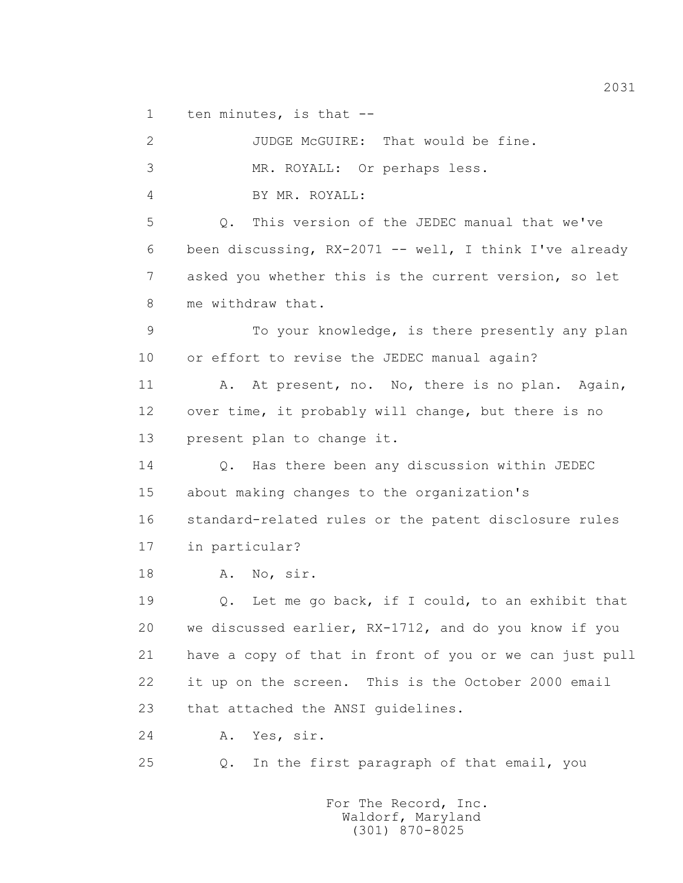1 ten minutes, is that --

2 JUDGE McGUIRE: That would be fine.

3 MR. ROYALL: Or perhaps less.

4 BY MR. ROYALL:

5 Q. This version of the JEDEC manual that we've

6 been discussing, RX-2071 -- well, I think I've already

7 asked you whether this is the current version, so let

8 me withdraw that.

9 To your knowledge, is there presently any plan

10 or effort to revise the JEDEC manual again?

11 A. At present, no. No, there is no plan. Again,

12 over time, it probably will change, but there is no

13 present plan to change it.

14 Q. Has there been any discussion within JEDEC

15 about making changes to the organization's

16 standard-related rules or the patent disclosure rules

17 in particular?

18 A. No, sir.

19 Q. Let me go back, if I could, to an exhibit that

20 we discussed earlier, RX-1712, and do you know if you

21 have a copy of that in front of you or we can just pull

22 it up on the screen. This is the October 2000 email

23 that attached the ANSI guidelines.

24 A. Yes, sir.

25 Q. In the first paragraph of that email, you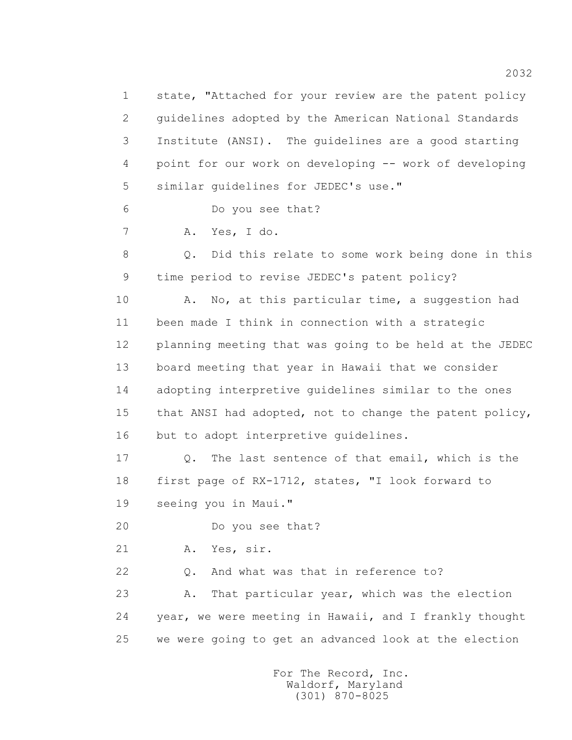1 state, "Attached for your review are the patent policy
2 guidelines adopted by the American National Standards
3 Institute (ANSI). The guidelines are a good starting
4 point for our work on developing -- work of developing
5 similar guidelines for JEDEC's use."

6 Do you see that?

7 A. Yes, I do.

8 Q. Did this relate to some work being done in this
9 time period to revise JEDEC's patent policy?

10 A. No, at this particular time, a suggestion had
11 been made I think in connection with a strategic
12 planning meeting that was going to be held at the JEDEC
13 board meeting that year in Hawaii that we consider
14 adopting interpretive guidelines similar to the ones
15 that ANSI had adopted, not to change the patent policy,
16 but to adopt interpretive guidelines.

17 Q. The last sentence of that email, which is the
18 first page of RX-1712, states, "I look forward to
19 seeing you in Maui."

20 Do you see that?

21 A. Yes, sir.

22 Q. And what was that in reference to?

23 A. That particular year, which was the election
24 year, we were meeting in Hawaii, and I frankly thought
25 we were going to get an advanced look at the election

For The Record, Inc.
Waldorf, Maryland
(301) 870-8025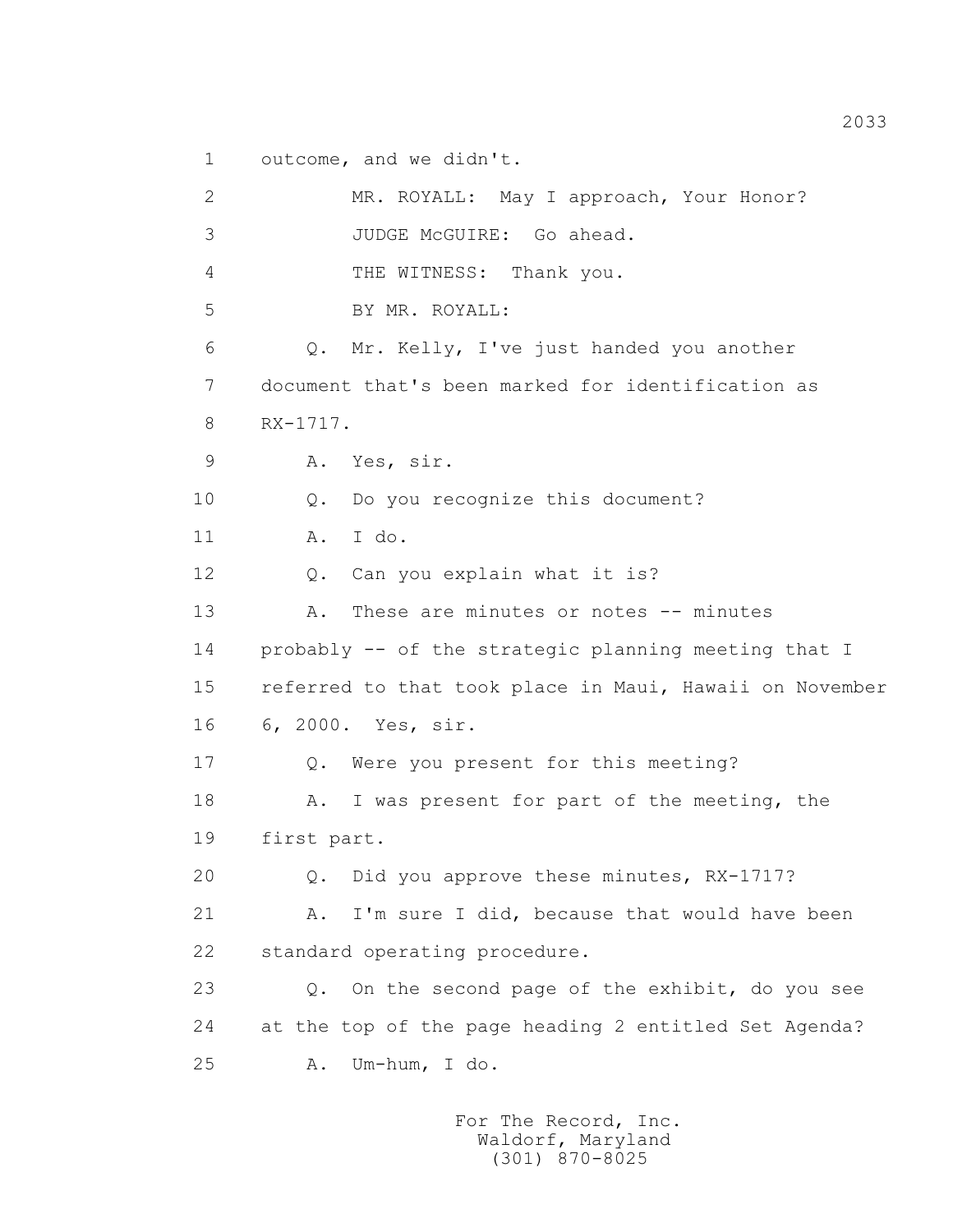1 outcome, and we didn't.

2 MR. ROYALL: May I approach, Your Honor?

3 JUDGE McGUIRE: Go ahead.

4 THE WITNESS: Thank you.

5 BY MR. ROYALL:

6 Q. Mr. Kelly, I've just handed you another

7 document that's been marked for identification as

8 RX-1717.

9 A. Yes, sir.

10 Q. Do you recognize this document?

11 A. I do.

12 Q. Can you explain what it is?

13 A. These are minutes or notes -- minutes

14 probably -- of the strategic planning meeting that I

15 referred to that took place in Maui, Hawaii on November

16 6, 2000. Yes, sir.

17 Q. Were you present for this meeting?

18 A. I was present for part of the meeting, the

19 first part.

20 Q. Did you approve these minutes, RX-1717?

21 A. I'm sure I did, because that would have been

22 standard operating procedure.

23 Q. On the second page of the exhibit, do you see

24 at the top of the page heading 2 entitled Set Agenda?

25 A. Um-hum, I do.

For The Record, Inc.
Waldorf, Maryland
(301) 870-8025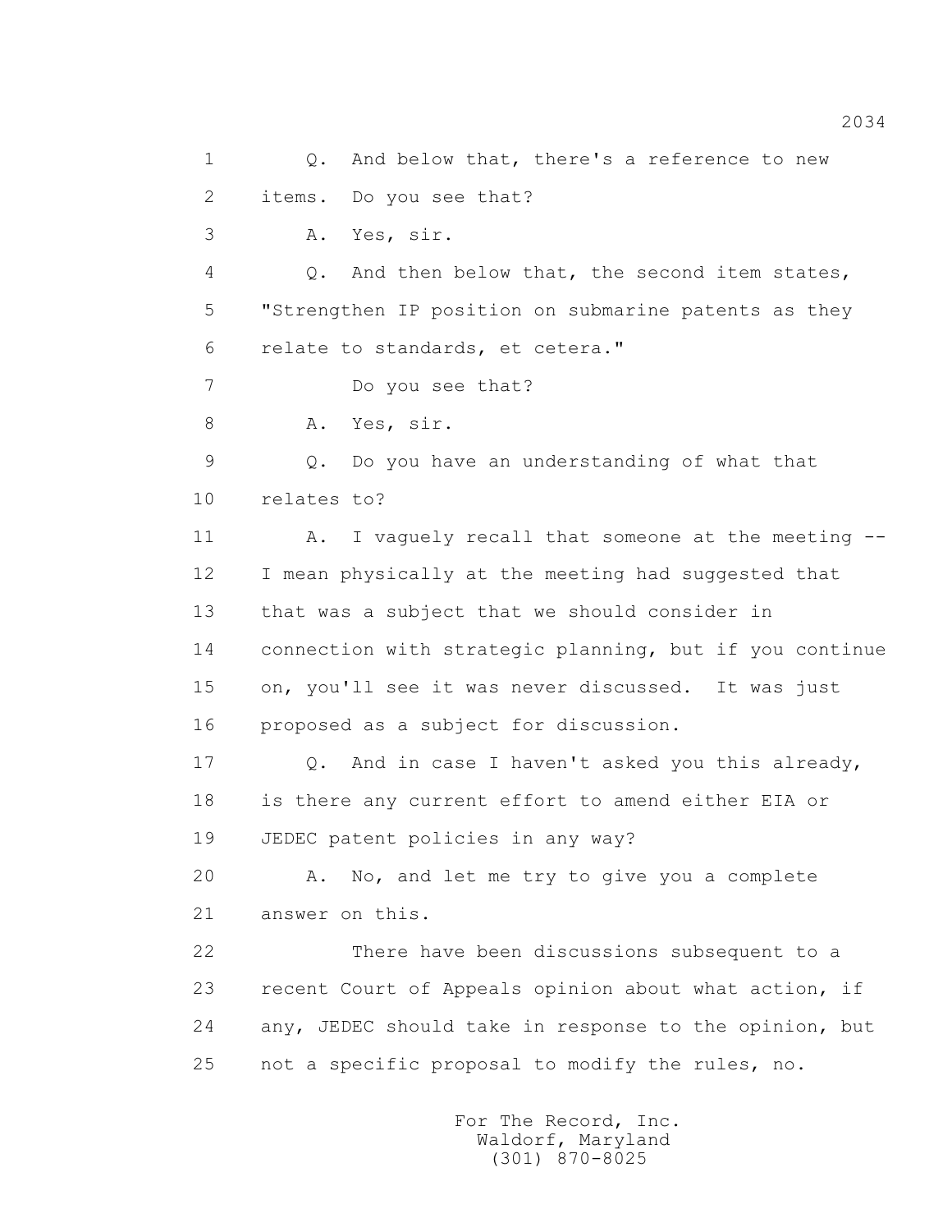1 Q. And below that, there's a reference to new
2 items. Do you see that?
3 A. Yes, sir.
4 Q. And then below that, the second item states,
5 "Strengthen IP position on submarine patents as they
6 relate to standards, et cetera."
7 Do you see that?
8 A. Yes, sir.
9 Q. Do you have an understanding of what that
10 relates to?
11 A. I vaguely recall that someone at the meeting --
12 I mean physically at the meeting had suggested that
13 that was a subject that we should consider in
14 connection with strategic planning, but if you continue
15 on, you'll see it was never discussed. It was just
16 proposed as a subject for discussion.
17 Q. And in case I haven't asked you this already,
18 is there any current effort to amend either EIA or
19 JEDEC patent policies in any way?
20 A. No, and let me try to give you a complete
21 answer on this.
22 There have been discussions subsequent to a
23 recent Court of Appeals opinion about what action, if
24 any, JEDEC should take in response to the opinion, but
25 not a specific proposal to modify the rules, no.

For The Record, Inc.
Waldorf, Maryland
(301) 870-8025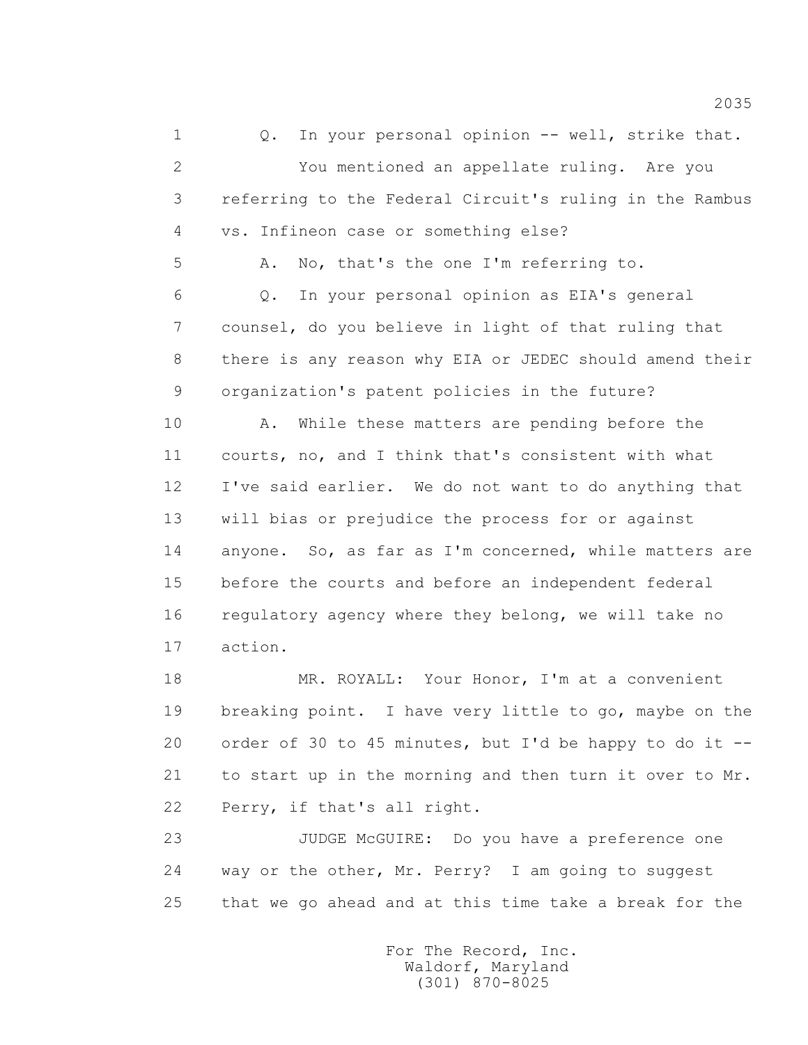1 Q. In your personal opinion -- well, strike that.

2 You mentioned an appellate ruling. Are you

3 referring to the Federal Circuit's ruling in the Rambus

4 vs. Infineon case or something else?

5 A. No, that's the one I'm referring to.

6 Q. In your personal opinion as EIA's general

7 counsel, do you believe in light of that ruling that

8 there is any reason why EIA or JEDEC should amend their

9 organization's patent policies in the future?

10 A. While these matters are pending before the

11 courts, no, and I think that's consistent with what

12 I've said earlier. We do not want to do anything that

13 will bias or prejudice the process for or against

14 anyone. So, as far as I'm concerned, while matters are

15 before the courts and before an independent federal

16 regulatory agency where they belong, we will take no

17 action.

18 MR. ROYALL: Your Honor, I'm at a convenient

19 breaking point. I have very little to go, maybe on the

20 order of 30 to 45 minutes, but I'd be happy to do it --

21 to start up in the morning and then turn it over to Mr.

22 Perry, if that's all right.

23 JUDGE McGUIRE: Do you have a preference one

24 way or the other, Mr. Perry? I am going to suggest

25 that we go ahead and at this time take a break for the

For The Record, Inc.
Waldorf, Maryland
(301) 870-8025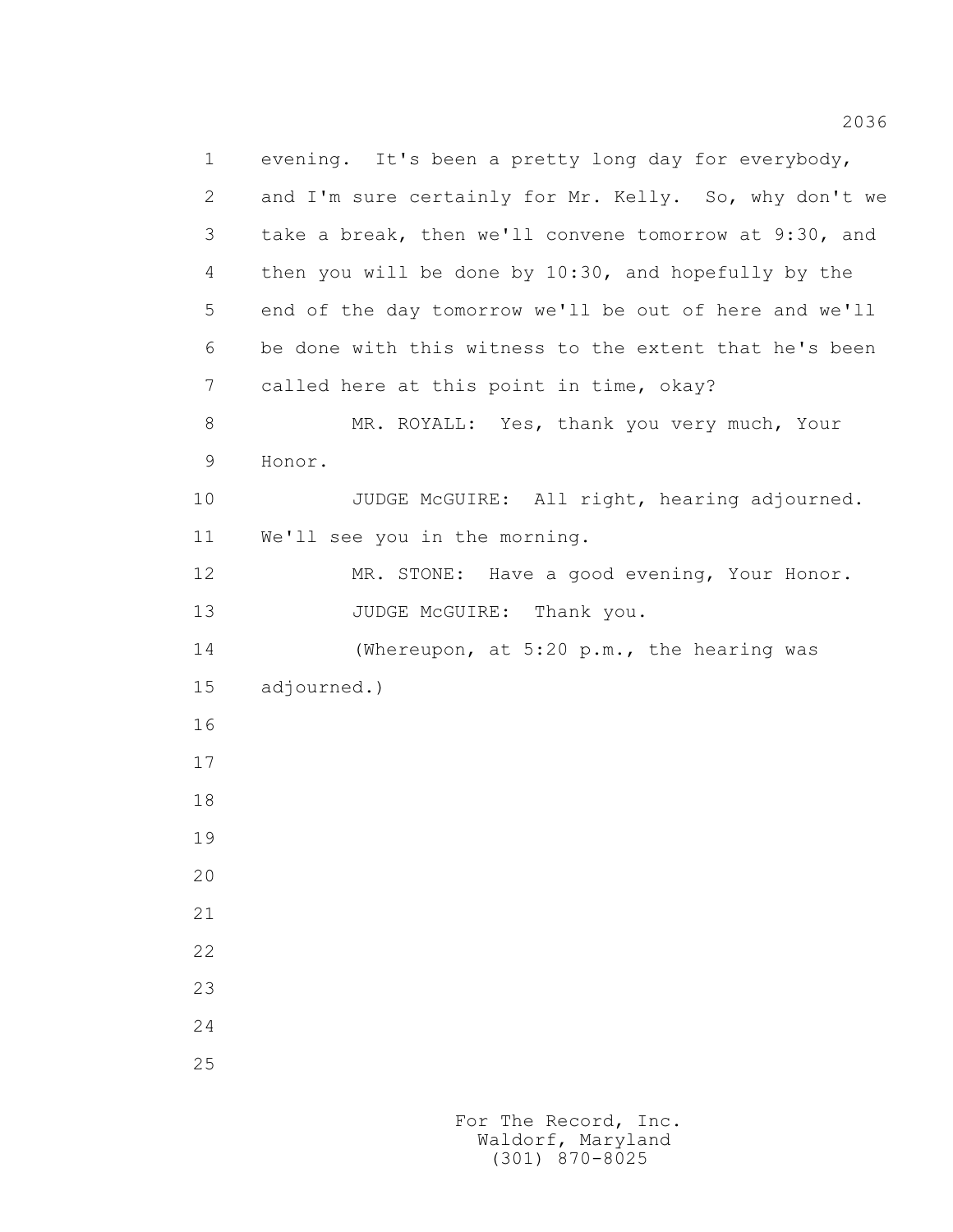1 evening. It's been a pretty long day for everybody,
2 and I'm sure certainly for Mr. Kelly. So, why don't we
3 take a break, then we'll convene tomorrow at 9:30, and
4 then you will be done by 10:30, and hopefully by the
5 end of the day tomorrow we'll be out of here and we'll
6 be done with this witness to the extent that he's been
7 called here at this point in time, okay?
8 MR. ROYALL: Yes, thank you very much, Your
9 Honor.
10 JUDGE McGUIRE: All right, hearing adjourned.
11 We'll see you in the morning.
12 MR. STONE: Have a good evening, Your Honor.
13 JUDGE McGUIRE: Thank you.
14 (Whereupon, at 5:20 p.m., the hearing was
15 adjourned.)
16
17
18
19
20
21
22
23
24
25

For The Record, Inc.
Waldorf, Maryland
(301) 870-8025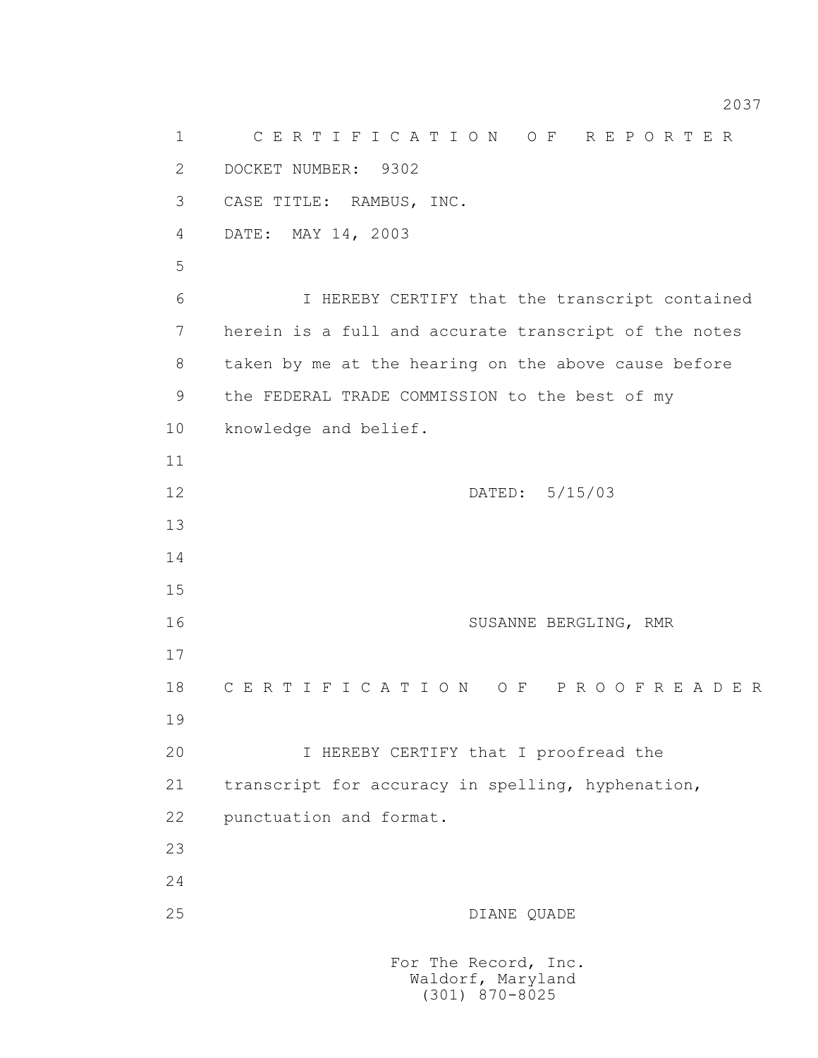# C E R T I F I C A T I O N   O F   R E P O R T E R

DOCKET NUMBER: 9302

CASE TITLE: RAMBUS, INC.

DATE: MAY 14, 2003

I HEREBY CERTIFY that the transcript contained herein is a full and accurate transcript of the notes taken by me at the hearing on the above cause before the FEDERAL TRADE COMMISSION to the best of my knowledge and belief.

DATED: 5/15/03

SUSANNE BERGLING, RMR

# C E R T I F I C A T I O N   O F   P R O O F R E A D E R

I HEREBY CERTIFY that I proofread the transcript for accuracy in spelling, hyphenation, punctuation and format.

DIANE QUADE